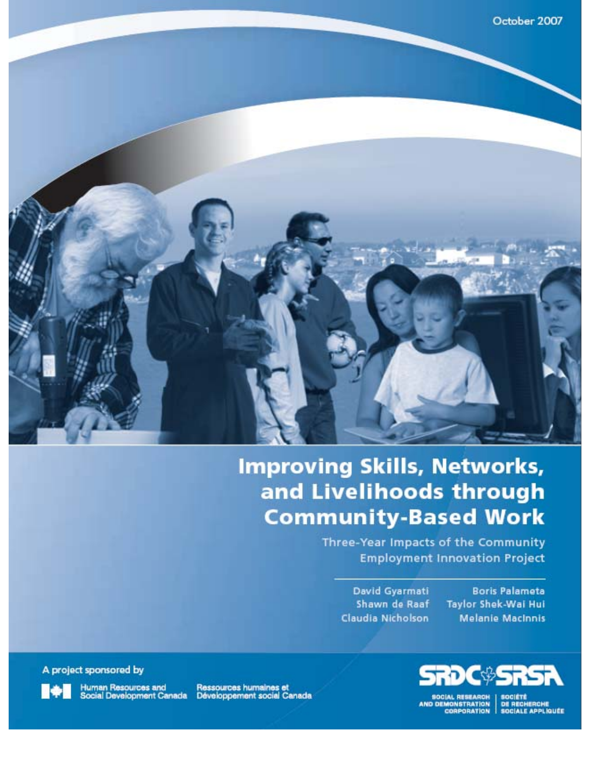October 2007

# Improving Skills, Networks, and Livelihoods through Community-Based Work

## Three-Year Impacts of the Community Employment Innovation Project

David Gyarmati
Shawn de Raaf
Claudia Nicholson
Boris Palameta
Taylor Shek-Wai Hui
Melanie MacInnis

A project sponsored by

Human Resources and Social Development Canada
Ressources humaines et Développement social Canada

SRDC SRSA

SOCIAL RESEARCH AND DEMONSTRATION CORPORATION | SOCIÉTÉ DE RECHERCHE SOCIALE APPLIQUÉE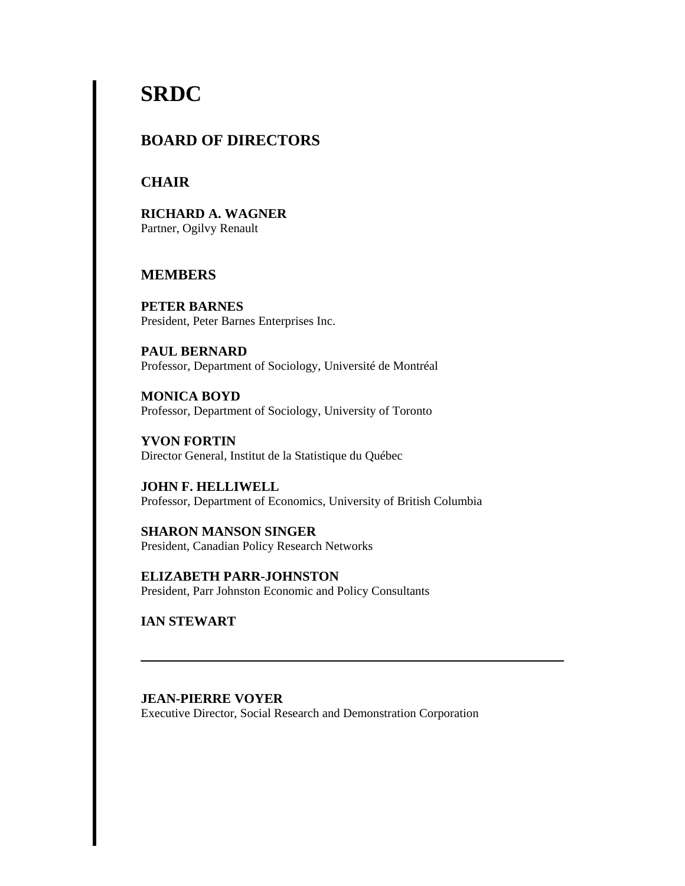# SRDC

## BOARD OF DIRECTORS

### CHAIR

**RICHARD A. WAGNER**
Partner, Ogilvy Renault

### MEMBERS

**PETER BARNES**
President, Peter Barnes Enterprises Inc.

**PAUL BERNARD**
Professor, Department of Sociology, Université de Montréal

**MONICA BOYD**
Professor, Department of Sociology, University of Toronto

**YVON FORTIN**
Director General, Institut de la Statistique du Québec

**JOHN F. HELLIWELL**
Professor, Department of Economics, University of British Columbia

**SHARON MANSON SINGER**
President, Canadian Policy Research Networks

**ELIZABETH PARR-JOHNSTON**
President, Parr Johnston Economic and Policy Consultants

**IAN STEWART**

---

**JEAN-PIERRE VOYER**
Executive Director, Social Research and Demonstration Corporation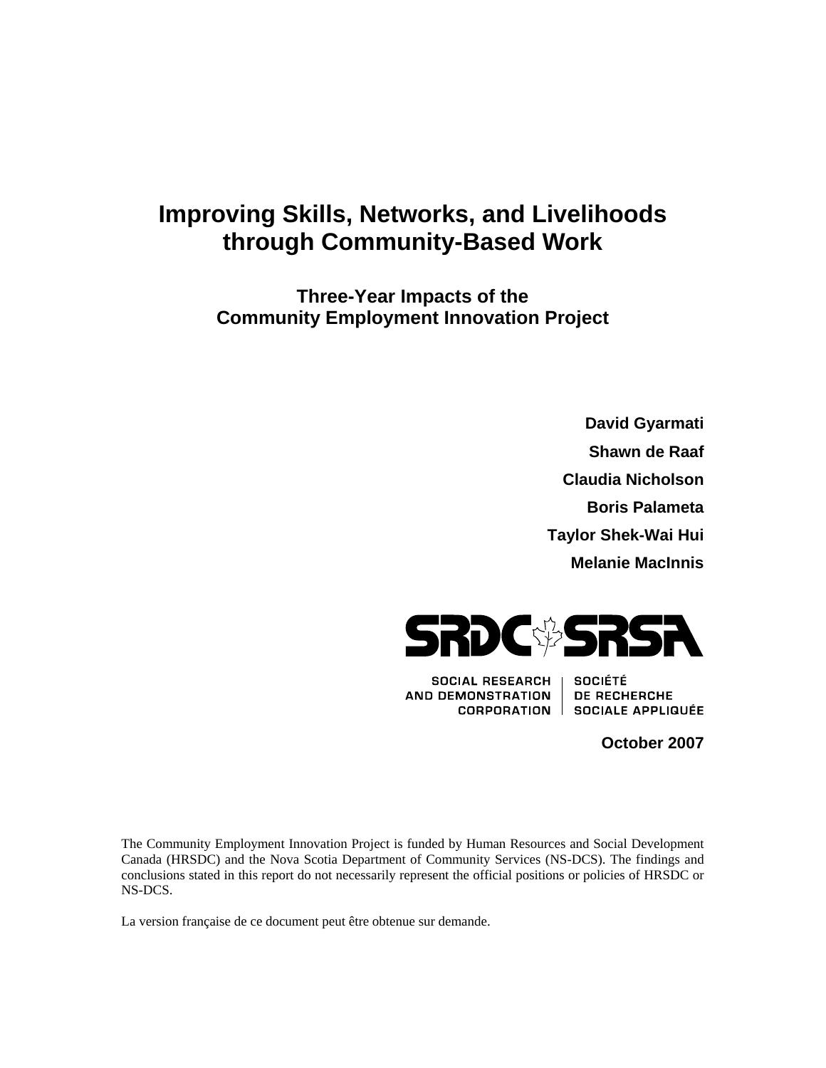# Improving Skills, Networks, and Livelihoods through Community-Based Work

## Three-Year Impacts of the Community Employment Innovation Project

**David Gyarmati**

**Shawn de Raaf**

**Claudia Nicholson**

**Boris Palameta**

**Taylor Shek-Wai Hui**

**Melanie MacInnis**

SRDC SRSA

SOCIAL RESEARCH AND DEMONSTRATION CORPORATION | SOCIÉTÉ DE RECHERCHE SOCIALE APPLIQUÉE

**October 2007**

The Community Employment Innovation Project is funded by Human Resources and Social Development Canada (HRSDC) and the Nova Scotia Department of Community Services (NS-DCS). The findings and conclusions stated in this report do not necessarily represent the official positions or policies of HRSDC or NS-DCS.

La version française de ce document peut être obtenue sur demande.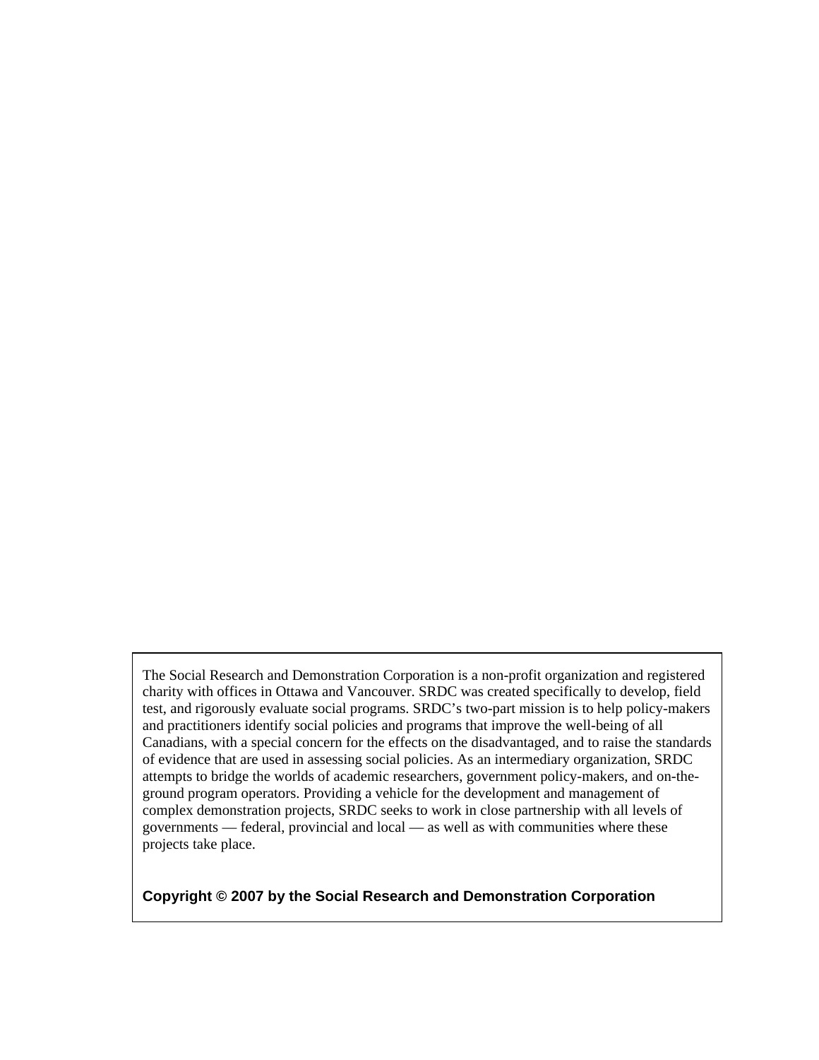The Social Research and Demonstration Corporation is a non-profit organization and registered charity with offices in Ottawa and Vancouver. SRDC was created specifically to develop, field test, and rigorously evaluate social programs. SRDC's two-part mission is to help policy-makers and practitioners identify social policies and programs that improve the well-being of all Canadians, with a special concern for the effects on the disadvantaged, and to raise the standards of evidence that are used in assessing social policies. As an intermediary organization, SRDC attempts to bridge the worlds of academic researchers, government policy-makers, and on-the-ground program operators. Providing a vehicle for the development and management of complex demonstration projects, SRDC seeks to work in close partnership with all levels of governments — federal, provincial and local — as well as with communities where these projects take place.

**Copyright © 2007 by the Social Research and Demonstration Corporation**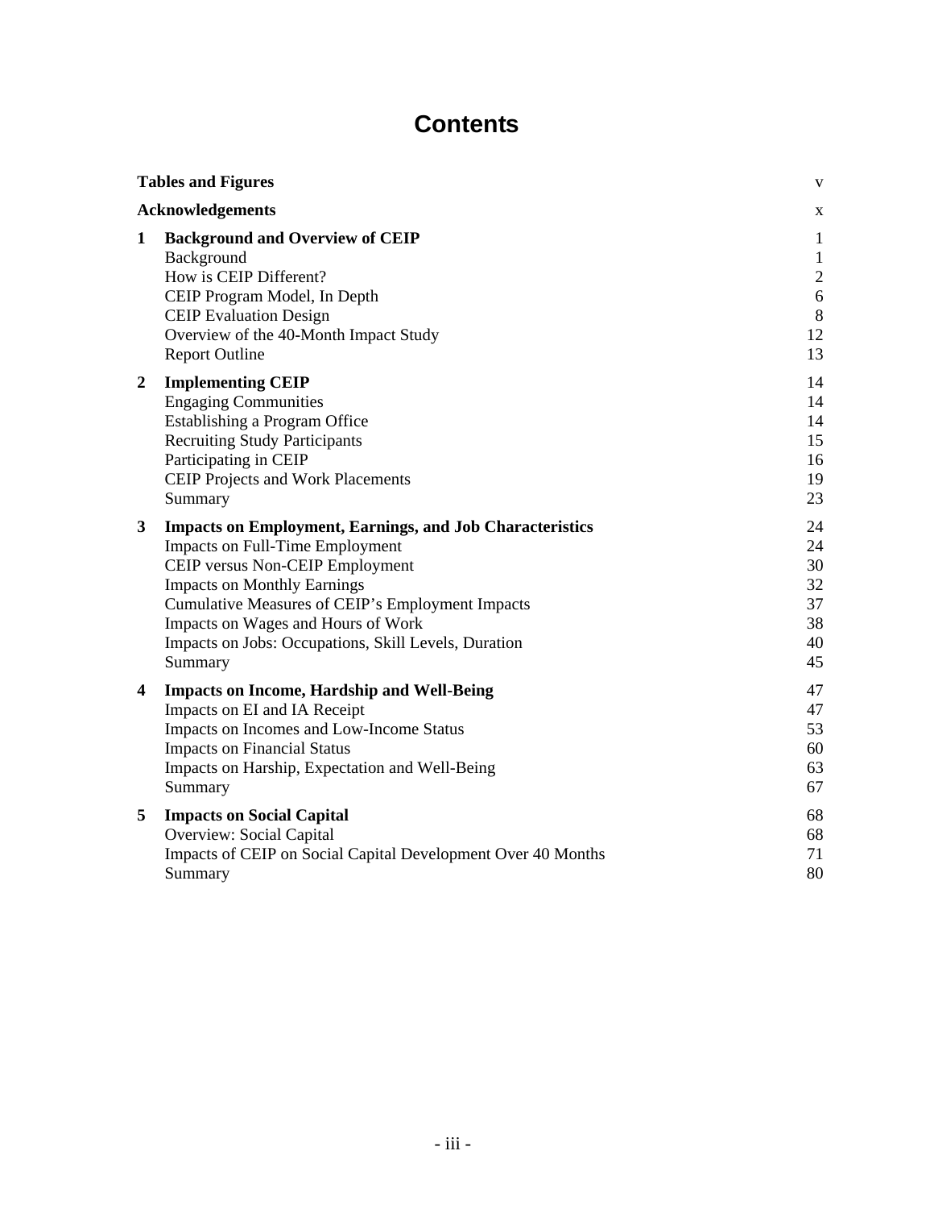# Contents

| | | |
|---|---|---|
| **Tables and Figures** | | v |
| **Acknowledgements** | | x |
| **1** | **Background and Overview of CEIP** | 1 |
| | Background | 1 |
| | How is CEIP Different? | 2 |
| | CEIP Program Model, In Depth | 6 |
| | CEIP Evaluation Design | 8 |
| | Overview of the 40-Month Impact Study | 12 |
| | Report Outline | 13 |
| **2** | **Implementing CEIP** | 14 |
| | Engaging Communities | 14 |
| | Establishing a Program Office | 14 |
| | Recruiting Study Participants | 15 |
| | Participating in CEIP | 16 |
| | CEIP Projects and Work Placements | 19 |
| | Summary | 23 |
| **3** | **Impacts on Employment, Earnings, and Job Characteristics** | 24 |
| | Impacts on Full-Time Employment | 24 |
| | CEIP versus Non-CEIP Employment | 30 |
| | Impacts on Monthly Earnings | 32 |
| | Cumulative Measures of CEIP's Employment Impacts | 37 |
| | Impacts on Wages and Hours of Work | 38 |
| | Impacts on Jobs: Occupations, Skill Levels, Duration | 40 |
| | Summary | 45 |
| **4** | **Impacts on Income, Hardship and Well-Being** | 47 |
| | Impacts on EI and IA Receipt | 47 |
| | Impacts on Incomes and Low-Income Status | 53 |
| | Impacts on Financial Status | 60 |
| | Impacts on Harship, Expectation and Well-Being | 63 |
| | Summary | 67 |
| **5** | **Impacts on Social Capital** | 68 |
| | Overview: Social Capital | 68 |
| | Impacts of CEIP on Social Capital Development Over 40 Months | 71 |
| | Summary | 80 |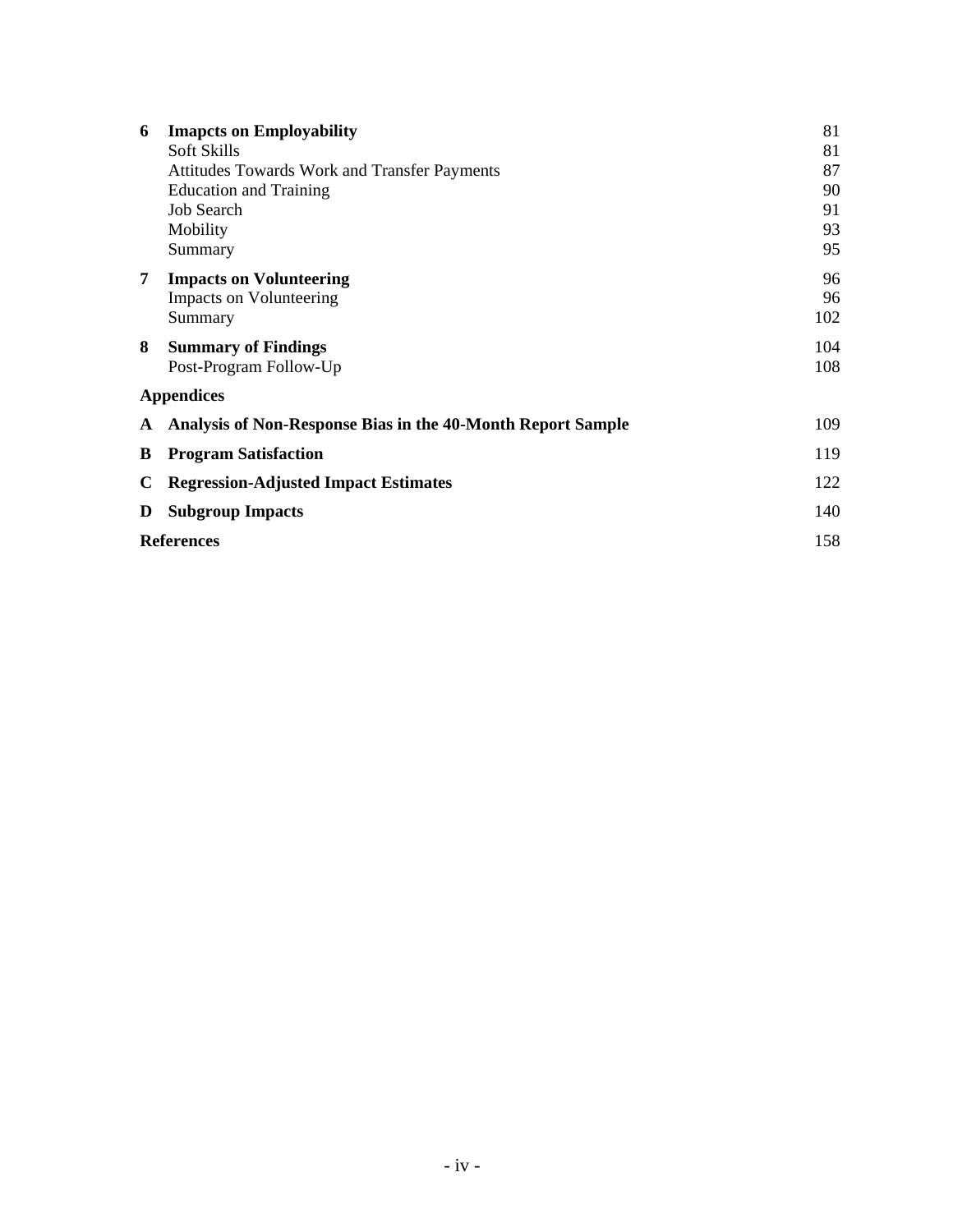| | | |
|---|---|---|
| **6** | **Imapcts on Employability** | 81 |
| | Soft Skills | 81 |
| | Attitudes Towards Work and Transfer Payments | 87 |
| | Education and Training | 90 |
| | Job Search | 91 |
| | Mobility | 93 |
| | Summary | 95 |
| **7** | **Impacts on Volunteering** | 96 |
| | Impacts on Volunteering | 96 |
| | Summary | 102 |
| **8** | **Summary of Findings** | 104 |
| | Post-Program Follow-Up | 108 |
| | **Appendices** | |
| **A** | **Analysis of Non-Response Bias in the 40-Month Report Sample** | 109 |
| **B** | **Program Satisfaction** | 119 |
| **C** | **Regression-Adjusted Impact Estimates** | 122 |
| **D** | **Subgroup Impacts** | 140 |
| | **References** | 158 |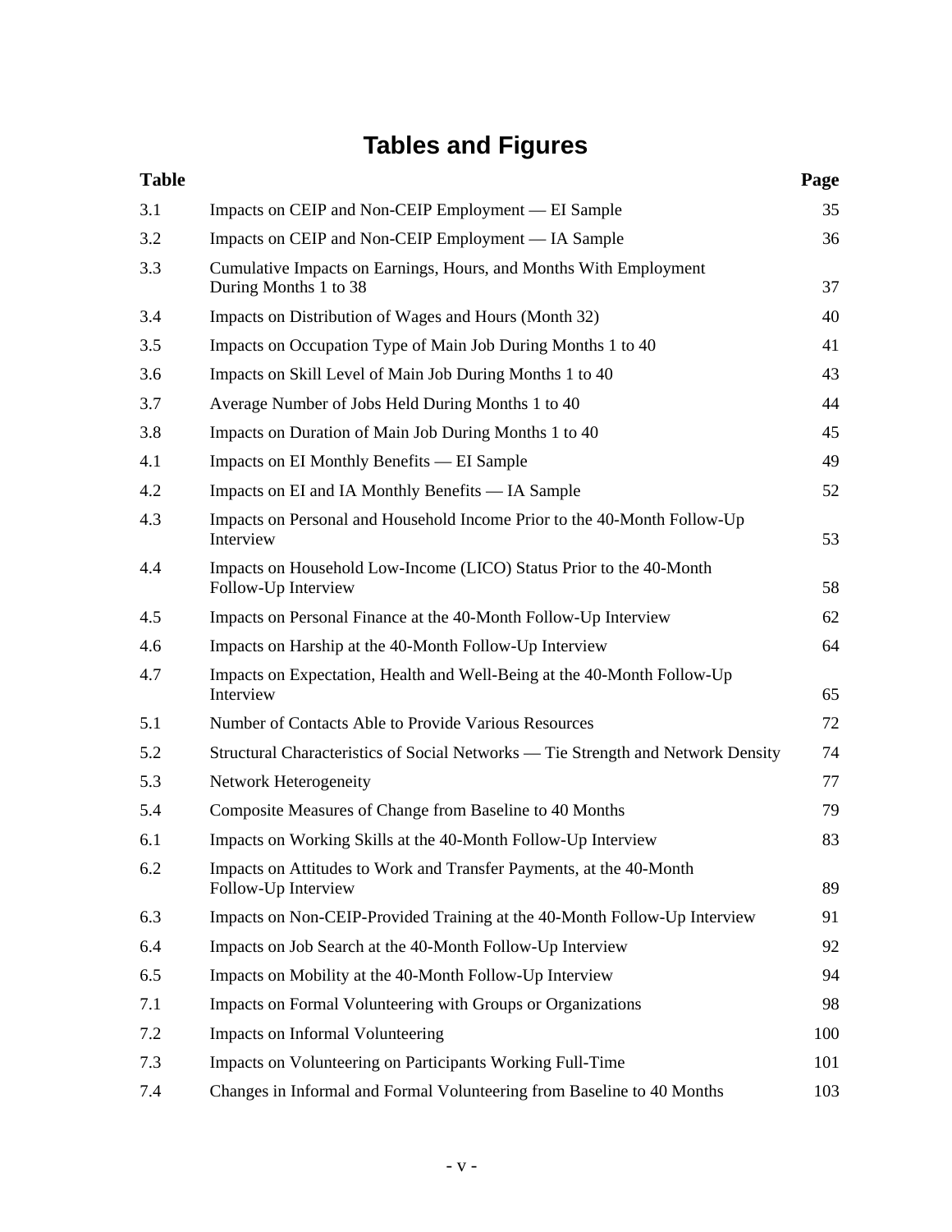# Tables and Figures

| Table | | Page |
|---|---|---|
| 3.1 | Impacts on CEIP and Non-CEIP Employment — EI Sample | 35 |
| 3.2 | Impacts on CEIP and Non-CEIP Employment — IA Sample | 36 |
| 3.3 | Cumulative Impacts on Earnings, Hours, and Months With Employment During Months 1 to 38 | 37 |
| 3.4 | Impacts on Distribution of Wages and Hours (Month 32) | 40 |
| 3.5 | Impacts on Occupation Type of Main Job During Months 1 to 40 | 41 |
| 3.6 | Impacts on Skill Level of Main Job During Months 1 to 40 | 43 |
| 3.7 | Average Number of Jobs Held During Months 1 to 40 | 44 |
| 3.8 | Impacts on Duration of Main Job During Months 1 to 40 | 45 |
| 4.1 | Impacts on EI Monthly Benefits — EI Sample | 49 |
| 4.2 | Impacts on EI and IA Monthly Benefits — IA Sample | 52 |
| 4.3 | Impacts on Personal and Household Income Prior to the 40-Month Follow-Up Interview | 53 |
| 4.4 | Impacts on Household Low-Income (LICO) Status Prior to the 40-Month Follow-Up Interview | 58 |
| 4.5 | Impacts on Personal Finance at the 40-Month Follow-Up Interview | 62 |
| 4.6 | Impacts on Harship at the 40-Month Follow-Up Interview | 64 |
| 4.7 | Impacts on Expectation, Health and Well-Being at the 40-Month Follow-Up Interview | 65 |
| 5.1 | Number of Contacts Able to Provide Various Resources | 72 |
| 5.2 | Structural Characteristics of Social Networks — Tie Strength and Network Density | 74 |
| 5.3 | Network Heterogeneity | 77 |
| 5.4 | Composite Measures of Change from Baseline to 40 Months | 79 |
| 6.1 | Impacts on Working Skills at the 40-Month Follow-Up Interview | 83 |
| 6.2 | Impacts on Attitudes to Work and Transfer Payments, at the 40-Month Follow-Up Interview | 89 |
| 6.3 | Impacts on Non-CEIP-Provided Training at the 40-Month Follow-Up Interview | 91 |
| 6.4 | Impacts on Job Search at the 40-Month Follow-Up Interview | 92 |
| 6.5 | Impacts on Mobility at the 40-Month Follow-Up Interview | 94 |
| 7.1 | Impacts on Formal Volunteering with Groups or Organizations | 98 |
| 7.2 | Impacts on Informal Volunteering | 100 |
| 7.3 | Impacts on Volunteering on Participants Working Full-Time | 101 |
| 7.4 | Changes in Informal and Formal Volunteering from Baseline to 40 Months | 103 |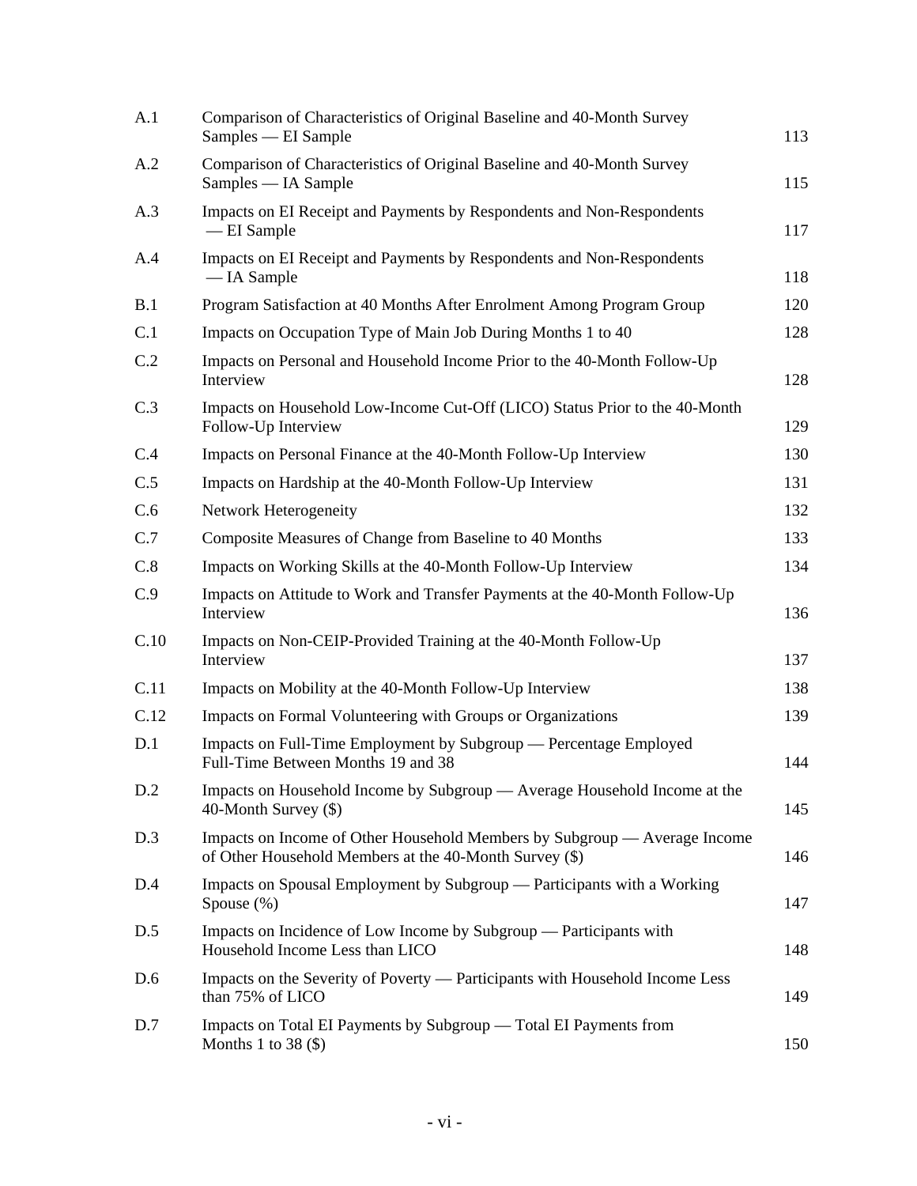| | | |
|---|---|---|
| A.1 | Comparison of Characteristics of Original Baseline and 40-Month Survey Samples — EI Sample | 113 |
| A.2 | Comparison of Characteristics of Original Baseline and 40-Month Survey Samples — IA Sample | 115 |
| A.3 | Impacts on EI Receipt and Payments by Respondents and Non-Respondents — EI Sample | 117 |
| A.4 | Impacts on EI Receipt and Payments by Respondents and Non-Respondents — IA Sample | 118 |
| B.1 | Program Satisfaction at 40 Months After Enrolment Among Program Group | 120 |
| C.1 | Impacts on Occupation Type of Main Job During Months 1 to 40 | 128 |
| C.2 | Impacts on Personal and Household Income Prior to the 40-Month Follow-Up Interview | 128 |
| C.3 | Impacts on Household Low-Income Cut-Off (LICO) Status Prior to the 40-Month Follow-Up Interview | 129 |
| C.4 | Impacts on Personal Finance at the 40-Month Follow-Up Interview | 130 |
| C.5 | Impacts on Hardship at the 40-Month Follow-Up Interview | 131 |
| C.6 | Network Heterogeneity | 132 |
| C.7 | Composite Measures of Change from Baseline to 40 Months | 133 |
| C.8 | Impacts on Working Skills at the 40-Month Follow-Up Interview | 134 |
| C.9 | Impacts on Attitude to Work and Transfer Payments at the 40-Month Follow-Up Interview | 136 |
| C.10 | Impacts on Non-CEIP-Provided Training at the 40-Month Follow-Up Interview | 137 |
| C.11 | Impacts on Mobility at the 40-Month Follow-Up Interview | 138 |
| C.12 | Impacts on Formal Volunteering with Groups or Organizations | 139 |
| D.1 | Impacts on Full-Time Employment by Subgroup — Percentage Employed Full-Time Between Months 19 and 38 | 144 |
| D.2 | Impacts on Household Income by Subgroup — Average Household Income at the 40-Month Survey ($) | 145 |
| D.3 | Impacts on Income of Other Household Members by Subgroup — Average Income of Other Household Members at the 40-Month Survey ($) | 146 |
| D.4 | Impacts on Spousal Employment by Subgroup — Participants with a Working Spouse (%) | 147 |
| D.5 | Impacts on Incidence of Low Income by Subgroup — Participants with Household Income Less than LICO | 148 |
| D.6 | Impacts on the Severity of Poverty — Participants with Household Income Less than 75% of LICO | 149 |
| D.7 | Impacts on Total EI Payments by Subgroup — Total EI Payments from Months 1 to 38 ($) | 150 |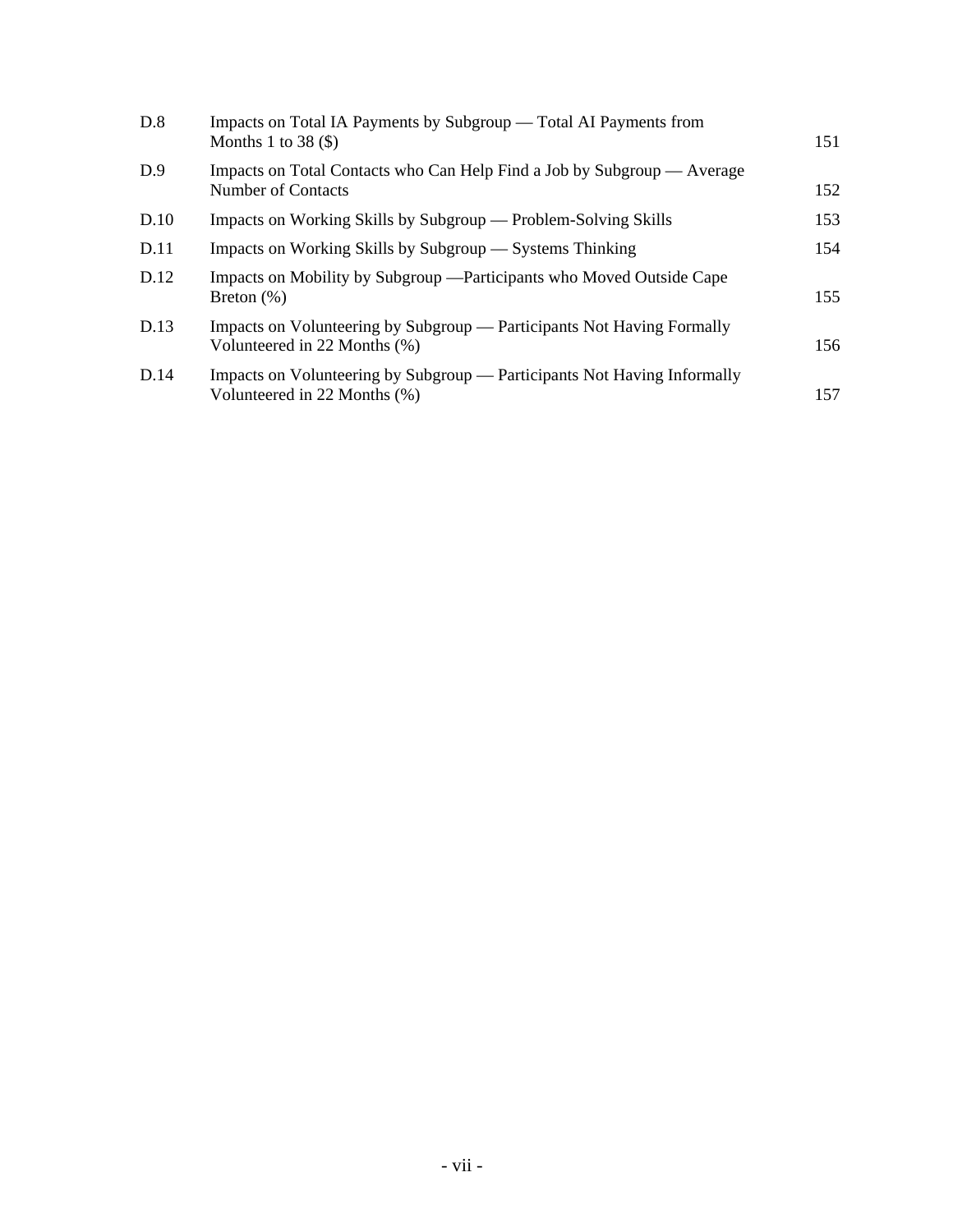| | | |
|---|---|---|
| D.8 | Impacts on Total IA Payments by Subgroup — Total AI Payments from Months 1 to 38 ($) | 151 |
| D.9 | Impacts on Total Contacts who Can Help Find a Job by Subgroup — Average Number of Contacts | 152 |
| D.10 | Impacts on Working Skills by Subgroup — Problem-Solving Skills | 153 |
| D.11 | Impacts on Working Skills by Subgroup — Systems Thinking | 154 |
| D.12 | Impacts on Mobility by Subgroup —Participants who Moved Outside Cape Breton (%) | 155 |
| D.13 | Impacts on Volunteering by Subgroup — Participants Not Having Formally Volunteered in 22 Months (%) | 156 |
| D.14 | Impacts on Volunteering by Subgroup — Participants Not Having Informally Volunteered in 22 Months (%) | 157 |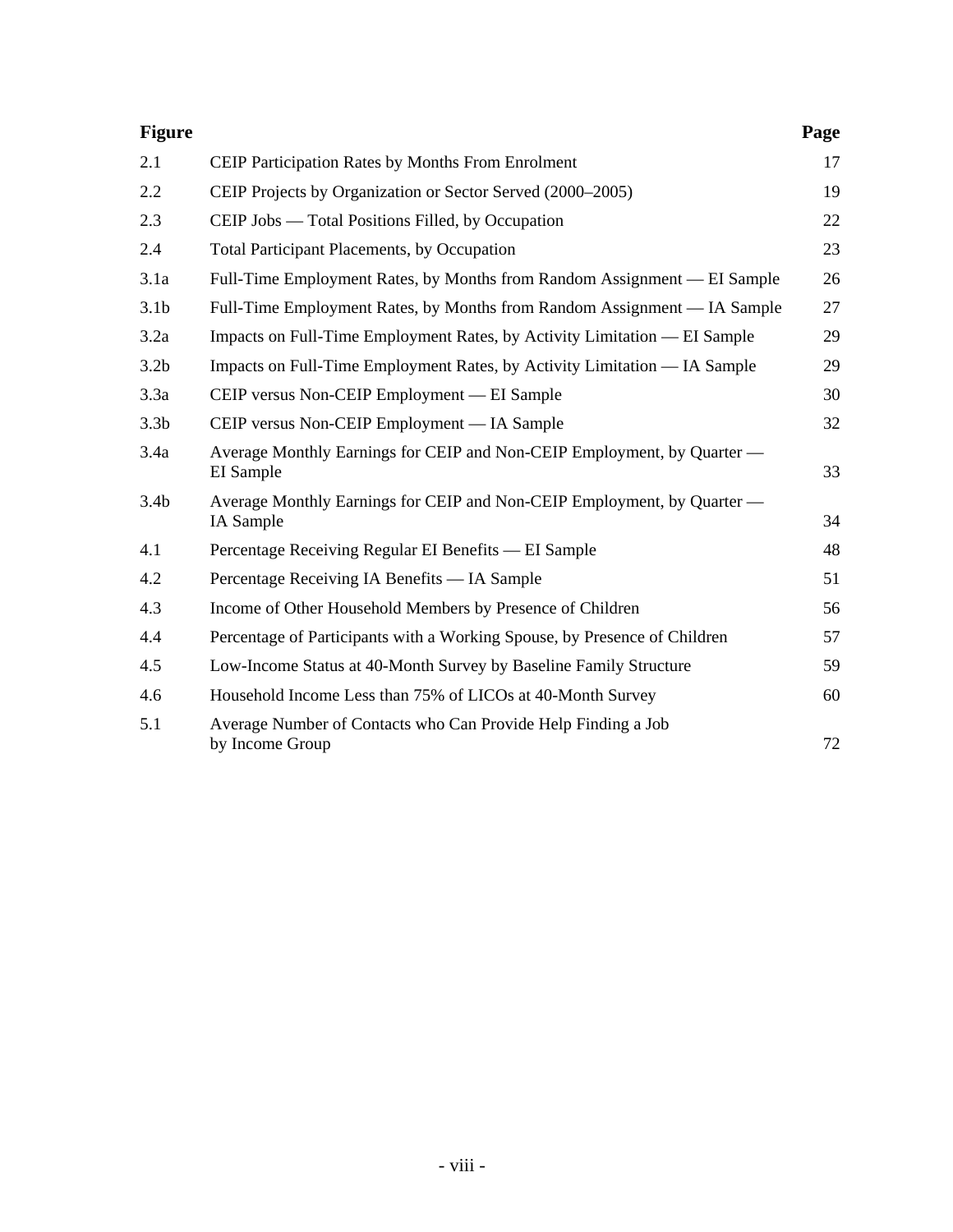| Figure | | Page |
|---|---|---|
| 2.1 | CEIP Participation Rates by Months From Enrolment | 17 |
| 2.2 | CEIP Projects by Organization or Sector Served (2000–2005) | 19 |
| 2.3 | CEIP Jobs — Total Positions Filled, by Occupation | 22 |
| 2.4 | Total Participant Placements, by Occupation | 23 |
| 3.1a | Full-Time Employment Rates, by Months from Random Assignment — EI Sample | 26 |
| 3.1b | Full-Time Employment Rates, by Months from Random Assignment — IA Sample | 27 |
| 3.2a | Impacts on Full-Time Employment Rates, by Activity Limitation — EI Sample | 29 |
| 3.2b | Impacts on Full-Time Employment Rates, by Activity Limitation — IA Sample | 29 |
| 3.3a | CEIP versus Non-CEIP Employment — EI Sample | 30 |
| 3.3b | CEIP versus Non-CEIP Employment — IA Sample | 32 |
| 3.4a | Average Monthly Earnings for CEIP and Non-CEIP Employment, by Quarter — EI Sample | 33 |
| 3.4b | Average Monthly Earnings for CEIP and Non-CEIP Employment, by Quarter — IA Sample | 34 |
| 4.1 | Percentage Receiving Regular EI Benefits — EI Sample | 48 |
| 4.2 | Percentage Receiving IA Benefits — IA Sample | 51 |
| 4.3 | Income of Other Household Members by Presence of Children | 56 |
| 4.4 | Percentage of Participants with a Working Spouse, by Presence of Children | 57 |
| 4.5 | Low-Income Status at 40-Month Survey by Baseline Family Structure | 59 |
| 4.6 | Household Income Less than 75% of LICOs at 40-Month Survey | 60 |
| 5.1 | Average Number of Contacts who Can Provide Help Finding a Job by Income Group | 72 |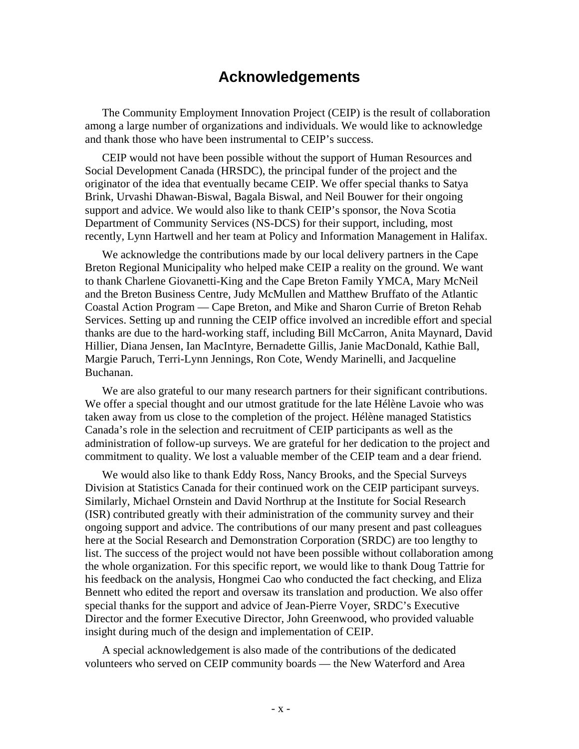# Acknowledgements

The Community Employment Innovation Project (CEIP) is the result of collaboration among a large number of organizations and individuals. We would like to acknowledge and thank those who have been instrumental to CEIP's success.

CEIP would not have been possible without the support of Human Resources and Social Development Canada (HRSDC), the principal funder of the project and the originator of the idea that eventually became CEIP. We offer special thanks to Satya Brink, Urvashi Dhawan-Biswal, Bagala Biswal, and Neil Bouwer for their ongoing support and advice. We would also like to thank CEIP's sponsor, the Nova Scotia Department of Community Services (NS-DCS) for their support, including, most recently, Lynn Hartwell and her team at Policy and Information Management in Halifax.

We acknowledge the contributions made by our local delivery partners in the Cape Breton Regional Municipality who helped make CEIP a reality on the ground. We want to thank Charlene Giovanetti-King and the Cape Breton Family YMCA, Mary McNeil and the Breton Business Centre, Judy McMullen and Matthew Bruffato of the Atlantic Coastal Action Program — Cape Breton, and Mike and Sharon Currie of Breton Rehab Services. Setting up and running the CEIP office involved an incredible effort and special thanks are due to the hard-working staff, including Bill McCarron, Anita Maynard, David Hillier, Diana Jensen, Ian MacIntyre, Bernadette Gillis, Janie MacDonald, Kathie Ball, Margie Paruch, Terri-Lynn Jennings, Ron Cote, Wendy Marinelli, and Jacqueline Buchanan.

We are also grateful to our many research partners for their significant contributions. We offer a special thought and our utmost gratitude for the late Hélène Lavoie who was taken away from us close to the completion of the project. Hélène managed Statistics Canada's role in the selection and recruitment of CEIP participants as well as the administration of follow-up surveys. We are grateful for her dedication to the project and commitment to quality. We lost a valuable member of the CEIP team and a dear friend.

We would also like to thank Eddy Ross, Nancy Brooks, and the Special Surveys Division at Statistics Canada for their continued work on the CEIP participant surveys. Similarly, Michael Ornstein and David Northrup at the Institute for Social Research (ISR) contributed greatly with their administration of the community survey and their ongoing support and advice. The contributions of our many present and past colleagues here at the Social Research and Demonstration Corporation (SRDC) are too lengthy to list. The success of the project would not have been possible without collaboration among the whole organization. For this specific report, we would like to thank Doug Tattrie for his feedback on the analysis, Hongmei Cao who conducted the fact checking, and Eliza Bennett who edited the report and oversaw its translation and production. We also offer special thanks for the support and advice of Jean-Pierre Voyer, SRDC's Executive Director and the former Executive Director, John Greenwood, who provided valuable insight during much of the design and implementation of CEIP.

A special acknowledgement is also made of the contributions of the dedicated volunteers who served on CEIP community boards — the New Waterford and Area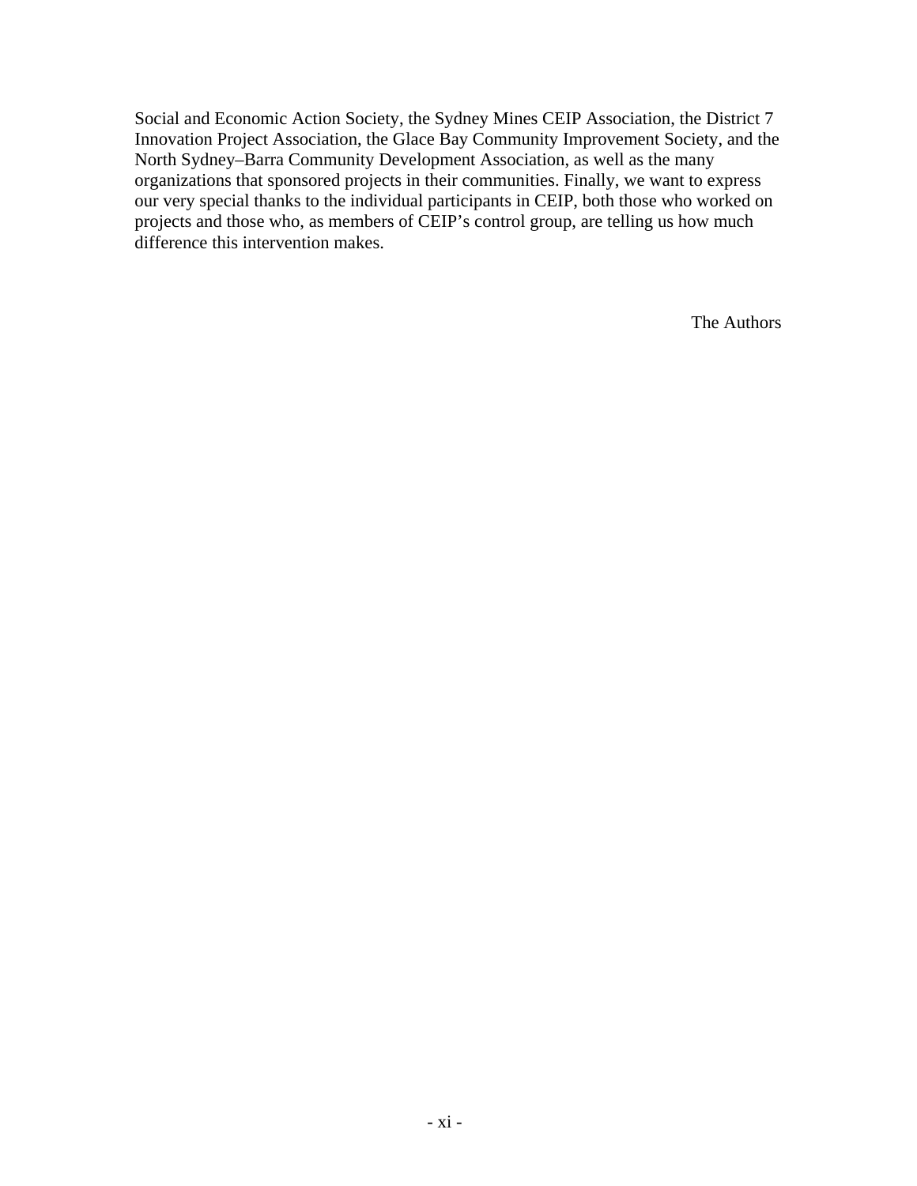Social and Economic Action Society, the Sydney Mines CEIP Association, the District 7 Innovation Project Association, the Glace Bay Community Improvement Society, and the North Sydney–Barra Community Development Association, as well as the many organizations that sponsored projects in their communities. Finally, we want to express our very special thanks to the individual participants in CEIP, both those who worked on projects and those who, as members of CEIP's control group, are telling us how much difference this intervention makes.

The Authors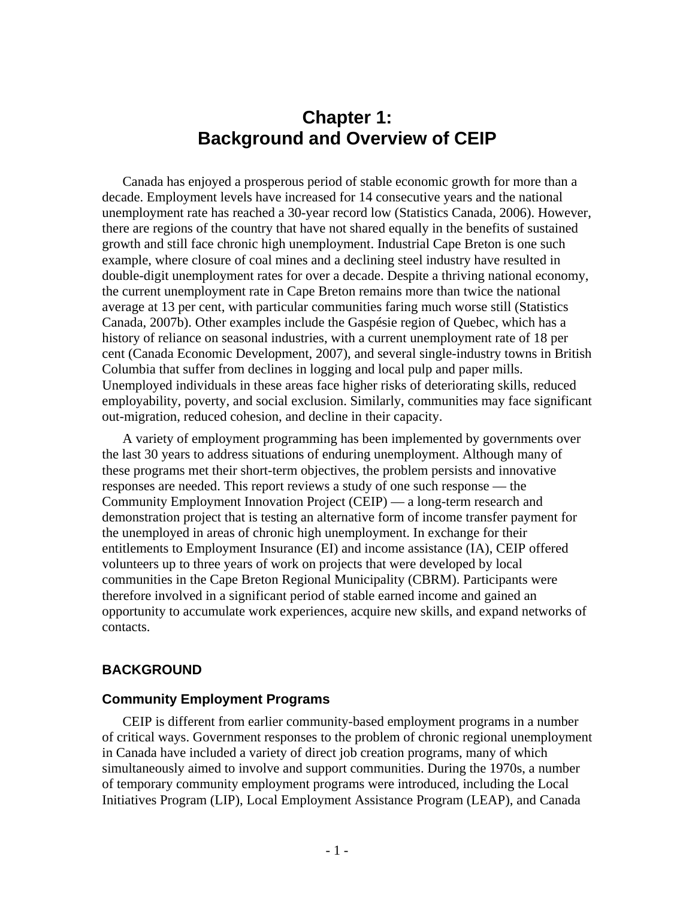# Chapter 1: Background and Overview of CEIP

Canada has enjoyed a prosperous period of stable economic growth for more than a decade. Employment levels have increased for 14 consecutive years and the national unemployment rate has reached a 30-year record low (Statistics Canada, 2006). However, there are regions of the country that have not shared equally in the benefits of sustained growth and still face chronic high unemployment. Industrial Cape Breton is one such example, where closure of coal mines and a declining steel industry have resulted in double-digit unemployment rates for over a decade. Despite a thriving national economy, the current unemployment rate in Cape Breton remains more than twice the national average at 13 per cent, with particular communities faring much worse still (Statistics Canada, 2007b). Other examples include the Gaspésie region of Quebec, which has a history of reliance on seasonal industries, with a current unemployment rate of 18 per cent (Canada Economic Development, 2007), and several single-industry towns in British Columbia that suffer from declines in logging and local pulp and paper mills. Unemployed individuals in these areas face higher risks of deteriorating skills, reduced employability, poverty, and social exclusion. Similarly, communities may face significant out-migration, reduced cohesion, and decline in their capacity.

A variety of employment programming has been implemented by governments over the last 30 years to address situations of enduring unemployment. Although many of these programs met their short-term objectives, the problem persists and innovative responses are needed. This report reviews a study of one such response — the Community Employment Innovation Project (CEIP) — a long-term research and demonstration project that is testing an alternative form of income transfer payment for the unemployed in areas of chronic high unemployment. In exchange for their entitlements to Employment Insurance (EI) and income assistance (IA), CEIP offered volunteers up to three years of work on projects that were developed by local communities in the Cape Breton Regional Municipality (CBRM). Participants were therefore involved in a significant period of stable earned income and gained an opportunity to accumulate work experiences, acquire new skills, and expand networks of contacts.

## BACKGROUND

### Community Employment Programs

CEIP is different from earlier community-based employment programs in a number of critical ways. Government responses to the problem of chronic regional unemployment in Canada have included a variety of direct job creation programs, many of which simultaneously aimed to involve and support communities. During the 1970s, a number of temporary community employment programs were introduced, including the Local Initiatives Program (LIP), Local Employment Assistance Program (LEAP), and Canada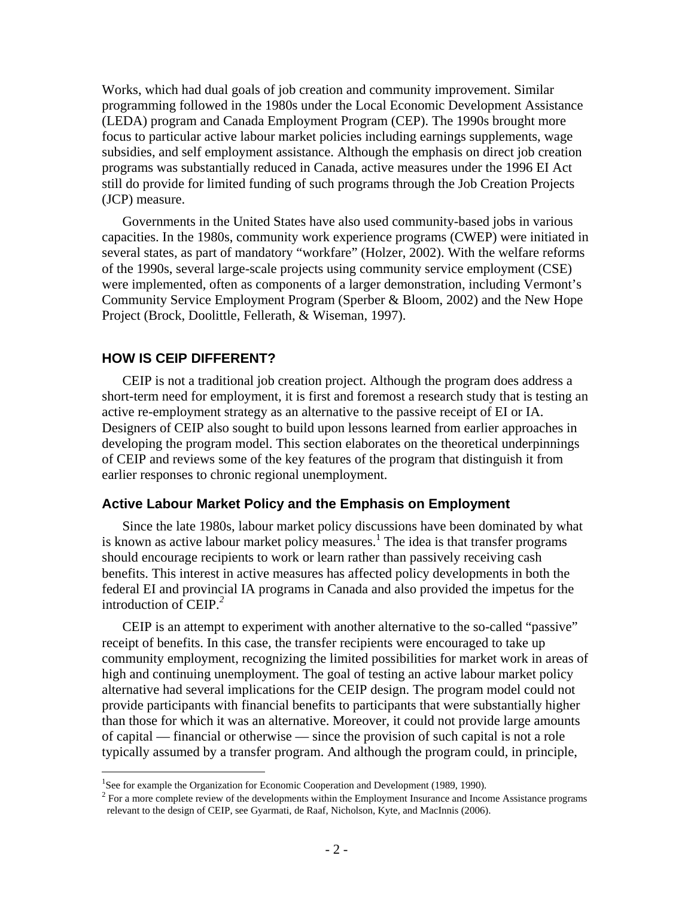Works, which had dual goals of job creation and community improvement. Similar programming followed in the 1980s under the Local Economic Development Assistance (LEDA) program and Canada Employment Program (CEP). The 1990s brought more focus to particular active labour market policies including earnings supplements, wage subsidies, and self employment assistance. Although the emphasis on direct job creation programs was substantially reduced in Canada, active measures under the 1996 EI Act still do provide for limited funding of such programs through the Job Creation Projects (JCP) measure.

Governments in the United States have also used community-based jobs in various capacities. In the 1980s, community work experience programs (CWEP) were initiated in several states, as part of mandatory "workfare" (Holzer, 2002). With the welfare reforms of the 1990s, several large-scale projects using community service employment (CSE) were implemented, often as components of a larger demonstration, including Vermont's Community Service Employment Program (Sperber & Bloom, 2002) and the New Hope Project (Brock, Doolittle, Fellerath, & Wiseman, 1997).

## HOW IS CEIP DIFFERENT?

CEIP is not a traditional job creation project. Although the program does address a short-term need for employment, it is first and foremost a research study that is testing an active re-employment strategy as an alternative to the passive receipt of EI or IA. Designers of CEIP also sought to build upon lessons learned from earlier approaches in developing the program model. This section elaborates on the theoretical underpinnings of CEIP and reviews some of the key features of the program that distinguish it from earlier responses to chronic regional unemployment.

### Active Labour Market Policy and the Emphasis on Employment

Since the late 1980s, labour market policy discussions have been dominated by what is known as active labour market policy measures.[1] The idea is that transfer programs should encourage recipients to work or learn rather than passively receiving cash benefits. This interest in active measures has affected policy developments in both the federal EI and provincial IA programs in Canada and also provided the impetus for the introduction of CEIP.[2]

CEIP is an attempt to experiment with another alternative to the so-called "passive" receipt of benefits. In this case, the transfer recipients were encouraged to take up community employment, recognizing the limited possibilities for market work in areas of high and continuing unemployment. The goal of testing an active labour market policy alternative had several implications for the CEIP design. The program model could not provide participants with financial benefits to participants that were substantially higher than those for which it was an alternative. Moreover, it could not provide large amounts of capital — financial or otherwise — since the provision of such capital is not a role typically assumed by a transfer program. And although the program could, in principle,

---

[1] See for example the Organization for Economic Cooperation and Development (1989, 1990).

[2] For a more complete review of the developments within the Employment Insurance and Income Assistance programs relevant to the design of CEIP, see Gyarmati, de Raaf, Nicholson, Kyte, and MacInnis (2006).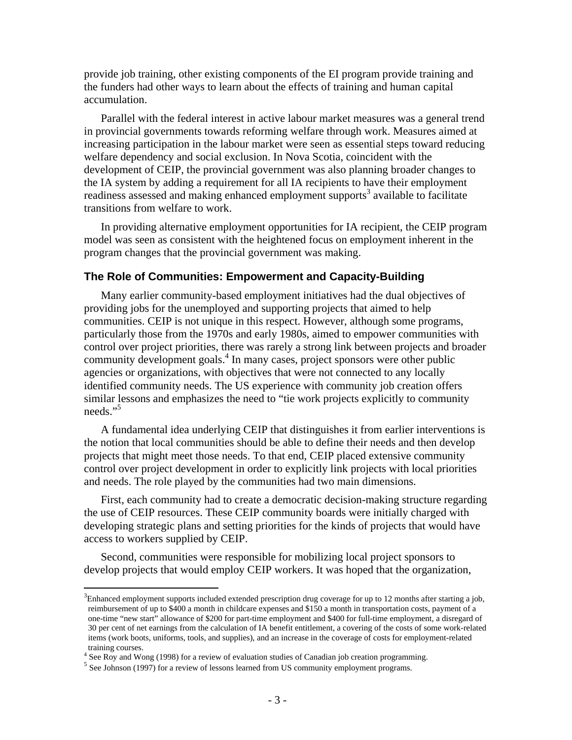provide job training, other existing components of the EI program provide training and the funders had other ways to learn about the effects of training and human capital accumulation.

Parallel with the federal interest in active labour market measures was a general trend in provincial governments towards reforming welfare through work. Measures aimed at increasing participation in the labour market were seen as essential steps toward reducing welfare dependency and social exclusion. In Nova Scotia, coincident with the development of CEIP, the provincial government was also planning broader changes to the IA system by adding a requirement for all IA recipients to have their employment readiness assessed and making enhanced employment supports[3] available to facilitate transitions from welfare to work.

In providing alternative employment opportunities for IA recipient, the CEIP program model was seen as consistent with the heightened focus on employment inherent in the program changes that the provincial government was making.

### The Role of Communities: Empowerment and Capacity-Building

Many earlier community-based employment initiatives had the dual objectives of providing jobs for the unemployed and supporting projects that aimed to help communities. CEIP is not unique in this respect. However, although some programs, particularly those from the 1970s and early 1980s, aimed to empower communities with control over project priorities, there was rarely a strong link between projects and broader community development goals.[4] In many cases, project sponsors were other public agencies or organizations, with objectives that were not connected to any locally identified community needs. The US experience with community job creation offers similar lessons and emphasizes the need to "tie work projects explicitly to community needs."[5]

A fundamental idea underlying CEIP that distinguishes it from earlier interventions is the notion that local communities should be able to define their needs and then develop projects that might meet those needs. To that end, CEIP placed extensive community control over project development in order to explicitly link projects with local priorities and needs. The role played by the communities had two main dimensions.

First, each community had to create a democratic decision-making structure regarding the use of CEIP resources. These CEIP community boards were initially charged with developing strategic plans and setting priorities for the kinds of projects that would have access to workers supplied by CEIP.

Second, communities were responsible for mobilizing local project sponsors to develop projects that would employ CEIP workers. It was hoped that the organization,

---

[3] Enhanced employment supports included extended prescription drug coverage for up to 12 months after starting a job, reimbursement of up to $400 a month in childcare expenses and $150 a month in transportation costs, payment of a one-time "new start" allowance of $200 for part-time employment and $400 for full-time employment, a disregard of 30 per cent of net earnings from the calculation of IA benefit entitlement, a covering of the costs of some work-related items (work boots, uniforms, tools, and supplies), and an increase in the coverage of costs for employment-related training courses.

[4] See Roy and Wong (1998) for a review of evaluation studies of Canadian job creation programming.

[5] See Johnson (1997) for a review of lessons learned from US community employment programs.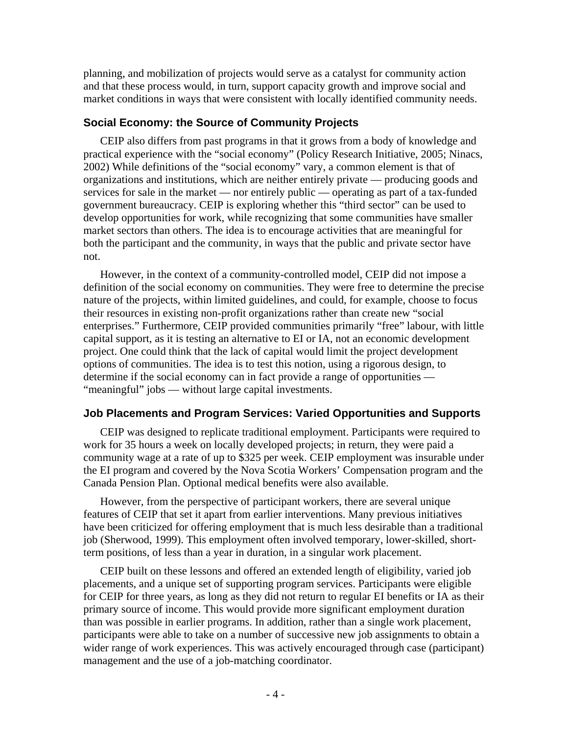planning, and mobilization of projects would serve as a catalyst for community action and that these process would, in turn, support capacity growth and improve social and market conditions in ways that were consistent with locally identified community needs.

### Social Economy: the Source of Community Projects

CEIP also differs from past programs in that it grows from a body of knowledge and practical experience with the "social economy" (Policy Research Initiative, 2005; Ninacs, 2002) While definitions of the "social economy" vary, a common element is that of organizations and institutions, which are neither entirely private — producing goods and services for sale in the market — nor entirely public — operating as part of a tax-funded government bureaucracy. CEIP is exploring whether this "third sector" can be used to develop opportunities for work, while recognizing that some communities have smaller market sectors than others. The idea is to encourage activities that are meaningful for both the participant and the community, in ways that the public and private sector have not.

However, in the context of a community-controlled model, CEIP did not impose a definition of the social economy on communities. They were free to determine the precise nature of the projects, within limited guidelines, and could, for example, choose to focus their resources in existing non-profit organizations rather than create new "social enterprises." Furthermore, CEIP provided communities primarily "free" labour, with little capital support, as it is testing an alternative to EI or IA, not an economic development project. One could think that the lack of capital would limit the project development options of communities. The idea is to test this notion, using a rigorous design, to determine if the social economy can in fact provide a range of opportunities — "meaningful" jobs — without large capital investments.

### Job Placements and Program Services: Varied Opportunities and Supports

CEIP was designed to replicate traditional employment. Participants were required to work for 35 hours a week on locally developed projects; in return, they were paid a community wage at a rate of up to $325 per week. CEIP employment was insurable under the EI program and covered by the Nova Scotia Workers' Compensation program and the Canada Pension Plan. Optional medical benefits were also available.

However, from the perspective of participant workers, there are several unique features of CEIP that set it apart from earlier interventions. Many previous initiatives have been criticized for offering employment that is much less desirable than a traditional job (Sherwood, 1999). This employment often involved temporary, lower-skilled, short-term positions, of less than a year in duration, in a singular work placement.

CEIP built on these lessons and offered an extended length of eligibility, varied job placements, and a unique set of supporting program services. Participants were eligible for CEIP for three years, as long as they did not return to regular EI benefits or IA as their primary source of income. This would provide more significant employment duration than was possible in earlier programs. In addition, rather than a single work placement, participants were able to take on a number of successive new job assignments to obtain a wider range of work experiences. This was actively encouraged through case (participant) management and the use of a job-matching coordinator.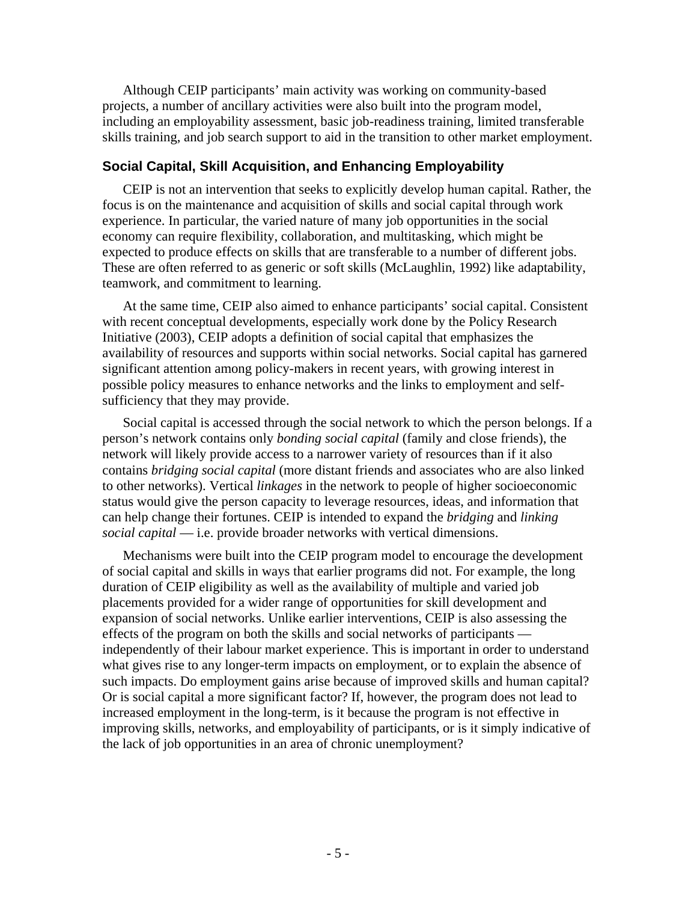Although CEIP participants' main activity was working on community-based projects, a number of ancillary activities were also built into the program model, including an employability assessment, basic job-readiness training, limited transferable skills training, and job search support to aid in the transition to other market employment.

## Social Capital, Skill Acquisition, and Enhancing Employability

CEIP is not an intervention that seeks to explicitly develop human capital. Rather, the focus is on the maintenance and acquisition of skills and social capital through work experience. In particular, the varied nature of many job opportunities in the social economy can require flexibility, collaboration, and multitasking, which might be expected to produce effects on skills that are transferable to a number of different jobs. These are often referred to as generic or soft skills (McLaughlin, 1992) like adaptability, teamwork, and commitment to learning.

At the same time, CEIP also aimed to enhance participants' social capital. Consistent with recent conceptual developments, especially work done by the Policy Research Initiative (2003), CEIP adopts a definition of social capital that emphasizes the availability of resources and supports within social networks. Social capital has garnered significant attention among policy-makers in recent years, with growing interest in possible policy measures to enhance networks and the links to employment and self-sufficiency that they may provide.

Social capital is accessed through the social network to which the person belongs. If a person's network contains only *bonding social capital* (family and close friends), the network will likely provide access to a narrower variety of resources than if it also contains *bridging social capital* (more distant friends and associates who are also linked to other networks). Vertical *linkages* in the network to people of higher socioeconomic status would give the person capacity to leverage resources, ideas, and information that can help change their fortunes. CEIP is intended to expand the *bridging* and *linking social capital* — i.e. provide broader networks with vertical dimensions.

Mechanisms were built into the CEIP program model to encourage the development of social capital and skills in ways that earlier programs did not. For example, the long duration of CEIP eligibility as well as the availability of multiple and varied job placements provided for a wider range of opportunities for skill development and expansion of social networks. Unlike earlier interventions, CEIP is also assessing the effects of the program on both the skills and social networks of participants — independently of their labour market experience. This is important in order to understand what gives rise to any longer-term impacts on employment, or to explain the absence of such impacts. Do employment gains arise because of improved skills and human capital? Or is social capital a more significant factor? If, however, the program does not lead to increased employment in the long-term, is it because the program is not effective in improving skills, networks, and employability of participants, or is it simply indicative of the lack of job opportunities in an area of chronic unemployment?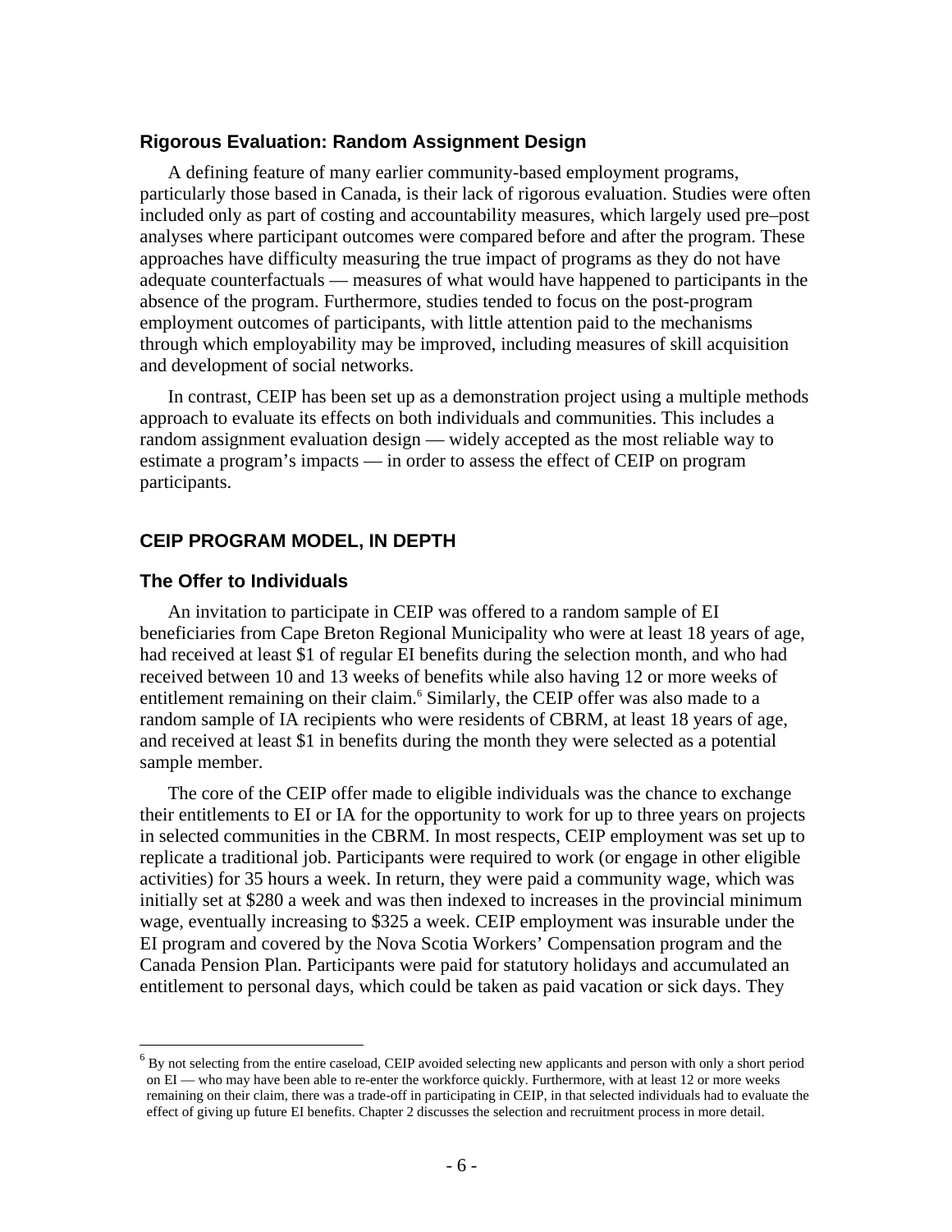### Rigorous Evaluation: Random Assignment Design

A defining feature of many earlier community-based employment programs, particularly those based in Canada, is their lack of rigorous evaluation. Studies were often included only as part of costing and accountability measures, which largely used pre–post analyses where participant outcomes were compared before and after the program. These approaches have difficulty measuring the true impact of programs as they do not have adequate counterfactuals — measures of what would have happened to participants in the absence of the program. Furthermore, studies tended to focus on the post-program employment outcomes of participants, with little attention paid to the mechanisms through which employability may be improved, including measures of skill acquisition and development of social networks.

In contrast, CEIP has been set up as a demonstration project using a multiple methods approach to evaluate its effects on both individuals and communities. This includes a random assignment evaluation design — widely accepted as the most reliable way to estimate a program's impacts — in order to assess the effect of CEIP on program participants.

## CEIP PROGRAM MODEL, IN DEPTH

### The Offer to Individuals

An invitation to participate in CEIP was offered to a random sample of EI beneficiaries from Cape Breton Regional Municipality who were at least 18 years of age, had received at least $1 of regular EI benefits during the selection month, and who had received between 10 and 13 weeks of benefits while also having 12 or more weeks of entitlement remaining on their claim.[6] Similarly, the CEIP offer was also made to a random sample of IA recipients who were residents of CBRM, at least 18 years of age, and received at least $1 in benefits during the month they were selected as a potential sample member.

The core of the CEIP offer made to eligible individuals was the chance to exchange their entitlements to EI or IA for the opportunity to work for up to three years on projects in selected communities in the CBRM. In most respects, CEIP employment was set up to replicate a traditional job. Participants were required to work (or engage in other eligible activities) for 35 hours a week. In return, they were paid a community wage, which was initially set at $280 a week and was then indexed to increases in the provincial minimum wage, eventually increasing to $325 a week. CEIP employment was insurable under the EI program and covered by the Nova Scotia Workers' Compensation program and the Canada Pension Plan. Participants were paid for statutory holidays and accumulated an entitlement to personal days, which could be taken as paid vacation or sick days. They

---

[6] By not selecting from the entire caseload, CEIP avoided selecting new applicants and person with only a short period on EI — who may have been able to re-enter the workforce quickly. Furthermore, with at least 12 or more weeks remaining on their claim, there was a trade-off in participating in CEIP, in that selected individuals had to evaluate the effect of giving up future EI benefits. Chapter 2 discusses the selection and recruitment process in more detail.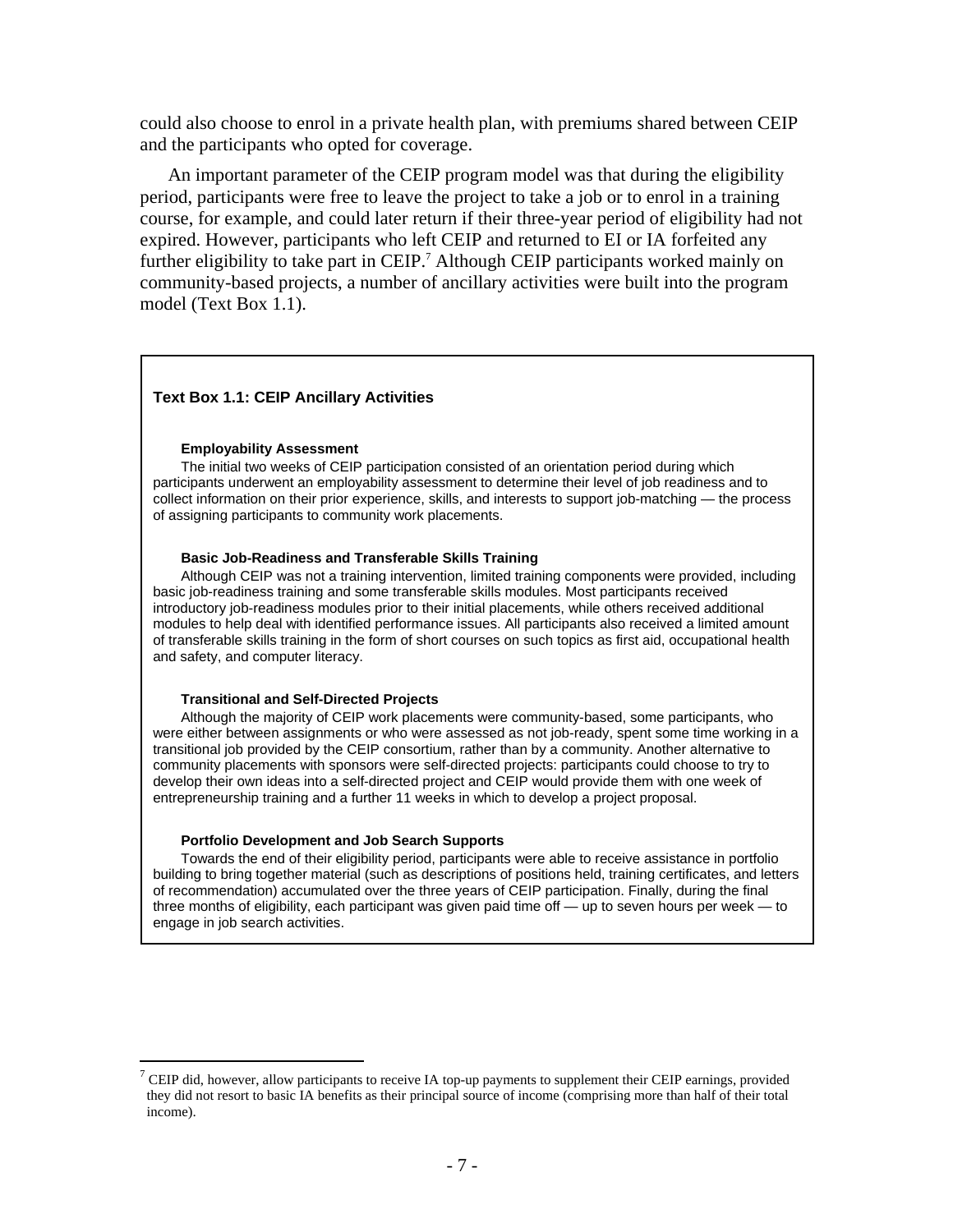could also choose to enrol in a private health plan, with premiums shared between CEIP and the participants who opted for coverage.

An important parameter of the CEIP program model was that during the eligibility period, participants were free to leave the project to take a job or to enrol in a training course, for example, and could later return if their three-year period of eligibility had not expired. However, participants who left CEIP and returned to EI or IA forfeited any further eligibility to take part in CEIP.[7] Although CEIP participants worked mainly on community-based projects, a number of ancillary activities were built into the program model (Text Box 1.1).

> **Text Box 1.1: CEIP Ancillary Activities**
>
> **Employability Assessment**
>
> The initial two weeks of CEIP participation consisted of an orientation period during which participants underwent an employability assessment to determine their level of job readiness and to collect information on their prior experience, skills, and interests to support job-matching — the process of assigning participants to community work placements.
>
> **Basic Job-Readiness and Transferable Skills Training**
>
> Although CEIP was not a training intervention, limited training components were provided, including basic job-readiness training and some transferable skills modules. Most participants received introductory job-readiness modules prior to their initial placements, while others received additional modules to help deal with identified performance issues. All participants also received a limited amount of transferable skills training in the form of short courses on such topics as first aid, occupational health and safety, and computer literacy.
>
> **Transitional and Self-Directed Projects**
>
> Although the majority of CEIP work placements were community-based, some participants, who were either between assignments or who were assessed as not job-ready, spent some time working in a transitional job provided by the CEIP consortium, rather than by a community. Another alternative to community placements with sponsors were self-directed projects: participants could choose to try to develop their own ideas into a self-directed project and CEIP would provide them with one week of entrepreneurship training and a further 11 weeks in which to develop a project proposal.
>
> **Portfolio Development and Job Search Supports**
>
> Towards the end of their eligibility period, participants were able to receive assistance in portfolio building to bring together material (such as descriptions of positions held, training certificates, and letters of recommendation) accumulated over the three years of CEIP participation. Finally, during the final three months of eligibility, each participant was given paid time off — up to seven hours per week — to engage in job search activities.

[7] CEIP did, however, allow participants to receive IA top-up payments to supplement their CEIP earnings, provided they did not resort to basic IA benefits as their principal source of income (comprising more than half of their total income).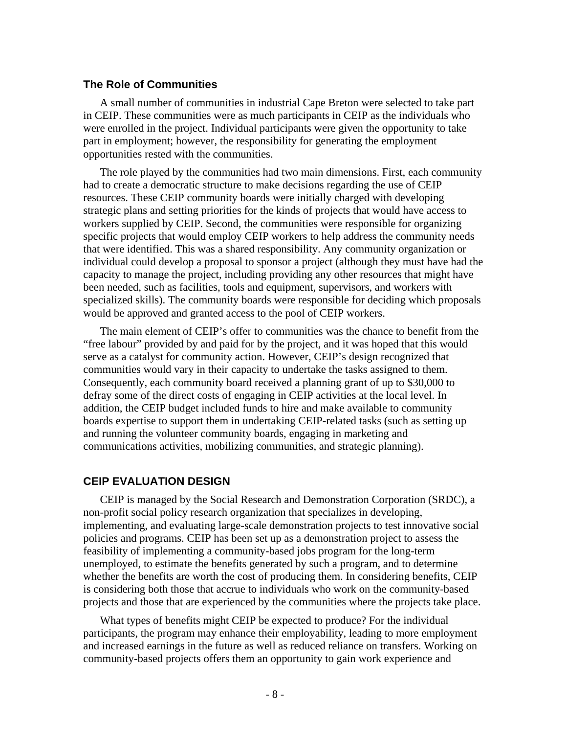### The Role of Communities

A small number of communities in industrial Cape Breton were selected to take part in CEIP. These communities were as much participants in CEIP as the individuals who were enrolled in the project. Individual participants were given the opportunity to take part in employment; however, the responsibility for generating the employment opportunities rested with the communities.

The role played by the communities had two main dimensions. First, each community had to create a democratic structure to make decisions regarding the use of CEIP resources. These CEIP community boards were initially charged with developing strategic plans and setting priorities for the kinds of projects that would have access to workers supplied by CEIP. Second, the communities were responsible for organizing specific projects that would employ CEIP workers to help address the community needs that were identified. This was a shared responsibility. Any community organization or individual could develop a proposal to sponsor a project (although they must have had the capacity to manage the project, including providing any other resources that might have been needed, such as facilities, tools and equipment, supervisors, and workers with specialized skills). The community boards were responsible for deciding which proposals would be approved and granted access to the pool of CEIP workers.

The main element of CEIP's offer to communities was the chance to benefit from the "free labour" provided by and paid for by the project, and it was hoped that this would serve as a catalyst for community action. However, CEIP's design recognized that communities would vary in their capacity to undertake the tasks assigned to them. Consequently, each community board received a planning grant of up to $30,000 to defray some of the direct costs of engaging in CEIP activities at the local level. In addition, the CEIP budget included funds to hire and make available to community boards expertise to support them in undertaking CEIP-related tasks (such as setting up and running the volunteer community boards, engaging in marketing and communications activities, mobilizing communities, and strategic planning).

## CEIP EVALUATION DESIGN

CEIP is managed by the Social Research and Demonstration Corporation (SRDC), a non-profit social policy research organization that specializes in developing, implementing, and evaluating large-scale demonstration projects to test innovative social policies and programs. CEIP has been set up as a demonstration project to assess the feasibility of implementing a community-based jobs program for the long-term unemployed, to estimate the benefits generated by such a program, and to determine whether the benefits are worth the cost of producing them. In considering benefits, CEIP is considering both those that accrue to individuals who work on the community-based projects and those that are experienced by the communities where the projects take place.

What types of benefits might CEIP be expected to produce? For the individual participants, the program may enhance their employability, leading to more employment and increased earnings in the future as well as reduced reliance on transfers. Working on community-based projects offers them an opportunity to gain work experience and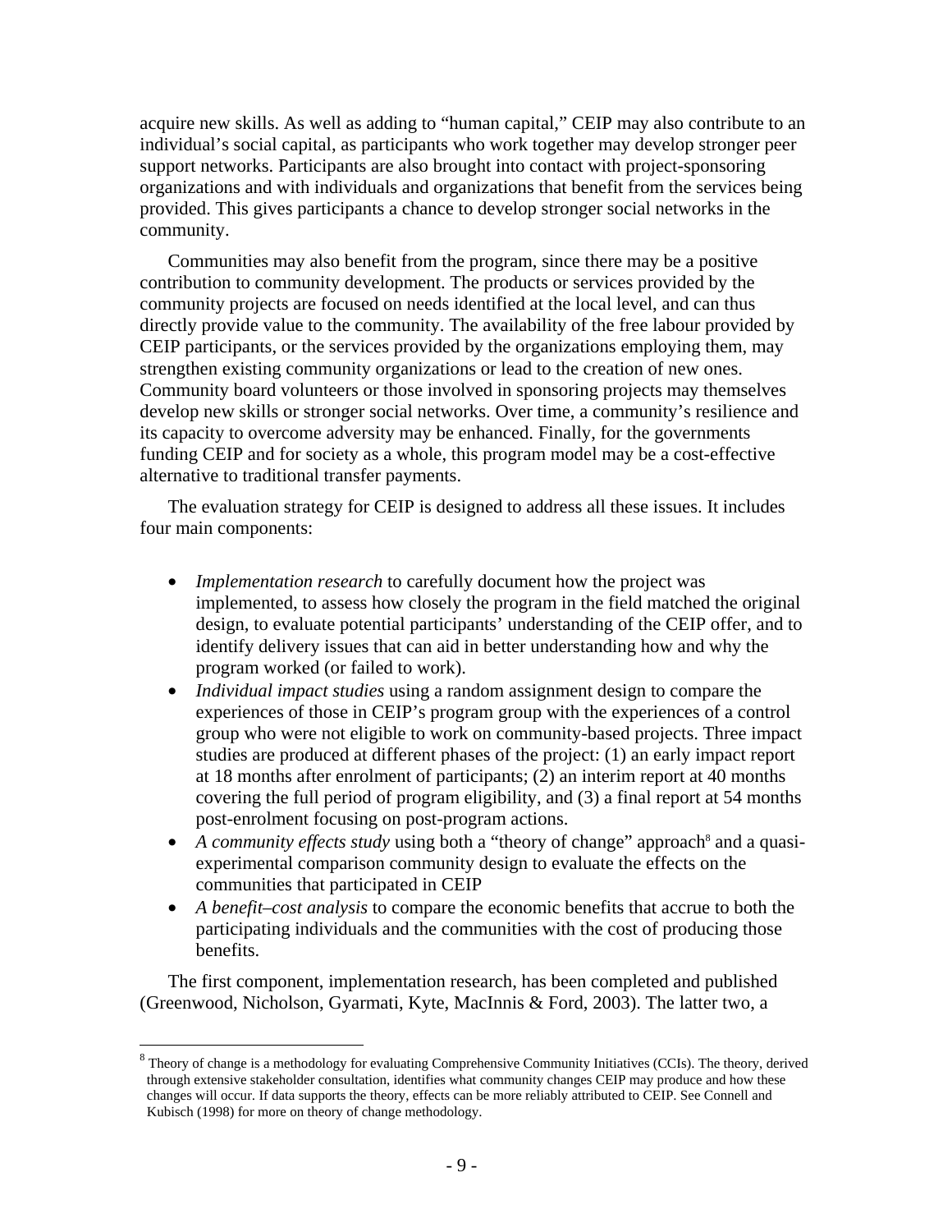acquire new skills. As well as adding to "human capital," CEIP may also contribute to an individual's social capital, as participants who work together may develop stronger peer support networks. Participants are also brought into contact with project-sponsoring organizations and with individuals and organizations that benefit from the services being provided. This gives participants a chance to develop stronger social networks in the community.

Communities may also benefit from the program, since there may be a positive contribution to community development. The products or services provided by the community projects are focused on needs identified at the local level, and can thus directly provide value to the community. The availability of the free labour provided by CEIP participants, or the services provided by the organizations employing them, may strengthen existing community organizations or lead to the creation of new ones. Community board volunteers or those involved in sponsoring projects may themselves develop new skills or stronger social networks. Over time, a community's resilience and its capacity to overcome adversity may be enhanced. Finally, for the governments funding CEIP and for society as a whole, this program model may be a cost-effective alternative to traditional transfer payments.

The evaluation strategy for CEIP is designed to address all these issues. It includes four main components:

- *Implementation research* to carefully document how the project was implemented, to assess how closely the program in the field matched the original design, to evaluate potential participants' understanding of the CEIP offer, and to identify delivery issues that can aid in better understanding how and why the program worked (or failed to work).
- *Individual impact studies* using a random assignment design to compare the experiences of those in CEIP's program group with the experiences of a control group who were not eligible to work on community-based projects. Three impact studies are produced at different phases of the project: (1) an early impact report at 18 months after enrolment of participants; (2) an interim report at 40 months covering the full period of program eligibility, and (3) a final report at 54 months post-enrolment focusing on post-program actions.
- *A community effects study* using both a "theory of change" approach[8] and a quasi-experimental comparison community design to evaluate the effects on the communities that participated in CEIP
- *A benefit–cost analysis* to compare the economic benefits that accrue to both the participating individuals and the communities with the cost of producing those benefits.

The first component, implementation research, has been completed and published (Greenwood, Nicholson, Gyarmati, Kyte, MacInnis & Ford, 2003). The latter two, a

[8] Theory of change is a methodology for evaluating Comprehensive Community Initiatives (CCIs). The theory, derived through extensive stakeholder consultation, identifies what community changes CEIP may produce and how these changes will occur. If data supports the theory, effects can be more reliably attributed to CEIP. See Connell and Kubisch (1998) for more on theory of change methodology.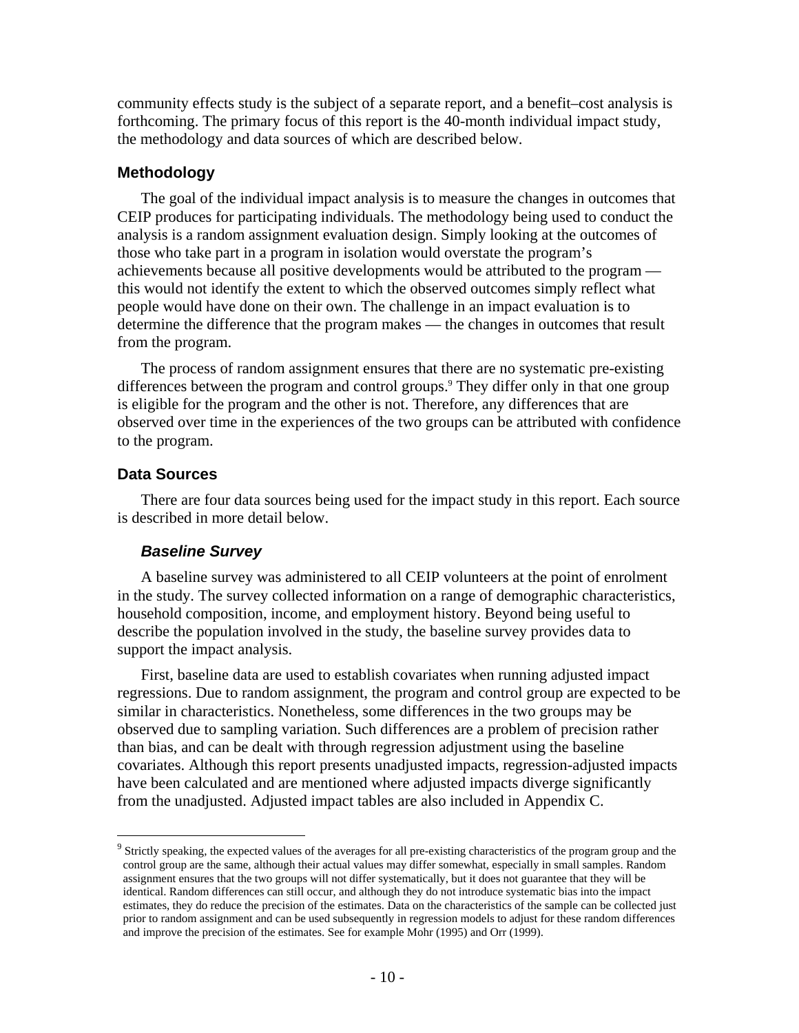community effects study is the subject of a separate report, and a benefit–cost analysis is forthcoming. The primary focus of this report is the 40-month individual impact study, the methodology and data sources of which are described below.

### Methodology

The goal of the individual impact analysis is to measure the changes in outcomes that CEIP produces for participating individuals. The methodology being used to conduct the analysis is a random assignment evaluation design. Simply looking at the outcomes of those who take part in a program in isolation would overstate the program's achievements because all positive developments would be attributed to the program — this would not identify the extent to which the observed outcomes simply reflect what people would have done on their own. The challenge in an impact evaluation is to determine the difference that the program makes — the changes in outcomes that result from the program.

The process of random assignment ensures that there are no systematic pre-existing differences between the program and control groups.[9] They differ only in that one group is eligible for the program and the other is not. Therefore, any differences that are observed over time in the experiences of the two groups can be attributed with confidence to the program.

### Data Sources

There are four data sources being used for the impact study in this report. Each source is described in more detail below.

#### *Baseline Survey*

A baseline survey was administered to all CEIP volunteers at the point of enrolment in the study. The survey collected information on a range of demographic characteristics, household composition, income, and employment history. Beyond being useful to describe the population involved in the study, the baseline survey provides data to support the impact analysis.

First, baseline data are used to establish covariates when running adjusted impact regressions. Due to random assignment, the program and control group are expected to be similar in characteristics. Nonetheless, some differences in the two groups may be observed due to sampling variation. Such differences are a problem of precision rather than bias, and can be dealt with through regression adjustment using the baseline covariates. Although this report presents unadjusted impacts, regression-adjusted impacts have been calculated and are mentioned where adjusted impacts diverge significantly from the unadjusted. Adjusted impact tables are also included in Appendix C.

---

[9] Strictly speaking, the expected values of the averages for all pre-existing characteristics of the program group and the control group are the same, although their actual values may differ somewhat, especially in small samples. Random assignment ensures that the two groups will not differ systematically, but it does not guarantee that they will be identical. Random differences can still occur, and although they do not introduce systematic bias into the impact estimates, they do reduce the precision of the estimates. Data on the characteristics of the sample can be collected just prior to random assignment and can be used subsequently in regression models to adjust for these random differences and improve the precision of the estimates. See for example Mohr (1995) and Orr (1999).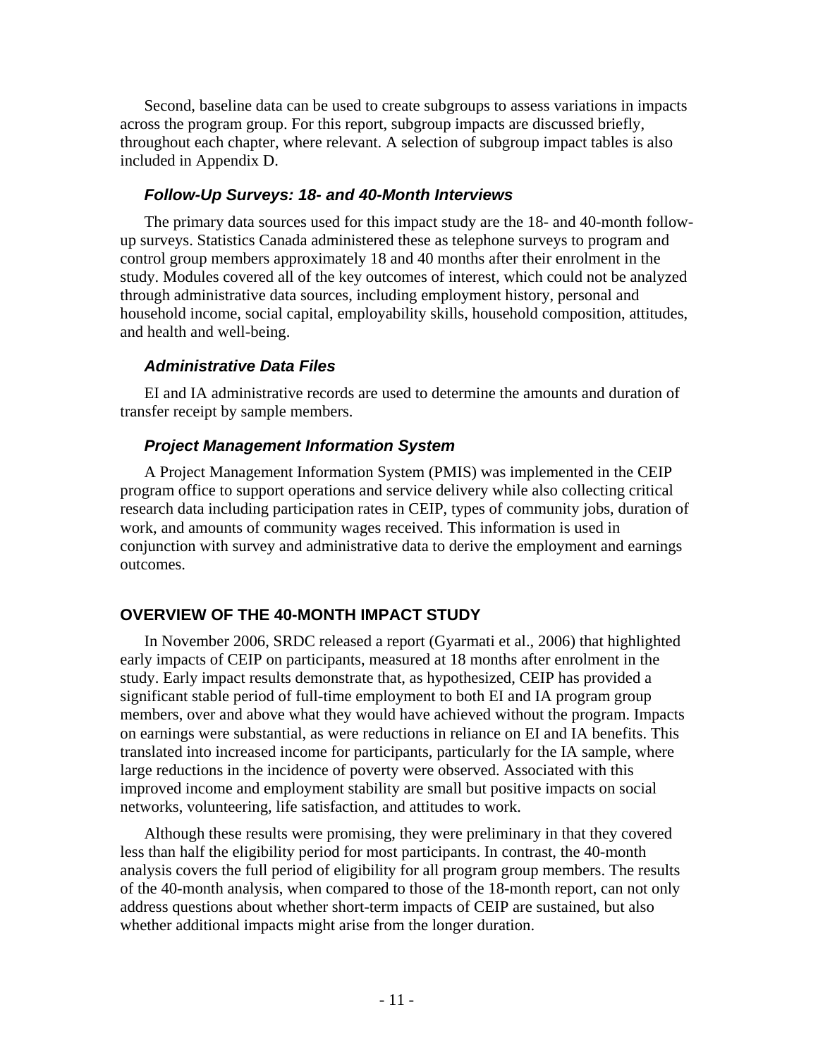Second, baseline data can be used to create subgroups to assess variations in impacts across the program group. For this report, subgroup impacts are discussed briefly, throughout each chapter, where relevant. A selection of subgroup impact tables is also included in Appendix D.

### *Follow-Up Surveys: 18- and 40-Month Interviews*

The primary data sources used for this impact study are the 18- and 40-month follow-up surveys. Statistics Canada administered these as telephone surveys to program and control group members approximately 18 and 40 months after their enrolment in the study. Modules covered all of the key outcomes of interest, which could not be analyzed through administrative data sources, including employment history, personal and household income, social capital, employability skills, household composition, attitudes, and health and well-being.

### *Administrative Data Files*

EI and IA administrative records are used to determine the amounts and duration of transfer receipt by sample members.

### *Project Management Information System*

A Project Management Information System (PMIS) was implemented in the CEIP program office to support operations and service delivery while also collecting critical research data including participation rates in CEIP, types of community jobs, duration of work, and amounts of community wages received. This information is used in conjunction with survey and administrative data to derive the employment and earnings outcomes.

## OVERVIEW OF THE 40-MONTH IMPACT STUDY

In November 2006, SRDC released a report (Gyarmati et al., 2006) that highlighted early impacts of CEIP on participants, measured at 18 months after enrolment in the study. Early impact results demonstrate that, as hypothesized, CEIP has provided a significant stable period of full-time employment to both EI and IA program group members, over and above what they would have achieved without the program. Impacts on earnings were substantial, as were reductions in reliance on EI and IA benefits. This translated into increased income for participants, particularly for the IA sample, where large reductions in the incidence of poverty were observed. Associated with this improved income and employment stability are small but positive impacts on social networks, volunteering, life satisfaction, and attitudes to work.

Although these results were promising, they were preliminary in that they covered less than half the eligibility period for most participants. In contrast, the 40-month analysis covers the full period of eligibility for all program group members. The results of the 40-month analysis, when compared to those of the 18-month report, can not only address questions about whether short-term impacts of CEIP are sustained, but also whether additional impacts might arise from the longer duration.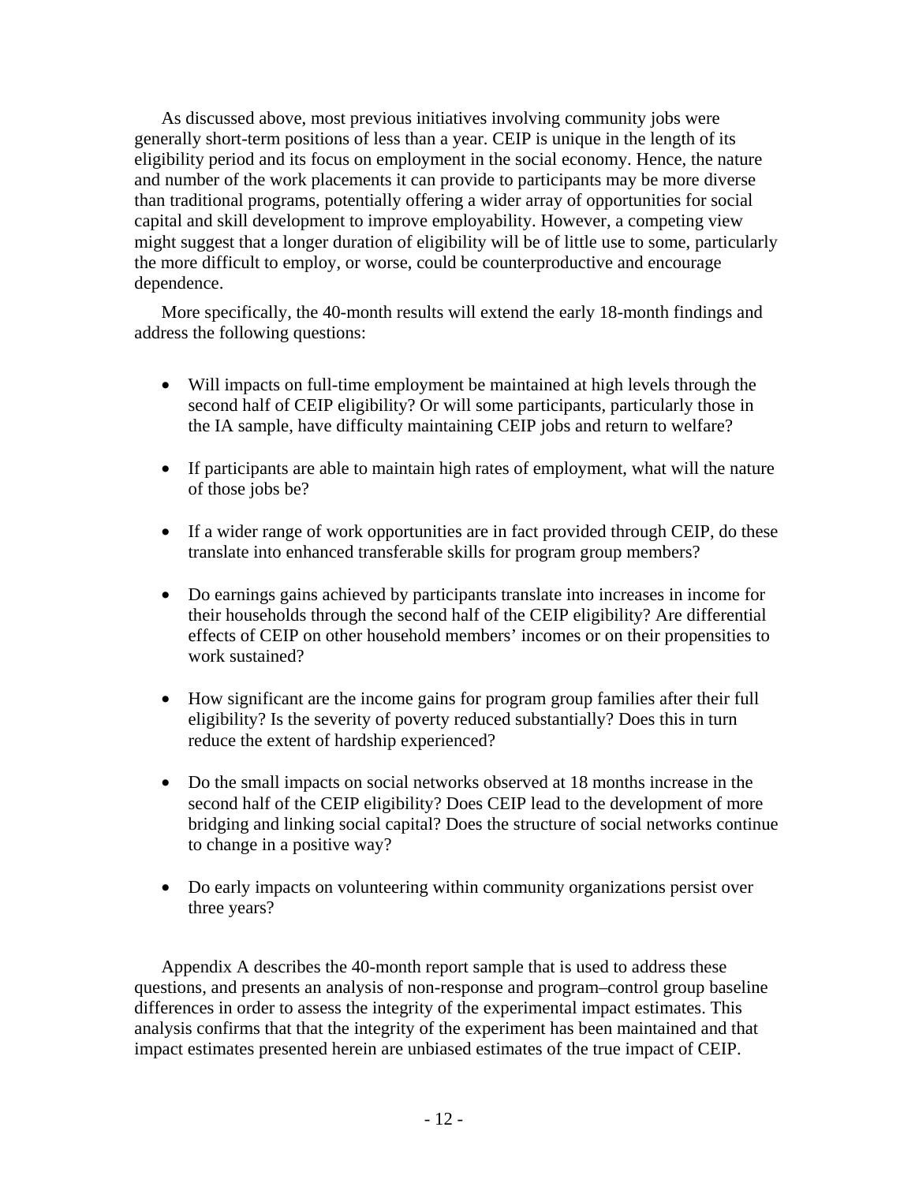As discussed above, most previous initiatives involving community jobs were generally short-term positions of less than a year. CEIP is unique in the length of its eligibility period and its focus on employment in the social economy. Hence, the nature and number of the work placements it can provide to participants may be more diverse than traditional programs, potentially offering a wider array of opportunities for social capital and skill development to improve employability. However, a competing view might suggest that a longer duration of eligibility will be of little use to some, particularly the more difficult to employ, or worse, could be counterproductive and encourage dependence.

More specifically, the 40-month results will extend the early 18-month findings and address the following questions:

- Will impacts on full-time employment be maintained at high levels through the second half of CEIP eligibility? Or will some participants, particularly those in the IA sample, have difficulty maintaining CEIP jobs and return to welfare?
- If participants are able to maintain high rates of employment, what will the nature of those jobs be?
- If a wider range of work opportunities are in fact provided through CEIP, do these translate into enhanced transferable skills for program group members?
- Do earnings gains achieved by participants translate into increases in income for their households through the second half of the CEIP eligibility? Are differential effects of CEIP on other household members' incomes or on their propensities to work sustained?
- How significant are the income gains for program group families after their full eligibility? Is the severity of poverty reduced substantially? Does this in turn reduce the extent of hardship experienced?
- Do the small impacts on social networks observed at 18 months increase in the second half of the CEIP eligibility? Does CEIP lead to the development of more bridging and linking social capital? Does the structure of social networks continue to change in a positive way?
- Do early impacts on volunteering within community organizations persist over three years?

Appendix A describes the 40-month report sample that is used to address these questions, and presents an analysis of non-response and program–control group baseline differences in order to assess the integrity of the experimental impact estimates. This analysis confirms that that the integrity of the experiment has been maintained and that impact estimates presented herein are unbiased estimates of the true impact of CEIP.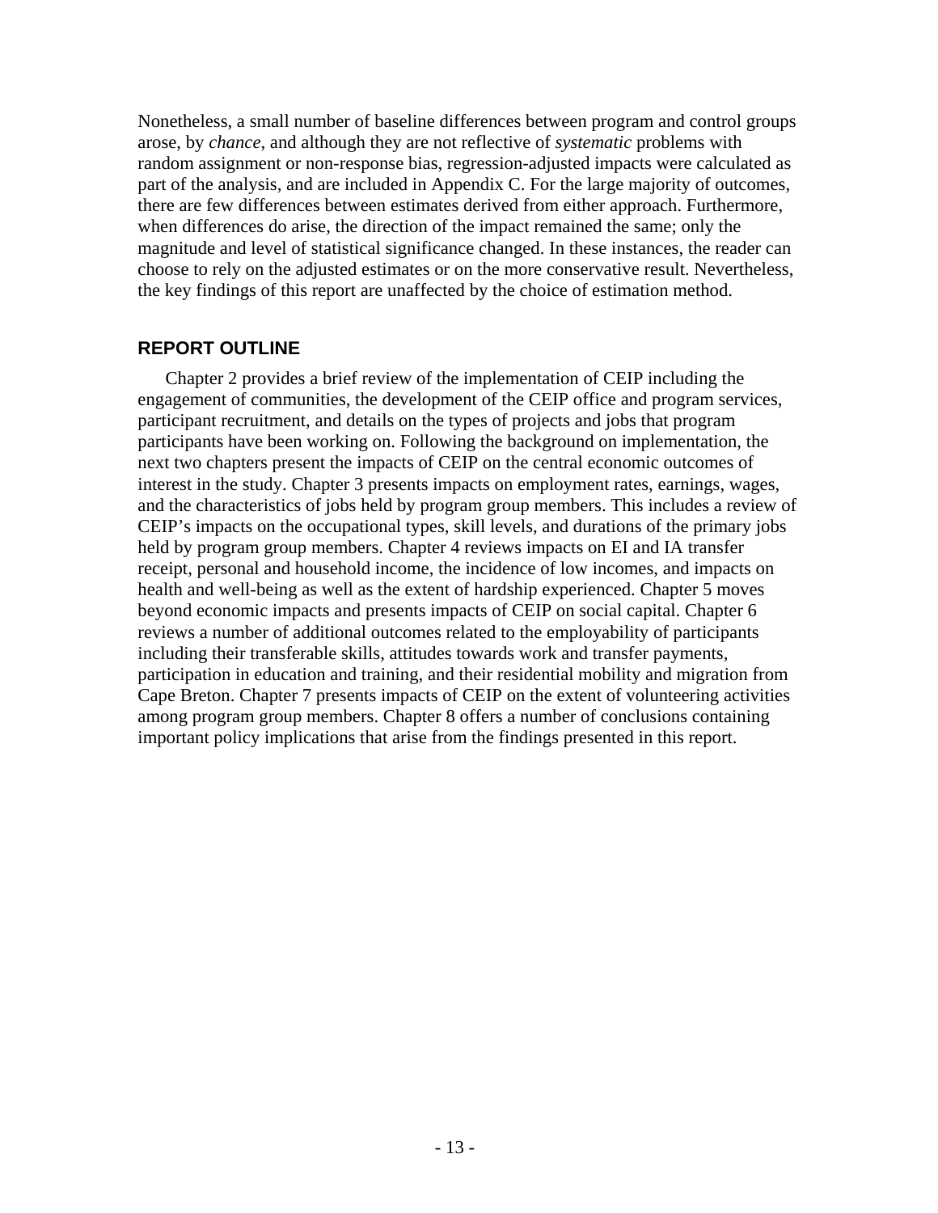Nonetheless, a small number of baseline differences between program and control groups arose, by *chance*, and although they are not reflective of *systematic* problems with random assignment or non-response bias, regression-adjusted impacts were calculated as part of the analysis, and are included in Appendix C. For the large majority of outcomes, there are few differences between estimates derived from either approach. Furthermore, when differences do arise, the direction of the impact remained the same; only the magnitude and level of statistical significance changed. In these instances, the reader can choose to rely on the adjusted estimates or on the more conservative result. Nevertheless, the key findings of this report are unaffected by the choice of estimation method.

## REPORT OUTLINE

Chapter 2 provides a brief review of the implementation of CEIP including the engagement of communities, the development of the CEIP office and program services, participant recruitment, and details on the types of projects and jobs that program participants have been working on. Following the background on implementation, the next two chapters present the impacts of CEIP on the central economic outcomes of interest in the study. Chapter 3 presents impacts on employment rates, earnings, wages, and the characteristics of jobs held by program group members. This includes a review of CEIP's impacts on the occupational types, skill levels, and durations of the primary jobs held by program group members. Chapter 4 reviews impacts on EI and IA transfer receipt, personal and household income, the incidence of low incomes, and impacts on health and well-being as well as the extent of hardship experienced. Chapter 5 moves beyond economic impacts and presents impacts of CEIP on social capital. Chapter 6 reviews a number of additional outcomes related to the employability of participants including their transferable skills, attitudes towards work and transfer payments, participation in education and training, and their residential mobility and migration from Cape Breton. Chapter 7 presents impacts of CEIP on the extent of volunteering activities among program group members. Chapter 8 offers a number of conclusions containing important policy implications that arise from the findings presented in this report.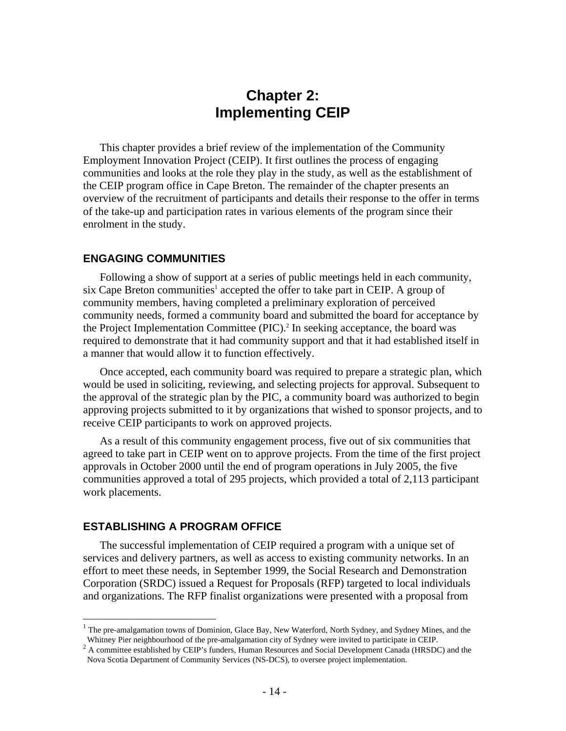# Chapter 2: Implementing CEIP

This chapter provides a brief review of the implementation of the Community Employment Innovation Project (CEIP). It first outlines the process of engaging communities and looks at the role they play in the study, as well as the establishment of the CEIP program office in Cape Breton. The remainder of the chapter presents an overview of the recruitment of participants and details their response to the offer in terms of the take-up and participation rates in various elements of the program since their enrolment in the study.

## ENGAGING COMMUNITIES

Following a show of support at a series of public meetings held in each community, six Cape Breton communities[1] accepted the offer to take part in CEIP. A group of community members, having completed a preliminary exploration of perceived community needs, formed a community board and submitted the board for acceptance by the Project Implementation Committee (PIC).[2] In seeking acceptance, the board was required to demonstrate that it had community support and that it had established itself in a manner that would allow it to function effectively.

Once accepted, each community board was required to prepare a strategic plan, which would be used in soliciting, reviewing, and selecting projects for approval. Subsequent to the approval of the strategic plan by the PIC, a community board was authorized to begin approving projects submitted to it by organizations that wished to sponsor projects, and to receive CEIP participants to work on approved projects.

As a result of this community engagement process, five out of six communities that agreed to take part in CEIP went on to approve projects. From the time of the first project approvals in October 2000 until the end of program operations in July 2005, the five communities approved a total of 295 projects, which provided a total of 2,113 participant work placements.

## ESTABLISHING A PROGRAM OFFICE

The successful implementation of CEIP required a program with a unique set of services and delivery partners, as well as access to existing community networks. In an effort to meet these needs, in September 1999, the Social Research and Demonstration Corporation (SRDC) issued a Request for Proposals (RFP) targeted to local individuals and organizations. The RFP finalist organizations were presented with a proposal from

---

[1] The pre-amalgamation towns of Dominion, Glace Bay, New Waterford, North Sydney, and Sydney Mines, and the Whitney Pier neighbourhood of the pre-amalgamation city of Sydney were invited to participate in CEIP.

[2] A committee established by CEIP's funders, Human Resources and Social Development Canada (HRSDC) and the Nova Scotia Department of Community Services (NS-DCS), to oversee project implementation.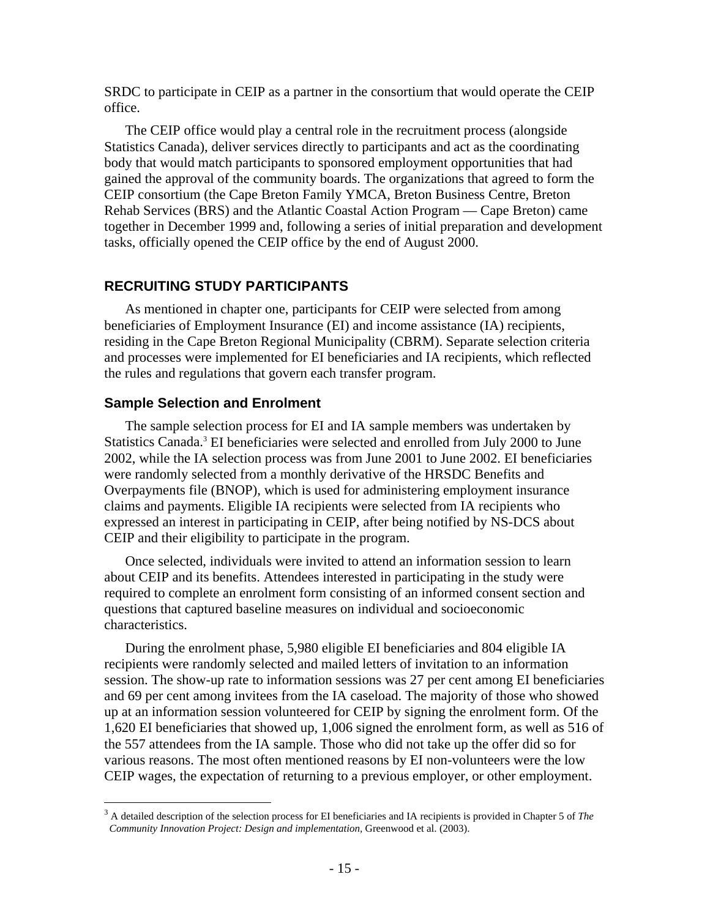SRDC to participate in CEIP as a partner in the consortium that would operate the CEIP office.

The CEIP office would play a central role in the recruitment process (alongside Statistics Canada), deliver services directly to participants and act as the coordinating body that would match participants to sponsored employment opportunities that had gained the approval of the community boards. The organizations that agreed to form the CEIP consortium (the Cape Breton Family YMCA, Breton Business Centre, Breton Rehab Services (BRS) and the Atlantic Coastal Action Program — Cape Breton) came together in December 1999 and, following a series of initial preparation and development tasks, officially opened the CEIP office by the end of August 2000.

## RECRUITING STUDY PARTICIPANTS

As mentioned in chapter one, participants for CEIP were selected from among beneficiaries of Employment Insurance (EI) and income assistance (IA) recipients, residing in the Cape Breton Regional Municipality (CBRM). Separate selection criteria and processes were implemented for EI beneficiaries and IA recipients, which reflected the rules and regulations that govern each transfer program.

### Sample Selection and Enrolment

The sample selection process for EI and IA sample members was undertaken by Statistics Canada.[3] EI beneficiaries were selected and enrolled from July 2000 to June 2002, while the IA selection process was from June 2001 to June 2002. EI beneficiaries were randomly selected from a monthly derivative of the HRSDC Benefits and Overpayments file (BNOP), which is used for administering employment insurance claims and payments. Eligible IA recipients were selected from IA recipients who expressed an interest in participating in CEIP, after being notified by NS-DCS about CEIP and their eligibility to participate in the program.

Once selected, individuals were invited to attend an information session to learn about CEIP and its benefits. Attendees interested in participating in the study were required to complete an enrolment form consisting of an informed consent section and questions that captured baseline measures on individual and socioeconomic characteristics.

During the enrolment phase, 5,980 eligible EI beneficiaries and 804 eligible IA recipients were randomly selected and mailed letters of invitation to an information session. The show-up rate to information sessions was 27 per cent among EI beneficiaries and 69 per cent among invitees from the IA caseload. The majority of those who showed up at an information session volunteered for CEIP by signing the enrolment form. Of the 1,620 EI beneficiaries that showed up, 1,006 signed the enrolment form, as well as 516 of the 557 attendees from the IA sample. Those who did not take up the offer did so for various reasons. The most often mentioned reasons by EI non-volunteers were the low CEIP wages, the expectation of returning to a previous employer, or other employment.

[3] A detailed description of the selection process for EI beneficiaries and IA recipients is provided in Chapter 5 of *The Community Innovation Project: Design and implementation*, Greenwood et al. (2003).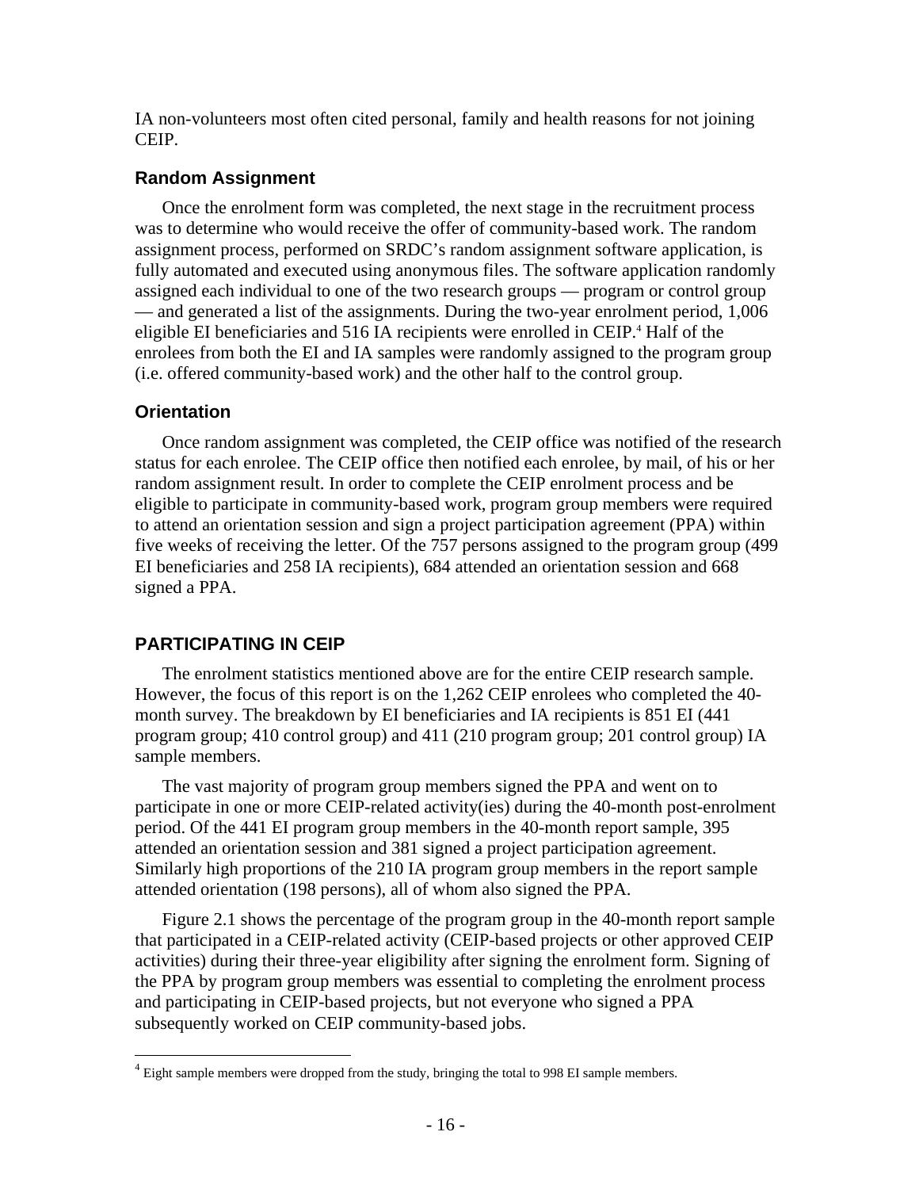IA non-volunteers most often cited personal, family and health reasons for not joining CEIP.

### Random Assignment

Once the enrolment form was completed, the next stage in the recruitment process was to determine who would receive the offer of community-based work. The random assignment process, performed on SRDC's random assignment software application, is fully automated and executed using anonymous files. The software application randomly assigned each individual to one of the two research groups — program or control group — and generated a list of the assignments. During the two-year enrolment period, 1,006 eligible EI beneficiaries and 516 IA recipients were enrolled in CEIP.[4] Half of the enrolees from both the EI and IA samples were randomly assigned to the program group (i.e. offered community-based work) and the other half to the control group.

### Orientation

Once random assignment was completed, the CEIP office was notified of the research status for each enrolee. The CEIP office then notified each enrolee, by mail, of his or her random assignment result. In order to complete the CEIP enrolment process and be eligible to participate in community-based work, program group members were required to attend an orientation session and sign a project participation agreement (PPA) within five weeks of receiving the letter. Of the 757 persons assigned to the program group (499 EI beneficiaries and 258 IA recipients), 684 attended an orientation session and 668 signed a PPA.

## PARTICIPATING IN CEIP

The enrolment statistics mentioned above are for the entire CEIP research sample. However, the focus of this report is on the 1,262 CEIP enrolees who completed the 40-month survey. The breakdown by EI beneficiaries and IA recipients is 851 EI (441 program group; 410 control group) and 411 (210 program group; 201 control group) IA sample members.

The vast majority of program group members signed the PPA and went on to participate in one or more CEIP-related activity(ies) during the 40-month post-enrolment period. Of the 441 EI program group members in the 40-month report sample, 395 attended an orientation session and 381 signed a project participation agreement. Similarly high proportions of the 210 IA program group members in the report sample attended orientation (198 persons), all of whom also signed the PPA.

Figure 2.1 shows the percentage of the program group in the 40-month report sample that participated in a CEIP-related activity (CEIP-based projects or other approved CEIP activities) during their three-year eligibility after signing the enrolment form. Signing of the PPA by program group members was essential to completing the enrolment process and participating in CEIP-based projects, but not everyone who signed a PPA subsequently worked on CEIP community-based jobs.

---

[4] Eight sample members were dropped from the study, bringing the total to 998 EI sample members.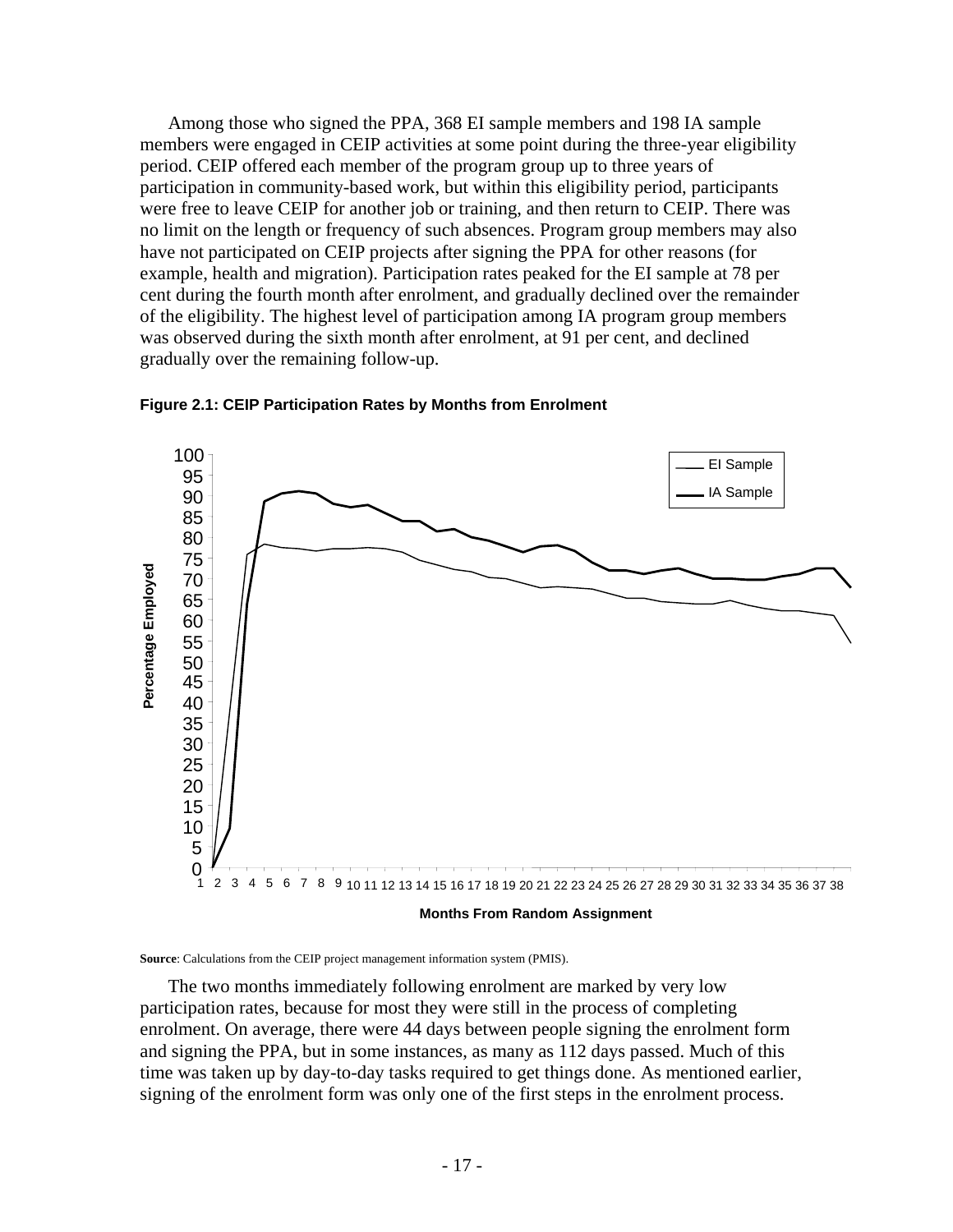Among those who signed the PPA, 368 EI sample members and 198 IA sample members were engaged in CEIP activities at some point during the three-year eligibility period. CEIP offered each member of the program group up to three years of participation in community-based work, but within this eligibility period, participants were free to leave CEIP for another job or training, and then return to CEIP. There was no limit on the length or frequency of such absences. Program group members may also have not participated on CEIP projects after signing the PPA for other reasons (for example, health and migration). Participation rates peaked for the EI sample at 78 per cent during the fourth month after enrolment, and gradually declined over the remainder of the eligibility. The highest level of participation among IA program group members was observed during the sixth month after enrolment, at 91 per cent, and declined gradually over the remaining follow-up.

**Figure 2.1: CEIP Participation Rates by Months from Enrolment**

**Source**: Calculations from the CEIP project management information system (PMIS).

The two months immediately following enrolment are marked by very low participation rates, because for most they were still in the process of completing enrolment. On average, there were 44 days between people signing the enrolment form and signing the PPA, but in some instances, as many as 112 days passed. Much of this time was taken up by day-to-day tasks required to get things done. As mentioned earlier, signing of the enrolment form was only one of the first steps in the enrolment process.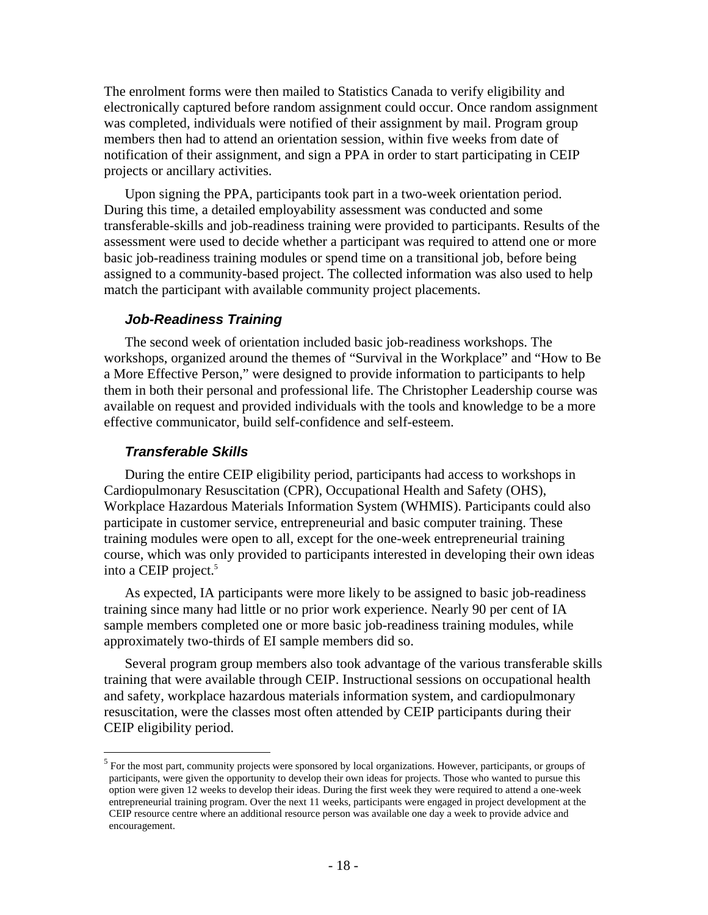The enrolment forms were then mailed to Statistics Canada to verify eligibility and electronically captured before random assignment could occur. Once random assignment was completed, individuals were notified of their assignment by mail. Program group members then had to attend an orientation session, within five weeks from date of notification of their assignment, and sign a PPA in order to start participating in CEIP projects or ancillary activities.

Upon signing the PPA, participants took part in a two-week orientation period. During this time, a detailed employability assessment was conducted and some transferable-skills and job-readiness training were provided to participants. Results of the assessment were used to decide whether a participant was required to attend one or more basic job-readiness training modules or spend time on a transitional job, before being assigned to a community-based project. The collected information was also used to help match the participant with available community project placements.

### *Job-Readiness Training*

The second week of orientation included basic job-readiness workshops. The workshops, organized around the themes of "Survival in the Workplace" and "How to Be a More Effective Person," were designed to provide information to participants to help them in both their personal and professional life. The Christopher Leadership course was available on request and provided individuals with the tools and knowledge to be a more effective communicator, build self-confidence and self-esteem.

### *Transferable Skills*

During the entire CEIP eligibility period, participants had access to workshops in Cardiopulmonary Resuscitation (CPR), Occupational Health and Safety (OHS), Workplace Hazardous Materials Information System (WHMIS). Participants could also participate in customer service, entrepreneurial and basic computer training. These training modules were open to all, except for the one-week entrepreneurial training course, which was only provided to participants interested in developing their own ideas into a CEIP project.[5]

As expected, IA participants were more likely to be assigned to basic job-readiness training since many had little or no prior work experience. Nearly 90 per cent of IA sample members completed one or more basic job-readiness training modules, while approximately two-thirds of EI sample members did so.

Several program group members also took advantage of the various transferable skills training that were available through CEIP. Instructional sessions on occupational health and safety, workplace hazardous materials information system, and cardiopulmonary resuscitation, were the classes most often attended by CEIP participants during their CEIP eligibility period.

---

[5] For the most part, community projects were sponsored by local organizations. However, participants, or groups of participants, were given the opportunity to develop their own ideas for projects. Those who wanted to pursue this option were given 12 weeks to develop their ideas. During the first week they were required to attend a one-week entrepreneurial training program. Over the next 11 weeks, participants were engaged in project development at the CEIP resource centre where an additional resource person was available one day a week to provide advice and encouragement.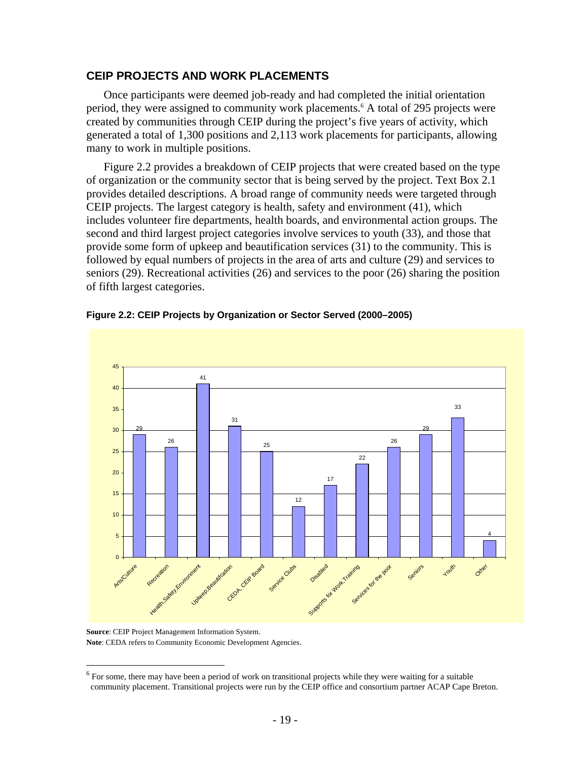## CEIP PROJECTS AND WORK PLACEMENTS

Once participants were deemed job-ready and had completed the initial orientation period, they were assigned to community work placements.[6] A total of 295 projects were created by communities through CEIP during the project's five years of activity, which generated a total of 1,300 positions and 2,113 work placements for participants, allowing many to work in multiple positions.

Figure 2.2 provides a breakdown of CEIP projects that were created based on the type of organization or the community sector that is being served by the project. Text Box 2.1 provides detailed descriptions. A broad range of community needs were targeted through CEIP projects. The largest category is health, safety and environment (41), which includes volunteer fire departments, health boards, and environmental action groups. The second and third largest project categories involve services to youth (33), and those that provide some form of upkeep and beautification services (31) to the community. This is followed by equal numbers of projects in the area of arts and culture (29) and services to seniors (29). Recreational activities (26) and services to the poor (26) sharing the position of fifth largest categories.

**Figure 2.2: CEIP Projects by Organization or Sector Served (2000–2005)**

| Organization or Sector Served | Number of Projects |
| --- | --- |
| Arts/Culture | 29 |
| Recreation | 26 |
| Health,Safety,Environment | 41 |
| Upkeep,Beautification | 31 |
| CEDA, CEIP Board | 25 |
| Service Clubs | 12 |
| Disabled | 17 |
| Supports for Work,Training | 22 |
| Services for the poor | 26 |
| Seniors | 29 |
| Youth | 33 |
| Other | 4 |

**Source**: CEIP Project Management Information System.

**Note**: CEDA refers to Community Economic Development Agencies.

[6] For some, there may have been a period of work on transitional projects while they were waiting for a suitable community placement. Transitional projects were run by the CEIP office and consortium partner ACAP Cape Breton.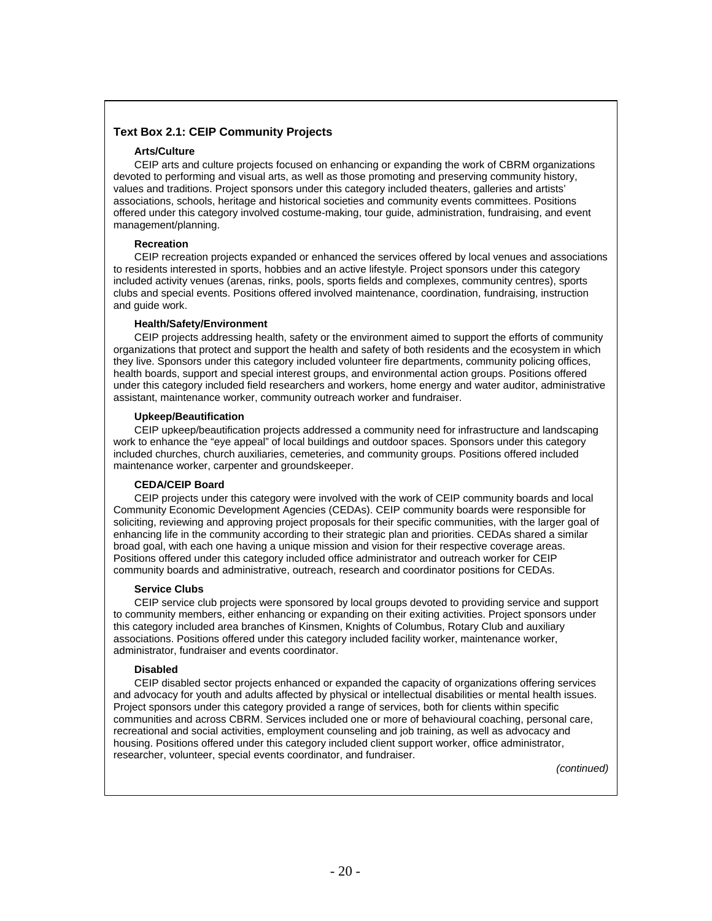### Text Box 2.1: CEIP Community Projects

**Arts/Culture**

CEIP arts and culture projects focused on enhancing or expanding the work of CBRM organizations devoted to performing and visual arts, as well as those promoting and preserving community history, values and traditions. Project sponsors under this category included theaters, galleries and artists' associations, schools, heritage and historical societies and community events committees. Positions offered under this category involved costume-making, tour guide, administration, fundraising, and event management/planning.

**Recreation**

CEIP recreation projects expanded or enhanced the services offered by local venues and associations to residents interested in sports, hobbies and an active lifestyle. Project sponsors under this category included activity venues (arenas, rinks, pools, sports fields and complexes, community centres), sports clubs and special events. Positions offered involved maintenance, coordination, fundraising, instruction and guide work.

**Health/Safety/Environment**

CEIP projects addressing health, safety or the environment aimed to support the efforts of community organizations that protect and support the health and safety of both residents and the ecosystem in which they live. Sponsors under this category included volunteer fire departments, community policing offices, health boards, support and special interest groups, and environmental action groups. Positions offered under this category included field researchers and workers, home energy and water auditor, administrative assistant, maintenance worker, community outreach worker and fundraiser.

**Upkeep/Beautification**

CEIP upkeep/beautification projects addressed a community need for infrastructure and landscaping work to enhance the "eye appeal" of local buildings and outdoor spaces. Sponsors under this category included churches, church auxiliaries, cemeteries, and community groups. Positions offered included maintenance worker, carpenter and groundskeeper.

**CEDA/CEIP Board**

CEIP projects under this category were involved with the work of CEIP community boards and local Community Economic Development Agencies (CEDAs). CEIP community boards were responsible for soliciting, reviewing and approving project proposals for their specific communities, with the larger goal of enhancing life in the community according to their strategic plan and priorities. CEDAs shared a similar broad goal, with each one having a unique mission and vision for their respective coverage areas. Positions offered under this category included office administrator and outreach worker for CEIP community boards and administrative, outreach, research and coordinator positions for CEDAs.

**Service Clubs**

CEIP service club projects were sponsored by local groups devoted to providing service and support to community members, either enhancing or expanding on their exiting activities. Project sponsors under this category included area branches of Kinsmen, Knights of Columbus, Rotary Club and auxiliary associations. Positions offered under this category included facility worker, maintenance worker, administrator, fundraiser and events coordinator.

**Disabled**

CEIP disabled sector projects enhanced or expanded the capacity of organizations offering services and advocacy for youth and adults affected by physical or intellectual disabilities or mental health issues. Project sponsors under this category provided a range of services, both for clients within specific communities and across CBRM. Services included one or more of behavioural coaching, personal care, recreational and social activities, employment counseling and job training, as well as advocacy and housing. Positions offered under this category included client support worker, office administrator, researcher, volunteer, special events coordinator, and fundraiser.

*(continued)*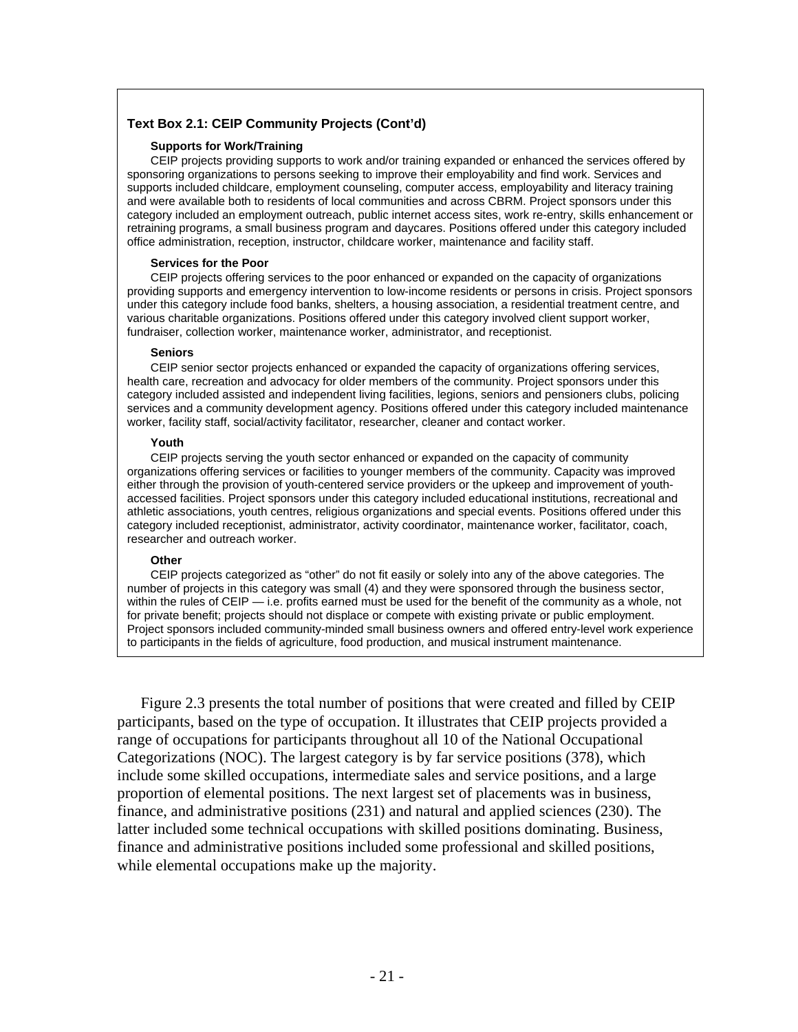**Text Box 2.1: CEIP Community Projects (Cont'd)**

**Supports for Work/Training**

CEIP projects providing supports to work and/or training expanded or enhanced the services offered by sponsoring organizations to persons seeking to improve their employability and find work. Services and supports included childcare, employment counseling, computer access, employability and literacy training and were available both to residents of local communities and across CBRM. Project sponsors under this category included an employment outreach, public internet access sites, work re-entry, skills enhancement or retraining programs, a small business program and daycares. Positions offered under this category included office administration, reception, instructor, childcare worker, maintenance and facility staff.

**Services for the Poor**

CEIP projects offering services to the poor enhanced or expanded on the capacity of organizations providing supports and emergency intervention to low-income residents or persons in crisis. Project sponsors under this category include food banks, shelters, a housing association, a residential treatment centre, and various charitable organizations. Positions offered under this category involved client support worker, fundraiser, collection worker, maintenance worker, administrator, and receptionist.

**Seniors**

CEIP senior sector projects enhanced or expanded the capacity of organizations offering services, health care, recreation and advocacy for older members of the community. Project sponsors under this category included assisted and independent living facilities, legions, seniors and pensioners clubs, policing services and a community development agency. Positions offered under this category included maintenance worker, facility staff, social/activity facilitator, researcher, cleaner and contact worker.

**Youth**

CEIP projects serving the youth sector enhanced or expanded on the capacity of community organizations offering services or facilities to younger members of the community. Capacity was improved either through the provision of youth-centered service providers or the upkeep and improvement of youth-accessed facilities. Project sponsors under this category included educational institutions, recreational and athletic associations, youth centres, religious organizations and special events. Positions offered under this category included receptionist, administrator, activity coordinator, maintenance worker, facilitator, coach, researcher and outreach worker.

**Other**

CEIP projects categorized as "other" do not fit easily or solely into any of the above categories. The number of projects in this category was small (4) and they were sponsored through the business sector, within the rules of CEIP — i.e. profits earned must be used for the benefit of the community as a whole, not for private benefit; projects should not displace or compete with existing private or public employment. Project sponsors included community-minded small business owners and offered entry-level work experience to participants in the fields of agriculture, food production, and musical instrument maintenance.

Figure 2.3 presents the total number of positions that were created and filled by CEIP participants, based on the type of occupation. It illustrates that CEIP projects provided a range of occupations for participants throughout all 10 of the National Occupational Categorizations (NOC). The largest category is by far service positions (378), which include some skilled occupations, intermediate sales and service positions, and a large proportion of elemental positions. The next largest set of placements was in business, finance, and administrative positions (231) and natural and applied sciences (230). The latter included some technical occupations with skilled positions dominating. Business, finance and administrative positions included some professional and skilled positions, while elemental occupations make up the majority.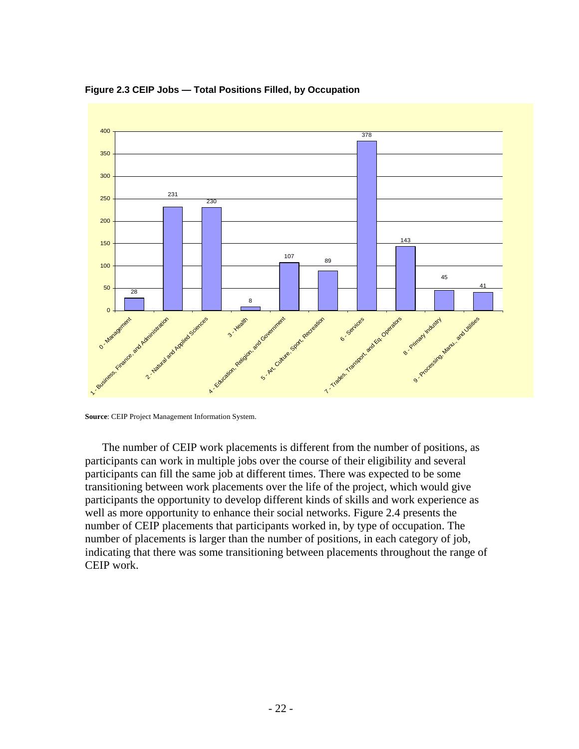**Figure 2.3 CEIP Jobs — Total Positions Filled, by Occupation**

| Occupation | Positions Filled |
|---|---|
| 0 - Management | 28 |
| 1 - Business, Finance, and Administration | 231 |
| 2 - Natural and Applied Sciences | 230 |
| 3 - Health | 8 |
| 4 - Education, Religion, and Government | 107 |
| 5 - Art, Culture, Sport, Recreation | 89 |
| 6 - Services | 378 |
| 7 - Trades, Transport, and Eq. Operators | 143 |
| 8 - Primary Industry | 45 |
| 9 - Processing, Manu., and Utilities | 41 |

**Source**: CEIP Project Management Information System.

The number of CEIP work placements is different from the number of positions, as participants can work in multiple jobs over the course of their eligibility and several participants can fill the same job at different times. There was expected to be some transitioning between work placements over the life of the project, which would give participants the opportunity to develop different kinds of skills and work experience as well as more opportunity to enhance their social networks. Figure 2.4 presents the number of CEIP placements that participants worked in, by type of occupation. The number of placements is larger than the number of positions, in each category of job, indicating that there was some transitioning between placements throughout the range of CEIP work.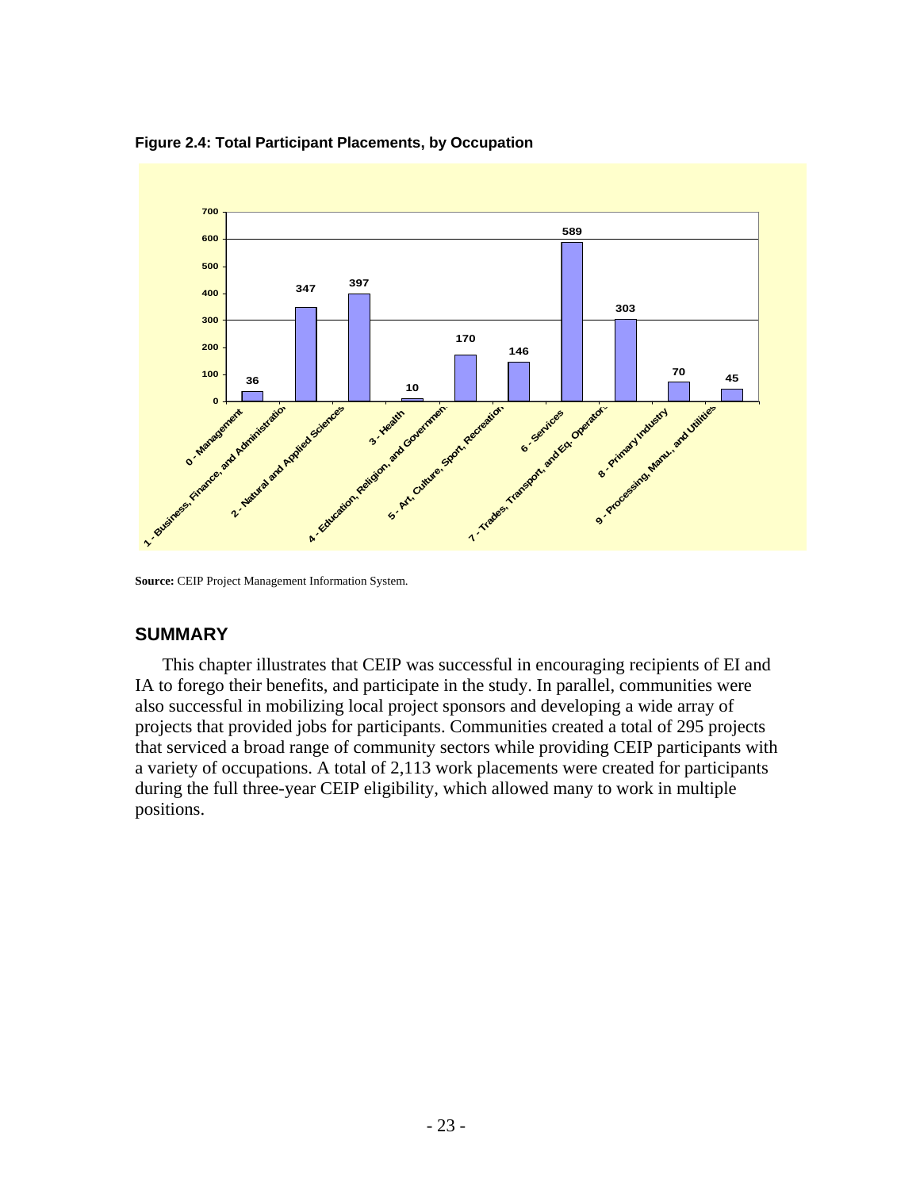**Figure 2.4: Total Participant Placements, by Occupation**

| Occupation | Placements |
|---|---|
| 0 - Management | 36 |
| 1 - Business, Finance, and Administration | 347 |
| 2 - Natural and Applied Sciences | 397 |
| 3 - Health | 10 |
| 4 - Education, Religion, and Government | 170 |
| 5 - Art, Culture, Sport, Recreation | 146 |
| 6 - Services | 589 |
| 7 - Trades, Transport, and Eq. Operators | 303 |
| 8 - Primary Industry | 70 |
| 9 - Processing, Manu., and Utilities | 45 |

**Source:** CEIP Project Management Information System.

## SUMMARY

This chapter illustrates that CEIP was successful in encouraging recipients of EI and IA to forego their benefits, and participate in the study. In parallel, communities were also successful in mobilizing local project sponsors and developing a wide array of projects that provided jobs for participants. Communities created a total of 295 projects that serviced a broad range of community sectors while providing CEIP participants with a variety of occupations. A total of 2,113 work placements were created for participants during the full three-year CEIP eligibility, which allowed many to work in multiple positions.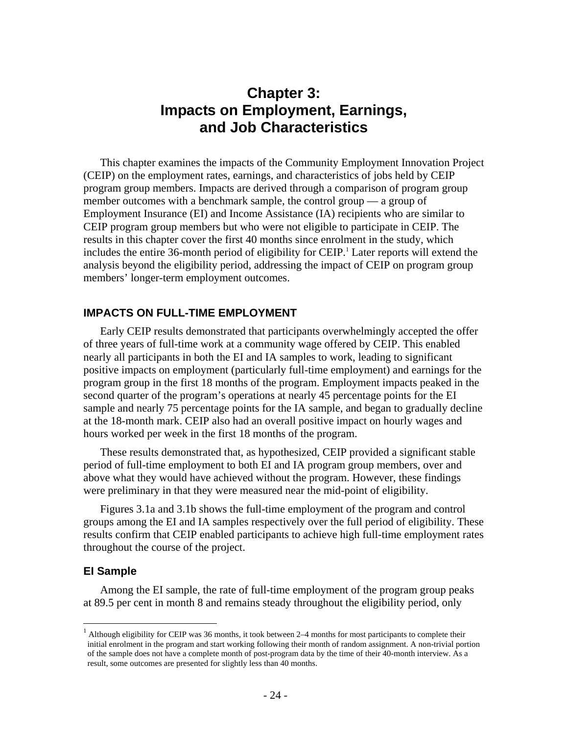# Chapter 3: Impacts on Employment, Earnings, and Job Characteristics

This chapter examines the impacts of the Community Employment Innovation Project (CEIP) on the employment rates, earnings, and characteristics of jobs held by CEIP program group members. Impacts are derived through a comparison of program group member outcomes with a benchmark sample, the control group — a group of Employment Insurance (EI) and Income Assistance (IA) recipients who are similar to CEIP program group members but who were not eligible to participate in CEIP. The results in this chapter cover the first 40 months since enrolment in the study, which includes the entire 36-month period of eligibility for CEIP.[1] Later reports will extend the analysis beyond the eligibility period, addressing the impact of CEIP on program group members' longer-term employment outcomes.

## IMPACTS ON FULL-TIME EMPLOYMENT

Early CEIP results demonstrated that participants overwhelmingly accepted the offer of three years of full-time work at a community wage offered by CEIP. This enabled nearly all participants in both the EI and IA samples to work, leading to significant positive impacts on employment (particularly full-time employment) and earnings for the program group in the first 18 months of the program. Employment impacts peaked in the second quarter of the program's operations at nearly 45 percentage points for the EI sample and nearly 75 percentage points for the IA sample, and began to gradually decline at the 18-month mark. CEIP also had an overall positive impact on hourly wages and hours worked per week in the first 18 months of the program.

These results demonstrated that, as hypothesized, CEIP provided a significant stable period of full-time employment to both EI and IA program group members, over and above what they would have achieved without the program. However, these findings were preliminary in that they were measured near the mid-point of eligibility.

Figures 3.1a and 3.1b shows the full-time employment of the program and control groups among the EI and IA samples respectively over the full period of eligibility. These results confirm that CEIP enabled participants to achieve high full-time employment rates throughout the course of the project.

### EI Sample

Among the EI sample, the rate of full-time employment of the program group peaks at 89.5 per cent in month 8 and remains steady throughout the eligibility period, only

[1] Although eligibility for CEIP was 36 months, it took between 2–4 months for most participants to complete their initial enrolment in the program and start working following their month of random assignment. A non-trivial portion of the sample does not have a complete month of post-program data by the time of their 40-month interview. As a result, some outcomes are presented for slightly less than 40 months.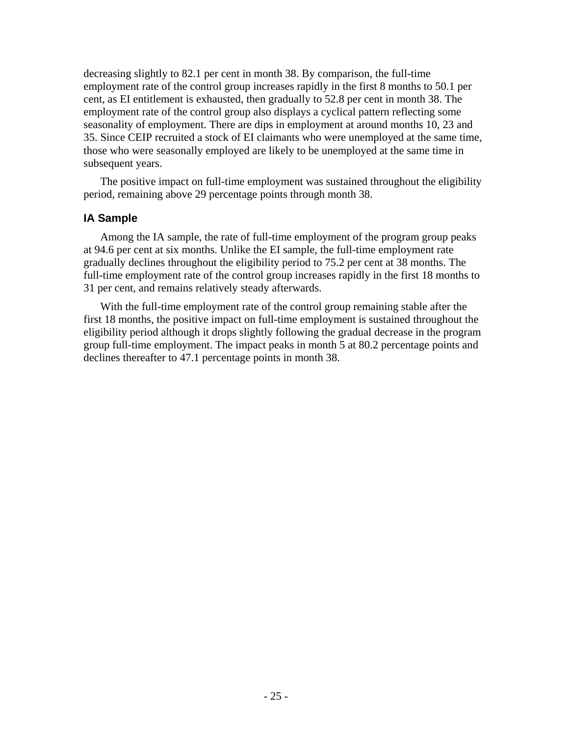decreasing slightly to 82.1 per cent in month 38. By comparison, the full-time employment rate of the control group increases rapidly in the first 8 months to 50.1 per cent, as EI entitlement is exhausted, then gradually to 52.8 per cent in month 38. The employment rate of the control group also displays a cyclical pattern reflecting some seasonality of employment. There are dips in employment at around months 10, 23 and 35. Since CEIP recruited a stock of EI claimants who were unemployed at the same time, those who were seasonally employed are likely to be unemployed at the same time in subsequent years.

The positive impact on full-time employment was sustained throughout the eligibility period, remaining above 29 percentage points through month 38.

### IA Sample

Among the IA sample, the rate of full-time employment of the program group peaks at 94.6 per cent at six months. Unlike the EI sample, the full-time employment rate gradually declines throughout the eligibility period to 75.2 per cent at 38 months. The full-time employment rate of the control group increases rapidly in the first 18 months to 31 per cent, and remains relatively steady afterwards.

With the full-time employment rate of the control group remaining stable after the first 18 months, the positive impact on full-time employment is sustained throughout the eligibility period although it drops slightly following the gradual decrease in the program group full-time employment. The impact peaks in month 5 at 80.2 percentage points and declines thereafter to 47.1 percentage points in month 38.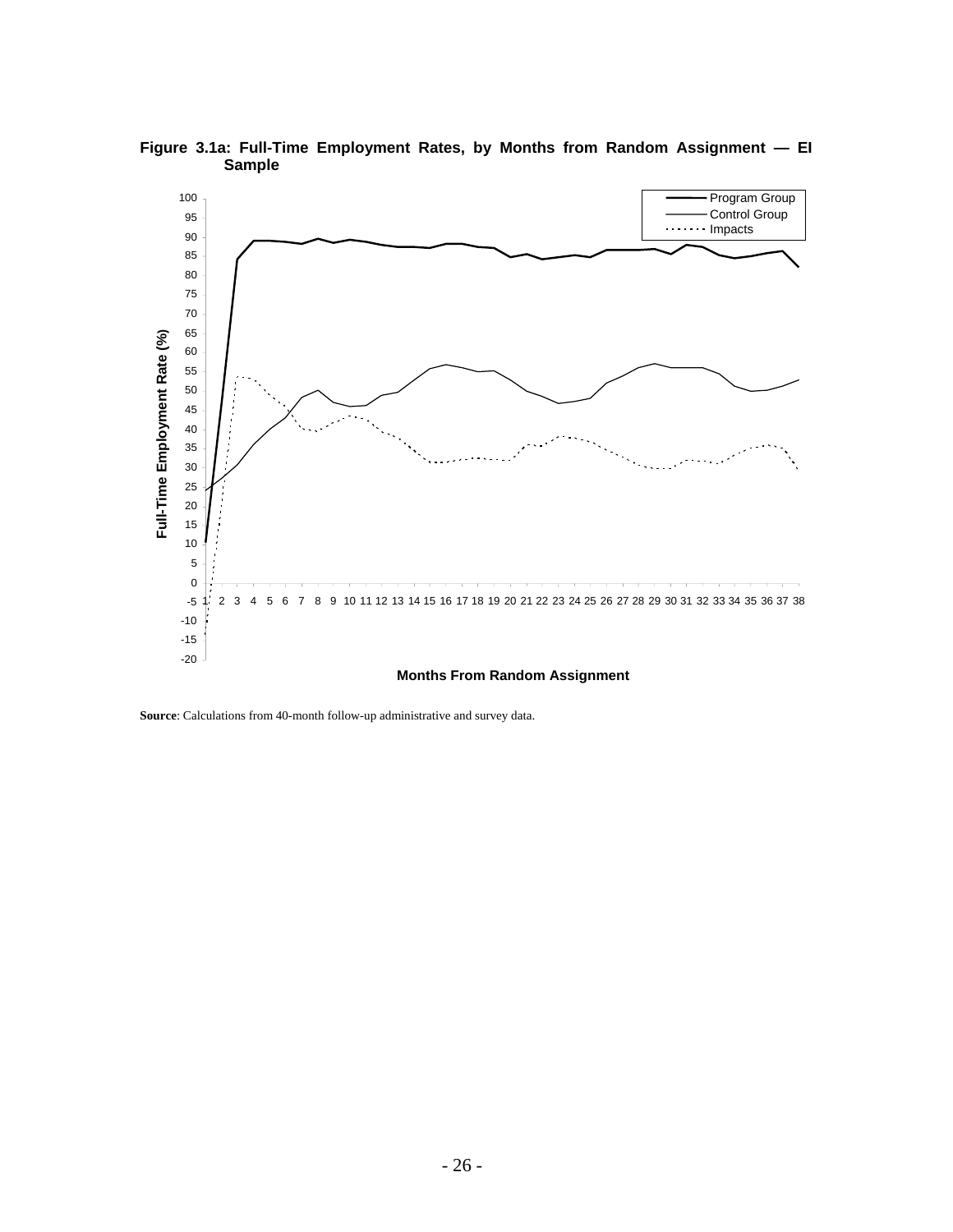**Figure 3.1a: Full-Time Employment Rates, by Months from Random Assignment — EI Sample**

**Source**: Calculations from 40-month follow-up administrative and survey data.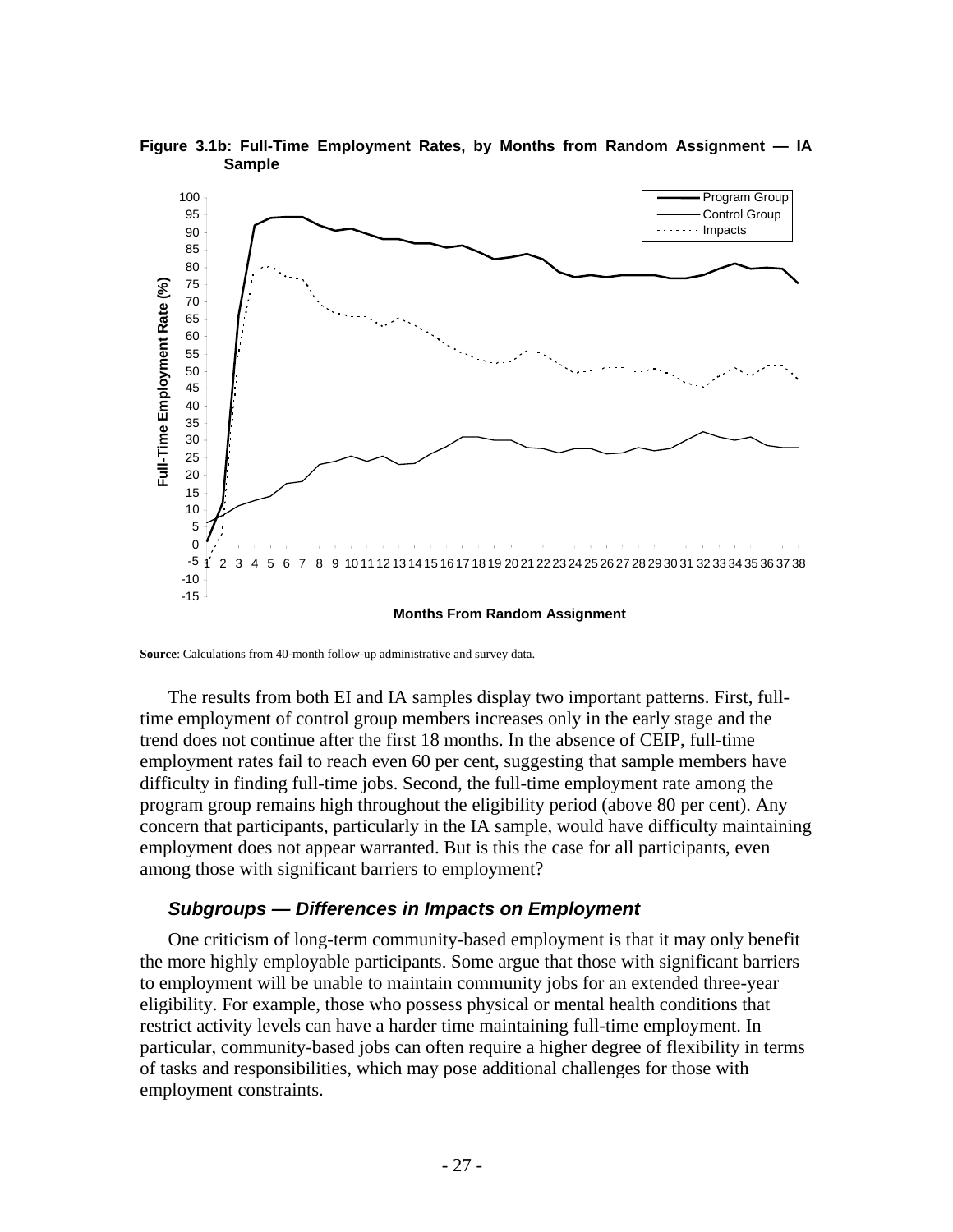**Figure 3.1b: Full-Time Employment Rates, by Months from Random Assignment — IA Sample**

**Source**: Calculations from 40-month follow-up administrative and survey data.

The results from both EI and IA samples display two important patterns. First, full-time employment of control group members increases only in the early stage and the trend does not continue after the first 18 months. In the absence of CEIP, full-time employment rates fail to reach even 60 per cent, suggesting that sample members have difficulty in finding full-time jobs. Second, the full-time employment rate among the program group remains high throughout the eligibility period (above 80 per cent). Any concern that participants, particularly in the IA sample, would have difficulty maintaining employment does not appear warranted. But is this the case for all participants, even among those with significant barriers to employment?

### *Subgroups — Differences in Impacts on Employment*

One criticism of long-term community-based employment is that it may only benefit the more highly employable participants. Some argue that those with significant barriers to employment will be unable to maintain community jobs for an extended three-year eligibility. For example, those who possess physical or mental health conditions that restrict activity levels can have a harder time maintaining full-time employment. In particular, community-based jobs can often require a higher degree of flexibility in terms of tasks and responsibilities, which may pose additional challenges for those with employment constraints.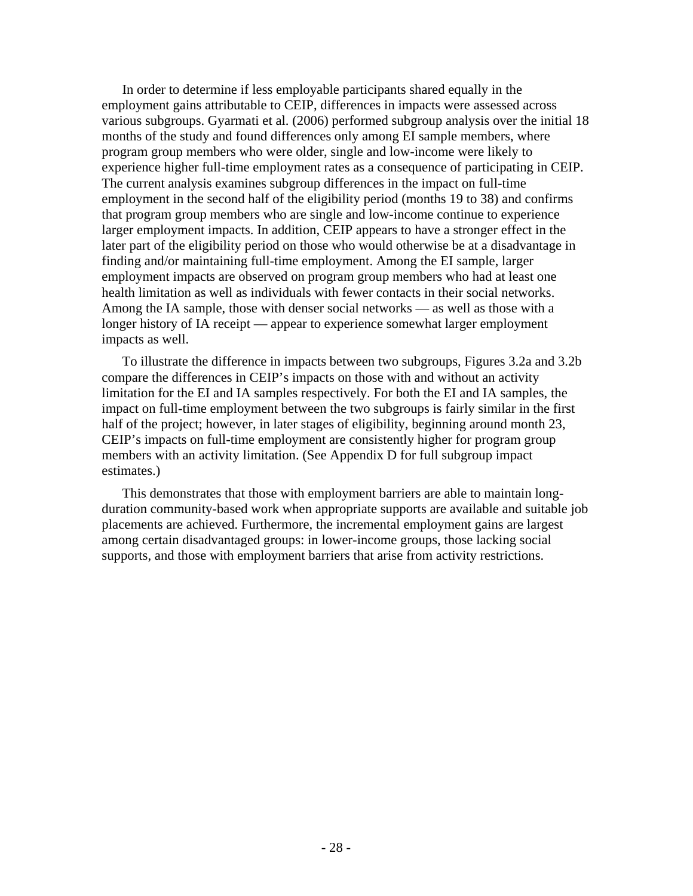In order to determine if less employable participants shared equally in the employment gains attributable to CEIP, differences in impacts were assessed across various subgroups. Gyarmati et al. (2006) performed subgroup analysis over the initial 18 months of the study and found differences only among EI sample members, where program group members who were older, single and low-income were likely to experience higher full-time employment rates as a consequence of participating in CEIP. The current analysis examines subgroup differences in the impact on full-time employment in the second half of the eligibility period (months 19 to 38) and confirms that program group members who are single and low-income continue to experience larger employment impacts. In addition, CEIP appears to have a stronger effect in the later part of the eligibility period on those who would otherwise be at a disadvantage in finding and/or maintaining full-time employment. Among the EI sample, larger employment impacts are observed on program group members who had at least one health limitation as well as individuals with fewer contacts in their social networks. Among the IA sample, those with denser social networks — as well as those with a longer history of IA receipt — appear to experience somewhat larger employment impacts as well.

To illustrate the difference in impacts between two subgroups, Figures 3.2a and 3.2b compare the differences in CEIP's impacts on those with and without an activity limitation for the EI and IA samples respectively. For both the EI and IA samples, the impact on full-time employment between the two subgroups is fairly similar in the first half of the project; however, in later stages of eligibility, beginning around month 23, CEIP's impacts on full-time employment are consistently higher for program group members with an activity limitation. (See Appendix D for full subgroup impact estimates.)

This demonstrates that those with employment barriers are able to maintain long-duration community-based work when appropriate supports are available and suitable job placements are achieved. Furthermore, the incremental employment gains are largest among certain disadvantaged groups: in lower-income groups, those lacking social supports, and those with employment barriers that arise from activity restrictions.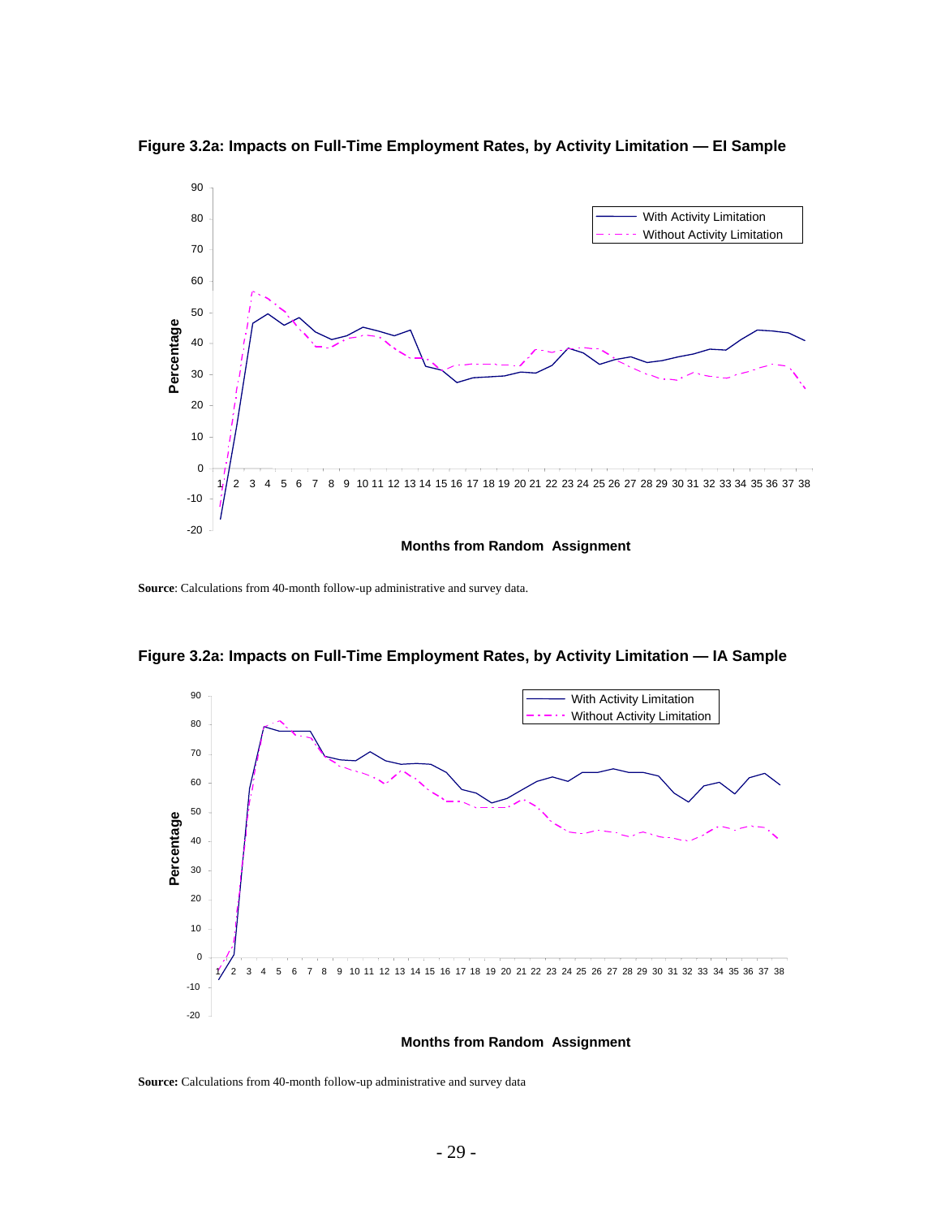**Figure 3.2a: Impacts on Full-Time Employment Rates, by Activity Limitation — EI Sample**

**Source**: Calculations from 40-month follow-up administrative and survey data.

**Figure 3.2a: Impacts on Full-Time Employment Rates, by Activity Limitation — IA Sample**

**Source:** Calculations from 40-month follow-up administrative and survey data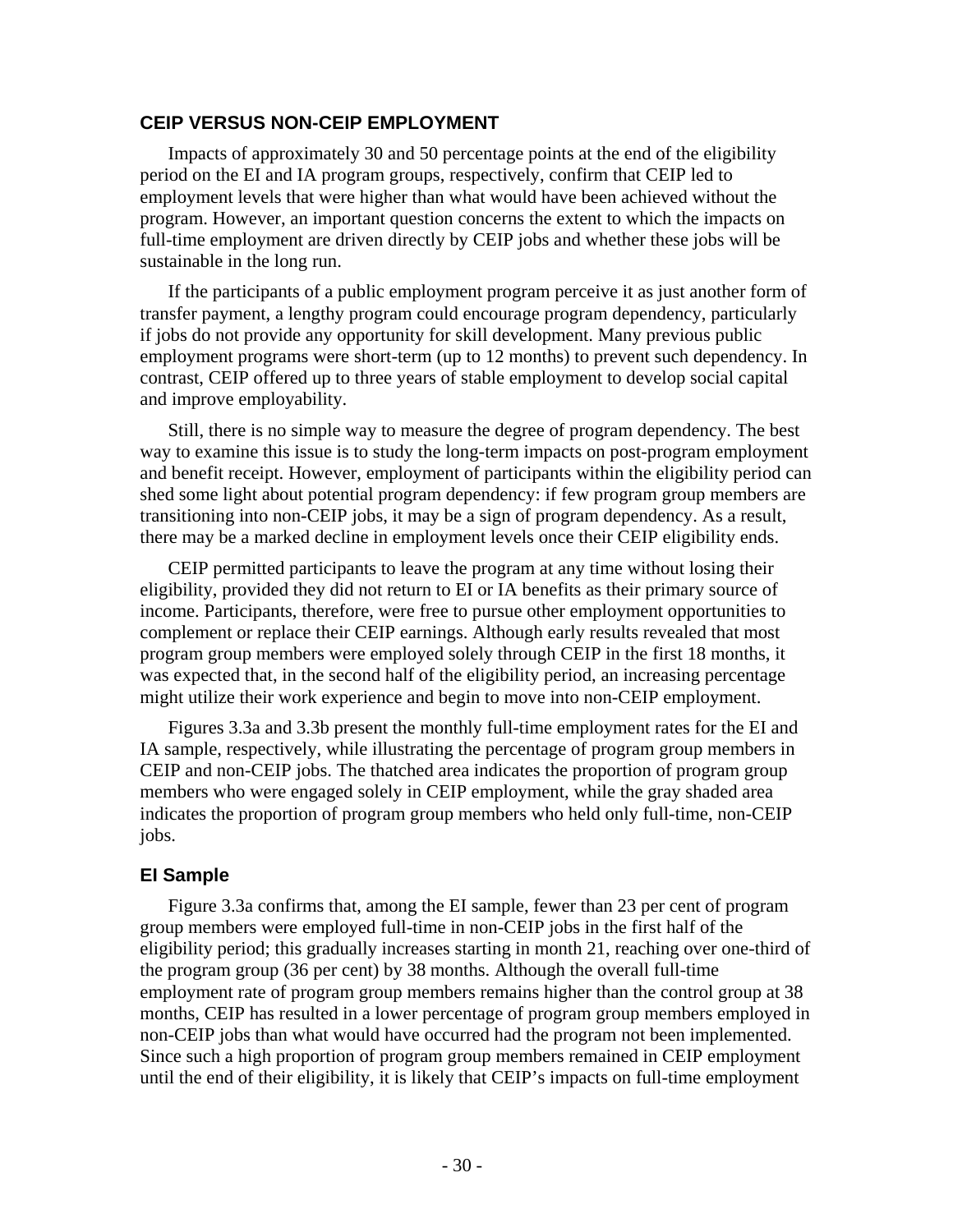## CEIP VERSUS NON-CEIP EMPLOYMENT

Impacts of approximately 30 and 50 percentage points at the end of the eligibility period on the EI and IA program groups, respectively, confirm that CEIP led to employment levels that were higher than what would have been achieved without the program. However, an important question concerns the extent to which the impacts on full-time employment are driven directly by CEIP jobs and whether these jobs will be sustainable in the long run.

If the participants of a public employment program perceive it as just another form of transfer payment, a lengthy program could encourage program dependency, particularly if jobs do not provide any opportunity for skill development. Many previous public employment programs were short-term (up to 12 months) to prevent such dependency. In contrast, CEIP offered up to three years of stable employment to develop social capital and improve employability.

Still, there is no simple way to measure the degree of program dependency. The best way to examine this issue is to study the long-term impacts on post-program employment and benefit receipt. However, employment of participants within the eligibility period can shed some light about potential program dependency: if few program group members are transitioning into non-CEIP jobs, it may be a sign of program dependency. As a result, there may be a marked decline in employment levels once their CEIP eligibility ends.

CEIP permitted participants to leave the program at any time without losing their eligibility, provided they did not return to EI or IA benefits as their primary source of income. Participants, therefore, were free to pursue other employment opportunities to complement or replace their CEIP earnings. Although early results revealed that most program group members were employed solely through CEIP in the first 18 months, it was expected that, in the second half of the eligibility period, an increasing percentage might utilize their work experience and begin to move into non-CEIP employment.

Figures 3.3a and 3.3b present the monthly full-time employment rates for the EI and IA sample, respectively, while illustrating the percentage of program group members in CEIP and non-CEIP jobs. The thatched area indicates the proportion of program group members who were engaged solely in CEIP employment, while the gray shaded area indicates the proportion of program group members who held only full-time, non-CEIP jobs.

### EI Sample

Figure 3.3a confirms that, among the EI sample, fewer than 23 per cent of program group members were employed full-time in non-CEIP jobs in the first half of the eligibility period; this gradually increases starting in month 21, reaching over one-third of the program group (36 per cent) by 38 months. Although the overall full-time employment rate of program group members remains higher than the control group at 38 months, CEIP has resulted in a lower percentage of program group members employed in non-CEIP jobs than what would have occurred had the program not been implemented. Since such a high proportion of program group members remained in CEIP employment until the end of their eligibility, it is likely that CEIP's impacts on full-time employment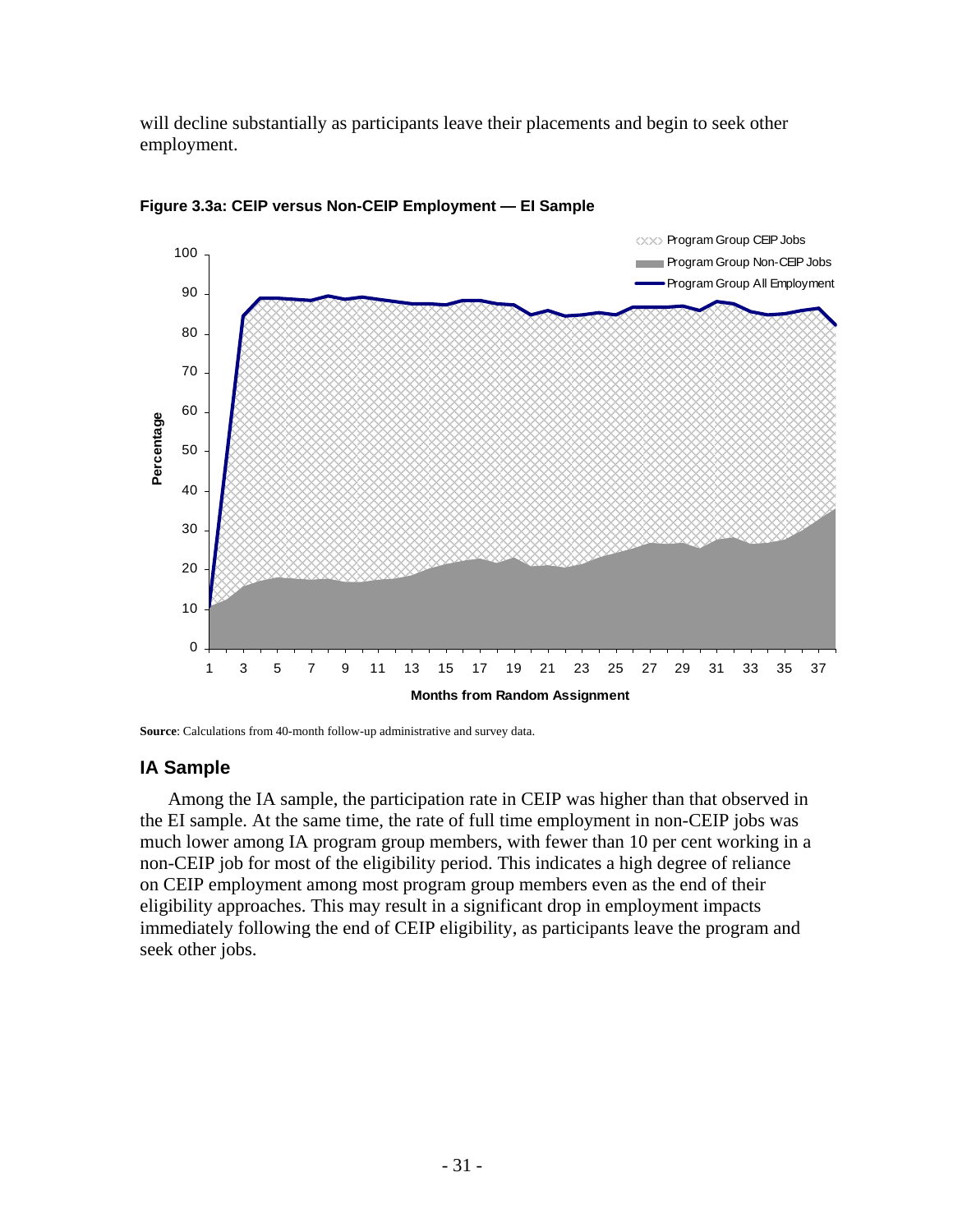will decline substantially as participants leave their placements and begin to seek other employment.

**Figure 3.3a: CEIP versus Non-CEIP Employment — EI Sample**

**Source**: Calculations from 40-month follow-up administrative and survey data.

## IA Sample

Among the IA sample, the participation rate in CEIP was higher than that observed in the EI sample. At the same time, the rate of full time employment in non-CEIP jobs was much lower among IA program group members, with fewer than 10 per cent working in a non-CEIP job for most of the eligibility period. This indicates a high degree of reliance on CEIP employment among most program group members even as the end of their eligibility approaches. This may result in a significant drop in employment impacts immediately following the end of CEIP eligibility, as participants leave the program and seek other jobs.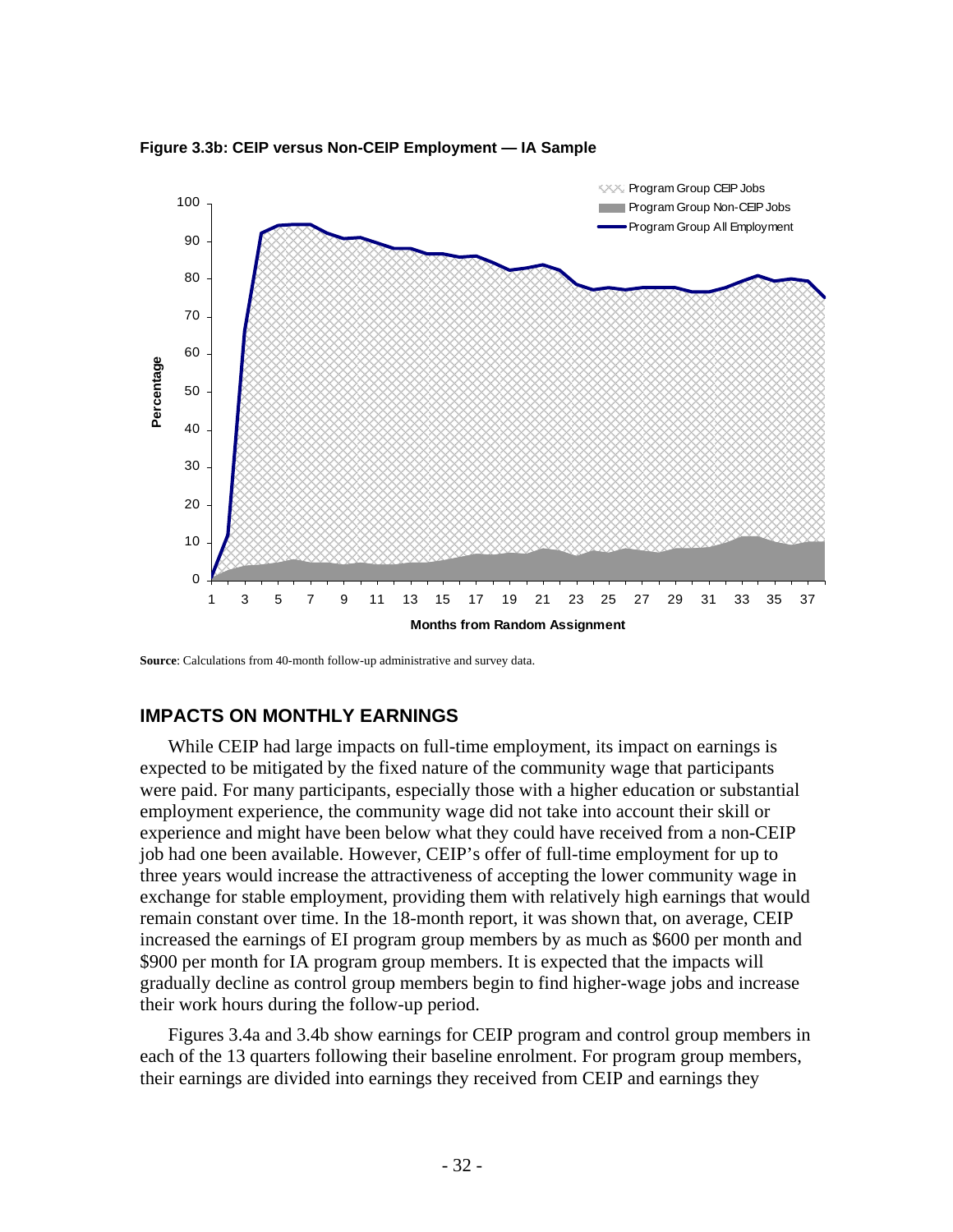**Figure 3.3b: CEIP versus Non-CEIP Employment — IA Sample**

**Source**: Calculations from 40-month follow-up administrative and survey data.

## IMPACTS ON MONTHLY EARNINGS

While CEIP had large impacts on full-time employment, its impact on earnings is expected to be mitigated by the fixed nature of the community wage that participants were paid. For many participants, especially those with a higher education or substantial employment experience, the community wage did not take into account their skill or experience and might have been below what they could have received from a non-CEIP job had one been available. However, CEIP's offer of full-time employment for up to three years would increase the attractiveness of accepting the lower community wage in exchange for stable employment, providing them with relatively high earnings that would remain constant over time. In the 18-month report, it was shown that, on average, CEIP increased the earnings of EI program group members by as much as $600 per month and $900 per month for IA program group members. It is expected that the impacts will gradually decline as control group members begin to find higher-wage jobs and increase their work hours during the follow-up period.

Figures 3.4a and 3.4b show earnings for CEIP program and control group members in each of the 13 quarters following their baseline enrolment. For program group members, their earnings are divided into earnings they received from CEIP and earnings they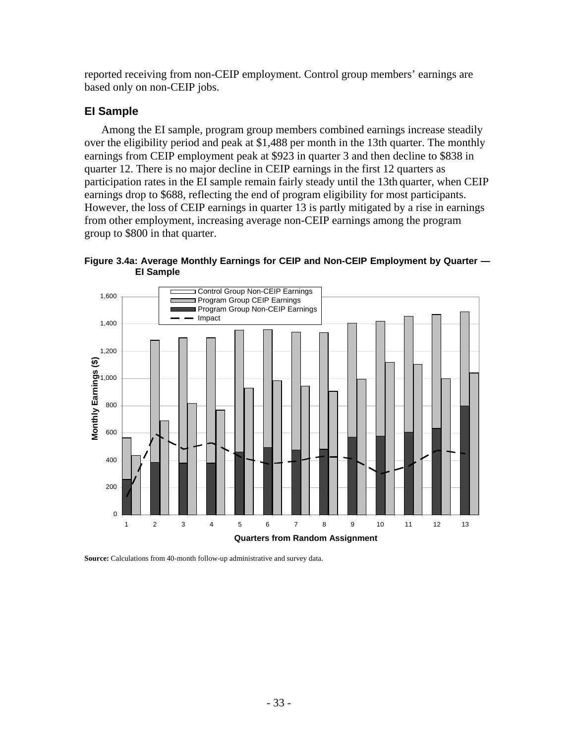reported receiving from non-CEIP employment. Control group members' earnings are based only on non-CEIP jobs.

### EI Sample

Among the EI sample, program group members combined earnings increase steadily over the eligibility period and peak at $1,488 per month in the 13th quarter. The monthly earnings from CEIP employment peak at $923 in quarter 3 and then decline to $838 in quarter 12. There is no major decline in CEIP earnings in the first 12 quarters as participation rates in the EI sample remain fairly steady until the 13th quarter, when CEIP earnings drop to $688, reflecting the end of program eligibility for most participants. However, the loss of CEIP earnings in quarter 13 is partly mitigated by a rise in earnings from other employment, increasing average non-CEIP earnings among the program group to $800 in that quarter.

**Figure 3.4a: Average Monthly Earnings for CEIP and Non-CEIP Employment by Quarter — EI Sample**

Legend: Control Group Non-CEIP Earnings; Program Group CEIP Earnings; Program Group Non-CEIP Earnings; Impact

Y-axis: Monthly Earnings ($) (0 to 1,600)

X-axis: Quarters from Random Assignment (1 to 13)

**Source:** Calculations from 40-month follow-up administrative and survey data.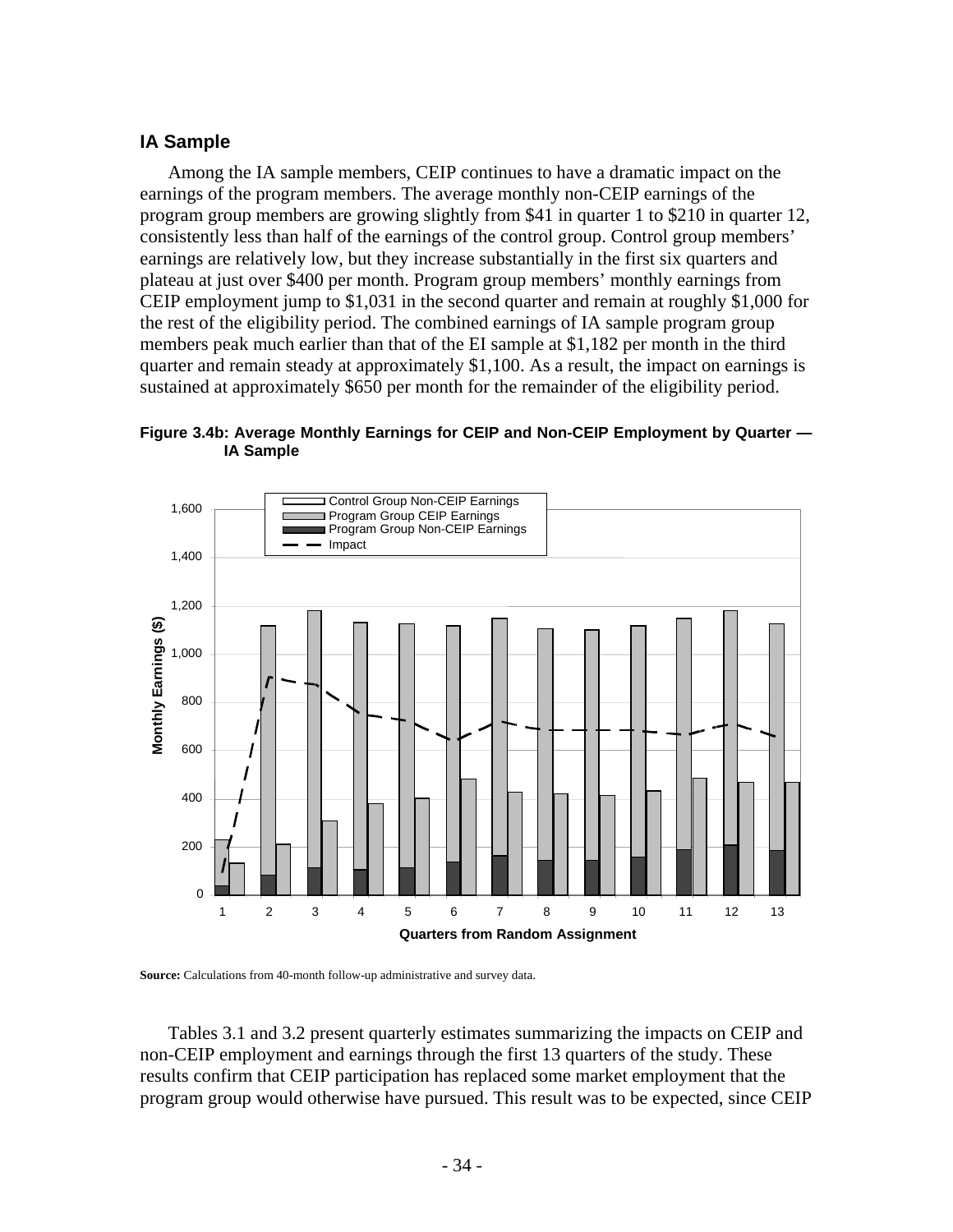## IA Sample

Among the IA sample members, CEIP continues to have a dramatic impact on the earnings of the program members. The average monthly non-CEIP earnings of the program group members are growing slightly from $41 in quarter 1 to $210 in quarter 12, consistently less than half of the earnings of the control group. Control group members' earnings are relatively low, but they increase substantially in the first six quarters and plateau at just over $400 per month. Program group members' monthly earnings from CEIP employment jump to $1,031 in the second quarter and remain at roughly $1,000 for the rest of the eligibility period. The combined earnings of IA sample program group members peak much earlier than that of the EI sample at $1,182 per month in the third quarter and remain steady at approximately $1,100. As a result, the impact on earnings is sustained at approximately $650 per month for the remainder of the eligibility period.

**Figure 3.4b: Average Monthly Earnings for CEIP and Non-CEIP Employment by Quarter — IA Sample**

**Source:** Calculations from 40-month follow-up administrative and survey data.

Tables 3.1 and 3.2 present quarterly estimates summarizing the impacts on CEIP and non-CEIP employment and earnings through the first 13 quarters of the study. These results confirm that CEIP participation has replaced some market employment that the program group would otherwise have pursued. This result was to be expected, since CEIP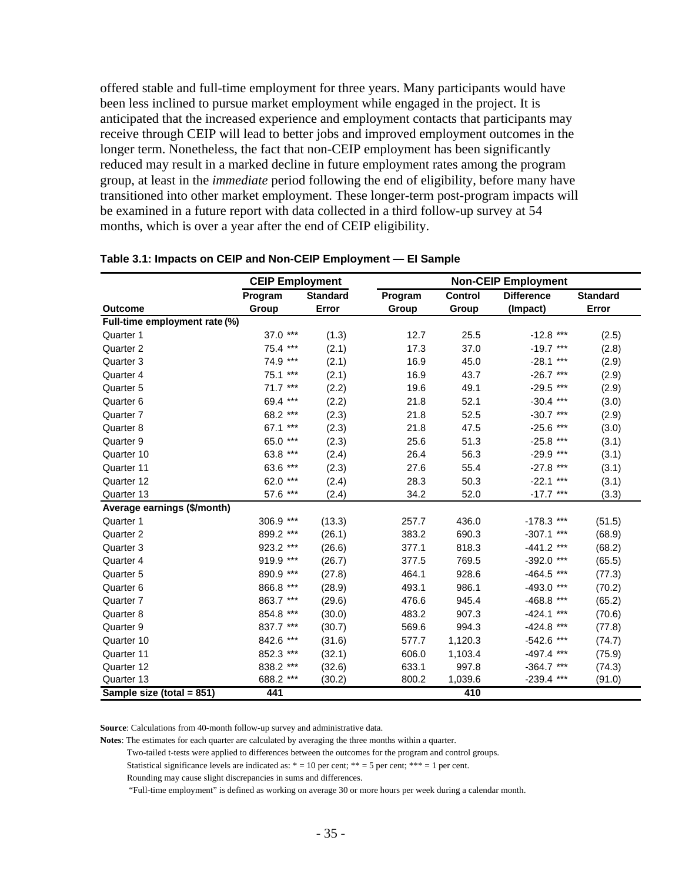offered stable and full-time employment for three years. Many participants would have been less inclined to pursue market employment while engaged in the project. It is anticipated that the increased experience and employment contacts that participants may receive through CEIP will lead to better jobs and improved employment outcomes in the longer term. Nonetheless, the fact that non-CEIP employment has been significantly reduced may result in a marked decline in future employment rates among the program group, at least in the *immediate* period following the end of eligibility, before many have transitioned into other market employment. These longer-term post-program impacts will be examined in a future report with data collected in a third follow-up survey at 54 months, which is over a year after the end of CEIP eligibility.

**Table 3.1: Impacts on CEIP and Non-CEIP Employment — EI Sample**

| | CEIP Employment | | Non-CEIP Employment | | | |
|---|---|---|---|---|---|---|
| **Outcome** | **Program Group** | **Standard Error** | **Program Group** | **Control Group** | **Difference (Impact)** | **Standard Error** |
| **Full-time employment rate (%)** | | | | | | |
| Quarter 1 | 37.0 *** | (1.3) | 12.7 | 25.5 | -12.8 *** | (2.5) |
| Quarter 2 | 75.4 *** | (2.1) | 17.3 | 37.0 | -19.7 *** | (2.8) |
| Quarter 3 | 74.9 *** | (2.1) | 16.9 | 45.0 | -28.1 *** | (2.9) |
| Quarter 4 | 75.1 *** | (2.1) | 16.9 | 43.7 | -26.7 *** | (2.9) |
| Quarter 5 | 71.7 *** | (2.2) | 19.6 | 49.1 | -29.5 *** | (2.9) |
| Quarter 6 | 69.4 *** | (2.2) | 21.8 | 52.1 | -30.4 *** | (3.0) |
| Quarter 7 | 68.2 *** | (2.3) | 21.8 | 52.5 | -30.7 *** | (2.9) |
| Quarter 8 | 67.1 *** | (2.3) | 21.8 | 47.5 | -25.6 *** | (3.0) |
| Quarter 9 | 65.0 *** | (2.3) | 25.6 | 51.3 | -25.8 *** | (3.1) |
| Quarter 10 | 63.8 *** | (2.4) | 26.4 | 56.3 | -29.9 *** | (3.1) |
| Quarter 11 | 63.6 *** | (2.3) | 27.6 | 55.4 | -27.8 *** | (3.1) |
| Quarter 12 | 62.0 *** | (2.4) | 28.3 | 50.3 | -22.1 *** | (3.1) |
| Quarter 13 | 57.6 *** | (2.4) | 34.2 | 52.0 | -17.7 *** | (3.3) |
| **Average earnings ($/month)** | | | | | | |
| Quarter 1 | 306.9 *** | (13.3) | 257.7 | 436.0 | -178.3 *** | (51.5) |
| Quarter 2 | 899.2 *** | (26.1) | 383.2 | 690.3 | -307.1 *** | (68.9) |
| Quarter 3 | 923.2 *** | (26.6) | 377.1 | 818.3 | -441.2 *** | (68.2) |
| Quarter 4 | 919.9 *** | (26.7) | 377.5 | 769.5 | -392.0 *** | (65.5) |
| Quarter 5 | 890.9 *** | (27.8) | 464.1 | 928.6 | -464.5 *** | (77.3) |
| Quarter 6 | 866.8 *** | (28.9) | 493.1 | 986.1 | -493.0 *** | (70.2) |
| Quarter 7 | 863.7 *** | (29.6) | 476.6 | 945.4 | -468.8 *** | (65.2) |
| Quarter 8 | 854.8 *** | (30.0) | 483.2 | 907.3 | -424.1 *** | (70.6) |
| Quarter 9 | 837.7 *** | (30.7) | 569.6 | 994.3 | -424.8 *** | (77.8) |
| Quarter 10 | 842.6 *** | (31.6) | 577.7 | 1,120.3 | -542.6 *** | (74.7) |
| Quarter 11 | 852.3 *** | (32.1) | 606.0 | 1,103.4 | -497.4 *** | (75.9) |
| Quarter 12 | 838.2 *** | (32.6) | 633.1 | 997.8 | -364.7 *** | (74.3) |
| Quarter 13 | 688.2 *** | (30.2) | 800.2 | 1,039.6 | -239.4 *** | (91.0) |
| **Sample size (total = 851)** | **441** | | | **410** | | |

**Source**: Calculations from 40-month follow-up survey and administrative data.

**Notes**: The estimates for each quarter are calculated by averaging the three months within a quarter.

Two-tailed t-tests were applied to differences between the outcomes for the program and control groups.

Statistical significance levels are indicated as: * = 10 per cent; ** = 5 per cent; *** = 1 per cent.

Rounding may cause slight discrepancies in sums and differences.

"Full-time employment" is defined as working on average 30 or more hours per week during a calendar month.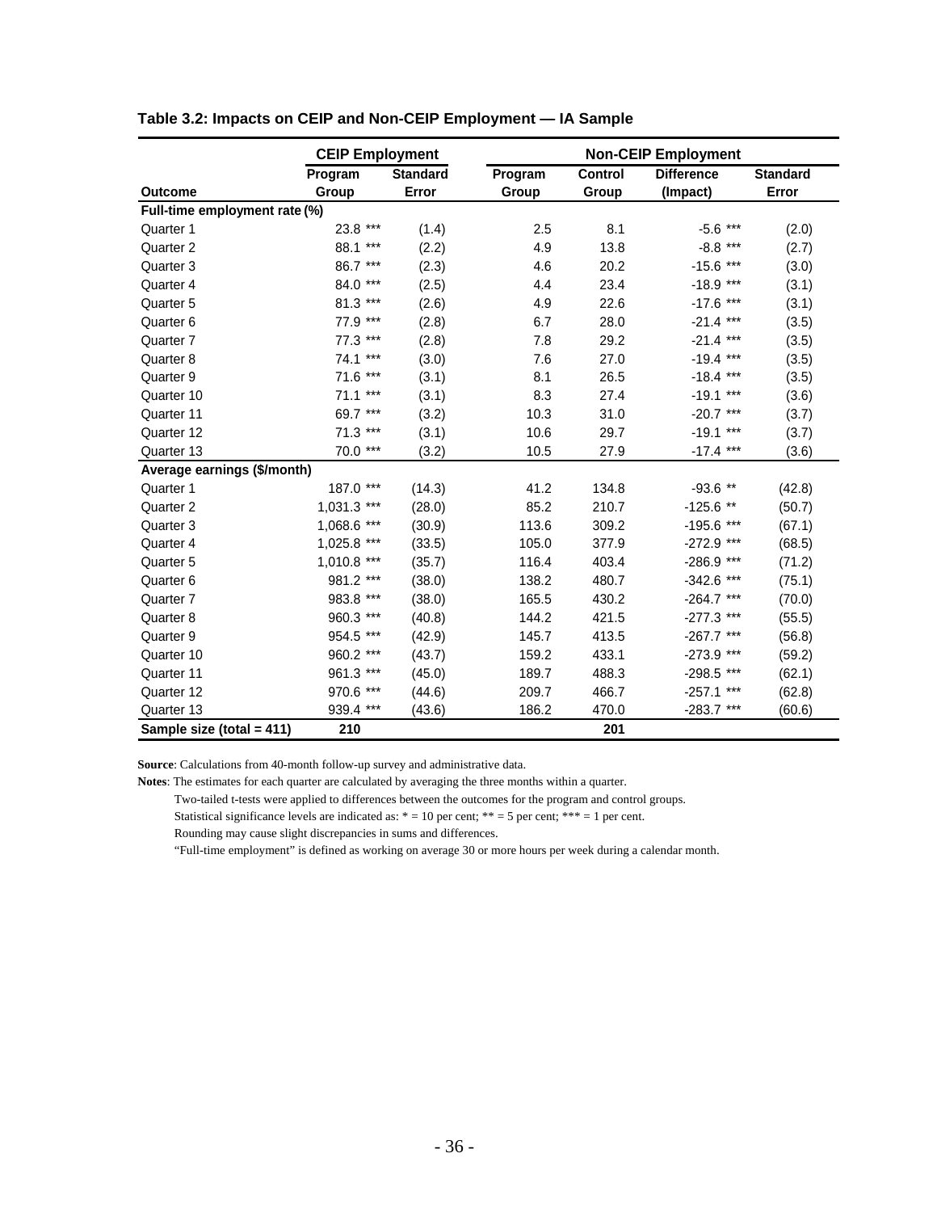**Table 3.2: Impacts on CEIP and Non-CEIP Employment — IA Sample**

| | CEIP Employment | | Non-CEIP Employment | | | |
|---|---|---|---|---|---|---|
| Outcome | Program Group | Standard Error | Program Group | Control Group | Difference (Impact) | Standard Error |
| **Full-time employment rate (%)** | | | | | | |
| Quarter 1 | 23.8 *** | (1.4) | 2.5 | 8.1 | -5.6 *** | (2.0) |
| Quarter 2 | 88.1 *** | (2.2) | 4.9 | 13.8 | -8.8 *** | (2.7) |
| Quarter 3 | 86.7 *** | (2.3) | 4.6 | 20.2 | -15.6 *** | (3.0) |
| Quarter 4 | 84.0 *** | (2.5) | 4.4 | 23.4 | -18.9 *** | (3.1) |
| Quarter 5 | 81.3 *** | (2.6) | 4.9 | 22.6 | -17.6 *** | (3.1) |
| Quarter 6 | 77.9 *** | (2.8) | 6.7 | 28.0 | -21.4 *** | (3.5) |
| Quarter 7 | 77.3 *** | (2.8) | 7.8 | 29.2 | -21.4 *** | (3.5) |
| Quarter 8 | 74.1 *** | (3.0) | 7.6 | 27.0 | -19.4 *** | (3.5) |
| Quarter 9 | 71.6 *** | (3.1) | 8.1 | 26.5 | -18.4 *** | (3.5) |
| Quarter 10 | 71.1 *** | (3.1) | 8.3 | 27.4 | -19.1 *** | (3.6) |
| Quarter 11 | 69.7 *** | (3.2) | 10.3 | 31.0 | -20.7 *** | (3.7) |
| Quarter 12 | 71.3 *** | (3.1) | 10.6 | 29.7 | -19.1 *** | (3.7) |
| Quarter 13 | 70.0 *** | (3.2) | 10.5 | 27.9 | -17.4 *** | (3.6) |
| **Average earnings ($/month)** | | | | | | |
| Quarter 1 | 187.0 *** | (14.3) | 41.2 | 134.8 | -93.6 ** | (42.8) |
| Quarter 2 | 1,031.3 *** | (28.0) | 85.2 | 210.7 | -125.6 ** | (50.7) |
| Quarter 3 | 1,068.6 *** | (30.9) | 113.6 | 309.2 | -195.6 *** | (67.1) |
| Quarter 4 | 1,025.8 *** | (33.5) | 105.0 | 377.9 | -272.9 *** | (68.5) |
| Quarter 5 | 1,010.8 *** | (35.7) | 116.4 | 403.4 | -286.9 *** | (71.2) |
| Quarter 6 | 981.2 *** | (38.0) | 138.2 | 480.7 | -342.6 *** | (75.1) |
| Quarter 7 | 983.8 *** | (38.0) | 165.5 | 430.2 | -264.7 *** | (70.0) |
| Quarter 8 | 960.3 *** | (40.8) | 144.2 | 421.5 | -277.3 *** | (55.5) |
| Quarter 9 | 954.5 *** | (42.9) | 145.7 | 413.5 | -267.7 *** | (56.8) |
| Quarter 10 | 960.2 *** | (43.7) | 159.2 | 433.1 | -273.9 *** | (59.2) |
| Quarter 11 | 961.3 *** | (45.0) | 189.7 | 488.3 | -298.5 *** | (62.1) |
| Quarter 12 | 970.6 *** | (44.6) | 209.7 | 466.7 | -257.1 *** | (62.8) |
| Quarter 13 | 939.4 *** | (43.6) | 186.2 | 470.0 | -283.7 *** | (60.6) |
| **Sample size (total = 411)** | **210** | | | **201** | | |

**Source**: Calculations from 40-month follow-up survey and administrative data.

**Notes**: The estimates for each quarter are calculated by averaging the three months within a quarter.

Two-tailed t-tests were applied to differences between the outcomes for the program and control groups.

Statistical significance levels are indicated as: * = 10 per cent; ** = 5 per cent; *** = 1 per cent.

Rounding may cause slight discrepancies in sums and differences.

"Full-time employment" is defined as working on average 30 or more hours per week during a calendar month.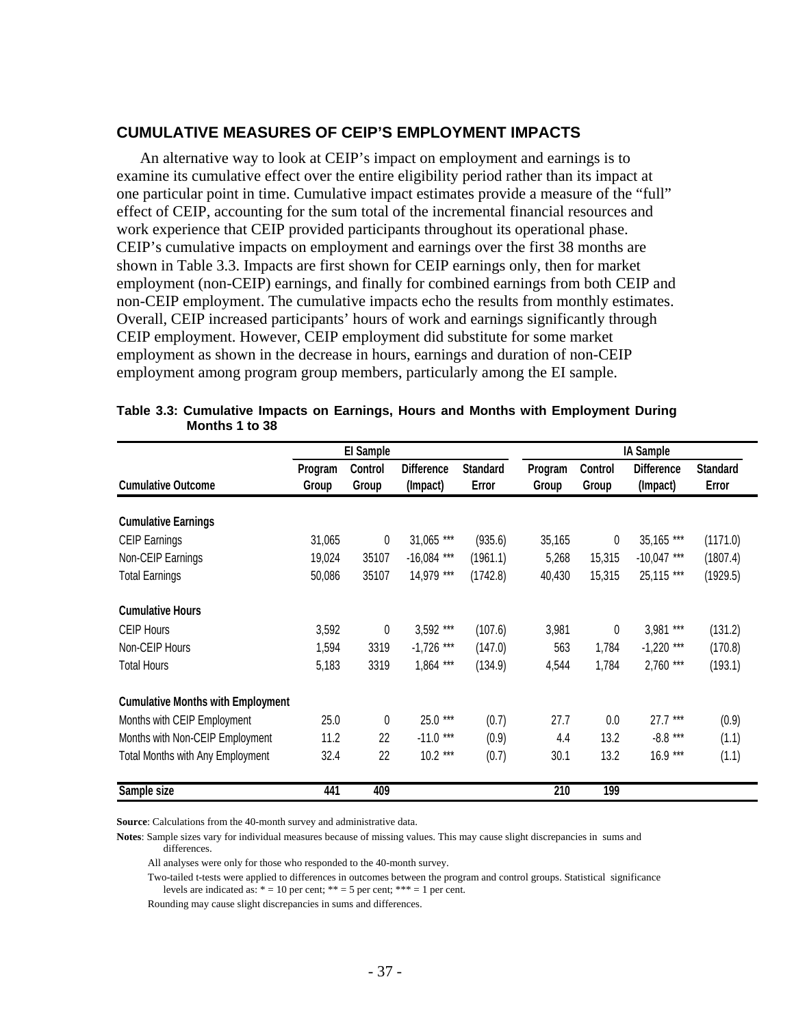## CUMULATIVE MEASURES OF CEIP'S EMPLOYMENT IMPACTS

An alternative way to look at CEIP's impact on employment and earnings is to examine its cumulative effect over the entire eligibility period rather than its impact at one particular point in time. Cumulative impact estimates provide a measure of the "full" effect of CEIP, accounting for the sum total of the incremental financial resources and work experience that CEIP provided participants throughout its operational phase. CEIP's cumulative impacts on employment and earnings over the first 38 months are shown in Table 3.3. Impacts are first shown for CEIP earnings only, then for market employment (non-CEIP) earnings, and finally for combined earnings from both CEIP and non-CEIP employment. The cumulative impacts echo the results from monthly estimates. Overall, CEIP increased participants' hours of work and earnings significantly through CEIP employment. However, CEIP employment did substitute for some market employment as shown in the decrease in hours, earnings and duration of non-CEIP employment among program group members, particularly among the EI sample.

**Table 3.3: Cumulative Impacts on Earnings, Hours and Months with Employment During Months 1 to 38**

| | EI Sample | | | | IA Sample | | | |
|---|---|---|---|---|---|---|---|---|
| Cumulative Outcome | Program Group | Control Group | Difference (Impact) | Standard Error | Program Group | Control Group | Difference (Impact) | Standard Error |
| **Cumulative Earnings** | | | | | | | | |
| CEIP Earnings | 31,065 | 0 | 31,065 *** | (935.6) | 35,165 | 0 | 35,165 *** | (1171.0) |
| Non-CEIP Earnings | 19,024 | 35107 | -16,084 *** | (1961.1) | 5,268 | 15,315 | -10,047 *** | (1807.4) |
| Total Earnings | 50,086 | 35107 | 14,979 *** | (1742.8) | 40,430 | 15,315 | 25,115 *** | (1929.5) |
| **Cumulative Hours** | | | | | | | | |
| CEIP Hours | 3,592 | 0 | 3,592 *** | (107.6) | 3,981 | 0 | 3,981 *** | (131.2) |
| Non-CEIP Hours | 1,594 | 3319 | -1,726 *** | (147.0) | 563 | 1,784 | -1,220 *** | (170.8) |
| Total Hours | 5,183 | 3319 | 1,864 *** | (134.9) | 4,544 | 1,784 | 2,760 *** | (193.1) |
| **Cumulative Months with Employment** | | | | | | | | |
| Months with CEIP Employment | 25.0 | 0 | 25.0 *** | (0.7) | 27.7 | 0.0 | 27.7 *** | (0.9) |
| Months with Non-CEIP Employment | 11.2 | 22 | -11.0 *** | (0.9) | 4.4 | 13.2 | -8.8 *** | (1.1) |
| Total Months with Any Employment | 32.4 | 22 | 10.2 *** | (0.7) | 30.1 | 13.2 | 16.9 *** | (1.1) |
| **Sample size** | **441** | **409** | | | **210** | **199** | | |

**Source**: Calculations from the 40-month survey and administrative data.

**Notes**: Sample sizes vary for individual measures because of missing values. This may cause slight discrepancies in sums and differences.

All analyses were only for those who responded to the 40-month survey.

Two-tailed t-tests were applied to differences in outcomes between the program and control groups. Statistical significance levels are indicated as: * = 10 per cent; ** = 5 per cent; *** = 1 per cent.

Rounding may cause slight discrepancies in sums and differences.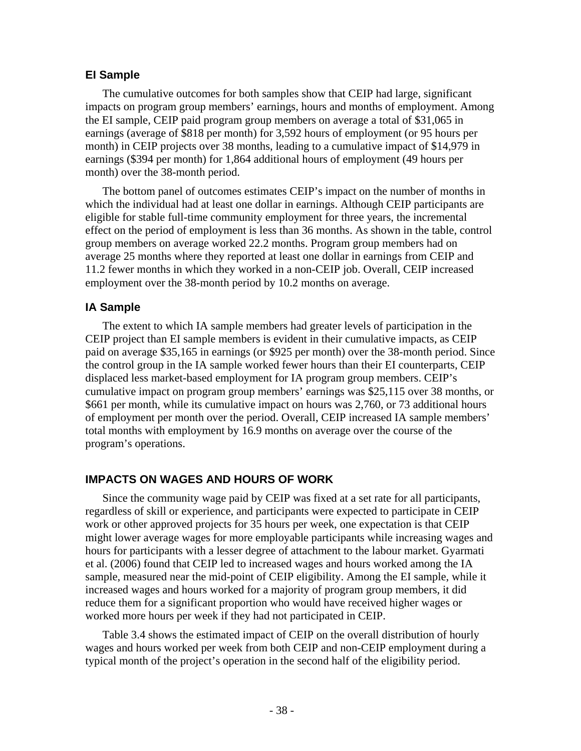### EI Sample

The cumulative outcomes for both samples show that CEIP had large, significant impacts on program group members' earnings, hours and months of employment. Among the EI sample, CEIP paid program group members on average a total of $31,065 in earnings (average of $818 per month) for 3,592 hours of employment (or 95 hours per month) in CEIP projects over 38 months, leading to a cumulative impact of $14,979 in earnings ($394 per month) for 1,864 additional hours of employment (49 hours per month) over the 38-month period.

The bottom panel of outcomes estimates CEIP's impact on the number of months in which the individual had at least one dollar in earnings. Although CEIP participants are eligible for stable full-time community employment for three years, the incremental effect on the period of employment is less than 36 months. As shown in the table, control group members on average worked 22.2 months. Program group members had on average 25 months where they reported at least one dollar in earnings from CEIP and 11.2 fewer months in which they worked in a non-CEIP job. Overall, CEIP increased employment over the 38-month period by 10.2 months on average.

### IA Sample

The extent to which IA sample members had greater levels of participation in the CEIP project than EI sample members is evident in their cumulative impacts, as CEIP paid on average $35,165 in earnings (or $925 per month) over the 38-month period. Since the control group in the IA sample worked fewer hours than their EI counterparts, CEIP displaced less market-based employment for IA program group members. CEIP's cumulative impact on program group members' earnings was $25,115 over 38 months, or $661 per month, while its cumulative impact on hours was 2,760, or 73 additional hours of employment per month over the period. Overall, CEIP increased IA sample members' total months with employment by 16.9 months on average over the course of the program's operations.

## IMPACTS ON WAGES AND HOURS OF WORK

Since the community wage paid by CEIP was fixed at a set rate for all participants, regardless of skill or experience, and participants were expected to participate in CEIP work or other approved projects for 35 hours per week, one expectation is that CEIP might lower average wages for more employable participants while increasing wages and hours for participants with a lesser degree of attachment to the labour market. Gyarmati et al. (2006) found that CEIP led to increased wages and hours worked among the IA sample, measured near the mid-point of CEIP eligibility. Among the EI sample, while it increased wages and hours worked for a majority of program group members, it did reduce them for a significant proportion who would have received higher wages or worked more hours per week if they had not participated in CEIP.

Table 3.4 shows the estimated impact of CEIP on the overall distribution of hourly wages and hours worked per week from both CEIP and non-CEIP employment during a typical month of the project's operation in the second half of the eligibility period.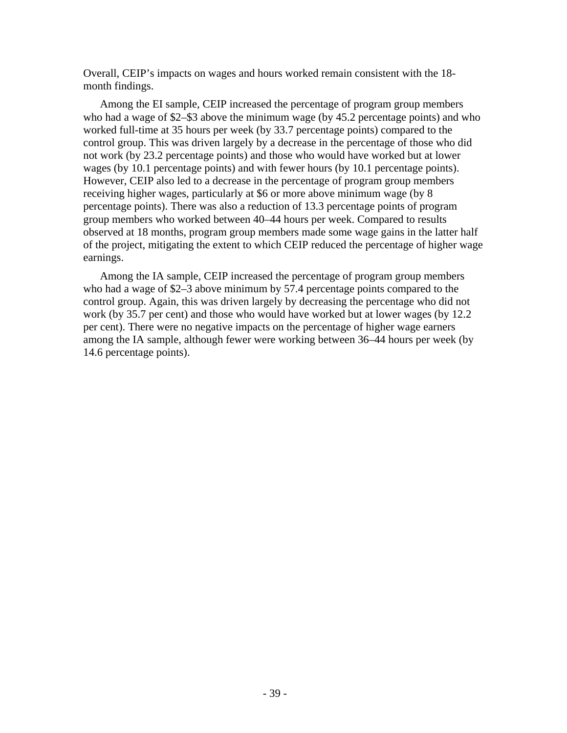Overall, CEIP's impacts on wages and hours worked remain consistent with the 18-month findings.

Among the EI sample, CEIP increased the percentage of program group members who had a wage of $2–$3 above the minimum wage (by 45.2 percentage points) and who worked full-time at 35 hours per week (by 33.7 percentage points) compared to the control group. This was driven largely by a decrease in the percentage of those who did not work (by 23.2 percentage points) and those who would have worked but at lower wages (by 10.1 percentage points) and with fewer hours (by 10.1 percentage points). However, CEIP also led to a decrease in the percentage of program group members receiving higher wages, particularly at $6 or more above minimum wage (by 8 percentage points). There was also a reduction of 13.3 percentage points of program group members who worked between 40–44 hours per week. Compared to results observed at 18 months, program group members made some wage gains in the latter half of the project, mitigating the extent to which CEIP reduced the percentage of higher wage earnings.

Among the IA sample, CEIP increased the percentage of program group members who had a wage of $2–3 above minimum by 57.4 percentage points compared to the control group. Again, this was driven largely by decreasing the percentage who did not work (by 35.7 per cent) and those who would have worked but at lower wages (by 12.2 per cent). There were no negative impacts on the percentage of higher wage earners among the IA sample, although fewer were working between 36–44 hours per week (by 14.6 percentage points).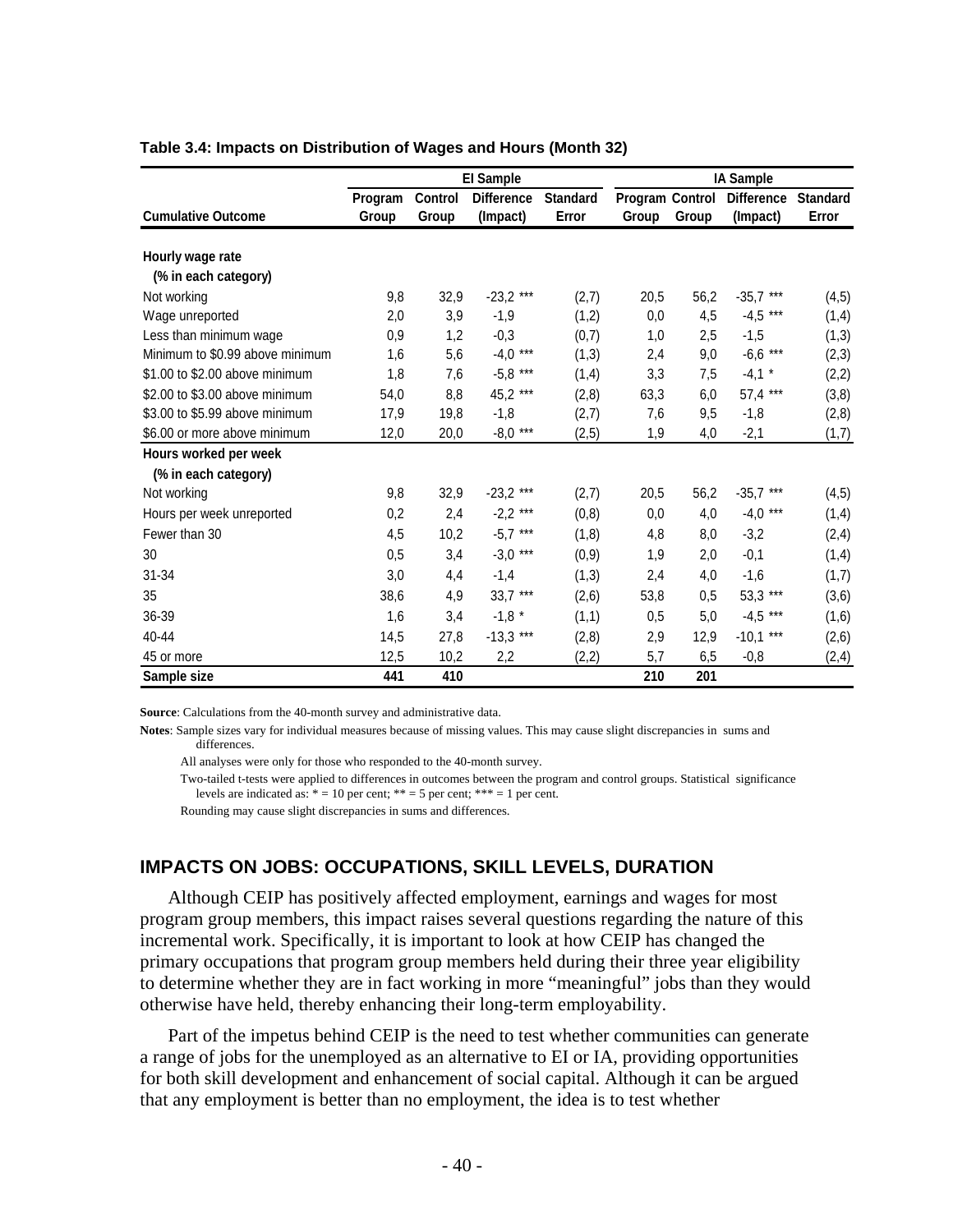**Table 3.4: Impacts on Distribution of Wages and Hours (Month 32)**

| Cumulative Outcome | EI Sample | | | | IA Sample | | | |
|---|---|---|---|---|---|---|---|---|
| | Program Group | Control Group | Difference (Impact) | Standard Error | Program Group | Control Group | Difference (Impact) | Standard Error |
| **Hourly wage rate (% in each category)** | | | | | | | | |
| Not working | 9,8 | 32,9 | -23,2 *** | (2,7) | 20,5 | 56,2 | -35,7 *** | (4,5) |
| Wage unreported | 2,0 | 3,9 | -1,9 | (1,2) | 0,0 | 4,5 | -4,5 *** | (1,4) |
| Less than minimum wage | 0,9 | 1,2 | -0,3 | (0,7) | 1,0 | 2,5 | -1,5 | (1,3) |
| Minimum to $0.99 above minimum | 1,6 | 5,6 | -4,0 *** | (1,3) | 2,4 | 9,0 | -6,6 *** | (2,3) |
| $1.00 to $2.00 above minimum | 1,8 | 7,6 | -5,8 *** | (1,4) | 3,3 | 7,5 | -4,1 * | (2,2) |
| $2.00 to $3.00 above minimum | 54,0 | 8,8 | 45,2 *** | (2,8) | 63,3 | 6,0 | 57,4 *** | (3,8) |
| $3.00 to $5.99 above minimum | 17,9 | 19,8 | -1,8 | (2,7) | 7,6 | 9,5 | -1,8 | (2,8) |
| $6.00 or more above minimum | 12,0 | 20,0 | -8,0 *** | (2,5) | 1,9 | 4,0 | -2,1 | (1,7) |
| **Hours worked per week (% in each category)** | | | | | | | | |
| Not working | 9,8 | 32,9 | -23,2 *** | (2,7) | 20,5 | 56,2 | -35,7 *** | (4,5) |
| Hours per week unreported | 0,2 | 2,4 | -2,2 *** | (0,8) | 0,0 | 4,0 | -4,0 *** | (1,4) |
| Fewer than 30 | 4,5 | 10,2 | -5,7 *** | (1,8) | 4,8 | 8,0 | -3,2 | (2,4) |
| 30 | 0,5 | 3,4 | -3,0 *** | (0,9) | 1,9 | 2,0 | -0,1 | (1,4) |
| 31-34 | 3,0 | 4,4 | -1,4 | (1,3) | 2,4 | 4,0 | -1,6 | (1,7) |
| 35 | 38,6 | 4,9 | 33,7 *** | (2,6) | 53,8 | 0,5 | 53,3 *** | (3,6) |
| 36-39 | 1,6 | 3,4 | -1,8 * | (1,1) | 0,5 | 5,0 | -4,5 *** | (1,6) |
| 40-44 | 14,5 | 27,8 | -13,3 *** | (2,8) | 2,9 | 12,9 | -10,1 *** | (2,6) |
| 45 or more | 12,5 | 10,2 | 2,2 | (2,2) | 5,7 | 6,5 | -0,8 | (2,4) |
| **Sample size** | **441** | **410** | | | **210** | **201** | | |

**Source**: Calculations from the 40-month survey and administrative data.

**Notes**: Sample sizes vary for individual measures because of missing values. This may cause slight discrepancies in sums and differences.

All analyses were only for those who responded to the 40-month survey.

Two-tailed t-tests were applied to differences in outcomes between the program and control groups. Statistical significance levels are indicated as: * = 10 per cent; ** = 5 per cent; *** = 1 per cent.

Rounding may cause slight discrepancies in sums and differences.

## IMPACTS ON JOBS: OCCUPATIONS, SKILL LEVELS, DURATION

Although CEIP has positively affected employment, earnings and wages for most program group members, this impact raises several questions regarding the nature of this incremental work. Specifically, it is important to look at how CEIP has changed the primary occupations that program group members held during their three year eligibility to determine whether they are in fact working in more "meaningful" jobs than they would otherwise have held, thereby enhancing their long-term employability.

Part of the impetus behind CEIP is the need to test whether communities can generate a range of jobs for the unemployed as an alternative to EI or IA, providing opportunities for both skill development and enhancement of social capital. Although it can be argued that any employment is better than no employment, the idea is to test whether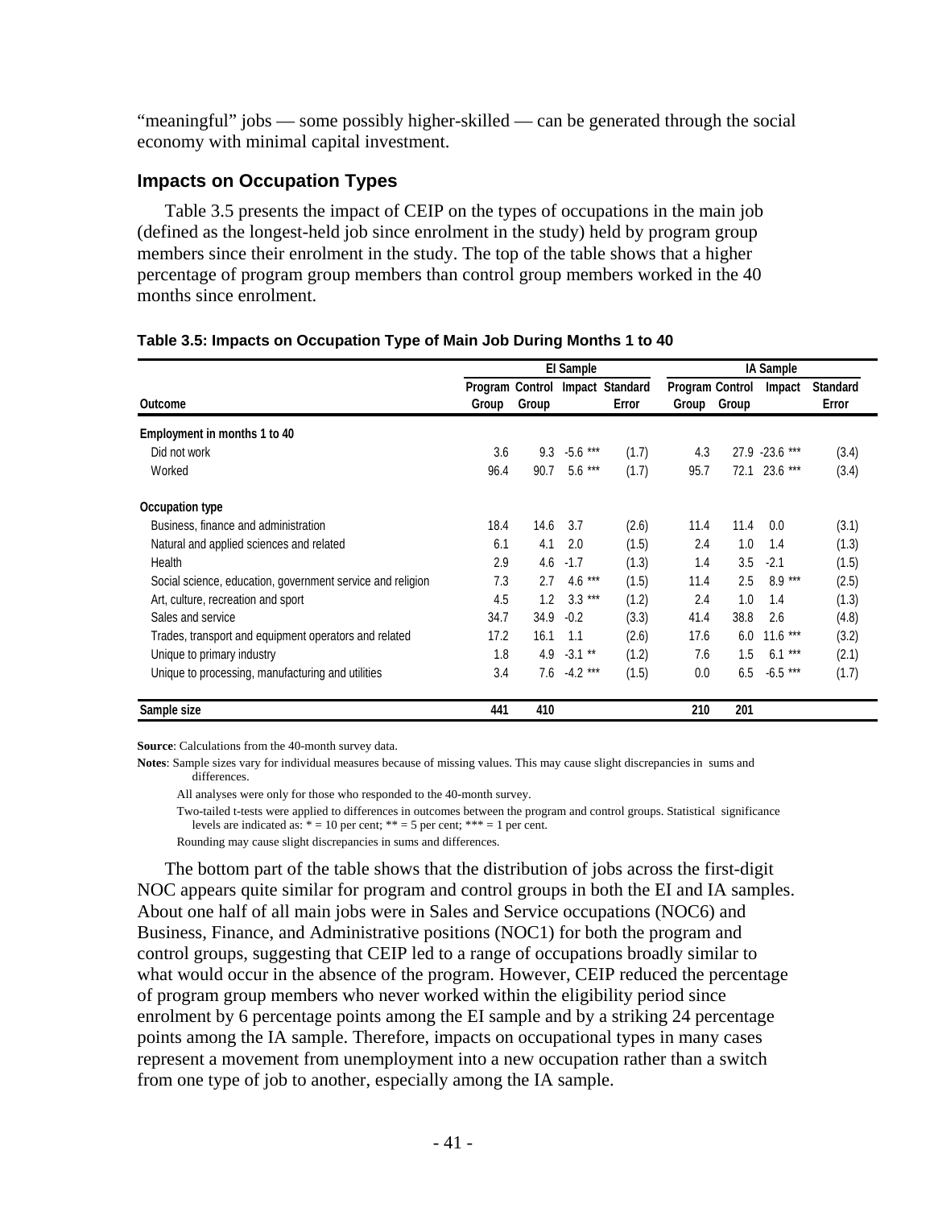"meaningful" jobs — some possibly higher-skilled — can be generated through the social economy with minimal capital investment.

### Impacts on Occupation Types

Table 3.5 presents the impact of CEIP on the types of occupations in the main job (defined as the longest-held job since enrolment in the study) held by program group members since their enrolment in the study. The top of the table shows that a higher percentage of program group members than control group members worked in the 40 months since enrolment.

**Table 3.5: Impacts on Occupation Type of Main Job During Months 1 to 40**

| | EI Sample | | | | IA Sample | | | |
|---|---|---|---|---|---|---|---|---|
| Outcome | Program Group | Control Group | Impact | Standard Error | Program Group | Control Group | Impact | Standard Error |
| **Employment in months 1 to 40** | | | | | | | | |
| Did not work | 3.6 | 9.3 | -5.6 *** | (1.7) | 4.3 | 27.9 | -23.6 *** | (3.4) |
| Worked | 96.4 | 90.7 | 5.6 *** | (1.7) | 95.7 | 72.1 | 23.6 *** | (3.4) |
| **Occupation type** | | | | | | | | |
| Business, finance and administration | 18.4 | 14.6 | 3.7 | (2.6) | 11.4 | 11.4 | 0.0 | (3.1) |
| Natural and applied sciences and related | 6.1 | 4.1 | 2.0 | (1.5) | 2.4 | 1.0 | 1.4 | (1.3) |
| Health | 2.9 | 4.6 | -1.7 | (1.3) | 1.4 | 3.5 | -2.1 | (1.5) |
| Social science, education, government service and religion | 7.3 | 2.7 | 4.6 *** | (1.5) | 11.4 | 2.5 | 8.9 *** | (2.5) |
| Art, culture, recreation and sport | 4.5 | 1.2 | 3.3 *** | (1.2) | 2.4 | 1.0 | 1.4 | (1.3) |
| Sales and service | 34.7 | 34.9 | -0.2 | (3.3) | 41.4 | 38.8 | 2.6 | (4.8) |
| Trades, transport and equipment operators and related | 17.2 | 16.1 | 1.1 | (2.6) | 17.6 | 6.0 | 11.6 *** | (3.2) |
| Unique to primary industry | 1.8 | 4.9 | -3.1 ** | (1.2) | 7.6 | 1.5 | 6.1 *** | (2.1) |
| Unique to processing, manufacturing and utilities | 3.4 | 7.6 | -4.2 *** | (1.5) | 0.0 | 6.5 | -6.5 *** | (1.7) |
| **Sample size** | **441** | **410** | | | **210** | **201** | | |

**Source**: Calculations from the 40-month survey data.

**Notes**: Sample sizes vary for individual measures because of missing values. This may cause slight discrepancies in sums and differences.

All analyses were only for those who responded to the 40-month survey.

Two-tailed t-tests were applied to differences in outcomes between the program and control groups. Statistical significance levels are indicated as: * = 10 per cent; ** = 5 per cent; *** = 1 per cent.

Rounding may cause slight discrepancies in sums and differences.

The bottom part of the table shows that the distribution of jobs across the first-digit NOC appears quite similar for program and control groups in both the EI and IA samples. About one half of all main jobs were in Sales and Service occupations (NOC6) and Business, Finance, and Administrative positions (NOC1) for both the program and control groups, suggesting that CEIP led to a range of occupations broadly similar to what would occur in the absence of the program. However, CEIP reduced the percentage of program group members who never worked within the eligibility period since enrolment by 6 percentage points among the EI sample and by a striking 24 percentage points among the IA sample. Therefore, impacts on occupational types in many cases represent a movement from unemployment into a new occupation rather than a switch from one type of job to another, especially among the IA sample.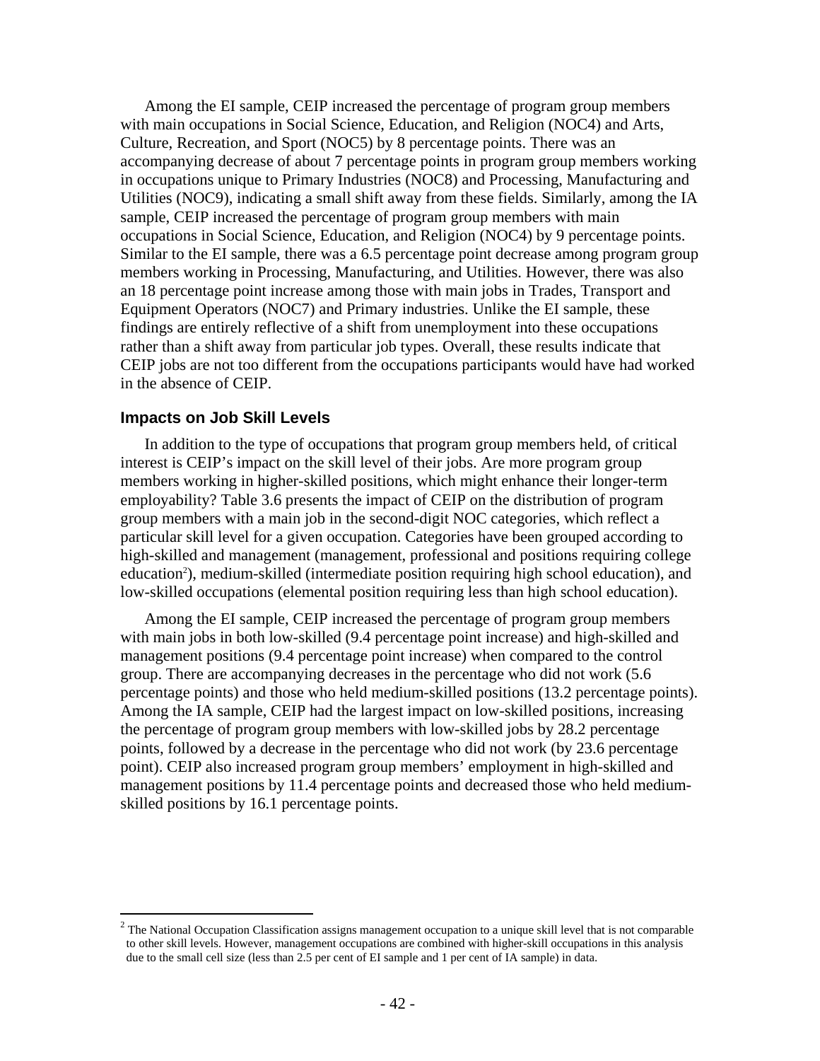Among the EI sample, CEIP increased the percentage of program group members with main occupations in Social Science, Education, and Religion (NOC4) and Arts, Culture, Recreation, and Sport (NOC5) by 8 percentage points. There was an accompanying decrease of about 7 percentage points in program group members working in occupations unique to Primary Industries (NOC8) and Processing, Manufacturing and Utilities (NOC9), indicating a small shift away from these fields. Similarly, among the IA sample, CEIP increased the percentage of program group members with main occupations in Social Science, Education, and Religion (NOC4) by 9 percentage points. Similar to the EI sample, there was a 6.5 percentage point decrease among program group members working in Processing, Manufacturing, and Utilities. However, there was also an 18 percentage point increase among those with main jobs in Trades, Transport and Equipment Operators (NOC7) and Primary industries. Unlike the EI sample, these findings are entirely reflective of a shift from unemployment into these occupations rather than a shift away from particular job types. Overall, these results indicate that CEIP jobs are not too different from the occupations participants would have had worked in the absence of CEIP.

### Impacts on Job Skill Levels

In addition to the type of occupations that program group members held, of critical interest is CEIP's impact on the skill level of their jobs. Are more program group members working in higher-skilled positions, which might enhance their longer-term employability? Table 3.6 presents the impact of CEIP on the distribution of program group members with a main job in the second-digit NOC categories, which reflect a particular skill level for a given occupation. Categories have been grouped according to high-skilled and management (management, professional and positions requiring college education[2]), medium-skilled (intermediate position requiring high school education), and low-skilled occupations (elemental position requiring less than high school education).

Among the EI sample, CEIP increased the percentage of program group members with main jobs in both low-skilled (9.4 percentage point increase) and high-skilled and management positions (9.4 percentage point increase) when compared to the control group. There are accompanying decreases in the percentage who did not work (5.6 percentage points) and those who held medium-skilled positions (13.2 percentage points). Among the IA sample, CEIP had the largest impact on low-skilled positions, increasing the percentage of program group members with low-skilled jobs by 28.2 percentage points, followed by a decrease in the percentage who did not work (by 23.6 percentage point). CEIP also increased program group members' employment in high-skilled and management positions by 11.4 percentage points and decreased those who held medium-skilled positions by 16.1 percentage points.

[2] The National Occupation Classification assigns management occupation to a unique skill level that is not comparable to other skill levels. However, management occupations are combined with higher-skill occupations in this analysis due to the small cell size (less than 2.5 per cent of EI sample and 1 per cent of IA sample) in data.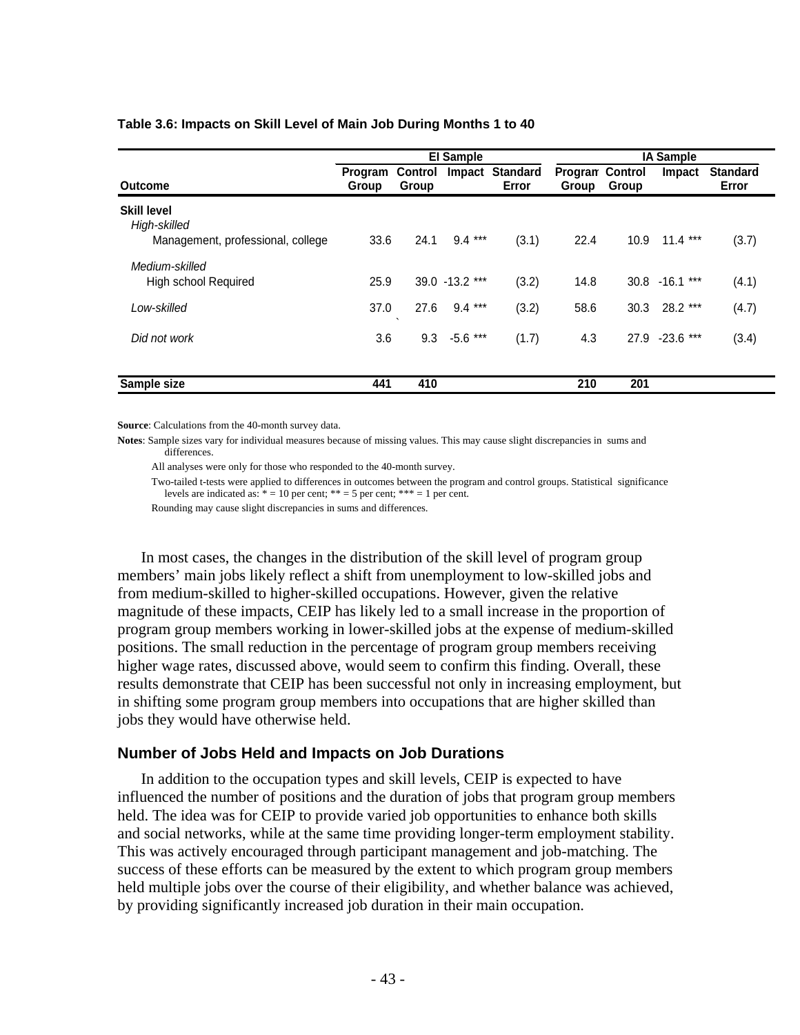**Table 3.6: Impacts on Skill Level of Main Job During Months 1 to 40**

| | EI Sample | | | | IA Sample | | | |
|---|---|---|---|---|---|---|---|---|
| Outcome | Program Group | Control Group | Impact | Standard Error | Program Group | Control Group | Impact | Standard Error |
| **Skill level** | | | | | | | | |
| *High-skilled* | | | | | | | | |
| Management, professional, college | 33.6 | 24.1 | 9.4 *** | (3.1) | 22.4 | 10.9 | 11.4 *** | (3.7) |
| *Medium-skilled* | | | | | | | | |
| High school Required | 25.9 | 39.0 | -13.2 *** | (3.2) | 14.8 | 30.8 | -16.1 *** | (4.1) |
| *Low-skilled* | 37.0 | 27.6 | 9.4 *** | (3.2) | 58.6 | 30.3 | 28.2 *** | (4.7) |
| *Did not work* | 3.6 | 9.3 | -5.6 *** | (1.7) | 4.3 | 27.9 | -23.6 *** | (3.4) |
| **Sample size** | **441** | **410** | | | **210** | **201** | | |

**Source**: Calculations from the 40-month survey data.

**Notes**: Sample sizes vary for individual measures because of missing values. This may cause slight discrepancies in sums and differences.

All analyses were only for those who responded to the 40-month survey.

Two-tailed t-tests were applied to differences in outcomes between the program and control groups. Statistical significance levels are indicated as: * = 10 per cent; ** = 5 per cent; *** = 1 per cent.

Rounding may cause slight discrepancies in sums and differences.

In most cases, the changes in the distribution of the skill level of program group members' main jobs likely reflect a shift from unemployment to low-skilled jobs and from medium-skilled to higher-skilled occupations. However, given the relative magnitude of these impacts, CEIP has likely led to a small increase in the proportion of program group members working in lower-skilled jobs at the expense of medium-skilled positions. The small reduction in the percentage of program group members receiving higher wage rates, discussed above, would seem to confirm this finding. Overall, these results demonstrate that CEIP has been successful not only in increasing employment, but in shifting some program group members into occupations that are higher skilled than jobs they would have otherwise held.

### Number of Jobs Held and Impacts on Job Durations

In addition to the occupation types and skill levels, CEIP is expected to have influenced the number of positions and the duration of jobs that program group members held. The idea was for CEIP to provide varied job opportunities to enhance both skills and social networks, while at the same time providing longer-term employment stability. This was actively encouraged through participant management and job-matching. The success of these efforts can be measured by the extent to which program group members held multiple jobs over the course of their eligibility, and whether balance was achieved, by providing significantly increased job duration in their main occupation.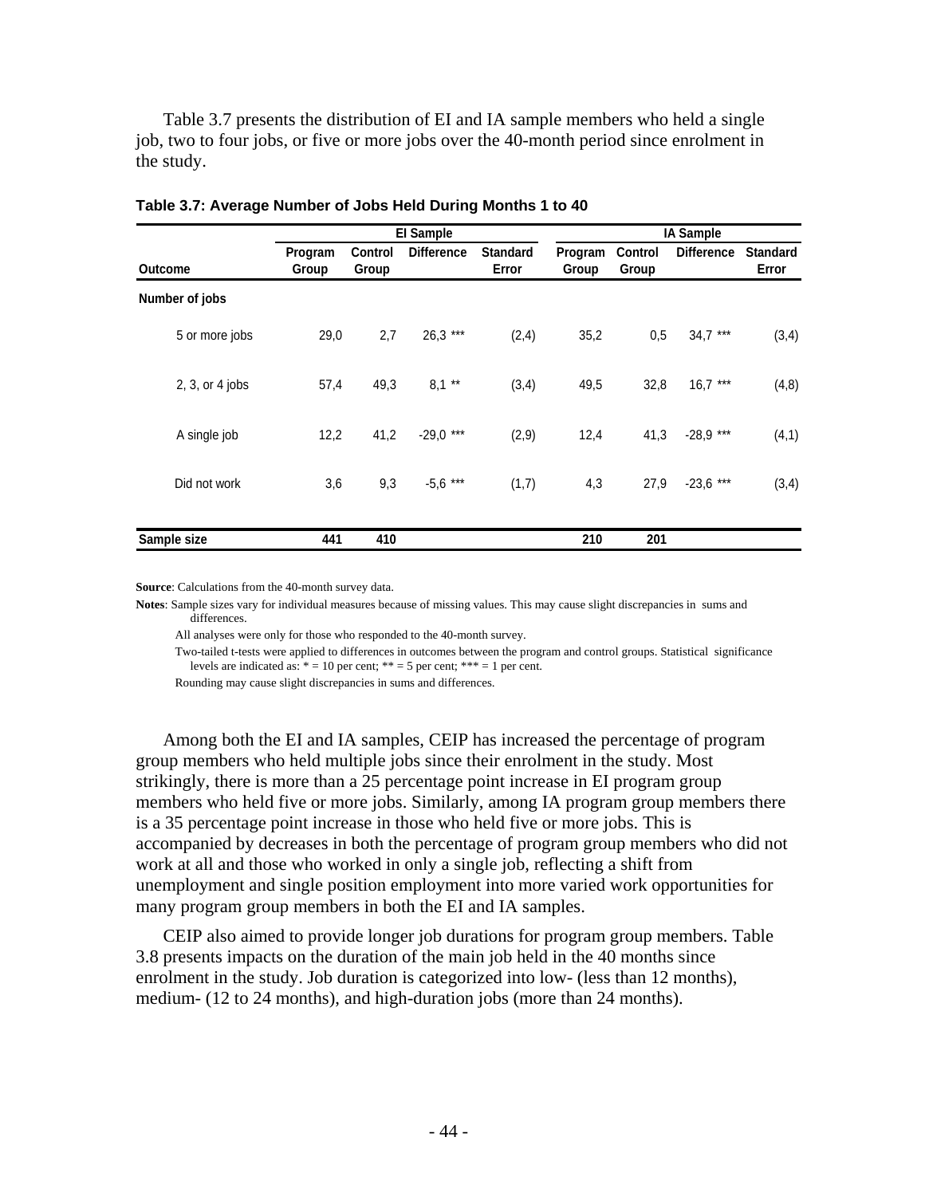Table 3.7 presents the distribution of EI and IA sample members who held a single job, two to four jobs, or five or more jobs over the 40-month period since enrolment in the study.

**Table 3.7: Average Number of Jobs Held During Months 1 to 40**

| | EI Sample | | | | IA Sample | | | |
|---|---|---|---|---|---|---|---|---|
| Outcome | Program Group | Control Group | Difference | Standard Error | Program Group | Control Group | Difference | Standard Error |
| **Number of jobs** | | | | | | | | |
| 5 or more jobs | 29,0 | 2,7 | 26,3 *** | (2,4) | 35,2 | 0,5 | 34,7 *** | (3,4) |
| 2, 3, or 4 jobs | 57,4 | 49,3 | 8,1 ** | (3,4) | 49,5 | 32,8 | 16,7 *** | (4,8) |
| A single job | 12,2 | 41,2 | -29,0 *** | (2,9) | 12,4 | 41,3 | -28,9 *** | (4,1) |
| Did not work | 3,6 | 9,3 | -5,6 *** | (1,7) | 4,3 | 27,9 | -23,6 *** | (3,4) |
| **Sample size** | **441** | **410** | | | **210** | **201** | | |

**Source**: Calculations from the 40-month survey data.

**Notes**: Sample sizes vary for individual measures because of missing values. This may cause slight discrepancies in sums and differences.

All analyses were only for those who responded to the 40-month survey.

Two-tailed t-tests were applied to differences in outcomes between the program and control groups. Statistical significance levels are indicated as: * = 10 per cent; ** = 5 per cent; *** = 1 per cent.

Rounding may cause slight discrepancies in sums and differences.

Among both the EI and IA samples, CEIP has increased the percentage of program group members who held multiple jobs since their enrolment in the study. Most strikingly, there is more than a 25 percentage point increase in EI program group members who held five or more jobs. Similarly, among IA program group members there is a 35 percentage point increase in those who held five or more jobs. This is accompanied by decreases in both the percentage of program group members who did not work at all and those who worked in only a single job, reflecting a shift from unemployment and single position employment into more varied work opportunities for many program group members in both the EI and IA samples.

CEIP also aimed to provide longer job durations for program group members. Table 3.8 presents impacts on the duration of the main job held in the 40 months since enrolment in the study. Job duration is categorized into low- (less than 12 months), medium- (12 to 24 months), and high-duration jobs (more than 24 months).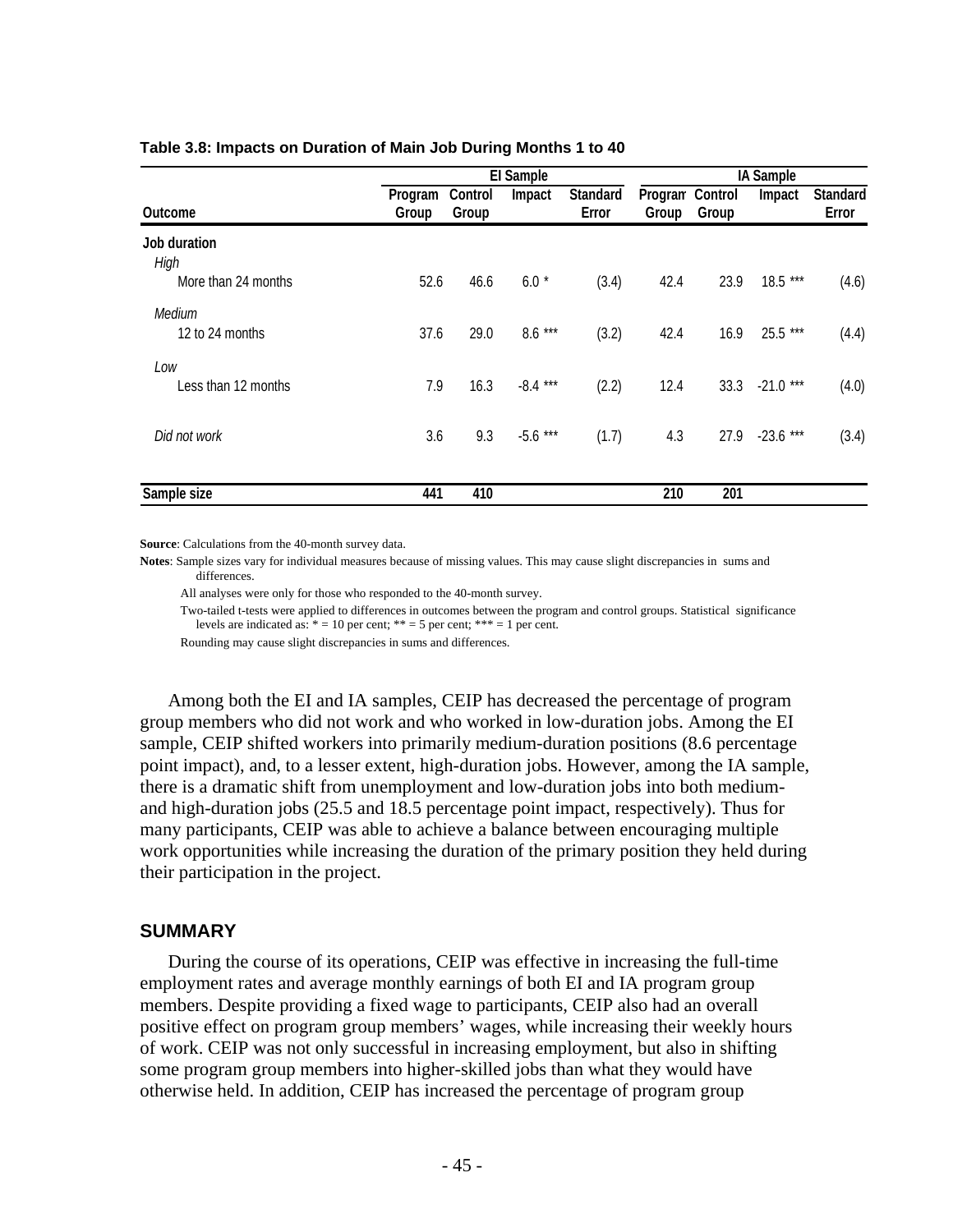**Table 3.8: Impacts on Duration of Main Job During Months 1 to 40**

| | EI Sample | | | | IA Sample | | | |
|---|---|---|---|---|---|---|---|---|
| Outcome | Program Group | Control Group | Impact | Standard Error | Program Group | Control Group | Impact | Standard Error |
| **Job duration** | | | | | | | | |
| *High* | | | | | | | | |
| More than 24 months | 52.6 | 46.6 | 6.0 * | (3.4) | 42.4 | 23.9 | 18.5 *** | (4.6) |
| *Medium* | | | | | | | | |
| 12 to 24 months | 37.6 | 29.0 | 8.6 *** | (3.2) | 42.4 | 16.9 | 25.5 *** | (4.4) |
| *Low* | | | | | | | | |
| Less than 12 months | 7.9 | 16.3 | -8.4 *** | (2.2) | 12.4 | 33.3 | -21.0 *** | (4.0) |
| *Did not work* | 3.6 | 9.3 | -5.6 *** | (1.7) | 4.3 | 27.9 | -23.6 *** | (3.4) |
| **Sample size** | **441** | **410** | | | **210** | **201** | | |

**Source**: Calculations from the 40-month survey data.

**Notes**: Sample sizes vary for individual measures because of missing values. This may cause slight discrepancies in sums and differences.

All analyses were only for those who responded to the 40-month survey.

Two-tailed t-tests were applied to differences in outcomes between the program and control groups. Statistical significance levels are indicated as: * = 10 per cent; ** = 5 per cent; *** = 1 per cent.

Rounding may cause slight discrepancies in sums and differences.

Among both the EI and IA samples, CEIP has decreased the percentage of program group members who did not work and who worked in low-duration jobs. Among the EI sample, CEIP shifted workers into primarily medium-duration positions (8.6 percentage point impact), and, to a lesser extent, high-duration jobs. However, among the IA sample, there is a dramatic shift from unemployment and low-duration jobs into both medium- and high-duration jobs (25.5 and 18.5 percentage point impact, respectively). Thus for many participants, CEIP was able to achieve a balance between encouraging multiple work opportunities while increasing the duration of the primary position they held during their participation in the project.

## SUMMARY

During the course of its operations, CEIP was effective in increasing the full-time employment rates and average monthly earnings of both EI and IA program group members. Despite providing a fixed wage to participants, CEIP also had an overall positive effect on program group members' wages, while increasing their weekly hours of work. CEIP was not only successful in increasing employment, but also in shifting some program group members into higher-skilled jobs than what they would have otherwise held. In addition, CEIP has increased the percentage of program group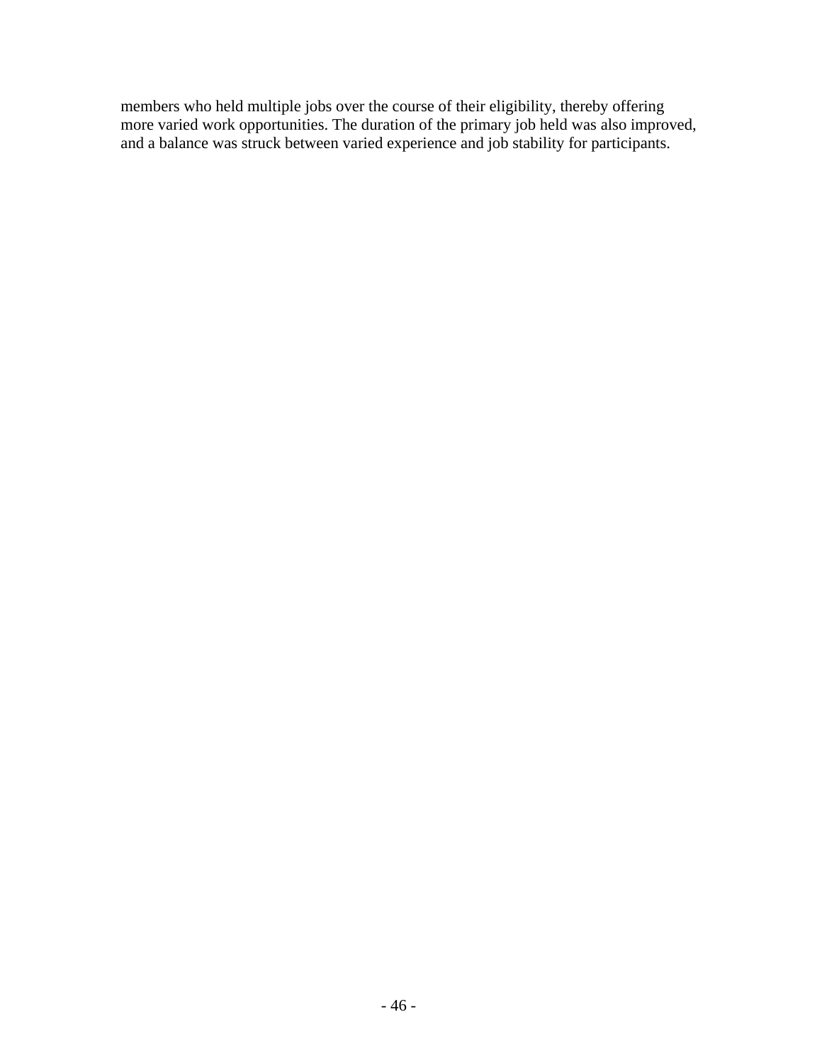members who held multiple jobs over the course of their eligibility, thereby offering more varied work opportunities. The duration of the primary job held was also improved, and a balance was struck between varied experience and job stability for participants.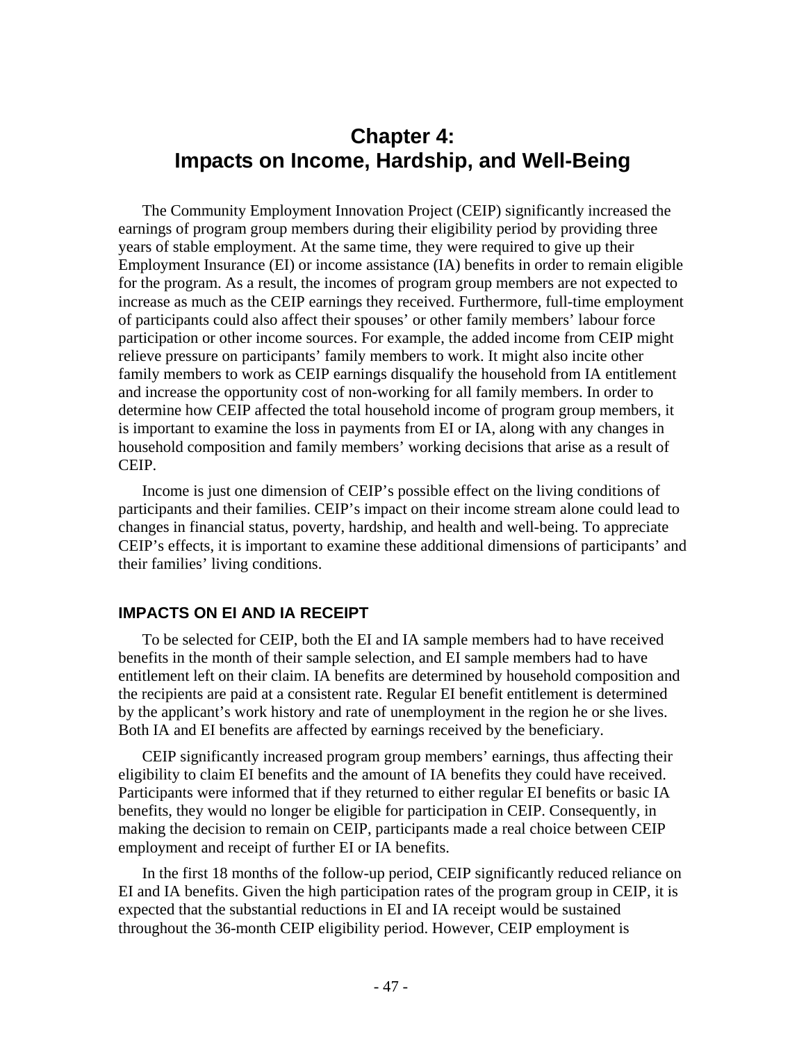# Chapter 4: Impacts on Income, Hardship, and Well-Being

The Community Employment Innovation Project (CEIP) significantly increased the earnings of program group members during their eligibility period by providing three years of stable employment. At the same time, they were required to give up their Employment Insurance (EI) or income assistance (IA) benefits in order to remain eligible for the program. As a result, the incomes of program group members are not expected to increase as much as the CEIP earnings they received. Furthermore, full-time employment of participants could also affect their spouses' or other family members' labour force participation or other income sources. For example, the added income from CEIP might relieve pressure on participants' family members to work. It might also incite other family members to work as CEIP earnings disqualify the household from IA entitlement and increase the opportunity cost of non-working for all family members. In order to determine how CEIP affected the total household income of program group members, it is important to examine the loss in payments from EI or IA, along with any changes in household composition and family members' working decisions that arise as a result of CEIP.

Income is just one dimension of CEIP's possible effect on the living conditions of participants and their families. CEIP's impact on their income stream alone could lead to changes in financial status, poverty, hardship, and health and well-being. To appreciate CEIP's effects, it is important to examine these additional dimensions of participants' and their families' living conditions.

## IMPACTS ON EI AND IA RECEIPT

To be selected for CEIP, both the EI and IA sample members had to have received benefits in the month of their sample selection, and EI sample members had to have entitlement left on their claim. IA benefits are determined by household composition and the recipients are paid at a consistent rate. Regular EI benefit entitlement is determined by the applicant's work history and rate of unemployment in the region he or she lives. Both IA and EI benefits are affected by earnings received by the beneficiary.

CEIP significantly increased program group members' earnings, thus affecting their eligibility to claim EI benefits and the amount of IA benefits they could have received. Participants were informed that if they returned to either regular EI benefits or basic IA benefits, they would no longer be eligible for participation in CEIP. Consequently, in making the decision to remain on CEIP, participants made a real choice between CEIP employment and receipt of further EI or IA benefits.

In the first 18 months of the follow-up period, CEIP significantly reduced reliance on EI and IA benefits. Given the high participation rates of the program group in CEIP, it is expected that the substantial reductions in EI and IA receipt would be sustained throughout the 36-month CEIP eligibility period. However, CEIP employment is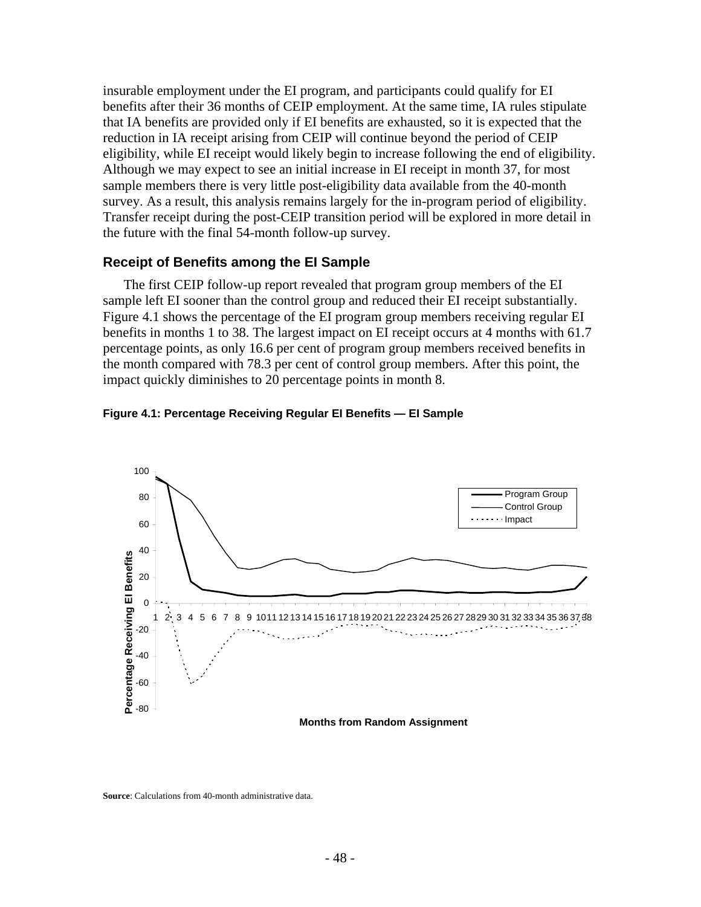insurable employment under the EI program, and participants could qualify for EI benefits after their 36 months of CEIP employment. At the same time, IA rules stipulate that IA benefits are provided only if EI benefits are exhausted, so it is expected that the reduction in IA receipt arising from CEIP will continue beyond the period of CEIP eligibility, while EI receipt would likely begin to increase following the end of eligibility. Although we may expect to see an initial increase in EI receipt in month 37, for most sample members there is very little post-eligibility data available from the 40-month survey. As a result, this analysis remains largely for the in-program period of eligibility. Transfer receipt during the post-CEIP transition period will be explored in more detail in the future with the final 54-month follow-up survey.

### Receipt of Benefits among the EI Sample

The first CEIP follow-up report revealed that program group members of the EI sample left EI sooner than the control group and reduced their EI receipt substantially. Figure 4.1 shows the percentage of the EI program group members receiving regular EI benefits in months 1 to 38. The largest impact on EI receipt occurs at 4 months with 61.7 percentage points, as only 16.6 per cent of program group members received benefits in the month compared with 78.3 per cent of control group members. After this point, the impact quickly diminishes to 20 percentage points in month 8.

**Figure 4.1: Percentage Receiving Regular EI Benefits — EI Sample**

**Source**: Calculations from 40-month administrative data.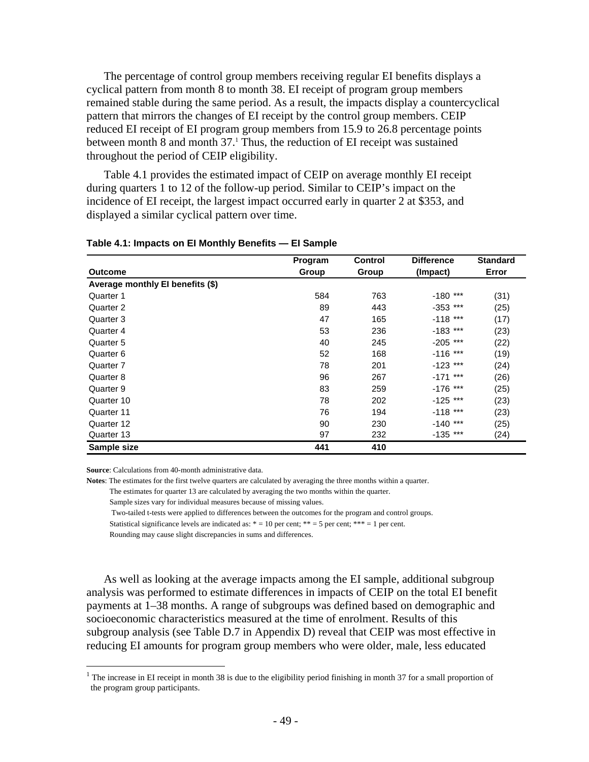The percentage of control group members receiving regular EI benefits displays a cyclical pattern from month 8 to month 38. EI receipt of program group members remained stable during the same period. As a result, the impacts display a countercyclical pattern that mirrors the changes of EI receipt by the control group members. CEIP reduced EI receipt of EI program group members from 15.9 to 26.8 percentage points between month 8 and month 37.[1] Thus, the reduction of EI receipt was sustained throughout the period of CEIP eligibility.

Table 4.1 provides the estimated impact of CEIP on average monthly EI receipt during quarters 1 to 12 of the follow-up period. Similar to CEIP's impact on the incidence of EI receipt, the largest impact occurred early in quarter 2 at $353, and displayed a similar cyclical pattern over time.

**Table 4.1: Impacts on EI Monthly Benefits — EI Sample**

| Outcome | Program Group | Control Group | Difference (Impact) | Standard Error |
|---|---|---|---|---|
| **Average monthly EI benefits ($)** | | | | |
| Quarter 1 | 584 | 763 | -180 *** | (31) |
| Quarter 2 | 89 | 443 | -353 *** | (25) |
| Quarter 3 | 47 | 165 | -118 *** | (17) |
| Quarter 4 | 53 | 236 | -183 *** | (23) |
| Quarter 5 | 40 | 245 | -205 *** | (22) |
| Quarter 6 | 52 | 168 | -116 *** | (19) |
| Quarter 7 | 78 | 201 | -123 *** | (24) |
| Quarter 8 | 96 | 267 | -171 *** | (26) |
| Quarter 9 | 83 | 259 | -176 *** | (25) |
| Quarter 10 | 78 | 202 | -125 *** | (23) |
| Quarter 11 | 76 | 194 | -118 *** | (23) |
| Quarter 12 | 90 | 230 | -140 *** | (25) |
| Quarter 13 | 97 | 232 | -135 *** | (24) |
| **Sample size** | **441** | **410** | | |

**Source**: Calculations from 40-month administrative data.

**Notes**: The estimates for the first twelve quarters are calculated by averaging the three months within a quarter.
The estimates for quarter 13 are calculated by averaging the two months within the quarter.
Sample sizes vary for individual measures because of missing values.
Two-tailed t-tests were applied to differences between the outcomes for the program and control groups.
Statistical significance levels are indicated as: * = 10 per cent; ** = 5 per cent; *** = 1 per cent.
Rounding may cause slight discrepancies in sums and differences.

As well as looking at the average impacts among the EI sample, additional subgroup analysis was performed to estimate differences in impacts of CEIP on the total EI benefit payments at 1–38 months. A range of subgroups was defined based on demographic and socioeconomic characteristics measured at the time of enrolment. Results of this subgroup analysis (see Table D.7 in Appendix D) reveal that CEIP was most effective in reducing EI amounts for program group members who were older, male, less educated

[1] The increase in EI receipt in month 38 is due to the eligibility period finishing in month 37 for a small proportion of the program group participants.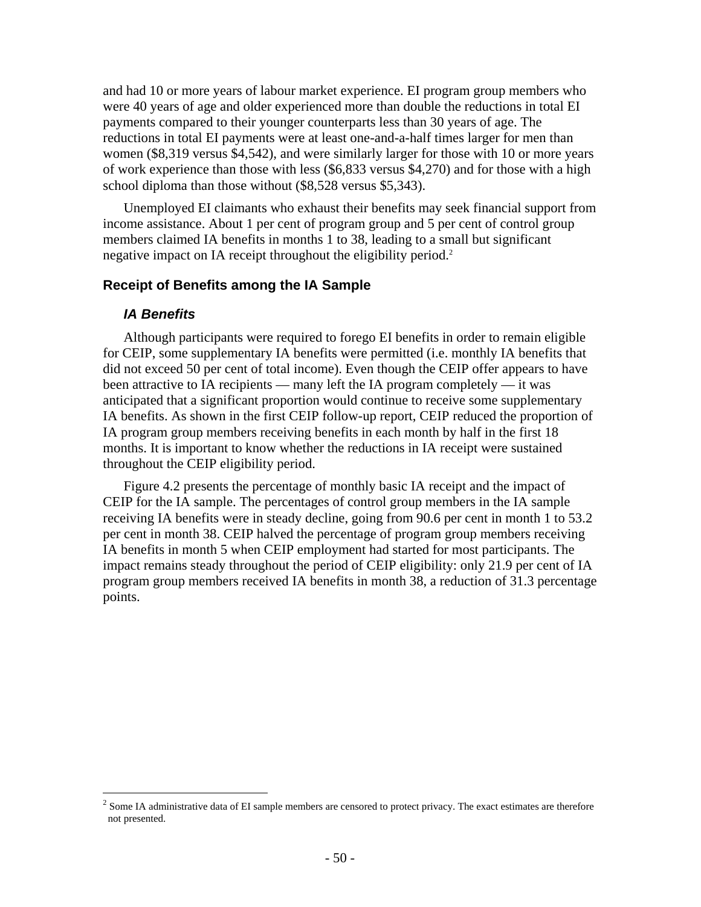and had 10 or more years of labour market experience. EI program group members who were 40 years of age and older experienced more than double the reductions in total EI payments compared to their younger counterparts less than 30 years of age. The reductions in total EI payments were at least one-and-a-half times larger for men than women ($8,319 versus $4,542), and were similarly larger for those with 10 or more years of work experience than those with less ($6,833 versus $4,270) and for those with a high school diploma than those without ($8,528 versus $5,343).

Unemployed EI claimants who exhaust their benefits may seek financial support from income assistance. About 1 per cent of program group and 5 per cent of control group members claimed IA benefits in months 1 to 38, leading to a small but significant negative impact on IA receipt throughout the eligibility period.[2]

## Receipt of Benefits among the IA Sample

### *IA Benefits*

Although participants were required to forego EI benefits in order to remain eligible for CEIP, some supplementary IA benefits were permitted (i.e. monthly IA benefits that did not exceed 50 per cent of total income). Even though the CEIP offer appears to have been attractive to IA recipients — many left the IA program completely — it was anticipated that a significant proportion would continue to receive some supplementary IA benefits. As shown in the first CEIP follow-up report, CEIP reduced the proportion of IA program group members receiving benefits in each month by half in the first 18 months. It is important to know whether the reductions in IA receipt were sustained throughout the CEIP eligibility period.

Figure 4.2 presents the percentage of monthly basic IA receipt and the impact of CEIP for the IA sample. The percentages of control group members in the IA sample receiving IA benefits were in steady decline, going from 90.6 per cent in month 1 to 53.2 per cent in month 38. CEIP halved the percentage of program group members receiving IA benefits in month 5 when CEIP employment had started for most participants. The impact remains steady throughout the period of CEIP eligibility: only 21.9 per cent of IA program group members received IA benefits in month 38, a reduction of 31.3 percentage points.

[2] Some IA administrative data of EI sample members are censored to protect privacy. The exact estimates are therefore not presented.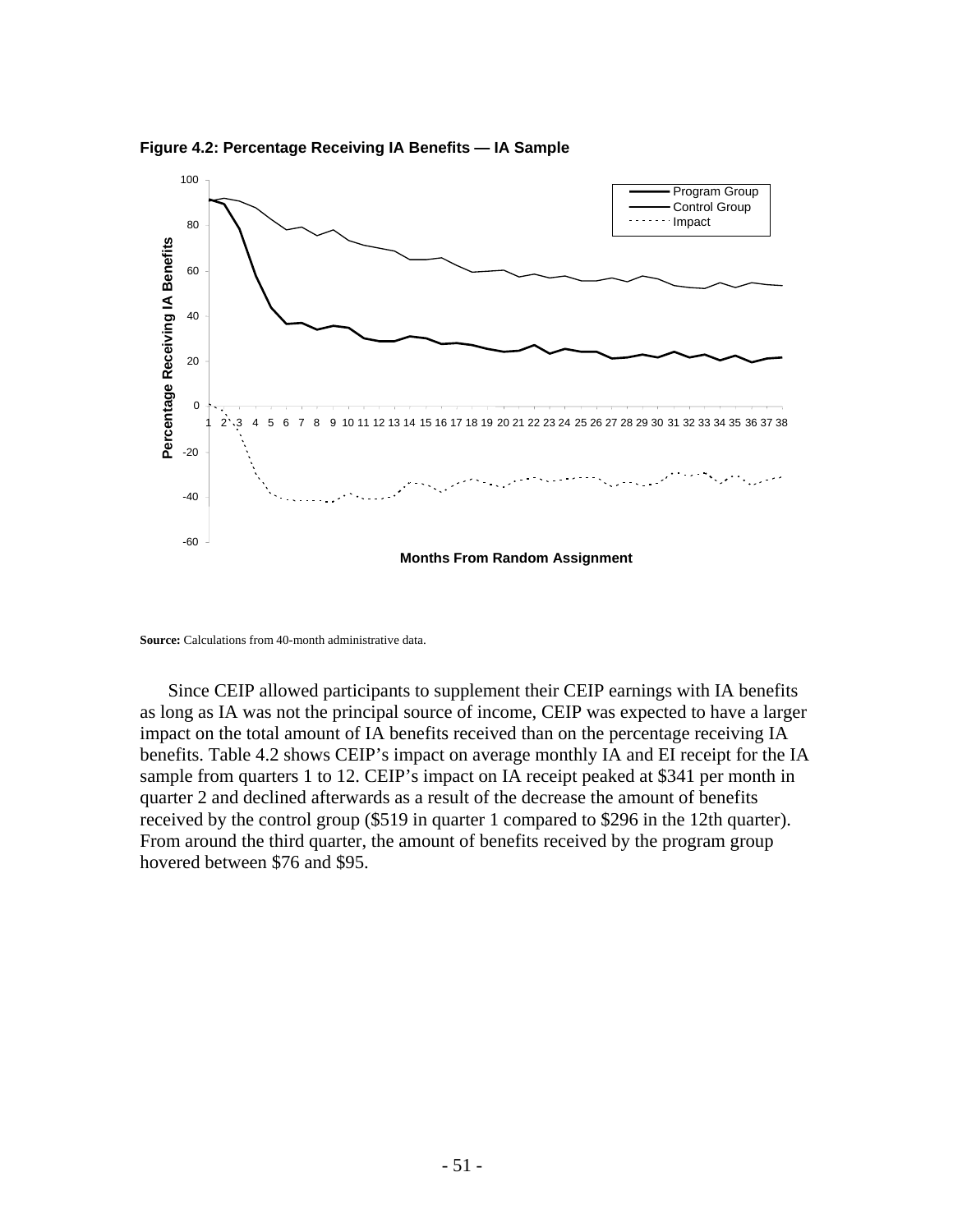**Figure 4.2: Percentage Receiving IA Benefits — IA Sample**

**Source:** Calculations from 40-month administrative data.

Since CEIP allowed participants to supplement their CEIP earnings with IA benefits as long as IA was not the principal source of income, CEIP was expected to have a larger impact on the total amount of IA benefits received than on the percentage receiving IA benefits. Table 4.2 shows CEIP's impact on average monthly IA and EI receipt for the IA sample from quarters 1 to 12. CEIP's impact on IA receipt peaked at $341 per month in quarter 2 and declined afterwards as a result of the decrease the amount of benefits received by the control group ($519 in quarter 1 compared to $296 in the 12th quarter). From around the third quarter, the amount of benefits received by the program group hovered between $76 and $95.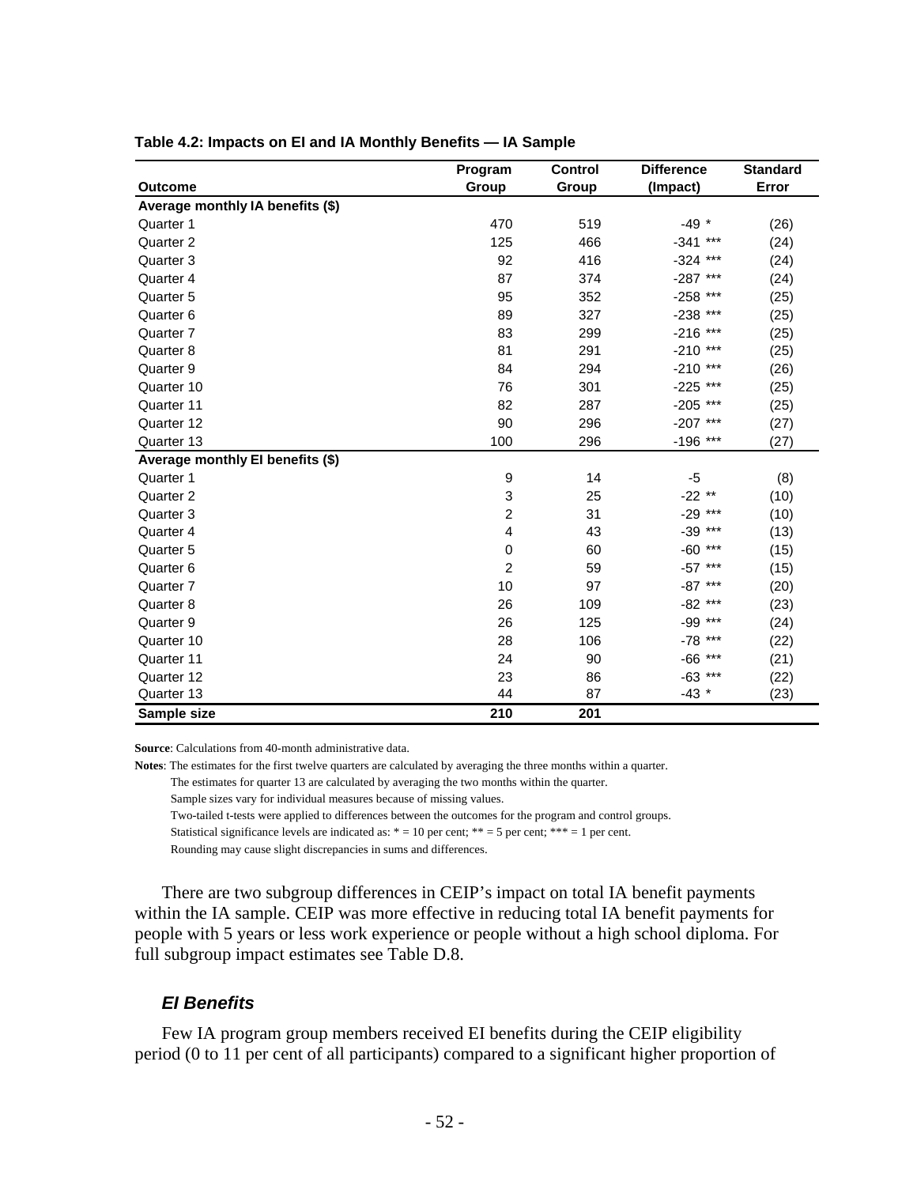**Table 4.2: Impacts on EI and IA Monthly Benefits — IA Sample**

| Outcome | Program Group | Control Group | Difference (Impact) | Standard Error |
|---|---|---|---|---|
| **Average monthly IA benefits ($)** | | | | |
| Quarter 1 | 470 | 519 | -49 * | (26) |
| Quarter 2 | 125 | 466 | -341 *** | (24) |
| Quarter 3 | 92 | 416 | -324 *** | (24) |
| Quarter 4 | 87 | 374 | -287 *** | (24) |
| Quarter 5 | 95 | 352 | -258 *** | (25) |
| Quarter 6 | 89 | 327 | -238 *** | (25) |
| Quarter 7 | 83 | 299 | -216 *** | (25) |
| Quarter 8 | 81 | 291 | -210 *** | (25) |
| Quarter 9 | 84 | 294 | -210 *** | (26) |
| Quarter 10 | 76 | 301 | -225 *** | (25) |
| Quarter 11 | 82 | 287 | -205 *** | (25) |
| Quarter 12 | 90 | 296 | -207 *** | (27) |
| Quarter 13 | 100 | 296 | -196 *** | (27) |
| **Average monthly EI benefits ($)** | | | | |
| Quarter 1 | 9 | 14 | -5 | (8) |
| Quarter 2 | 3 | 25 | -22 ** | (10) |
| Quarter 3 | 2 | 31 | -29 *** | (10) |
| Quarter 4 | 4 | 43 | -39 *** | (13) |
| Quarter 5 | 0 | 60 | -60 *** | (15) |
| Quarter 6 | 2 | 59 | -57 *** | (15) |
| Quarter 7 | 10 | 97 | -87 *** | (20) |
| Quarter 8 | 26 | 109 | -82 *** | (23) |
| Quarter 9 | 26 | 125 | -99 *** | (24) |
| Quarter 10 | 28 | 106 | -78 *** | (22) |
| Quarter 11 | 24 | 90 | -66 *** | (21) |
| Quarter 12 | 23 | 86 | -63 *** | (22) |
| Quarter 13 | 44 | 87 | -43 * | (23) |
| **Sample size** | **210** | **201** | | |

**Source**: Calculations from 40-month administrative data.

**Notes**: The estimates for the first twelve quarters are calculated by averaging the three months within a quarter.
The estimates for quarter 13 are calculated by averaging the two months within the quarter.
Sample sizes vary for individual measures because of missing values.
Two-tailed t-tests were applied to differences between the outcomes for the program and control groups.
Statistical significance levels are indicated as: * = 10 per cent; ** = 5 per cent; *** = 1 per cent.
Rounding may cause slight discrepancies in sums and differences.

There are two subgroup differences in CEIP's impact on total IA benefit payments within the IA sample. CEIP was more effective in reducing total IA benefit payments for people with 5 years or less work experience or people without a high school diploma. For full subgroup impact estimates see Table D.8.

### *EI Benefits*

Few IA program group members received EI benefits during the CEIP eligibility period (0 to 11 per cent of all participants) compared to a significant higher proportion of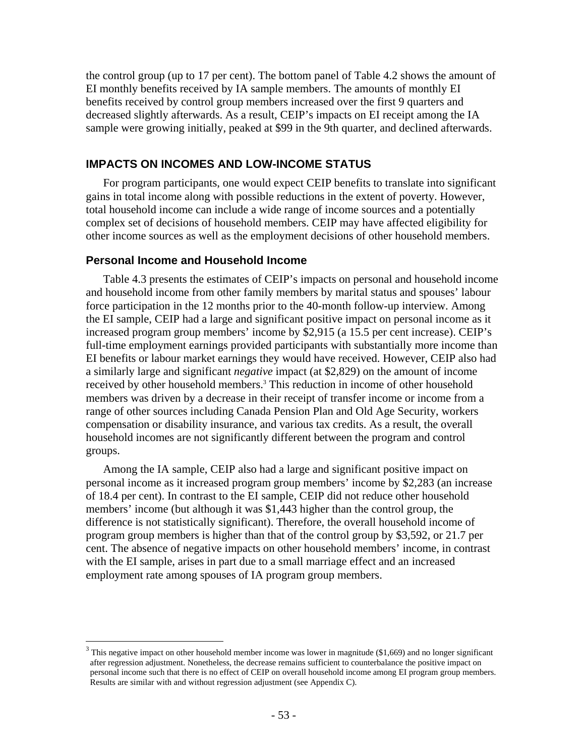the control group (up to 17 per cent). The bottom panel of Table 4.2 shows the amount of EI monthly benefits received by IA sample members. The amounts of monthly EI benefits received by control group members increased over the first 9 quarters and decreased slightly afterwards. As a result, CEIP's impacts on EI receipt among the IA sample were growing initially, peaked at $99 in the 9th quarter, and declined afterwards.

## IMPACTS ON INCOMES AND LOW-INCOME STATUS

For program participants, one would expect CEIP benefits to translate into significant gains in total income along with possible reductions in the extent of poverty. However, total household income can include a wide range of income sources and a potentially complex set of decisions of household members. CEIP may have affected eligibility for other income sources as well as the employment decisions of other household members.

### Personal Income and Household Income

Table 4.3 presents the estimates of CEIP's impacts on personal and household income and household income from other family members by marital status and spouses' labour force participation in the 12 months prior to the 40-month follow-up interview. Among the EI sample, CEIP had a large and significant positive impact on personal income as it increased program group members' income by $2,915 (a 15.5 per cent increase). CEIP's full-time employment earnings provided participants with substantially more income than EI benefits or labour market earnings they would have received. However, CEIP also had a similarly large and significant *negative* impact (at $2,829) on the amount of income received by other household members.[3] This reduction in income of other household members was driven by a decrease in their receipt of transfer income or income from a range of other sources including Canada Pension Plan and Old Age Security, workers compensation or disability insurance, and various tax credits. As a result, the overall household incomes are not significantly different between the program and control groups.

Among the IA sample, CEIP also had a large and significant positive impact on personal income as it increased program group members' income by $2,283 (an increase of 18.4 per cent). In contrast to the EI sample, CEIP did not reduce other household members' income (but although it was $1,443 higher than the control group, the difference is not statistically significant). Therefore, the overall household income of program group members is higher than that of the control group by $3,592, or 21.7 per cent. The absence of negative impacts on other household members' income, in contrast with the EI sample, arises in part due to a small marriage effect and an increased employment rate among spouses of IA program group members.

---

[3] This negative impact on other household member income was lower in magnitude ($1,669) and no longer significant after regression adjustment. Nonetheless, the decrease remains sufficient to counterbalance the positive impact on personal income such that there is no effect of CEIP on overall household income among EI program group members. Results are similar with and without regression adjustment (see Appendix C).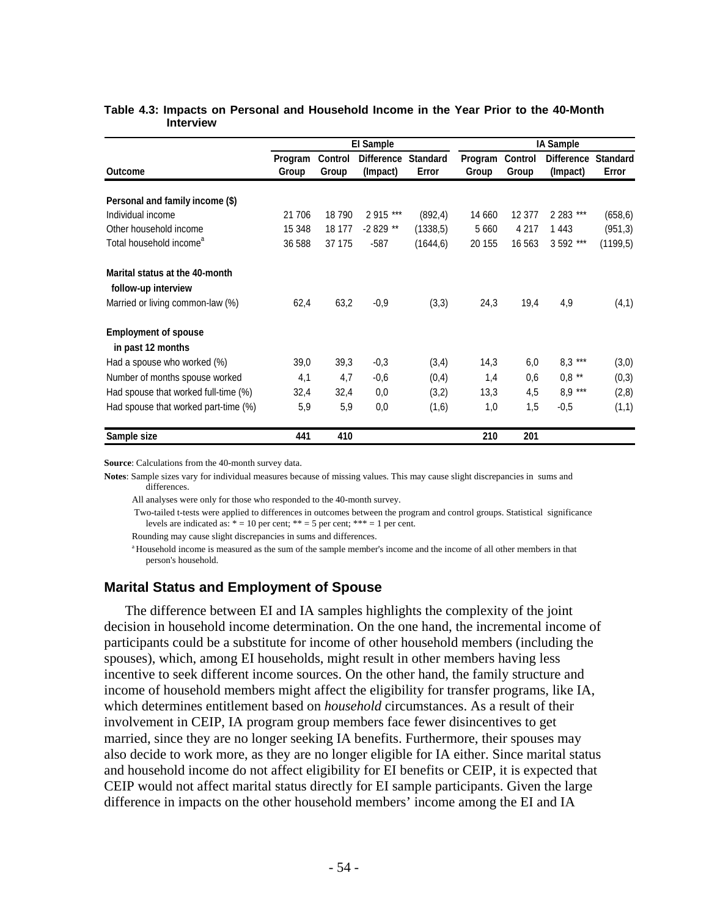**Table 4.3: Impacts on Personal and Household Income in the Year Prior to the 40-Month Interview**

| Outcome | EI Sample | | | | IA Sample | | | |
|---|---|---|---|---|---|---|---|---|
| | Program Group | Control Group | Difference (Impact) | Standard Error | Program Group | Control Group | Difference (Impact) | Standard Error |
| **Personal and family income ($)** | | | | | | | | |
| Individual income | 21 706 | 18 790 | 2 915 *** | (892,4) | 14 660 | 12 377 | 2 283 *** | (658,6) |
| Other household income | 15 348 | 18 177 | -2 829 ** | (1338,5) | 5 660 | 4 217 | 1 443 | (951,3) |
| Total household income[a] | 36 588 | 37 175 | -587 | (1644,6) | 20 155 | 16 563 | 3 592 *** | (1199,5) |
| **Marital status at the 40-month follow-up interview** | | | | | | | | |
| Married or living common-law (%) | 62,4 | 63,2 | -0,9 | (3,3) | 24,3 | 19,4 | 4,9 | (4,1) |
| **Employment of spouse in past 12 months** | | | | | | | | |
| Had a spouse who worked (%) | 39,0 | 39,3 | -0,3 | (3,4) | 14,3 | 6,0 | 8,3 *** | (3,0) |
| Number of months spouse worked | 4,1 | 4,7 | -0,6 | (0,4) | 1,4 | 0,6 | 0,8 ** | (0,3) |
| Had spouse that worked full-time (%) | 32,4 | 32,4 | 0,0 | (3,2) | 13,3 | 4,5 | 8,9 *** | (2,8) |
| Had spouse that worked part-time (%) | 5,9 | 5,9 | 0,0 | (1,6) | 1,0 | 1,5 | -0,5 | (1,1) |
| **Sample size** | **441** | **410** | | | **210** | **201** | | |

**Source**: Calculations from the 40-month survey data.

**Notes**: Sample sizes vary for individual measures because of missing values. This may cause slight discrepancies in sums and differences.

All analyses were only for those who responded to the 40-month survey.

Two-tailed t-tests were applied to differences in outcomes between the program and control groups. Statistical significance levels are indicated as: * = 10 per cent; ** = 5 per cent; *** = 1 per cent.

Rounding may cause slight discrepancies in sums and differences.

[a] Household income is measured as the sum of the sample member's income and the income of all other members in that person's household.

## Marital Status and Employment of Spouse

The difference between EI and IA samples highlights the complexity of the joint decision in household income determination. On the one hand, the incremental income of participants could be a substitute for income of other household members (including the spouses), which, among EI households, might result in other members having less incentive to seek different income sources. On the other hand, the family structure and income of household members might affect the eligibility for transfer programs, like IA, which determines entitlement based on *household* circumstances. As a result of their involvement in CEIP, IA program group members face fewer disincentives to get married, since they are no longer seeking IA benefits. Furthermore, their spouses may also decide to work more, as they are no longer eligible for IA either. Since marital status and household income do not affect eligibility for EI benefits or CEIP, it is expected that CEIP would not affect marital status directly for EI sample participants. Given the large difference in impacts on the other household members' income among the EI and IA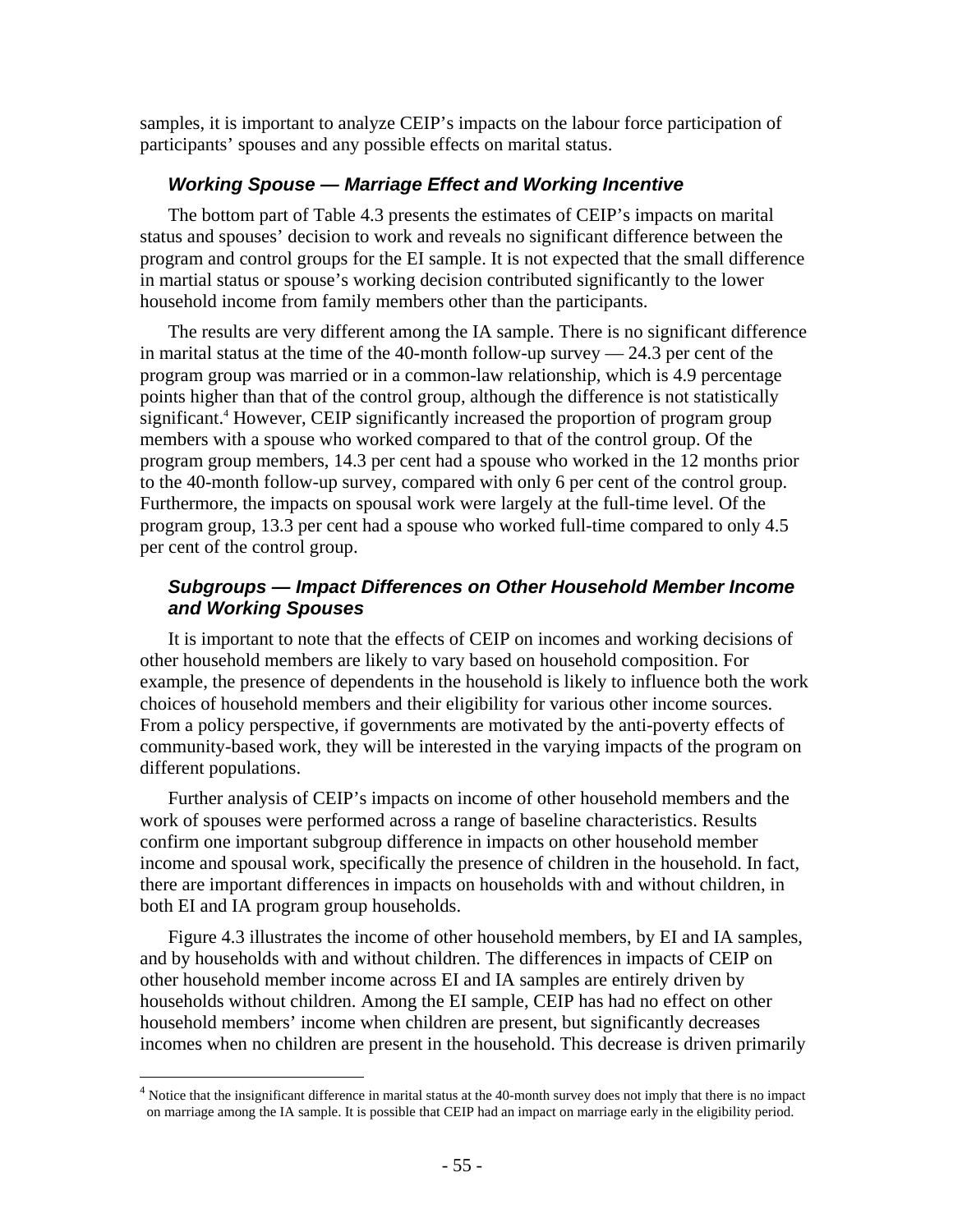samples, it is important to analyze CEIP's impacts on the labour force participation of participants' spouses and any possible effects on marital status.

### *Working Spouse — Marriage Effect and Working Incentive*

The bottom part of Table 4.3 presents the estimates of CEIP's impacts on marital status and spouses' decision to work and reveals no significant difference between the program and control groups for the EI sample. It is not expected that the small difference in martial status or spouse's working decision contributed significantly to the lower household income from family members other than the participants.

The results are very different among the IA sample. There is no significant difference in marital status at the time of the 40-month follow-up survey — 24.3 per cent of the program group was married or in a common-law relationship, which is 4.9 percentage points higher than that of the control group, although the difference is not statistically significant.[4] However, CEIP significantly increased the proportion of program group members with a spouse who worked compared to that of the control group. Of the program group members, 14.3 per cent had a spouse who worked in the 12 months prior to the 40-month follow-up survey, compared with only 6 per cent of the control group. Furthermore, the impacts on spousal work were largely at the full-time level. Of the program group, 13.3 per cent had a spouse who worked full-time compared to only 4.5 per cent of the control group.

### *Subgroups — Impact Differences on Other Household Member Income and Working Spouses*

It is important to note that the effects of CEIP on incomes and working decisions of other household members are likely to vary based on household composition. For example, the presence of dependents in the household is likely to influence both the work choices of household members and their eligibility for various other income sources. From a policy perspective, if governments are motivated by the anti-poverty effects of community-based work, they will be interested in the varying impacts of the program on different populations.

Further analysis of CEIP's impacts on income of other household members and the work of spouses were performed across a range of baseline characteristics. Results confirm one important subgroup difference in impacts on other household member income and spousal work, specifically the presence of children in the household. In fact, there are important differences in impacts on households with and without children, in both EI and IA program group households.

Figure 4.3 illustrates the income of other household members, by EI and IA samples, and by households with and without children. The differences in impacts of CEIP on other household member income across EI and IA samples are entirely driven by households without children. Among the EI sample, CEIP has had no effect on other household members' income when children are present, but significantly decreases incomes when no children are present in the household. This decrease is driven primarily

[4] Notice that the insignificant difference in marital status at the 40-month survey does not imply that there is no impact on marriage among the IA sample. It is possible that CEIP had an impact on marriage early in the eligibility period.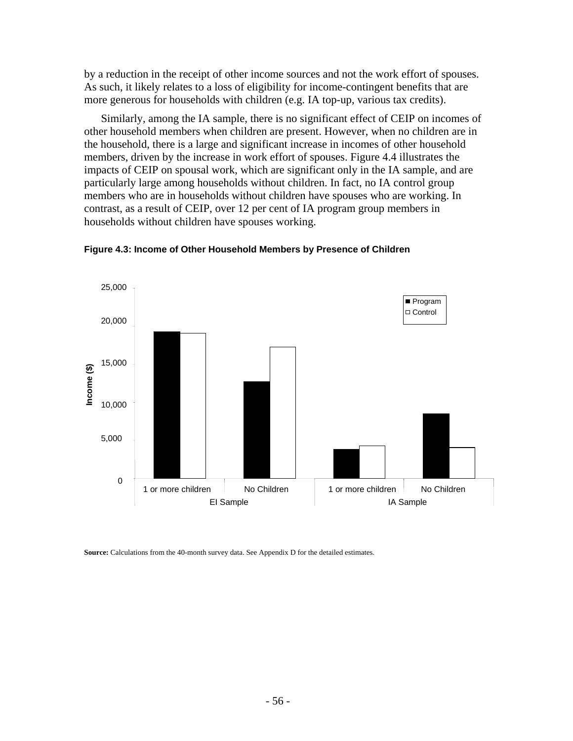by a reduction in the receipt of other income sources and not the work effort of spouses. As such, it likely relates to a loss of eligibility for income-contingent benefits that are more generous for households with children (e.g. IA top-up, various tax credits).

Similarly, among the IA sample, there is no significant effect of CEIP on incomes of other household members when children are present. However, when no children are in the household, there is a large and significant increase in incomes of other household members, driven by the increase in work effort of spouses. Figure 4.4 illustrates the impacts of CEIP on spousal work, which are significant only in the IA sample, and are particularly large among households without children. In fact, no IA control group members who are in households without children have spouses who are working. In contrast, as a result of CEIP, over 12 per cent of IA program group members in households without children have spouses working.

**Figure 4.3: Income of Other Household Members by Presence of Children**

**Source:** Calculations from the 40-month survey data. See Appendix D for the detailed estimates.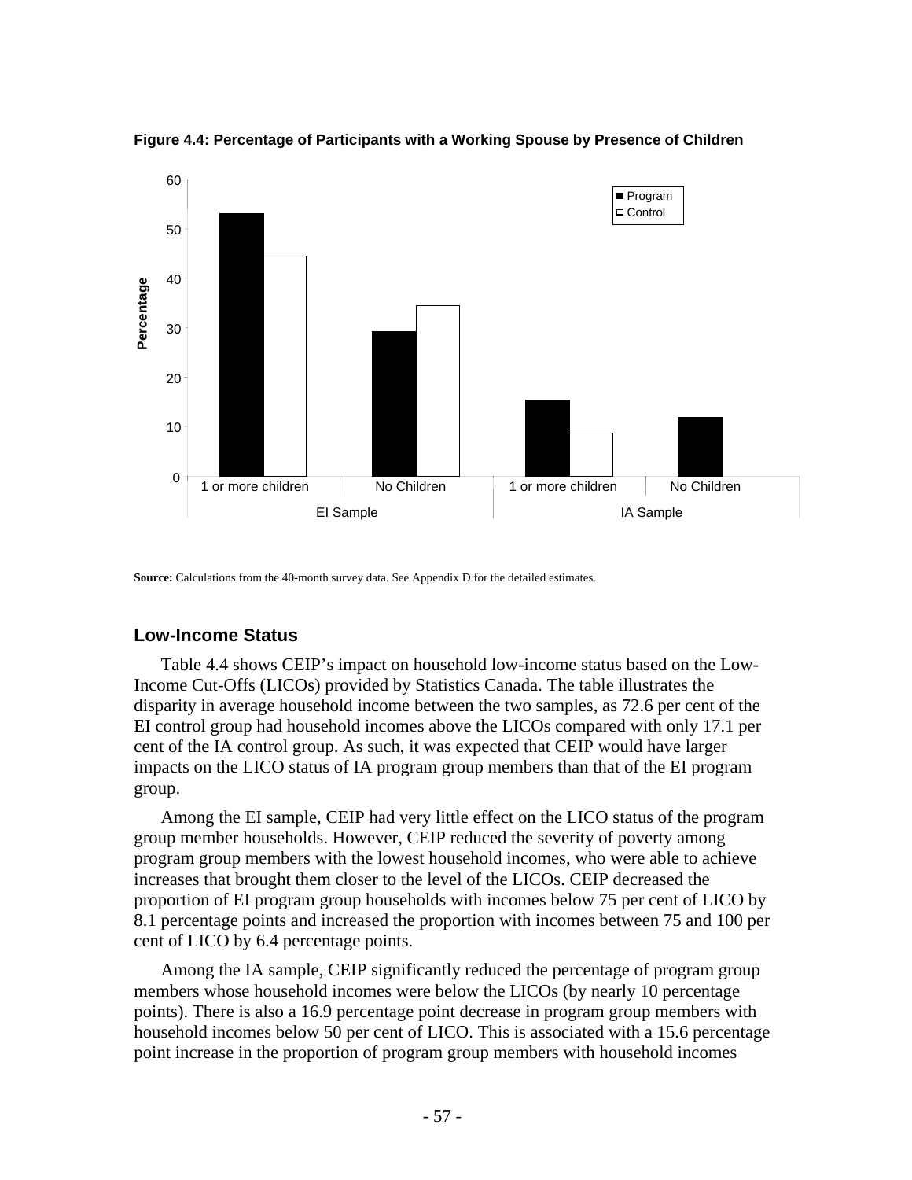**Figure 4.4: Percentage of Participants with a Working Spouse by Presence of Children**

**Source:** Calculations from the 40-month survey data. See Appendix D for the detailed estimates.

### Low-Income Status

Table 4.4 shows CEIP's impact on household low-income status based on the Low-Income Cut-Offs (LICOs) provided by Statistics Canada. The table illustrates the disparity in average household income between the two samples, as 72.6 per cent of the EI control group had household incomes above the LICOs compared with only 17.1 per cent of the IA control group. As such, it was expected that CEIP would have larger impacts on the LICO status of IA program group members than that of the EI program group.

Among the EI sample, CEIP had very little effect on the LICO status of the program group member households. However, CEIP reduced the severity of poverty among program group members with the lowest household incomes, who were able to achieve increases that brought them closer to the level of the LICOs. CEIP decreased the proportion of EI program group households with incomes below 75 per cent of LICO by 8.1 percentage points and increased the proportion with incomes between 75 and 100 per cent of LICO by 6.4 percentage points.

Among the IA sample, CEIP significantly reduced the percentage of program group members whose household incomes were below the LICOs (by nearly 10 percentage points). There is also a 16.9 percentage point decrease in program group members with household incomes below 50 per cent of LICO. This is associated with a 15.6 percentage point increase in the proportion of program group members with household incomes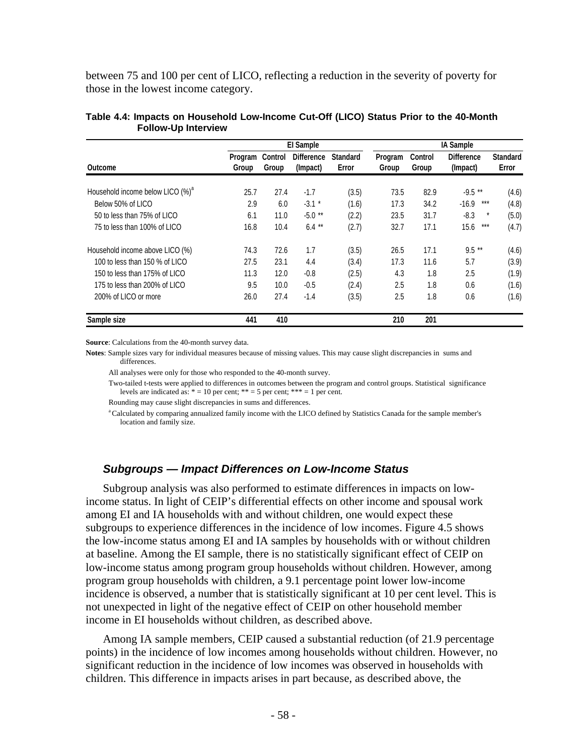between 75 and 100 per cent of LICO, reflecting a reduction in the severity of poverty for those in the lowest income category.

**Table 4.4: Impacts on Household Low-Income Cut-Off (LICO) Status Prior to the 40-Month Follow-Up Interview**

| | EI Sample | | | | IA Sample | | | |
|---|---|---|---|---|---|---|---|---|
| Outcome | Program Group | Control Group | Difference (Impact) | Standard Error | Program Group | Control Group | Difference (Impact) | Standard Error |
| Household income below LICO (%)[a] | 25.7 | 27.4 | -1.7 | (3.5) | 73.5 | 82.9 | -9.5 ** | (4.6) |
| Below 50% of LICO | 2.9 | 6.0 | -3.1 * | (1.6) | 17.3 | 34.2 | -16.9 *** | (4.8) |
| 50 to less than 75% of LICO | 6.1 | 11.0 | -5.0 ** | (2.2) | 23.5 | 31.7 | -8.3 * | (5.0) |
| 75 to less than 100% of LICO | 16.8 | 10.4 | 6.4 ** | (2.7) | 32.7 | 17.1 | 15.6 *** | (4.7) |
| Household income above LICO (%) | 74.3 | 72.6 | 1.7 | (3.5) | 26.5 | 17.1 | 9.5 ** | (4.6) |
| 100 to less than 150 % of LICO | 27.5 | 23.1 | 4.4 | (3.4) | 17.3 | 11.6 | 5.7 | (3.9) |
| 150 to less than 175% of LICO | 11.3 | 12.0 | -0.8 | (2.5) | 4.3 | 1.8 | 2.5 | (1.9) |
| 175 to less than 200% of LICO | 9.5 | 10.0 | -0.5 | (2.4) | 2.5 | 1.8 | 0.6 | (1.6) |
| 200% of LICO or more | 26.0 | 27.4 | -1.4 | (3.5) | 2.5 | 1.8 | 0.6 | (1.6) |
| **Sample size** | **441** | **410** | | | **210** | **201** | | |

**Source**: Calculations from the 40-month survey data.

**Notes**: Sample sizes vary for individual measures because of missing values. This may cause slight discrepancies in sums and differences.

All analyses were only for those who responded to the 40-month survey.

Two-tailed t-tests were applied to differences in outcomes between the program and control groups. Statistical significance levels are indicated as: * = 10 per cent; ** = 5 per cent; *** = 1 per cent.

Rounding may cause slight discrepancies in sums and differences.

[a] Calculated by comparing annualized family income with the LICO defined by Statistics Canada for the sample member's location and family size.

### *Subgroups — Impact Differences on Low-Income Status*

Subgroup analysis was also performed to estimate differences in impacts on low-income status. In light of CEIP's differential effects on other income and spousal work among EI and IA households with and without children, one would expect these subgroups to experience differences in the incidence of low incomes. Figure 4.5 shows the low-income status among EI and IA samples by households with or without children at baseline. Among the EI sample, there is no statistically significant effect of CEIP on low-income status among program group households without children. However, among program group households with children, a 9.1 percentage point lower low-income incidence is observed, a number that is statistically significant at 10 per cent level. This is not unexpected in light of the negative effect of CEIP on other household member income in EI households without children, as described above.

Among IA sample members, CEIP caused a substantial reduction (of 21.9 percentage points) in the incidence of low incomes among households without children. However, no significant reduction in the incidence of low incomes was observed in households with children. This difference in impacts arises in part because, as described above, the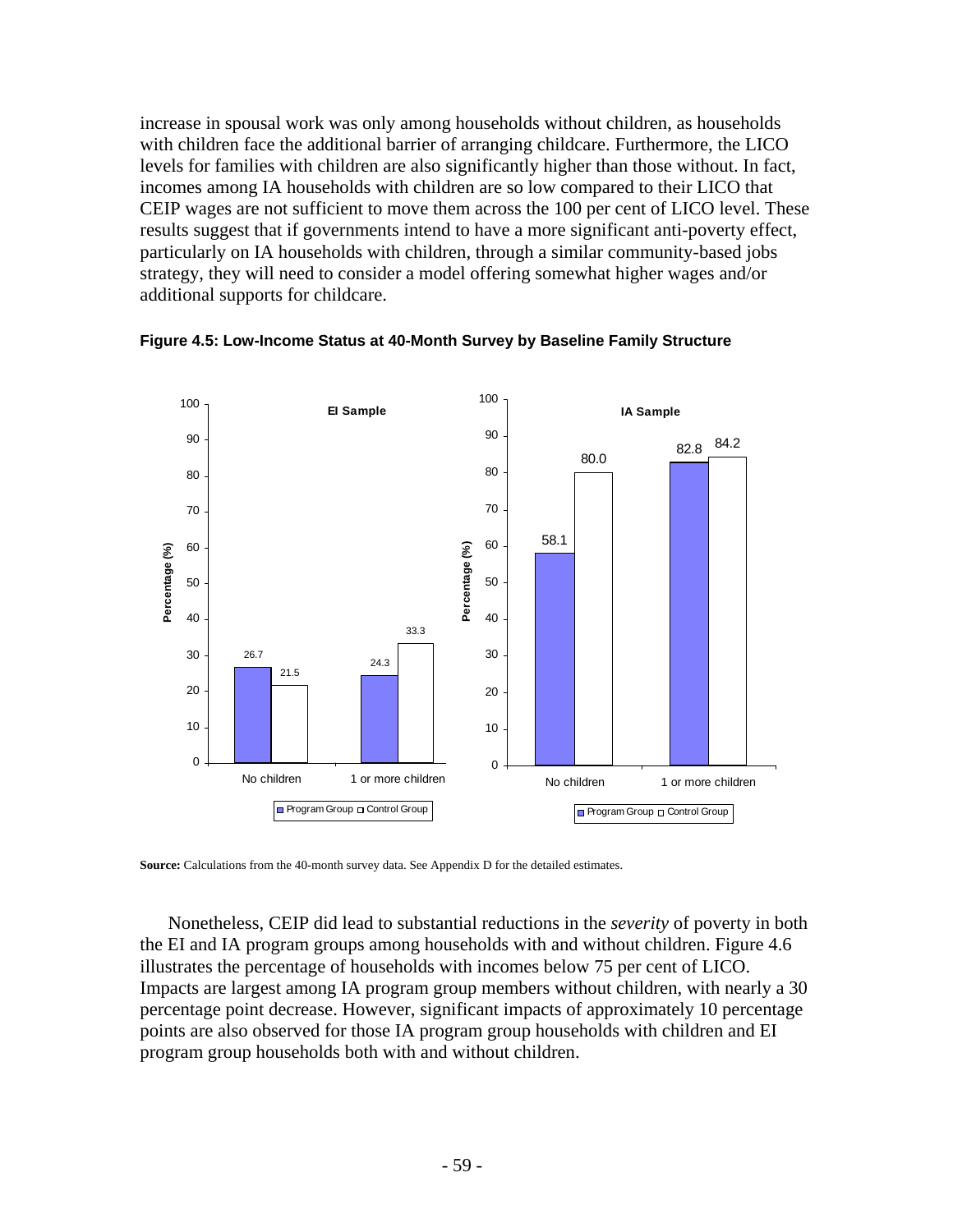increase in spousal work was only among households without children, as households with children face the additional barrier of arranging childcare. Furthermore, the LICO levels for families with children are also significantly higher than those without. In fact, incomes among IA households with children are so low compared to their LICO that CEIP wages are not sufficient to move them across the 100 per cent of LICO level. These results suggest that if governments intend to have a more significant anti-poverty effect, particularly on IA households with children, through a similar community-based jobs strategy, they will need to consider a model offering somewhat higher wages and/or additional supports for childcare.

**Figure 4.5: Low-Income Status at 40-Month Survey by Baseline Family Structure**

**EI Sample** (Percentage (%))

| | Program Group | Control Group |
|---|---|---|
| No children | 26.7 | 21.5 |
| 1 or more children | 24.3 | 33.3 |

**IA Sample** (Percentage (%))

| | Program Group | Control Group |
|---|---|---|
| No children | 58.1 | 80.0 |
| 1 or more children | 82.8 | 84.2 |

**Source:** Calculations from the 40-month survey data. See Appendix D for the detailed estimates.

Nonetheless, CEIP did lead to substantial reductions in the *severity* of poverty in both the EI and IA program groups among households with and without children. Figure 4.6 illustrates the percentage of households with incomes below 75 per cent of LICO. Impacts are largest among IA program group members without children, with nearly a 30 percentage point decrease. However, significant impacts of approximately 10 percentage points are also observed for those IA program group households with children and EI program group households both with and without children.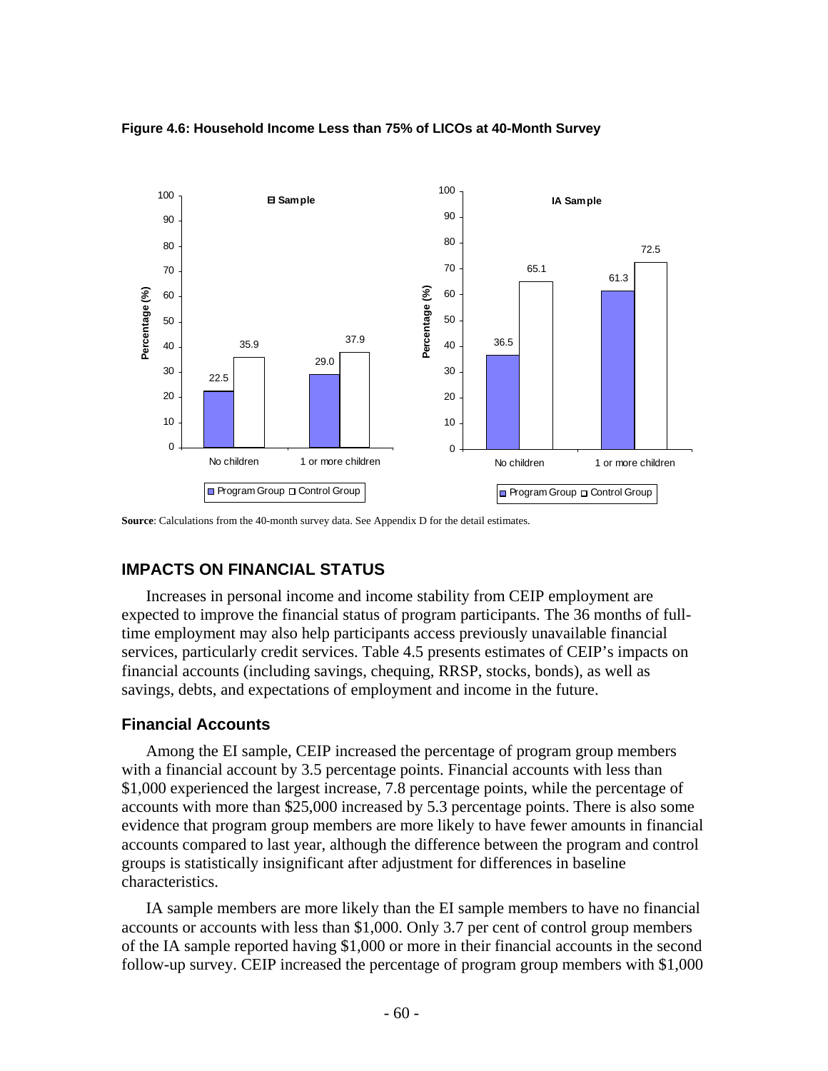**Figure 4.6: Household Income Less than 75% of LICOs at 40-Month Survey**

| | EI Sample: Program Group | EI Sample: Control Group | IA Sample: Program Group | IA Sample: Control Group |
|---|---|---|---|---|
| No children | 22.5 | 35.9 | 36.5 | 65.1 |
| 1 or more children | 29.0 | 37.9 | 61.3 | 72.5 |

**Source**: Calculations from the 40-month survey data. See Appendix D for the detail estimates.

## IMPACTS ON FINANCIAL STATUS

Increases in personal income and income stability from CEIP employment are expected to improve the financial status of program participants. The 36 months of full-time employment may also help participants access previously unavailable financial services, particularly credit services. Table 4.5 presents estimates of CEIP's impacts on financial accounts (including savings, chequing, RRSP, stocks, bonds), as well as savings, debts, and expectations of employment and income in the future.

### Financial Accounts

Among the EI sample, CEIP increased the percentage of program group members with a financial account by 3.5 percentage points. Financial accounts with less than $1,000 experienced the largest increase, 7.8 percentage points, while the percentage of accounts with more than $25,000 increased by 5.3 percentage points. There is also some evidence that program group members are more likely to have fewer amounts in financial accounts compared to last year, although the difference between the program and control groups is statistically insignificant after adjustment for differences in baseline characteristics.

IA sample members are more likely than the EI sample members to have no financial accounts or accounts with less than $1,000. Only 3.7 per cent of control group members of the IA sample reported having $1,000 or more in their financial accounts in the second follow-up survey. CEIP increased the percentage of program group members with $1,000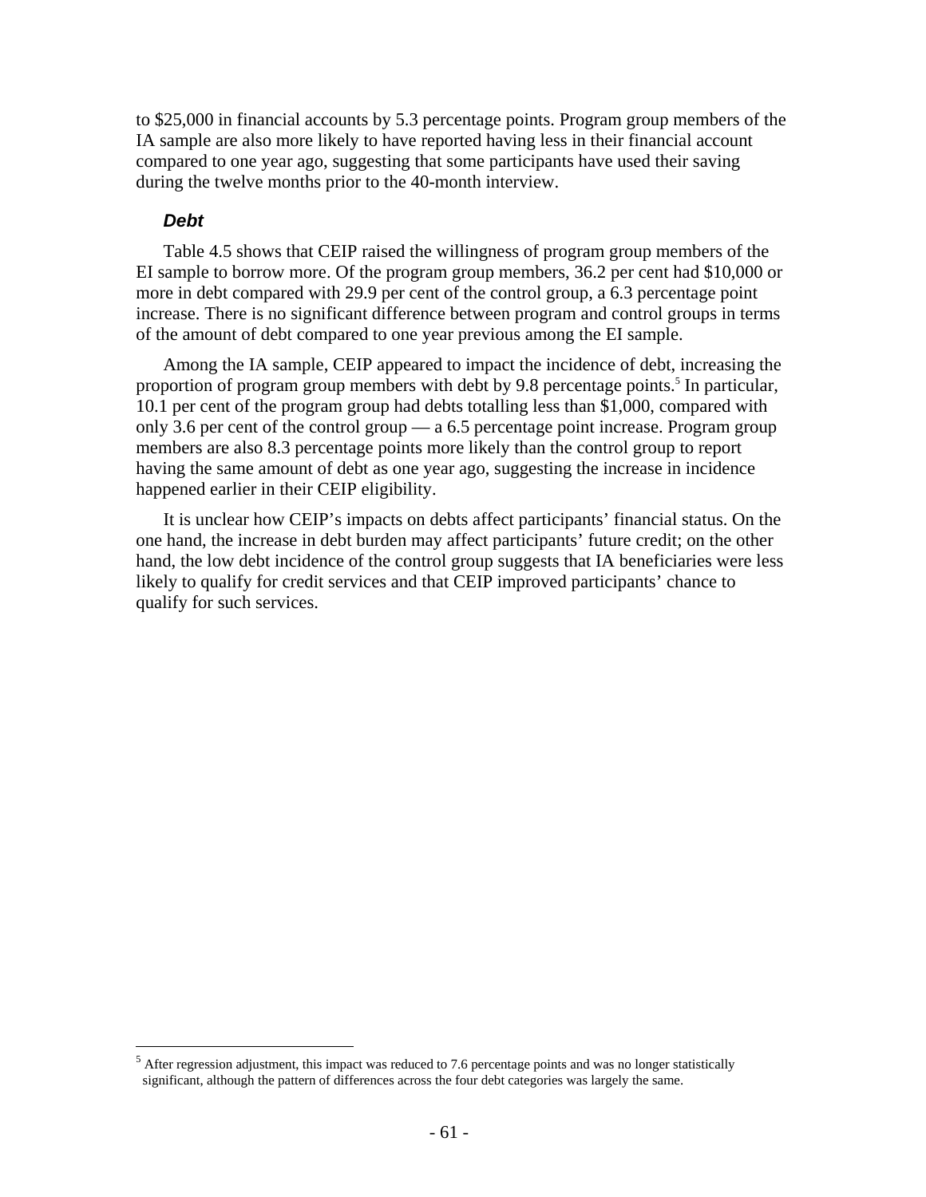to $25,000 in financial accounts by 5.3 percentage points. Program group members of the IA sample are also more likely to have reported having less in their financial account compared to one year ago, suggesting that some participants have used their saving during the twelve months prior to the 40-month interview.

### *Debt*

Table 4.5 shows that CEIP raised the willingness of program group members of the EI sample to borrow more. Of the program group members, 36.2 per cent had $10,000 or more in debt compared with 29.9 per cent of the control group, a 6.3 percentage point increase. There is no significant difference between program and control groups in terms of the amount of debt compared to one year previous among the EI sample.

Among the IA sample, CEIP appeared to impact the incidence of debt, increasing the proportion of program group members with debt by 9.8 percentage points.[5] In particular, 10.1 per cent of the program group had debts totalling less than $1,000, compared with only 3.6 per cent of the control group — a 6.5 percentage point increase. Program group members are also 8.3 percentage points more likely than the control group to report having the same amount of debt as one year ago, suggesting the increase in incidence happened earlier in their CEIP eligibility.

It is unclear how CEIP's impacts on debts affect participants' financial status. On the one hand, the increase in debt burden may affect participants' future credit; on the other hand, the low debt incidence of the control group suggests that IA beneficiaries were less likely to qualify for credit services and that CEIP improved participants' chance to qualify for such services.

[5] After regression adjustment, this impact was reduced to 7.6 percentage points and was no longer statistically significant, although the pattern of differences across the four debt categories was largely the same.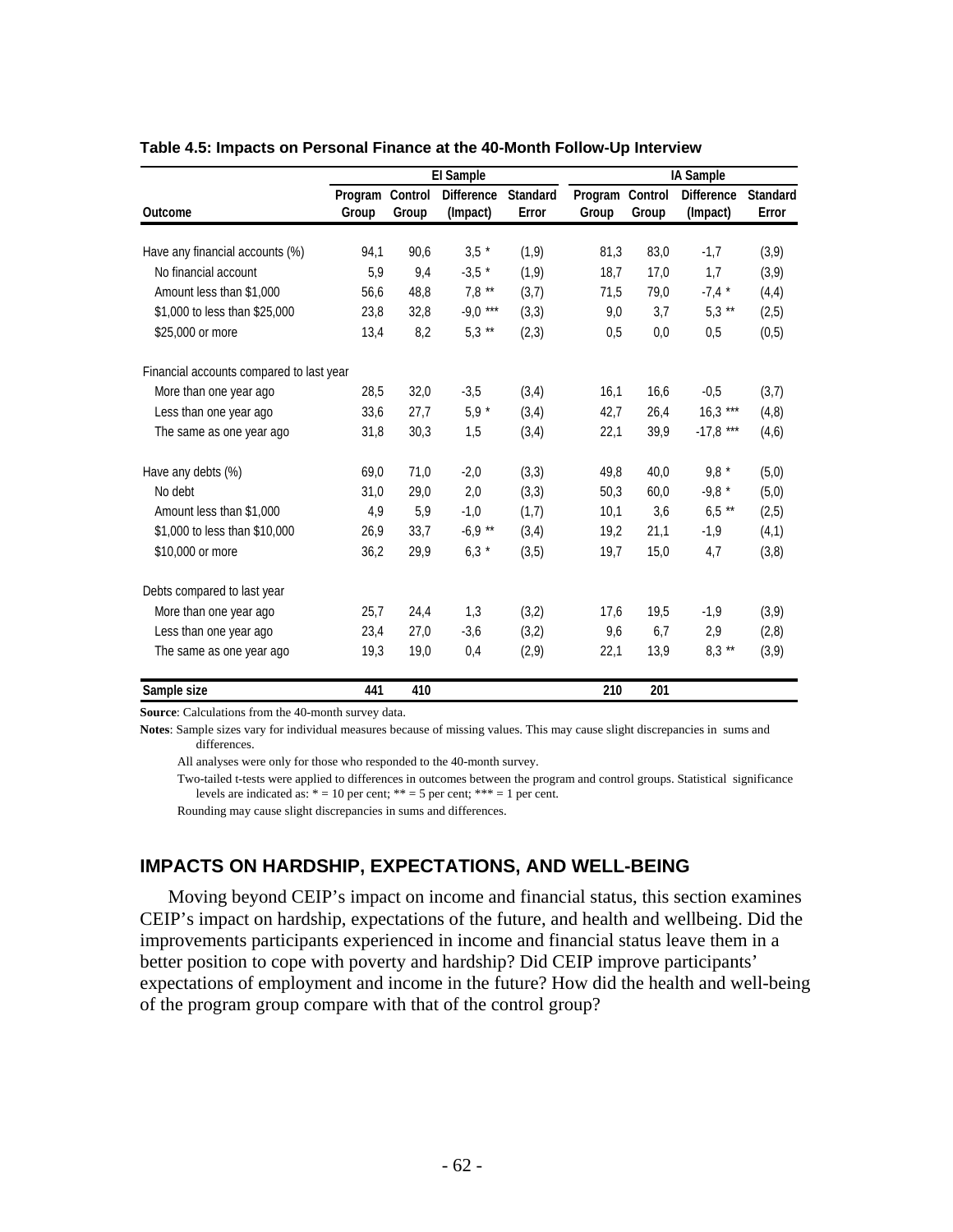**Table 4.5: Impacts on Personal Finance at the 40-Month Follow-Up Interview**

| | EI Sample | | | | IA Sample | | | |
|---|---|---|---|---|---|---|---|---|
| Outcome | Program Group | Control Group | Difference (Impact) | Standard Error | Program Group | Control Group | Difference (Impact) | Standard Error |
| Have any financial accounts (%) | 94,1 | 90,6 | 3,5 * | (1,9) | 81,3 | 83,0 | -1,7 | (3,9) |
| No financial account | 5,9 | 9,4 | -3,5 * | (1,9) | 18,7 | 17,0 | 1,7 | (3,9) |
| Amount less than $1,000 | 56,6 | 48,8 | 7,8 ** | (3,7) | 71,5 | 79,0 | -7,4 * | (4,4) |
| $1,000 to less than $25,000 | 23,8 | 32,8 | -9,0 *** | (3,3) | 9,0 | 3,7 | 5,3 ** | (2,5) |
| $25,000 or more | 13,4 | 8,2 | 5,3 ** | (2,3) | 0,5 | 0,0 | 0,5 | (0,5) |
| Financial accounts compared to last year | | | | | | | | |
| More than one year ago | 28,5 | 32,0 | -3,5 | (3,4) | 16,1 | 16,6 | -0,5 | (3,7) |
| Less than one year ago | 33,6 | 27,7 | 5,9 * | (3,4) | 42,7 | 26,4 | 16,3 *** | (4,8) |
| The same as one year ago | 31,8 | 30,3 | 1,5 | (3,4) | 22,1 | 39,9 | -17,8 *** | (4,6) |
| Have any debts (%) | 69,0 | 71,0 | -2,0 | (3,3) | 49,8 | 40,0 | 9,8 * | (5,0) |
| No debt | 31,0 | 29,0 | 2,0 | (3,3) | 50,3 | 60,0 | -9,8 * | (5,0) |
| Amount less than $1,000 | 4,9 | 5,9 | -1,0 | (1,7) | 10,1 | 3,6 | 6,5 ** | (2,5) |
| $1,000 to less than $10,000 | 26,9 | 33,7 | -6,9 ** | (3,4) | 19,2 | 21,1 | -1,9 | (4,1) |
| $10,000 or more | 36,2 | 29,9 | 6,3 * | (3,5) | 19,7 | 15,0 | 4,7 | (3,8) |
| Debts compared to last year | | | | | | | | |
| More than one year ago | 25,7 | 24,4 | 1,3 | (3,2) | 17,6 | 19,5 | -1,9 | (3,9) |
| Less than one year ago | 23,4 | 27,0 | -3,6 | (3,2) | 9,6 | 6,7 | 2,9 | (2,8) |
| The same as one year ago | 19,3 | 19,0 | 0,4 | (2,9) | 22,1 | 13,9 | 8,3 ** | (3,9) |
| **Sample size** | **441** | **410** | | | **210** | **201** | | |

**Source**: Calculations from the 40-month survey data.

**Notes**: Sample sizes vary for individual measures because of missing values. This may cause slight discrepancies in sums and differences.

All analyses were only for those who responded to the 40-month survey.

Two-tailed t-tests were applied to differences in outcomes between the program and control groups. Statistical significance levels are indicated as: * = 10 per cent; ** = 5 per cent; *** = 1 per cent.

Rounding may cause slight discrepancies in sums and differences.

## IMPACTS ON HARDSHIP, EXPECTATIONS, AND WELL-BEING

Moving beyond CEIP's impact on income and financial status, this section examines CEIP's impact on hardship, expectations of the future, and health and wellbeing. Did the improvements participants experienced in income and financial status leave them in a better position to cope with poverty and hardship? Did CEIP improve participants' expectations of employment and income in the future? How did the health and well-being of the program group compare with that of the control group?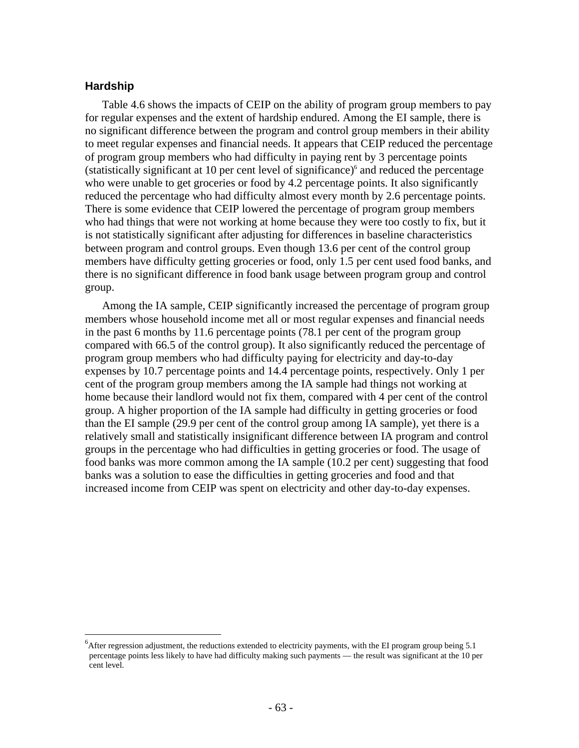### Hardship

Table 4.6 shows the impacts of CEIP on the ability of program group members to pay for regular expenses and the extent of hardship endured. Among the EI sample, there is no significant difference between the program and control group members in their ability to meet regular expenses and financial needs. It appears that CEIP reduced the percentage of program group members who had difficulty in paying rent by 3 percentage points (statistically significant at 10 per cent level of significance)[6] and reduced the percentage who were unable to get groceries or food by 4.2 percentage points. It also significantly reduced the percentage who had difficulty almost every month by 2.6 percentage points. There is some evidence that CEIP lowered the percentage of program group members who had things that were not working at home because they were too costly to fix, but it is not statistically significant after adjusting for differences in baseline characteristics between program and control groups. Even though 13.6 per cent of the control group members have difficulty getting groceries or food, only 1.5 per cent used food banks, and there is no significant difference in food bank usage between program group and control group.

Among the IA sample, CEIP significantly increased the percentage of program group members whose household income met all or most regular expenses and financial needs in the past 6 months by 11.6 percentage points (78.1 per cent of the program group compared with 66.5 of the control group). It also significantly reduced the percentage of program group members who had difficulty paying for electricity and day-to-day expenses by 10.7 percentage points and 14.4 percentage points, respectively. Only 1 per cent of the program group members among the IA sample had things not working at home because their landlord would not fix them, compared with 4 per cent of the control group. A higher proportion of the IA sample had difficulty in getting groceries or food than the EI sample (29.9 per cent of the control group among IA sample), yet there is a relatively small and statistically insignificant difference between IA program and control groups in the percentage who had difficulties in getting groceries or food. The usage of food banks was more common among the IA sample (10.2 per cent) suggesting that food banks was a solution to ease the difficulties in getting groceries and food and that increased income from CEIP was spent on electricity and other day-to-day expenses.

---

[6]After regression adjustment, the reductions extended to electricity payments, with the EI program group being 5.1 percentage points less likely to have had difficulty making such payments — the result was significant at the 10 per cent level.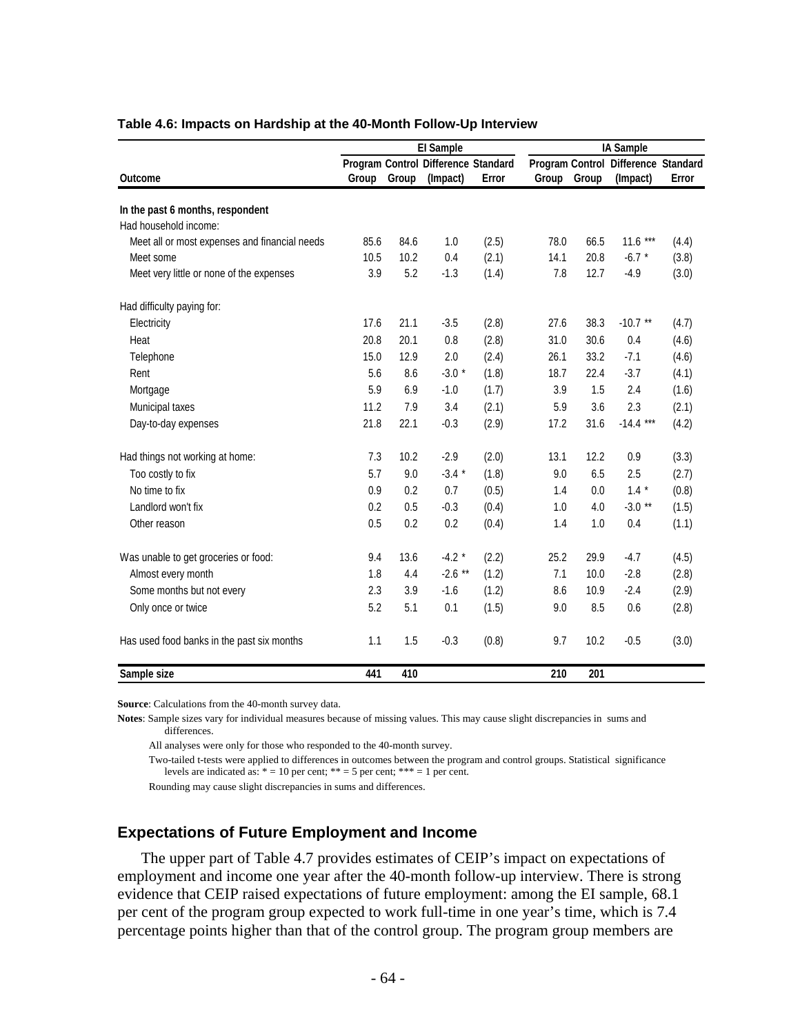**Table 4.6: Impacts on Hardship at the 40-Month Follow-Up Interview**

| | EI Sample | | | | IA Sample | | | |
|---|---|---|---|---|---|---|---|---|
| Outcome | Program Group | Control Group | Difference (Impact) | Standard Error | Program Group | Control Group | Difference (Impact) | Standard Error |
| **In the past 6 months, respondent** | | | | | | | | |
| Had household income: | | | | | | | | |
| Meet all or most expenses and financial needs | 85.6 | 84.6 | 1.0 | (2.5) | 78.0 | 66.5 | 11.6 *** | (4.4) |
| Meet some | 10.5 | 10.2 | 0.4 | (2.1) | 14.1 | 20.8 | -6.7 * | (3.8) |
| Meet very little or none of the expenses | 3.9 | 5.2 | -1.3 | (1.4) | 7.8 | 12.7 | -4.9 | (3.0) |
| Had difficulty paying for: | | | | | | | | |
| Electricity | 17.6 | 21.1 | -3.5 | (2.8) | 27.6 | 38.3 | -10.7 ** | (4.7) |
| Heat | 20.8 | 20.1 | 0.8 | (2.8) | 31.0 | 30.6 | 0.4 | (4.6) |
| Telephone | 15.0 | 12.9 | 2.0 | (2.4) | 26.1 | 33.2 | -7.1 | (4.6) |
| Rent | 5.6 | 8.6 | -3.0 * | (1.8) | 18.7 | 22.4 | -3.7 | (4.1) |
| Mortgage | 5.9 | 6.9 | -1.0 | (1.7) | 3.9 | 1.5 | 2.4 | (1.6) |
| Municipal taxes | 11.2 | 7.9 | 3.4 | (2.1) | 5.9 | 3.6 | 2.3 | (2.1) |
| Day-to-day expenses | 21.8 | 22.1 | -0.3 | (2.9) | 17.2 | 31.6 | -14.4 *** | (4.2) |
| Had things not working at home: | 7.3 | 10.2 | -2.9 | (2.0) | 13.1 | 12.2 | 0.9 | (3.3) |
| Too costly to fix | 5.7 | 9.0 | -3.4 * | (1.8) | 9.0 | 6.5 | 2.5 | (2.7) |
| No time to fix | 0.9 | 0.2 | 0.7 | (0.5) | 1.4 | 0.0 | 1.4 * | (0.8) |
| Landlord won't fix | 0.2 | 0.5 | -0.3 | (0.4) | 1.0 | 4.0 | -3.0 ** | (1.5) |
| Other reason | 0.5 | 0.2 | 0.2 | (0.4) | 1.4 | 1.0 | 0.4 | (1.1) |
| Was unable to get groceries or food: | 9.4 | 13.6 | -4.2 * | (2.2) | 25.2 | 29.9 | -4.7 | (4.5) |
| Almost every month | 1.8 | 4.4 | -2.6 ** | (1.2) | 7.1 | 10.0 | -2.8 | (2.8) |
| Some months but not every | 2.3 | 3.9 | -1.6 | (1.2) | 8.6 | 10.9 | -2.4 | (2.9) |
| Only once or twice | 5.2 | 5.1 | 0.1 | (1.5) | 9.0 | 8.5 | 0.6 | (2.8) |
| Has used food banks in the past six months | 1.1 | 1.5 | -0.3 | (0.8) | 9.7 | 10.2 | -0.5 | (3.0) |
| **Sample size** | **441** | **410** | | | **210** | **201** | | |

**Source**: Calculations from the 40-month survey data.

**Notes**: Sample sizes vary for individual measures because of missing values. This may cause slight discrepancies in sums and differences.

All analyses were only for those who responded to the 40-month survey.

Two-tailed t-tests were applied to differences in outcomes between the program and control groups. Statistical significance levels are indicated as: * = 10 per cent; ** = 5 per cent; *** = 1 per cent.

Rounding may cause slight discrepancies in sums and differences.

### Expectations of Future Employment and Income

The upper part of Table 4.7 provides estimates of CEIP's impact on expectations of employment and income one year after the 40-month follow-up interview. There is strong evidence that CEIP raised expectations of future employment: among the EI sample, 68.1 per cent of the program group expected to work full-time in one year's time, which is 7.4 percentage points higher than that of the control group. The program group members are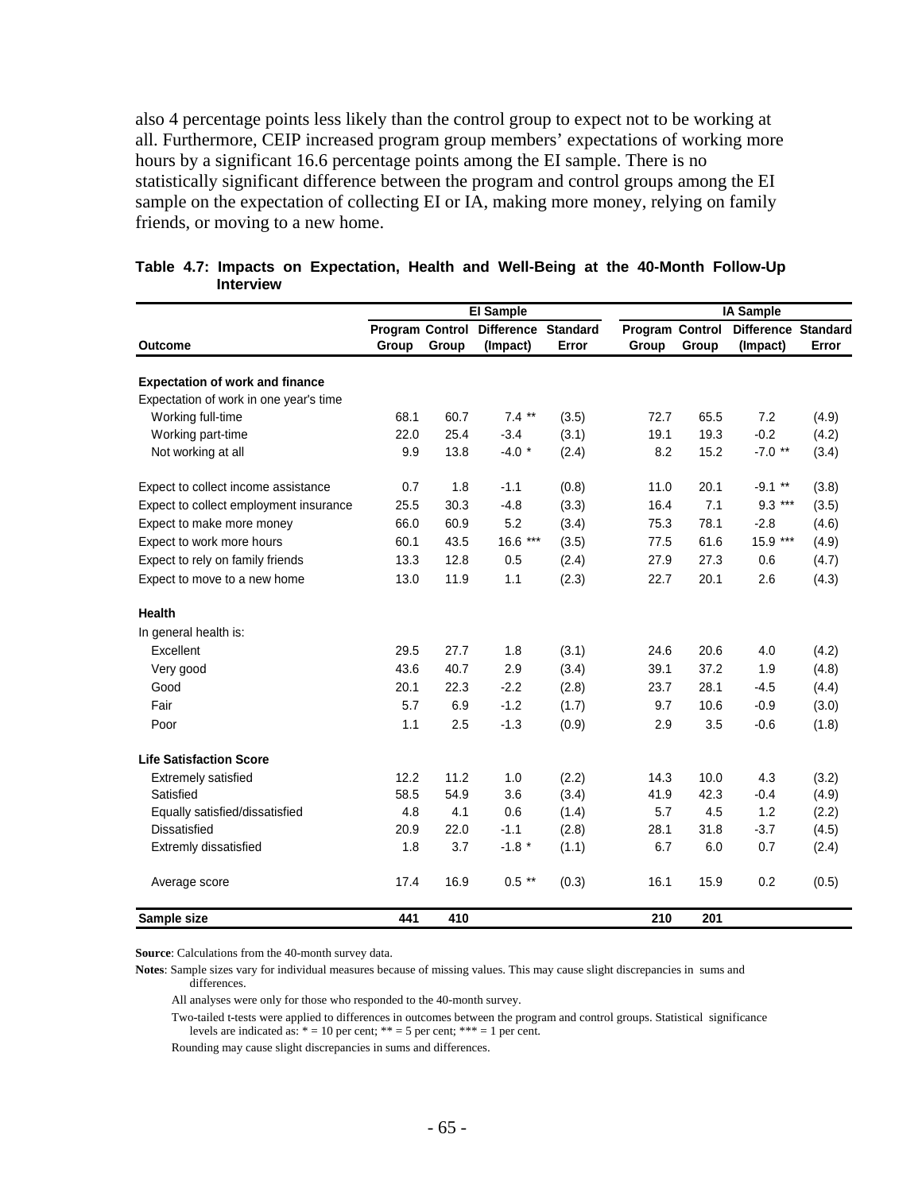also 4 percentage points less likely than the control group to expect not to be working at all. Furthermore, CEIP increased program group members' expectations of working more hours by a significant 16.6 percentage points among the EI sample. There is no statistically significant difference between the program and control groups among the EI sample on the expectation of collecting EI or IA, making more money, relying on family friends, or moving to a new home.

**Table 4.7: Impacts on Expectation, Health and Well-Being at the 40-Month Follow-Up Interview**

| | EI Sample | | | | IA Sample | | | |
|---|---|---|---|---|---|---|---|---|
| Outcome | Program Group | Control Group | Difference (Impact) | Standard Error | Program Group | Control Group | Difference (Impact) | Standard Error |
| **Expectation of work and finance** | | | | | | | | |
| Expectation of work in one year's time | | | | | | | | |
| Working full-time | 68.1 | 60.7 | 7.4 ** | (3.5) | 72.7 | 65.5 | 7.2 | (4.9) |
| Working part-time | 22.0 | 25.4 | -3.4 | (3.1) | 19.1 | 19.3 | -0.2 | (4.2) |
| Not working at all | 9.9 | 13.8 | -4.0 * | (2.4) | 8.2 | 15.2 | -7.0 ** | (3.4) |
| Expect to collect income assistance | 0.7 | 1.8 | -1.1 | (0.8) | 11.0 | 20.1 | -9.1 ** | (3.8) |
| Expect to collect employment insurance | 25.5 | 30.3 | -4.8 | (3.3) | 16.4 | 7.1 | 9.3 *** | (3.5) |
| Expect to make more money | 66.0 | 60.9 | 5.2 | (3.4) | 75.3 | 78.1 | -2.8 | (4.6) |
| Expect to work more hours | 60.1 | 43.5 | 16.6 *** | (3.5) | 77.5 | 61.6 | 15.9 *** | (4.9) |
| Expect to rely on family friends | 13.3 | 12.8 | 0.5 | (2.4) | 27.9 | 27.3 | 0.6 | (4.7) |
| Expect to move to a new home | 13.0 | 11.9 | 1.1 | (2.3) | 22.7 | 20.1 | 2.6 | (4.3) |
| **Health** | | | | | | | | |
| In general health is: | | | | | | | | |
| Excellent | 29.5 | 27.7 | 1.8 | (3.1) | 24.6 | 20.6 | 4.0 | (4.2) |
| Very good | 43.6 | 40.7 | 2.9 | (3.4) | 39.1 | 37.2 | 1.9 | (4.8) |
| Good | 20.1 | 22.3 | -2.2 | (2.8) | 23.7 | 28.1 | -4.5 | (4.4) |
| Fair | 5.7 | 6.9 | -1.2 | (1.7) | 9.7 | 10.6 | -0.9 | (3.0) |
| Poor | 1.1 | 2.5 | -1.3 | (0.9) | 2.9 | 3.5 | -0.6 | (1.8) |
| **Life Satisfaction Score** | | | | | | | | |
| Extremely satisfied | 12.2 | 11.2 | 1.0 | (2.2) | 14.3 | 10.0 | 4.3 | (3.2) |
| Satisfied | 58.5 | 54.9 | 3.6 | (3.4) | 41.9 | 42.3 | -0.4 | (4.9) |
| Equally satisfied/dissatisfied | 4.8 | 4.1 | 0.6 | (1.4) | 5.7 | 4.5 | 1.2 | (2.2) |
| Dissatisfied | 20.9 | 22.0 | -1.1 | (2.8) | 28.1 | 31.8 | -3.7 | (4.5) |
| Extremly dissatisfied | 1.8 | 3.7 | -1.8 * | (1.1) | 6.7 | 6.0 | 0.7 | (2.4) |
| Average score | 17.4 | 16.9 | 0.5 ** | (0.3) | 16.1 | 15.9 | 0.2 | (0.5) |
| **Sample size** | **441** | **410** | | | **210** | **201** | | |

**Source**: Calculations from the 40-month survey data.

**Notes**: Sample sizes vary for individual measures because of missing values. This may cause slight discrepancies in sums and differences.

All analyses were only for those who responded to the 40-month survey.

Two-tailed t-tests were applied to differences in outcomes between the program and control groups. Statistical significance levels are indicated as: * = 10 per cent; ** = 5 per cent; *** = 1 per cent.

Rounding may cause slight discrepancies in sums and differences.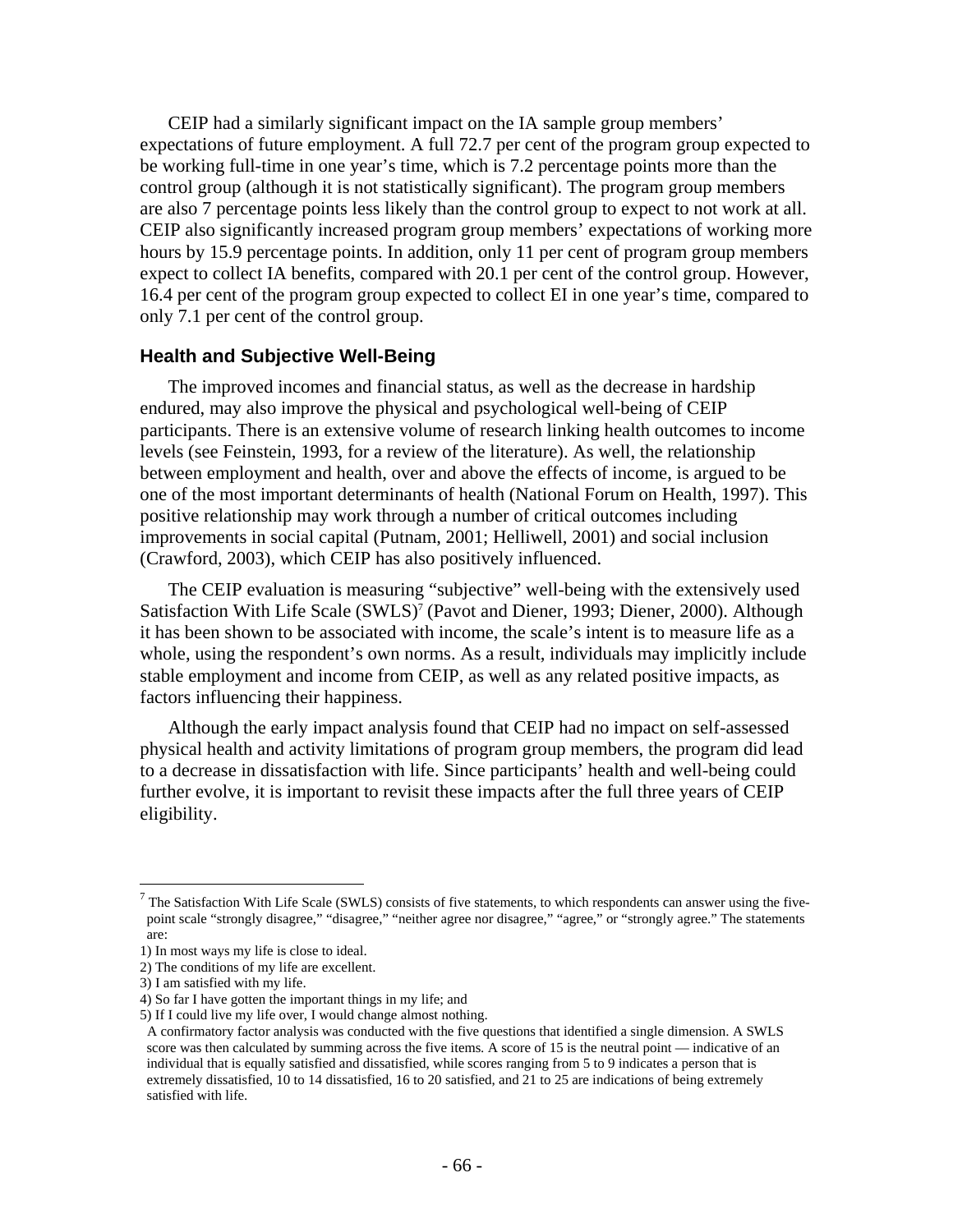CEIP had a similarly significant impact on the IA sample group members' expectations of future employment. A full 72.7 per cent of the program group expected to be working full-time in one year's time, which is 7.2 percentage points more than the control group (although it is not statistically significant). The program group members are also 7 percentage points less likely than the control group to expect to not work at all. CEIP also significantly increased program group members' expectations of working more hours by 15.9 percentage points. In addition, only 11 per cent of program group members expect to collect IA benefits, compared with 20.1 per cent of the control group. However, 16.4 per cent of the program group expected to collect EI in one year's time, compared to only 7.1 per cent of the control group.

### Health and Subjective Well-Being

The improved incomes and financial status, as well as the decrease in hardship endured, may also improve the physical and psychological well-being of CEIP participants. There is an extensive volume of research linking health outcomes to income levels (see Feinstein, 1993, for a review of the literature). As well, the relationship between employment and health, over and above the effects of income, is argued to be one of the most important determinants of health (National Forum on Health, 1997). This positive relationship may work through a number of critical outcomes including improvements in social capital (Putnam, 2001; Helliwell, 2001) and social inclusion (Crawford, 2003), which CEIP has also positively influenced.

The CEIP evaluation is measuring "subjective" well-being with the extensively used Satisfaction With Life Scale (SWLS)[7] (Pavot and Diener, 1993; Diener, 2000). Although it has been shown to be associated with income, the scale's intent is to measure life as a whole, using the respondent's own norms. As a result, individuals may implicitly include stable employment and income from CEIP, as well as any related positive impacts, as factors influencing their happiness.

Although the early impact analysis found that CEIP had no impact on self-assessed physical health and activity limitations of program group members, the program did lead to a decrease in dissatisfaction with life. Since participants' health and well-being could further evolve, it is important to revisit these impacts after the full three years of CEIP eligibility.

---

[7] The Satisfaction With Life Scale (SWLS) consists of five statements, to which respondents can answer using the five-point scale "strongly disagree," "disagree," "neither agree nor disagree," "agree," or "strongly agree." The statements are:

1) In most ways my life is close to ideal.
2) The conditions of my life are excellent.
3) I am satisfied with my life.
4) So far I have gotten the important things in my life; and
5) If I could live my life over, I would change almost nothing.

A confirmatory factor analysis was conducted with the five questions that identified a single dimension. A SWLS score was then calculated by summing across the five items. A score of 15 is the neutral point — indicative of an individual that is equally satisfied and dissatisfied, while scores ranging from 5 to 9 indicates a person that is extremely dissatisfied, 10 to 14 dissatisfied, 16 to 20 satisfied, and 21 to 25 are indications of being extremely satisfied with life.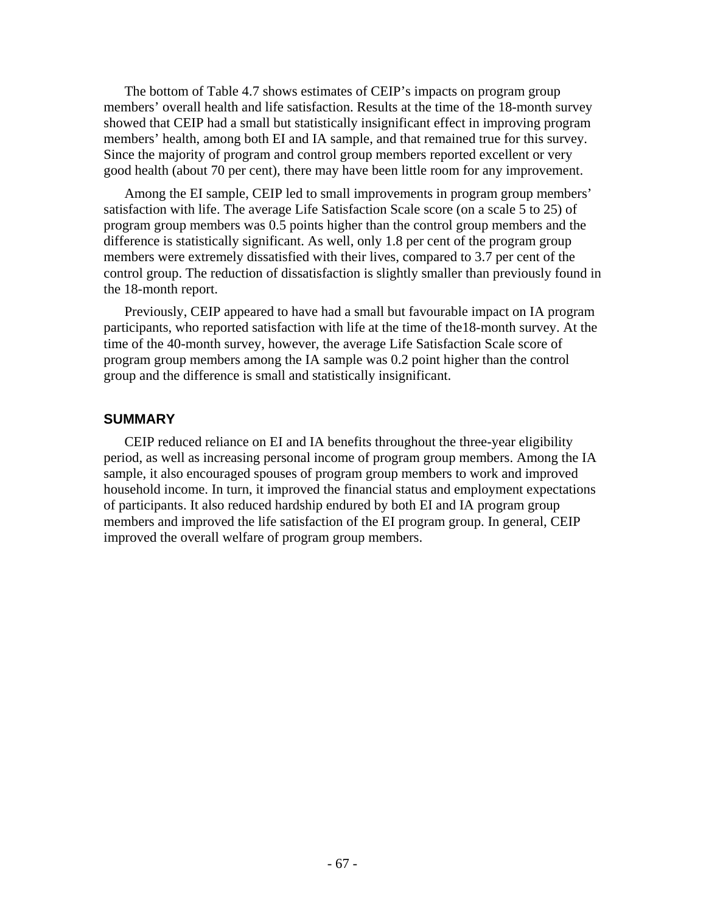The bottom of Table 4.7 shows estimates of CEIP's impacts on program group members' overall health and life satisfaction. Results at the time of the 18-month survey showed that CEIP had a small but statistically insignificant effect in improving program members' health, among both EI and IA sample, and that remained true for this survey. Since the majority of program and control group members reported excellent or very good health (about 70 per cent), there may have been little room for any improvement.

Among the EI sample, CEIP led to small improvements in program group members' satisfaction with life. The average Life Satisfaction Scale score (on a scale 5 to 25) of program group members was 0.5 points higher than the control group members and the difference is statistically significant. As well, only 1.8 per cent of the program group members were extremely dissatisfied with their lives, compared to 3.7 per cent of the control group. The reduction of dissatisfaction is slightly smaller than previously found in the 18-month report.

Previously, CEIP appeared to have had a small but favourable impact on IA program participants, who reported satisfaction with life at the time of the18-month survey. At the time of the 40-month survey, however, the average Life Satisfaction Scale score of program group members among the IA sample was 0.2 point higher than the control group and the difference is small and statistically insignificant.

## SUMMARY

CEIP reduced reliance on EI and IA benefits throughout the three-year eligibility period, as well as increasing personal income of program group members. Among the IA sample, it also encouraged spouses of program group members to work and improved household income. In turn, it improved the financial status and employment expectations of participants. It also reduced hardship endured by both EI and IA program group members and improved the life satisfaction of the EI program group. In general, CEIP improved the overall welfare of program group members.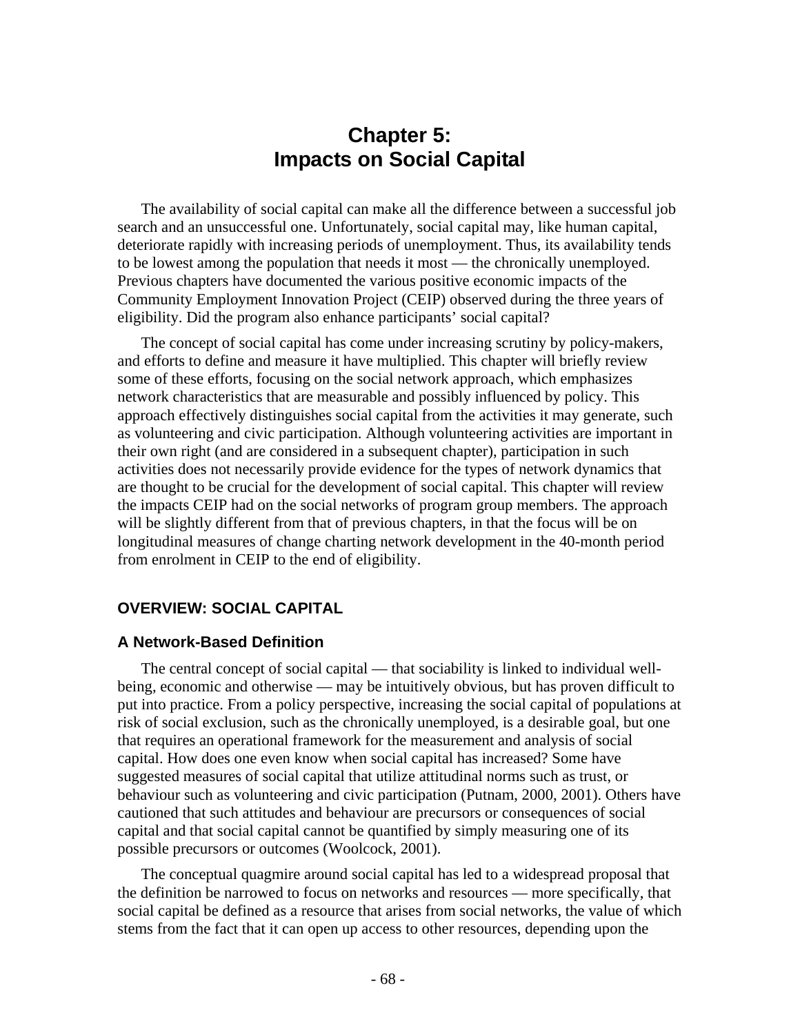# Chapter 5: Impacts on Social Capital

The availability of social capital can make all the difference between a successful job search and an unsuccessful one. Unfortunately, social capital may, like human capital, deteriorate rapidly with increasing periods of unemployment. Thus, its availability tends to be lowest among the population that needs it most — the chronically unemployed. Previous chapters have documented the various positive economic impacts of the Community Employment Innovation Project (CEIP) observed during the three years of eligibility. Did the program also enhance participants' social capital?

The concept of social capital has come under increasing scrutiny by policy-makers, and efforts to define and measure it have multiplied. This chapter will briefly review some of these efforts, focusing on the social network approach, which emphasizes network characteristics that are measurable and possibly influenced by policy. This approach effectively distinguishes social capital from the activities it may generate, such as volunteering and civic participation. Although volunteering activities are important in their own right (and are considered in a subsequent chapter), participation in such activities does not necessarily provide evidence for the types of network dynamics that are thought to be crucial for the development of social capital. This chapter will review the impacts CEIP had on the social networks of program group members. The approach will be slightly different from that of previous chapters, in that the focus will be on longitudinal measures of change charting network development in the 40-month period from enrolment in CEIP to the end of eligibility.

## OVERVIEW: SOCIAL CAPITAL

### A Network-Based Definition

The central concept of social capital — that sociability is linked to individual well-being, economic and otherwise — may be intuitively obvious, but has proven difficult to put into practice. From a policy perspective, increasing the social capital of populations at risk of social exclusion, such as the chronically unemployed, is a desirable goal, but one that requires an operational framework for the measurement and analysis of social capital. How does one even know when social capital has increased? Some have suggested measures of social capital that utilize attitudinal norms such as trust, or behaviour such as volunteering and civic participation (Putnam, 2000, 2001). Others have cautioned that such attitudes and behaviour are precursors or consequences of social capital and that social capital cannot be quantified by simply measuring one of its possible precursors or outcomes (Woolcock, 2001).

The conceptual quagmire around social capital has led to a widespread proposal that the definition be narrowed to focus on networks and resources — more specifically, that social capital be defined as a resource that arises from social networks, the value of which stems from the fact that it can open up access to other resources, depending upon the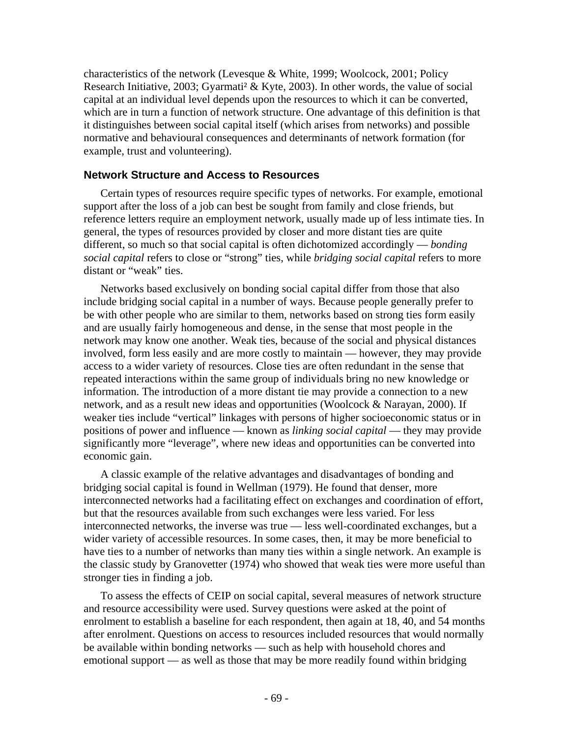characteristics of the network (Levesque & White, 1999; Woolcock, 2001; Policy Research Initiative, 2003; Gyarmati² & Kyte, 2003). In other words, the value of social capital at an individual level depends upon the resources to which it can be converted, which are in turn a function of network structure. One advantage of this definition is that it distinguishes between social capital itself (which arises from networks) and possible normative and behavioural consequences and determinants of network formation (for example, trust and volunteering).

### Network Structure and Access to Resources

Certain types of resources require specific types of networks. For example, emotional support after the loss of a job can best be sought from family and close friends, but reference letters require an employment network, usually made up of less intimate ties. In general, the types of resources provided by closer and more distant ties are quite different, so much so that social capital is often dichotomized accordingly — *bonding social capital* refers to close or "strong" ties, while *bridging social capital* refers to more distant or "weak" ties.

Networks based exclusively on bonding social capital differ from those that also include bridging social capital in a number of ways. Because people generally prefer to be with other people who are similar to them, networks based on strong ties form easily and are usually fairly homogeneous and dense, in the sense that most people in the network may know one another. Weak ties, because of the social and physical distances involved, form less easily and are more costly to maintain — however, they may provide access to a wider variety of resources. Close ties are often redundant in the sense that repeated interactions within the same group of individuals bring no new knowledge or information. The introduction of a more distant tie may provide a connection to a new network, and as a result new ideas and opportunities (Woolcock & Narayan, 2000). If weaker ties include "vertical" linkages with persons of higher socioeconomic status or in positions of power and influence — known as *linking social capital* — they may provide significantly more "leverage", where new ideas and opportunities can be converted into economic gain.

A classic example of the relative advantages and disadvantages of bonding and bridging social capital is found in Wellman (1979). He found that denser, more interconnected networks had a facilitating effect on exchanges and coordination of effort, but that the resources available from such exchanges were less varied. For less interconnected networks, the inverse was true — less well-coordinated exchanges, but a wider variety of accessible resources. In some cases, then, it may be more beneficial to have ties to a number of networks than many ties within a single network. An example is the classic study by Granovetter (1974) who showed that weak ties were more useful than stronger ties in finding a job.

To assess the effects of CEIP on social capital, several measures of network structure and resource accessibility were used. Survey questions were asked at the point of enrolment to establish a baseline for each respondent, then again at 18, 40, and 54 months after enrolment. Questions on access to resources included resources that would normally be available within bonding networks — such as help with household chores and emotional support — as well as those that may be more readily found within bridging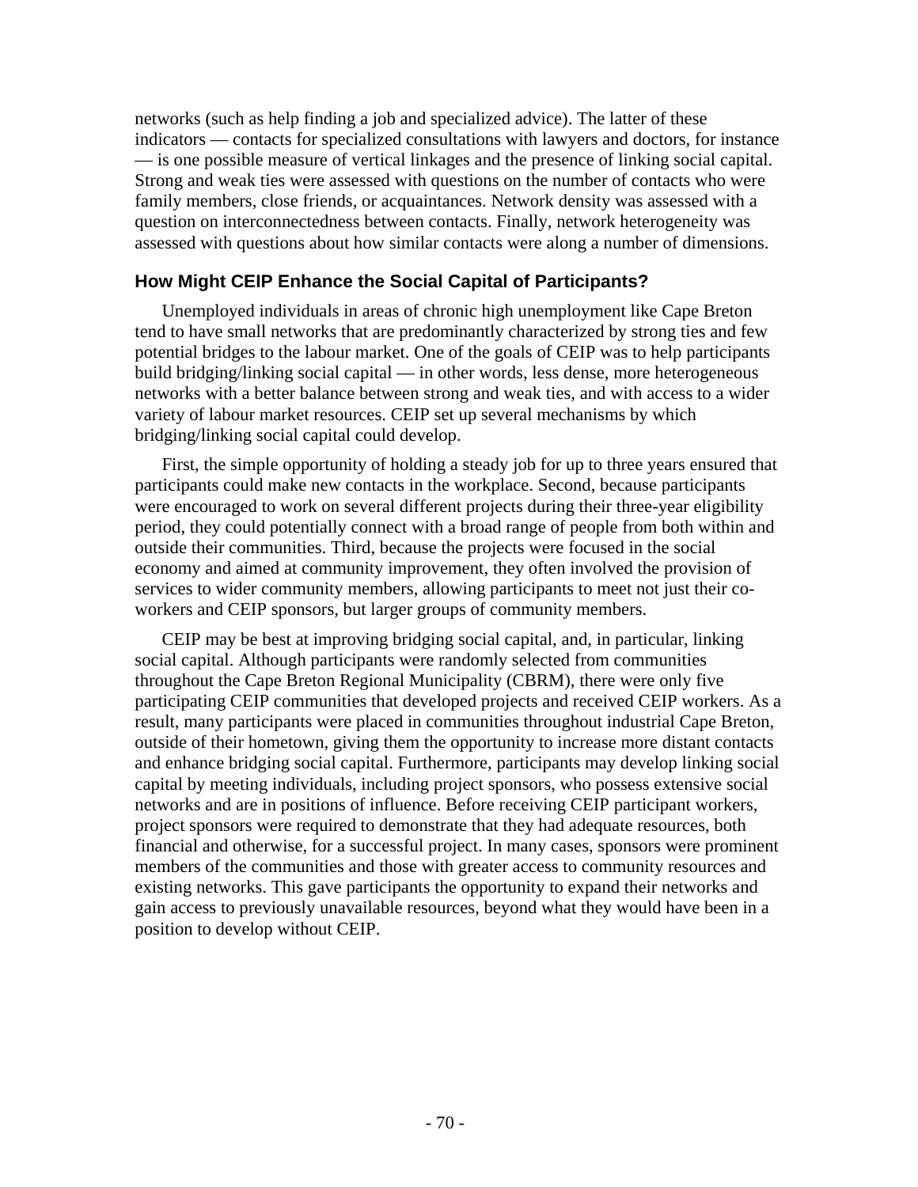networks (such as help finding a job and specialized advice). The latter of these indicators — contacts for specialized consultations with lawyers and doctors, for instance — is one possible measure of vertical linkages and the presence of linking social capital. Strong and weak ties were assessed with questions on the number of contacts who were family members, close friends, or acquaintances. Network density was assessed with a question on interconnectedness between contacts. Finally, network heterogeneity was assessed with questions about how similar contacts were along a number of dimensions.

### How Might CEIP Enhance the Social Capital of Participants?

Unemployed individuals in areas of chronic high unemployment like Cape Breton tend to have small networks that are predominantly characterized by strong ties and few potential bridges to the labour market. One of the goals of CEIP was to help participants build bridging/linking social capital — in other words, less dense, more heterogeneous networks with a better balance between strong and weak ties, and with access to a wider variety of labour market resources. CEIP set up several mechanisms by which bridging/linking social capital could develop.

First, the simple opportunity of holding a steady job for up to three years ensured that participants could make new contacts in the workplace. Second, because participants were encouraged to work on several different projects during their three-year eligibility period, they could potentially connect with a broad range of people from both within and outside their communities. Third, because the projects were focused in the social economy and aimed at community improvement, they often involved the provision of services to wider community members, allowing participants to meet not just their co-workers and CEIP sponsors, but larger groups of community members.

CEIP may be best at improving bridging social capital, and, in particular, linking social capital. Although participants were randomly selected from communities throughout the Cape Breton Regional Municipality (CBRM), there were only five participating CEIP communities that developed projects and received CEIP workers. As a result, many participants were placed in communities throughout industrial Cape Breton, outside of their hometown, giving them the opportunity to increase more distant contacts and enhance bridging social capital. Furthermore, participants may develop linking social capital by meeting individuals, including project sponsors, who possess extensive social networks and are in positions of influence. Before receiving CEIP participant workers, project sponsors were required to demonstrate that they had adequate resources, both financial and otherwise, for a successful project. In many cases, sponsors were prominent members of the communities and those with greater access to community resources and existing networks. This gave participants the opportunity to expand their networks and gain access to previously unavailable resources, beyond what they would have been in a position to develop without CEIP.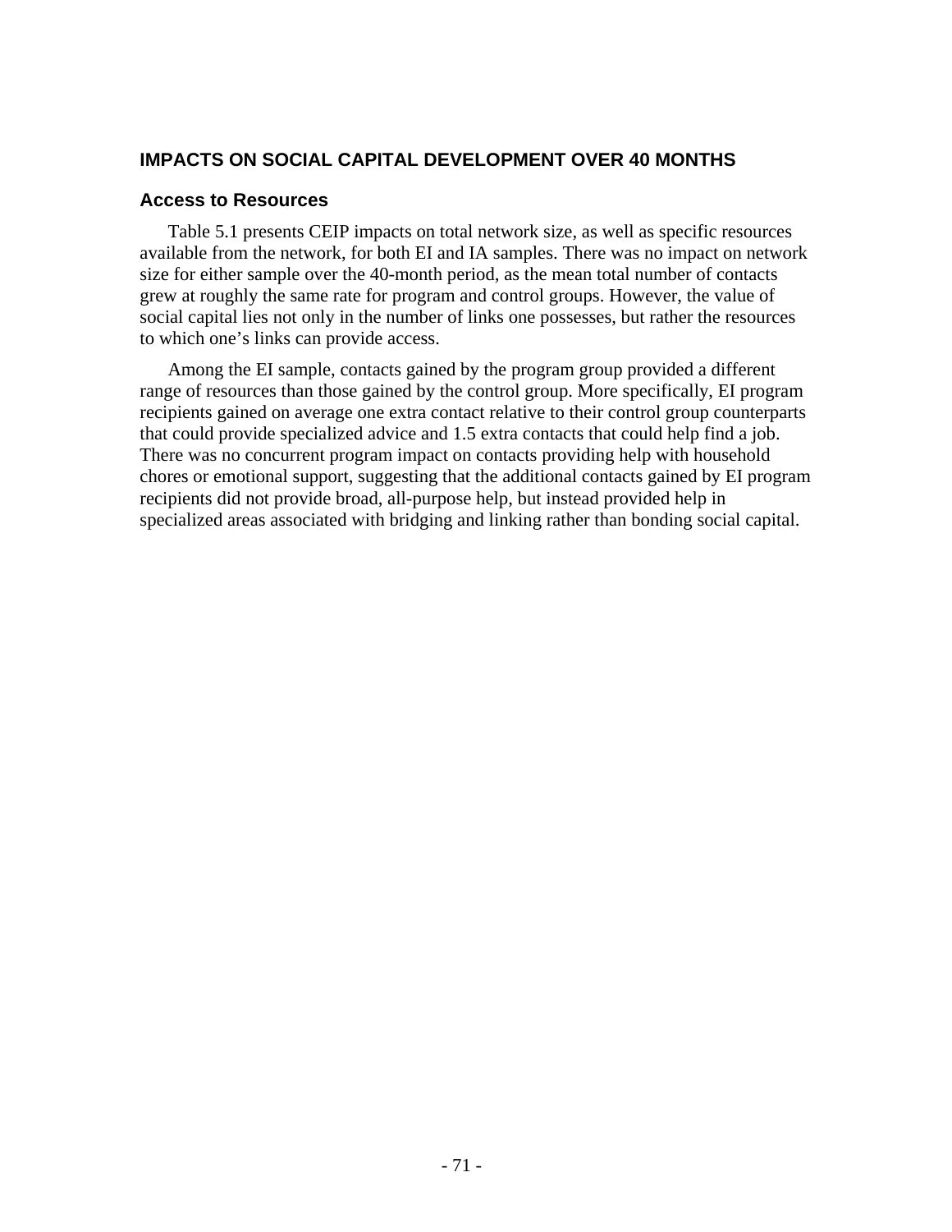## IMPACTS ON SOCIAL CAPITAL DEVELOPMENT OVER 40 MONTHS

### Access to Resources

Table 5.1 presents CEIP impacts on total network size, as well as specific resources available from the network, for both EI and IA samples. There was no impact on network size for either sample over the 40-month period, as the mean total number of contacts grew at roughly the same rate for program and control groups. However, the value of social capital lies not only in the number of links one possesses, but rather the resources to which one's links can provide access.

Among the EI sample, contacts gained by the program group provided a different range of resources than those gained by the control group. More specifically, EI program recipients gained on average one extra contact relative to their control group counterparts that could provide specialized advice and 1.5 extra contacts that could help find a job. There was no concurrent program impact on contacts providing help with household chores or emotional support, suggesting that the additional contacts gained by EI program recipients did not provide broad, all-purpose help, but instead provided help in specialized areas associated with bridging and linking rather than bonding social capital.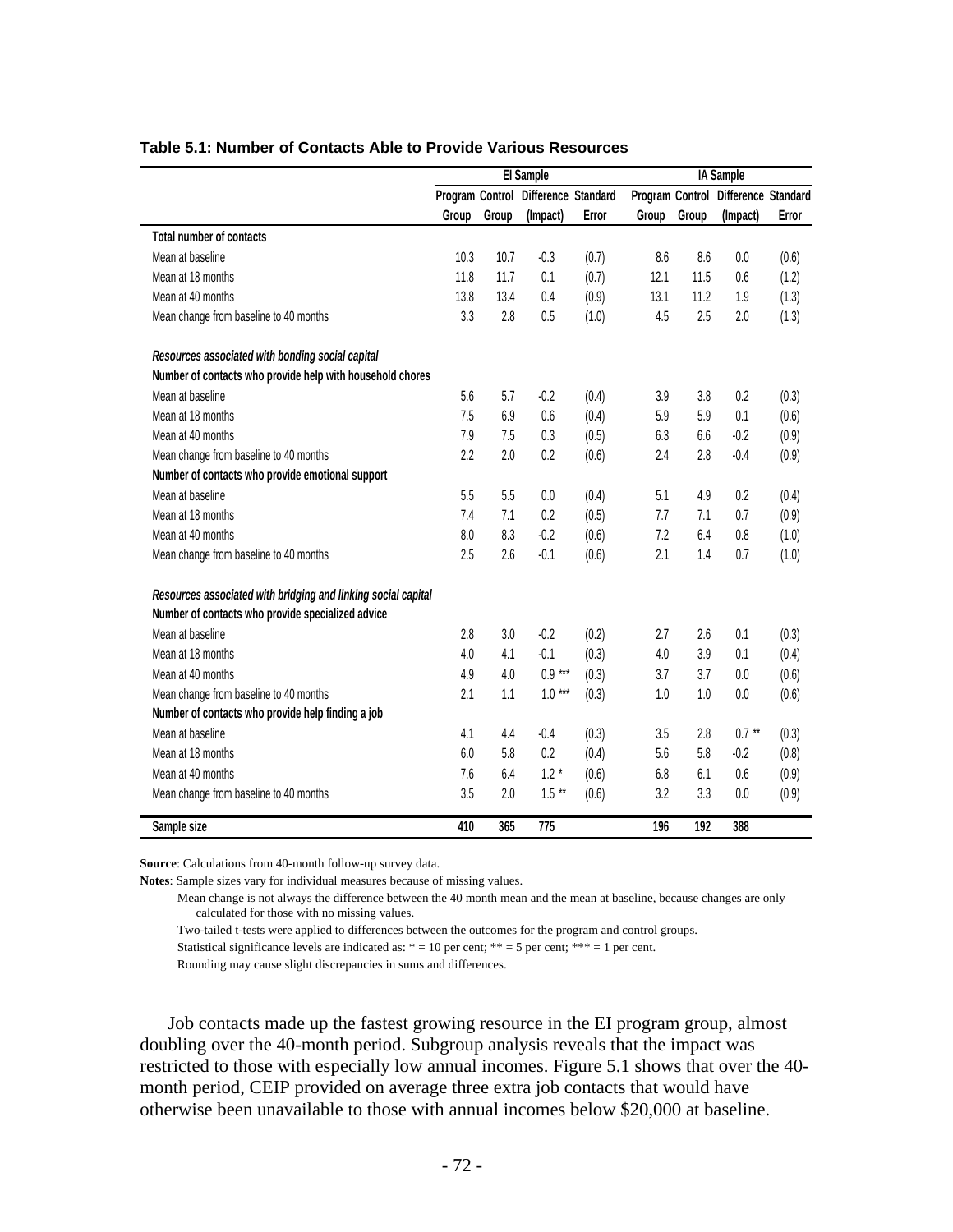**Table 5.1: Number of Contacts Able to Provide Various Resources**

| | EI Sample | | | | IA Sample | | | |
|---|---|---|---|---|---|---|---|---|
| | Program Group | Control Group | Difference (Impact) | Standard Error | Program Group | Control Group | Difference (Impact) | Standard Error |
| **Total number of contacts** | | | | | | | | |
| Mean at baseline | 10.3 | 10.7 | -0.3 | (0.7) | 8.6 | 8.6 | 0.0 | (0.6) |
| Mean at 18 months | 11.8 | 11.7 | 0.1 | (0.7) | 12.1 | 11.5 | 0.6 | (1.2) |
| Mean at 40 months | 13.8 | 13.4 | 0.4 | (0.9) | 13.1 | 11.2 | 1.9 | (1.3) |
| Mean change from baseline to 40 months | 3.3 | 2.8 | 0.5 | (1.0) | 4.5 | 2.5 | 2.0 | (1.3) |
| ***Resources associated with bonding social capital*** | | | | | | | | |
| **Number of contacts who provide help with household chores** | | | | | | | | |
| Mean at baseline | 5.6 | 5.7 | -0.2 | (0.4) | 3.9 | 3.8 | 0.2 | (0.3) |
| Mean at 18 months | 7.5 | 6.9 | 0.6 | (0.4) | 5.9 | 5.9 | 0.1 | (0.6) |
| Mean at 40 months | 7.9 | 7.5 | 0.3 | (0.5) | 6.3 | 6.6 | -0.2 | (0.9) |
| Mean change from baseline to 40 months | 2.2 | 2.0 | 0.2 | (0.6) | 2.4 | 2.8 | -0.4 | (0.9) |
| **Number of contacts who provide emotional support** | | | | | | | | |
| Mean at baseline | 5.5 | 5.5 | 0.0 | (0.4) | 5.1 | 4.9 | 0.2 | (0.4) |
| Mean at 18 months | 7.4 | 7.1 | 0.2 | (0.5) | 7.7 | 7.1 | 0.7 | (0.9) |
| Mean at 40 months | 8.0 | 8.3 | -0.2 | (0.6) | 7.2 | 6.4 | 0.8 | (1.0) |
| Mean change from baseline to 40 months | 2.5 | 2.6 | -0.1 | (0.6) | 2.1 | 1.4 | 0.7 | (1.0) |
| ***Resources associated with bridging and linking social capital*** | | | | | | | | |
| **Number of contacts who provide specialized advice** | | | | | | | | |
| Mean at baseline | 2.8 | 3.0 | -0.2 | (0.2) | 2.7 | 2.6 | 0.1 | (0.3) |
| Mean at 18 months | 4.0 | 4.1 | -0.1 | (0.3) | 4.0 | 3.9 | 0.1 | (0.4) |
| Mean at 40 months | 4.9 | 4.0 | 0.9 *** | (0.3) | 3.7 | 3.7 | 0.0 | (0.6) |
| Mean change from baseline to 40 months | 2.1 | 1.1 | 1.0 *** | (0.3) | 1.0 | 1.0 | 0.0 | (0.6) |
| **Number of contacts who provide help finding a job** | | | | | | | | |
| Mean at baseline | 4.1 | 4.4 | -0.4 | (0.3) | 3.5 | 2.8 | 0.7 ** | (0.3) |
| Mean at 18 months | 6.0 | 5.8 | 0.2 | (0.4) | 5.6 | 5.8 | -0.2 | (0.8) |
| Mean at 40 months | 7.6 | 6.4 | 1.2 * | (0.6) | 6.8 | 6.1 | 0.6 | (0.9) |
| Mean change from baseline to 40 months | 3.5 | 2.0 | 1.5 ** | (0.6) | 3.2 | 3.3 | 0.0 | (0.9) |
| **Sample size** | **410** | **365** | **775** | | **196** | **192** | **388** | |

**Source**: Calculations from 40-month follow-up survey data.

**Notes**: Sample sizes vary for individual measures because of missing values.

Mean change is not always the difference between the 40 month mean and the mean at baseline, because changes are only calculated for those with no missing values.

Two-tailed t-tests were applied to differences between the outcomes for the program and control groups.

Statistical significance levels are indicated as: * = 10 per cent; ** = 5 per cent; *** = 1 per cent.

Rounding may cause slight discrepancies in sums and differences.

Job contacts made up the fastest growing resource in the EI program group, almost doubling over the 40-month period. Subgroup analysis reveals that the impact was restricted to those with especially low annual incomes. Figure 5.1 shows that over the 40-month period, CEIP provided on average three extra job contacts that would have otherwise been unavailable to those with annual incomes below $20,000 at baseline.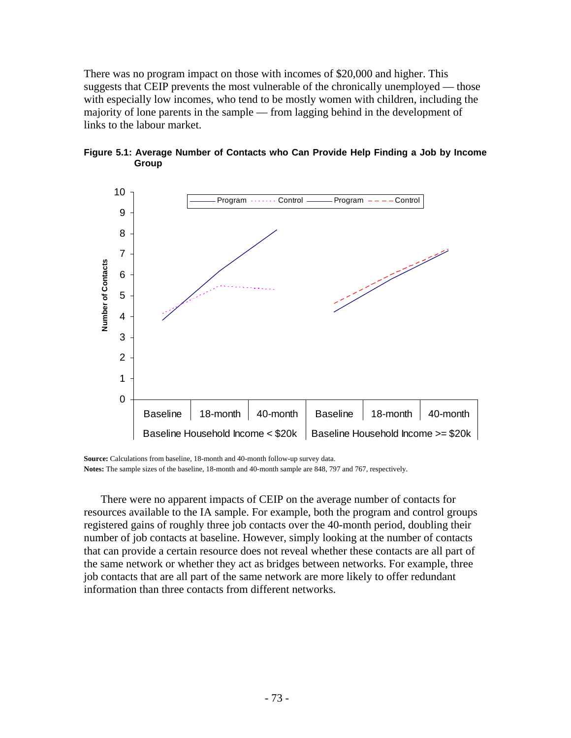There was no program impact on those with incomes of $20,000 and higher. This suggests that CEIP prevents the most vulnerable of the chronically unemployed — those with especially low incomes, who tend to be mostly women with children, including the majority of lone parents in the sample — from lagging behind in the development of links to the labour market.

**Figure 5.1: Average Number of Contacts who Can Provide Help Finding a Job by Income Group**

**Source:** Calculations from baseline, 18-month and 40-month follow-up survey data.
**Notes:** The sample sizes of the baseline, 18-month and 40-month sample are 848, 797 and 767, respectively.

There were no apparent impacts of CEIP on the average number of contacts for resources available to the IA sample. For example, both the program and control groups registered gains of roughly three job contacts over the 40-month period, doubling their number of job contacts at baseline. However, simply looking at the number of contacts that can provide a certain resource does not reveal whether these contacts are all part of the same network or whether they act as bridges between networks. For example, three job contacts that are all part of the same network are more likely to offer redundant information than three contacts from different networks.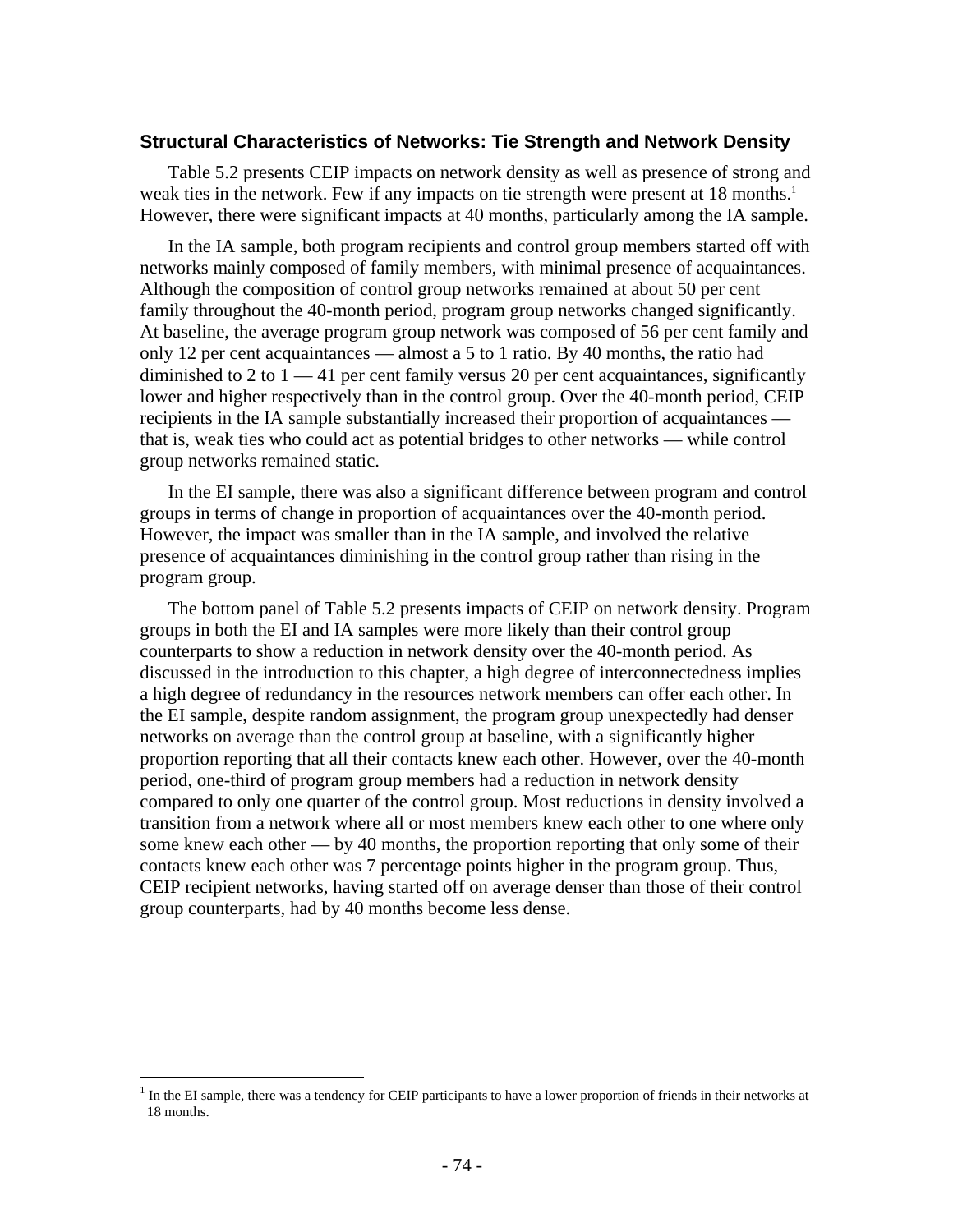### Structural Characteristics of Networks: Tie Strength and Network Density

Table 5.2 presents CEIP impacts on network density as well as presence of strong and weak ties in the network. Few if any impacts on tie strength were present at 18 months.[1] However, there were significant impacts at 40 months, particularly among the IA sample.

In the IA sample, both program recipients and control group members started off with networks mainly composed of family members, with minimal presence of acquaintances. Although the composition of control group networks remained at about 50 per cent family throughout the 40-month period, program group networks changed significantly. At baseline, the average program group network was composed of 56 per cent family and only 12 per cent acquaintances — almost a 5 to 1 ratio. By 40 months, the ratio had diminished to 2 to 1 — 41 per cent family versus 20 per cent acquaintances, significantly lower and higher respectively than in the control group. Over the 40-month period, CEIP recipients in the IA sample substantially increased their proportion of acquaintances — that is, weak ties who could act as potential bridges to other networks — while control group networks remained static.

In the EI sample, there was also a significant difference between program and control groups in terms of change in proportion of acquaintances over the 40-month period. However, the impact was smaller than in the IA sample, and involved the relative presence of acquaintances diminishing in the control group rather than rising in the program group.

The bottom panel of Table 5.2 presents impacts of CEIP on network density. Program groups in both the EI and IA samples were more likely than their control group counterparts to show a reduction in network density over the 40-month period. As discussed in the introduction to this chapter, a high degree of interconnectedness implies a high degree of redundancy in the resources network members can offer each other. In the EI sample, despite random assignment, the program group unexpectedly had denser networks on average than the control group at baseline, with a significantly higher proportion reporting that all their contacts knew each other. However, over the 40-month period, one-third of program group members had a reduction in network density compared to only one quarter of the control group. Most reductions in density involved a transition from a network where all or most members knew each other to one where only some knew each other — by 40 months, the proportion reporting that only some of their contacts knew each other was 7 percentage points higher in the program group. Thus, CEIP recipient networks, having started off on average denser than those of their control group counterparts, had by 40 months become less dense.

[1] In the EI sample, there was a tendency for CEIP participants to have a lower proportion of friends in their networks at 18 months.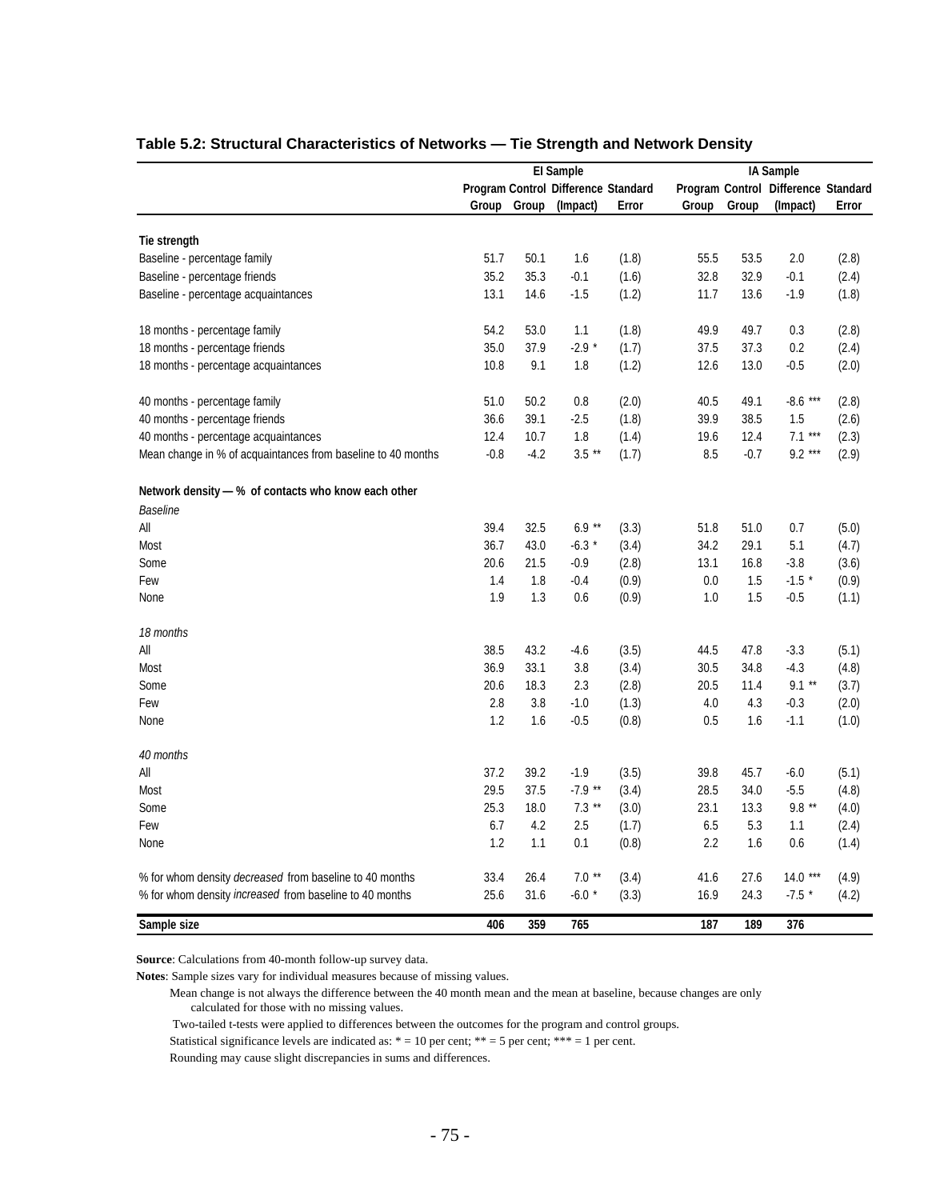**Table 5.2: Structural Characteristics of Networks — Tie Strength and Network Density**

| | EI Sample | | | | IA Sample | | | |
|---|---|---|---|---|---|---|---|---|
| | Program Group | Control Group | Difference (Impact) | Standard Error | Program Group | Control Group | Difference (Impact) | Standard Error |
| **Tie strength** | | | | | | | | |
| Baseline - percentage family | 51.7 | 50.1 | 1.6 | (1.8) | 55.5 | 53.5 | 2.0 | (2.8) |
| Baseline - percentage friends | 35.2 | 35.3 | -0.1 | (1.6) | 32.8 | 32.9 | -0.1 | (2.4) |
| Baseline - percentage acquaintances | 13.1 | 14.6 | -1.5 | (1.2) | 11.7 | 13.6 | -1.9 | (1.8) |
| 18 months - percentage family | 54.2 | 53.0 | 1.1 | (1.8) | 49.9 | 49.7 | 0.3 | (2.8) |
| 18 months - percentage friends | 35.0 | 37.9 | -2.9 * | (1.7) | 37.5 | 37.3 | 0.2 | (2.4) |
| 18 months - percentage acquaintances | 10.8 | 9.1 | 1.8 | (1.2) | 12.6 | 13.0 | -0.5 | (2.0) |
| 40 months - percentage family | 51.0 | 50.2 | 0.8 | (2.0) | 40.5 | 49.1 | -8.6 *** | (2.8) |
| 40 months - percentage friends | 36.6 | 39.1 | -2.5 | (1.8) | 39.9 | 38.5 | 1.5 | (2.6) |
| 40 months - percentage acquaintances | 12.4 | 10.7 | 1.8 | (1.4) | 19.6 | 12.4 | 7.1 *** | (2.3) |
| Mean change in % of acquaintances from baseline to 40 months | -0.8 | -4.2 | 3.5 ** | (1.7) | 8.5 | -0.7 | 9.2 *** | (2.9) |
| **Network density — % of contacts who know each other** | | | | | | | | |
| *Baseline* | | | | | | | | |
| All | 39.4 | 32.5 | 6.9 ** | (3.3) | 51.8 | 51.0 | 0.7 | (5.0) |
| Most | 36.7 | 43.0 | -6.3 * | (3.4) | 34.2 | 29.1 | 5.1 | (4.7) |
| Some | 20.6 | 21.5 | -0.9 | (2.8) | 13.1 | 16.8 | -3.8 | (3.6) |
| Few | 1.4 | 1.8 | -0.4 | (0.9) | 0.0 | 1.5 | -1.5 * | (0.9) |
| None | 1.9 | 1.3 | 0.6 | (0.9) | 1.0 | 1.5 | -0.5 | (1.1) |
| *18 months* | | | | | | | | |
| All | 38.5 | 43.2 | -4.6 | (3.5) | 44.5 | 47.8 | -3.3 | (5.1) |
| Most | 36.9 | 33.1 | 3.8 | (3.4) | 30.5 | 34.8 | -4.3 | (4.8) |
| Some | 20.6 | 18.3 | 2.3 | (2.8) | 20.5 | 11.4 | 9.1 ** | (3.7) |
| Few | 2.8 | 3.8 | -1.0 | (1.3) | 4.0 | 4.3 | -0.3 | (2.0) |
| None | 1.2 | 1.6 | -0.5 | (0.8) | 0.5 | 1.6 | -1.1 | (1.0) |
| *40 months* | | | | | | | | |
| All | 37.2 | 39.2 | -1.9 | (3.5) | 39.8 | 45.7 | -6.0 | (5.1) |
| Most | 29.5 | 37.5 | -7.9 ** | (3.4) | 28.5 | 34.0 | -5.5 | (4.8) |
| Some | 25.3 | 18.0 | 7.3 ** | (3.0) | 23.1 | 13.3 | 9.8 ** | (4.0) |
| Few | 6.7 | 4.2 | 2.5 | (1.7) | 6.5 | 5.3 | 1.1 | (2.4) |
| None | 1.2 | 1.1 | 0.1 | (0.8) | 2.2 | 1.6 | 0.6 | (1.4) |
| % for whom density *decreased* from baseline to 40 months | 33.4 | 26.4 | 7.0 ** | (3.4) | 41.6 | 27.6 | 14.0 *** | (4.9) |
| % for whom density *increased* from baseline to 40 months | 25.6 | 31.6 | -6.0 * | (3.3) | 16.9 | 24.3 | -7.5 * | (4.2) |
| **Sample size** | **406** | **359** | **765** | | **187** | **189** | **376** | |

**Source**: Calculations from 40-month follow-up survey data.

**Notes**: Sample sizes vary for individual measures because of missing values.

Mean change is not always the difference between the 40 month mean and the mean at baseline, because changes are only calculated for those with no missing values.

Two-tailed t-tests were applied to differences between the outcomes for the program and control groups.

Statistical significance levels are indicated as: * = 10 per cent; ** = 5 per cent; *** = 1 per cent.

Rounding may cause slight discrepancies in sums and differences.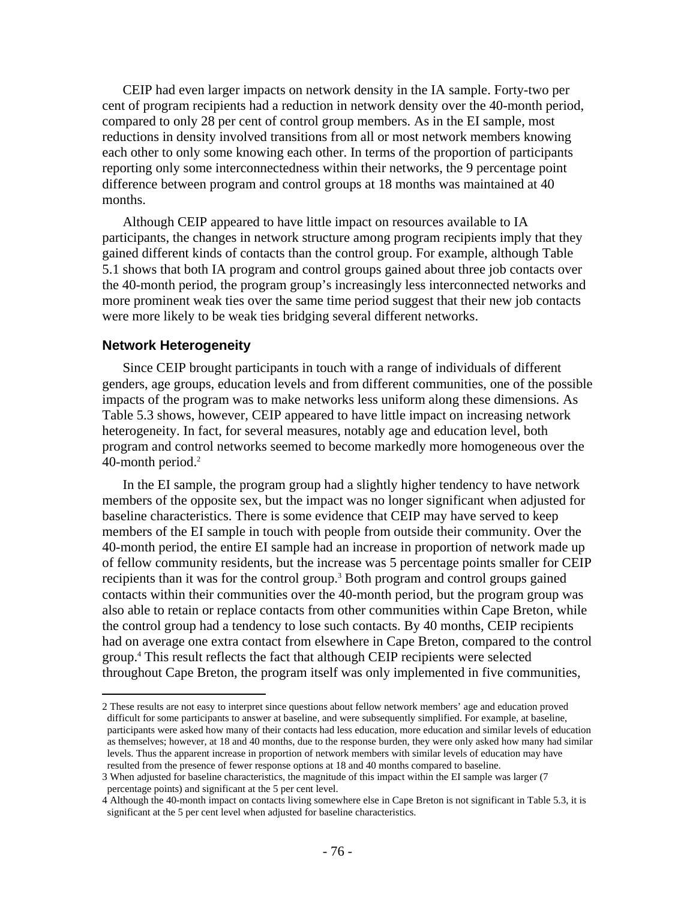CEIP had even larger impacts on network density in the IA sample. Forty-two per cent of program recipients had a reduction in network density over the 40-month period, compared to only 28 per cent of control group members. As in the EI sample, most reductions in density involved transitions from all or most network members knowing each other to only some knowing each other. In terms of the proportion of participants reporting only some interconnectedness within their networks, the 9 percentage point difference between program and control groups at 18 months was maintained at 40 months.

Although CEIP appeared to have little impact on resources available to IA participants, the changes in network structure among program recipients imply that they gained different kinds of contacts than the control group. For example, although Table 5.1 shows that both IA program and control groups gained about three job contacts over the 40-month period, the program group's increasingly less interconnected networks and more prominent weak ties over the same time period suggest that their new job contacts were more likely to be weak ties bridging several different networks.

### Network Heterogeneity

Since CEIP brought participants in touch with a range of individuals of different genders, age groups, education levels and from different communities, one of the possible impacts of the program was to make networks less uniform along these dimensions. As Table 5.3 shows, however, CEIP appeared to have little impact on increasing network heterogeneity. In fact, for several measures, notably age and education level, both program and control networks seemed to become markedly more homogeneous over the 40-month period.[2]

In the EI sample, the program group had a slightly higher tendency to have network members of the opposite sex, but the impact was no longer significant when adjusted for baseline characteristics. There is some evidence that CEIP may have served to keep members of the EI sample in touch with people from outside their community. Over the 40-month period, the entire EI sample had an increase in proportion of network made up of fellow community residents, but the increase was 5 percentage points smaller for CEIP recipients than it was for the control group.[3] Both program and control groups gained contacts within their communities over the 40-month period, but the program group was also able to retain or replace contacts from other communities within Cape Breton, while the control group had a tendency to lose such contacts. By 40 months, CEIP recipients had on average one extra contact from elsewhere in Cape Breton, compared to the control group.[4] This result reflects the fact that although CEIP recipients were selected throughout Cape Breton, the program itself was only implemented in five communities,

---

[2] These results are not easy to interpret since questions about fellow network members' age and education proved difficult for some participants to answer at baseline, and were subsequently simplified. For example, at baseline, participants were asked how many of their contacts had less education, more education and similar levels of education as themselves; however, at 18 and 40 months, due to the response burden, they were only asked how many had similar levels. Thus the apparent increase in proportion of network members with similar levels of education may have resulted from the presence of fewer response options at 18 and 40 months compared to baseline.

[3] When adjusted for baseline characteristics, the magnitude of this impact within the EI sample was larger (7 percentage points) and significant at the 5 per cent level.

[4] Although the 40-month impact on contacts living somewhere else in Cape Breton is not significant in Table 5.3, it is significant at the 5 per cent level when adjusted for baseline characteristics.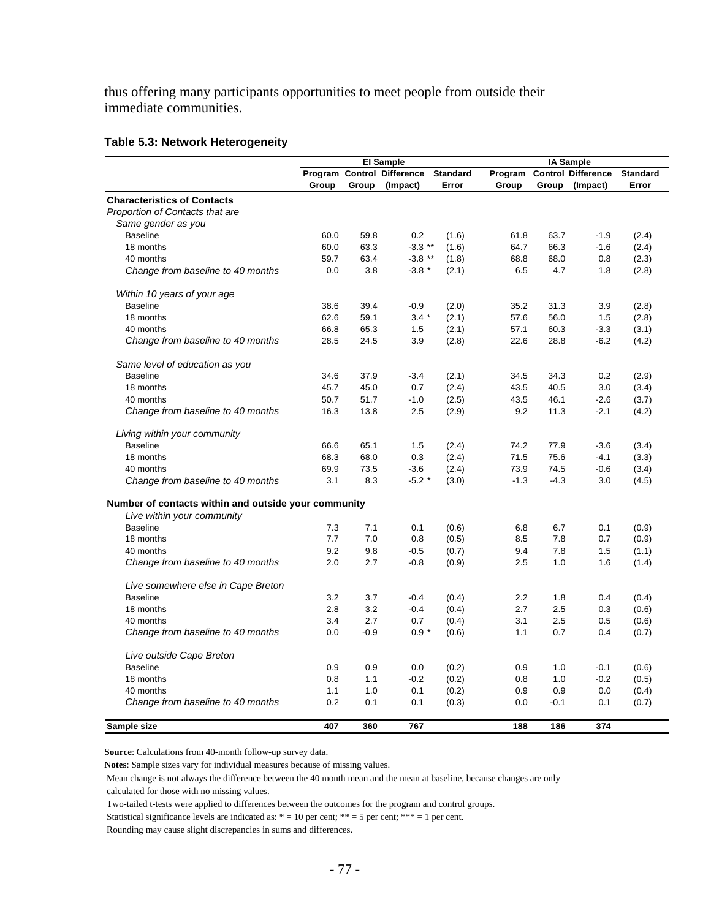thus offering many participants opportunities to meet people from outside their immediate communities.

**Table 5.3: Network Heterogeneity**

| | EI Sample | | | | IA Sample | | | |
|---|---|---|---|---|---|---|---|---|
| | Program Group | Control Group | Difference (Impact) | Standard Error | Program Group | Control Group | Difference (Impact) | Standard Error |
| **Characteristics of Contacts** | | | | | | | | |
| *Proportion of Contacts that are* | | | | | | | | |
| *Same gender as you* | | | | | | | | |
| Baseline | 60.0 | 59.8 | 0.2 | (1.6) | 61.8 | 63.7 | -1.9 | (2.4) |
| 18 months | 60.0 | 63.3 | -3.3 ** | (1.6) | 64.7 | 66.3 | -1.6 | (2.4) |
| 40 months | 59.7 | 63.4 | -3.8 ** | (1.8) | 68.8 | 68.0 | 0.8 | (2.3) |
| *Change from baseline to 40 months* | 0.0 | 3.8 | -3.8 * | (2.1) | 6.5 | 4.7 | 1.8 | (2.8) |
| *Within 10 years of your age* | | | | | | | | |
| Baseline | 38.6 | 39.4 | -0.9 | (2.0) | 35.2 | 31.3 | 3.9 | (2.8) |
| 18 months | 62.6 | 59.1 | 3.4 * | (2.1) | 57.6 | 56.0 | 1.5 | (2.8) |
| 40 months | 66.8 | 65.3 | 1.5 | (2.1) | 57.1 | 60.3 | -3.3 | (3.1) |
| *Change from baseline to 40 months* | 28.5 | 24.5 | 3.9 | (2.8) | 22.6 | 28.8 | -6.2 | (4.2) |
| *Same level of education as you* | | | | | | | | |
| Baseline | 34.6 | 37.9 | -3.4 | (2.1) | 34.5 | 34.3 | 0.2 | (2.9) |
| 18 months | 45.7 | 45.0 | 0.7 | (2.4) | 43.5 | 40.5 | 3.0 | (3.4) |
| 40 months | 50.7 | 51.7 | -1.0 | (2.5) | 43.5 | 46.1 | -2.6 | (3.7) |
| *Change from baseline to 40 months* | 16.3 | 13.8 | 2.5 | (2.9) | 9.2 | 11.3 | -2.1 | (4.2) |
| *Living within your community* | | | | | | | | |
| Baseline | 66.6 | 65.1 | 1.5 | (2.4) | 74.2 | 77.9 | -3.6 | (3.4) |
| 18 months | 68.3 | 68.0 | 0.3 | (2.4) | 71.5 | 75.6 | -4.1 | (3.3) |
| 40 months | 69.9 | 73.5 | -3.6 | (2.4) | 73.9 | 74.5 | -0.6 | (3.4) |
| *Change from baseline to 40 months* | 3.1 | 8.3 | -5.2 * | (3.0) | -1.3 | -4.3 | 3.0 | (4.5) |
| **Number of contacts within and outside your community** | | | | | | | | |
| *Live within your community* | | | | | | | | |
| Baseline | 7.3 | 7.1 | 0.1 | (0.6) | 6.8 | 6.7 | 0.1 | (0.9) |
| 18 months | 7.7 | 7.0 | 0.8 | (0.5) | 8.5 | 7.8 | 0.7 | (0.9) |
| 40 months | 9.2 | 9.8 | -0.5 | (0.7) | 9.4 | 7.8 | 1.5 | (1.1) |
| *Change from baseline to 40 months* | 2.0 | 2.7 | -0.8 | (0.9) | 2.5 | 1.0 | 1.6 | (1.4) |
| *Live somewhere else in Cape Breton* | | | | | | | | |
| Baseline | 3.2 | 3.7 | -0.4 | (0.4) | 2.2 | 1.8 | 0.4 | (0.4) |
| 18 months | 2.8 | 3.2 | -0.4 | (0.4) | 2.7 | 2.5 | 0.3 | (0.6) |
| 40 months | 3.4 | 2.7 | 0.7 | (0.4) | 3.1 | 2.5 | 0.5 | (0.6) |
| *Change from baseline to 40 months* | 0.0 | -0.9 | 0.9 * | (0.6) | 1.1 | 0.7 | 0.4 | (0.7) |
| *Live outside Cape Breton* | | | | | | | | |
| Baseline | 0.9 | 0.9 | 0.0 | (0.2) | 0.9 | 1.0 | -0.1 | (0.6) |
| 18 months | 0.8 | 1.1 | -0.2 | (0.2) | 0.8 | 1.0 | -0.2 | (0.5) |
| 40 months | 1.1 | 1.0 | 0.1 | (0.2) | 0.9 | 0.9 | 0.0 | (0.4) |
| *Change from baseline to 40 months* | 0.2 | 0.1 | 0.1 | (0.3) | 0.0 | -0.1 | 0.1 | (0.7) |
| **Sample size** | **407** | **360** | **767** | | **188** | **186** | **374** | |

**Source**: Calculations from 40-month follow-up survey data.

**Notes**: Sample sizes vary for individual measures because of missing values.

Mean change is not always the difference between the 40 month mean and the mean at baseline, because changes are only calculated for those with no missing values.

Two-tailed t-tests were applied to differences between the outcomes for the program and control groups.

Statistical significance levels are indicated as: * = 10 per cent; ** = 5 per cent; *** = 1 per cent.

Rounding may cause slight discrepancies in sums and differences.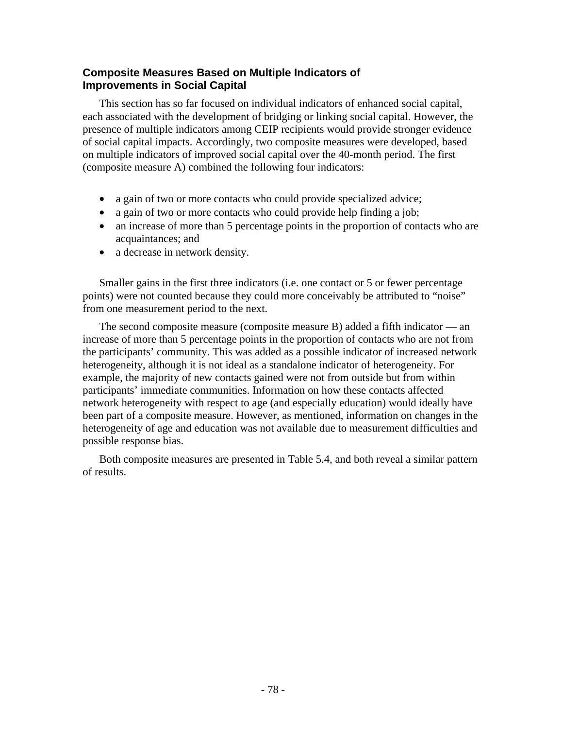### Composite Measures Based on Multiple Indicators of Improvements in Social Capital

This section has so far focused on individual indicators of enhanced social capital, each associated with the development of bridging or linking social capital. However, the presence of multiple indicators among CEIP recipients would provide stronger evidence of social capital impacts. Accordingly, two composite measures were developed, based on multiple indicators of improved social capital over the 40-month period. The first (composite measure A) combined the following four indicators:

- a gain of two or more contacts who could provide specialized advice;
- a gain of two or more contacts who could provide help finding a job;
- an increase of more than 5 percentage points in the proportion of contacts who are acquaintances; and
- a decrease in network density.

Smaller gains in the first three indicators (i.e. one contact or 5 or fewer percentage points) were not counted because they could more conceivably be attributed to "noise" from one measurement period to the next.

The second composite measure (composite measure B) added a fifth indicator — an increase of more than 5 percentage points in the proportion of contacts who are not from the participants' community. This was added as a possible indicator of increased network heterogeneity, although it is not ideal as a standalone indicator of heterogeneity. For example, the majority of new contacts gained were not from outside but from within participants' immediate communities. Information on how these contacts affected network heterogeneity with respect to age (and especially education) would ideally have been part of a composite measure. However, as mentioned, information on changes in the heterogeneity of age and education was not available due to measurement difficulties and possible response bias.

Both composite measures are presented in Table 5.4, and both reveal a similar pattern of results.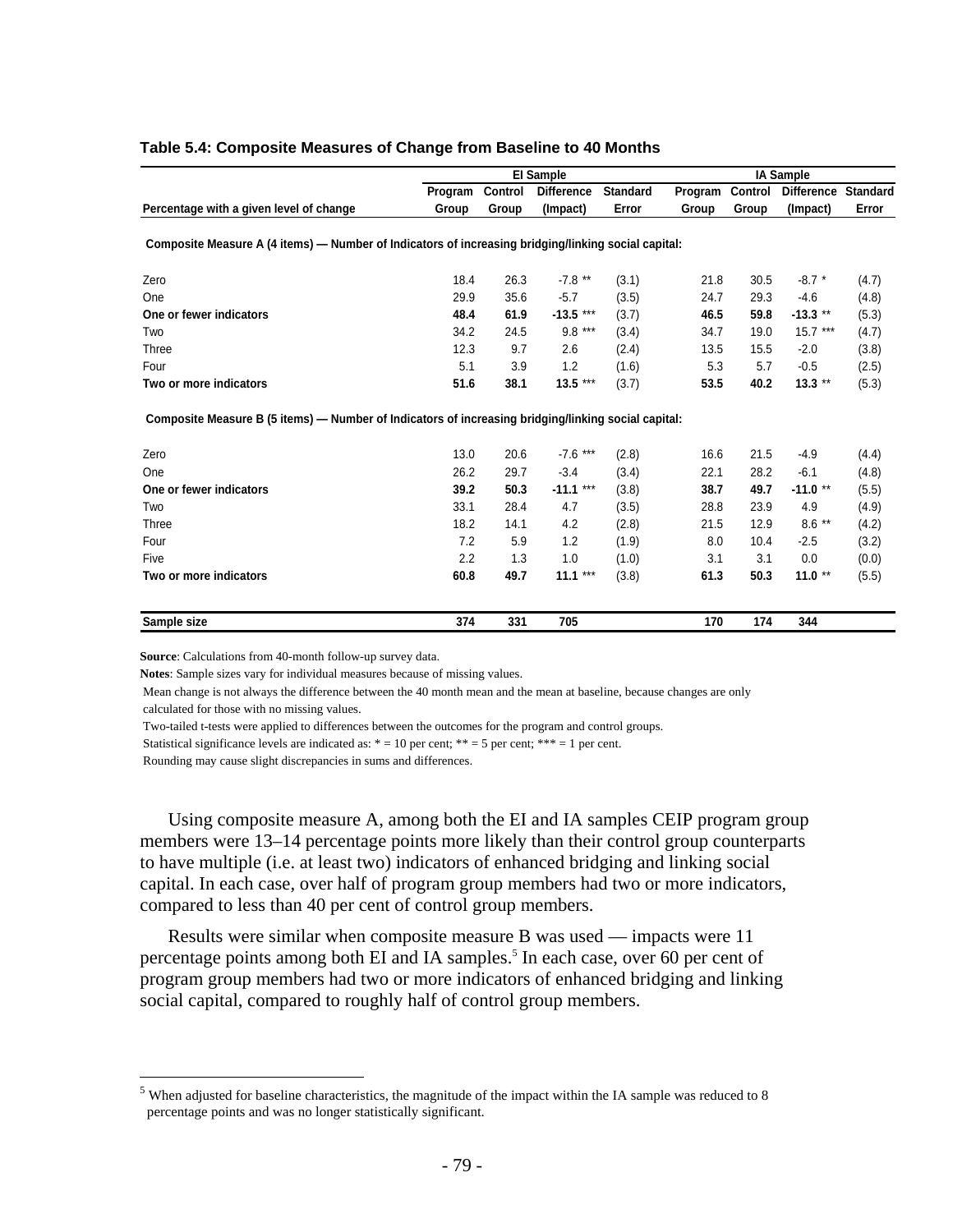**Table 5.4: Composite Measures of Change from Baseline to 40 Months**

| Percentage with a given level of change | EI Sample Program Group | EI Sample Control Group | EI Sample Difference (Impact) | EI Sample Standard Error | IA Sample Program Group | IA Sample Control Group | IA Sample Difference (Impact) | IA Sample Standard Error |
|---|---|---|---|---|---|---|---|---|
| **Composite Measure A (4 items) — Number of Indicators of increasing bridging/linking social capital:** | | | | | | | | |
| Zero | 18.4 | 26.3 | -7.8 ** | (3.1) | 21.8 | 30.5 | -8.7 * | (4.7) |
| One | 29.9 | 35.6 | -5.7 | (3.5) | 24.7 | 29.3 | -4.6 | (4.8) |
| **One or fewer indicators** | **48.4** | **61.9** | **-13.5** *** | (3.7) | **46.5** | **59.8** | **-13.3** ** | (5.3) |
| Two | 34.2 | 24.5 | 9.8 *** | (3.4) | 34.7 | 19.0 | 15.7 *** | (4.7) |
| Three | 12.3 | 9.7 | 2.6 | (2.4) | 13.5 | 15.5 | -2.0 | (3.8) |
| Four | 5.1 | 3.9 | 1.2 | (1.6) | 5.3 | 5.7 | -0.5 | (2.5) |
| **Two or more indicators** | **51.6** | **38.1** | **13.5** *** | (3.7) | **53.5** | **40.2** | **13.3** ** | (5.3) |
| **Composite Measure B (5 items) — Number of Indicators of increasing bridging/linking social capital:** | | | | | | | | |
| Zero | 13.0 | 20.6 | -7.6 *** | (2.8) | 16.6 | 21.5 | -4.9 | (4.4) |
| One | 26.2 | 29.7 | -3.4 | (3.4) | 22.1 | 28.2 | -6.1 | (4.8) |
| **One or fewer indicators** | **39.2** | **50.3** | **-11.1** *** | (3.8) | **38.7** | **49.7** | **-11.0** ** | (5.5) |
| Two | 33.1 | 28.4 | 4.7 | (3.5) | 28.8 | 23.9 | 4.9 | (4.9) |
| Three | 18.2 | 14.1 | 4.2 | (2.8) | 21.5 | 12.9 | 8.6 ** | (4.2) |
| Four | 7.2 | 5.9 | 1.2 | (1.9) | 8.0 | 10.4 | -2.5 | (3.2) |
| Five | 2.2 | 1.3 | 1.0 | (1.0) | 3.1 | 3.1 | 0.0 | (0.0) |
| **Two or more indicators** | **60.8** | **49.7** | **11.1** *** | (3.8) | **61.3** | **50.3** | **11.0** ** | (5.5) |
| **Sample size** | **374** | **331** | **705** | | **170** | **174** | **344** | |

**Source**: Calculations from 40-month follow-up survey data.

**Notes**: Sample sizes vary for individual measures because of missing values.

Mean change is not always the difference between the 40 month mean and the mean at baseline, because changes are only calculated for those with no missing values.

Two-tailed t-tests were applied to differences between the outcomes for the program and control groups.

Statistical significance levels are indicated as: * = 10 per cent; ** = 5 per cent; *** = 1 per cent.

Rounding may cause slight discrepancies in sums and differences.

Using composite measure A, among both the EI and IA samples CEIP program group members were 13–14 percentage points more likely than their control group counterparts to have multiple (i.e. at least two) indicators of enhanced bridging and linking social capital. In each case, over half of program group members had two or more indicators, compared to less than 40 per cent of control group members.

Results were similar when composite measure B was used — impacts were 11 percentage points among both EI and IA samples.[5] In each case, over 60 per cent of program group members had two or more indicators of enhanced bridging and linking social capital, compared to roughly half of control group members.

[5] When adjusted for baseline characteristics, the magnitude of the impact within the IA sample was reduced to 8 percentage points and was no longer statistically significant.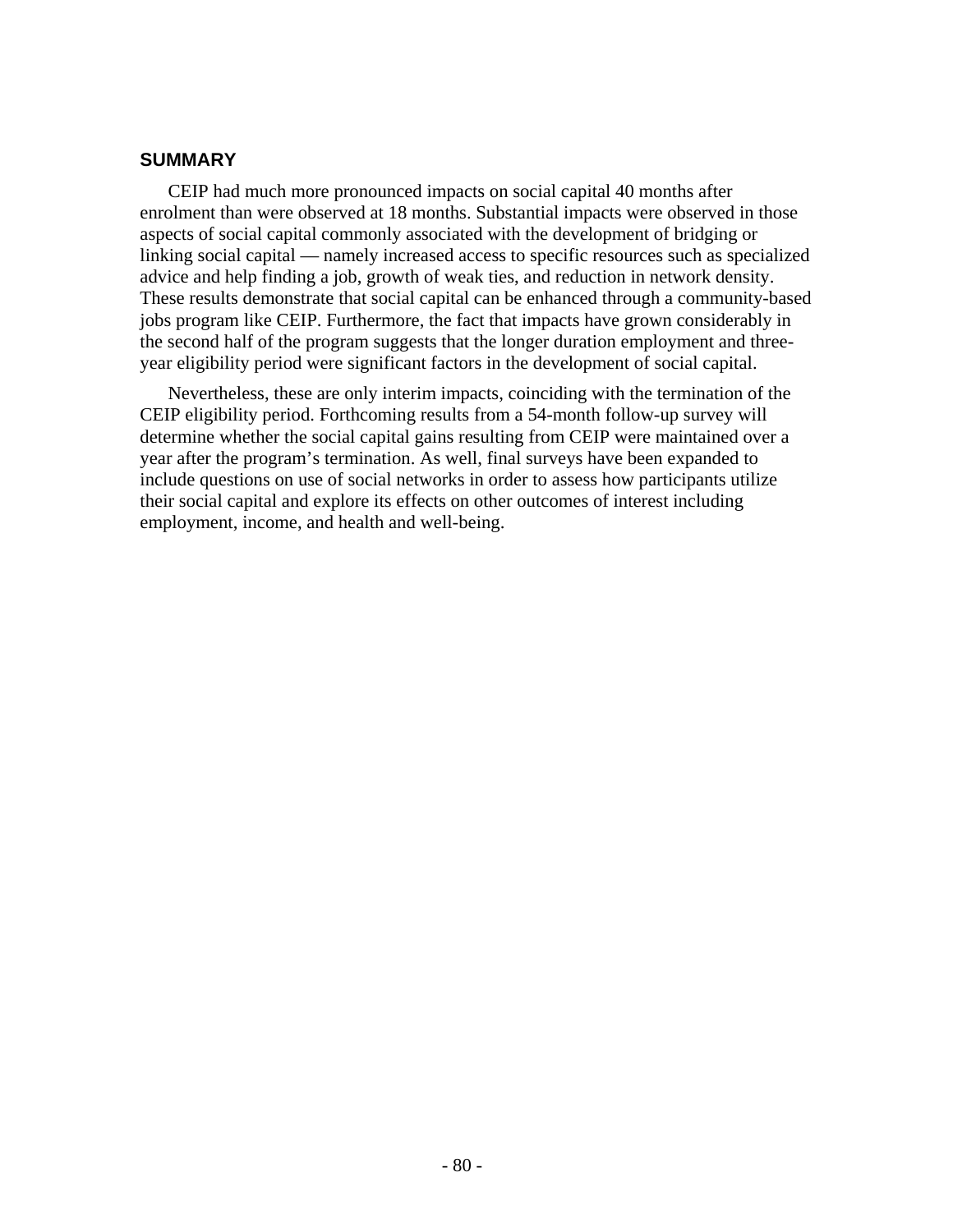## SUMMARY

CEIP had much more pronounced impacts on social capital 40 months after enrolment than were observed at 18 months. Substantial impacts were observed in those aspects of social capital commonly associated with the development of bridging or linking social capital — namely increased access to specific resources such as specialized advice and help finding a job, growth of weak ties, and reduction in network density. These results demonstrate that social capital can be enhanced through a community-based jobs program like CEIP. Furthermore, the fact that impacts have grown considerably in the second half of the program suggests that the longer duration employment and three-year eligibility period were significant factors in the development of social capital.

Nevertheless, these are only interim impacts, coinciding with the termination of the CEIP eligibility period. Forthcoming results from a 54-month follow-up survey will determine whether the social capital gains resulting from CEIP were maintained over a year after the program's termination. As well, final surveys have been expanded to include questions on use of social networks in order to assess how participants utilize their social capital and explore its effects on other outcomes of interest including employment, income, and health and well-being.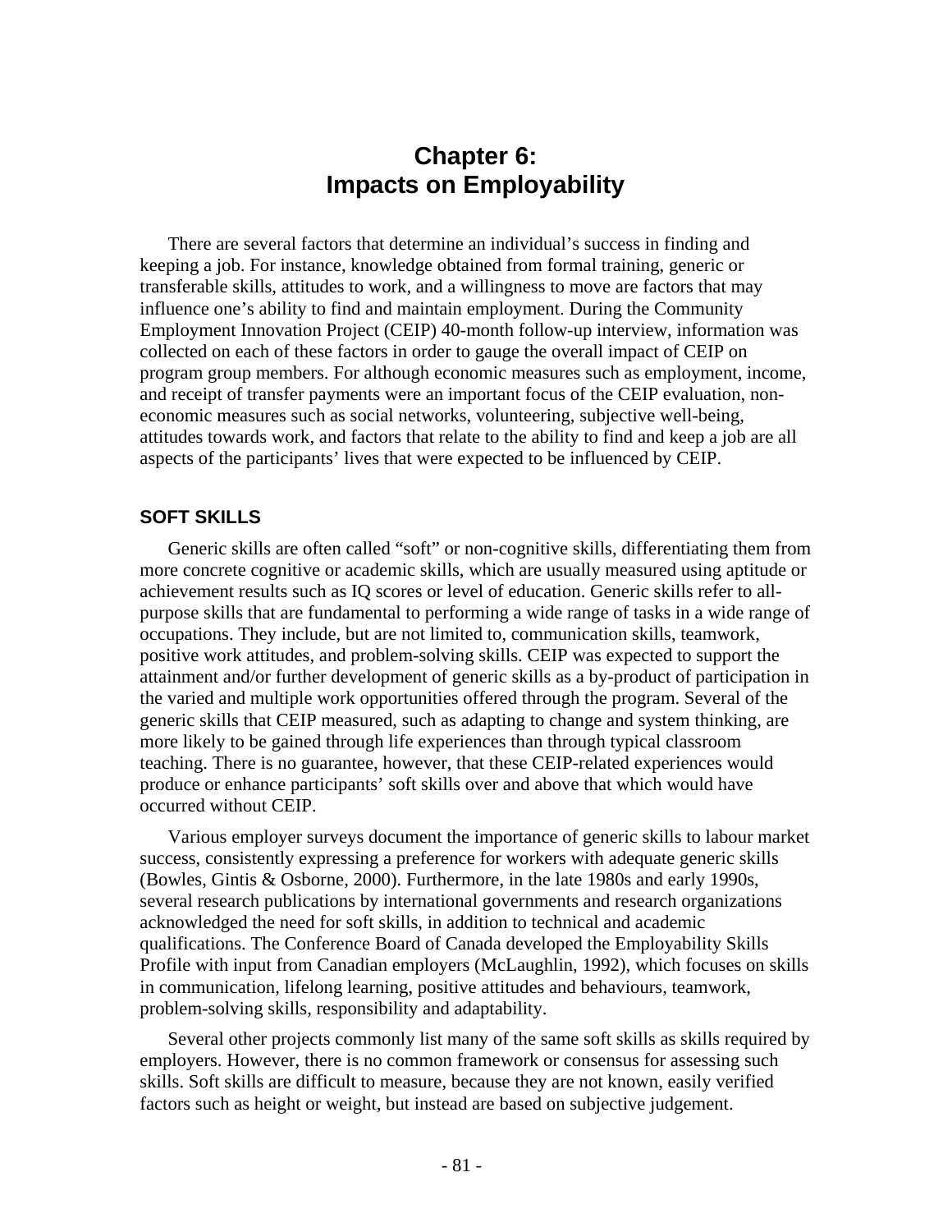# Chapter 6: Impacts on Employability

There are several factors that determine an individual's success in finding and keeping a job. For instance, knowledge obtained from formal training, generic or transferable skills, attitudes to work, and a willingness to move are factors that may influence one's ability to find and maintain employment. During the Community Employment Innovation Project (CEIP) 40-month follow-up interview, information was collected on each of these factors in order to gauge the overall impact of CEIP on program group members. For although economic measures such as employment, income, and receipt of transfer payments were an important focus of the CEIP evaluation, non-economic measures such as social networks, volunteering, subjective well-being, attitudes towards work, and factors that relate to the ability to find and keep a job are all aspects of the participants' lives that were expected to be influenced by CEIP.

## SOFT SKILLS

Generic skills are often called "soft" or non-cognitive skills, differentiating them from more concrete cognitive or academic skills, which are usually measured using aptitude or achievement results such as IQ scores or level of education. Generic skills refer to all-purpose skills that are fundamental to performing a wide range of tasks in a wide range of occupations. They include, but are not limited to, communication skills, teamwork, positive work attitudes, and problem-solving skills. CEIP was expected to support the attainment and/or further development of generic skills as a by-product of participation in the varied and multiple work opportunities offered through the program. Several of the generic skills that CEIP measured, such as adapting to change and system thinking, are more likely to be gained through life experiences than through typical classroom teaching. There is no guarantee, however, that these CEIP-related experiences would produce or enhance participants' soft skills over and above that which would have occurred without CEIP.

Various employer surveys document the importance of generic skills to labour market success, consistently expressing a preference for workers with adequate generic skills (Bowles, Gintis & Osborne, 2000). Furthermore, in the late 1980s and early 1990s, several research publications by international governments and research organizations acknowledged the need for soft skills, in addition to technical and academic qualifications. The Conference Board of Canada developed the Employability Skills Profile with input from Canadian employers (McLaughlin, 1992), which focuses on skills in communication, lifelong learning, positive attitudes and behaviours, teamwork, problem-solving skills, responsibility and adaptability.

Several other projects commonly list many of the same soft skills as skills required by employers. However, there is no common framework or consensus for assessing such skills. Soft skills are difficult to measure, because they are not known, easily verified factors such as height or weight, but instead are based on subjective judgement.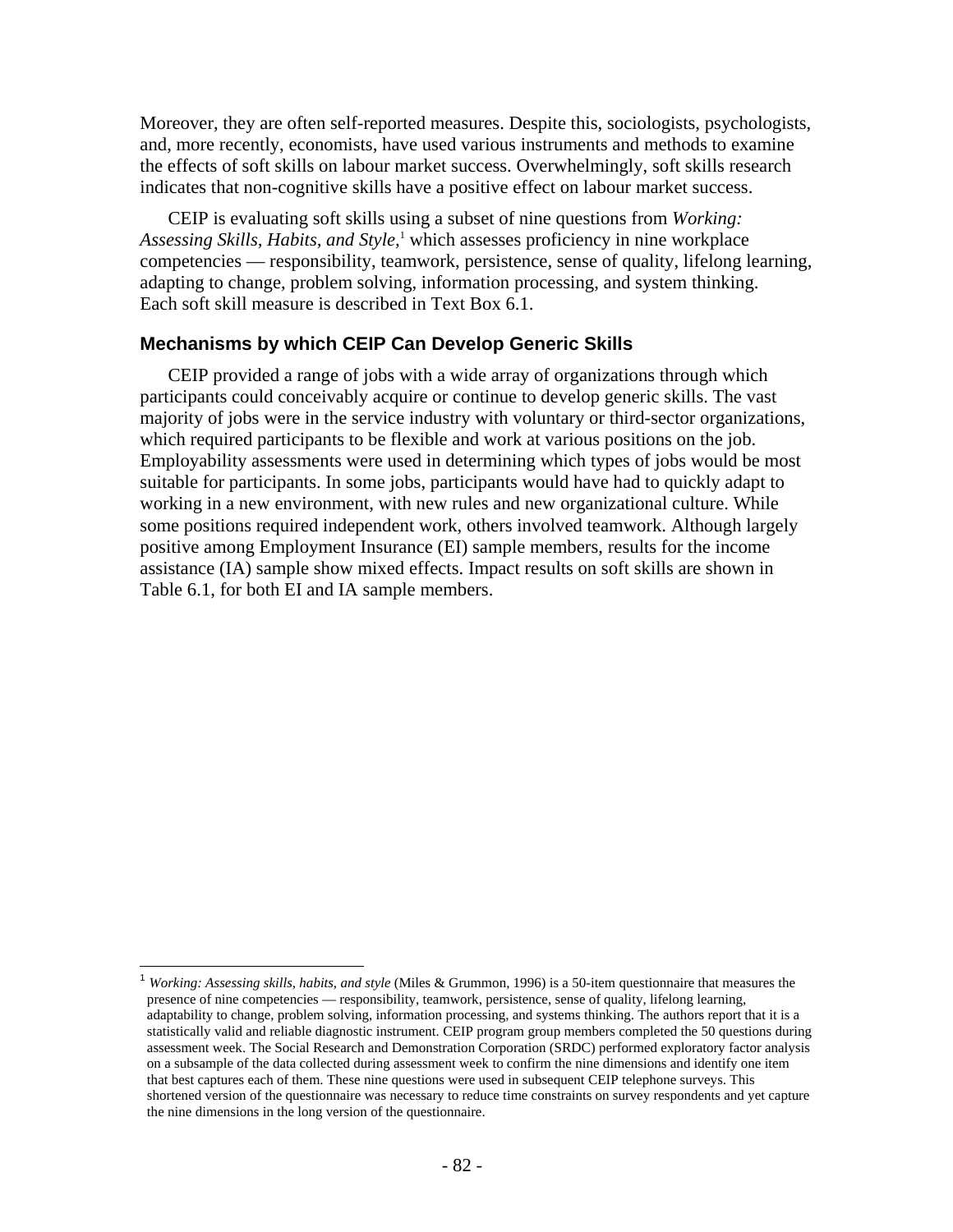Moreover, they are often self-reported measures. Despite this, sociologists, psychologists, and, more recently, economists, have used various instruments and methods to examine the effects of soft skills on labour market success. Overwhelmingly, soft skills research indicates that non-cognitive skills have a positive effect on labour market success.

CEIP is evaluating soft skills using a subset of nine questions from *Working: Assessing Skills, Habits, and Style,*[1] which assesses proficiency in nine workplace competencies — responsibility, teamwork, persistence, sense of quality, lifelong learning, adapting to change, problem solving, information processing, and system thinking. Each soft skill measure is described in Text Box 6.1.

### Mechanisms by which CEIP Can Develop Generic Skills

CEIP provided a range of jobs with a wide array of organizations through which participants could conceivably acquire or continue to develop generic skills. The vast majority of jobs were in the service industry with voluntary or third-sector organizations, which required participants to be flexible and work at various positions on the job. Employability assessments were used in determining which types of jobs would be most suitable for participants. In some jobs, participants would have had to quickly adapt to working in a new environment, with new rules and new organizational culture. While some positions required independent work, others involved teamwork. Although largely positive among Employment Insurance (EI) sample members, results for the income assistance (IA) sample show mixed effects. Impact results on soft skills are shown in Table 6.1, for both EI and IA sample members.

---

[1] *Working: Assessing skills, habits, and style* (Miles & Grummon, 1996) is a 50-item questionnaire that measures the presence of nine competencies — responsibility, teamwork, persistence, sense of quality, lifelong learning, adaptability to change, problem solving, information processing, and systems thinking. The authors report that it is a statistically valid and reliable diagnostic instrument. CEIP program group members completed the 50 questions during assessment week. The Social Research and Demonstration Corporation (SRDC) performed exploratory factor analysis on a subsample of the data collected during assessment week to confirm the nine dimensions and identify one item that best captures each of them. These nine questions were used in subsequent CEIP telephone surveys. This shortened version of the questionnaire was necessary to reduce time constraints on survey respondents and yet capture the nine dimensions in the long version of the questionnaire.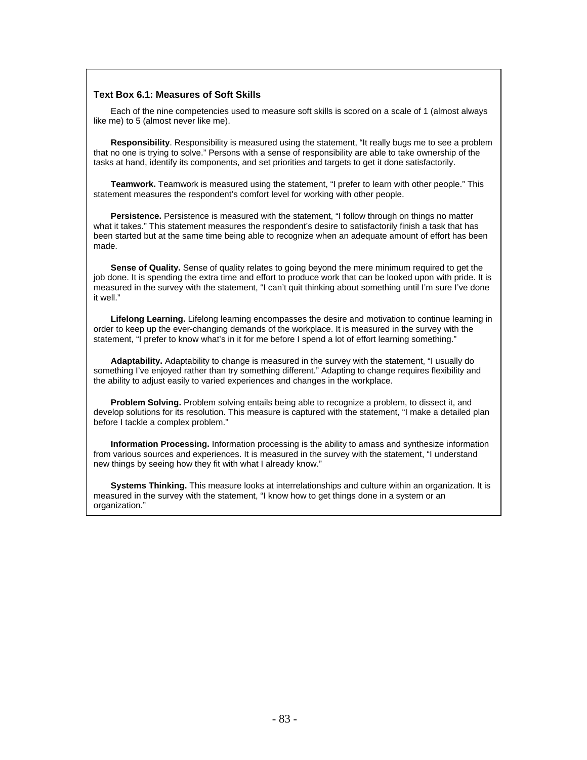### Text Box 6.1: Measures of Soft Skills

Each of the nine competencies used to measure soft skills is scored on a scale of 1 (almost always like me) to 5 (almost never like me).

**Responsibility**. Responsibility is measured using the statement, "It really bugs me to see a problem that no one is trying to solve." Persons with a sense of responsibility are able to take ownership of the tasks at hand, identify its components, and set priorities and targets to get it done satisfactorily.

**Teamwork.** Teamwork is measured using the statement, "I prefer to learn with other people." This statement measures the respondent's comfort level for working with other people.

**Persistence.** Persistence is measured with the statement, "I follow through on things no matter what it takes." This statement measures the respondent's desire to satisfactorily finish a task that has been started but at the same time being able to recognize when an adequate amount of effort has been made.

**Sense of Quality.** Sense of quality relates to going beyond the mere minimum required to get the job done. It is spending the extra time and effort to produce work that can be looked upon with pride. It is measured in the survey with the statement, "I can't quit thinking about something until I'm sure I've done it well."

**Lifelong Learning.** Lifelong learning encompasses the desire and motivation to continue learning in order to keep up the ever-changing demands of the workplace. It is measured in the survey with the statement, "I prefer to know what's in it for me before I spend a lot of effort learning something."

**Adaptability.** Adaptability to change is measured in the survey with the statement, "I usually do something I've enjoyed rather than try something different." Adapting to change requires flexibility and the ability to adjust easily to varied experiences and changes in the workplace.

**Problem Solving.** Problem solving entails being able to recognize a problem, to dissect it, and develop solutions for its resolution. This measure is captured with the statement, "I make a detailed plan before I tackle a complex problem."

**Information Processing.** Information processing is the ability to amass and synthesize information from various sources and experiences. It is measured in the survey with the statement, "I understand new things by seeing how they fit with what I already know."

**Systems Thinking.** This measure looks at interrelationships and culture within an organization. It is measured in the survey with the statement, "I know how to get things done in a system or an organization."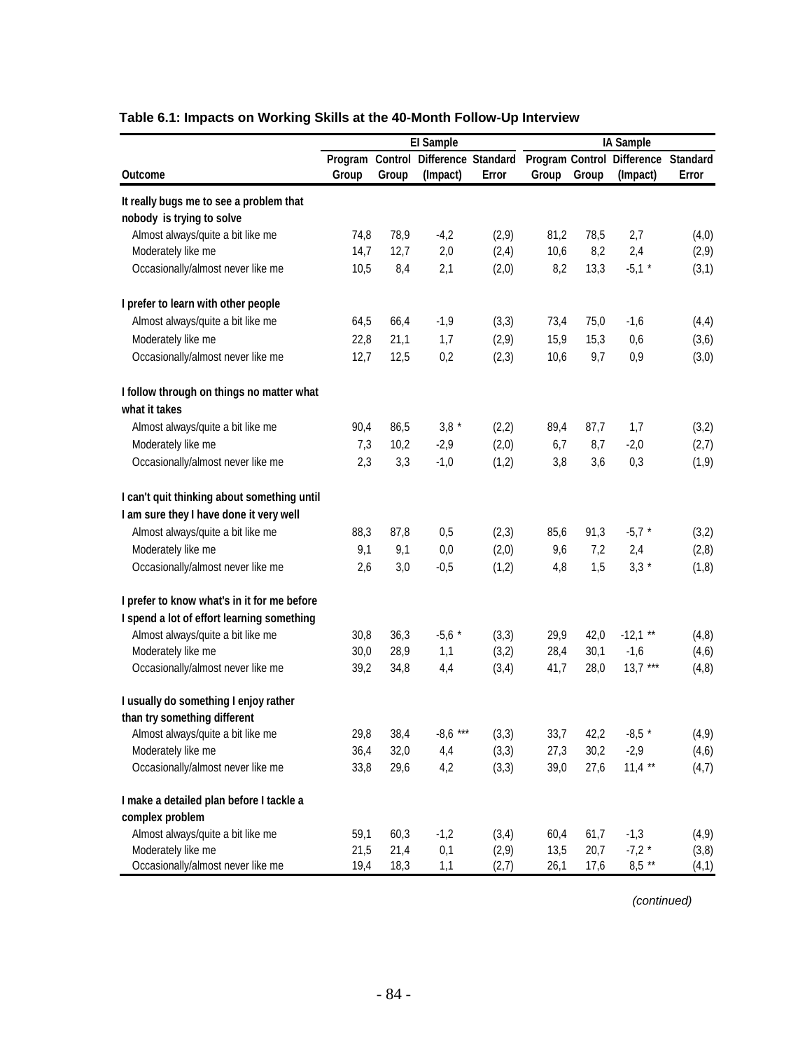**Table 6.1: Impacts on Working Skills at the 40-Month Follow-Up Interview**

| | EI Sample | | | | IA Sample | | | |
|---|---|---|---|---|---|---|---|---|
| Outcome | Program Group | Control Group | Difference (Impact) | Standard Error | Program Group | Control Group | Difference (Impact) | Standard Error |
| **It really bugs me to see a problem that nobody is trying to solve** | | | | | | | | |
| Almost always/quite a bit like me | 74,8 | 78,9 | -4,2 | (2,9) | 81,2 | 78,5 | 2,7 | (4,0) |
| Moderately like me | 14,7 | 12,7 | 2,0 | (2,4) | 10,6 | 8,2 | 2,4 | (2,9) |
| Occasionally/almost never like me | 10,5 | 8,4 | 2,1 | (2,0) | 8,2 | 13,3 | -5,1 * | (3,1) |
| **I prefer to learn with other people** | | | | | | | | |
| Almost always/quite a bit like me | 64,5 | 66,4 | -1,9 | (3,3) | 73,4 | 75,0 | -1,6 | (4,4) |
| Moderately like me | 22,8 | 21,1 | 1,7 | (2,9) | 15,9 | 15,3 | 0,6 | (3,6) |
| Occasionally/almost never like me | 12,7 | 12,5 | 0,2 | (2,3) | 10,6 | 9,7 | 0,9 | (3,0) |
| **I follow through on things no matter what what it takes** | | | | | | | | |
| Almost always/quite a bit like me | 90,4 | 86,5 | 3,8 * | (2,2) | 89,4 | 87,7 | 1,7 | (3,2) |
| Moderately like me | 7,3 | 10,2 | -2,9 | (2,0) | 6,7 | 8,7 | -2,0 | (2,7) |
| Occasionally/almost never like me | 2,3 | 3,3 | -1,0 | (1,2) | 3,8 | 3,6 | 0,3 | (1,9) |
| **I can't quit thinking about something until I am sure they I have done it very well** | | | | | | | | |
| Almost always/quite a bit like me | 88,3 | 87,8 | 0,5 | (2,3) | 85,6 | 91,3 | -5,7 * | (3,2) |
| Moderately like me | 9,1 | 9,1 | 0,0 | (2,0) | 9,6 | 7,2 | 2,4 | (2,8) |
| Occasionally/almost never like me | 2,6 | 3,0 | -0,5 | (1,2) | 4,8 | 1,5 | 3,3 * | (1,8) |
| **I prefer to know what's in it for me before I spend a lot of effort learning something** | | | | | | | | |
| Almost always/quite a bit like me | 30,8 | 36,3 | -5,6 * | (3,3) | 29,9 | 42,0 | -12,1 ** | (4,8) |
| Moderately like me | 30,0 | 28,9 | 1,1 | (3,2) | 28,4 | 30,1 | -1,6 | (4,6) |
| Occasionally/almost never like me | 39,2 | 34,8 | 4,4 | (3,4) | 41,7 | 28,0 | 13,7 *** | (4,8) |
| **I usually do something I enjoy rather than try something different** | | | | | | | | |
| Almost always/quite a bit like me | 29,8 | 38,4 | -8,6 *** | (3,3) | 33,7 | 42,2 | -8,5 * | (4,9) |
| Moderately like me | 36,4 | 32,0 | 4,4 | (3,3) | 27,3 | 30,2 | -2,9 | (4,6) |
| Occasionally/almost never like me | 33,8 | 29,6 | 4,2 | (3,3) | 39,0 | 27,6 | 11,4 ** | (4,7) |
| **I make a detailed plan before I tackle a complex problem** | | | | | | | | |
| Almost always/quite a bit like me | 59,1 | 60,3 | -1,2 | (3,4) | 60,4 | 61,7 | -1,3 | (4,9) |
| Moderately like me | 21,5 | 21,4 | 0,1 | (2,9) | 13,5 | 20,7 | -7,2 * | (3,8) |
| Occasionally/almost never like me | 19,4 | 18,3 | 1,1 | (2,7) | 26,1 | 17,6 | 8,5 ** | (4,1) |

*(continued)*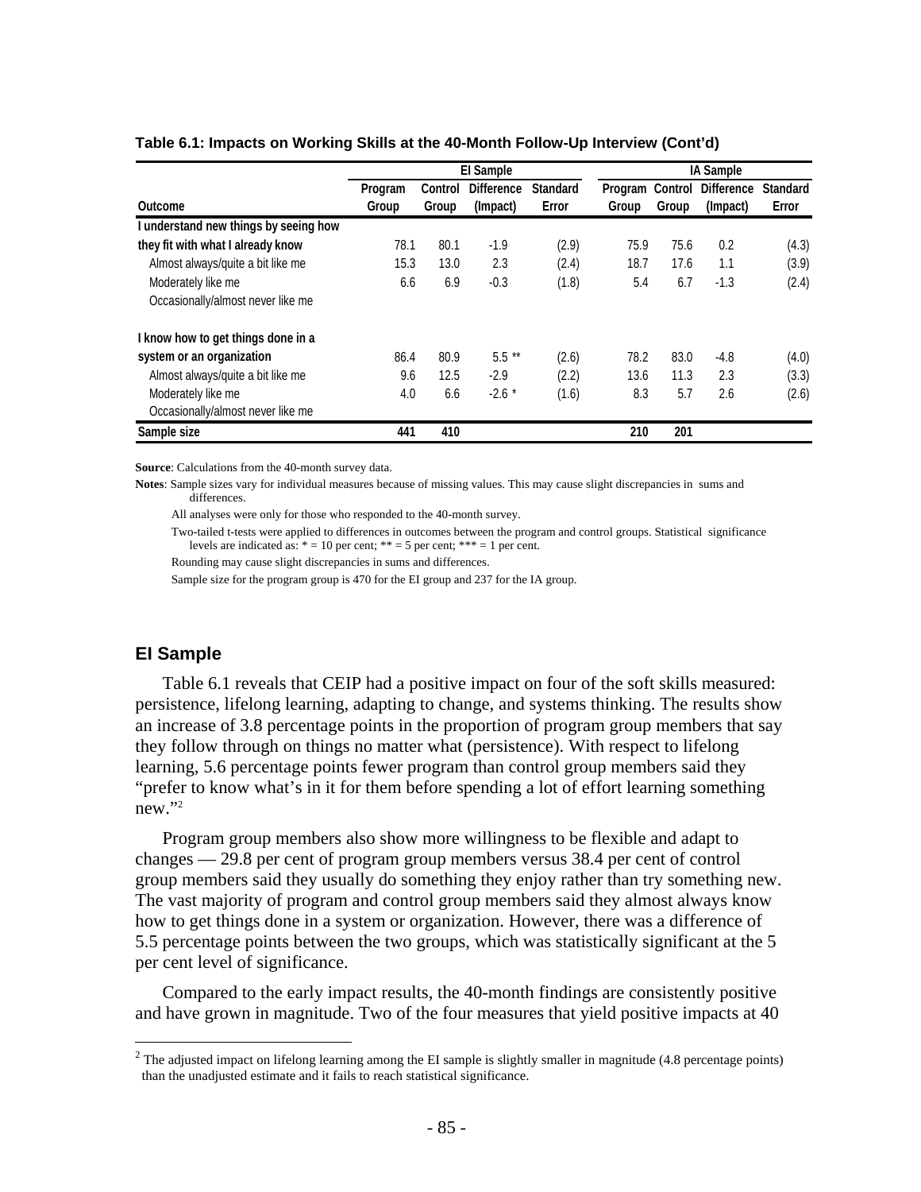**Table 6.1: Impacts on Working Skills at the 40-Month Follow-Up Interview (Cont'd)**

| | EI Sample | | | | IA Sample | | | |
|---|---|---|---|---|---|---|---|---|
| Outcome | Program Group | Control Group | Difference (Impact) | Standard Error | Program Group | Control Group | Difference (Impact) | Standard Error |
| **I understand new things by seeing how they fit with what I already know** | | | | | | | | |
| Almost always/quite a bit like me | 78.1 | 80.1 | -1.9 | (2.9) | 75.9 | 75.6 | 0.2 | (4.3) |
| Moderately like me | 15.3 | 13.0 | 2.3 | (2.4) | 18.7 | 17.6 | 1.1 | (3.9) |
| Occasionally/almost never like me | 6.6 | 6.9 | -0.3 | (1.8) | 5.4 | 6.7 | -1.3 | (2.4) |
| **I know how to get things done in a system or an organization** | | | | | | | | |
| Almost always/quite a bit like me | 86.4 | 80.9 | 5.5 ** | (2.6) | 78.2 | 83.0 | -4.8 | (4.0) |
| Moderately like me | 9.6 | 12.5 | -2.9 | (2.2) | 13.6 | 11.3 | 2.3 | (3.3) |
| Occasionally/almost never like me | 4.0 | 6.6 | -2.6 * | (1.6) | 8.3 | 5.7 | 2.6 | (2.6) |
| **Sample size** | **441** | **410** | | | **210** | **201** | | |

**Source**: Calculations from the 40-month survey data.

**Notes**: Sample sizes vary for individual measures because of missing values. This may cause slight discrepancies in sums and differences.

All analyses were only for those who responded to the 40-month survey.

Two-tailed t-tests were applied to differences in outcomes between the program and control groups. Statistical significance levels are indicated as: * = 10 per cent; ** = 5 per cent; *** = 1 per cent.

Rounding may cause slight discrepancies in sums and differences.

Sample size for the program group is 470 for the EI group and 237 for the IA group.

## EI Sample

Table 6.1 reveals that CEIP had a positive impact on four of the soft skills measured: persistence, lifelong learning, adapting to change, and systems thinking. The results show an increase of 3.8 percentage points in the proportion of program group members that say they follow through on things no matter what (persistence). With respect to lifelong learning, 5.6 percentage points fewer program than control group members said they "prefer to know what's in it for them before spending a lot of effort learning something new."[2]

Program group members also show more willingness to be flexible and adapt to changes — 29.8 per cent of program group members versus 38.4 per cent of control group members said they usually do something they enjoy rather than try something new. The vast majority of program and control group members said they almost always know how to get things done in a system or organization. However, there was a difference of 5.5 percentage points between the two groups, which was statistically significant at the 5 per cent level of significance.

Compared to the early impact results, the 40-month findings are consistently positive and have grown in magnitude. Two of the four measures that yield positive impacts at 40

[2] The adjusted impact on lifelong learning among the EI sample is slightly smaller in magnitude (4.8 percentage points) than the unadjusted estimate and it fails to reach statistical significance.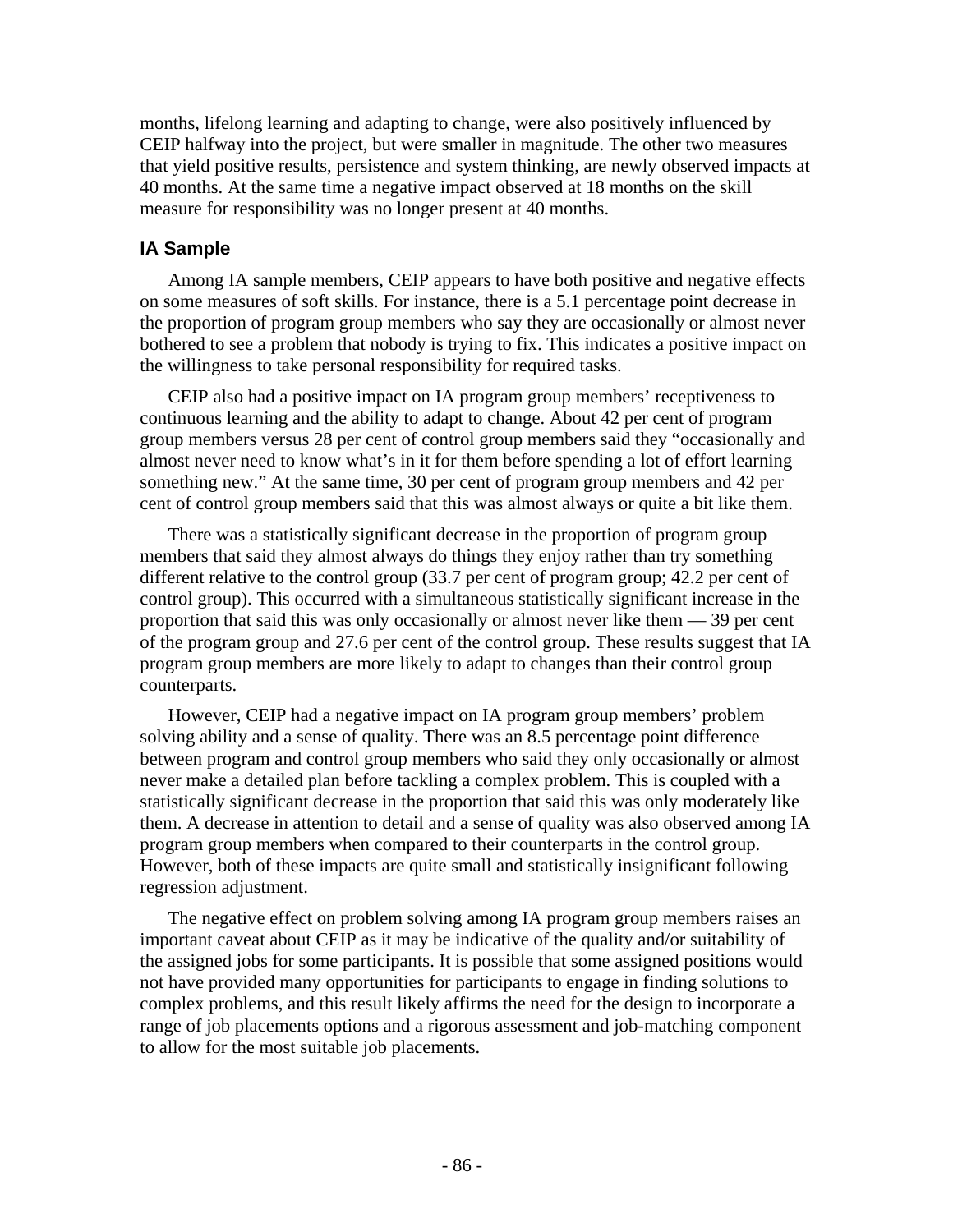months, lifelong learning and adapting to change, were also positively influenced by CEIP halfway into the project, but were smaller in magnitude. The other two measures that yield positive results, persistence and system thinking, are newly observed impacts at 40 months. At the same time a negative impact observed at 18 months on the skill measure for responsibility was no longer present at 40 months.

### IA Sample

Among IA sample members, CEIP appears to have both positive and negative effects on some measures of soft skills. For instance, there is a 5.1 percentage point decrease in the proportion of program group members who say they are occasionally or almost never bothered to see a problem that nobody is trying to fix. This indicates a positive impact on the willingness to take personal responsibility for required tasks.

CEIP also had a positive impact on IA program group members' receptiveness to continuous learning and the ability to adapt to change. About 42 per cent of program group members versus 28 per cent of control group members said they "occasionally and almost never need to know what's in it for them before spending a lot of effort learning something new." At the same time, 30 per cent of program group members and 42 per cent of control group members said that this was almost always or quite a bit like them.

There was a statistically significant decrease in the proportion of program group members that said they almost always do things they enjoy rather than try something different relative to the control group (33.7 per cent of program group; 42.2 per cent of control group). This occurred with a simultaneous statistically significant increase in the proportion that said this was only occasionally or almost never like them — 39 per cent of the program group and 27.6 per cent of the control group. These results suggest that IA program group members are more likely to adapt to changes than their control group counterparts.

However, CEIP had a negative impact on IA program group members' problem solving ability and a sense of quality. There was an 8.5 percentage point difference between program and control group members who said they only occasionally or almost never make a detailed plan before tackling a complex problem. This is coupled with a statistically significant decrease in the proportion that said this was only moderately like them. A decrease in attention to detail and a sense of quality was also observed among IA program group members when compared to their counterparts in the control group. However, both of these impacts are quite small and statistically insignificant following regression adjustment.

The negative effect on problem solving among IA program group members raises an important caveat about CEIP as it may be indicative of the quality and/or suitability of the assigned jobs for some participants. It is possible that some assigned positions would not have provided many opportunities for participants to engage in finding solutions to complex problems, and this result likely affirms the need for the design to incorporate a range of job placements options and a rigorous assessment and job-matching component to allow for the most suitable job placements.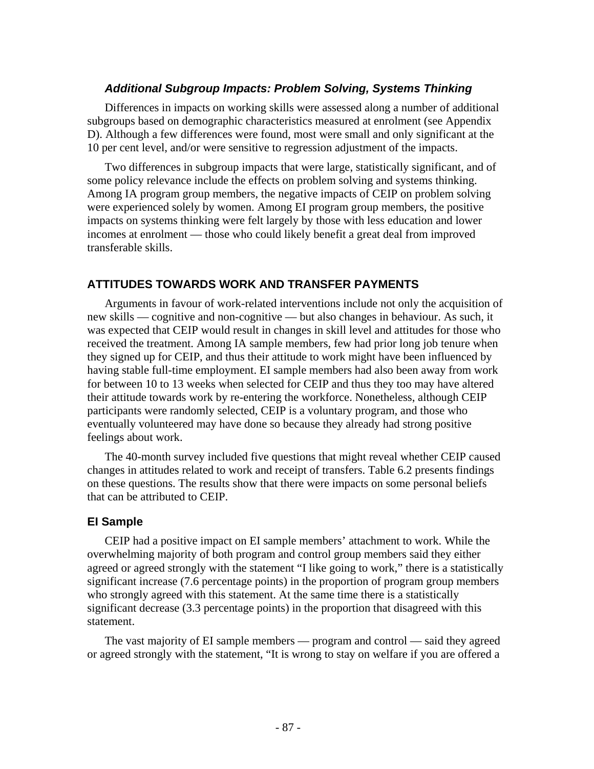### *Additional Subgroup Impacts: Problem Solving, Systems Thinking*

Differences in impacts on working skills were assessed along a number of additional subgroups based on demographic characteristics measured at enrolment (see Appendix D). Although a few differences were found, most were small and only significant at the 10 per cent level, and/or were sensitive to regression adjustment of the impacts.

Two differences in subgroup impacts that were large, statistically significant, and of some policy relevance include the effects on problem solving and systems thinking. Among IA program group members, the negative impacts of CEIP on problem solving were experienced solely by women. Among EI program group members, the positive impacts on systems thinking were felt largely by those with less education and lower incomes at enrolment — those who could likely benefit a great deal from improved transferable skills.

## ATTITUDES TOWARDS WORK AND TRANSFER PAYMENTS

Arguments in favour of work-related interventions include not only the acquisition of new skills — cognitive and non-cognitive — but also changes in behaviour. As such, it was expected that CEIP would result in changes in skill level and attitudes for those who received the treatment. Among IA sample members, few had prior long job tenure when they signed up for CEIP, and thus their attitude to work might have been influenced by having stable full-time employment. EI sample members had also been away from work for between 10 to 13 weeks when selected for CEIP and thus they too may have altered their attitude towards work by re-entering the workforce. Nonetheless, although CEIP participants were randomly selected, CEIP is a voluntary program, and those who eventually volunteered may have done so because they already had strong positive feelings about work.

The 40-month survey included five questions that might reveal whether CEIP caused changes in attitudes related to work and receipt of transfers. Table 6.2 presents findings on these questions. The results show that there were impacts on some personal beliefs that can be attributed to CEIP.

### EI Sample

CEIP had a positive impact on EI sample members' attachment to work. While the overwhelming majority of both program and control group members said they either agreed or agreed strongly with the statement "I like going to work," there is a statistically significant increase (7.6 percentage points) in the proportion of program group members who strongly agreed with this statement. At the same time there is a statistically significant decrease (3.3 percentage points) in the proportion that disagreed with this statement.

The vast majority of EI sample members — program and control — said they agreed or agreed strongly with the statement, "It is wrong to stay on welfare if you are offered a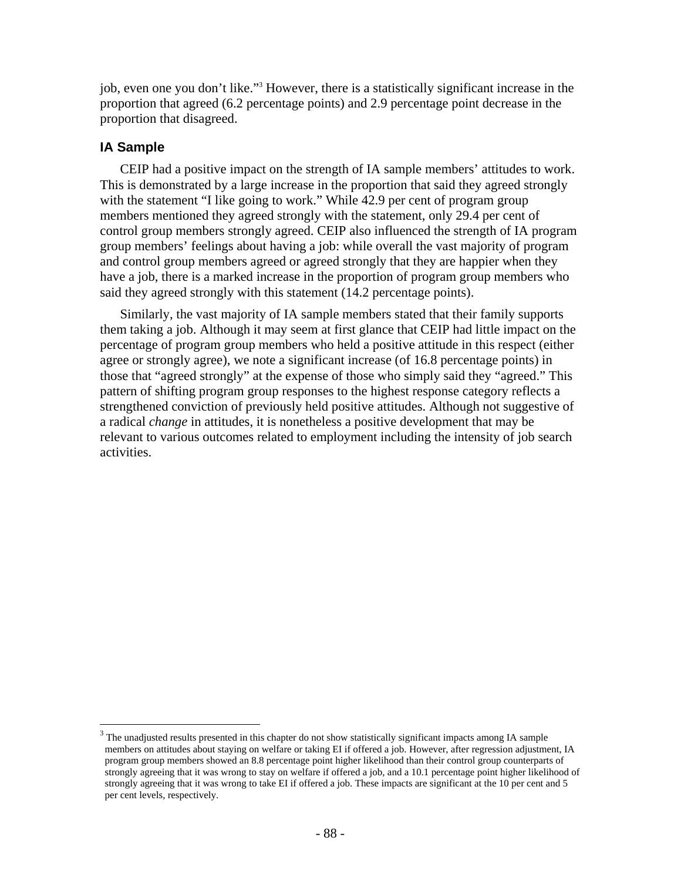job, even one you don't like."[3] However, there is a statistically significant increase in the proportion that agreed (6.2 percentage points) and 2.9 percentage point decrease in the proportion that disagreed.

### IA Sample

CEIP had a positive impact on the strength of IA sample members' attitudes to work. This is demonstrated by a large increase in the proportion that said they agreed strongly with the statement "I like going to work." While 42.9 per cent of program group members mentioned they agreed strongly with the statement, only 29.4 per cent of control group members strongly agreed. CEIP also influenced the strength of IA program group members' feelings about having a job: while overall the vast majority of program and control group members agreed or agreed strongly that they are happier when they have a job, there is a marked increase in the proportion of program group members who said they agreed strongly with this statement (14.2 percentage points).

Similarly, the vast majority of IA sample members stated that their family supports them taking a job. Although it may seem at first glance that CEIP had little impact on the percentage of program group members who held a positive attitude in this respect (either agree or strongly agree), we note a significant increase (of 16.8 percentage points) in those that "agreed strongly" at the expense of those who simply said they "agreed." This pattern of shifting program group responses to the highest response category reflects a strengthened conviction of previously held positive attitudes. Although not suggestive of a radical *change* in attitudes, it is nonetheless a positive development that may be relevant to various outcomes related to employment including the intensity of job search activities.

---

[3] The unadjusted results presented in this chapter do not show statistically significant impacts among IA sample members on attitudes about staying on welfare or taking EI if offered a job. However, after regression adjustment, IA program group members showed an 8.8 percentage point higher likelihood than their control group counterparts of strongly agreeing that it was wrong to stay on welfare if offered a job, and a 10.1 percentage point higher likelihood of strongly agreeing that it was wrong to take EI if offered a job. These impacts are significant at the 10 per cent and 5 per cent levels, respectively.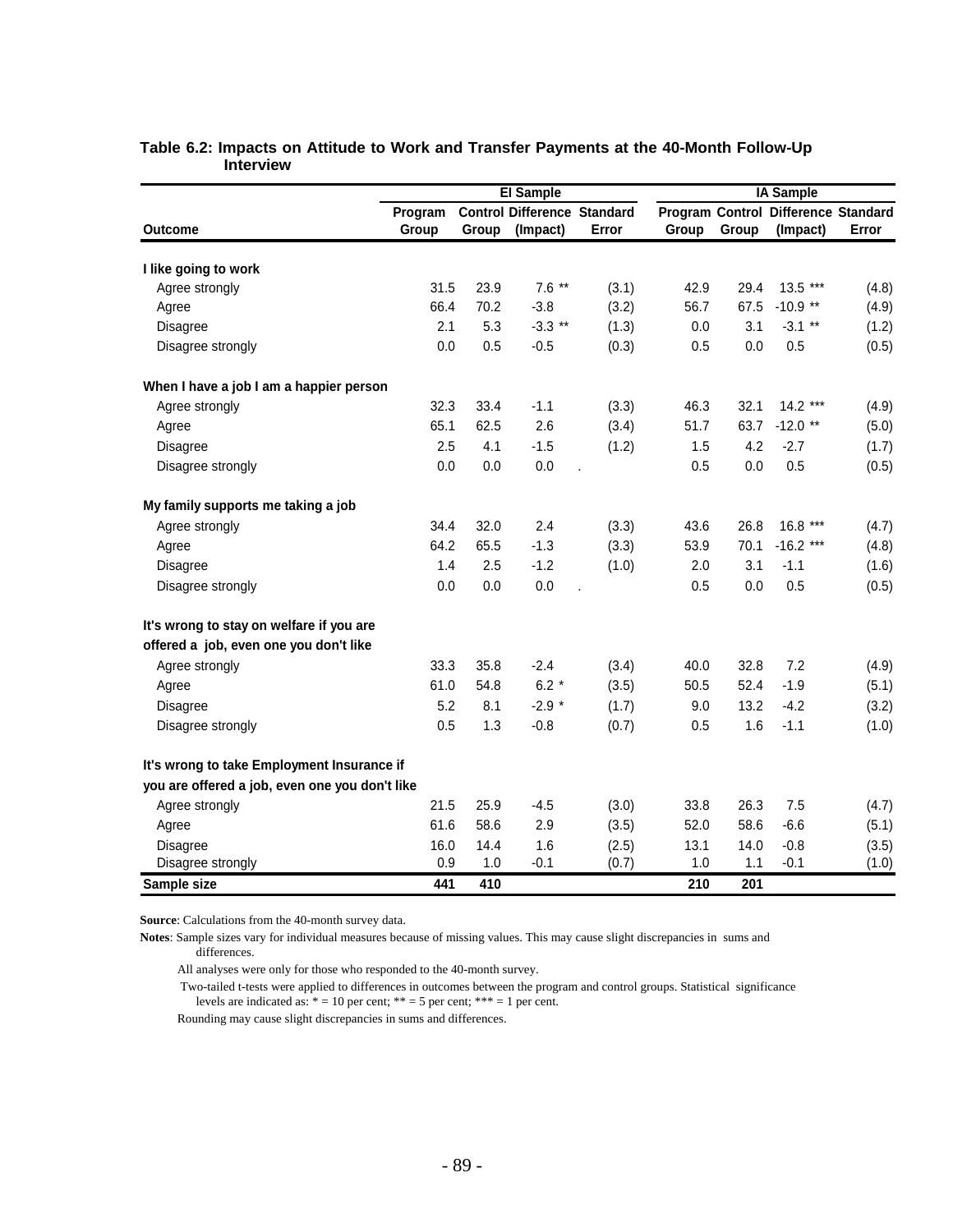**Table 6.2: Impacts on Attitude to Work and Transfer Payments at the 40-Month Follow-Up Interview**

| | EI Sample | | | | IA Sample | | | |
|---|---|---|---|---|---|---|---|---|
| Outcome | Program Group | Control Group | Difference (Impact) | Standard Error | Program Group | Control Group | Difference (Impact) | Standard Error |
| **I like going to work** | | | | | | | | |
| Agree strongly | 31.5 | 23.9 | 7.6 ** | (3.1) | 42.9 | 29.4 | 13.5 *** | (4.8) |
| Agree | 66.4 | 70.2 | -3.8 | (3.2) | 56.7 | 67.5 | -10.9 ** | (4.9) |
| Disagree | 2.1 | 5.3 | -3.3 ** | (1.3) | 0.0 | 3.1 | -3.1 ** | (1.2) |
| Disagree strongly | 0.0 | 0.5 | -0.5 | (0.3) | 0.5 | 0.0 | 0.5 | (0.5) |
| **When I have a job I am a happier person** | | | | | | | | |
| Agree strongly | 32.3 | 33.4 | -1.1 | (3.3) | 46.3 | 32.1 | 14.2 *** | (4.9) |
| Agree | 65.1 | 62.5 | 2.6 | (3.4) | 51.7 | 63.7 | -12.0 ** | (5.0) |
| Disagree | 2.5 | 4.1 | -1.5 | (1.2) | 1.5 | 4.2 | -2.7 | (1.7) |
| Disagree strongly | 0.0 | 0.0 | 0.0 | . | 0.5 | 0.0 | 0.5 | (0.5) |
| **My family supports me taking a job** | | | | | | | | |
| Agree strongly | 34.4 | 32.0 | 2.4 | (3.3) | 43.6 | 26.8 | 16.8 *** | (4.7) |
| Agree | 64.2 | 65.5 | -1.3 | (3.3) | 53.9 | 70.1 | -16.2 *** | (4.8) |
| Disagree | 1.4 | 2.5 | -1.2 | (1.0) | 2.0 | 3.1 | -1.1 | (1.6) |
| Disagree strongly | 0.0 | 0.0 | 0.0 | . | 0.5 | 0.0 | 0.5 | (0.5) |
| **It's wrong to stay on welfare if you are offered a job, even one you don't like** | | | | | | | | |
| Agree strongly | 33.3 | 35.8 | -2.4 | (3.4) | 40.0 | 32.8 | 7.2 | (4.9) |
| Agree | 61.0 | 54.8 | 6.2 * | (3.5) | 50.5 | 52.4 | -1.9 | (5.1) |
| Disagree | 5.2 | 8.1 | -2.9 * | (1.7) | 9.0 | 13.2 | -4.2 | (3.2) |
| Disagree strongly | 0.5 | 1.3 | -0.8 | (0.7) | 0.5 | 1.6 | -1.1 | (1.0) |
| **It's wrong to take Employment Insurance if you are offered a job, even one you don't like** | | | | | | | | |
| Agree strongly | 21.5 | 25.9 | -4.5 | (3.0) | 33.8 | 26.3 | 7.5 | (4.7) |
| Agree | 61.6 | 58.6 | 2.9 | (3.5) | 52.0 | 58.6 | -6.6 | (5.1) |
| Disagree | 16.0 | 14.4 | 1.6 | (2.5) | 13.1 | 14.0 | -0.8 | (3.5) |
| Disagree strongly | 0.9 | 1.0 | -0.1 | (0.7) | 1.0 | 1.1 | -0.1 | (1.0) |
| **Sample size** | **441** | **410** | | | **210** | **201** | | |

**Source**: Calculations from the 40-month survey data.

**Notes**: Sample sizes vary for individual measures because of missing values. This may cause slight discrepancies in sums and differences.

All analyses were only for those who responded to the 40-month survey.

Two-tailed t-tests were applied to differences in outcomes between the program and control groups. Statistical significance levels are indicated as: * = 10 per cent; ** = 5 per cent; *** = 1 per cent.

Rounding may cause slight discrepancies in sums and differences.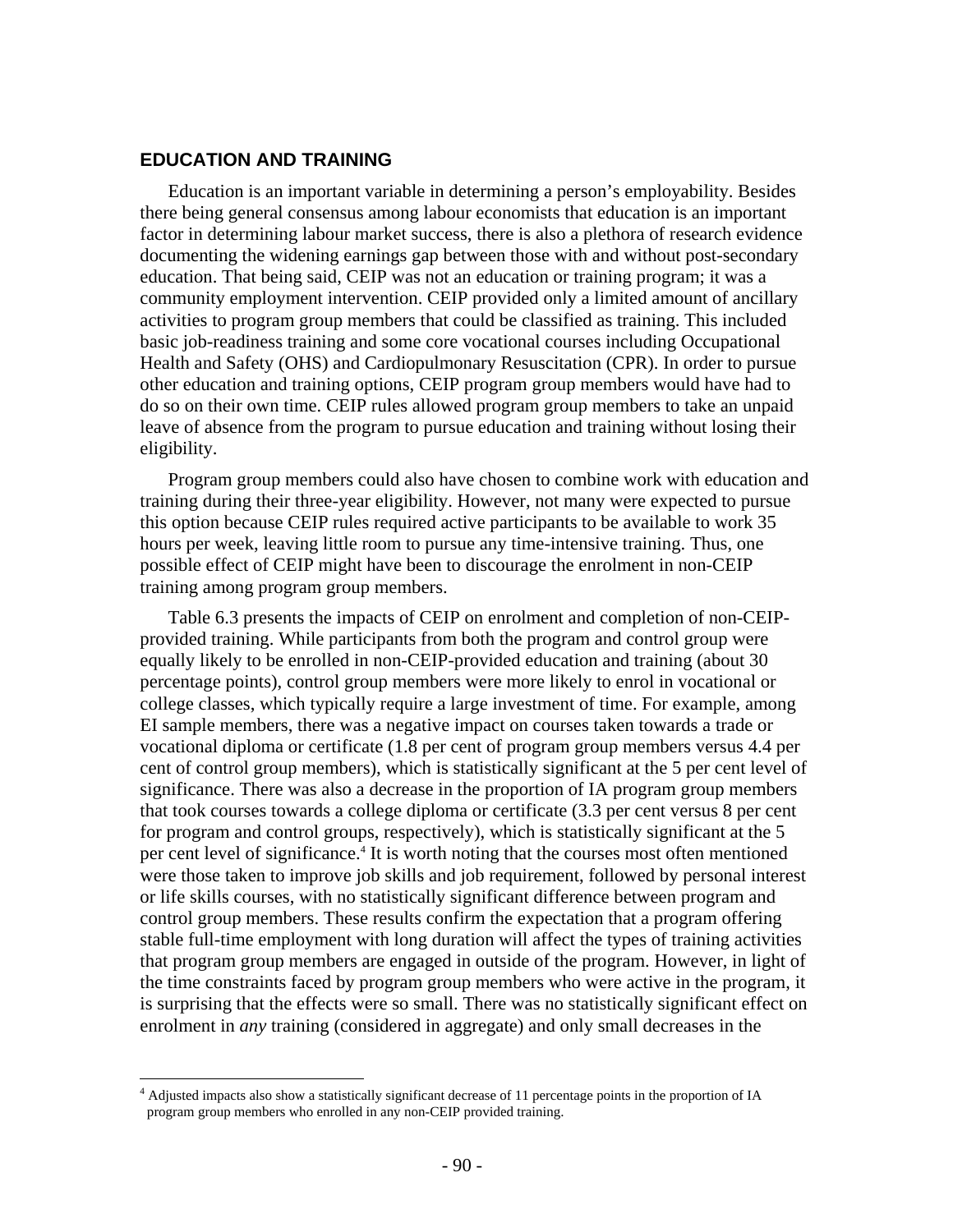## EDUCATION AND TRAINING

Education is an important variable in determining a person's employability. Besides there being general consensus among labour economists that education is an important factor in determining labour market success, there is also a plethora of research evidence documenting the widening earnings gap between those with and without post-secondary education. That being said, CEIP was not an education or training program; it was a community employment intervention. CEIP provided only a limited amount of ancillary activities to program group members that could be classified as training. This included basic job-readiness training and some core vocational courses including Occupational Health and Safety (OHS) and Cardiopulmonary Resuscitation (CPR). In order to pursue other education and training options, CEIP program group members would have had to do so on their own time. CEIP rules allowed program group members to take an unpaid leave of absence from the program to pursue education and training without losing their eligibility.

Program group members could also have chosen to combine work with education and training during their three-year eligibility. However, not many were expected to pursue this option because CEIP rules required active participants to be available to work 35 hours per week, leaving little room to pursue any time-intensive training. Thus, one possible effect of CEIP might have been to discourage the enrolment in non-CEIP training among program group members.

Table 6.3 presents the impacts of CEIP on enrolment and completion of non-CEIP-provided training. While participants from both the program and control group were equally likely to be enrolled in non-CEIP-provided education and training (about 30 percentage points), control group members were more likely to enrol in vocational or college classes, which typically require a large investment of time. For example, among EI sample members, there was a negative impact on courses taken towards a trade or vocational diploma or certificate (1.8 per cent of program group members versus 4.4 per cent of control group members), which is statistically significant at the 5 per cent level of significance. There was also a decrease in the proportion of IA program group members that took courses towards a college diploma or certificate (3.3 per cent versus 8 per cent for program and control groups, respectively), which is statistically significant at the 5 per cent level of significance.[4] It is worth noting that the courses most often mentioned were those taken to improve job skills and job requirement, followed by personal interest or life skills courses, with no statistically significant difference between program and control group members. These results confirm the expectation that a program offering stable full-time employment with long duration will affect the types of training activities that program group members are engaged in outside of the program. However, in light of the time constraints faced by program group members who were active in the program, it is surprising that the effects were so small. There was no statistically significant effect on enrolment in *any* training (considered in aggregate) and only small decreases in the

[4] Adjusted impacts also show a statistically significant decrease of 11 percentage points in the proportion of IA program group members who enrolled in any non-CEIP provided training.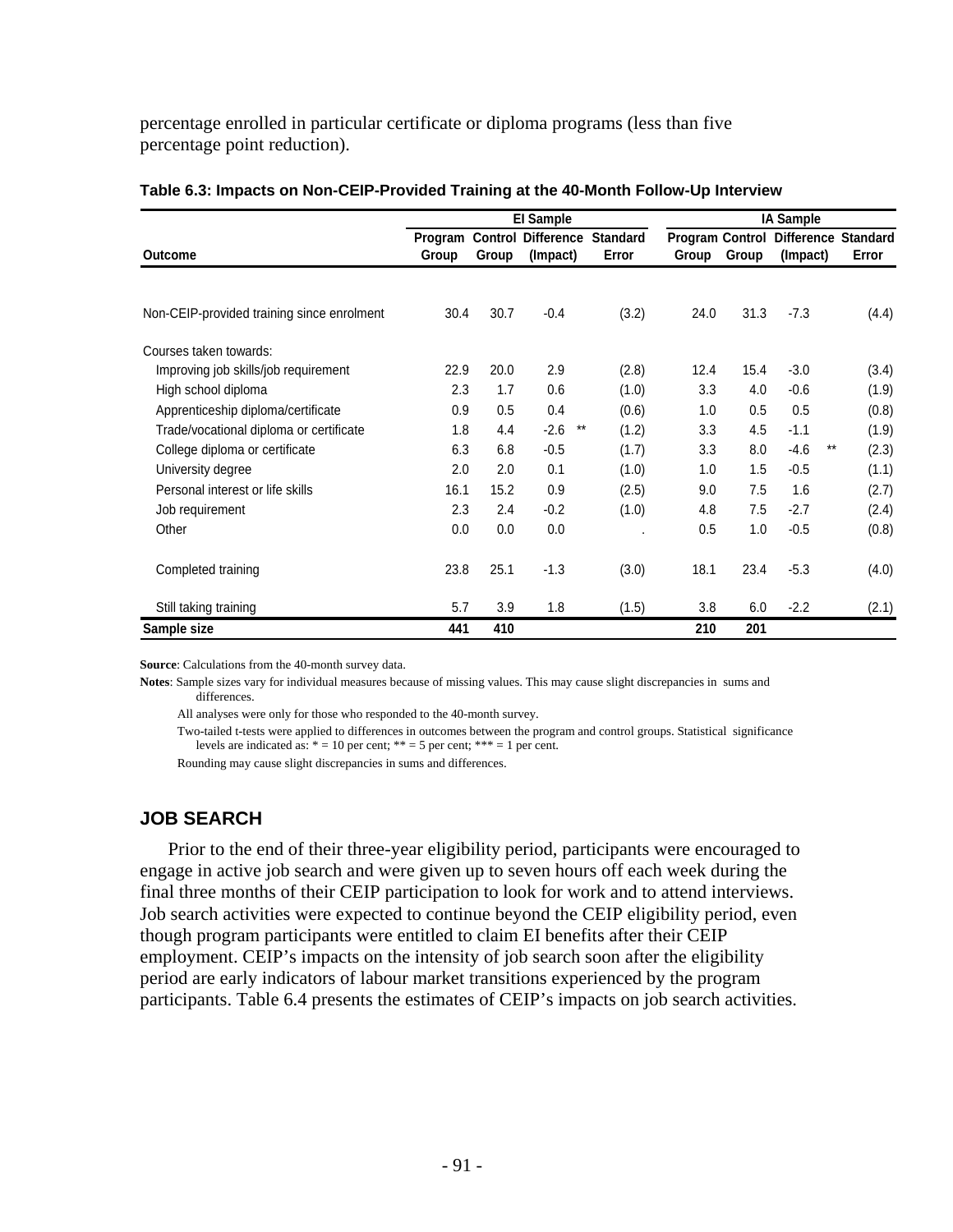percentage enrolled in particular certificate or diploma programs (less than five percentage point reduction).

**Table 6.3: Impacts on Non-CEIP-Provided Training at the 40-Month Follow-Up Interview**

| | EI Sample | | | | IA Sample | | | |
|---|---|---|---|---|---|---|---|---|
| Outcome | Program Group | Control Group | Difference (Impact) | Standard Error | Program Group | Control Group | Difference (Impact) | Standard Error |
| Non-CEIP-provided training since enrolment | 30.4 | 30.7 | -0.4 | (3.2) | 24.0 | 31.3 | -7.3 | (4.4) |
| Courses taken towards: | | | | | | | | |
| Improving job skills/job requirement | 22.9 | 20.0 | 2.9 | (2.8) | 12.4 | 15.4 | -3.0 | (3.4) |
| High school diploma | 2.3 | 1.7 | 0.6 | (1.0) | 3.3 | 4.0 | -0.6 | (1.9) |
| Apprenticeship diploma/certificate | 0.9 | 0.5 | 0.4 | (0.6) | 1.0 | 0.5 | 0.5 | (0.8) |
| Trade/vocational diploma or certificate | 1.8 | 4.4 | -2.6 ** | (1.2) | 3.3 | 4.5 | -1.1 | (1.9) |
| College diploma or certificate | 6.3 | 6.8 | -0.5 | (1.7) | 3.3 | 8.0 | -4.6 ** | (2.3) |
| University degree | 2.0 | 2.0 | 0.1 | (1.0) | 1.0 | 1.5 | -0.5 | (1.1) |
| Personal interest or life skills | 16.1 | 15.2 | 0.9 | (2.5) | 9.0 | 7.5 | 1.6 | (2.7) |
| Job requirement | 2.3 | 2.4 | -0.2 | (1.0) | 4.8 | 7.5 | -2.7 | (2.4) |
| Other | 0.0 | 0.0 | 0.0 | . | 0.5 | 1.0 | -0.5 | (0.8) |
| Completed training | 23.8 | 25.1 | -1.3 | (3.0) | 18.1 | 23.4 | -5.3 | (4.0) |
| Still taking training | 5.7 | 3.9 | 1.8 | (1.5) | 3.8 | 6.0 | -2.2 | (2.1) |
| **Sample size** | **441** | **410** | | | **210** | **201** | | |

**Source**: Calculations from the 40-month survey data.

**Notes**: Sample sizes vary for individual measures because of missing values. This may cause slight discrepancies in sums and differences.

All analyses were only for those who responded to the 40-month survey.

Two-tailed t-tests were applied to differences in outcomes between the program and control groups. Statistical significance levels are indicated as: * = 10 per cent; ** = 5 per cent; *** = 1 per cent.

Rounding may cause slight discrepancies in sums and differences.

## JOB SEARCH

Prior to the end of their three-year eligibility period, participants were encouraged to engage in active job search and were given up to seven hours off each week during the final three months of their CEIP participation to look for work and to attend interviews. Job search activities were expected to continue beyond the CEIP eligibility period, even though program participants were entitled to claim EI benefits after their CEIP employment. CEIP's impacts on the intensity of job search soon after the eligibility period are early indicators of labour market transitions experienced by the program participants. Table 6.4 presents the estimates of CEIP's impacts on job search activities.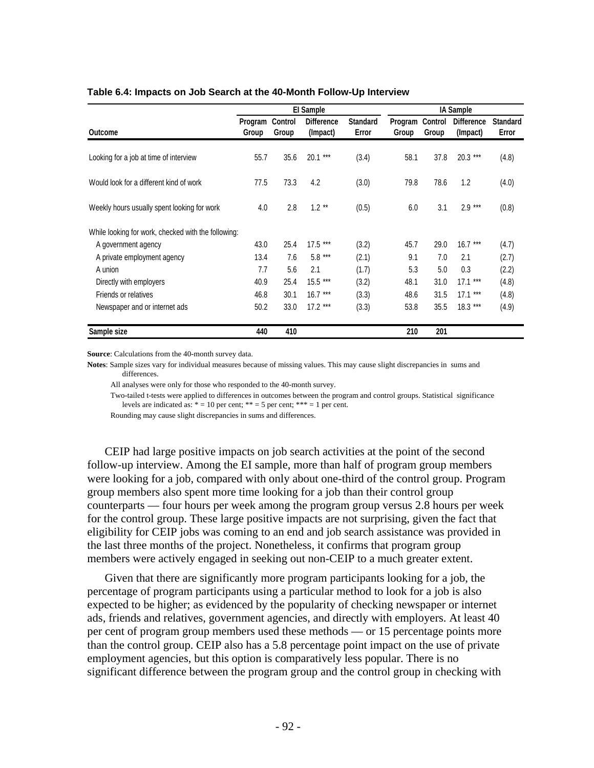**Table 6.4: Impacts on Job Search at the 40-Month Follow-Up Interview**

| Outcome | EI Sample | | | | IA Sample | | | |
|---|---|---|---|---|---|---|---|---|
| | Program Group | Control Group | Difference (Impact) | Standard Error | Program Group | Control Group | Difference (Impact) | Standard Error |
| Looking for a job at time of interview | 55.7 | 35.6 | 20.1 *** | (3.4) | 58.1 | 37.8 | 20.3 *** | (4.8) |
| Would look for a different kind of work | 77.5 | 73.3 | 4.2 | (3.0) | 79.8 | 78.6 | 1.2 | (4.0) |
| Weekly hours usually spent looking for work | 4.0 | 2.8 | 1.2 ** | (0.5) | 6.0 | 3.1 | 2.9 *** | (0.8) |
| While looking for work, checked with the following: | | | | | | | | |
| A government agency | 43.0 | 25.4 | 17.5 *** | (3.2) | 45.7 | 29.0 | 16.7 *** | (4.7) |
| A private employment agency | 13.4 | 7.6 | 5.8 *** | (2.1) | 9.1 | 7.0 | 2.1 | (2.7) |
| A union | 7.7 | 5.6 | 2.1 | (1.7) | 5.3 | 5.0 | 0.3 | (2.2) |
| Directly with employers | 40.9 | 25.4 | 15.5 *** | (3.2) | 48.1 | 31.0 | 17.1 *** | (4.8) |
| Friends or relatives | 46.8 | 30.1 | 16.7 *** | (3.3) | 48.6 | 31.5 | 17.1 *** | (4.8) |
| Newspaper and or internet ads | 50.2 | 33.0 | 17.2 *** | (3.3) | 53.8 | 35.5 | 18.3 *** | (4.9) |
| **Sample size** | **440** | **410** | | | **210** | **201** | | |

**Source**: Calculations from the 40-month survey data.

**Notes**: Sample sizes vary for individual measures because of missing values. This may cause slight discrepancies in sums and differences.

All analyses were only for those who responded to the 40-month survey.

Two-tailed t-tests were applied to differences in outcomes between the program and control groups. Statistical significance levels are indicated as: * = 10 per cent; ** = 5 per cent; *** = 1 per cent.

Rounding may cause slight discrepancies in sums and differences.

CEIP had large positive impacts on job search activities at the point of the second follow-up interview. Among the EI sample, more than half of program group members were looking for a job, compared with only about one-third of the control group. Program group members also spent more time looking for a job than their control group counterparts — four hours per week among the program group versus 2.8 hours per week for the control group. These large positive impacts are not surprising, given the fact that eligibility for CEIP jobs was coming to an end and job search assistance was provided in the last three months of the project. Nonetheless, it confirms that program group members were actively engaged in seeking out non-CEIP to a much greater extent.

Given that there are significantly more program participants looking for a job, the percentage of program participants using a particular method to look for a job is also expected to be higher; as evidenced by the popularity of checking newspaper or internet ads, friends and relatives, government agencies, and directly with employers. At least 40 per cent of program group members used these methods — or 15 percentage points more than the control group. CEIP also has a 5.8 percentage point impact on the use of private employment agencies, but this option is comparatively less popular. There is no significant difference between the program group and the control group in checking with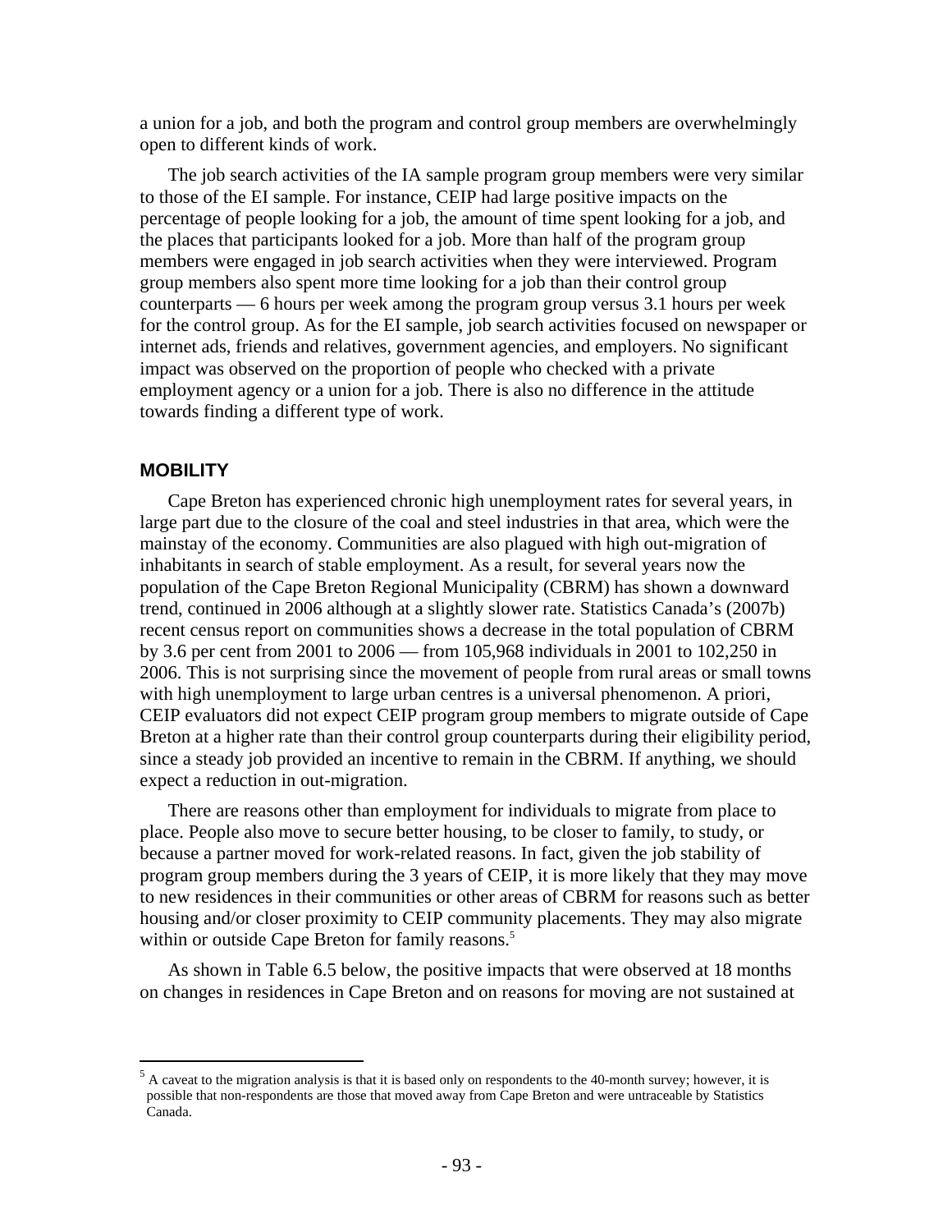a union for a job, and both the program and control group members are overwhelmingly open to different kinds of work.

The job search activities of the IA sample program group members were very similar to those of the EI sample. For instance, CEIP had large positive impacts on the percentage of people looking for a job, the amount of time spent looking for a job, and the places that participants looked for a job. More than half of the program group members were engaged in job search activities when they were interviewed. Program group members also spent more time looking for a job than their control group counterparts — 6 hours per week among the program group versus 3.1 hours per week for the control group. As for the EI sample, job search activities focused on newspaper or internet ads, friends and relatives, government agencies, and employers. No significant impact was observed on the proportion of people who checked with a private employment agency or a union for a job. There is also no difference in the attitude towards finding a different type of work.

## MOBILITY

Cape Breton has experienced chronic high unemployment rates for several years, in large part due to the closure of the coal and steel industries in that area, which were the mainstay of the economy. Communities are also plagued with high out-migration of inhabitants in search of stable employment. As a result, for several years now the population of the Cape Breton Regional Municipality (CBRM) has shown a downward trend, continued in 2006 although at a slightly slower rate. Statistics Canada's (2007b) recent census report on communities shows a decrease in the total population of CBRM by 3.6 per cent from 2001 to 2006 — from 105,968 individuals in 2001 to 102,250 in 2006. This is not surprising since the movement of people from rural areas or small towns with high unemployment to large urban centres is a universal phenomenon. A priori, CEIP evaluators did not expect CEIP program group members to migrate outside of Cape Breton at a higher rate than their control group counterparts during their eligibility period, since a steady job provided an incentive to remain in the CBRM. If anything, we should expect a reduction in out-migration.

There are reasons other than employment for individuals to migrate from place to place. People also move to secure better housing, to be closer to family, to study, or because a partner moved for work-related reasons. In fact, given the job stability of program group members during the 3 years of CEIP, it is more likely that they may move to new residences in their communities or other areas of CBRM for reasons such as better housing and/or closer proximity to CEIP community placements. They may also migrate within or outside Cape Breton for family reasons.[5]

As shown in Table 6.5 below, the positive impacts that were observed at 18 months on changes in residences in Cape Breton and on reasons for moving are not sustained at

[5] A caveat to the migration analysis is that it is based only on respondents to the 40-month survey; however, it is possible that non-respondents are those that moved away from Cape Breton and were untraceable by Statistics Canada.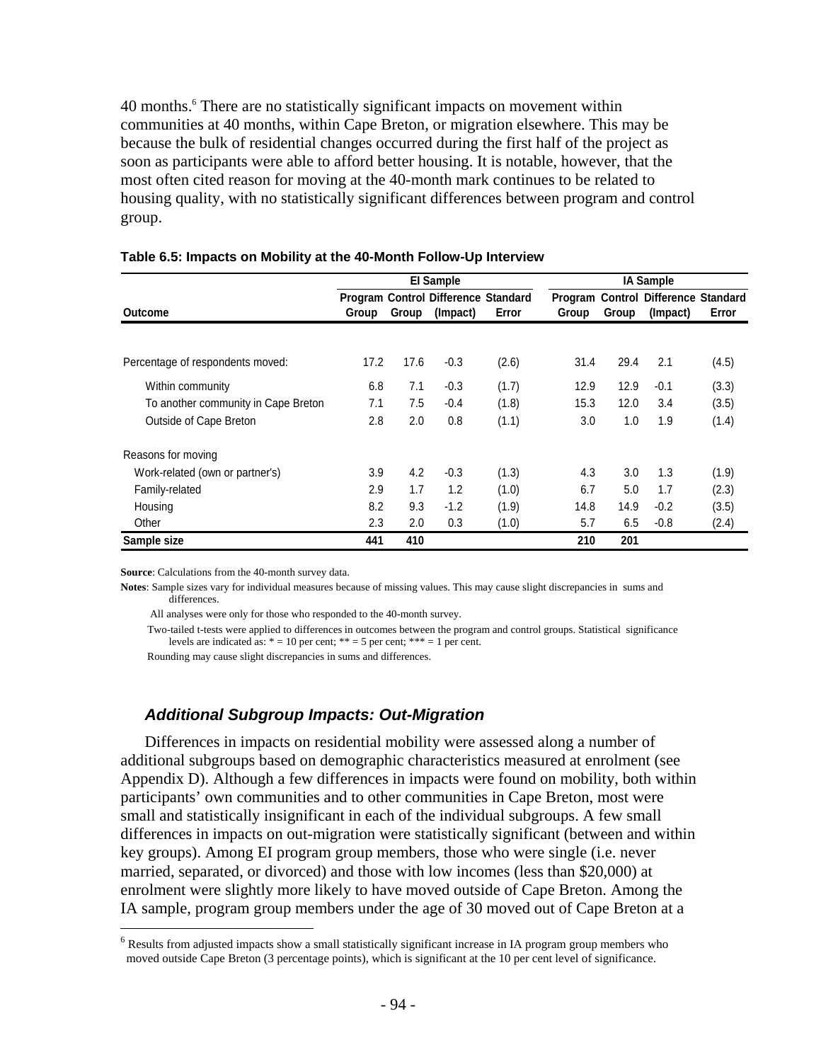40 months.[6] There are no statistically significant impacts on movement within communities at 40 months, within Cape Breton, or migration elsewhere. This may be because the bulk of residential changes occurred during the first half of the project as soon as participants were able to afford better housing. It is notable, however, that the most often cited reason for moving at the 40-month mark continues to be related to housing quality, with no statistically significant differences between program and control group.

**Table 6.5: Impacts on Mobility at the 40-Month Follow-Up Interview**

| | EI Sample | | | | IA Sample | | | |
|---|---|---|---|---|---|---|---|---|
| Outcome | Program Group | Control Group | Difference (Impact) | Standard Error | Program Group | Control Group | Difference (Impact) | Standard Error |
| Percentage of respondents moved: | 17.2 | 17.6 | -0.3 | (2.6) | 31.4 | 29.4 | 2.1 | (4.5) |
| Within community | 6.8 | 7.1 | -0.3 | (1.7) | 12.9 | 12.9 | -0.1 | (3.3) |
| To another community in Cape Breton | 7.1 | 7.5 | -0.4 | (1.8) | 15.3 | 12.0 | 3.4 | (3.5) |
| Outside of Cape Breton | 2.8 | 2.0 | 0.8 | (1.1) | 3.0 | 1.0 | 1.9 | (1.4) |
| Reasons for moving | | | | | | | | |
| Work-related (own or partner's) | 3.9 | 4.2 | -0.3 | (1.3) | 4.3 | 3.0 | 1.3 | (1.9) |
| Family-related | 2.9 | 1.7 | 1.2 | (1.0) | 6.7 | 5.0 | 1.7 | (2.3) |
| Housing | 8.2 | 9.3 | -1.2 | (1.9) | 14.8 | 14.9 | -0.2 | (3.5) |
| Other | 2.3 | 2.0 | 0.3 | (1.0) | 5.7 | 6.5 | -0.8 | (2.4) |
| **Sample size** | **441** | **410** | | | **210** | **201** | | |

**Source**: Calculations from the 40-month survey data.

**Notes**: Sample sizes vary for individual measures because of missing values. This may cause slight discrepancies in sums and differences.

All analyses were only for those who responded to the 40-month survey.

Two-tailed t-tests were applied to differences in outcomes between the program and control groups. Statistical significance levels are indicated as: * = 10 per cent; ** = 5 per cent; *** = 1 per cent.

Rounding may cause slight discrepancies in sums and differences.

### *Additional Subgroup Impacts: Out-Migration*

Differences in impacts on residential mobility were assessed along a number of additional subgroups based on demographic characteristics measured at enrolment (see Appendix D). Although a few differences in impacts were found on mobility, both within participants' own communities and to other communities in Cape Breton, most were small and statistically insignificant in each of the individual subgroups. A few small differences in impacts on out-migration were statistically significant (between and within key groups). Among EI program group members, those who were single (i.e. never married, separated, or divorced) and those with low incomes (less than $20,000) at enrolment were slightly more likely to have moved outside of Cape Breton. Among the IA sample, program group members under the age of 30 moved out of Cape Breton at a

[6] Results from adjusted impacts show a small statistically significant increase in IA program group members who moved outside Cape Breton (3 percentage points), which is significant at the 10 per cent level of significance.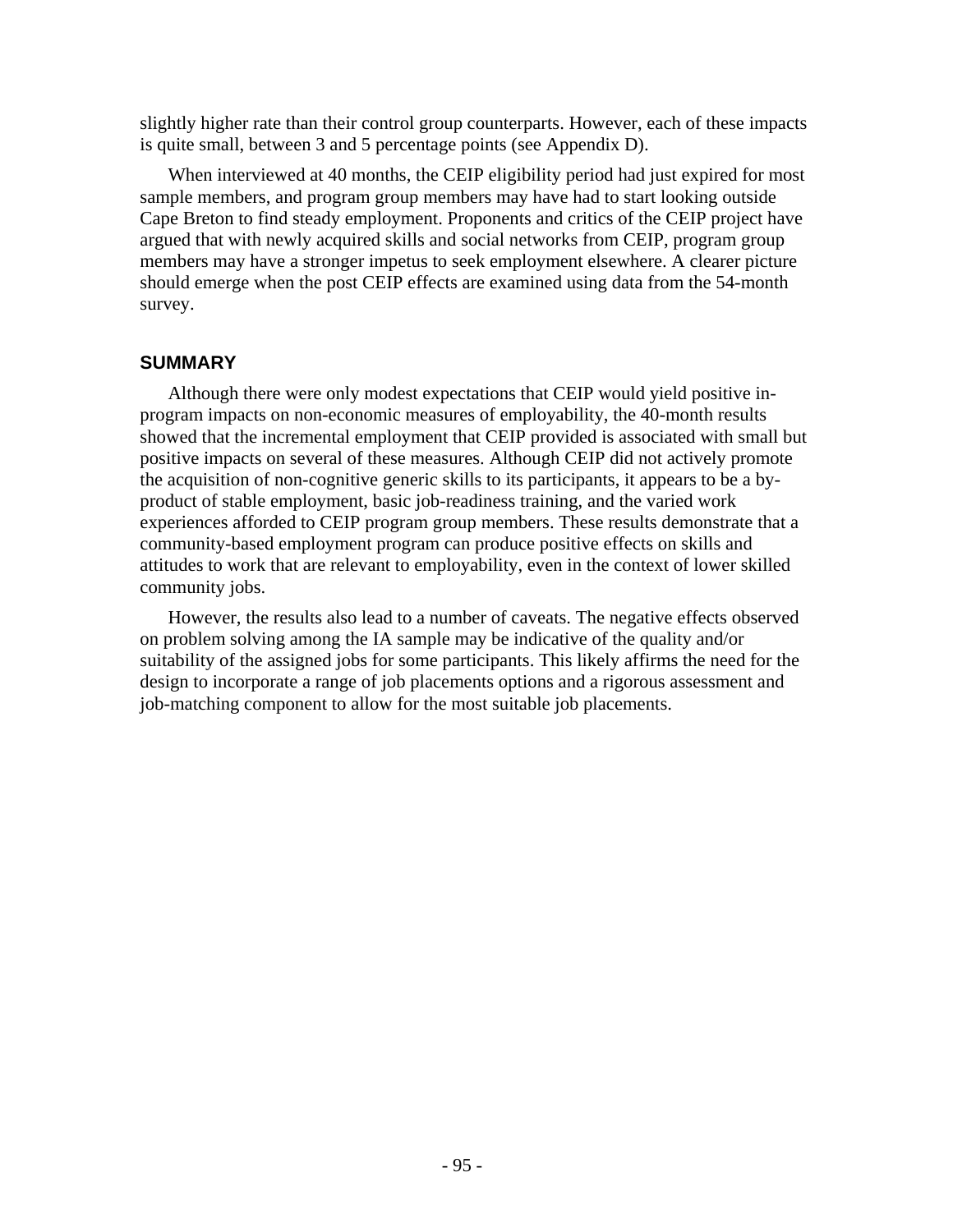slightly higher rate than their control group counterparts. However, each of these impacts is quite small, between 3 and 5 percentage points (see Appendix D).

When interviewed at 40 months, the CEIP eligibility period had just expired for most sample members, and program group members may have had to start looking outside Cape Breton to find steady employment. Proponents and critics of the CEIP project have argued that with newly acquired skills and social networks from CEIP, program group members may have a stronger impetus to seek employment elsewhere. A clearer picture should emerge when the post CEIP effects are examined using data from the 54-month survey.

## SUMMARY

Although there were only modest expectations that CEIP would yield positive in-program impacts on non-economic measures of employability, the 40-month results showed that the incremental employment that CEIP provided is associated with small but positive impacts on several of these measures. Although CEIP did not actively promote the acquisition of non-cognitive generic skills to its participants, it appears to be a by-product of stable employment, basic job-readiness training, and the varied work experiences afforded to CEIP program group members. These results demonstrate that a community-based employment program can produce positive effects on skills and attitudes to work that are relevant to employability, even in the context of lower skilled community jobs.

However, the results also lead to a number of caveats. The negative effects observed on problem solving among the IA sample may be indicative of the quality and/or suitability of the assigned jobs for some participants. This likely affirms the need for the design to incorporate a range of job placements options and a rigorous assessment and job-matching component to allow for the most suitable job placements.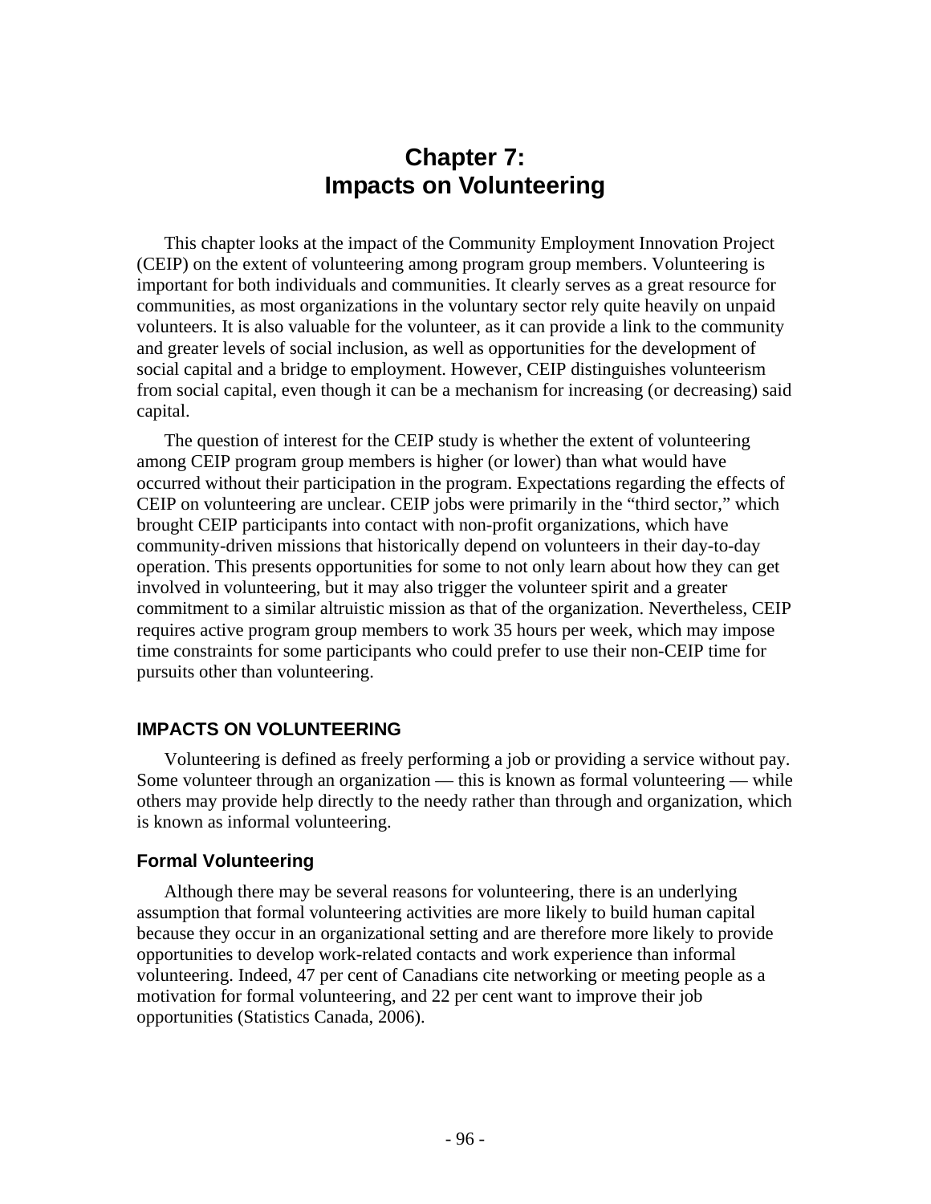# Chapter 7: Impacts on Volunteering

This chapter looks at the impact of the Community Employment Innovation Project (CEIP) on the extent of volunteering among program group members. Volunteering is important for both individuals and communities. It clearly serves as a great resource for communities, as most organizations in the voluntary sector rely quite heavily on unpaid volunteers. It is also valuable for the volunteer, as it can provide a link to the community and greater levels of social inclusion, as well as opportunities for the development of social capital and a bridge to employment. However, CEIP distinguishes volunteerism from social capital, even though it can be a mechanism for increasing (or decreasing) said capital.

The question of interest for the CEIP study is whether the extent of volunteering among CEIP program group members is higher (or lower) than what would have occurred without their participation in the program. Expectations regarding the effects of CEIP on volunteering are unclear. CEIP jobs were primarily in the "third sector," which brought CEIP participants into contact with non-profit organizations, which have community-driven missions that historically depend on volunteers in their day-to-day operation. This presents opportunities for some to not only learn about how they can get involved in volunteering, but it may also trigger the volunteer spirit and a greater commitment to a similar altruistic mission as that of the organization. Nevertheless, CEIP requires active program group members to work 35 hours per week, which may impose time constraints for some participants who could prefer to use their non-CEIP time for pursuits other than volunteering.

## IMPACTS ON VOLUNTEERING

Volunteering is defined as freely performing a job or providing a service without pay. Some volunteer through an organization — this is known as formal volunteering — while others may provide help directly to the needy rather than through and organization, which is known as informal volunteering.

### Formal Volunteering

Although there may be several reasons for volunteering, there is an underlying assumption that formal volunteering activities are more likely to build human capital because they occur in an organizational setting and are therefore more likely to provide opportunities to develop work-related contacts and work experience than informal volunteering. Indeed, 47 per cent of Canadians cite networking or meeting people as a motivation for formal volunteering, and 22 per cent want to improve their job opportunities (Statistics Canada, 2006).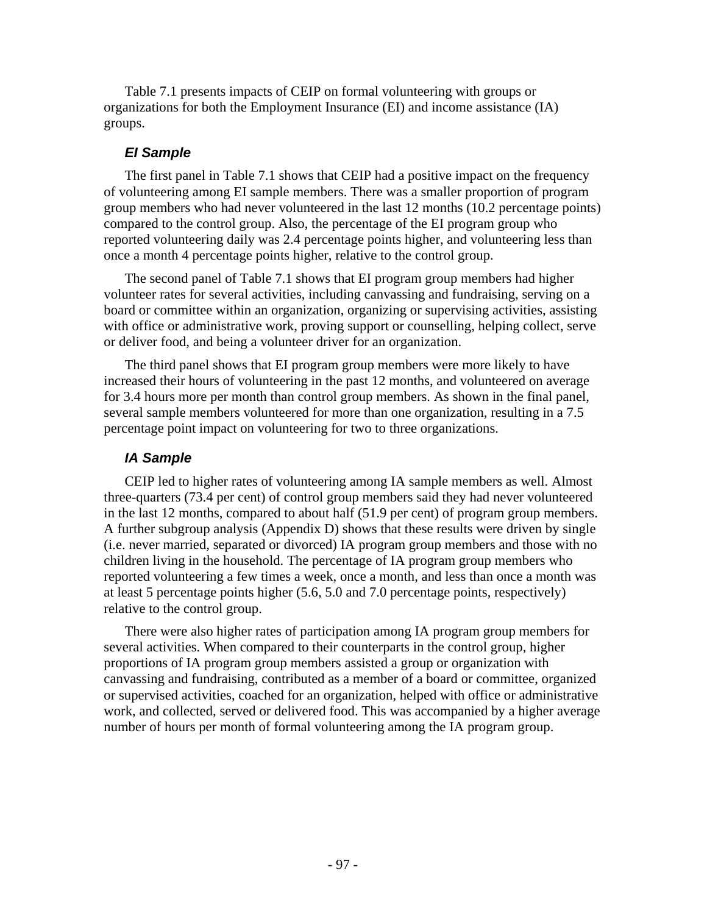Table 7.1 presents impacts of CEIP on formal volunteering with groups or organizations for both the Employment Insurance (EI) and income assistance (IA) groups.

### *EI Sample*

The first panel in Table 7.1 shows that CEIP had a positive impact on the frequency of volunteering among EI sample members. There was a smaller proportion of program group members who had never volunteered in the last 12 months (10.2 percentage points) compared to the control group. Also, the percentage of the EI program group who reported volunteering daily was 2.4 percentage points higher, and volunteering less than once a month 4 percentage points higher, relative to the control group.

The second panel of Table 7.1 shows that EI program group members had higher volunteer rates for several activities, including canvassing and fundraising, serving on a board or committee within an organization, organizing or supervising activities, assisting with office or administrative work, proving support or counselling, helping collect, serve or deliver food, and being a volunteer driver for an organization.

The third panel shows that EI program group members were more likely to have increased their hours of volunteering in the past 12 months, and volunteered on average for 3.4 hours more per month than control group members. As shown in the final panel, several sample members volunteered for more than one organization, resulting in a 7.5 percentage point impact on volunteering for two to three organizations.

### *IA Sample*

CEIP led to higher rates of volunteering among IA sample members as well. Almost three-quarters (73.4 per cent) of control group members said they had never volunteered in the last 12 months, compared to about half (51.9 per cent) of program group members. A further subgroup analysis (Appendix D) shows that these results were driven by single (i.e. never married, separated or divorced) IA program group members and those with no children living in the household. The percentage of IA program group members who reported volunteering a few times a week, once a month, and less than once a month was at least 5 percentage points higher (5.6, 5.0 and 7.0 percentage points, respectively) relative to the control group.

There were also higher rates of participation among IA program group members for several activities. When compared to their counterparts in the control group, higher proportions of IA program group members assisted a group or organization with canvassing and fundraising, contributed as a member of a board or committee, organized or supervised activities, coached for an organization, helped with office or administrative work, and collected, served or delivered food. This was accompanied by a higher average number of hours per month of formal volunteering among the IA program group.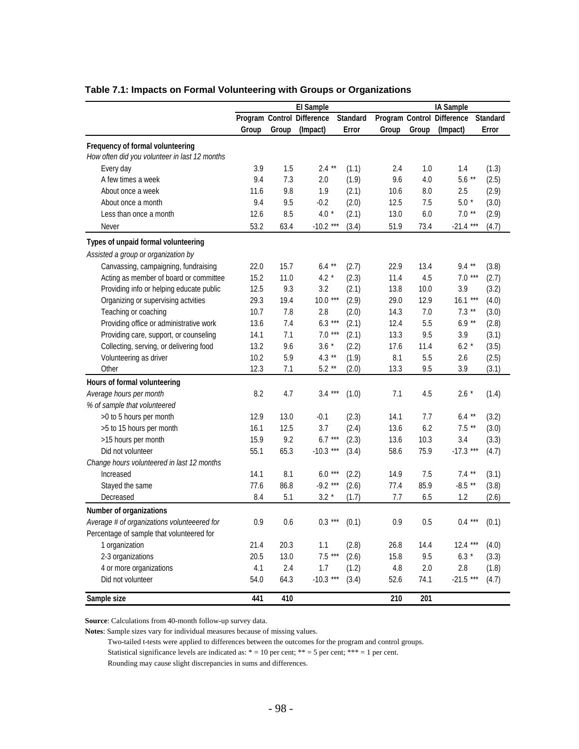### Table 7.1: Impacts on Formal Volunteering with Groups or Organizations

| | EI Sample | | | | IA Sample | | | |
|---|---|---|---|---|---|---|---|---|
| | Program Group | Control Group | Difference (Impact) | Standard Error | Program Group | Control Group | Difference (Impact) | Standard Error |
| **Frequency of formal volunteering** | | | | | | | | |
| *How often did you volunteer in last 12 months* | | | | | | | | |
| Every day | 3.9 | 1.5 | 2.4 ** | (1.1) | 2.4 | 1.0 | 1.4 | (1.3) |
| A few times a week | 9.4 | 7.3 | 2.0 | (1.9) | 9.6 | 4.0 | 5.6 ** | (2.5) |
| About once a week | 11.6 | 9.8 | 1.9 | (2.1) | 10.6 | 8.0 | 2.5 | (2.9) |
| About once a month | 9.4 | 9.5 | -0.2 | (2.0) | 12.5 | 7.5 | 5.0 * | (3.0) |
| Less than once a month | 12.6 | 8.5 | 4.0 * | (2.1) | 13.0 | 6.0 | 7.0 ** | (2.9) |
| Never | 53.2 | 63.4 | -10.2 *** | (3.4) | 51.9 | 73.4 | -21.4 *** | (4.7) |
| **Types of unpaid formal volunteering** | | | | | | | | |
| *Assisted a group or organization by* | | | | | | | | |
| Canvassing, campaigning, fundraising | 22.0 | 15.7 | 6.4 ** | (2.7) | 22.9 | 13.4 | 9.4 ** | (3.8) |
| Acting as member of board or committee | 15.2 | 11.0 | 4.2 * | (2.3) | 11.4 | 4.5 | 7.0 *** | (2.7) |
| Providing info or helping educate public | 12.5 | 9.3 | 3.2 | (2.1) | 13.8 | 10.0 | 3.9 | (3.2) |
| Organizing or supervising actvities | 29.3 | 19.4 | 10.0 *** | (2.9) | 29.0 | 12.9 | 16.1 *** | (4.0) |
| Teaching or coaching | 10.7 | 7.8 | 2.8 | (2.0) | 14.3 | 7.0 | 7.3 ** | (3.0) |
| Providing office or administrative work | 13.6 | 7.4 | 6.3 *** | (2.1) | 12.4 | 5.5 | 6.9 ** | (2.8) |
| Providing care, support, or counseling | 14.1 | 7.1 | 7.0 *** | (2.1) | 13.3 | 9.5 | 3.9 | (3.1) |
| Collecting, serving, or delivering food | 13.2 | 9.6 | 3.6 * | (2.2) | 17.6 | 11.4 | 6.2 * | (3.5) |
| Volunteering as driver | 10.2 | 5.9 | 4.3 ** | (1.9) | 8.1 | 5.5 | 2.6 | (2.5) |
| Other | 12.3 | 7.1 | 5.2 ** | (2.0) | 13.3 | 9.5 | 3.9 | (3.1) |
| **Hours of formal volunteering** | | | | | | | | |
| *Average hours per month* | 8.2 | 4.7 | 3.4 *** | (1.0) | 7.1 | 4.5 | 2.6 * | (1.4) |
| *% of sample that volunteered* | | | | | | | | |
| >0 to 5 hours per month | 12.9 | 13.0 | -0.1 | (2.3) | 14.1 | 7.7 | 6.4 ** | (3.2) |
| >5 to 15 hours per month | 16.1 | 12.5 | 3.7 | (2.4) | 13.6 | 6.2 | 7.5 ** | (3.0) |
| >15 hours per month | 15.9 | 9.2 | 6.7 *** | (2.3) | 13.6 | 10.3 | 3.4 | (3.3) |
| Did not volunteer | 55.1 | 65.3 | -10.3 *** | (3.4) | 58.6 | 75.9 | -17.3 *** | (4.7) |
| *Change hours volunteered in last 12 months* | | | | | | | | |
| Increased | 14.1 | 8.1 | 6.0 *** | (2.2) | 14.9 | 7.5 | 7.4 ** | (3.1) |
| Stayed the same | 77.6 | 86.8 | -9.2 *** | (2.6) | 77.4 | 85.9 | -8.5 ** | (3.8) |
| Decreased | 8.4 | 5.1 | 3.2 * | (1.7) | 7.7 | 6.5 | 1.2 | (2.6) |
| **Number of organizations** | | | | | | | | |
| *Average # of organizations volunteeered for* | 0.9 | 0.6 | 0.3 *** | (0.1) | 0.9 | 0.5 | 0.4 *** | (0.1) |
| Percentage of sample that volunteered for | | | | | | | | |
| 1 organization | 21.4 | 20.3 | 1.1 | (2.8) | 26.8 | 14.4 | 12.4 *** | (4.0) |
| 2-3 organizations | 20.5 | 13.0 | 7.5 *** | (2.6) | 15.8 | 9.5 | 6.3 * | (3.3) |
| 4 or more organizations | 4.1 | 2.4 | 1.7 | (1.2) | 4.8 | 2.0 | 2.8 | (1.8) |
| Did not volunteer | 54.0 | 64.3 | -10.3 *** | (3.4) | 52.6 | 74.1 | -21.5 *** | (4.7) |
| **Sample size** | **441** | **410** | | | **210** | **201** | | |

**Source**: Calculations from 40-month follow-up survey data.

**Notes**: Sample sizes vary for individual measures because of missing values.

Two-tailed t-tests were applied to differences between the outcomes for the program and control groups.

Statistical significance levels are indicated as: * = 10 per cent; ** = 5 per cent; *** = 1 per cent.

Rounding may cause slight discrepancies in sums and differences.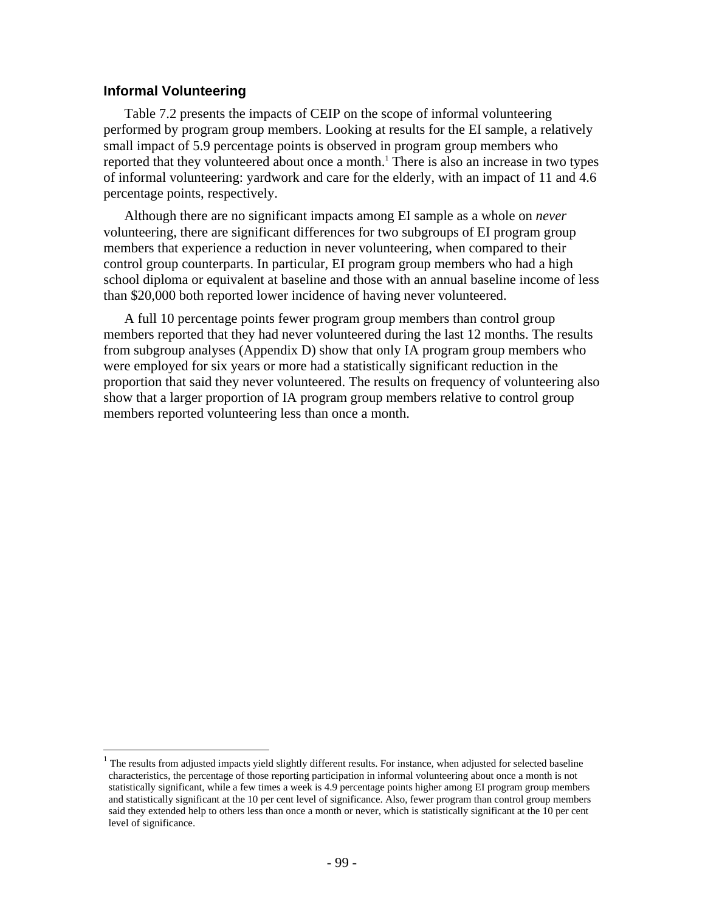### Informal Volunteering

Table 7.2 presents the impacts of CEIP on the scope of informal volunteering performed by program group members. Looking at results for the EI sample, a relatively small impact of 5.9 percentage points is observed in program group members who reported that they volunteered about once a month.[1] There is also an increase in two types of informal volunteering: yardwork and care for the elderly, with an impact of 11 and 4.6 percentage points, respectively.

Although there are no significant impacts among EI sample as a whole on *never* volunteering, there are significant differences for two subgroups of EI program group members that experience a reduction in never volunteering, when compared to their control group counterparts. In particular, EI program group members who had a high school diploma or equivalent at baseline and those with an annual baseline income of less than $20,000 both reported lower incidence of having never volunteered.

A full 10 percentage points fewer program group members than control group members reported that they had never volunteered during the last 12 months. The results from subgroup analyses (Appendix D) show that only IA program group members who were employed for six years or more had a statistically significant reduction in the proportion that said they never volunteered. The results on frequency of volunteering also show that a larger proportion of IA program group members relative to control group members reported volunteering less than once a month.

---

[1] The results from adjusted impacts yield slightly different results. For instance, when adjusted for selected baseline characteristics, the percentage of those reporting participation in informal volunteering about once a month is not statistically significant, while a few times a week is 4.9 percentage points higher among EI program group members and statistically significant at the 10 per cent level of significance. Also, fewer program than control group members said they extended help to others less than once a month or never, which is statistically significant at the 10 per cent level of significance.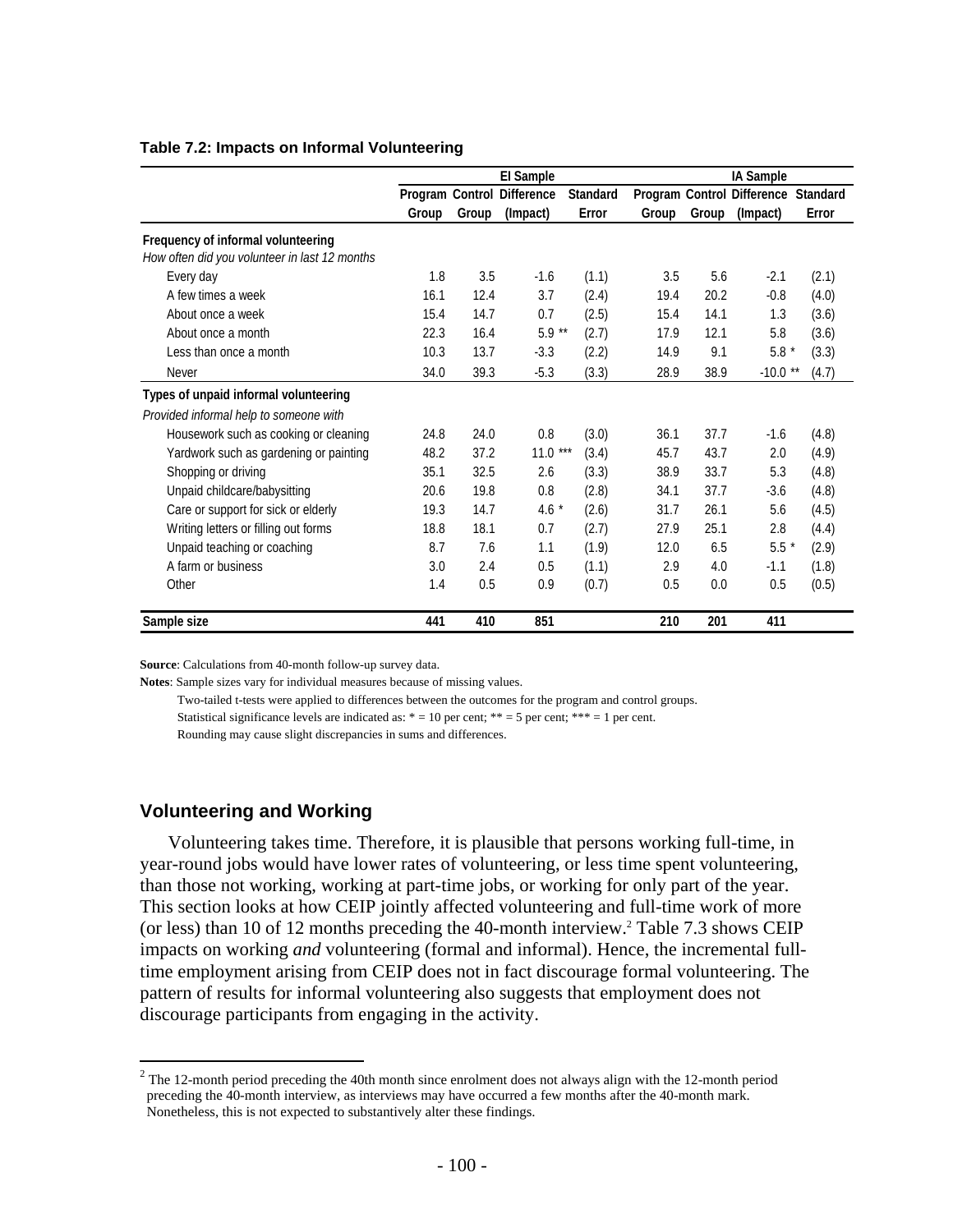**Table 7.2: Impacts on Informal Volunteering**

| | EI Sample | | | | IA Sample | | | |
|---|---|---|---|---|---|---|---|---|
| | Program Group | Control Group | Difference (Impact) | Standard Error | Program Group | Control Group | Difference (Impact) | Standard Error |
| **Frequency of informal volunteering** | | | | | | | | |
| *How often did you volunteer in last 12 months* | | | | | | | | |
| Every day | 1.8 | 3.5 | -1.6 | (1.1) | 3.5 | 5.6 | -2.1 | (2.1) |
| A few times a week | 16.1 | 12.4 | 3.7 | (2.4) | 19.4 | 20.2 | -0.8 | (4.0) |
| About once a week | 15.4 | 14.7 | 0.7 | (2.5) | 15.4 | 14.1 | 1.3 | (3.6) |
| About once a month | 22.3 | 16.4 | 5.9 ** | (2.7) | 17.9 | 12.1 | 5.8 | (3.6) |
| Less than once a month | 10.3 | 13.7 | -3.3 | (2.2) | 14.9 | 9.1 | 5.8 * | (3.3) |
| Never | 34.0 | 39.3 | -5.3 | (3.3) | 28.9 | 38.9 | -10.0 ** | (4.7) |
| **Types of unpaid informal volunteering** | | | | | | | | |
| *Provided informal help to someone with* | | | | | | | | |
| Housework such as cooking or cleaning | 24.8 | 24.0 | 0.8 | (3.0) | 36.1 | 37.7 | -1.6 | (4.8) |
| Yardwork such as gardening or painting | 48.2 | 37.2 | 11.0 *** | (3.4) | 45.7 | 43.7 | 2.0 | (4.9) |
| Shopping or driving | 35.1 | 32.5 | 2.6 | (3.3) | 38.9 | 33.7 | 5.3 | (4.8) |
| Unpaid childcare/babysitting | 20.6 | 19.8 | 0.8 | (2.8) | 34.1 | 37.7 | -3.6 | (4.8) |
| Care or support for sick or elderly | 19.3 | 14.7 | 4.6 * | (2.6) | 31.7 | 26.1 | 5.6 | (4.5) |
| Writing letters or filling out forms | 18.8 | 18.1 | 0.7 | (2.7) | 27.9 | 25.1 | 2.8 | (4.4) |
| Unpaid teaching or coaching | 8.7 | 7.6 | 1.1 | (1.9) | 12.0 | 6.5 | 5.5 * | (2.9) |
| A farm or business | 3.0 | 2.4 | 0.5 | (1.1) | 2.9 | 4.0 | -1.1 | (1.8) |
| Other | 1.4 | 0.5 | 0.9 | (0.7) | 0.5 | 0.0 | 0.5 | (0.5) |
| **Sample size** | **441** | **410** | **851** | | **210** | **201** | **411** | |

**Source**: Calculations from 40-month follow-up survey data.

**Notes**: Sample sizes vary for individual measures because of missing values.

Two-tailed t-tests were applied to differences between the outcomes for the program and control groups.

Statistical significance levels are indicated as: * = 10 per cent; ** = 5 per cent; *** = 1 per cent.

Rounding may cause slight discrepancies in sums and differences.

## Volunteering and Working

Volunteering takes time. Therefore, it is plausible that persons working full-time, in year-round jobs would have lower rates of volunteering, or less time spent volunteering, than those not working, working at part-time jobs, or working for only part of the year. This section looks at how CEIP jointly affected volunteering and full-time work of more (or less) than 10 of 12 months preceding the 40-month interview.[2] Table 7.3 shows CEIP impacts on working *and* volunteering (formal and informal). Hence, the incremental full-time employment arising from CEIP does not in fact discourage formal volunteering. The pattern of results for informal volunteering also suggests that employment does not discourage participants from engaging in the activity.

[2] The 12-month period preceding the 40th month since enrolment does not always align with the 12-month period preceding the 40-month interview, as interviews may have occurred a few months after the 40-month mark. Nonetheless, this is not expected to substantively alter these findings.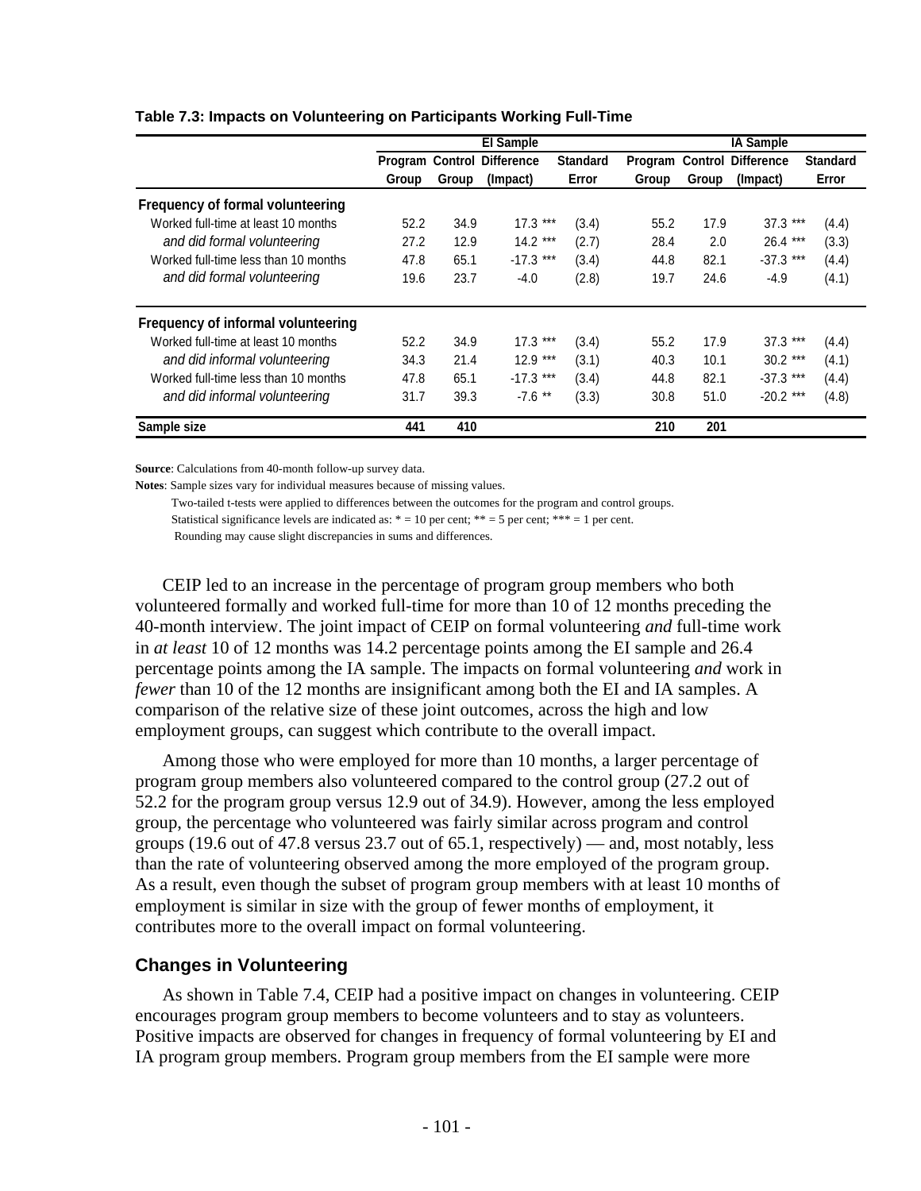**Table 7.3: Impacts on Volunteering on Participants Working Full-Time**

| | EI Sample | | | | IA Sample | | | |
|---|---|---|---|---|---|---|---|---|
| | Program Group | Control Group | Difference (Impact) | Standard Error | Program Group | Control Group | Difference (Impact) | Standard Error |
| **Frequency of formal volunteering** | | | | | | | | |
| Worked full-time at least 10 months | 52.2 | 34.9 | 17.3 *** | (3.4) | 55.2 | 17.9 | 37.3 *** | (4.4) |
| *and did formal volunteering* | 27.2 | 12.9 | 14.2 *** | (2.7) | 28.4 | 2.0 | 26.4 *** | (3.3) |
| Worked full-time less than 10 months | 47.8 | 65.1 | -17.3 *** | (3.4) | 44.8 | 82.1 | -37.3 *** | (4.4) |
| *and did formal volunteering* | 19.6 | 23.7 | -4.0 | (2.8) | 19.7 | 24.6 | -4.9 | (4.1) |
| **Frequency of informal volunteering** | | | | | | | | |
| Worked full-time at least 10 months | 52.2 | 34.9 | 17.3 *** | (3.4) | 55.2 | 17.9 | 37.3 *** | (4.4) |
| *and did informal volunteering* | 34.3 | 21.4 | 12.9 *** | (3.1) | 40.3 | 10.1 | 30.2 *** | (4.1) |
| Worked full-time less than 10 months | 47.8 | 65.1 | -17.3 *** | (3.4) | 44.8 | 82.1 | -37.3 *** | (4.4) |
| *and did informal volunteering* | 31.7 | 39.3 | -7.6 ** | (3.3) | 30.8 | 51.0 | -20.2 *** | (4.8) |
| **Sample size** | **441** | **410** | | | **210** | **201** | | |

**Source**: Calculations from 40-month follow-up survey data.

**Notes**: Sample sizes vary for individual measures because of missing values.

Two-tailed t-tests were applied to differences between the outcomes for the program and control groups.

Statistical significance levels are indicated as: * = 10 per cent; ** = 5 per cent; *** = 1 per cent.

Rounding may cause slight discrepancies in sums and differences.

CEIP led to an increase in the percentage of program group members who both volunteered formally and worked full-time for more than 10 of 12 months preceding the 40-month interview. The joint impact of CEIP on formal volunteering *and* full-time work in *at least* 10 of 12 months was 14.2 percentage points among the EI sample and 26.4 percentage points among the IA sample. The impacts on formal volunteering *and* work in *fewer* than 10 of the 12 months are insignificant among both the EI and IA samples. A comparison of the relative size of these joint outcomes, across the high and low employment groups, can suggest which contribute to the overall impact.

Among those who were employed for more than 10 months, a larger percentage of program group members also volunteered compared to the control group (27.2 out of 52.2 for the program group versus 12.9 out of 34.9). However, among the less employed group, the percentage who volunteered was fairly similar across program and control groups (19.6 out of 47.8 versus 23.7 out of 65.1, respectively) — and, most notably, less than the rate of volunteering observed among the more employed of the program group. As a result, even though the subset of program group members with at least 10 months of employment is similar in size with the group of fewer months of employment, it contributes more to the overall impact on formal volunteering.

### Changes in Volunteering

As shown in Table 7.4, CEIP had a positive impact on changes in volunteering. CEIP encourages program group members to become volunteers and to stay as volunteers. Positive impacts are observed for changes in frequency of formal volunteering by EI and IA program group members. Program group members from the EI sample were more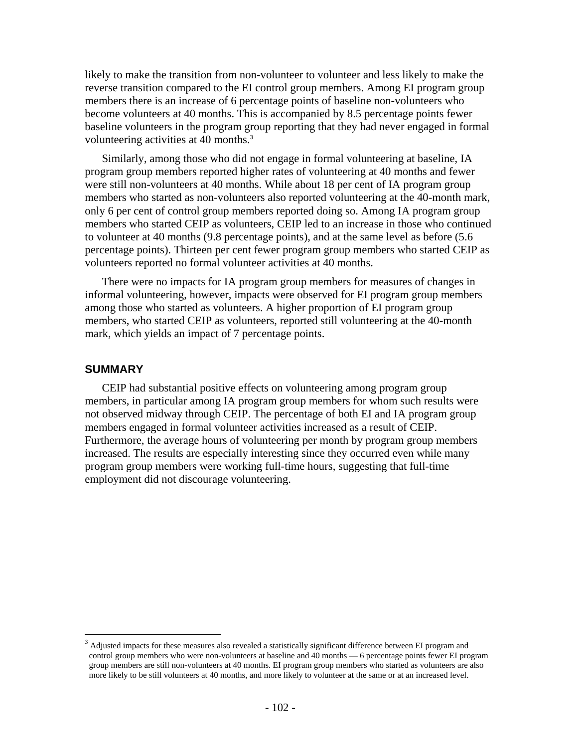likely to make the transition from non-volunteer to volunteer and less likely to make the reverse transition compared to the EI control group members. Among EI program group members there is an increase of 6 percentage points of baseline non-volunteers who become volunteers at 40 months. This is accompanied by 8.5 percentage points fewer baseline volunteers in the program group reporting that they had never engaged in formal volunteering activities at 40 months.[3]

Similarly, among those who did not engage in formal volunteering at baseline, IA program group members reported higher rates of volunteering at 40 months and fewer were still non-volunteers at 40 months. While about 18 per cent of IA program group members who started as non-volunteers also reported volunteering at the 40-month mark, only 6 per cent of control group members reported doing so. Among IA program group members who started CEIP as volunteers, CEIP led to an increase in those who continued to volunteer at 40 months (9.8 percentage points), and at the same level as before (5.6 percentage points). Thirteen per cent fewer program group members who started CEIP as volunteers reported no formal volunteer activities at 40 months.

There were no impacts for IA program group members for measures of changes in informal volunteering, however, impacts were observed for EI program group members among those who started as volunteers. A higher proportion of EI program group members, who started CEIP as volunteers, reported still volunteering at the 40-month mark, which yields an impact of 7 percentage points.

## SUMMARY

CEIP had substantial positive effects on volunteering among program group members, in particular among IA program group members for whom such results were not observed midway through CEIP. The percentage of both EI and IA program group members engaged in formal volunteer activities increased as a result of CEIP. Furthermore, the average hours of volunteering per month by program group members increased. The results are especially interesting since they occurred even while many program group members were working full-time hours, suggesting that full-time employment did not discourage volunteering.

[3] Adjusted impacts for these measures also revealed a statistically significant difference between EI program and control group members who were non-volunteers at baseline and 40 months — 6 percentage points fewer EI program group members are still non-volunteers at 40 months. EI program group members who started as volunteers are also more likely to be still volunteers at 40 months, and more likely to volunteer at the same or at an increased level.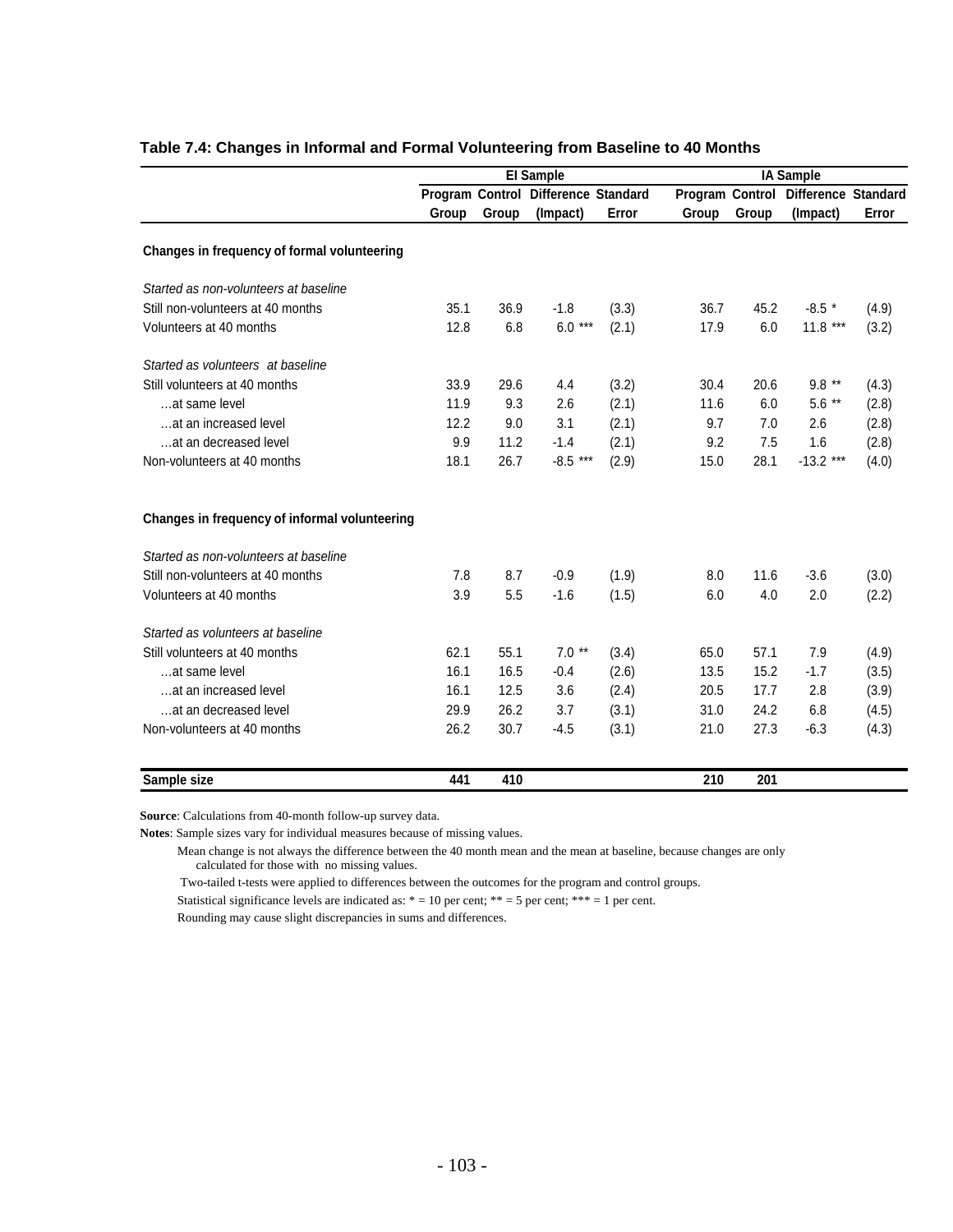**Table 7.4: Changes in Informal and Formal Volunteering from Baseline to 40 Months**

| | EI Sample | | | | IA Sample | | | |
|---|---|---|---|---|---|---|---|---|
| | Program Group | Control Group | Difference (Impact) | Standard Error | Program Group | Control Group | Difference (Impact) | Standard Error |
| **Changes in frequency of formal volunteering** | | | | | | | | |
| *Started as non-volunteers at baseline* | | | | | | | | |
| Still non-volunteers at 40 months | 35.1 | 36.9 | -1.8 | (3.3) | 36.7 | 45.2 | -8.5 * | (4.9) |
| Volunteers at 40 months | 12.8 | 6.8 | 6.0 *** | (2.1) | 17.9 | 6.0 | 11.8 *** | (3.2) |
| *Started as volunteers at baseline* | | | | | | | | |
| Still volunteers at 40 months | 33.9 | 29.6 | 4.4 | (3.2) | 30.4 | 20.6 | 9.8 ** | (4.3) |
| …at same level | 11.9 | 9.3 | 2.6 | (2.1) | 11.6 | 6.0 | 5.6 ** | (2.8) |
| …at an increased level | 12.2 | 9.0 | 3.1 | (2.1) | 9.7 | 7.0 | 2.6 | (2.8) |
| …at an decreased level | 9.9 | 11.2 | -1.4 | (2.1) | 9.2 | 7.5 | 1.6 | (2.8) |
| Non-volunteers at 40 months | 18.1 | 26.7 | -8.5 *** | (2.9) | 15.0 | 28.1 | -13.2 *** | (4.0) |
| **Changes in frequency of informal volunteering** | | | | | | | | |
| *Started as non-volunteers at baseline* | | | | | | | | |
| Still non-volunteers at 40 months | 7.8 | 8.7 | -0.9 | (1.9) | 8.0 | 11.6 | -3.6 | (3.0) |
| Volunteers at 40 months | 3.9 | 5.5 | -1.6 | (1.5) | 6.0 | 4.0 | 2.0 | (2.2) |
| *Started as volunteers at baseline* | | | | | | | | |
| Still volunteers at 40 months | 62.1 | 55.1 | 7.0 ** | (3.4) | 65.0 | 57.1 | 7.9 | (4.9) |
| …at same level | 16.1 | 16.5 | -0.4 | (2.6) | 13.5 | 15.2 | -1.7 | (3.5) |
| …at an increased level | 16.1 | 12.5 | 3.6 | (2.4) | 20.5 | 17.7 | 2.8 | (3.9) |
| …at an decreased level | 29.9 | 26.2 | 3.7 | (3.1) | 31.0 | 24.2 | 6.8 | (4.5) |
| Non-volunteers at 40 months | 26.2 | 30.7 | -4.5 | (3.1) | 21.0 | 27.3 | -6.3 | (4.3) |
| **Sample size** | **441** | **410** | | | **210** | **201** | | |

**Source**: Calculations from 40-month follow-up survey data.

**Notes**: Sample sizes vary for individual measures because of missing values.

Mean change is not always the difference between the 40 month mean and the mean at baseline, because changes are only calculated for those with no missing values.

Two-tailed t-tests were applied to differences between the outcomes for the program and control groups.

Statistical significance levels are indicated as: * = 10 per cent; ** = 5 per cent; *** = 1 per cent.

Rounding may cause slight discrepancies in sums and differences.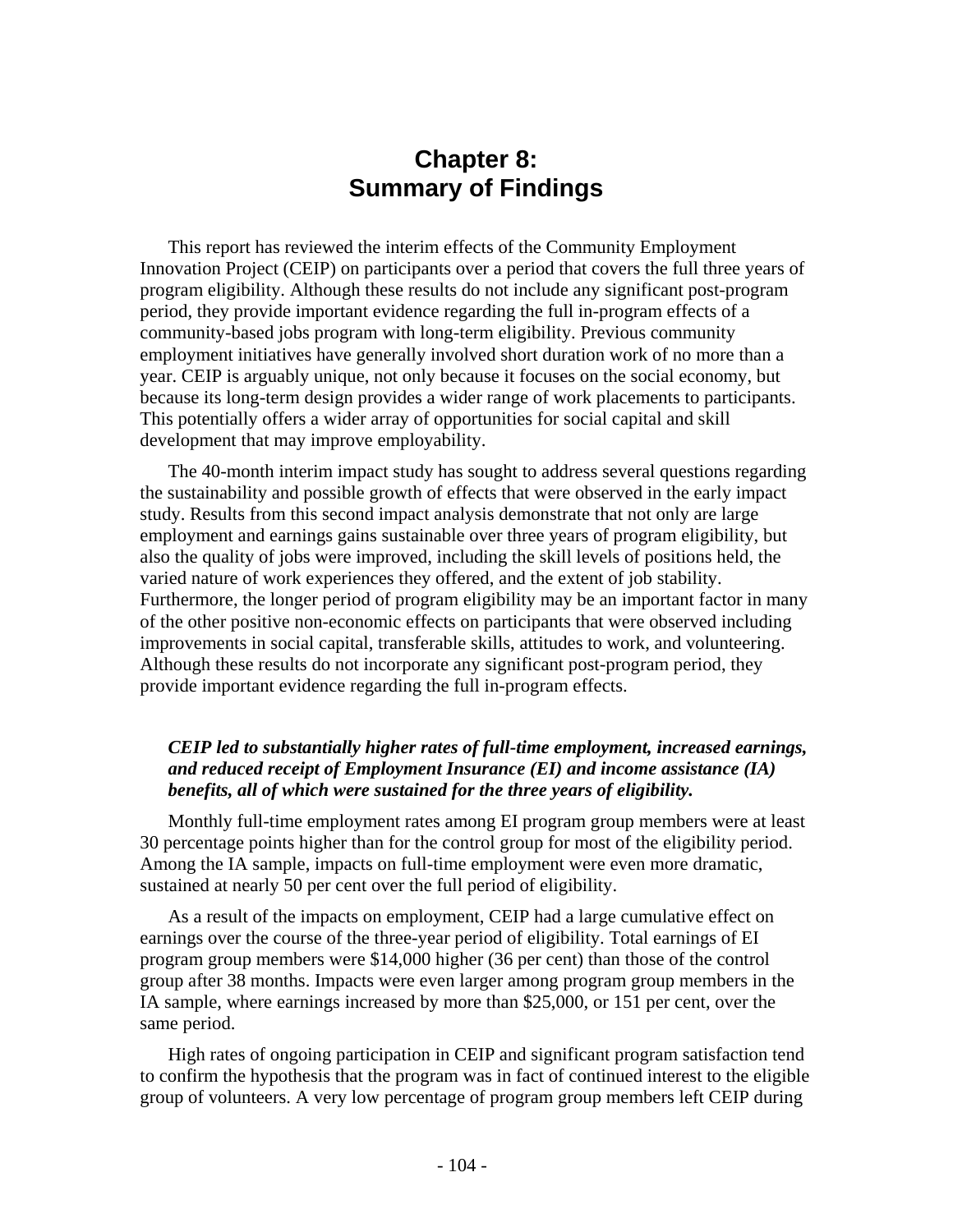# Chapter 8: Summary of Findings

This report has reviewed the interim effects of the Community Employment Innovation Project (CEIP) on participants over a period that covers the full three years of program eligibility. Although these results do not include any significant post-program period, they provide important evidence regarding the full in-program effects of a community-based jobs program with long-term eligibility. Previous community employment initiatives have generally involved short duration work of no more than a year. CEIP is arguably unique, not only because it focuses on the social economy, but because its long-term design provides a wider range of work placements to participants. This potentially offers a wider array of opportunities for social capital and skill development that may improve employability.

The 40-month interim impact study has sought to address several questions regarding the sustainability and possible growth of effects that were observed in the early impact study. Results from this second impact analysis demonstrate that not only are large employment and earnings gains sustainable over three years of program eligibility, but also the quality of jobs were improved, including the skill levels of positions held, the varied nature of work experiences they offered, and the extent of job stability. Furthermore, the longer period of program eligibility may be an important factor in many of the other positive non-economic effects on participants that were observed including improvements in social capital, transferable skills, attitudes to work, and volunteering. Although these results do not incorporate any significant post-program period, they provide important evidence regarding the full in-program effects.

***CEIP led to substantially higher rates of full-time employment, increased earnings, and reduced receipt of Employment Insurance (EI) and income assistance (IA) benefits, all of which were sustained for the three years of eligibility.***

Monthly full-time employment rates among EI program group members were at least 30 percentage points higher than for the control group for most of the eligibility period. Among the IA sample, impacts on full-time employment were even more dramatic, sustained at nearly 50 per cent over the full period of eligibility.

As a result of the impacts on employment, CEIP had a large cumulative effect on earnings over the course of the three-year period of eligibility. Total earnings of EI program group members were $14,000 higher (36 per cent) than those of the control group after 38 months. Impacts were even larger among program group members in the IA sample, where earnings increased by more than $25,000, or 151 per cent, over the same period.

High rates of ongoing participation in CEIP and significant program satisfaction tend to confirm the hypothesis that the program was in fact of continued interest to the eligible group of volunteers. A very low percentage of program group members left CEIP during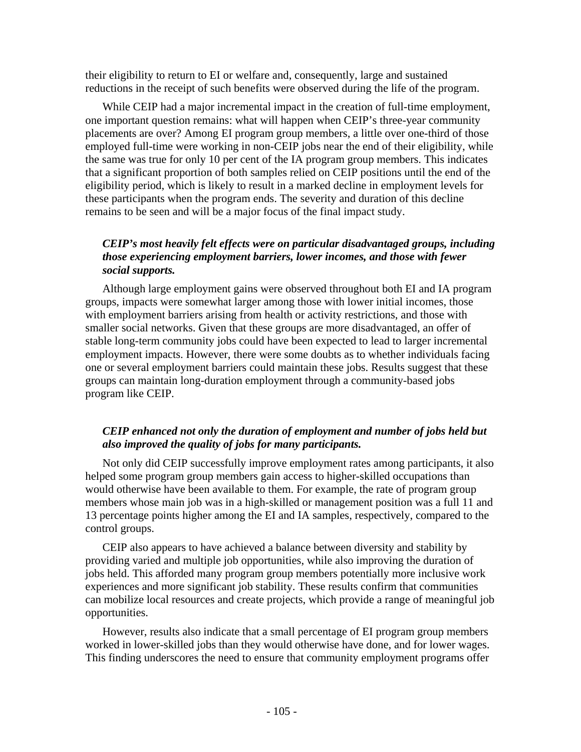their eligibility to return to EI or welfare and, consequently, large and sustained reductions in the receipt of such benefits were observed during the life of the program.

While CEIP had a major incremental impact in the creation of full-time employment, one important question remains: what will happen when CEIP's three-year community placements are over? Among EI program group members, a little over one-third of those employed full-time were working in non-CEIP jobs near the end of their eligibility, while the same was true for only 10 per cent of the IA program group members. This indicates that a significant proportion of both samples relied on CEIP positions until the end of the eligibility period, which is likely to result in a marked decline in employment levels for these participants when the program ends. The severity and duration of this decline remains to be seen and will be a major focus of the final impact study.

***CEIP's most heavily felt effects were on particular disadvantaged groups, including those experiencing employment barriers, lower incomes, and those with fewer social supports.***

Although large employment gains were observed throughout both EI and IA program groups, impacts were somewhat larger among those with lower initial incomes, those with employment barriers arising from health or activity restrictions, and those with smaller social networks. Given that these groups are more disadvantaged, an offer of stable long-term community jobs could have been expected to lead to larger incremental employment impacts. However, there were some doubts as to whether individuals facing one or several employment barriers could maintain these jobs. Results suggest that these groups can maintain long-duration employment through a community-based jobs program like CEIP.

***CEIP enhanced not only the duration of employment and number of jobs held but also improved the quality of jobs for many participants.***

Not only did CEIP successfully improve employment rates among participants, it also helped some program group members gain access to higher-skilled occupations than would otherwise have been available to them. For example, the rate of program group members whose main job was in a high-skilled or management position was a full 11 and 13 percentage points higher among the EI and IA samples, respectively, compared to the control groups.

CEIP also appears to have achieved a balance between diversity and stability by providing varied and multiple job opportunities, while also improving the duration of jobs held. This afforded many program group members potentially more inclusive work experiences and more significant job stability. These results confirm that communities can mobilize local resources and create projects, which provide a range of meaningful job opportunities.

However, results also indicate that a small percentage of EI program group members worked in lower-skilled jobs than they would otherwise have done, and for lower wages. This finding underscores the need to ensure that community employment programs offer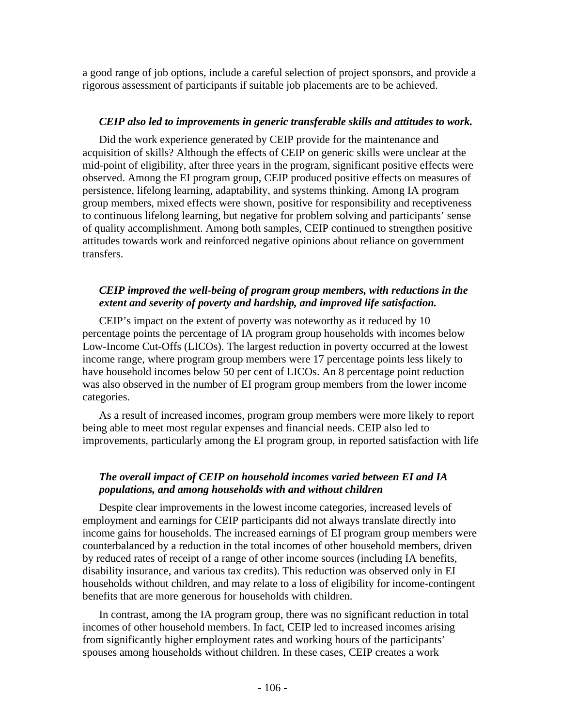a good range of job options, include a careful selection of project sponsors, and provide a rigorous assessment of participants if suitable job placements are to be achieved.

***CEIP also led to improvements in generic transferable skills and attitudes to work.***

Did the work experience generated by CEIP provide for the maintenance and acquisition of skills? Although the effects of CEIP on generic skills were unclear at the mid-point of eligibility, after three years in the program, significant positive effects were observed. Among the EI program group, CEIP produced positive effects on measures of persistence, lifelong learning, adaptability, and systems thinking. Among IA program group members, mixed effects were shown, positive for responsibility and receptiveness to continuous lifelong learning, but negative for problem solving and participants' sense of quality accomplishment. Among both samples, CEIP continued to strengthen positive attitudes towards work and reinforced negative opinions about reliance on government transfers.

***CEIP improved the well-being of program group members, with reductions in the extent and severity of poverty and hardship, and improved life satisfaction.***

CEIP's impact on the extent of poverty was noteworthy as it reduced by 10 percentage points the percentage of IA program group households with incomes below Low-Income Cut-Offs (LICOs). The largest reduction in poverty occurred at the lowest income range, where program group members were 17 percentage points less likely to have household incomes below 50 per cent of LICOs. An 8 percentage point reduction was also observed in the number of EI program group members from the lower income categories.

As a result of increased incomes, program group members were more likely to report being able to meet most regular expenses and financial needs. CEIP also led to improvements, particularly among the EI program group, in reported satisfaction with life

***The overall impact of CEIP on household incomes varied between EI and IA populations, and among households with and without children***

Despite clear improvements in the lowest income categories, increased levels of employment and earnings for CEIP participants did not always translate directly into income gains for households. The increased earnings of EI program group members were counterbalanced by a reduction in the total incomes of other household members, driven by reduced rates of receipt of a range of other income sources (including IA benefits, disability insurance, and various tax credits). This reduction was observed only in EI households without children, and may relate to a loss of eligibility for income-contingent benefits that are more generous for households with children.

In contrast, among the IA program group, there was no significant reduction in total incomes of other household members. In fact, CEIP led to increased incomes arising from significantly higher employment rates and working hours of the participants' spouses among households without children. In these cases, CEIP creates a work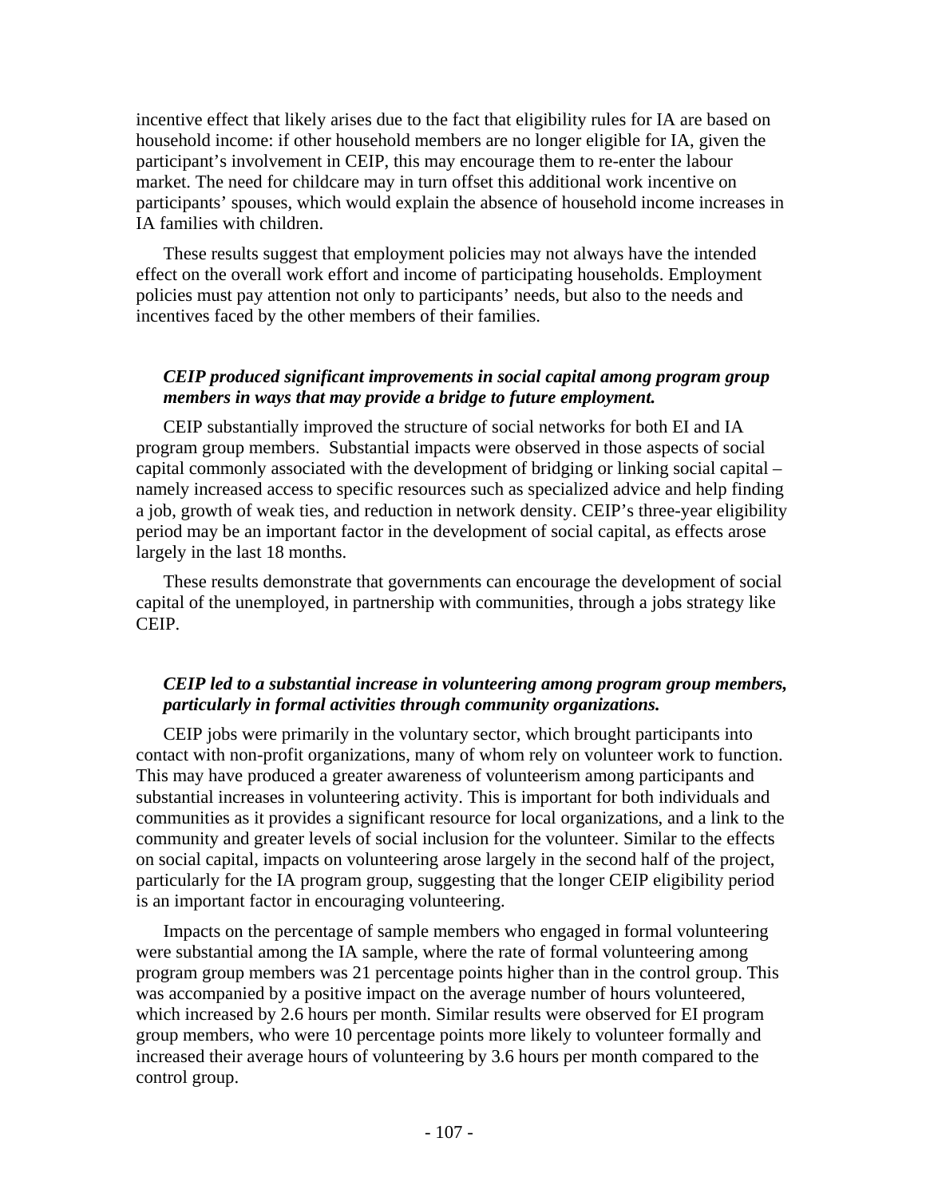incentive effect that likely arises due to the fact that eligibility rules for IA are based on household income: if other household members are no longer eligible for IA, given the participant's involvement in CEIP, this may encourage them to re-enter the labour market. The need for childcare may in turn offset this additional work incentive on participants' spouses, which would explain the absence of household income increases in IA families with children.

These results suggest that employment policies may not always have the intended effect on the overall work effort and income of participating households. Employment policies must pay attention not only to participants' needs, but also to the needs and incentives faced by the other members of their families.

***CEIP produced significant improvements in social capital among program group members in ways that may provide a bridge to future employment.***

CEIP substantially improved the structure of social networks for both EI and IA program group members. Substantial impacts were observed in those aspects of social capital commonly associated with the development of bridging or linking social capital – namely increased access to specific resources such as specialized advice and help finding a job, growth of weak ties, and reduction in network density. CEIP's three-year eligibility period may be an important factor in the development of social capital, as effects arose largely in the last 18 months.

These results demonstrate that governments can encourage the development of social capital of the unemployed, in partnership with communities, through a jobs strategy like CEIP.

***CEIP led to a substantial increase in volunteering among program group members, particularly in formal activities through community organizations.***

CEIP jobs were primarily in the voluntary sector, which brought participants into contact with non-profit organizations, many of whom rely on volunteer work to function. This may have produced a greater awareness of volunteerism among participants and substantial increases in volunteering activity. This is important for both individuals and communities as it provides a significant resource for local organizations, and a link to the community and greater levels of social inclusion for the volunteer. Similar to the effects on social capital, impacts on volunteering arose largely in the second half of the project, particularly for the IA program group, suggesting that the longer CEIP eligibility period is an important factor in encouraging volunteering.

Impacts on the percentage of sample members who engaged in formal volunteering were substantial among the IA sample, where the rate of formal volunteering among program group members was 21 percentage points higher than in the control group. This was accompanied by a positive impact on the average number of hours volunteered, which increased by 2.6 hours per month. Similar results were observed for EI program group members, who were 10 percentage points more likely to volunteer formally and increased their average hours of volunteering by 3.6 hours per month compared to the control group.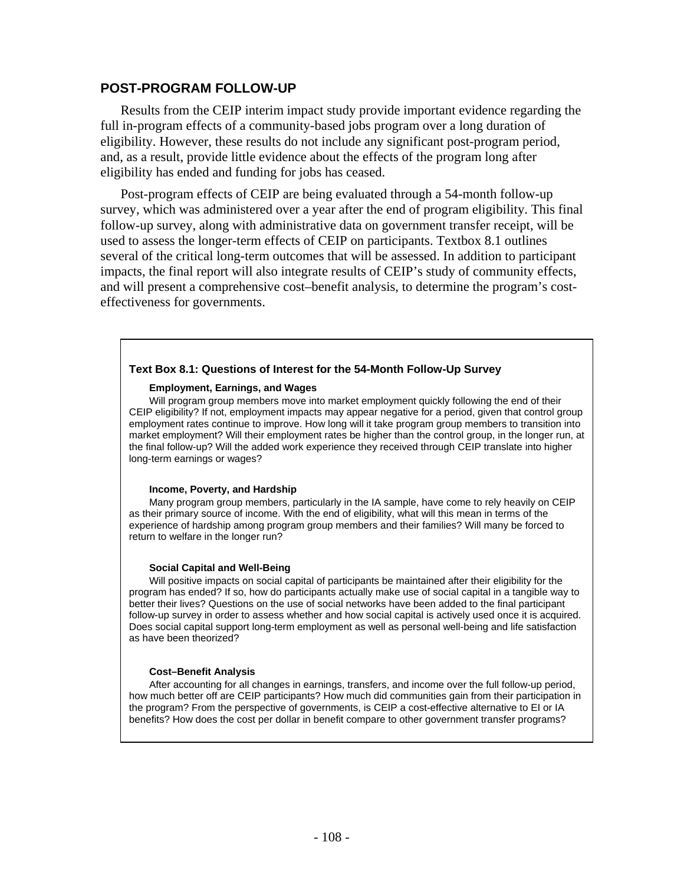## POST-PROGRAM FOLLOW-UP

Results from the CEIP interim impact study provide important evidence regarding the full in-program effects of a community-based jobs program over a long duration of eligibility. However, these results do not include any significant post-program period, and, as a result, provide little evidence about the effects of the program long after eligibility has ended and funding for jobs has ceased.

Post-program effects of CEIP are being evaluated through a 54-month follow-up survey, which was administered over a year after the end of program eligibility. This final follow-up survey, along with administrative data on government transfer receipt, will be used to assess the longer-term effects of CEIP on participants. Textbox 8.1 outlines several of the critical long-term outcomes that will be assessed. In addition to participant impacts, the final report will also integrate results of CEIP's study of community effects, and will present a comprehensive cost–benefit analysis, to determine the program's cost-effectiveness for governments.

**Text Box 8.1: Questions of Interest for the 54-Month Follow-Up Survey**

**Employment, Earnings, and Wages**

Will program group members move into market employment quickly following the end of their CEIP eligibility? If not, employment impacts may appear negative for a period, given that control group employment rates continue to improve. How long will it take program group members to transition into market employment? Will their employment rates be higher than the control group, in the longer run, at the final follow-up? Will the added work experience they received through CEIP translate into higher long-term earnings or wages?

**Income, Poverty, and Hardship**

Many program group members, particularly in the IA sample, have come to rely heavily on CEIP as their primary source of income. With the end of eligibility, what will this mean in terms of the experience of hardship among program group members and their families? Will many be forced to return to welfare in the longer run?

**Social Capital and Well-Being**

Will positive impacts on social capital of participants be maintained after their eligibility for the program has ended? If so, how do participants actually make use of social capital in a tangible way to better their lives? Questions on the use of social networks have been added to the final participant follow-up survey in order to assess whether and how social capital is actively used once it is acquired. Does social capital support long-term employment as well as personal well-being and life satisfaction as have been theorized?

**Cost–Benefit Analysis**

After accounting for all changes in earnings, transfers, and income over the full follow-up period, how much better off are CEIP participants? How much did communities gain from their participation in the program? From the perspective of governments, is CEIP a cost-effective alternative to EI or IA benefits? How does the cost per dollar in benefit compare to other government transfer programs?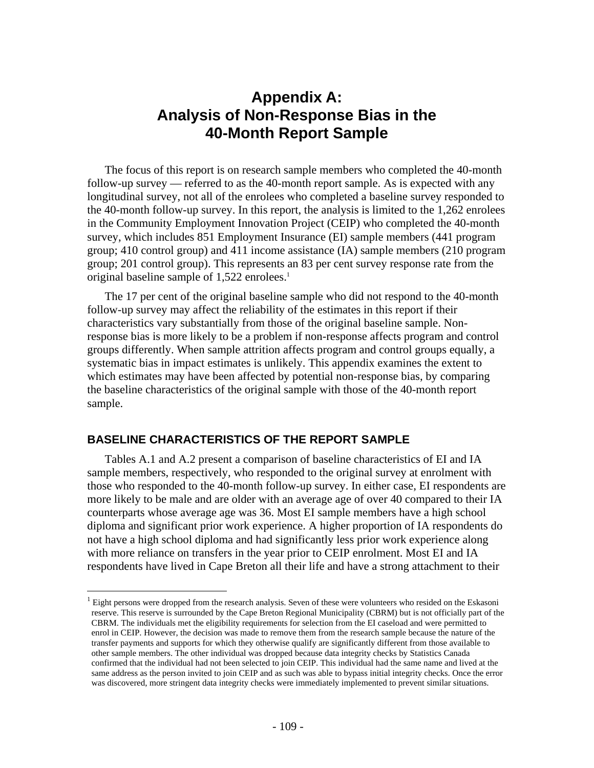# Appendix A: Analysis of Non-Response Bias in the 40-Month Report Sample

The focus of this report is on research sample members who completed the 40-month follow-up survey — referred to as the 40-month report sample. As is expected with any longitudinal survey, not all of the enrolees who completed a baseline survey responded to the 40-month follow-up survey. In this report, the analysis is limited to the 1,262 enrolees in the Community Employment Innovation Project (CEIP) who completed the 40-month survey, which includes 851 Employment Insurance (EI) sample members (441 program group; 410 control group) and 411 income assistance (IA) sample members (210 program group; 201 control group). This represents an 83 per cent survey response rate from the original baseline sample of 1,522 enrolees.[1]

The 17 per cent of the original baseline sample who did not respond to the 40-month follow-up survey may affect the reliability of the estimates in this report if their characteristics vary substantially from those of the original baseline sample. Non-response bias is more likely to be a problem if non-response affects program and control groups differently. When sample attrition affects program and control groups equally, a systematic bias in impact estimates is unlikely. This appendix examines the extent to which estimates may have been affected by potential non-response bias, by comparing the baseline characteristics of the original sample with those of the 40-month report sample.

## BASELINE CHARACTERISTICS OF THE REPORT SAMPLE

Tables A.1 and A.2 present a comparison of baseline characteristics of EI and IA sample members, respectively, who responded to the original survey at enrolment with those who responded to the 40-month follow-up survey. In either case, EI respondents are more likely to be male and are older with an average age of over 40 compared to their IA counterparts whose average age was 36. Most EI sample members have a high school diploma and significant prior work experience. A higher proportion of IA respondents do not have a high school diploma and had significantly less prior work experience along with more reliance on transfers in the year prior to CEIP enrolment. Most EI and IA respondents have lived in Cape Breton all their life and have a strong attachment to their

[1] Eight persons were dropped from the research analysis. Seven of these were volunteers who resided on the Eskasoni reserve. This reserve is surrounded by the Cape Breton Regional Municipality (CBRM) but is not officially part of the CBRM. The individuals met the eligibility requirements for selection from the EI caseload and were permitted to enrol in CEIP. However, the decision was made to remove them from the research sample because the nature of the transfer payments and supports for which they otherwise qualify are significantly different from those available to other sample members. The other individual was dropped because data integrity checks by Statistics Canada confirmed that the individual had not been selected to join CEIP. This individual had the same name and lived at the same address as the person invited to join CEIP and as such was able to bypass initial integrity checks. Once the error was discovered, more stringent data integrity checks were immediately implemented to prevent similar situations.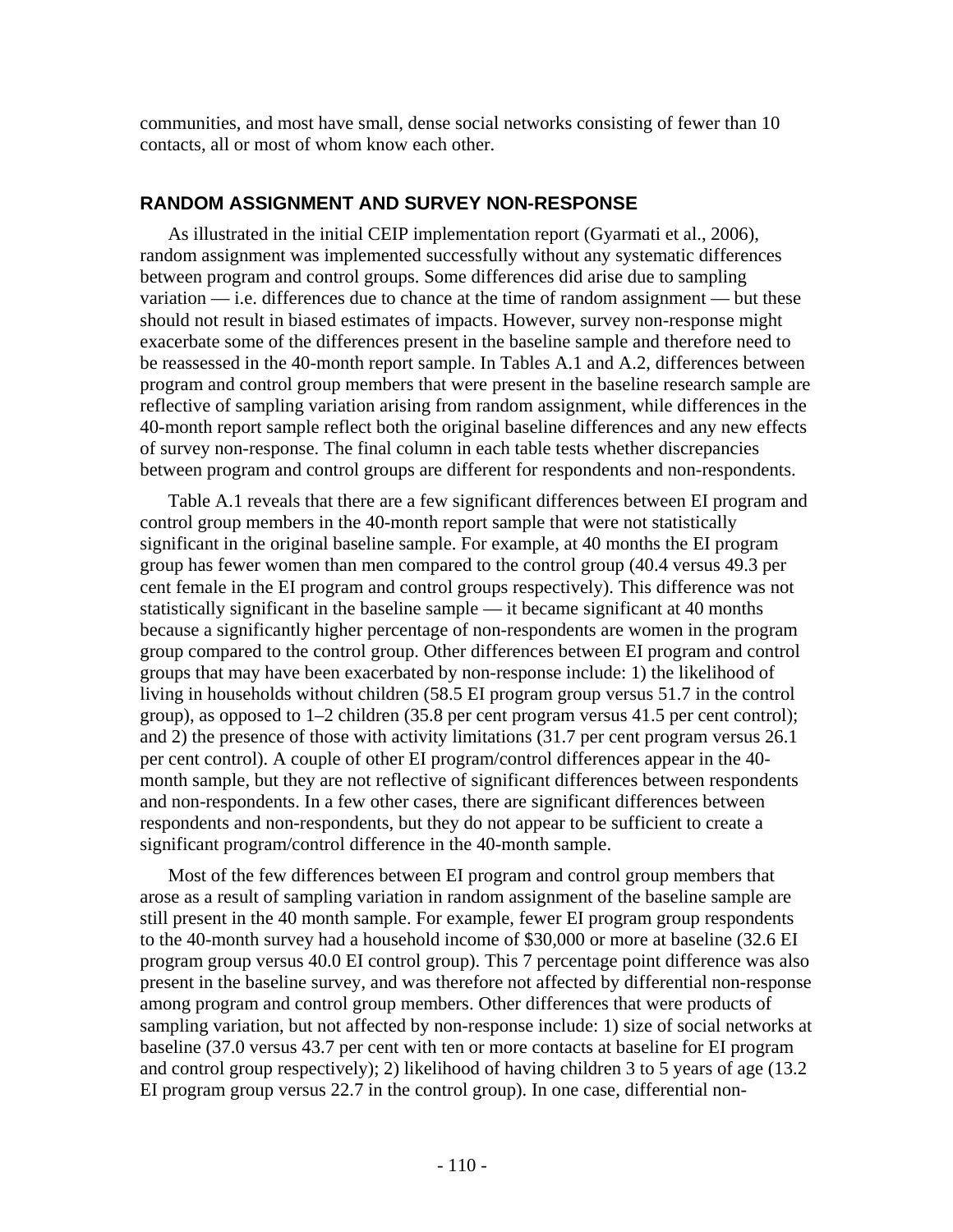communities, and most have small, dense social networks consisting of fewer than 10 contacts, all or most of whom know each other.

## RANDOM ASSIGNMENT AND SURVEY NON-RESPONSE

As illustrated in the initial CEIP implementation report (Gyarmati et al., 2006), random assignment was implemented successfully without any systematic differences between program and control groups. Some differences did arise due to sampling variation — i.e. differences due to chance at the time of random assignment — but these should not result in biased estimates of impacts. However, survey non-response might exacerbate some of the differences present in the baseline sample and therefore need to be reassessed in the 40-month report sample. In Tables A.1 and A.2, differences between program and control group members that were present in the baseline research sample are reflective of sampling variation arising from random assignment, while differences in the 40-month report sample reflect both the original baseline differences and any new effects of survey non-response. The final column in each table tests whether discrepancies between program and control groups are different for respondents and non-respondents.

Table A.1 reveals that there are a few significant differences between EI program and control group members in the 40-month report sample that were not statistically significant in the original baseline sample. For example, at 40 months the EI program group has fewer women than men compared to the control group (40.4 versus 49.3 per cent female in the EI program and control groups respectively). This difference was not statistically significant in the baseline sample — it became significant at 40 months because a significantly higher percentage of non-respondents are women in the program group compared to the control group. Other differences between EI program and control groups that may have been exacerbated by non-response include: 1) the likelihood of living in households without children (58.5 EI program group versus 51.7 in the control group), as opposed to 1–2 children (35.8 per cent program versus 41.5 per cent control); and 2) the presence of those with activity limitations (31.7 per cent program versus 26.1 per cent control). A couple of other EI program/control differences appear in the 40-month sample, but they are not reflective of significant differences between respondents and non-respondents. In a few other cases, there are significant differences between respondents and non-respondents, but they do not appear to be sufficient to create a significant program/control difference in the 40-month sample.

Most of the few differences between EI program and control group members that arose as a result of sampling variation in random assignment of the baseline sample are still present in the 40 month sample. For example, fewer EI program group respondents to the 40-month survey had a household income of $30,000 or more at baseline (32.6 EI program group versus 40.0 EI control group). This 7 percentage point difference was also present in the baseline survey, and was therefore not affected by differential non-response among program and control group members. Other differences that were products of sampling variation, but not affected by non-response include: 1) size of social networks at baseline (37.0 versus 43.7 per cent with ten or more contacts at baseline for EI program and control group respectively); 2) likelihood of having children 3 to 5 years of age (13.2 EI program group versus 22.7 in the control group). In one case, differential non-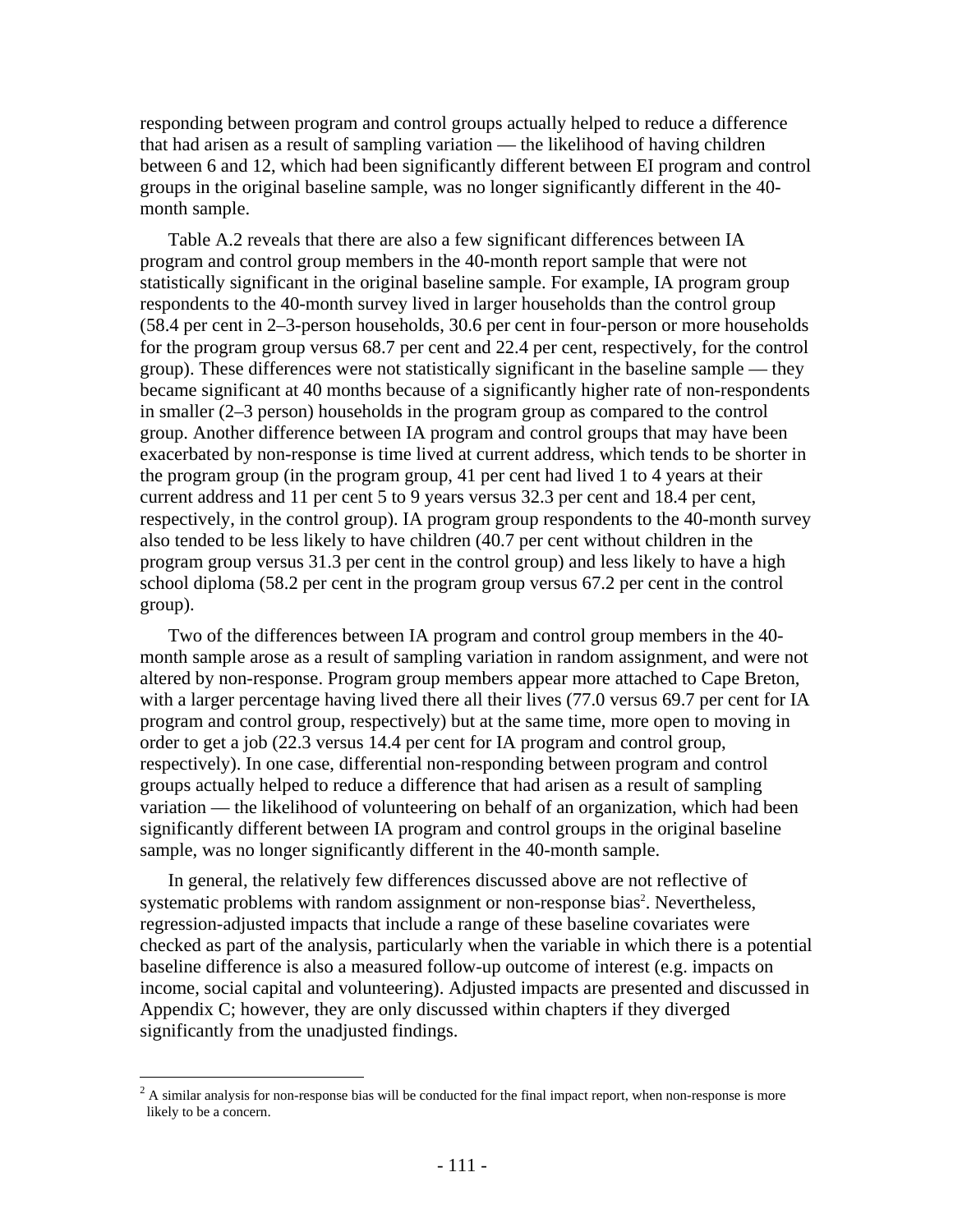responding between program and control groups actually helped to reduce a difference that had arisen as a result of sampling variation — the likelihood of having children between 6 and 12, which had been significantly different between EI program and control groups in the original baseline sample, was no longer significantly different in the 40-month sample.

Table A.2 reveals that there are also a few significant differences between IA program and control group members in the 40-month report sample that were not statistically significant in the original baseline sample. For example, IA program group respondents to the 40-month survey lived in larger households than the control group (58.4 per cent in 2–3-person households, 30.6 per cent in four-person or more households for the program group versus 68.7 per cent and 22.4 per cent, respectively, for the control group). These differences were not statistically significant in the baseline sample — they became significant at 40 months because of a significantly higher rate of non-respondents in smaller (2–3 person) households in the program group as compared to the control group. Another difference between IA program and control groups that may have been exacerbated by non-response is time lived at current address, which tends to be shorter in the program group (in the program group, 41 per cent had lived 1 to 4 years at their current address and 11 per cent 5 to 9 years versus 32.3 per cent and 18.4 per cent, respectively, in the control group). IA program group respondents to the 40-month survey also tended to be less likely to have children (40.7 per cent without children in the program group versus 31.3 per cent in the control group) and less likely to have a high school diploma (58.2 per cent in the program group versus 67.2 per cent in the control group).

Two of the differences between IA program and control group members in the 40-month sample arose as a result of sampling variation in random assignment, and were not altered by non-response. Program group members appear more attached to Cape Breton, with a larger percentage having lived there all their lives (77.0 versus 69.7 per cent for IA program and control group, respectively) but at the same time, more open to moving in order to get a job (22.3 versus 14.4 per cent for IA program and control group, respectively). In one case, differential non-responding between program and control groups actually helped to reduce a difference that had arisen as a result of sampling variation — the likelihood of volunteering on behalf of an organization, which had been significantly different between IA program and control groups in the original baseline sample, was no longer significantly different in the 40-month sample.

In general, the relatively few differences discussed above are not reflective of systematic problems with random assignment or non-response bias[2]. Nevertheless, regression-adjusted impacts that include a range of these baseline covariates were checked as part of the analysis, particularly when the variable in which there is a potential baseline difference is also a measured follow-up outcome of interest (e.g. impacts on income, social capital and volunteering). Adjusted impacts are presented and discussed in Appendix C; however, they are only discussed within chapters if they diverged significantly from the unadjusted findings.

---

[2] A similar analysis for non-response bias will be conducted for the final impact report, when non-response is more likely to be a concern.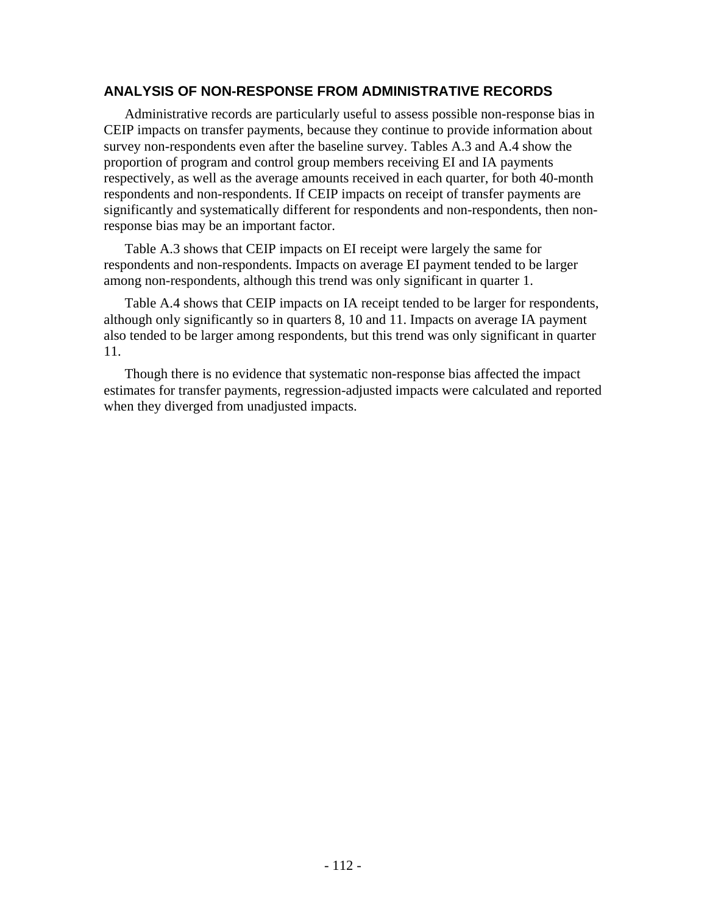## ANALYSIS OF NON-RESPONSE FROM ADMINISTRATIVE RECORDS

Administrative records are particularly useful to assess possible non-response bias in CEIP impacts on transfer payments, because they continue to provide information about survey non-respondents even after the baseline survey. Tables A.3 and A.4 show the proportion of program and control group members receiving EI and IA payments respectively, as well as the average amounts received in each quarter, for both 40-month respondents and non-respondents. If CEIP impacts on receipt of transfer payments are significantly and systematically different for respondents and non-respondents, then non-response bias may be an important factor.

Table A.3 shows that CEIP impacts on EI receipt were largely the same for respondents and non-respondents. Impacts on average EI payment tended to be larger among non-respondents, although this trend was only significant in quarter 1.

Table A.4 shows that CEIP impacts on IA receipt tended to be larger for respondents, although only significantly so in quarters 8, 10 and 11. Impacts on average IA payment also tended to be larger among respondents, but this trend was only significant in quarter 11.

Though there is no evidence that systematic non-response bias affected the impact estimates for transfer payments, regression-adjusted impacts were calculated and reported when they diverged from unadjusted impacts.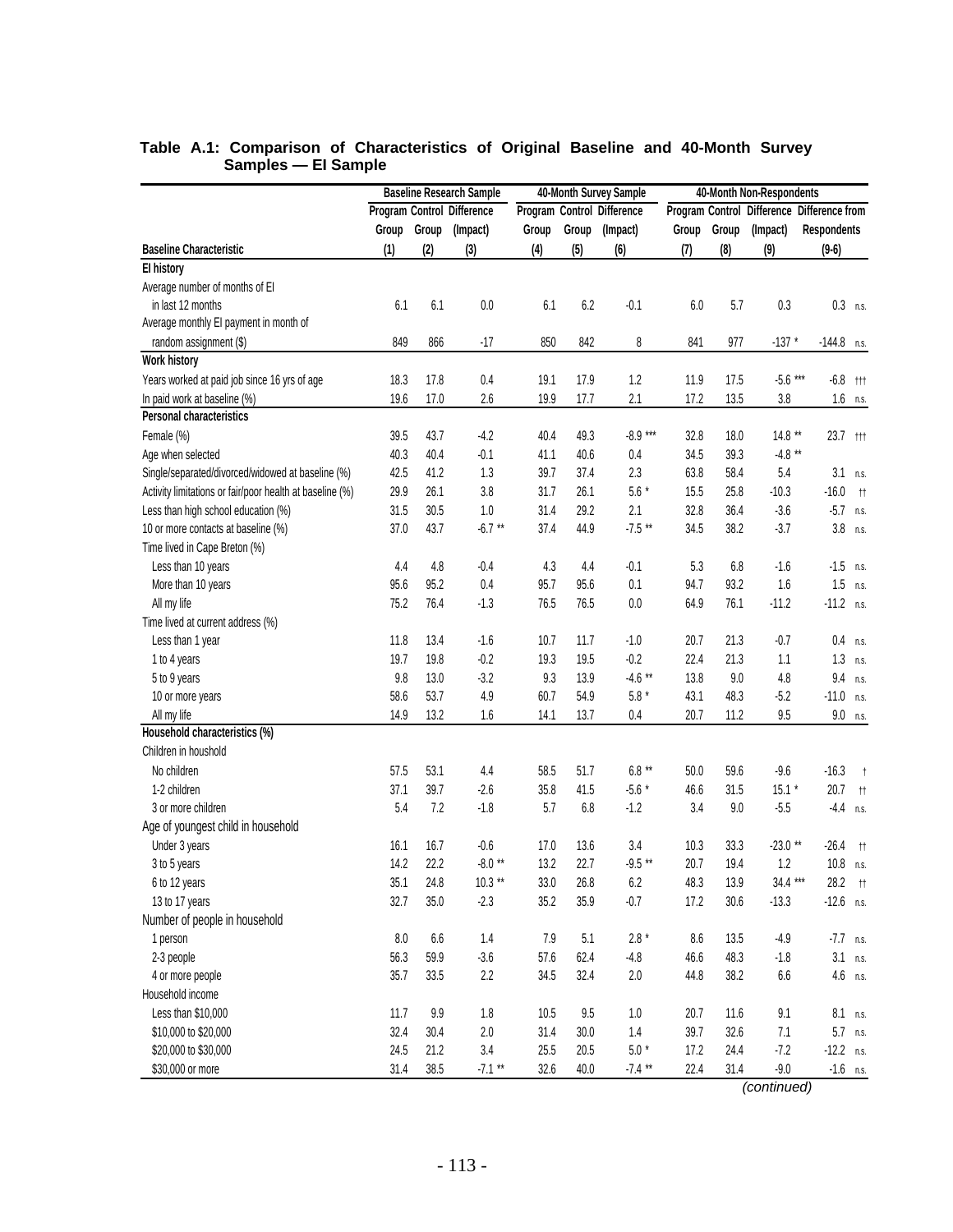**Table A.1: Comparison of Characteristics of Original Baseline and 40-Month Survey Samples — EI Sample**

| | Baseline Research Sample | | | 40-Month Survey Sample | | | 40-Month Non-Respondents | | | |
|---|---|---|---|---|---|---|---|---|---|---|
| | Program Group | Control Group | Difference (Impact) | Program Group | Control Group | Difference (Impact) | Program Group | Control Group | Difference (Impact) | Difference from Respondents |
| **Baseline Characteristic** | **(1)** | **(2)** | **(3)** | **(4)** | **(5)** | **(6)** | **(7)** | **(8)** | **(9)** | **(9-6)** |
| **EI history** | | | | | | | | | | |
| Average number of months of EI in last 12 months | 6.1 | 6.1 | 0.0 | 6.1 | 6.2 | -0.1 | 6.0 | 5.7 | 0.3 | 0.3 n.s. |
| Average monthly EI payment in month of random assignment ($) | 849 | 866 | -17 | 850 | 842 | 8 | 841 | 977 | -137 * | -144.8 n.s. |
| **Work history** | | | | | | | | | | |
| Years worked at paid job since 16 yrs of age | 18.3 | 17.8 | 0.4 | 19.1 | 17.9 | 1.2 | 11.9 | 17.5 | -5.6 *** | -6.8 ††† |
| In paid work at baseline (%) | 19.6 | 17.0 | 2.6 | 19.9 | 17.7 | 2.1 | 17.2 | 13.5 | 3.8 | 1.6 n.s. |
| **Personal characteristics** | | | | | | | | | | |
| Female (%) | 39.5 | 43.7 | -4.2 | 40.4 | 49.3 | -8.9 *** | 32.8 | 18.0 | 14.8 ** | 23.7 ††† |
| Age when selected | 40.3 | 40.4 | -0.1 | 41.1 | 40.6 | 0.4 | 34.5 | 39.3 | -4.8 ** | |
| Single/separated/divorced/widowed at baseline (%) | 42.5 | 41.2 | 1.3 | 39.7 | 37.4 | 2.3 | 63.8 | 58.4 | 5.4 | 3.1 n.s. |
| Activity limitations or fair/poor health at baseline (%) | 29.9 | 26.1 | 3.8 | 31.7 | 26.1 | 5.6 * | 15.5 | 25.8 | -10.3 | -16.0 †† |
| Less than high school education (%) | 31.5 | 30.5 | 1.0 | 31.4 | 29.2 | 2.1 | 32.8 | 36.4 | -3.6 | -5.7 n.s. |
| 10 or more contacts at baseline (%) | 37.0 | 43.7 | -6.7 ** | 37.4 | 44.9 | -7.5 ** | 34.5 | 38.2 | -3.7 | 3.8 n.s. |
| Time lived in Cape Breton (%) | | | | | | | | | | |
| Less than 10 years | 4.4 | 4.8 | -0.4 | 4.3 | 4.4 | -0.1 | 5.3 | 6.8 | -1.6 | -1.5 n.s. |
| More than 10 years | 95.6 | 95.2 | 0.4 | 95.7 | 95.6 | 0.1 | 94.7 | 93.2 | 1.6 | 1.5 n.s. |
| All my life | 75.2 | 76.4 | -1.3 | 76.5 | 76.5 | 0.0 | 64.9 | 76.1 | -11.2 | -11.2 n.s. |
| Time lived at current address (%) | | | | | | | | | | |
| Less than 1 year | 11.8 | 13.4 | -1.6 | 10.7 | 11.7 | -1.0 | 20.7 | 21.3 | -0.7 | 0.4 n.s. |
| 1 to 4 years | 19.7 | 19.8 | -0.2 | 19.3 | 19.5 | -0.2 | 22.4 | 21.3 | 1.1 | 1.3 n.s. |
| 5 to 9 years | 9.8 | 13.0 | -3.2 | 9.3 | 13.9 | -4.6 ** | 13.8 | 9.0 | 4.8 | 9.4 n.s. |
| 10 or more years | 58.6 | 53.7 | 4.9 | 60.7 | 54.9 | 5.8 * | 43.1 | 48.3 | -5.2 | -11.0 n.s. |
| All my life | 14.9 | 13.2 | 1.6 | 14.1 | 13.7 | 0.4 | 20.7 | 11.2 | 9.5 | 9.0 n.s. |
| **Household characteristics (%)** | | | | | | | | | | |
| Children in houshold | | | | | | | | | | |
| No children | 57.5 | 53.1 | 4.4 | 58.5 | 51.7 | 6.8 ** | 50.0 | 59.6 | -9.6 | -16.3 † |
| 1-2 children | 37.1 | 39.7 | -2.6 | 35.8 | 41.5 | -5.6 * | 46.6 | 31.5 | 15.1 * | 20.7 †† |
| 3 or more children | 5.4 | 7.2 | -1.8 | 5.7 | 6.8 | -1.2 | 3.4 | 9.0 | -5.5 | -4.4 n.s. |
| Age of youngest child in household | | | | | | | | | | |
| Under 3 years | 16.1 | 16.7 | -0.6 | 17.0 | 13.6 | 3.4 | 10.3 | 33.3 | -23.0 ** | -26.4 †† |
| 3 to 5 years | 14.2 | 22.2 | -8.0 ** | 13.2 | 22.7 | -9.5 ** | 20.7 | 19.4 | 1.2 | 10.8 n.s. |
| 6 to 12 years | 35.1 | 24.8 | 10.3 ** | 33.0 | 26.8 | 6.2 | 48.3 | 13.9 | 34.4 *** | 28.2 †† |
| 13 to 17 years | 32.7 | 35.0 | -2.3 | 35.2 | 35.9 | -0.7 | 17.2 | 30.6 | -13.3 | -12.6 n.s. |
| Number of people in household | | | | | | | | | | |
| 1 person | 8.0 | 6.6 | 1.4 | 7.9 | 5.1 | 2.8 * | 8.6 | 13.5 | -4.9 | -7.7 n.s. |
| 2-3 people | 56.3 | 59.9 | -3.6 | 57.6 | 62.4 | -4.8 | 46.6 | 48.3 | -1.8 | 3.1 n.s. |
| 4 or more people | 35.7 | 33.5 | 2.2 | 34.5 | 32.4 | 2.0 | 44.8 | 38.2 | 6.6 | 4.6 n.s. |
| Household income | | | | | | | | | | |
| Less than $10,000 | 11.7 | 9.9 | 1.8 | 10.5 | 9.5 | 1.0 | 20.7 | 11.6 | 9.1 | 8.1 n.s. |
| $10,000 to $20,000 | 32.4 | 30.4 | 2.0 | 31.4 | 30.0 | 1.4 | 39.7 | 32.6 | 7.1 | 5.7 n.s. |
| $20,000 to $30,000 | 24.5 | 21.2 | 3.4 | 25.5 | 20.5 | 5.0 * | 17.2 | 24.4 | -7.2 | -12.2 n.s. |
| $30,000 or more | 31.4 | 38.5 | -7.1 ** | 32.6 | 40.0 | -7.4 ** | 22.4 | 31.4 | -9.0 | -1.6 n.s. |

*(continued)*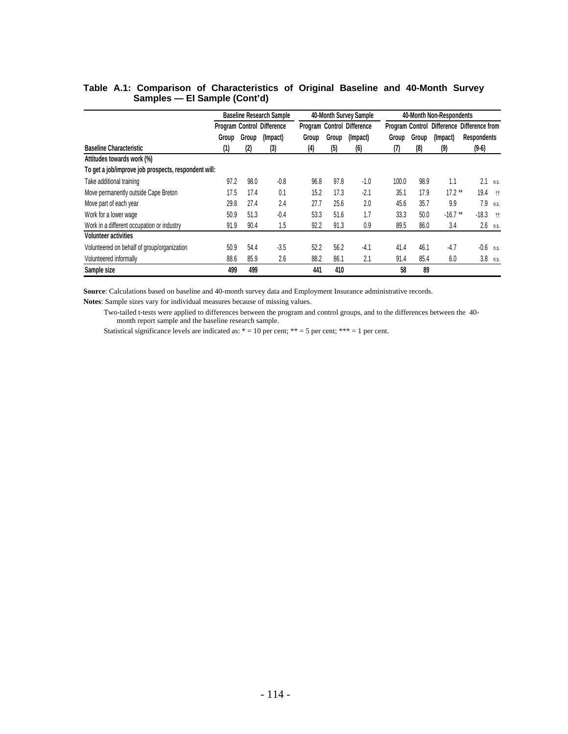**Table A.1: Comparison of Characteristics of Original Baseline and 40-Month Survey Samples — EI Sample (Cont'd)**

| | Baseline Research Sample | | | 40-Month Survey Sample | | | 40-Month Non-Respondents | | | | |
|---|---|---|---|---|---|---|---|---|---|---|---|
| | Program Group | Control Group | Difference (Impact) | Program Group | Control Group | Difference (Impact) | Program Group | Control Group | Difference (Impact) | Difference from Respondents | |
| **Baseline Characteristic** | **(1)** | **(2)** | **(3)** | **(4)** | **(5)** | **(6)** | **(7)** | **(8)** | **(9)** | **(9-6)** | |
| **Attitudes towards work (%)** | | | | | | | | | | | |
| **To get a job/improve job prospects, respondent will:** | | | | | | | | | | | |
| Take additional training | 97.2 | 98.0 | -0.8 | 96.8 | 97.8 | -1.0 | 100.0 | 98.9 | 1.1 | 2.1 | n.s. |
| Move permanently outside Cape Breton | 17.5 | 17.4 | 0.1 | 15.2 | 17.3 | -2.1 | 35.1 | 17.9 | 17.2 ** | 19.4 | †† |
| Move part of each year | 29.8 | 27.4 | 2.4 | 27.7 | 25.6 | 2.0 | 45.6 | 35.7 | 9.9 | 7.9 | n.s. |
| Work for a lower wage | 50.9 | 51.3 | -0.4 | 53.3 | 51.6 | 1.7 | 33.3 | 50.0 | -16.7 ** | -18.3 | †† |
| Work in a different occupation or industry | 91.9 | 90.4 | 1.5 | 92.2 | 91.3 | 0.9 | 89.5 | 86.0 | 3.4 | 2.6 | n.s. |
| **Volunteer activities** | | | | | | | | | | | |
| Volunteered on behalf of group/organization | 50.9 | 54.4 | -3.5 | 52.2 | 56.2 | -4.1 | 41.4 | 46.1 | -4.7 | -0.6 | n.s. |
| Volunteered informally | 88.6 | 85.9 | 2.6 | 88.2 | 86.1 | 2.1 | 91.4 | 85.4 | 6.0 | 3.8 | n.s. |
| **Sample size** | **499** | **499** | | **441** | **410** | | **58** | **89** | | | |

**Source**: Calculations based on baseline and 40-month survey data and Employment Insurance administrative records.

**Notes**: Sample sizes vary for individual measures because of missing values.

Two-tailed t-tests were applied to differences between the program and control groups, and to the differences between the 40-month report sample and the baseline research sample.

Statistical significance levels are indicated as: * = 10 per cent; ** = 5 per cent; *** = 1 per cent.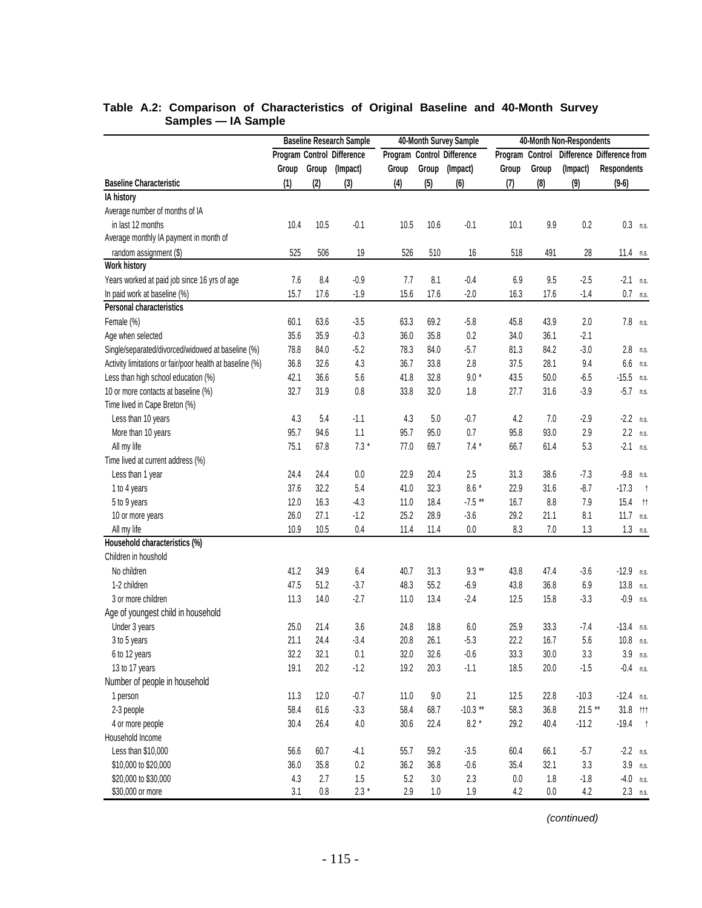## Table A.2: Comparison of Characteristics of Original Baseline and 40-Month Survey Samples — IA Sample

| | Baseline Research Sample | | | 40-Month Survey Sample | | | 40-Month Non-Respondents | | | |
|---|---|---|---|---|---|---|---|---|---|---|
| | Program Group | Control Group | Difference (Impact) | Program Group | Control Group | Difference (Impact) | Program Group | Control Group | Difference (Impact) | Difference from Respondents |
| **Baseline Characteristic** | **(1)** | **(2)** | **(3)** | **(4)** | **(5)** | **(6)** | **(7)** | **(8)** | **(9)** | **(9-6)** |
| **IA history** | | | | | | | | | | |
| Average number of months of IA | | | | | | | | | | |
| in last 12 months | 10.4 | 10.5 | -0.1 | 10.5 | 10.6 | -0.1 | 10.1 | 9.9 | 0.2 | 0.3 n.s. |
| Average monthly IA payment in month of | | | | | | | | | | |
| random assignment ($) | 525 | 506 | 19 | 526 | 510 | 16 | 518 | 491 | 28 | 11.4 n.s. |
| **Work history** | | | | | | | | | | |
| Years worked at paid job since 16 yrs of age | 7.6 | 8.4 | -0.9 | 7.7 | 8.1 | -0.4 | 6.9 | 9.5 | -2.5 | -2.1 n.s. |
| In paid work at baseline (%) | 15.7 | 17.6 | -1.9 | 15.6 | 17.6 | -2.0 | 16.3 | 17.6 | -1.4 | 0.7 n.s. |
| **Personal characteristics** | | | | | | | | | | |
| Female (%) | 60.1 | 63.6 | -3.5 | 63.3 | 69.2 | -5.8 | 45.8 | 43.9 | 2.0 | 7.8 n.s. |
| Age when selected | 35.6 | 35.9 | -0.3 | 36.0 | 35.8 | 0.2 | 34.0 | 36.1 | -2.1 | |
| Single/separated/divorced/widowed at baseline (%) | 78.8 | 84.0 | -5.2 | 78.3 | 84.0 | -5.7 | 81.3 | 84.2 | -3.0 | 2.8 n.s. |
| Activity limitations or fair/poor health at baseline (%) | 36.8 | 32.6 | 4.3 | 36.7 | 33.8 | 2.8 | 37.5 | 28.1 | 9.4 | 6.6 n.s. |
| Less than high school education (%) | 42.1 | 36.6 | 5.6 | 41.8 | 32.8 | 9.0 * | 43.5 | 50.0 | -6.5 | -15.5 n.s. |
| 10 or more contacts at baseline (%) | 32.7 | 31.9 | 0.8 | 33.8 | 32.0 | 1.8 | 27.7 | 31.6 | -3.9 | -5.7 n.s. |
| Time lived in Cape Breton (%) | | | | | | | | | | |
| Less than 10 years | 4.3 | 5.4 | -1.1 | 4.3 | 5.0 | -0.7 | 4.2 | 7.0 | -2.9 | -2.2 n.s. |
| More than 10 years | 95.7 | 94.6 | 1.1 | 95.7 | 95.0 | 0.7 | 95.8 | 93.0 | 2.9 | 2.2 n.s. |
| All my life | 75.1 | 67.8 | 7.3 * | 77.0 | 69.7 | 7.4 * | 66.7 | 61.4 | 5.3 | -2.1 n.s. |
| Time lived at current address (%) | | | | | | | | | | |
| Less than 1 year | 24.4 | 24.4 | 0.0 | 22.9 | 20.4 | 2.5 | 31.3 | 38.6 | -7.3 | -9.8 n.s. |
| 1 to 4 years | 37.6 | 32.2 | 5.4 | 41.0 | 32.3 | 8.6 * | 22.9 | 31.6 | -8.7 | -17.3 † |
| 5 to 9 years | 12.0 | 16.3 | -4.3 | 11.0 | 18.4 | -7.5 ** | 16.7 | 8.8 | 7.9 | 15.4 †† |
| 10 or more years | 26.0 | 27.1 | -1.2 | 25.2 | 28.9 | -3.6 | 29.2 | 21.1 | 8.1 | 11.7 n.s. |
| All my life | 10.9 | 10.5 | 0.4 | 11.4 | 11.4 | 0.0 | 8.3 | 7.0 | 1.3 | 1.3 n.s. |
| **Household characteristics (%)** | | | | | | | | | | |
| Children in houshold | | | | | | | | | | |
| No children | 41.2 | 34.9 | 6.4 | 40.7 | 31.3 | 9.3 ** | 43.8 | 47.4 | -3.6 | -12.9 n.s. |
| 1-2 children | 47.5 | 51.2 | -3.7 | 48.3 | 55.2 | -6.9 | 43.8 | 36.8 | 6.9 | 13.8 n.s. |
| 3 or more children | 11.3 | 14.0 | -2.7 | 11.0 | 13.4 | -2.4 | 12.5 | 15.8 | -3.3 | -0.9 n.s. |
| Age of youngest child in household | | | | | | | | | | |
| Under 3 years | 25.0 | 21.4 | 3.6 | 24.8 | 18.8 | 6.0 | 25.9 | 33.3 | -7.4 | -13.4 n.s. |
| 3 to 5 years | 21.1 | 24.4 | -3.4 | 20.8 | 26.1 | -5.3 | 22.2 | 16.7 | 5.6 | 10.8 n.s. |
| 6 to 12 years | 32.2 | 32.1 | 0.1 | 32.0 | 32.6 | -0.6 | 33.3 | 30.0 | 3.3 | 3.9 n.s. |
| 13 to 17 years | 19.1 | 20.2 | -1.2 | 19.2 | 20.3 | -1.1 | 18.5 | 20.0 | -1.5 | -0.4 n.s. |
| Number of people in household | | | | | | | | | | |
| 1 person | 11.3 | 12.0 | -0.7 | 11.0 | 9.0 | 2.1 | 12.5 | 22.8 | -10.3 | -12.4 n.s. |
| 2-3 people | 58.4 | 61.6 | -3.3 | 58.4 | 68.7 | -10.3 ** | 58.3 | 36.8 | 21.5 ** | 31.8 ††† |
| 4 or more people | 30.4 | 26.4 | 4.0 | 30.6 | 22.4 | 8.2 * | 29.2 | 40.4 | -11.2 | -19.4 † |
| Household Income | | | | | | | | | | |
| Less than $10,000 | 56.6 | 60.7 | -4.1 | 55.7 | 59.2 | -3.5 | 60.4 | 66.1 | -5.7 | -2.2 n.s. |
| $10,000 to $20,000 | 36.0 | 35.8 | 0.2 | 36.2 | 36.8 | -0.6 | 35.4 | 32.1 | 3.3 | 3.9 n.s. |
| $20,000 to $30,000 | 4.3 | 2.7 | 1.5 | 5.2 | 3.0 | 2.3 | 0.0 | 1.8 | -1.8 | -4.0 n.s. |
| $30,000 or more | 3.1 | 0.8 | 2.3 * | 2.9 | 1.0 | 1.9 | 4.2 | 0.0 | 4.2 | 2.3 n.s. |

*(continued)*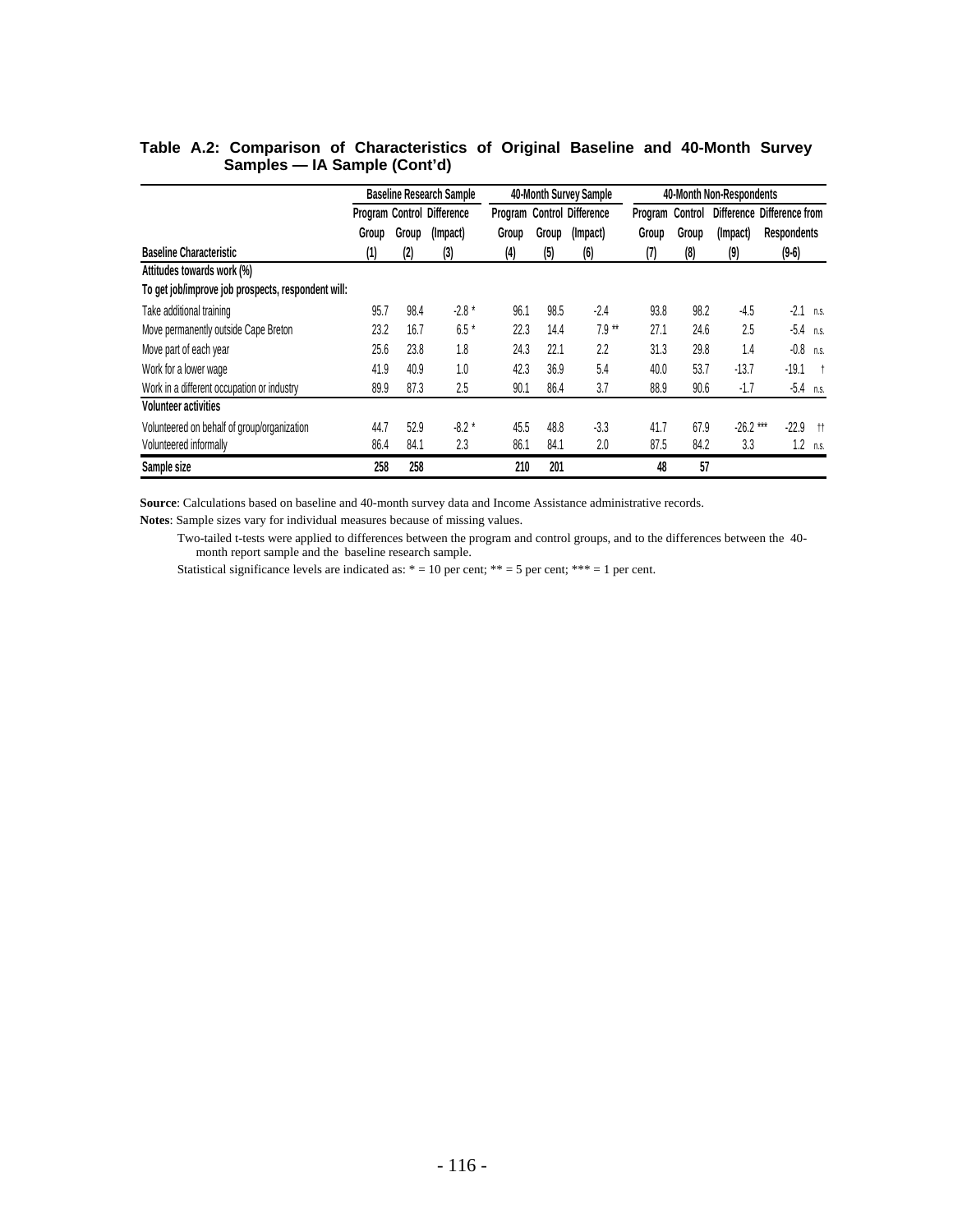**Table A.2: Comparison of Characteristics of Original Baseline and 40-Month Survey Samples — IA Sample (Cont'd)**

| | Baseline Research Sample | | | 40-Month Survey Sample | | | 40-Month Non-Respondents | | | |
|---|---|---|---|---|---|---|---|---|---|---|
| | Program Group | Control Group | Difference (Impact) | Program Group | Control Group | Difference (Impact) | Program Group | Control Group | Difference (Impact) | Difference from Respondents |
| **Baseline Characteristic** | (1) | (2) | (3) | (4) | (5) | (6) | (7) | (8) | (9) | (9-6) |
| **Attitudes towards work (%)** | | | | | | | | | | |
| **To get job/improve job prospects, respondent will:** | | | | | | | | | | |
| Take additional training | 95.7 | 98.4 | -2.8 * | 96.1 | 98.5 | -2.4 | 93.8 | 98.2 | -4.5 | -2.1 n.s. |
| Move permanently outside Cape Breton | 23.2 | 16.7 | 6.5 * | 22.3 | 14.4 | 7.9 ** | 27.1 | 24.6 | 2.5 | -5.4 n.s. |
| Move part of each year | 25.6 | 23.8 | 1.8 | 24.3 | 22.1 | 2.2 | 31.3 | 29.8 | 1.4 | -0.8 n.s. |
| Work for a lower wage | 41.9 | 40.9 | 1.0 | 42.3 | 36.9 | 5.4 | 40.0 | 53.7 | -13.7 | -19.1 † |
| Work in a different occupation or industry | 89.9 | 87.3 | 2.5 | 90.1 | 86.4 | 3.7 | 88.9 | 90.6 | -1.7 | -5.4 n.s. |
| **Volunteer activities** | | | | | | | | | | |
| Volunteered on behalf of group/organization | 44.7 | 52.9 | -8.2 * | 45.5 | 48.8 | -3.3 | 41.7 | 67.9 | -26.2 *** | -22.9 †† |
| Volunteered informally | 86.4 | 84.1 | 2.3 | 86.1 | 84.1 | 2.0 | 87.5 | 84.2 | 3.3 | 1.2 n.s. |
| **Sample size** | **258** | **258** | | **210** | **201** | | **48** | **57** | | |

**Source**: Calculations based on baseline and 40-month survey data and Income Assistance administrative records.

**Notes**: Sample sizes vary for individual measures because of missing values.

Two-tailed t-tests were applied to differences between the program and control groups, and to the differences between the 40-month report sample and the baseline research sample.

Statistical significance levels are indicated as: * = 10 per cent; ** = 5 per cent; *** = 1 per cent.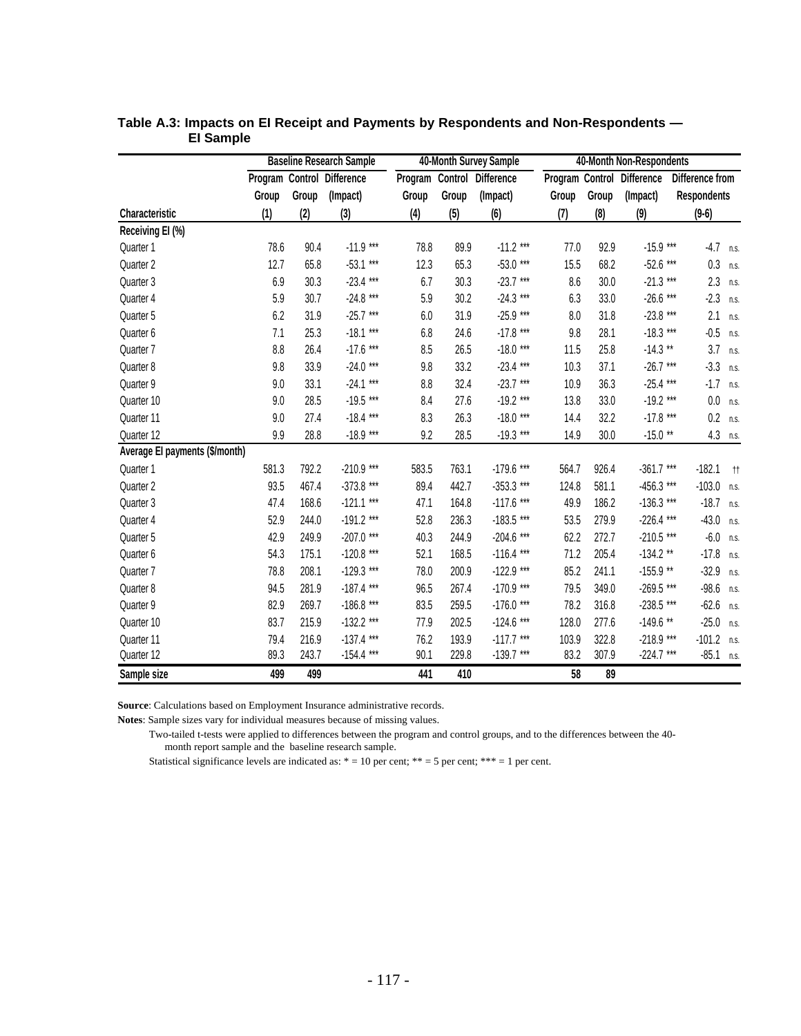**Table A.3: Impacts on EI Receipt and Payments by Respondents and Non-Respondents — EI Sample**

| Characteristic | Baseline Research Sample | | | 40-Month Survey Sample | | | 40-Month Non-Respondents | | | |
|---|---|---|---|---|---|---|---|---|---|---|
| | Program Group | Control Group | Difference (Impact) | Program Group | Control Group | Difference (Impact) | Program Group | Control Group | Difference (Impact) | Difference from Respondents |
| | (1) | (2) | (3) | (4) | (5) | (6) | (7) | (8) | (9) | (9-6) |
| **Receiving EI (%)** | | | | | | | | | | |
| Quarter 1 | 78.6 | 90.4 | -11.9 *** | 78.8 | 89.9 | -11.2 *** | 77.0 | 92.9 | -15.9 *** | -4.7 n.s. |
| Quarter 2 | 12.7 | 65.8 | -53.1 *** | 12.3 | 65.3 | -53.0 *** | 15.5 | 68.2 | -52.6 *** | 0.3 n.s. |
| Quarter 3 | 6.9 | 30.3 | -23.4 *** | 6.7 | 30.3 | -23.7 *** | 8.6 | 30.0 | -21.3 *** | 2.3 n.s. |
| Quarter 4 | 5.9 | 30.7 | -24.8 *** | 5.9 | 30.2 | -24.3 *** | 6.3 | 33.0 | -26.6 *** | -2.3 n.s. |
| Quarter 5 | 6.2 | 31.9 | -25.7 *** | 6.0 | 31.9 | -25.9 *** | 8.0 | 31.8 | -23.8 *** | 2.1 n.s. |
| Quarter 6 | 7.1 | 25.3 | -18.1 *** | 6.8 | 24.6 | -17.8 *** | 9.8 | 28.1 | -18.3 *** | -0.5 n.s. |
| Quarter 7 | 8.8 | 26.4 | -17.6 *** | 8.5 | 26.5 | -18.0 *** | 11.5 | 25.8 | -14.3 ** | 3.7 n.s. |
| Quarter 8 | 9.8 | 33.9 | -24.0 *** | 9.8 | 33.2 | -23.4 *** | 10.3 | 37.1 | -26.7 *** | -3.3 n.s. |
| Quarter 9 | 9.0 | 33.1 | -24.1 *** | 8.8 | 32.4 | -23.7 *** | 10.9 | 36.3 | -25.4 *** | -1.7 n.s. |
| Quarter 10 | 9.0 | 28.5 | -19.5 *** | 8.4 | 27.6 | -19.2 *** | 13.8 | 33.0 | -19.2 *** | 0.0 n.s. |
| Quarter 11 | 9.0 | 27.4 | -18.4 *** | 8.3 | 26.3 | -18.0 *** | 14.4 | 32.2 | -17.8 *** | 0.2 n.s. |
| Quarter 12 | 9.9 | 28.8 | -18.9 *** | 9.2 | 28.5 | -19.3 *** | 14.9 | 30.0 | -15.0 ** | 4.3 n.s. |
| **Average EI payments ($/month)** | | | | | | | | | | |
| Quarter 1 | 581.3 | 792.2 | -210.9 *** | 583.5 | 763.1 | -179.6 *** | 564.7 | 926.4 | -361.7 *** | -182.1 †† |
| Quarter 2 | 93.5 | 467.4 | -373.8 *** | 89.4 | 442.7 | -353.3 *** | 124.8 | 581.1 | -456.3 *** | -103.0 n.s. |
| Quarter 3 | 47.4 | 168.6 | -121.1 *** | 47.1 | 164.8 | -117.6 *** | 49.9 | 186.2 | -136.3 *** | -18.7 n.s. |
| Quarter 4 | 52.9 | 244.0 | -191.2 *** | 52.8 | 236.3 | -183.5 *** | 53.5 | 279.9 | -226.4 *** | -43.0 n.s. |
| Quarter 5 | 42.9 | 249.9 | -207.0 *** | 40.3 | 244.9 | -204.6 *** | 62.2 | 272.7 | -210.5 *** | -6.0 n.s. |
| Quarter 6 | 54.3 | 175.1 | -120.8 *** | 52.1 | 168.5 | -116.4 *** | 71.2 | 205.4 | -134.2 ** | -17.8 n.s. |
| Quarter 7 | 78.8 | 208.1 | -129.3 *** | 78.0 | 200.9 | -122.9 *** | 85.2 | 241.1 | -155.9 ** | -32.9 n.s. |
| Quarter 8 | 94.5 | 281.9 | -187.4 *** | 96.5 | 267.4 | -170.9 *** | 79.5 | 349.0 | -269.5 *** | -98.6 n.s. |
| Quarter 9 | 82.9 | 269.7 | -186.8 *** | 83.5 | 259.5 | -176.0 *** | 78.2 | 316.8 | -238.5 *** | -62.6 n.s. |
| Quarter 10 | 83.7 | 215.9 | -132.2 *** | 77.9 | 202.5 | -124.6 *** | 128.0 | 277.6 | -149.6 ** | -25.0 n.s. |
| Quarter 11 | 79.4 | 216.9 | -137.4 *** | 76.2 | 193.9 | -117.7 *** | 103.9 | 322.8 | -218.9 *** | -101.2 n.s. |
| Quarter 12 | 89.3 | 243.7 | -154.4 *** | 90.1 | 229.8 | -139.7 *** | 83.2 | 307.9 | -224.7 *** | -85.1 n.s. |
| **Sample size** | **499** | **499** | | **441** | **410** | | **58** | **89** | | |

**Source**: Calculations based on Employment Insurance administrative records.

**Notes**: Sample sizes vary for individual measures because of missing values.

Two-tailed t-tests were applied to differences between the program and control groups, and to the differences between the 40-month report sample and the baseline research sample.

Statistical significance levels are indicated as: * = 10 per cent; ** = 5 per cent; *** = 1 per cent.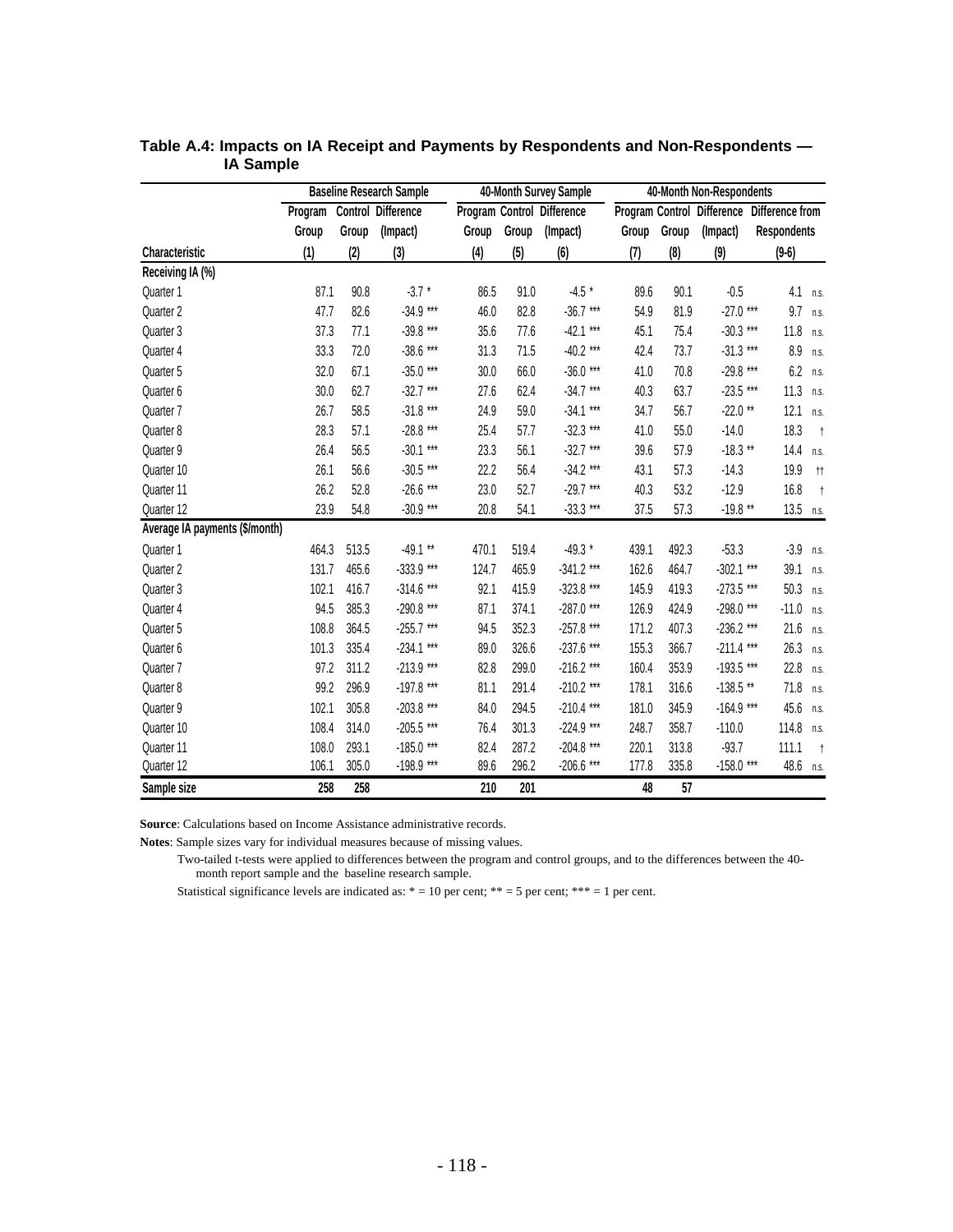**Table A.4: Impacts on IA Receipt and Payments by Respondents and Non-Respondents — IA Sample**

| Characteristic | Baseline Research Sample | | | 40-Month Survey Sample | | | 40-Month Non-Respondents | | | |
|---|---|---|---|---|---|---|---|---|---|---|
| | Program Group | Control Group | Difference (Impact) | Program Group | Control Group | Difference (Impact) | Program Group | Control Group | Difference (Impact) | Difference from Respondents |
| | (1) | (2) | (3) | (4) | (5) | (6) | (7) | (8) | (9) | (9-6) |
| **Receiving IA (%)** | | | | | | | | | | |
| Quarter 1 | 87.1 | 90.8 | -3.7 * | 86.5 | 91.0 | -4.5 * | 89.6 | 90.1 | -0.5 | 4.1 n.s. |
| Quarter 2 | 47.7 | 82.6 | -34.9 *** | 46.0 | 82.8 | -36.7 *** | 54.9 | 81.9 | -27.0 *** | 9.7 n.s. |
| Quarter 3 | 37.3 | 77.1 | -39.8 *** | 35.6 | 77.6 | -42.1 *** | 45.1 | 75.4 | -30.3 *** | 11.8 n.s. |
| Quarter 4 | 33.3 | 72.0 | -38.6 *** | 31.3 | 71.5 | -40.2 *** | 42.4 | 73.7 | -31.3 *** | 8.9 n.s. |
| Quarter 5 | 32.0 | 67.1 | -35.0 *** | 30.0 | 66.0 | -36.0 *** | 41.0 | 70.8 | -29.8 *** | 6.2 n.s. |
| Quarter 6 | 30.0 | 62.7 | -32.7 *** | 27.6 | 62.4 | -34.7 *** | 40.3 | 63.7 | -23.5 *** | 11.3 n.s. |
| Quarter 7 | 26.7 | 58.5 | -31.8 *** | 24.9 | 59.0 | -34.1 *** | 34.7 | 56.7 | -22.0 ** | 12.1 n.s. |
| Quarter 8 | 28.3 | 57.1 | -28.8 *** | 25.4 | 57.7 | -32.3 *** | 41.0 | 55.0 | -14.0 | 18.3 † |
| Quarter 9 | 26.4 | 56.5 | -30.1 *** | 23.3 | 56.1 | -32.7 *** | 39.6 | 57.9 | -18.3 ** | 14.4 n.s. |
| Quarter 10 | 26.1 | 56.6 | -30.5 *** | 22.2 | 56.4 | -34.2 *** | 43.1 | 57.3 | -14.3 | 19.9 †† |
| Quarter 11 | 26.2 | 52.8 | -26.6 *** | 23.0 | 52.7 | -29.7 *** | 40.3 | 53.2 | -12.9 | 16.8 † |
| Quarter 12 | 23.9 | 54.8 | -30.9 *** | 20.8 | 54.1 | -33.3 *** | 37.5 | 57.3 | -19.8 ** | 13.5 n.s. |
| **Average IA payments ($/month)** | | | | | | | | | | |
| Quarter 1 | 464.3 | 513.5 | -49.1 ** | 470.1 | 519.4 | -49.3 * | 439.1 | 492.3 | -53.3 | -3.9 n.s. |
| Quarter 2 | 131.7 | 465.6 | -333.9 *** | 124.7 | 465.9 | -341.2 *** | 162.6 | 464.7 | -302.1 *** | 39.1 n.s. |
| Quarter 3 | 102.1 | 416.7 | -314.6 *** | 92.1 | 415.9 | -323.8 *** | 145.9 | 419.3 | -273.5 *** | 50.3 n.s. |
| Quarter 4 | 94.5 | 385.3 | -290.8 *** | 87.1 | 374.1 | -287.0 *** | 126.9 | 424.9 | -298.0 *** | -11.0 n.s. |
| Quarter 5 | 108.8 | 364.5 | -255.7 *** | 94.5 | 352.3 | -257.8 *** | 171.2 | 407.3 | -236.2 *** | 21.6 n.s. |
| Quarter 6 | 101.3 | 335.4 | -234.1 *** | 89.0 | 326.6 | -237.6 *** | 155.3 | 366.7 | -211.4 *** | 26.3 n.s. |
| Quarter 7 | 97.2 | 311.2 | -213.9 *** | 82.8 | 299.0 | -216.2 *** | 160.4 | 353.9 | -193.5 *** | 22.8 n.s. |
| Quarter 8 | 99.2 | 296.9 | -197.8 *** | 81.1 | 291.4 | -210.2 *** | 178.1 | 316.6 | -138.5 ** | 71.8 n.s. |
| Quarter 9 | 102.1 | 305.8 | -203.8 *** | 84.0 | 294.5 | -210.4 *** | 181.0 | 345.9 | -164.9 *** | 45.6 n.s. |
| Quarter 10 | 108.4 | 314.0 | -205.5 *** | 76.4 | 301.3 | -224.9 *** | 248.7 | 358.7 | -110.0 | 114.8 n.s. |
| Quarter 11 | 108.0 | 293.1 | -185.0 *** | 82.4 | 287.2 | -204.8 *** | 220.1 | 313.8 | -93.7 | 111.1 † |
| Quarter 12 | 106.1 | 305.0 | -198.9 *** | 89.6 | 296.2 | -206.6 *** | 177.8 | 335.8 | -158.0 *** | 48.6 n.s. |
| **Sample size** | **258** | **258** | | **210** | **201** | | **48** | **57** | | |

**Source**: Calculations based on Income Assistance administrative records.

**Notes**: Sample sizes vary for individual measures because of missing values.

Two-tailed t-tests were applied to differences between the program and control groups, and to the differences between the 40-month report sample and the baseline research sample.

Statistical significance levels are indicated as: * = 10 per cent; ** = 5 per cent; *** = 1 per cent.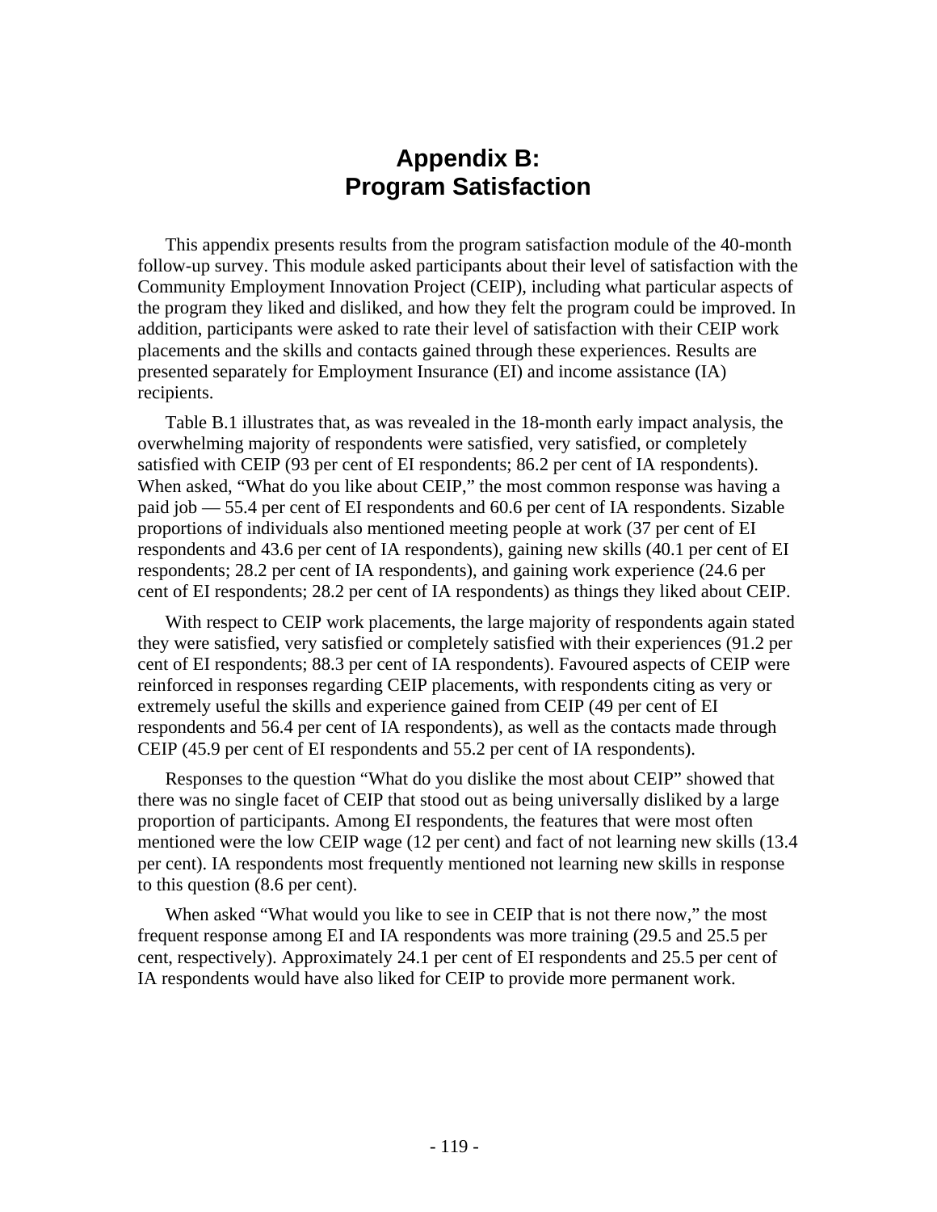# Appendix B: Program Satisfaction

This appendix presents results from the program satisfaction module of the 40-month follow-up survey. This module asked participants about their level of satisfaction with the Community Employment Innovation Project (CEIP), including what particular aspects of the program they liked and disliked, and how they felt the program could be improved. In addition, participants were asked to rate their level of satisfaction with their CEIP work placements and the skills and contacts gained through these experiences. Results are presented separately for Employment Insurance (EI) and income assistance (IA) recipients.

Table B.1 illustrates that, as was revealed in the 18-month early impact analysis, the overwhelming majority of respondents were satisfied, very satisfied, or completely satisfied with CEIP (93 per cent of EI respondents; 86.2 per cent of IA respondents). When asked, “What do you like about CEIP,” the most common response was having a paid job — 55.4 per cent of EI respondents and 60.6 per cent of IA respondents. Sizable proportions of individuals also mentioned meeting people at work (37 per cent of EI respondents and 43.6 per cent of IA respondents), gaining new skills (40.1 per cent of EI respondents; 28.2 per cent of IA respondents), and gaining work experience (24.6 per cent of EI respondents; 28.2 per cent of IA respondents) as things they liked about CEIP.

With respect to CEIP work placements, the large majority of respondents again stated they were satisfied, very satisfied or completely satisfied with their experiences (91.2 per cent of EI respondents; 88.3 per cent of IA respondents). Favoured aspects of CEIP were reinforced in responses regarding CEIP placements, with respondents citing as very or extremely useful the skills and experience gained from CEIP (49 per cent of EI respondents and 56.4 per cent of IA respondents), as well as the contacts made through CEIP (45.9 per cent of EI respondents and 55.2 per cent of IA respondents).

Responses to the question “What do you dislike the most about CEIP” showed that there was no single facet of CEIP that stood out as being universally disliked by a large proportion of participants. Among EI respondents, the features that were most often mentioned were the low CEIP wage (12 per cent) and fact of not learning new skills (13.4 per cent). IA respondents most frequently mentioned not learning new skills in response to this question (8.6 per cent).

When asked “What would you like to see in CEIP that is not there now,” the most frequent response among EI and IA respondents was more training (29.5 and 25.5 per cent, respectively). Approximately 24.1 per cent of EI respondents and 25.5 per cent of IA respondents would have also liked for CEIP to provide more permanent work.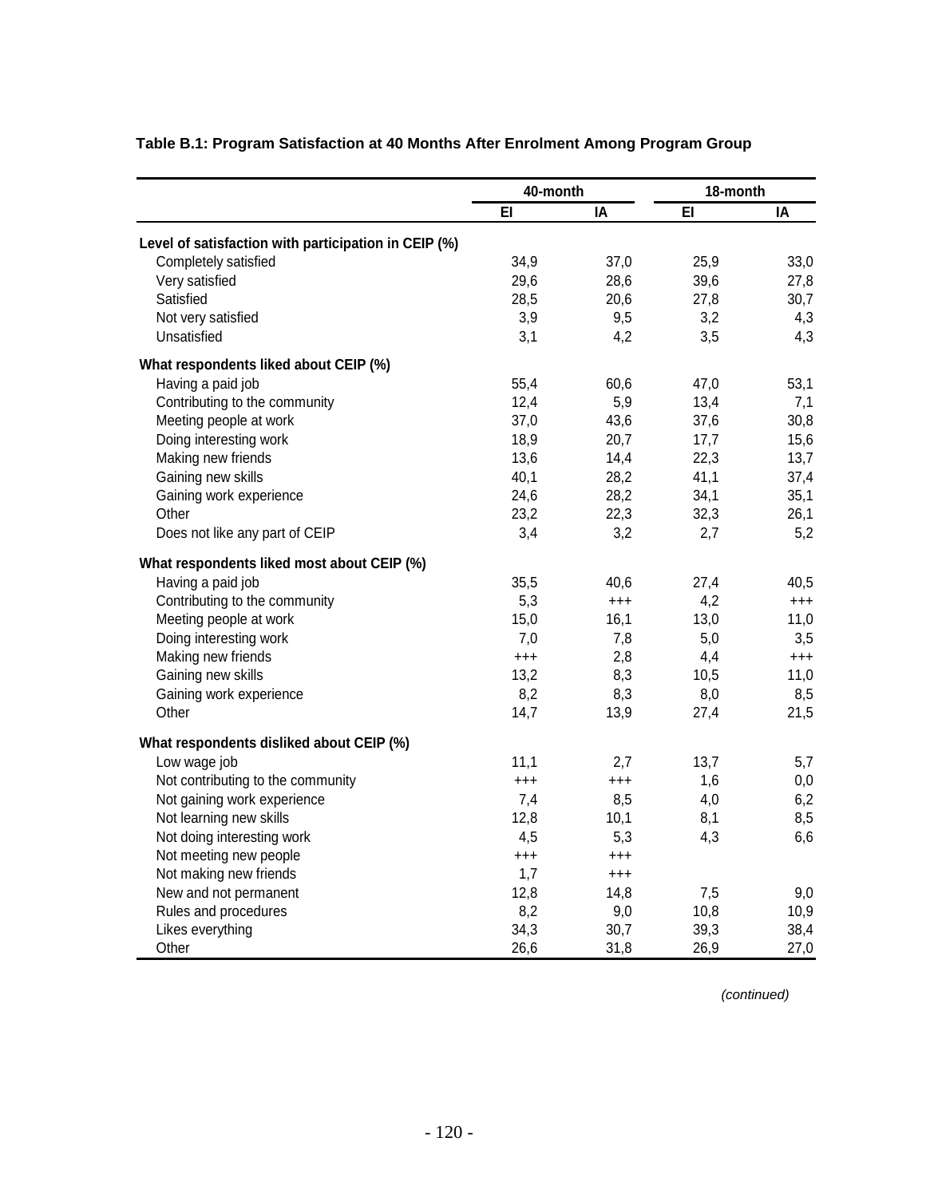**Table B.1: Program Satisfaction at 40 Months After Enrolment Among Program Group**

| | 40-month | | 18-month | |
|---|---|---|---|---|
| | EI | IA | EI | IA |
| **Level of satisfaction with participation in CEIP (%)** | | | | |
| Completely satisfied | 34,9 | 37,0 | 25,9 | 33,0 |
| Very satisfied | 29,6 | 28,6 | 39,6 | 27,8 |
| Satisfied | 28,5 | 20,6 | 27,8 | 30,7 |
| Not very satisfied | 3,9 | 9,5 | 3,2 | 4,3 |
| Unsatisfied | 3,1 | 4,2 | 3,5 | 4,3 |
| **What respondents liked about CEIP (%)** | | | | |
| Having a paid job | 55,4 | 60,6 | 47,0 | 53,1 |
| Contributing to the community | 12,4 | 5,9 | 13,4 | 7,1 |
| Meeting people at work | 37,0 | 43,6 | 37,6 | 30,8 |
| Doing interesting work | 18,9 | 20,7 | 17,7 | 15,6 |
| Making new friends | 13,6 | 14,4 | 22,3 | 13,7 |
| Gaining new skills | 40,1 | 28,2 | 41,1 | 37,4 |
| Gaining work experience | 24,6 | 28,2 | 34,1 | 35,1 |
| Other | 23,2 | 22,3 | 32,3 | 26,1 |
| Does not like any part of CEIP | 3,4 | 3,2 | 2,7 | 5,2 |
| **What respondents liked most about CEIP (%)** | | | | |
| Having a paid job | 35,5 | 40,6 | 27,4 | 40,5 |
| Contributing to the community | 5,3 | +++ | 4,2 | +++ |
| Meeting people at work | 15,0 | 16,1 | 13,0 | 11,0 |
| Doing interesting work | 7,0 | 7,8 | 5,0 | 3,5 |
| Making new friends | +++ | 2,8 | 4,4 | +++ |
| Gaining new skills | 13,2 | 8,3 | 10,5 | 11,0 |
| Gaining work experience | 8,2 | 8,3 | 8,0 | 8,5 |
| Other | 14,7 | 13,9 | 27,4 | 21,5 |
| **What respondents disliked about CEIP (%)** | | | | |
| Low wage job | 11,1 | 2,7 | 13,7 | 5,7 |
| Not contributing to the community | +++ | +++ | 1,6 | 0,0 |
| Not gaining work experience | 7,4 | 8,5 | 4,0 | 6,2 |
| Not learning new skills | 12,8 | 10,1 | 8,1 | 8,5 |
| Not doing interesting work | 4,5 | 5,3 | 4,3 | 6,6 |
| Not meeting new people | +++ | +++ | | |
| Not making new friends | 1,7 | +++ | | |
| New and not permanent | 12,8 | 14,8 | 7,5 | 9,0 |
| Rules and procedures | 8,2 | 9,0 | 10,8 | 10,9 |
| Likes everything | 34,3 | 30,7 | 39,3 | 38,4 |
| Other | 26,6 | 31,8 | 26,9 | 27,0 |

*(continued)*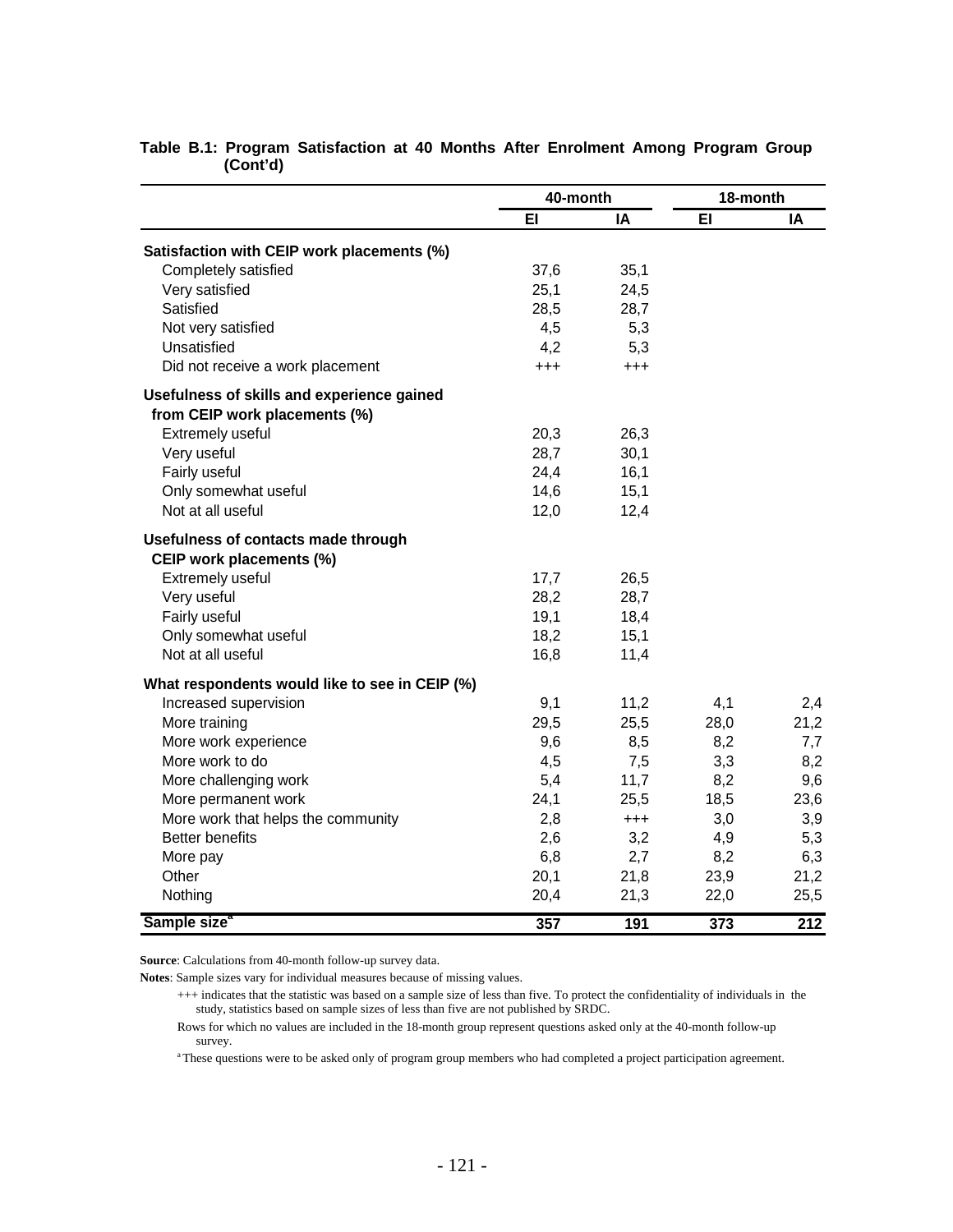**Table B.1: Program Satisfaction at 40 Months After Enrolment Among Program Group (Cont'd)**

| | 40-month | | 18-month | |
|---|---|---|---|---|
| | EI | IA | EI | IA |
| **Satisfaction with CEIP work placements (%)** | | | | |
| Completely satisfied | 37,6 | 35,1 | | |
| Very satisfied | 25,1 | 24,5 | | |
| Satisfied | 28,5 | 28,7 | | |
| Not very satisfied | 4,5 | 5,3 | | |
| Unsatisfied | 4,2 | 5,3 | | |
| Did not receive a work placement | +++ | +++ | | |
| **Usefulness of skills and experience gained from CEIP work placements (%)** | | | | |
| Extremely useful | 20,3 | 26,3 | | |
| Very useful | 28,7 | 30,1 | | |
| Fairly useful | 24,4 | 16,1 | | |
| Only somewhat useful | 14,6 | 15,1 | | |
| Not at all useful | 12,0 | 12,4 | | |
| **Usefulness of contacts made through CEIP work placements (%)** | | | | |
| Extremely useful | 17,7 | 26,5 | | |
| Very useful | 28,2 | 28,7 | | |
| Fairly useful | 19,1 | 18,4 | | |
| Only somewhat useful | 18,2 | 15,1 | | |
| Not at all useful | 16,8 | 11,4 | | |
| **What respondents would like to see in CEIP (%)** | | | | |
| Increased supervision | 9,1 | 11,2 | 4,1 | 2,4 |
| More training | 29,5 | 25,5 | 28,0 | 21,2 |
| More work experience | 9,6 | 8,5 | 8,2 | 7,7 |
| More work to do | 4,5 | 7,5 | 3,3 | 8,2 |
| More challenging work | 5,4 | 11,7 | 8,2 | 9,6 |
| More permanent work | 24,1 | 25,5 | 18,5 | 23,6 |
| More work that helps the community | 2,8 | +++ | 3,0 | 3,9 |
| Better benefits | 2,6 | 3,2 | 4,9 | 5,3 |
| More pay | 6,8 | 2,7 | 8,2 | 6,3 |
| Other | 20,1 | 21,8 | 23,9 | 21,2 |
| Nothing | 20,4 | 21,3 | 22,0 | 25,5 |
| **Sample size[a]** | **357** | **191** | **373** | **212** |

**Source**: Calculations from 40-month follow-up survey data.

**Notes**: Sample sizes vary for individual measures because of missing values.

+++ indicates that the statistic was based on a sample size of less than five. To protect the confidentiality of individuals in the study, statistics based on sample sizes of less than five are not published by SRDC.

Rows for which no values are included in the 18-month group represent questions asked only at the 40-month follow-up survey.

[a] These questions were to be asked only of program group members who had completed a project participation agreement.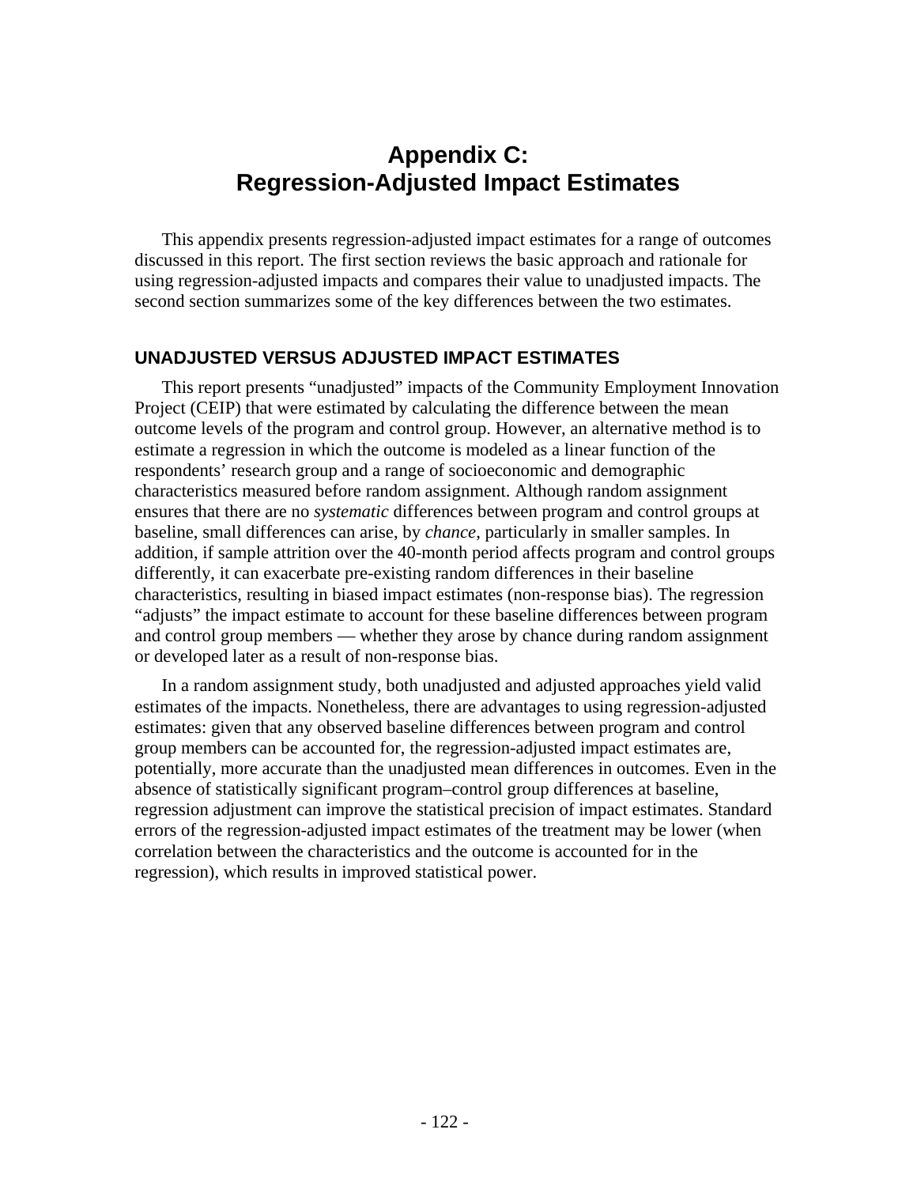# Appendix C: Regression-Adjusted Impact Estimates

This appendix presents regression-adjusted impact estimates for a range of outcomes discussed in this report. The first section reviews the basic approach and rationale for using regression-adjusted impacts and compares their value to unadjusted impacts. The second section summarizes some of the key differences between the two estimates.

## UNADJUSTED VERSUS ADJUSTED IMPACT ESTIMATES

This report presents "unadjusted" impacts of the Community Employment Innovation Project (CEIP) that were estimated by calculating the difference between the mean outcome levels of the program and control group. However, an alternative method is to estimate a regression in which the outcome is modeled as a linear function of the respondents' research group and a range of socioeconomic and demographic characteristics measured before random assignment. Although random assignment ensures that there are no *systematic* differences between program and control groups at baseline, small differences can arise, by *chance*, particularly in smaller samples. In addition, if sample attrition over the 40-month period affects program and control groups differently, it can exacerbate pre-existing random differences in their baseline characteristics, resulting in biased impact estimates (non-response bias). The regression "adjusts" the impact estimate to account for these baseline differences between program and control group members — whether they arose by chance during random assignment or developed later as a result of non-response bias.

In a random assignment study, both unadjusted and adjusted approaches yield valid estimates of the impacts. Nonetheless, there are advantages to using regression-adjusted estimates: given that any observed baseline differences between program and control group members can be accounted for, the regression-adjusted impact estimates are, potentially, more accurate than the unadjusted mean differences in outcomes. Even in the absence of statistically significant program–control group differences at baseline, regression adjustment can improve the statistical precision of impact estimates. Standard errors of the regression-adjusted impact estimates of the treatment may be lower (when correlation between the characteristics and the outcome is accounted for in the regression), which results in improved statistical power.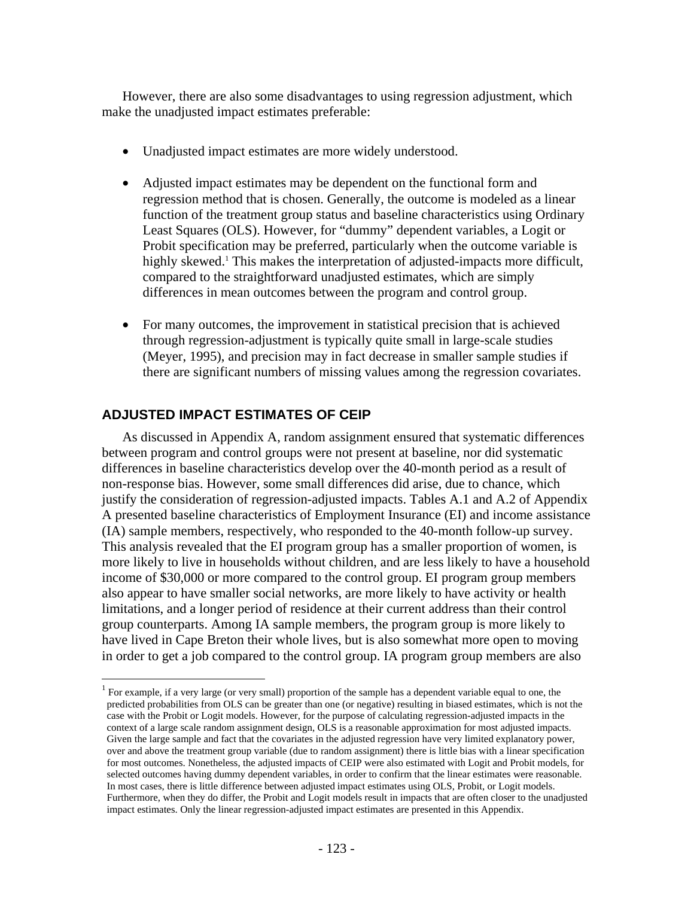However, there are also some disadvantages to using regression adjustment, which make the unadjusted impact estimates preferable:

- Unadjusted impact estimates are more widely understood.
- Adjusted impact estimates may be dependent on the functional form and regression method that is chosen. Generally, the outcome is modeled as a linear function of the treatment group status and baseline characteristics using Ordinary Least Squares (OLS). However, for "dummy" dependent variables, a Logit or Probit specification may be preferred, particularly when the outcome variable is highly skewed.[1] This makes the interpretation of adjusted-impacts more difficult, compared to the straightforward unadjusted estimates, which are simply differences in mean outcomes between the program and control group.
- For many outcomes, the improvement in statistical precision that is achieved through regression-adjustment is typically quite small in large-scale studies (Meyer, 1995), and precision may in fact decrease in smaller sample studies if there are significant numbers of missing values among the regression covariates.

## ADJUSTED IMPACT ESTIMATES OF CEIP

As discussed in Appendix A, random assignment ensured that systematic differences between program and control groups were not present at baseline, nor did systematic differences in baseline characteristics develop over the 40-month period as a result of non-response bias. However, some small differences did arise, due to chance, which justify the consideration of regression-adjusted impacts. Tables A.1 and A.2 of Appendix A presented baseline characteristics of Employment Insurance (EI) and income assistance (IA) sample members, respectively, who responded to the 40-month follow-up survey. This analysis revealed that the EI program group has a smaller proportion of women, is more likely to live in households without children, and are less likely to have a household income of $30,000 or more compared to the control group. EI program group members also appear to have smaller social networks, are more likely to have activity or health limitations, and a longer period of residence at their current address than their control group counterparts. Among IA sample members, the program group is more likely to have lived in Cape Breton their whole lives, but is also somewhat more open to moving in order to get a job compared to the control group. IA program group members are also

---

[1] For example, if a very large (or very small) proportion of the sample has a dependent variable equal to one, the predicted probabilities from OLS can be greater than one (or negative) resulting in biased estimates, which is not the case with the Probit or Logit models. However, for the purpose of calculating regression-adjusted impacts in the context of a large scale random assignment design, OLS is a reasonable approximation for most adjusted impacts. Given the large sample and fact that the covariates in the adjusted regression have very limited explanatory power, over and above the treatment group variable (due to random assignment) there is little bias with a linear specification for most outcomes. Nonetheless, the adjusted impacts of CEIP were also estimated with Logit and Probit models, for selected outcomes having dummy dependent variables, in order to confirm that the linear estimates were reasonable. In most cases, there is little difference between adjusted impact estimates using OLS, Probit, or Logit models. Furthermore, when they do differ, the Probit and Logit models result in impacts that are often closer to the unadjusted impact estimates. Only the linear regression-adjusted impact estimates are presented in this Appendix.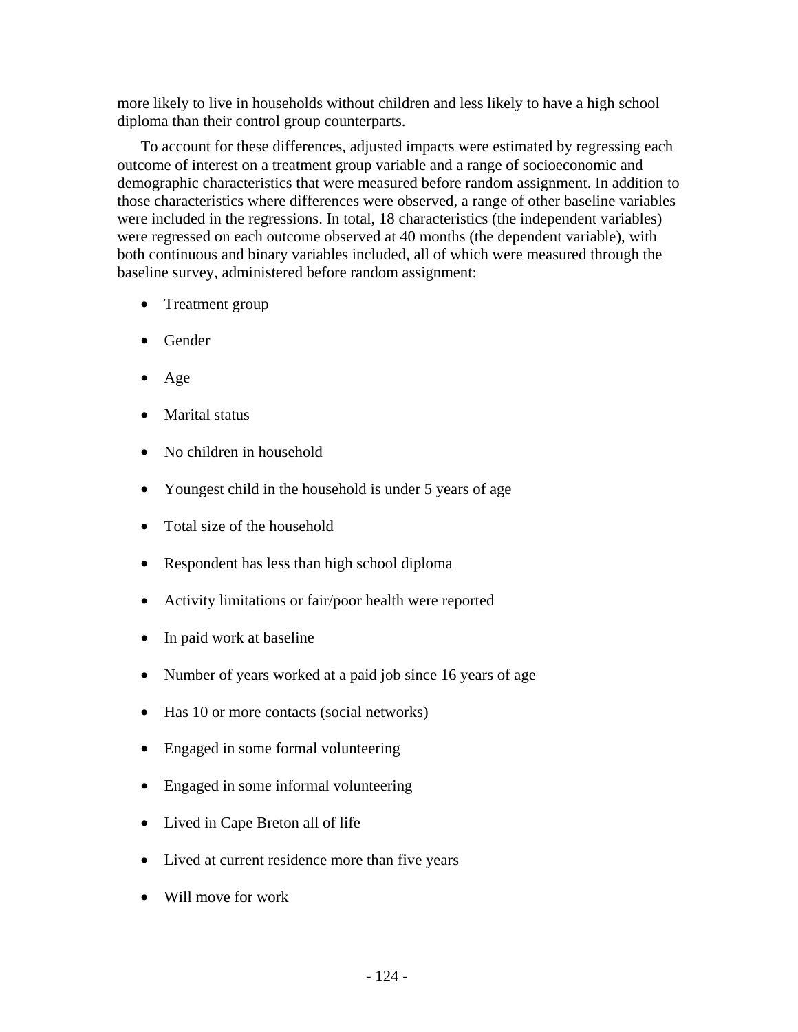more likely to live in households without children and less likely to have a high school diploma than their control group counterparts.

To account for these differences, adjusted impacts were estimated by regressing each outcome of interest on a treatment group variable and a range of socioeconomic and demographic characteristics that were measured before random assignment. In addition to those characteristics where differences were observed, a range of other baseline variables were included in the regressions. In total, 18 characteristics (the independent variables) were regressed on each outcome observed at 40 months (the dependent variable), with both continuous and binary variables included, all of which were measured through the baseline survey, administered before random assignment:

- Treatment group
- Gender
- Age
- Marital status
- No children in household
- Youngest child in the household is under 5 years of age
- Total size of the household
- Respondent has less than high school diploma
- Activity limitations or fair/poor health were reported
- In paid work at baseline
- Number of years worked at a paid job since 16 years of age
- Has 10 or more contacts (social networks)
- Engaged in some formal volunteering
- Engaged in some informal volunteering
- Lived in Cape Breton all of life
- Lived at current residence more than five years
- Will move for work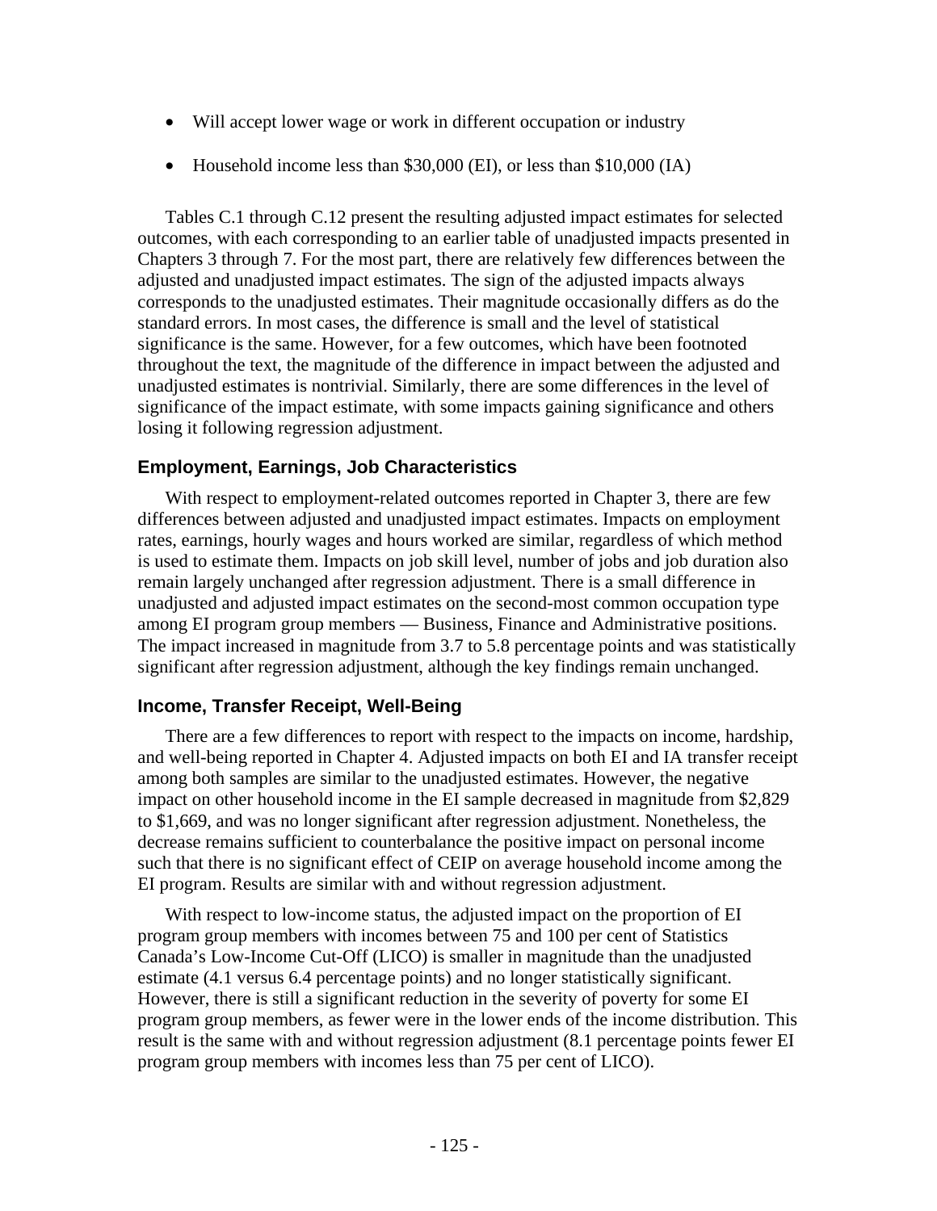- Will accept lower wage or work in different occupation or industry
- Household income less than $30,000 (EI), or less than $10,000 (IA)

Tables C.1 through C.12 present the resulting adjusted impact estimates for selected outcomes, with each corresponding to an earlier table of unadjusted impacts presented in Chapters 3 through 7. For the most part, there are relatively few differences between the adjusted and unadjusted impact estimates. The sign of the adjusted impacts always corresponds to the unadjusted estimates. Their magnitude occasionally differs as do the standard errors. In most cases, the difference is small and the level of statistical significance is the same. However, for a few outcomes, which have been footnoted throughout the text, the magnitude of the difference in impact between the adjusted and unadjusted estimates is nontrivial. Similarly, there are some differences in the level of significance of the impact estimate, with some impacts gaining significance and others losing it following regression adjustment.

### Employment, Earnings, Job Characteristics

With respect to employment-related outcomes reported in Chapter 3, there are few differences between adjusted and unadjusted impact estimates. Impacts on employment rates, earnings, hourly wages and hours worked are similar, regardless of which method is used to estimate them. Impacts on job skill level, number of jobs and job duration also remain largely unchanged after regression adjustment. There is a small difference in unadjusted and adjusted impact estimates on the second-most common occupation type among EI program group members — Business, Finance and Administrative positions. The impact increased in magnitude from 3.7 to 5.8 percentage points and was statistically significant after regression adjustment, although the key findings remain unchanged.

### Income, Transfer Receipt, Well-Being

There are a few differences to report with respect to the impacts on income, hardship, and well-being reported in Chapter 4. Adjusted impacts on both EI and IA transfer receipt among both samples are similar to the unadjusted estimates. However, the negative impact on other household income in the EI sample decreased in magnitude from $2,829 to $1,669, and was no longer significant after regression adjustment. Nonetheless, the decrease remains sufficient to counterbalance the positive impact on personal income such that there is no significant effect of CEIP on average household income among the EI program. Results are similar with and without regression adjustment.

With respect to low-income status, the adjusted impact on the proportion of EI program group members with incomes between 75 and 100 per cent of Statistics Canada's Low-Income Cut-Off (LICO) is smaller in magnitude than the unadjusted estimate (4.1 versus 6.4 percentage points) and no longer statistically significant. However, there is still a significant reduction in the severity of poverty for some EI program group members, as fewer were in the lower ends of the income distribution. This result is the same with and without regression adjustment (8.1 percentage points fewer EI program group members with incomes less than 75 per cent of LICO).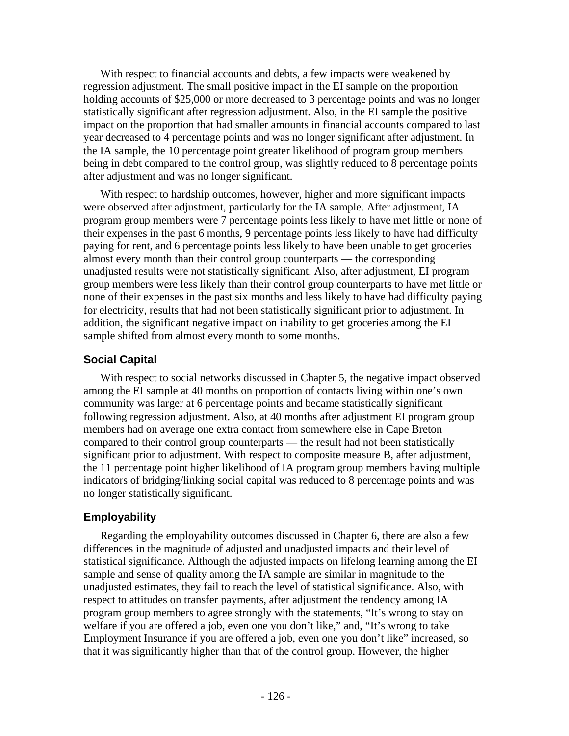With respect to financial accounts and debts, a few impacts were weakened by regression adjustment. The small positive impact in the EI sample on the proportion holding accounts of $25,000 or more decreased to 3 percentage points and was no longer statistically significant after regression adjustment. Also, in the EI sample the positive impact on the proportion that had smaller amounts in financial accounts compared to last year decreased to 4 percentage points and was no longer significant after adjustment. In the IA sample, the 10 percentage point greater likelihood of program group members being in debt compared to the control group, was slightly reduced to 8 percentage points after adjustment and was no longer significant.

With respect to hardship outcomes, however, higher and more significant impacts were observed after adjustment, particularly for the IA sample. After adjustment, IA program group members were 7 percentage points less likely to have met little or none of their expenses in the past 6 months, 9 percentage points less likely to have had difficulty paying for rent, and 6 percentage points less likely to have been unable to get groceries almost every month than their control group counterparts — the corresponding unadjusted results were not statistically significant. Also, after adjustment, EI program group members were less likely than their control group counterparts to have met little or none of their expenses in the past six months and less likely to have had difficulty paying for electricity, results that had not been statistically significant prior to adjustment. In addition, the significant negative impact on inability to get groceries among the EI sample shifted from almost every month to some months.

### Social Capital

With respect to social networks discussed in Chapter 5, the negative impact observed among the EI sample at 40 months on proportion of contacts living within one's own community was larger at 6 percentage points and became statistically significant following regression adjustment. Also, at 40 months after adjustment EI program group members had on average one extra contact from somewhere else in Cape Breton compared to their control group counterparts — the result had not been statistically significant prior to adjustment. With respect to composite measure B, after adjustment, the 11 percentage point higher likelihood of IA program group members having multiple indicators of bridging/linking social capital was reduced to 8 percentage points and was no longer statistically significant.

### Employability

Regarding the employability outcomes discussed in Chapter 6, there are also a few differences in the magnitude of adjusted and unadjusted impacts and their level of statistical significance. Although the adjusted impacts on lifelong learning among the EI sample and sense of quality among the IA sample are similar in magnitude to the unadjusted estimates, they fail to reach the level of statistical significance. Also, with respect to attitudes on transfer payments, after adjustment the tendency among IA program group members to agree strongly with the statements, "It's wrong to stay on welfare if you are offered a job, even one you don't like," and, "It's wrong to take Employment Insurance if you are offered a job, even one you don't like" increased, so that it was significantly higher than that of the control group. However, the higher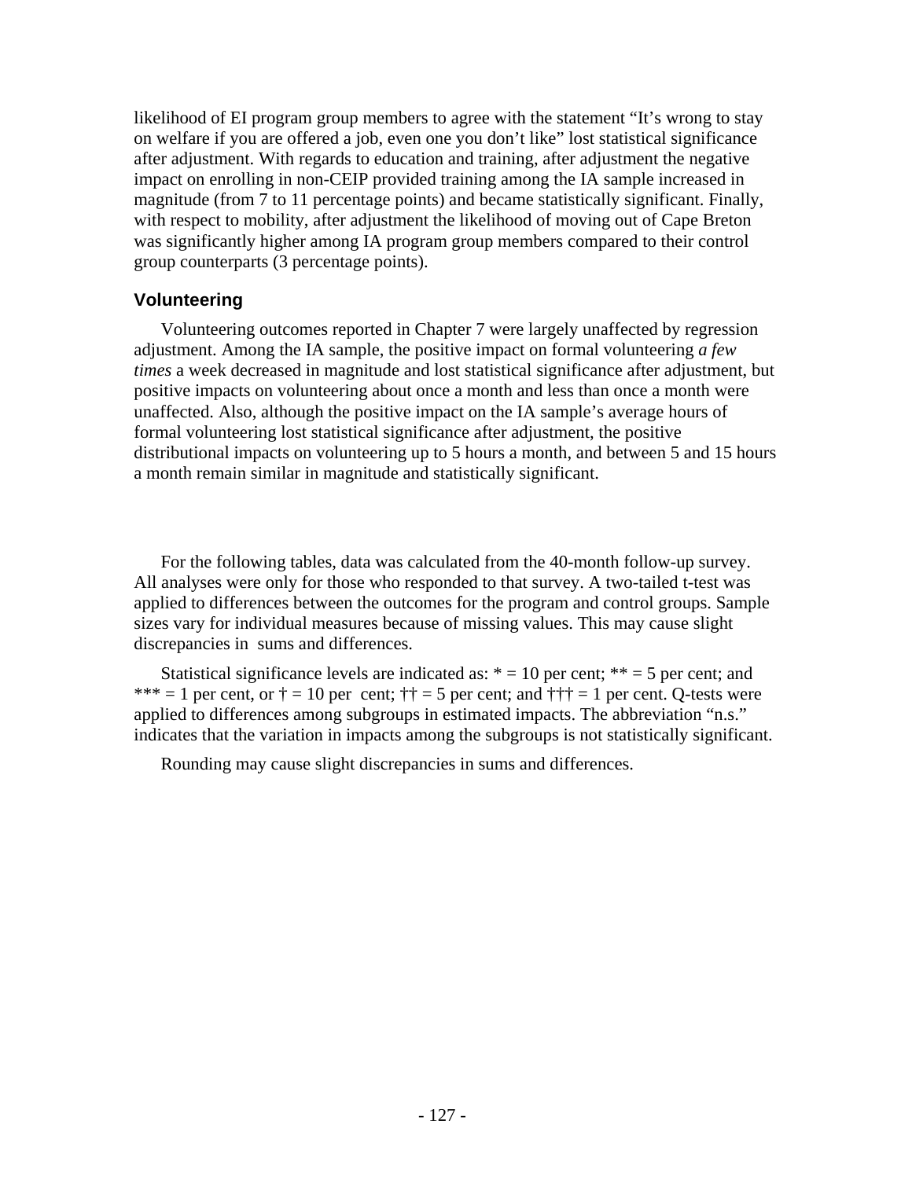likelihood of EI program group members to agree with the statement "It's wrong to stay on welfare if you are offered a job, even one you don't like" lost statistical significance after adjustment. With regards to education and training, after adjustment the negative impact on enrolling in non-CEIP provided training among the IA sample increased in magnitude (from 7 to 11 percentage points) and became statistically significant. Finally, with respect to mobility, after adjustment the likelihood of moving out of Cape Breton was significantly higher among IA program group members compared to their control group counterparts (3 percentage points).

### Volunteering

Volunteering outcomes reported in Chapter 7 were largely unaffected by regression adjustment. Among the IA sample, the positive impact on formal volunteering *a few times* a week decreased in magnitude and lost statistical significance after adjustment, but positive impacts on volunteering about once a month and less than once a month were unaffected. Also, although the positive impact on the IA sample's average hours of formal volunteering lost statistical significance after adjustment, the positive distributional impacts on volunteering up to 5 hours a month, and between 5 and 15 hours a month remain similar in magnitude and statistically significant.

For the following tables, data was calculated from the 40-month follow-up survey. All analyses were only for those who responded to that survey. A two-tailed t-test was applied to differences between the outcomes for the program and control groups. Sample sizes vary for individual measures because of missing values. This may cause slight discrepancies in sums and differences.

Statistical significance levels are indicated as: * = 10 per cent; ** = 5 per cent; and *** = 1 per cent, or † = 10 per cent; †† = 5 per cent; and ††† = 1 per cent. Q-tests were applied to differences among subgroups in estimated impacts. The abbreviation "n.s." indicates that the variation in impacts among the subgroups is not statistically significant.

Rounding may cause slight discrepancies in sums and differences.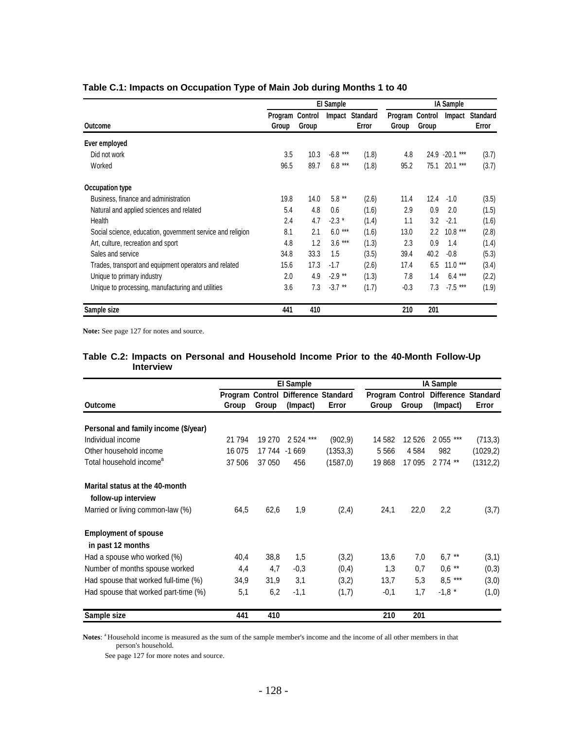### Table C.1: Impacts on Occupation Type of Main Job during Months 1 to 40

| | EI Sample | | | | IA Sample | | | |
|---|---|---|---|---|---|---|---|---|
| Outcome | Program Group | Control Group | Impact | Standard Error | Program Group | Control Group | Impact | Standard Error |
| **Ever employed** | | | | | | | | |
| Did not work | 3.5 | 10.3 | -6.8 *** | (1.8) | 4.8 | 24.9 | -20.1 *** | (3.7) |
| Worked | 96.5 | 89.7 | 6.8 *** | (1.8) | 95.2 | 75.1 | 20.1 *** | (3.7) |
| **Occupation type** | | | | | | | | |
| Business, finance and administration | 19.8 | 14.0 | 5.8 ** | (2.6) | 11.4 | 12.4 | -1.0 | (3.5) |
| Natural and applied sciences and related | 5.4 | 4.8 | 0.6 | (1.6) | 2.9 | 0.9 | 2.0 | (1.5) |
| Health | 2.4 | 4.7 | -2.3 * | (1.4) | 1.1 | 3.2 | -2.1 | (1.6) |
| Social science, education, government service and religion | 8.1 | 2.1 | 6.0 *** | (1.6) | 13.0 | 2.2 | 10.8 *** | (2.8) |
| Art, culture, recreation and sport | 4.8 | 1.2 | 3.6 *** | (1.3) | 2.3 | 0.9 | 1.4 | (1.4) |
| Sales and service | 34.8 | 33.3 | 1.5 | (3.5) | 39.4 | 40.2 | -0.8 | (5.3) |
| Trades, transport and equipment operators and related | 15.6 | 17.3 | -1.7 | (2.6) | 17.4 | 6.5 | 11.0 *** | (3.4) |
| Unique to primary industry | 2.0 | 4.9 | -2.9 ** | (1.3) | 7.8 | 1.4 | 6.4 *** | (2.2) |
| Unique to processing, manufacturing and utilities | 3.6 | 7.3 | -3.7 ** | (1.7) | -0.3 | 7.3 | -7.5 *** | (1.9) |
| **Sample size** | **441** | **410** | | | **210** | **201** | | |

**Note:** See page 127 for notes and source.

### Table C.2: Impacts on Personal and Household Income Prior to the 40-Month Follow-Up Interview

| | EI Sample | | | | IA Sample | | | |
|---|---|---|---|---|---|---|---|---|
| Outcome | Program Group | Control Group | Difference (Impact) | Standard Error | Program Group | Control Group | Difference (Impact) | Standard Error |
| **Personal and family income ($/year)** | | | | | | | | |
| Individual income | 21 794 | 19 270 | 2 524 *** | (902,9) | 14 582 | 12 526 | 2 055 *** | (713,3) |
| Other household income | 16 075 | 17 744 | -1 669 | (1353,3) | 5 566 | 4 584 | 982 | (1029,2) |
| Total household income[a] | 37 506 | 37 050 | 456 | (1587,0) | 19 868 | 17 095 | 2 774 ** | (1312,2) |
| **Marital status at the 40-month follow-up interview** | | | | | | | | |
| Married or living common-law (%) | 64,5 | 62,6 | 1,9 | (2,4) | 24,1 | 22,0 | 2,2 | (3,7) |
| **Employment of spouse in past 12 months** | | | | | | | | |
| Had a spouse who worked (%) | 40,4 | 38,8 | 1,5 | (3,2) | 13,6 | 7,0 | 6,7 ** | (3,1) |
| Number of months spouse worked | 4,4 | 4,7 | -0,3 | (0,4) | 1,3 | 0,7 | 0,6 ** | (0,3) |
| Had spouse that worked full-time (%) | 34,9 | 31,9 | 3,1 | (3,2) | 13,7 | 5,3 | 8,5 *** | (3,0) |
| Had spouse that worked part-time (%) | 5,1 | 6,2 | -1,1 | (1,7) | -0,1 | 1,7 | -1,8 * | (1,0) |
| **Sample size** | **441** | **410** | | | **210** | **201** | | |

**Notes**: [a] Household income is measured as the sum of the sample member's income and the income of all other members in that person's household.

See page 127 for more notes and source.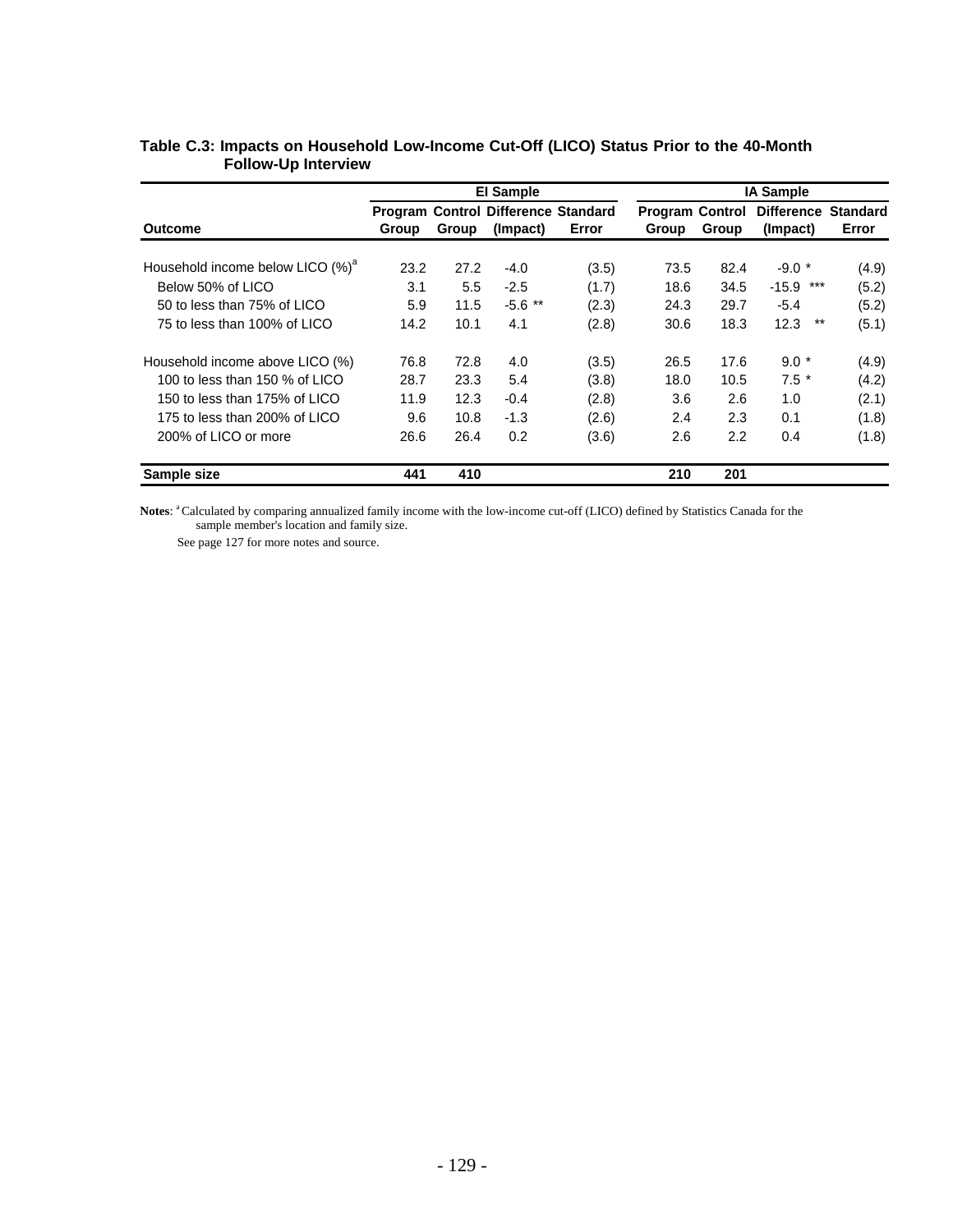**Table C.3: Impacts on Household Low-Income Cut-Off (LICO) Status Prior to the 40-Month Follow-Up Interview**

| Outcome | EI Sample | | | | IA Sample | | | |
|---|---|---|---|---|---|---|---|---|
| | Program Group | Control Group | Difference (Impact) | Standard Error | Program Group | Control Group | Difference (Impact) | Standard Error |
| Household income below LICO (%)[a] | 23.2 | 27.2 | -4.0 | (3.5) | 73.5 | 82.4 | -9.0 * | (4.9) |
| Below 50% of LICO | 3.1 | 5.5 | -2.5 | (1.7) | 18.6 | 34.5 | -15.9 *** | (5.2) |
| 50 to less than 75% of LICO | 5.9 | 11.5 | -5.6 ** | (2.3) | 24.3 | 29.7 | -5.4 | (5.2) |
| 75 to less than 100% of LICO | 14.2 | 10.1 | 4.1 | (2.8) | 30.6 | 18.3 | 12.3 ** | (5.1) |
| Household income above LICO (%) | 76.8 | 72.8 | 4.0 | (3.5) | 26.5 | 17.6 | 9.0 * | (4.9) |
| 100 to less than 150 % of LICO | 28.7 | 23.3 | 5.4 | (3.8) | 18.0 | 10.5 | 7.5 * | (4.2) |
| 150 to less than 175% of LICO | 11.9 | 12.3 | -0.4 | (2.8) | 3.6 | 2.6 | 1.0 | (2.1) |
| 175 to less than 200% of LICO | 9.6 | 10.8 | -1.3 | (2.6) | 2.4 | 2.3 | 0.1 | (1.8) |
| 200% of LICO or more | 26.6 | 26.4 | 0.2 | (3.6) | 2.6 | 2.2 | 0.4 | (1.8) |
| **Sample size** | **441** | **410** | | | **210** | **201** | | |

**Notes**: [a] Calculated by comparing annualized family income with the low-income cut-off (LICO) defined by Statistics Canada for the sample member's location and family size.

See page 127 for more notes and source.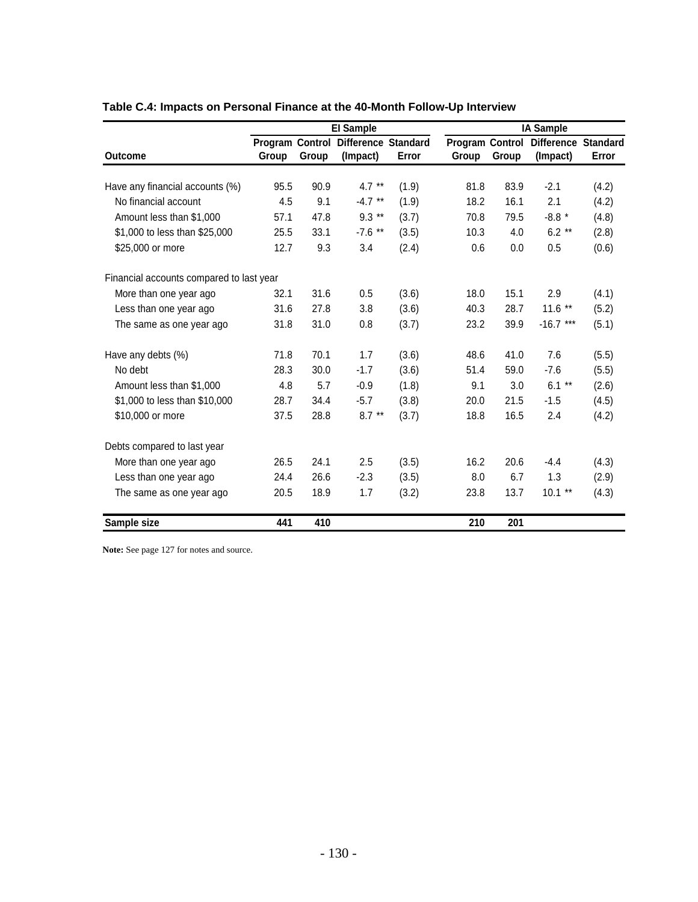**Table C.4: Impacts on Personal Finance at the 40-Month Follow-Up Interview**

| | EI Sample | | | | IA Sample | | | |
|---|---|---|---|---|---|---|---|---|
| Outcome | Program Group | Control Group | Difference (Impact) | Standard Error | Program Group | Control Group | Difference (Impact) | Standard Error |
| Have any financial accounts (%) | 95.5 | 90.9 | 4.7 ** | (1.9) | 81.8 | 83.9 | -2.1 | (4.2) |
| No financial account | 4.5 | 9.1 | -4.7 ** | (1.9) | 18.2 | 16.1 | 2.1 | (4.2) |
| Amount less than $1,000 | 57.1 | 47.8 | 9.3 ** | (3.7) | 70.8 | 79.5 | -8.8 * | (4.8) |
| $1,000 to less than $25,000 | 25.5 | 33.1 | -7.6 ** | (3.5) | 10.3 | 4.0 | 6.2 ** | (2.8) |
| $25,000 or more | 12.7 | 9.3 | 3.4 | (2.4) | 0.6 | 0.0 | 0.5 | (0.6) |
| Financial accounts compared to last year | | | | | | | | |
| More than one year ago | 32.1 | 31.6 | 0.5 | (3.6) | 18.0 | 15.1 | 2.9 | (4.1) |
| Less than one year ago | 31.6 | 27.8 | 3.8 | (3.6) | 40.3 | 28.7 | 11.6 ** | (5.2) |
| The same as one year ago | 31.8 | 31.0 | 0.8 | (3.7) | 23.2 | 39.9 | -16.7 *** | (5.1) |
| Have any debts (%) | 71.8 | 70.1 | 1.7 | (3.6) | 48.6 | 41.0 | 7.6 | (5.5) |
| No debt | 28.3 | 30.0 | -1.7 | (3.6) | 51.4 | 59.0 | -7.6 | (5.5) |
| Amount less than $1,000 | 4.8 | 5.7 | -0.9 | (1.8) | 9.1 | 3.0 | 6.1 ** | (2.6) |
| $1,000 to less than $10,000 | 28.7 | 34.4 | -5.7 | (3.8) | 20.0 | 21.5 | -1.5 | (4.5) |
| $10,000 or more | 37.5 | 28.8 | 8.7 ** | (3.7) | 18.8 | 16.5 | 2.4 | (4.2) |
| Debts compared to last year | | | | | | | | |
| More than one year ago | 26.5 | 24.1 | 2.5 | (3.5) | 16.2 | 20.6 | -4.4 | (4.3) |
| Less than one year ago | 24.4 | 26.6 | -2.3 | (3.5) | 8.0 | 6.7 | 1.3 | (2.9) |
| The same as one year ago | 20.5 | 18.9 | 1.7 | (3.2) | 23.8 | 13.7 | 10.1 ** | (4.3) |
| **Sample size** | **441** | **410** | | | **210** | **201** | | |

**Note:** See page 127 for notes and source.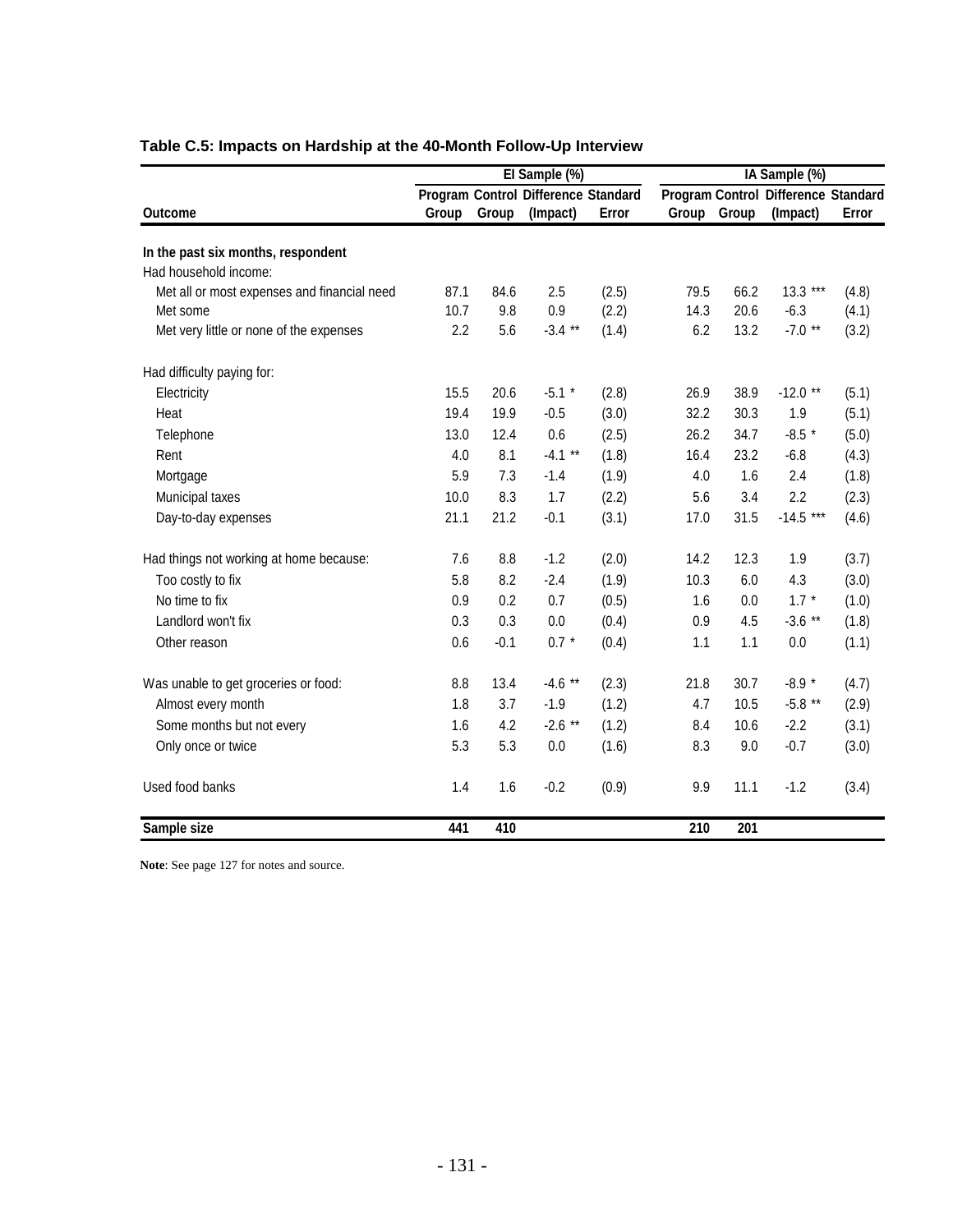## Table C.5: Impacts on Hardship at the 40-Month Follow-Up Interview

| | EI Sample (%) | | | | IA Sample (%) | | | |
|---|---|---|---|---|---|---|---|---|
| Outcome | Program Group | Control Group | Difference (Impact) | Standard Error | Program Group | Control Group | Difference (Impact) | Standard Error |
| **In the past six months, respondent** | | | | | | | | |
| Had household income: | | | | | | | | |
| Met all or most expenses and financial need | 87.1 | 84.6 | 2.5 | (2.5) | 79.5 | 66.2 | 13.3 *** | (4.8) |
| Met some | 10.7 | 9.8 | 0.9 | (2.2) | 14.3 | 20.6 | -6.3 | (4.1) |
| Met very little or none of the expenses | 2.2 | 5.6 | -3.4 ** | (1.4) | 6.2 | 13.2 | -7.0 ** | (3.2) |
| Had difficulty paying for: | | | | | | | | |
| Electricity | 15.5 | 20.6 | -5.1 * | (2.8) | 26.9 | 38.9 | -12.0 ** | (5.1) |
| Heat | 19.4 | 19.9 | -0.5 | (3.0) | 32.2 | 30.3 | 1.9 | (5.1) |
| Telephone | 13.0 | 12.4 | 0.6 | (2.5) | 26.2 | 34.7 | -8.5 * | (5.0) |
| Rent | 4.0 | 8.1 | -4.1 ** | (1.8) | 16.4 | 23.2 | -6.8 | (4.3) |
| Mortgage | 5.9 | 7.3 | -1.4 | (1.9) | 4.0 | 1.6 | 2.4 | (1.8) |
| Municipal taxes | 10.0 | 8.3 | 1.7 | (2.2) | 5.6 | 3.4 | 2.2 | (2.3) |
| Day-to-day expenses | 21.1 | 21.2 | -0.1 | (3.1) | 17.0 | 31.5 | -14.5 *** | (4.6) |
| Had things not working at home because: | 7.6 | 8.8 | -1.2 | (2.0) | 14.2 | 12.3 | 1.9 | (3.7) |
| Too costly to fix | 5.8 | 8.2 | -2.4 | (1.9) | 10.3 | 6.0 | 4.3 | (3.0) |
| No time to fix | 0.9 | 0.2 | 0.7 | (0.5) | 1.6 | 0.0 | 1.7 * | (1.0) |
| Landlord won't fix | 0.3 | 0.3 | 0.0 | (0.4) | 0.9 | 4.5 | -3.6 ** | (1.8) |
| Other reason | 0.6 | -0.1 | 0.7 * | (0.4) | 1.1 | 1.1 | 0.0 | (1.1) |
| Was unable to get groceries or food: | 8.8 | 13.4 | -4.6 ** | (2.3) | 21.8 | 30.7 | -8.9 * | (4.7) |
| Almost every month | 1.8 | 3.7 | -1.9 | (1.2) | 4.7 | 10.5 | -5.8 ** | (2.9) |
| Some months but not every | 1.6 | 4.2 | -2.6 ** | (1.2) | 8.4 | 10.6 | -2.2 | (3.1) |
| Only once or twice | 5.3 | 5.3 | 0.0 | (1.6) | 8.3 | 9.0 | -0.7 | (3.0) |
| Used food banks | 1.4 | 1.6 | -0.2 | (0.9) | 9.9 | 11.1 | -1.2 | (3.4) |
| **Sample size** | **441** | **410** | | | **210** | **201** | | |

**Note**: See page 127 for notes and source.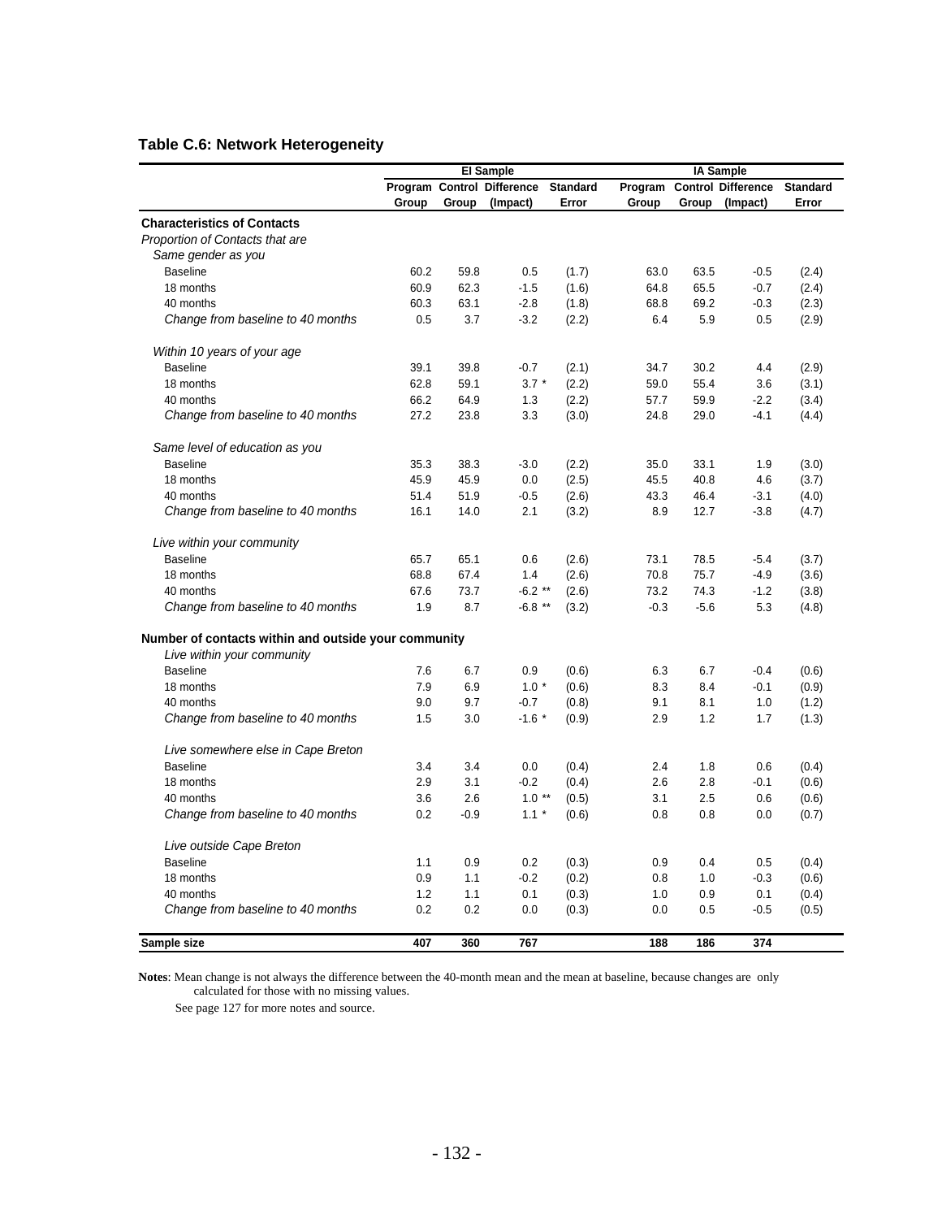## Table C.6: Network Heterogeneity

| | EI Sample | | | | IA Sample | | | |
|---|---|---|---|---|---|---|---|---|
| | Program Group | Control Group | Difference (Impact) | Standard Error | Program Group | Control Group | Difference (Impact) | Standard Error |
| **Characteristics of Contacts** | | | | | | | | |
| *Proportion of Contacts that are* | | | | | | | | |
| *Same gender as you* | | | | | | | | |
| Baseline | 60.2 | 59.8 | 0.5 | (1.7) | 63.0 | 63.5 | -0.5 | (2.4) |
| 18 months | 60.9 | 62.3 | -1.5 | (1.6) | 64.8 | 65.5 | -0.7 | (2.4) |
| 40 months | 60.3 | 63.1 | -2.8 | (1.8) | 68.8 | 69.2 | -0.3 | (2.3) |
| *Change from baseline to 40 months* | 0.5 | 3.7 | -3.2 | (2.2) | 6.4 | 5.9 | 0.5 | (2.9) |
| *Within 10 years of your age* | | | | | | | | |
| Baseline | 39.1 | 39.8 | -0.7 | (2.1) | 34.7 | 30.2 | 4.4 | (2.9) |
| 18 months | 62.8 | 59.1 | 3.7 * | (2.2) | 59.0 | 55.4 | 3.6 | (3.1) |
| 40 months | 66.2 | 64.9 | 1.3 | (2.2) | 57.7 | 59.9 | -2.2 | (3.4) |
| *Change from baseline to 40 months* | 27.2 | 23.8 | 3.3 | (3.0) | 24.8 | 29.0 | -4.1 | (4.4) |
| *Same level of education as you* | | | | | | | | |
| Baseline | 35.3 | 38.3 | -3.0 | (2.2) | 35.0 | 33.1 | 1.9 | (3.0) |
| 18 months | 45.9 | 45.9 | 0.0 | (2.5) | 45.5 | 40.8 | 4.6 | (3.7) |
| 40 months | 51.4 | 51.9 | -0.5 | (2.6) | 43.3 | 46.4 | -3.1 | (4.0) |
| *Change from baseline to 40 months* | 16.1 | 14.0 | 2.1 | (3.2) | 8.9 | 12.7 | -3.8 | (4.7) |
| *Live within your community* | | | | | | | | |
| Baseline | 65.7 | 65.1 | 0.6 | (2.6) | 73.1 | 78.5 | -5.4 | (3.7) |
| 18 months | 68.8 | 67.4 | 1.4 | (2.6) | 70.8 | 75.7 | -4.9 | (3.6) |
| 40 months | 67.6 | 73.7 | -6.2 ** | (2.6) | 73.2 | 74.3 | -1.2 | (3.8) |
| *Change from baseline to 40 months* | 1.9 | 8.7 | -6.8 ** | (3.2) | -0.3 | -5.6 | 5.3 | (4.8) |
| **Number of contacts within and outside your community** | | | | | | | | |
| *Live within your community* | | | | | | | | |
| Baseline | 7.6 | 6.7 | 0.9 | (0.6) | 6.3 | 6.7 | -0.4 | (0.6) |
| 18 months | 7.9 | 6.9 | 1.0 * | (0.6) | 8.3 | 8.4 | -0.1 | (0.9) |
| 40 months | 9.0 | 9.7 | -0.7 | (0.8) | 9.1 | 8.1 | 1.0 | (1.2) |
| *Change from baseline to 40 months* | 1.5 | 3.0 | -1.6 * | (0.9) | 2.9 | 1.2 | 1.7 | (1.3) |
| *Live somewhere else in Cape Breton* | | | | | | | | |
| Baseline | 3.4 | 3.4 | 0.0 | (0.4) | 2.4 | 1.8 | 0.6 | (0.4) |
| 18 months | 2.9 | 3.1 | -0.2 | (0.4) | 2.6 | 2.8 | -0.1 | (0.6) |
| 40 months | 3.6 | 2.6 | 1.0 ** | (0.5) | 3.1 | 2.5 | 0.6 | (0.6) |
| *Change from baseline to 40 months* | 0.2 | -0.9 | 1.1 * | (0.6) | 0.8 | 0.8 | 0.0 | (0.7) |
| *Live outside Cape Breton* | | | | | | | | |
| Baseline | 1.1 | 0.9 | 0.2 | (0.3) | 0.9 | 0.4 | 0.5 | (0.4) |
| 18 months | 0.9 | 1.1 | -0.2 | (0.2) | 0.8 | 1.0 | -0.3 | (0.6) |
| 40 months | 1.2 | 1.1 | 0.1 | (0.3) | 1.0 | 0.9 | 0.1 | (0.4) |
| *Change from baseline to 40 months* | 0.2 | 0.2 | 0.0 | (0.3) | 0.0 | 0.5 | -0.5 | (0.5) |
| **Sample size** | **407** | **360** | **767** | | **188** | **186** | **374** | |

**Notes**: Mean change is not always the difference between the 40-month mean and the mean at baseline, because changes are only calculated for those with no missing values.

See page 127 for more notes and source.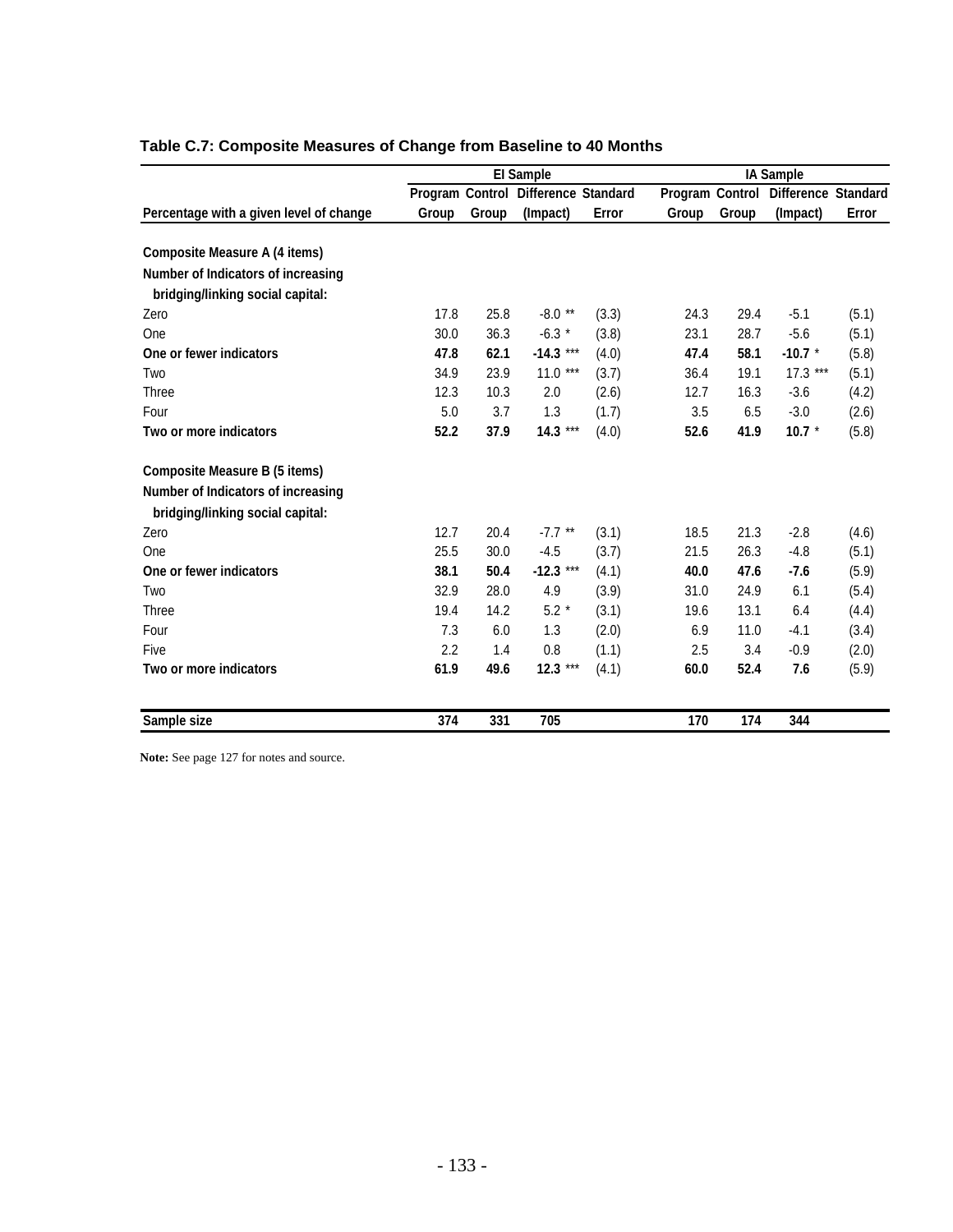### Table C.7: Composite Measures of Change from Baseline to 40 Months

| | EI Sample | | | | IA Sample | | | |
|---|---|---|---|---|---|---|---|---|
| Percentage with a given level of change | Program Group | Control Group | Difference (Impact) | Standard Error | Program Group | Control Group | Difference (Impact) | Standard Error |
| **Composite Measure A (4 items)** | | | | | | | | |
| **Number of Indicators of increasing bridging/linking social capital:** | | | | | | | | |
| Zero | 17.8 | 25.8 | -8.0 ** | (3.3) | 24.3 | 29.4 | -5.1 | (5.1) |
| One | 30.0 | 36.3 | -6.3 * | (3.8) | 23.1 | 28.7 | -5.6 | (5.1) |
| **One or fewer indicators** | **47.8** | **62.1** | **-14.3** *** | (4.0) | **47.4** | **58.1** | **-10.7** * | (5.8) |
| Two | 34.9 | 23.9 | 11.0 *** | (3.7) | 36.4 | 19.1 | 17.3 *** | (5.1) |
| Three | 12.3 | 10.3 | 2.0 | (2.6) | 12.7 | 16.3 | -3.6 | (4.2) |
| Four | 5.0 | 3.7 | 1.3 | (1.7) | 3.5 | 6.5 | -3.0 | (2.6) |
| **Two or more indicators** | **52.2** | **37.9** | **14.3** *** | (4.0) | **52.6** | **41.9** | **10.7** * | (5.8) |
| **Composite Measure B (5 items)** | | | | | | | | |
| **Number of Indicators of increasing bridging/linking social capital:** | | | | | | | | |
| Zero | 12.7 | 20.4 | -7.7 ** | (3.1) | 18.5 | 21.3 | -2.8 | (4.6) |
| One | 25.5 | 30.0 | -4.5 | (3.7) | 21.5 | 26.3 | -4.8 | (5.1) |
| **One or fewer indicators** | **38.1** | **50.4** | **-12.3** *** | (4.1) | **40.0** | **47.6** | **-7.6** | (5.9) |
| Two | 32.9 | 28.0 | 4.9 | (3.9) | 31.0 | 24.9 | 6.1 | (5.4) |
| Three | 19.4 | 14.2 | 5.2 * | (3.1) | 19.6 | 13.1 | 6.4 | (4.4) |
| Four | 7.3 | 6.0 | 1.3 | (2.0) | 6.9 | 11.0 | -4.1 | (3.4) |
| Five | 2.2 | 1.4 | 0.8 | (1.1) | 2.5 | 3.4 | -0.9 | (2.0) |
| **Two or more indicators** | **61.9** | **49.6** | **12.3** *** | (4.1) | **60.0** | **52.4** | **7.6** | (5.9) |
| **Sample size** | **374** | **331** | **705** | | **170** | **174** | **344** | |

**Note:** See page 127 for notes and source.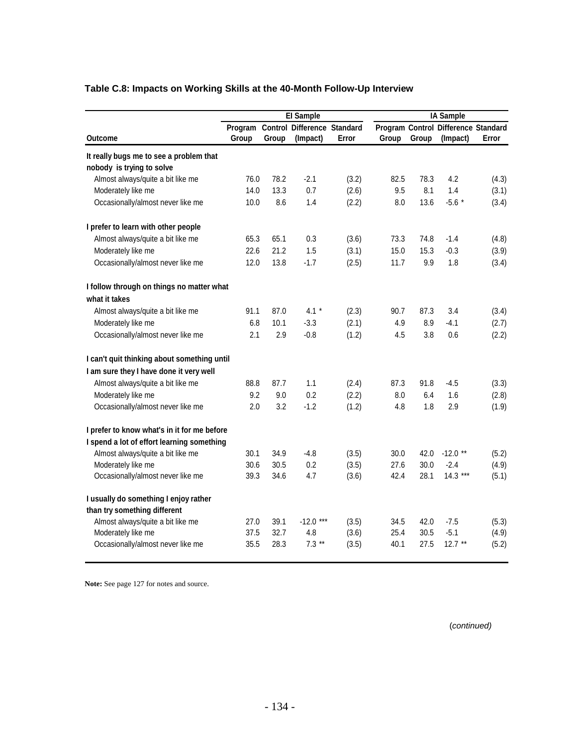## Table C.8: Impacts on Working Skills at the 40-Month Follow-Up Interview

| | EI Sample | | | | IA Sample | | | |
|---|---|---|---|---|---|---|---|---|
| Outcome | Program Group | Control Group | Difference (Impact) | Standard Error | Program Group | Control Group | Difference (Impact) | Standard Error |
| **It really bugs me to see a problem that nobody is trying to solve** | | | | | | | | |
| Almost always/quite a bit like me | 76.0 | 78.2 | -2.1 | (3.2) | 82.5 | 78.3 | 4.2 | (4.3) |
| Moderately like me | 14.0 | 13.3 | 0.7 | (2.6) | 9.5 | 8.1 | 1.4 | (3.1) |
| Occasionally/almost never like me | 10.0 | 8.6 | 1.4 | (2.2) | 8.0 | 13.6 | -5.6 * | (3.4) |
| **I prefer to learn with other people** | | | | | | | | |
| Almost always/quite a bit like me | 65.3 | 65.1 | 0.3 | (3.6) | 73.3 | 74.8 | -1.4 | (4.8) |
| Moderately like me | 22.6 | 21.2 | 1.5 | (3.1) | 15.0 | 15.3 | -0.3 | (3.9) |
| Occasionally/almost never like me | 12.0 | 13.8 | -1.7 | (2.5) | 11.7 | 9.9 | 1.8 | (3.4) |
| **I follow through on things no matter what it takes** | | | | | | | | |
| Almost always/quite a bit like me | 91.1 | 87.0 | 4.1 * | (2.3) | 90.7 | 87.3 | 3.4 | (3.4) |
| Moderately like me | 6.8 | 10.1 | -3.3 | (2.1) | 4.9 | 8.9 | -4.1 | (2.7) |
| Occasionally/almost never like me | 2.1 | 2.9 | -0.8 | (1.2) | 4.5 | 3.8 | 0.6 | (2.2) |
| **I can't quit thinking about something until I am sure they I have done it very well** | | | | | | | | |
| Almost always/quite a bit like me | 88.8 | 87.7 | 1.1 | (2.4) | 87.3 | 91.8 | -4.5 | (3.3) |
| Moderately like me | 9.2 | 9.0 | 0.2 | (2.2) | 8.0 | 6.4 | 1.6 | (2.8) |
| Occasionally/almost never like me | 2.0 | 3.2 | -1.2 | (1.2) | 4.8 | 1.8 | 2.9 | (1.9) |
| **I prefer to know what's in it for me before I spend a lot of effort learning something** | | | | | | | | |
| Almost always/quite a bit like me | 30.1 | 34.9 | -4.8 | (3.5) | 30.0 | 42.0 | -12.0 ** | (5.2) |
| Moderately like me | 30.6 | 30.5 | 0.2 | (3.5) | 27.6 | 30.0 | -2.4 | (4.9) |
| Occasionally/almost never like me | 39.3 | 34.6 | 4.7 | (3.6) | 42.4 | 28.1 | 14.3 *** | (5.1) |
| **I usually do something I enjoy rather than try something different** | | | | | | | | |
| Almost always/quite a bit like me | 27.0 | 39.1 | -12.0 *** | (3.5) | 34.5 | 42.0 | -7.5 | (5.3) |
| Moderately like me | 37.5 | 32.7 | 4.8 | (3.6) | 25.4 | 30.5 | -5.1 | (4.9) |
| Occasionally/almost never like me | 35.5 | 28.3 | 7.3 ** | (3.5) | 40.1 | 27.5 | 12.7 ** | (5.2) |

**Note:** See page 127 for notes and source.

(*continued)*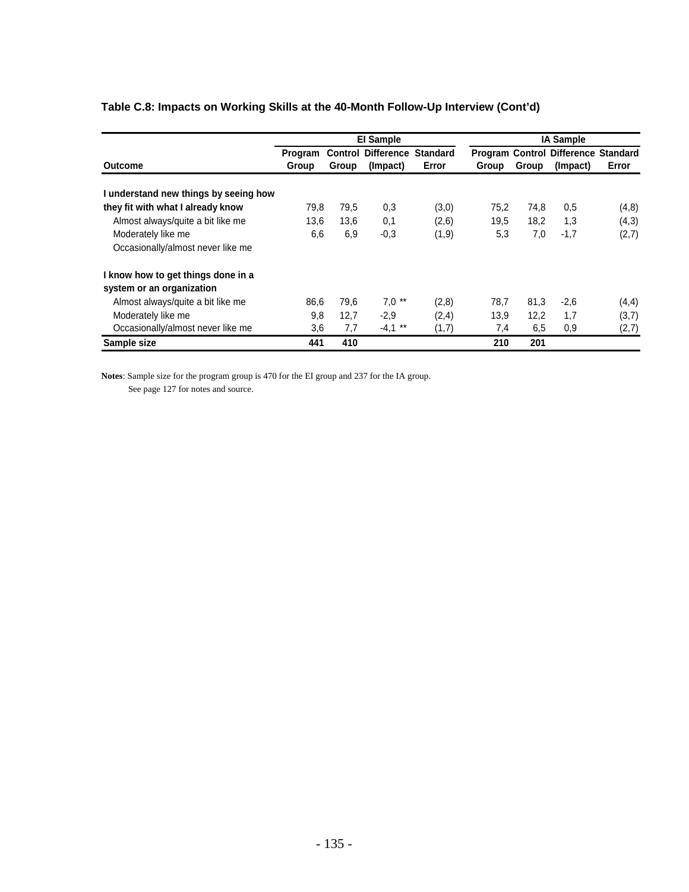**Table C.8: Impacts on Working Skills at the 40-Month Follow-Up Interview (Cont'd)**

| | EI Sample | | | | IA Sample | | | |
|---|---|---|---|---|---|---|---|---|
| Outcome | Program Group | Control Group | Difference (Impact) | Standard Error | Program Group | Control Group | Difference (Impact) | Standard Error |
| **I understand new things by seeing how they fit with what I already know** | 79,8 | 79,5 | 0,3 | (3,0) | 75,2 | 74,8 | 0,5 | (4,8) |
| Almost always/quite a bit like me | 13,6 | 13,6 | 0,1 | (2,6) | 19,5 | 18,2 | 1,3 | (4,3) |
| Moderately like me | 6,6 | 6,9 | -0,3 | (1,9) | 5,3 | 7,0 | -1,7 | (2,7) |
| Occasionally/almost never like me | | | | | | | | |
| **I know how to get things done in a system or an organization** | | | | | | | | |
| Almost always/quite a bit like me | 86,6 | 79,6 | 7,0 ** | (2,8) | 78,7 | 81,3 | -2,6 | (4,4) |
| Moderately like me | 9,8 | 12,7 | -2,9 | (2,4) | 13,9 | 12,2 | 1,7 | (3,7) |
| Occasionally/almost never like me | 3,6 | 7,7 | -4,1 ** | (1,7) | 7,4 | 6,5 | 0,9 | (2,7) |
| **Sample size** | **441** | **410** | | | **210** | **201** | | |

**Notes**: Sample size for the program group is 470 for the EI group and 237 for the IA group.
See page 127 for notes and source.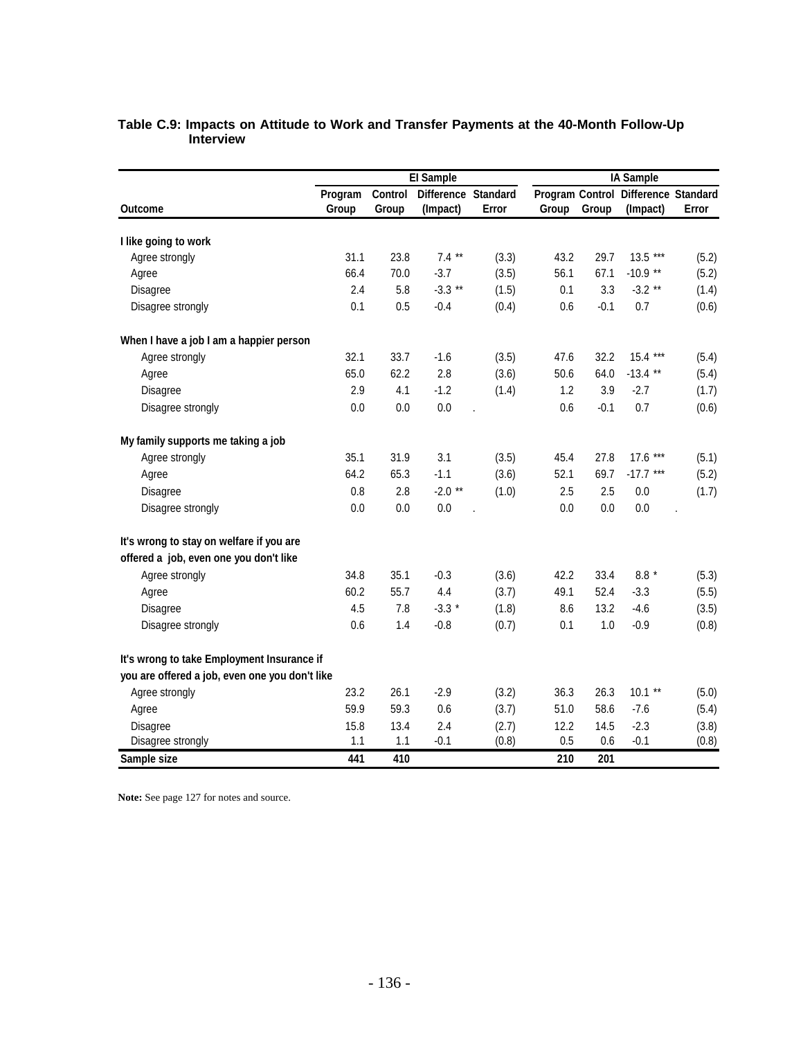**Table C.9: Impacts on Attitude to Work and Transfer Payments at the 40-Month Follow-Up Interview**

| | EI Sample | | | | IA Sample | | | |
|---|---|---|---|---|---|---|---|---|
| Outcome | Program Group | Control Group | Difference (Impact) | Standard Error | Program Group | Control Group | Difference (Impact) | Standard Error |
| **I like going to work** | | | | | | | | |
| Agree strongly | 31.1 | 23.8 | 7.4 ** | (3.3) | 43.2 | 29.7 | 13.5 *** | (5.2) |
| Agree | 66.4 | 70.0 | -3.7 | (3.5) | 56.1 | 67.1 | -10.9 ** | (5.2) |
| Disagree | 2.4 | 5.8 | -3.3 ** | (1.5) | 0.1 | 3.3 | -3.2 ** | (1.4) |
| Disagree strongly | 0.1 | 0.5 | -0.4 | (0.4) | 0.6 | -0.1 | 0.7 | (0.6) |
| **When I have a job I am a happier person** | | | | | | | | |
| Agree strongly | 32.1 | 33.7 | -1.6 | (3.5) | 47.6 | 32.2 | 15.4 *** | (5.4) |
| Agree | 65.0 | 62.2 | 2.8 | (3.6) | 50.6 | 64.0 | -13.4 ** | (5.4) |
| Disagree | 2.9 | 4.1 | -1.2 | (1.4) | 1.2 | 3.9 | -2.7 | (1.7) |
| Disagree strongly | 0.0 | 0.0 | 0.0 | . | 0.6 | -0.1 | 0.7 | (0.6) |
| **My family supports me taking a job** | | | | | | | | |
| Agree strongly | 35.1 | 31.9 | 3.1 | (3.5) | 45.4 | 27.8 | 17.6 *** | (5.1) |
| Agree | 64.2 | 65.3 | -1.1 | (3.6) | 52.1 | 69.7 | -17.7 *** | (5.2) |
| Disagree | 0.8 | 2.8 | -2.0 ** | (1.0) | 2.5 | 2.5 | 0.0 | (1.7) |
| Disagree strongly | 0.0 | 0.0 | 0.0 | . | 0.0 | 0.0 | 0.0 | . |
| **It's wrong to stay on welfare if you are offered a job, even one you don't like** | | | | | | | | |
| Agree strongly | 34.8 | 35.1 | -0.3 | (3.6) | 42.2 | 33.4 | 8.8 * | (5.3) |
| Agree | 60.2 | 55.7 | 4.4 | (3.7) | 49.1 | 52.4 | -3.3 | (5.5) |
| Disagree | 4.5 | 7.8 | -3.3 * | (1.8) | 8.6 | 13.2 | -4.6 | (3.5) |
| Disagree strongly | 0.6 | 1.4 | -0.8 | (0.7) | 0.1 | 1.0 | -0.9 | (0.8) |
| **It's wrong to take Employment Insurance if you are offered a job, even one you don't like** | | | | | | | | |
| Agree strongly | 23.2 | 26.1 | -2.9 | (3.2) | 36.3 | 26.3 | 10.1 ** | (5.0) |
| Agree | 59.9 | 59.3 | 0.6 | (3.7) | 51.0 | 58.6 | -7.6 | (5.4) |
| Disagree | 15.8 | 13.4 | 2.4 | (2.7) | 12.2 | 14.5 | -2.3 | (3.8) |
| Disagree strongly | 1.1 | 1.1 | -0.1 | (0.8) | 0.5 | 0.6 | -0.1 | (0.8) |
| **Sample size** | **441** | **410** | | | **210** | **201** | | |

**Note:** See page 127 for notes and source.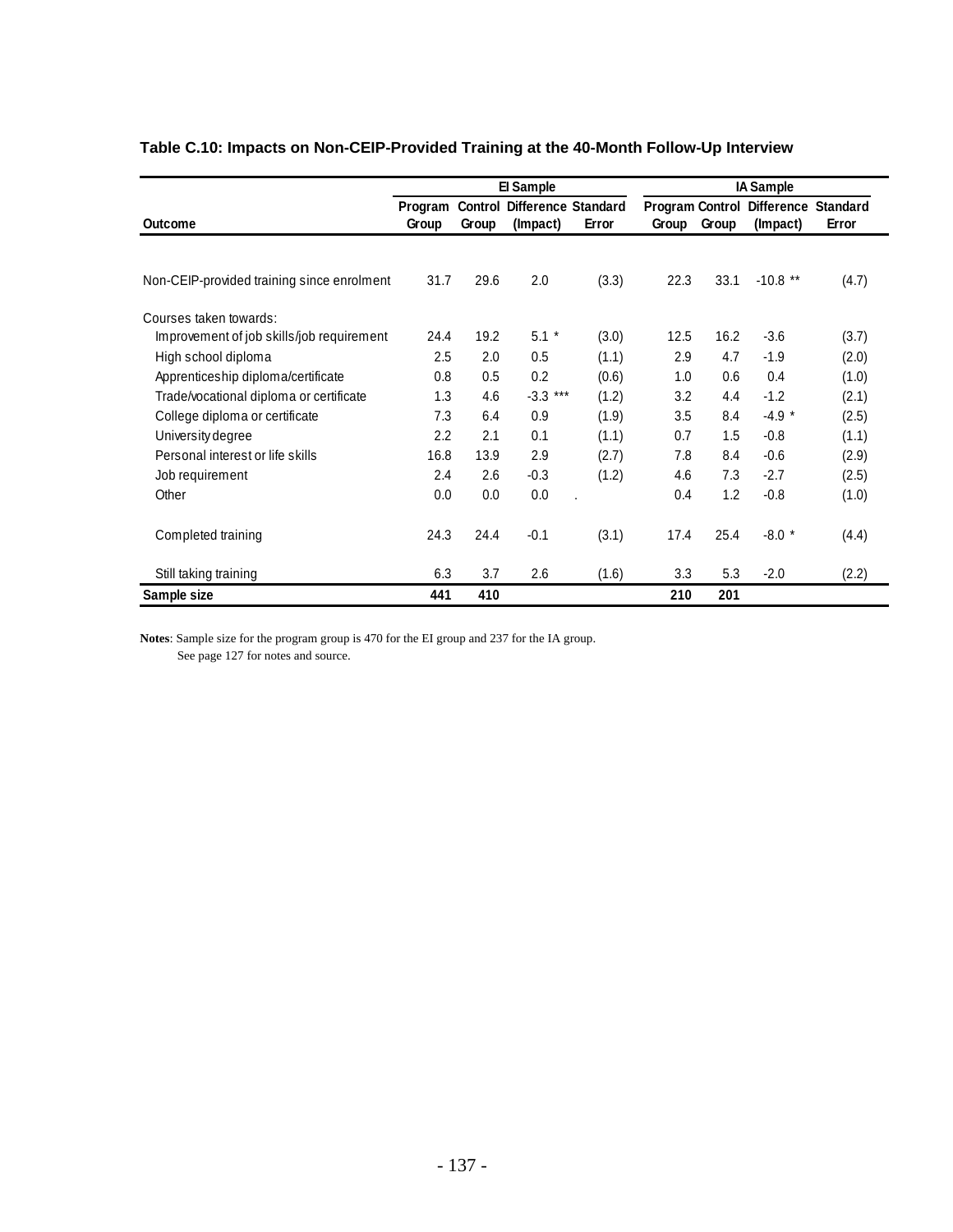**Table C.10: Impacts on Non-CEIP-Provided Training at the 40-Month Follow-Up Interview**

| | EI Sample | | | | IA Sample | | | |
|---|---|---|---|---|---|---|---|---|
| Outcome | Program Group | Control Group | Difference (Impact) | Standard Error | Program Group | Control Group | Difference (Impact) | Standard Error |
| Non-CEIP-provided training since enrolment | 31.7 | 29.6 | 2.0 | (3.3) | 22.3 | 33.1 | -10.8 ** | (4.7) |
| Courses taken towards: | | | | | | | | |
| Improvement of job skills/job requirement | 24.4 | 19.2 | 5.1 * | (3.0) | 12.5 | 16.2 | -3.6 | (3.7) |
| High school diploma | 2.5 | 2.0 | 0.5 | (1.1) | 2.9 | 4.7 | -1.9 | (2.0) |
| Apprenticeship diploma/certificate | 0.8 | 0.5 | 0.2 | (0.6) | 1.0 | 0.6 | 0.4 | (1.0) |
| Trade/vocational diploma or certificate | 1.3 | 4.6 | -3.3 *** | (1.2) | 3.2 | 4.4 | -1.2 | (2.1) |
| College diploma or certificate | 7.3 | 6.4 | 0.9 | (1.9) | 3.5 | 8.4 | -4.9 * | (2.5) |
| University degree | 2.2 | 2.1 | 0.1 | (1.1) | 0.7 | 1.5 | -0.8 | (1.1) |
| Personal interest or life skills | 16.8 | 13.9 | 2.9 | (2.7) | 7.8 | 8.4 | -0.6 | (2.9) |
| Job requirement | 2.4 | 2.6 | -0.3 | (1.2) | 4.6 | 7.3 | -2.7 | (2.5) |
| Other | 0.0 | 0.0 | 0.0 | . | 0.4 | 1.2 | -0.8 | (1.0) |
| Completed training | 24.3 | 24.4 | -0.1 | (3.1) | 17.4 | 25.4 | -8.0 * | (4.4) |
| Still taking training | 6.3 | 3.7 | 2.6 | (1.6) | 3.3 | 5.3 | -2.0 | (2.2) |
| **Sample size** | **441** | **410** | | | **210** | **201** | | |

**Notes**: Sample size for the program group is 470 for the EI group and 237 for the IA group.
See page 127 for notes and source.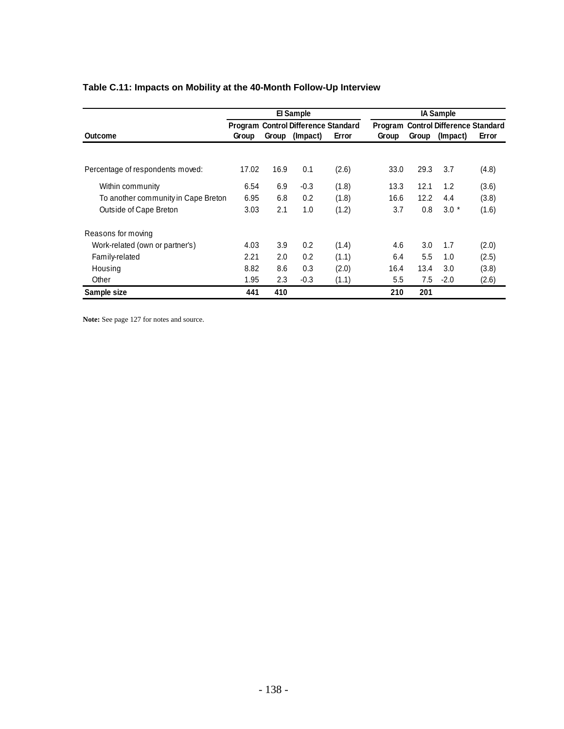**Table C.11: Impacts on Mobility at the 40-Month Follow-Up Interview**

| Outcome | EI Sample Program Group | EI Sample Control Group | EI Sample Difference (Impact) | EI Sample Standard Error | IA Sample Program Group | IA Sample Control Group | IA Sample Difference (Impact) | IA Sample Standard Error |
|---|---|---|---|---|---|---|---|---|
| Percentage of respondents moved: | 17.02 | 16.9 | 0.1 | (2.6) | 33.0 | 29.3 | 3.7 | (4.8) |
| Within community | 6.54 | 6.9 | -0.3 | (1.8) | 13.3 | 12.1 | 1.2 | (3.6) |
| To another community in Cape Breton | 6.95 | 6.8 | 0.2 | (1.8) | 16.6 | 12.2 | 4.4 | (3.8) |
| Outside of Cape Breton | 3.03 | 2.1 | 1.0 | (1.2) | 3.7 | 0.8 | 3.0 * | (1.6) |
| Reasons for moving | | | | | | | | |
| Work-related (own or partner's) | 4.03 | 3.9 | 0.2 | (1.4) | 4.6 | 3.0 | 1.7 | (2.0) |
| Family-related | 2.21 | 2.0 | 0.2 | (1.1) | 6.4 | 5.5 | 1.0 | (2.5) |
| Housing | 8.82 | 8.6 | 0.3 | (2.0) | 16.4 | 13.4 | 3.0 | (3.8) |
| Other | 1.95 | 2.3 | -0.3 | (1.1) | 5.5 | 7.5 | -2.0 | (2.6) |
| **Sample size** | **441** | **410** | | | **210** | **201** | | |

**Note:** See page 127 for notes and source.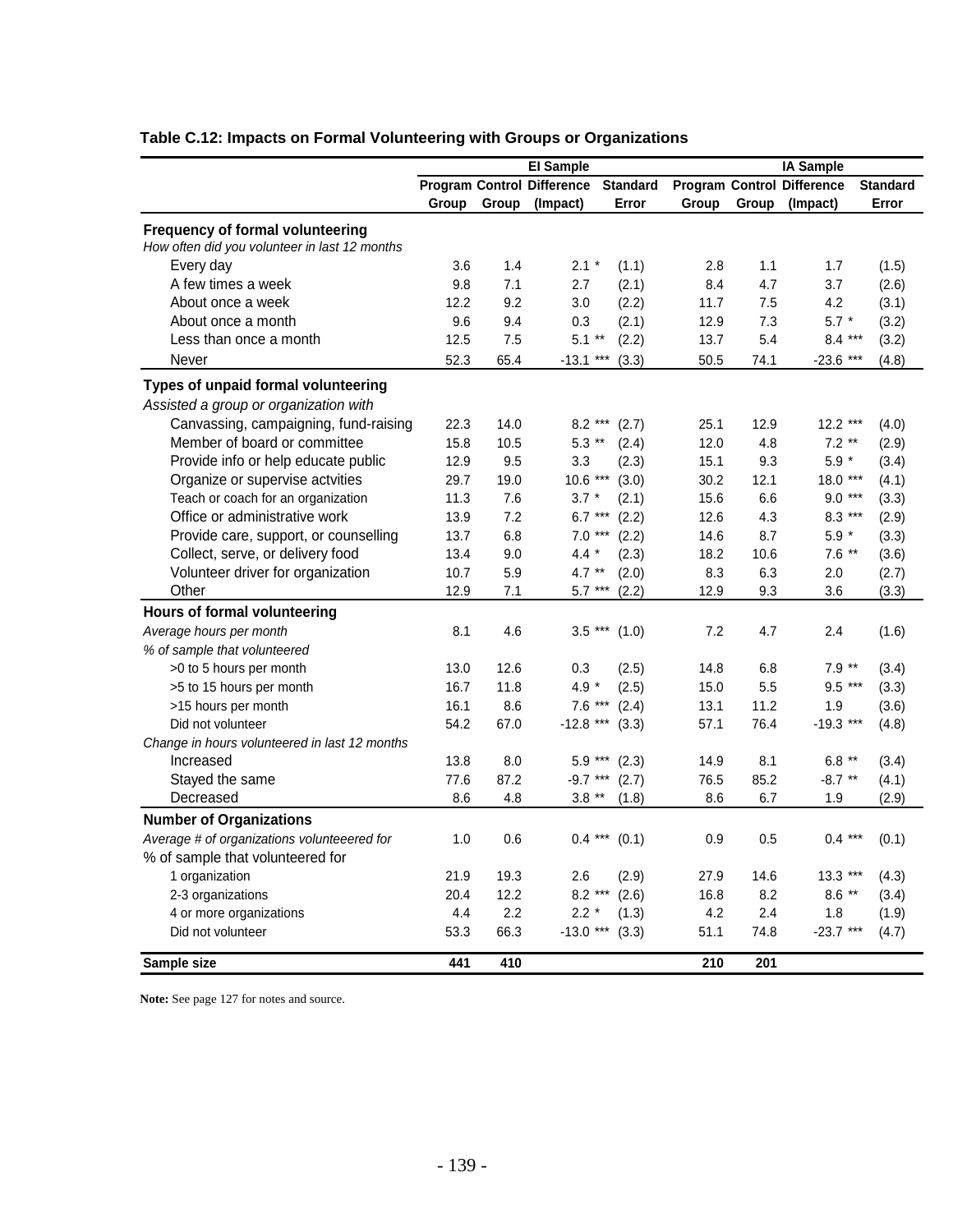### Table C.12: Impacts on Formal Volunteering with Groups or Organizations

| | EI Sample | | | | IA Sample | | | |
|---|---|---|---|---|---|---|---|---|
| | Program Group | Control Group | Difference (Impact) | Standard Error | Program Group | Control Group | Difference (Impact) | Standard Error |
| **Frequency of formal volunteering** | | | | | | | | |
| *How often did you volunteer in last 12 months* | | | | | | | | |
| Every day | 3.6 | 1.4 | 2.1 * | (1.1) | 2.8 | 1.1 | 1.7 | (1.5) |
| A few times a week | 9.8 | 7.1 | 2.7 | (2.1) | 8.4 | 4.7 | 3.7 | (2.6) |
| About once a week | 12.2 | 9.2 | 3.0 | (2.2) | 11.7 | 7.5 | 4.2 | (3.1) |
| About once a month | 9.6 | 9.4 | 0.3 | (2.1) | 12.9 | 7.3 | 5.7 * | (3.2) |
| Less than once a month | 12.5 | 7.5 | 5.1 ** | (2.2) | 13.7 | 5.4 | 8.4 *** | (3.2) |
| Never | 52.3 | 65.4 | -13.1 *** | (3.3) | 50.5 | 74.1 | -23.6 *** | (4.8) |
| **Types of unpaid formal volunteering** | | | | | | | | |
| *Assisted a group or organization with* | | | | | | | | |
| Canvassing, campaigning, fund-raising | 22.3 | 14.0 | 8.2 *** | (2.7) | 25.1 | 12.9 | 12.2 *** | (4.0) |
| Member of board or committee | 15.8 | 10.5 | 5.3 ** | (2.4) | 12.0 | 4.8 | 7.2 ** | (2.9) |
| Provide info or help educate public | 12.9 | 9.5 | 3.3 | (2.3) | 15.1 | 9.3 | 5.9 * | (3.4) |
| Organize or supervise actvities | 29.7 | 19.0 | 10.6 *** | (3.0) | 30.2 | 12.1 | 18.0 *** | (4.1) |
| Teach or coach for an organization | 11.3 | 7.6 | 3.7 * | (2.1) | 15.6 | 6.6 | 9.0 *** | (3.3) |
| Office or administrative work | 13.9 | 7.2 | 6.7 *** | (2.2) | 12.6 | 4.3 | 8.3 *** | (2.9) |
| Provide care, support, or counselling | 13.7 | 6.8 | 7.0 *** | (2.2) | 14.6 | 8.7 | 5.9 * | (3.3) |
| Collect, serve, or delivery food | 13.4 | 9.0 | 4.4 * | (2.3) | 18.2 | 10.6 | 7.6 ** | (3.6) |
| Volunteer driver for organization | 10.7 | 5.9 | 4.7 ** | (2.0) | 8.3 | 6.3 | 2.0 | (2.7) |
| Other | 12.9 | 7.1 | 5.7 *** | (2.2) | 12.9 | 9.3 | 3.6 | (3.3) |
| **Hours of formal volunteering** | | | | | | | | |
| *Average hours per month* | 8.1 | 4.6 | 3.5 *** | (1.0) | 7.2 | 4.7 | 2.4 | (1.6) |
| *% of sample that volunteered* | | | | | | | | |
| >0 to 5 hours per month | 13.0 | 12.6 | 0.3 | (2.5) | 14.8 | 6.8 | 7.9 ** | (3.4) |
| >5 to 15 hours per month | 16.7 | 11.8 | 4.9 * | (2.5) | 15.0 | 5.5 | 9.5 *** | (3.3) |
| >15 hours per month | 16.1 | 8.6 | 7.6 *** | (2.4) | 13.1 | 11.2 | 1.9 | (3.6) |
| Did not volunteer | 54.2 | 67.0 | -12.8 *** | (3.3) | 57.1 | 76.4 | -19.3 *** | (4.8) |
| *Change in hours volunteered in last 12 months* | | | | | | | | |
| Increased | 13.8 | 8.0 | 5.9 *** | (2.3) | 14.9 | 8.1 | 6.8 ** | (3.4) |
| Stayed the same | 77.6 | 87.2 | -9.7 *** | (2.7) | 76.5 | 85.2 | -8.7 ** | (4.1) |
| Decreased | 8.6 | 4.8 | 3.8 ** | (1.8) | 8.6 | 6.7 | 1.9 | (2.9) |
| **Number of Organizations** | | | | | | | | |
| *Average # of organizations volunteeered for* | 1.0 | 0.6 | 0.4 *** | (0.1) | 0.9 | 0.5 | 0.4 *** | (0.1) |
| % of sample that volunteered for | | | | | | | | |
| 1 organization | 21.9 | 19.3 | 2.6 | (2.9) | 27.9 | 14.6 | 13.3 *** | (4.3) |
| 2-3 organizations | 20.4 | 12.2 | 8.2 *** | (2.6) | 16.8 | 8.2 | 8.6 ** | (3.4) |
| 4 or more organizations | 4.4 | 2.2 | 2.2 * | (1.3) | 4.2 | 2.4 | 1.8 | (1.9) |
| Did not volunteer | 53.3 | 66.3 | -13.0 *** | (3.3) | 51.1 | 74.8 | -23.7 *** | (4.7) |
| **Sample size** | **441** | **410** | | | **210** | **201** | | |

**Note:** See page 127 for notes and source.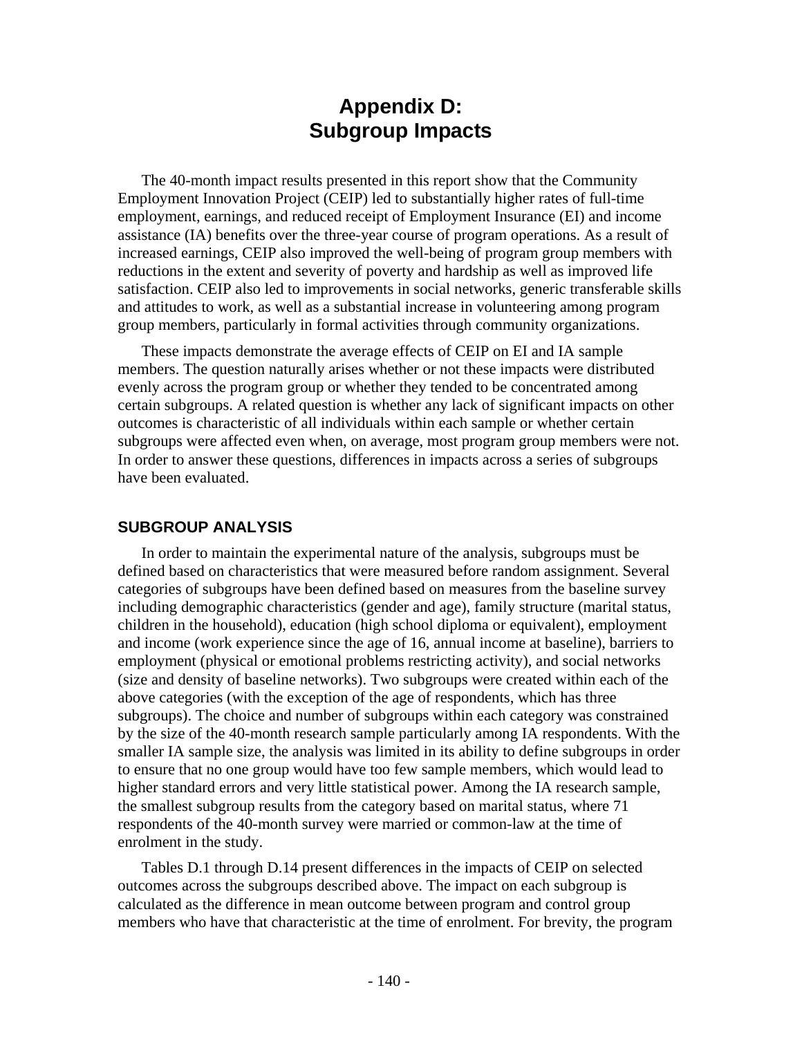# Appendix D: Subgroup Impacts

The 40-month impact results presented in this report show that the Community Employment Innovation Project (CEIP) led to substantially higher rates of full-time employment, earnings, and reduced receipt of Employment Insurance (EI) and income assistance (IA) benefits over the three-year course of program operations. As a result of increased earnings, CEIP also improved the well-being of program group members with reductions in the extent and severity of poverty and hardship as well as improved life satisfaction. CEIP also led to improvements in social networks, generic transferable skills and attitudes to work, as well as a substantial increase in volunteering among program group members, particularly in formal activities through community organizations.

These impacts demonstrate the average effects of CEIP on EI and IA sample members. The question naturally arises whether or not these impacts were distributed evenly across the program group or whether they tended to be concentrated among certain subgroups. A related question is whether any lack of significant impacts on other outcomes is characteristic of all individuals within each sample or whether certain subgroups were affected even when, on average, most program group members were not. In order to answer these questions, differences in impacts across a series of subgroups have been evaluated.

## SUBGROUP ANALYSIS

In order to maintain the experimental nature of the analysis, subgroups must be defined based on characteristics that were measured before random assignment. Several categories of subgroups have been defined based on measures from the baseline survey including demographic characteristics (gender and age), family structure (marital status, children in the household), education (high school diploma or equivalent), employment and income (work experience since the age of 16, annual income at baseline), barriers to employment (physical or emotional problems restricting activity), and social networks (size and density of baseline networks). Two subgroups were created within each of the above categories (with the exception of the age of respondents, which has three subgroups). The choice and number of subgroups within each category was constrained by the size of the 40-month research sample particularly among IA respondents. With the smaller IA sample size, the analysis was limited in its ability to define subgroups in order to ensure that no one group would have too few sample members, which would lead to higher standard errors and very little statistical power. Among the IA research sample, the smallest subgroup results from the category based on marital status, where 71 respondents of the 40-month survey were married or common-law at the time of enrolment in the study.

Tables D.1 through D.14 present differences in the impacts of CEIP on selected outcomes across the subgroups described above. The impact on each subgroup is calculated as the difference in mean outcome between program and control group members who have that characteristic at the time of enrolment. For brevity, the program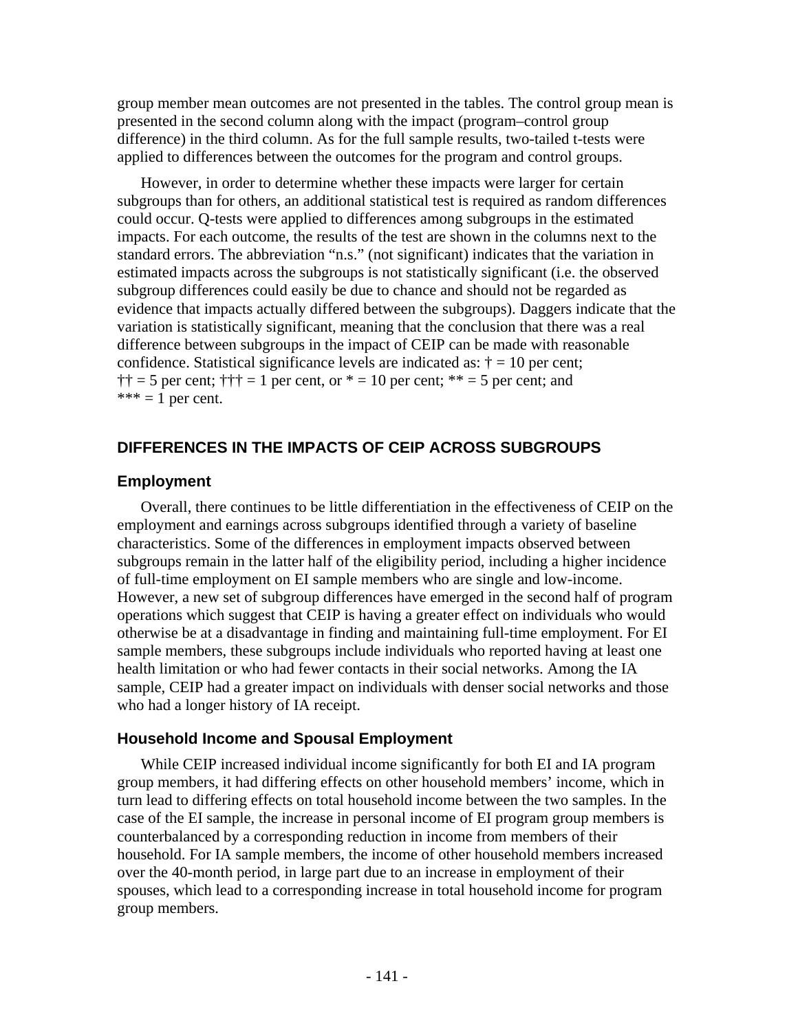group member mean outcomes are not presented in the tables. The control group mean is presented in the second column along with the impact (program–control group difference) in the third column. As for the full sample results, two-tailed t-tests were applied to differences between the outcomes for the program and control groups.

However, in order to determine whether these impacts were larger for certain subgroups than for others, an additional statistical test is required as random differences could occur. Q-tests were applied to differences among subgroups in the estimated impacts. For each outcome, the results of the test are shown in the columns next to the standard errors. The abbreviation "n.s." (not significant) indicates that the variation in estimated impacts across the subgroups is not statistically significant (i.e. the observed subgroup differences could easily be due to chance and should not be regarded as evidence that impacts actually differed between the subgroups). Daggers indicate that the variation is statistically significant, meaning that the conclusion that there was a real difference between subgroups in the impact of CEIP can be made with reasonable confidence. Statistical significance levels are indicated as: † = 10 per cent; †† = 5 per cent; ††† = 1 per cent, or * = 10 per cent; ** = 5 per cent; and *** = 1 per cent.

## DIFFERENCES IN THE IMPACTS OF CEIP ACROSS SUBGROUPS

### Employment

Overall, there continues to be little differentiation in the effectiveness of CEIP on the employment and earnings across subgroups identified through a variety of baseline characteristics. Some of the differences in employment impacts observed between subgroups remain in the latter half of the eligibility period, including a higher incidence of full-time employment on EI sample members who are single and low-income. However, a new set of subgroup differences have emerged in the second half of program operations which suggest that CEIP is having a greater effect on individuals who would otherwise be at a disadvantage in finding and maintaining full-time employment. For EI sample members, these subgroups include individuals who reported having at least one health limitation or who had fewer contacts in their social networks. Among the IA sample, CEIP had a greater impact on individuals with denser social networks and those who had a longer history of IA receipt.

### Household Income and Spousal Employment

While CEIP increased individual income significantly for both EI and IA program group members, it had differing effects on other household members' income, which in turn lead to differing effects on total household income between the two samples. In the case of the EI sample, the increase in personal income of EI program group members is counterbalanced by a corresponding reduction in income from members of their household. For IA sample members, the income of other household members increased over the 40-month period, in large part due to an increase in employment of their spouses, which lead to a corresponding increase in total household income for program group members.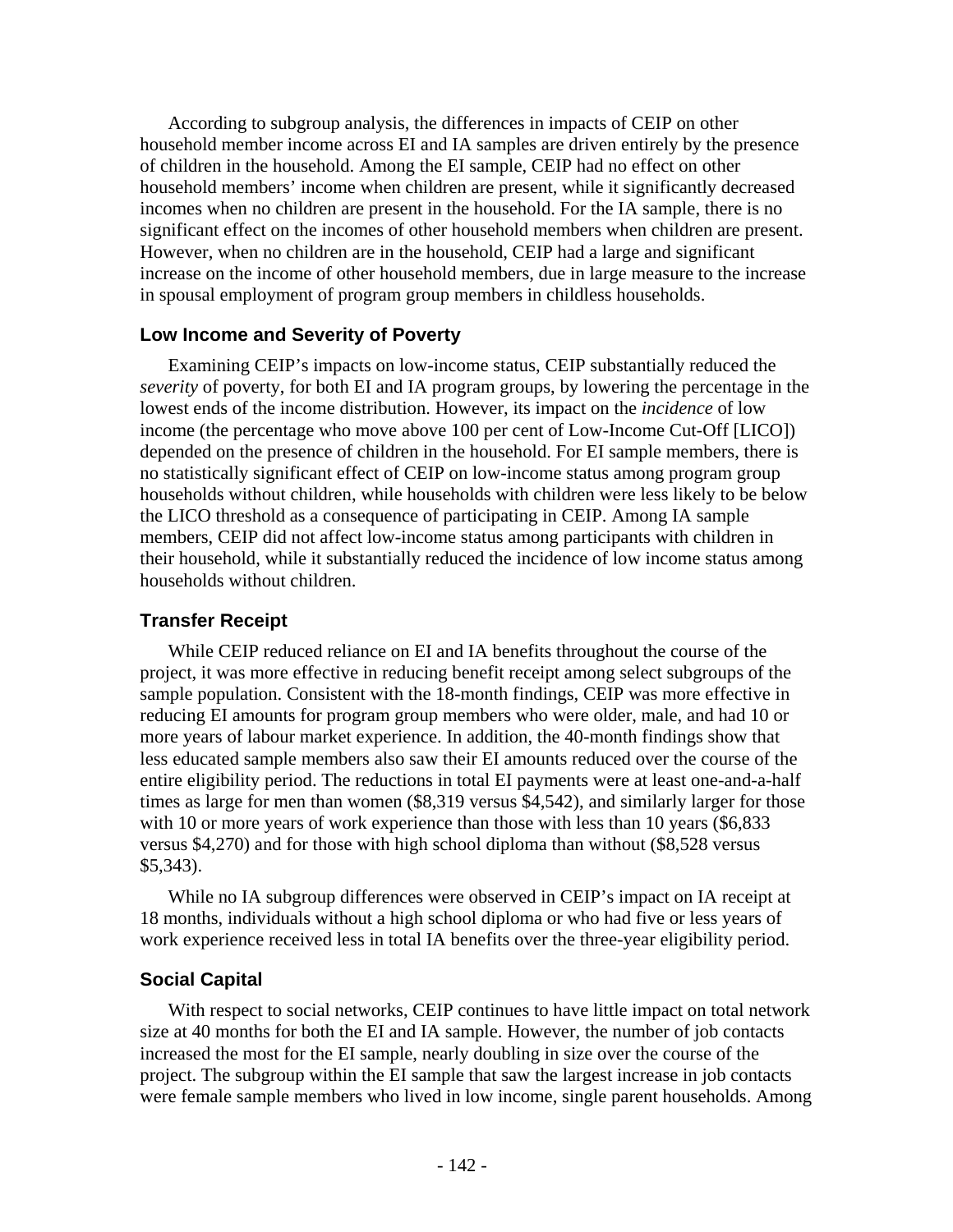According to subgroup analysis, the differences in impacts of CEIP on other household member income across EI and IA samples are driven entirely by the presence of children in the household. Among the EI sample, CEIP had no effect on other household members' income when children are present, while it significantly decreased incomes when no children are present in the household. For the IA sample, there is no significant effect on the incomes of other household members when children are present. However, when no children are in the household, CEIP had a large and significant increase on the income of other household members, due in large measure to the increase in spousal employment of program group members in childless households.

### Low Income and Severity of Poverty

Examining CEIP's impacts on low-income status, CEIP substantially reduced the *severity* of poverty, for both EI and IA program groups, by lowering the percentage in the lowest ends of the income distribution. However, its impact on the *incidence* of low income (the percentage who move above 100 per cent of Low-Income Cut-Off [LICO]) depended on the presence of children in the household. For EI sample members, there is no statistically significant effect of CEIP on low-income status among program group households without children, while households with children were less likely to be below the LICO threshold as a consequence of participating in CEIP. Among IA sample members, CEIP did not affect low-income status among participants with children in their household, while it substantially reduced the incidence of low income status among households without children.

### Transfer Receipt

While CEIP reduced reliance on EI and IA benefits throughout the course of the project, it was more effective in reducing benefit receipt among select subgroups of the sample population. Consistent with the 18-month findings, CEIP was more effective in reducing EI amounts for program group members who were older, male, and had 10 or more years of labour market experience. In addition, the 40-month findings show that less educated sample members also saw their EI amounts reduced over the course of the entire eligibility period. The reductions in total EI payments were at least one-and-a-half times as large for men than women ($8,319 versus $4,542), and similarly larger for those with 10 or more years of work experience than those with less than 10 years ($6,833 versus $4,270) and for those with high school diploma than without ($8,528 versus $5,343).

While no IA subgroup differences were observed in CEIP's impact on IA receipt at 18 months, individuals without a high school diploma or who had five or less years of work experience received less in total IA benefits over the three-year eligibility period.

### Social Capital

With respect to social networks, CEIP continues to have little impact on total network size at 40 months for both the EI and IA sample. However, the number of job contacts increased the most for the EI sample, nearly doubling in size over the course of the project. The subgroup within the EI sample that saw the largest increase in job contacts were female sample members who lived in low income, single parent households. Among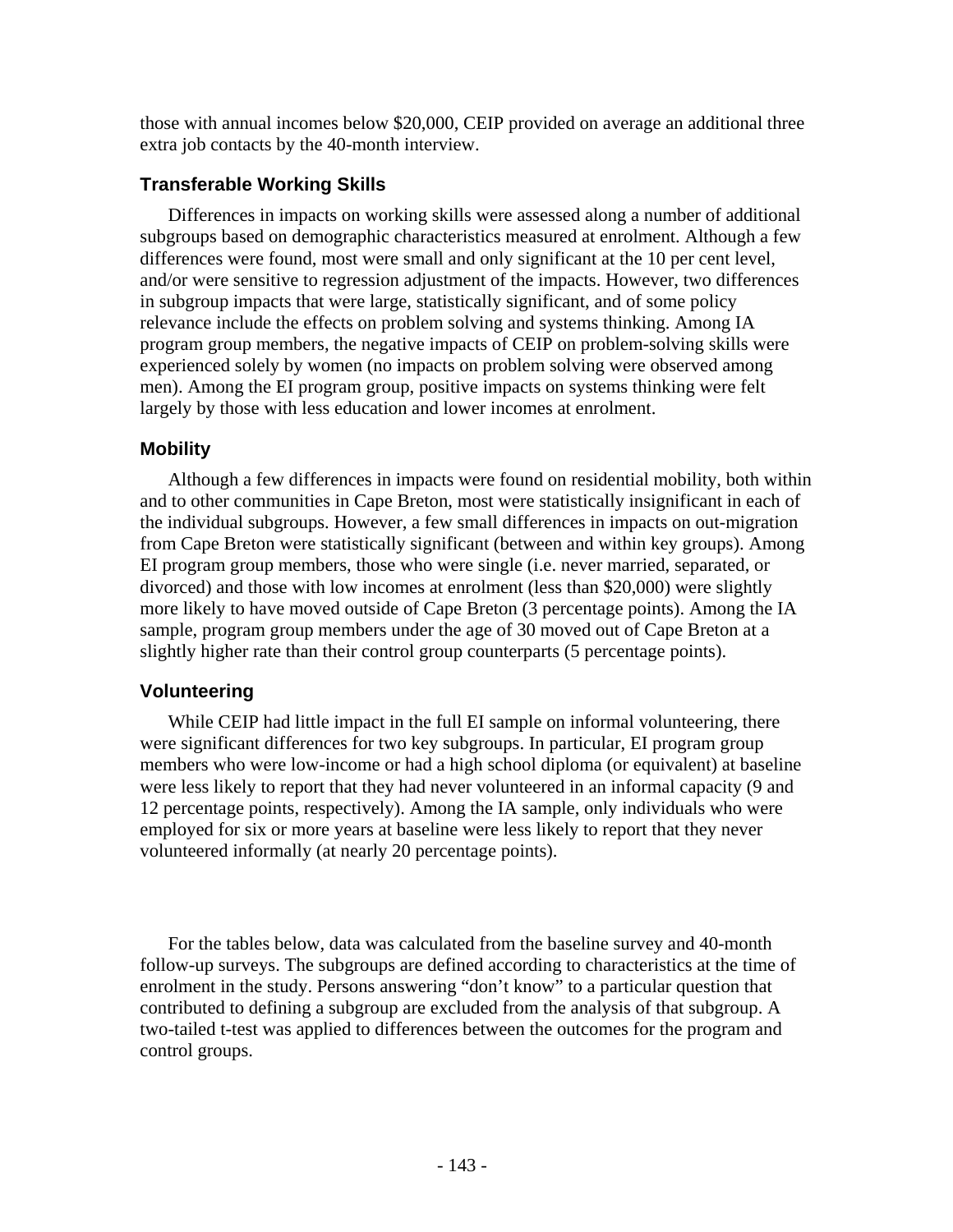those with annual incomes below $20,000, CEIP provided on average an additional three extra job contacts by the 40-month interview.

### Transferable Working Skills

Differences in impacts on working skills were assessed along a number of additional subgroups based on demographic characteristics measured at enrolment. Although a few differences were found, most were small and only significant at the 10 per cent level, and/or were sensitive to regression adjustment of the impacts. However, two differences in subgroup impacts that were large, statistically significant, and of some policy relevance include the effects on problem solving and systems thinking. Among IA program group members, the negative impacts of CEIP on problem-solving skills were experienced solely by women (no impacts on problem solving were observed among men). Among the EI program group, positive impacts on systems thinking were felt largely by those with less education and lower incomes at enrolment.

### Mobility

Although a few differences in impacts were found on residential mobility, both within and to other communities in Cape Breton, most were statistically insignificant in each of the individual subgroups. However, a few small differences in impacts on out-migration from Cape Breton were statistically significant (between and within key groups). Among EI program group members, those who were single (i.e. never married, separated, or divorced) and those with low incomes at enrolment (less than $20,000) were slightly more likely to have moved outside of Cape Breton (3 percentage points). Among the IA sample, program group members under the age of 30 moved out of Cape Breton at a slightly higher rate than their control group counterparts (5 percentage points).

### Volunteering

While CEIP had little impact in the full EI sample on informal volunteering, there were significant differences for two key subgroups. In particular, EI program group members who were low-income or had a high school diploma (or equivalent) at baseline were less likely to report that they had never volunteered in an informal capacity (9 and 12 percentage points, respectively). Among the IA sample, only individuals who were employed for six or more years at baseline were less likely to report that they never volunteered informally (at nearly 20 percentage points).

For the tables below, data was calculated from the baseline survey and 40-month follow-up surveys. The subgroups are defined according to characteristics at the time of enrolment in the study. Persons answering "don't know" to a particular question that contributed to defining a subgroup are excluded from the analysis of that subgroup. A two-tailed t-test was applied to differences between the outcomes for the program and control groups.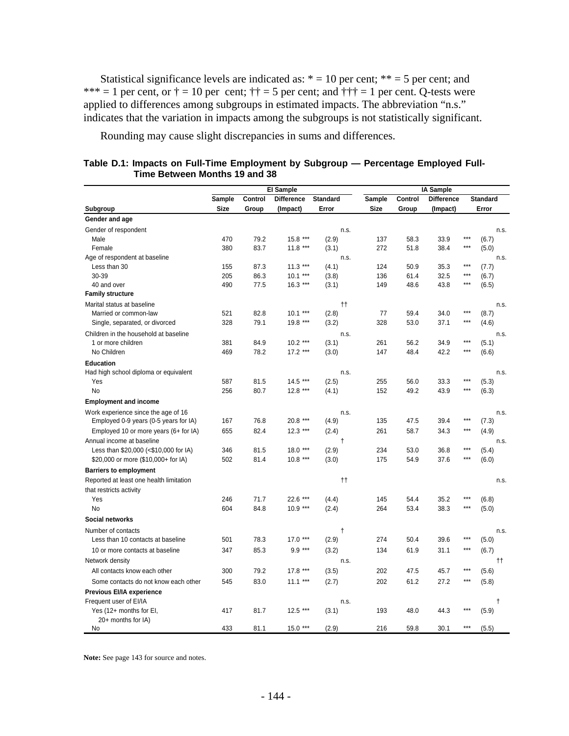Statistical significance levels are indicated as: * = 10 per cent; ** = 5 per cent; and *** = 1 per cent, or † = 10 per cent; †† = 5 per cent; and ††† = 1 per cent. Q-tests were applied to differences among subgroups in estimated impacts. The abbreviation "n.s." indicates that the variation in impacts among the subgroups is not statistically significant.

Rounding may cause slight discrepancies in sums and differences.

**Table D.1: Impacts on Full-Time Employment by Subgroup — Percentage Employed Full-Time Between Months 19 and 38**

| | EI Sample | | | | | IA Sample | | | | |
|---|---|---|---|---|---|---|---|---|---|---|
| Subgroup | Sample Size | Control Group | Difference (Impact) | Standard Error | | Sample Size | Control Group | Difference (Impact) | Standard Error | |
| **Gender and age** | | | | | | | | | | |
| Gender of respondent | | | | | n.s. | | | | | n.s. |
| Male | 470 | 79.2 | 15.8 *** | (2.9) | | 137 | 58.3 | 33.9 *** | (6.7) | |
| Female | 380 | 83.7 | 11.8 *** | (3.1) | | 272 | 51.8 | 38.4 *** | (5.0) | |
| Age of respondent at baseline | | | | | n.s. | | | | | n.s. |
| Less than 30 | 155 | 87.3 | 11.3 *** | (4.1) | | 124 | 50.9 | 35.3 *** | (7.7) | |
| 30-39 | 205 | 86.3 | 10.1 *** | (3.8) | | 136 | 61.4 | 32.5 *** | (6.7) | |
| 40 and over | 490 | 77.5 | 16.3 *** | (3.1) | | 149 | 48.6 | 43.8 *** | (6.5) | |
| **Family structure** | | | | | | | | | | |
| Marital status at baseline | | | | | †† | | | | | n.s. |
| Married or common-law | 521 | 82.8 | 10.1 *** | (2.8) | | 77 | 59.4 | 34.0 *** | (8.7) | |
| Single, separated, or divorced | 328 | 79.1 | 19.8 *** | (3.2) | | 328 | 53.0 | 37.1 *** | (4.6) | |
| Children in the household at baseline | | | | | n.s. | | | | | n.s. |
| 1 or more children | 381 | 84.9 | 10.2 *** | (3.1) | | 261 | 56.2 | 34.9 *** | (5.1) | |
| No Children | 469 | 78.2 | 17.2 *** | (3.0) | | 147 | 48.4 | 42.2 *** | (6.6) | |
| **Education** | | | | | | | | | | |
| Had high school diploma or equivalent | | | | | n.s. | | | | | n.s. |
| Yes | 587 | 81.5 | 14.5 *** | (2.5) | | 255 | 56.0 | 33.3 *** | (5.3) | |
| No | 256 | 80.7 | 12.8 *** | (4.1) | | 152 | 49.2 | 43.9 *** | (6.3) | |
| **Employment and income** | | | | | | | | | | |
| Work experience since the age of 16 | | | | | n.s. | | | | | n.s. |
| Employed 0-9 years (0-5 years for IA) | 167 | 76.8 | 20.8 *** | (4.9) | | 135 | 47.5 | 39.4 *** | (7.3) | |
| Employed 10 or more years (6+ for IA) | 655 | 82.4 | 12.3 *** | (2.4) | | 261 | 58.7 | 34.3 *** | (4.9) | |
| Annual income at baseline | | | | | † | | | | | n.s. |
| Less than $20,000 (<$10,000 for IA) | 346 | 81.5 | 18.0 *** | (2.9) | | 234 | 53.0 | 36.8 *** | (5.4) | |
| $20,000 or more ($10,000+ for IA) | 502 | 81.4 | 10.8 *** | (3.0) | | 175 | 54.9 | 37.6 *** | (6.0) | |
| **Barriers to employment** | | | | | | | | | | |
| Reported at least one health limitation that restricts activity | | | | | †† | | | | | n.s. |
| Yes | 246 | 71.7 | 22.6 *** | (4.4) | | 145 | 54.4 | 35.2 *** | (6.8) | |
| No | 604 | 84.8 | 10.9 *** | (2.4) | | 264 | 53.4 | 38.3 *** | (5.0) | |
| **Social networks** | | | | | | | | | | |
| Number of contacts | | | | | † | | | | | n.s. |
| Less than 10 contacts at baseline | 501 | 78.3 | 17.0 *** | (2.9) | | 274 | 50.4 | 39.6 *** | (5.0) | |
| 10 or more contacts at baseline | 347 | 85.3 | 9.9 *** | (3.2) | | 134 | 61.9 | 31.1 *** | (6.7) | |
| Network density | | | | | n.s. | | | | | †† |
| All contacts know each other | 300 | 79.2 | 17.8 *** | (3.5) | | 202 | 47.5 | 45.7 *** | (5.6) | |
| Some contacts do not know each other | 545 | 83.0 | 11.1 *** | (2.7) | | 202 | 61.2 | 27.2 *** | (5.8) | |
| **Previous EI/IA experience** | | | | | | | | | | |
| Frequent user of EI/IA | | | | | n.s. | | | | | † |
| Yes (12+ months for EI, 20+ months for IA) | 417 | 81.7 | 12.5 *** | (3.1) | | 193 | 48.0 | 44.3 *** | (5.9) | |
| No | 433 | 81.1 | 15.0 *** | (2.9) | | 216 | 59.8 | 30.1 *** | (5.5) | |

**Note:** See page 143 for source and notes.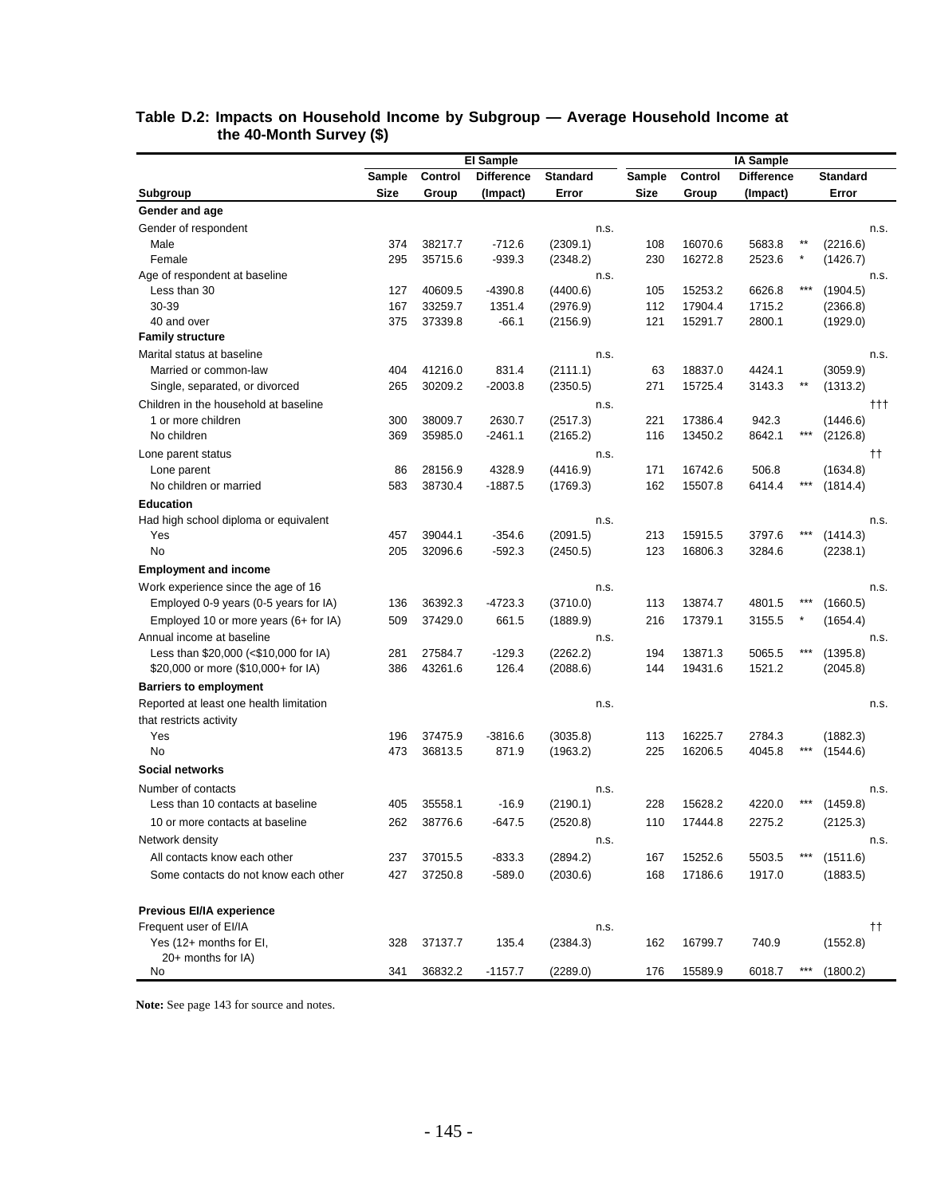### Table D.2: Impacts on Household Income by Subgroup — Average Household Income at the 40-Month Survey ($)

| | EI Sample | | | | IA Sample | | | |
|---|---|---|---|---|---|---|---|---|
| Subgroup | Sample Size | Control Group | Difference (Impact) | Standard Error | Sample Size | Control Group | Difference (Impact) | Standard Error |
| **Gender and age** | | | | | | | | |
| Gender of respondent | | | | n.s. | | | | n.s. |
| Male | 374 | 38217.7 | -712.6 | (2309.1) | 108 | 16070.6 | 5683.8 ** | (2216.6) |
| Female | 295 | 35715.6 | -939.3 | (2348.2) | 230 | 16272.8 | 2523.6 * | (1426.7) |
| Age of respondent at baseline | | | | n.s. | | | | n.s. |
| Less than 30 | 127 | 40609.5 | -4390.8 | (4400.6) | 105 | 15253.2 | 6626.8 *** | (1904.5) |
| 30-39 | 167 | 33259.7 | 1351.4 | (2976.9) | 112 | 17904.4 | 1715.2 | (2366.8) |
| 40 and over | 375 | 37339.8 | -66.1 | (2156.9) | 121 | 15291.7 | 2800.1 | (1929.0) |
| **Family structure** | | | | | | | | |
| Marital status at baseline | | | | n.s. | | | | n.s. |
| Married or common-law | 404 | 41216.0 | 831.4 | (2111.1) | 63 | 18837.0 | 4424.1 | (3059.9) |
| Single, separated, or divorced | 265 | 30209.2 | -2003.8 | (2350.5) | 271 | 15725.4 | 3143.3 ** | (1313.2) |
| Children in the household at baseline | | | | n.s. | | | | ††† |
| 1 or more children | 300 | 38009.7 | 2630.7 | (2517.3) | 221 | 17386.4 | 942.3 | (1446.6) |
| No children | 369 | 35985.0 | -2461.1 | (2165.2) | 116 | 13450.2 | 8642.1 *** | (2126.8) |
| Lone parent status | | | | n.s. | | | | †† |
| Lone parent | 86 | 28156.9 | 4328.9 | (4416.9) | 171 | 16742.6 | 506.8 | (1634.8) |
| No children or married | 583 | 38730.4 | -1887.5 | (1769.3) | 162 | 15507.8 | 6414.4 *** | (1814.4) |
| **Education** | | | | | | | | |
| Had high school diploma or equivalent | | | | n.s. | | | | n.s. |
| Yes | 457 | 39044.1 | -354.6 | (2091.5) | 213 | 15915.5 | 3797.6 *** | (1414.3) |
| No | 205 | 32096.6 | -592.3 | (2450.5) | 123 | 16806.3 | 3284.6 | (2238.1) |
| **Employment and income** | | | | | | | | |
| Work experience since the age of 16 | | | | n.s. | | | | n.s. |
| Employed 0-9 years (0-5 years for IA) | 136 | 36392.3 | -4723.3 | (3710.0) | 113 | 13874.7 | 4801.5 *** | (1660.5) |
| Employed 10 or more years (6+ for IA) | 509 | 37429.0 | 661.5 | (1889.9) | 216 | 17379.1 | 3155.5 * | (1654.4) |
| Annual income at baseline | | | | n.s. | | | | n.s. |
| Less than $20,000 (<$10,000 for IA) | 281 | 27584.7 | -129.3 | (2262.2) | 194 | 13871.3 | 5065.5 *** | (1395.8) |
| $20,000 or more ($10,000+ for IA) | 386 | 43261.6 | 126.4 | (2088.6) | 144 | 19431.6 | 1521.2 | (2045.8) |
| **Barriers to employment** | | | | | | | | |
| Reported at least one health limitation that restricts activity | | | | n.s. | | | | n.s. |
| Yes | 196 | 37475.9 | -3816.6 | (3035.8) | 113 | 16225.7 | 2784.3 | (1882.3) |
| No | 473 | 36813.5 | 871.9 | (1963.2) | 225 | 16206.5 | 4045.8 *** | (1544.6) |
| **Social networks** | | | | | | | | |
| Number of contacts | | | | n.s. | | | | n.s. |
| Less than 10 contacts at baseline | 405 | 35558.1 | -16.9 | (2190.1) | 228 | 15628.2 | 4220.0 *** | (1459.8) |
| 10 or more contacts at baseline | 262 | 38776.6 | -647.5 | (2520.8) | 110 | 17444.8 | 2275.2 | (2125.3) |
| Network density | | | | n.s. | | | | n.s. |
| All contacts know each other | 237 | 37015.5 | -833.3 | (2894.2) | 167 | 15252.6 | 5503.5 *** | (1511.6) |
| Some contacts do not know each other | 427 | 37250.8 | -589.0 | (2030.6) | 168 | 17186.6 | 1917.0 | (1883.5) |
| **Previous EI/IA experience** | | | | | | | | |
| Frequent user of EI/IA | | | | n.s. | | | | †† |
| Yes (12+ months for EI, 20+ months for IA) | 328 | 37137.7 | 135.4 | (2384.3) | 162 | 16799.7 | 740.9 | (1552.8) |
| No | 341 | 36832.2 | -1157.7 | (2289.0) | 176 | 15589.9 | 6018.7 *** | (1800.2) |

**Note:** See page 143 for source and notes.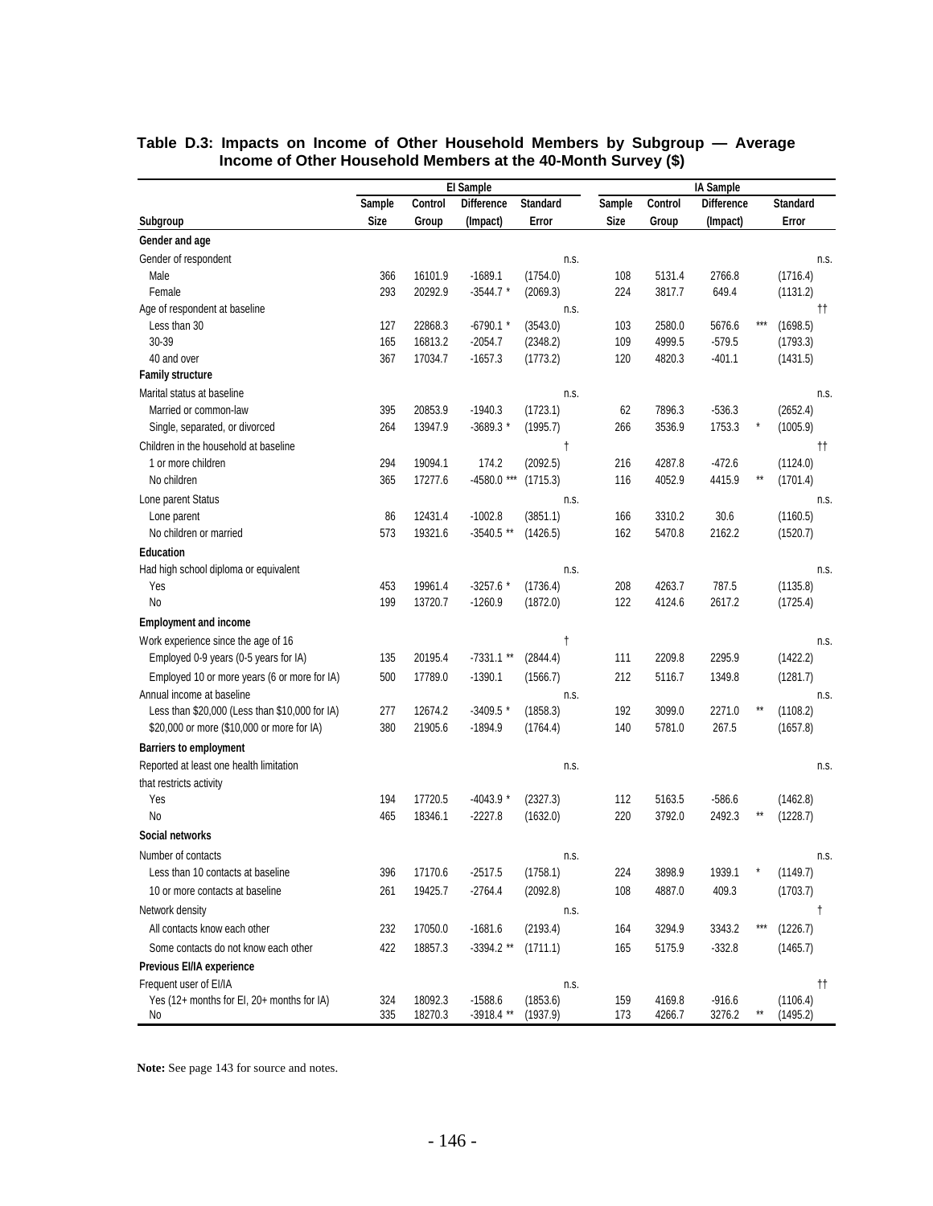**Table D.3: Impacts on Income of Other Household Members by Subgroup — Average Income of Other Household Members at the 40-Month Survey ($)**

| | EI Sample | | | | | IA Sample | | | | |
|---|---|---|---|---|---|---|---|---|---|---|
| Subgroup | Sample Size | Control Group | Difference (Impact) | Standard Error | | Sample Size | Control Group | Difference (Impact) | Standard Error | |
| **Gender and age** | | | | | | | | | | |
| Gender of respondent | | | | | n.s. | | | | | n.s. |
| Male | 366 | 16101.9 | -1689.1 | (1754.0) | | 108 | 5131.4 | 2766.8 | (1716.4) | |
| Female | 293 | 20292.9 | -3544.7 * | (2069.3) | | 224 | 3817.7 | 649.4 | (1131.2) | |
| Age of respondent at baseline | | | | | n.s. | | | | | †† |
| Less than 30 | 127 | 22868.3 | -6790.1 * | (3543.0) | | 103 | 2580.0 | 5676.6 *** | (1698.5) | |
| 30-39 | 165 | 16813.2 | -2054.7 | (2348.2) | | 109 | 4999.5 | -579.5 | (1793.3) | |
| 40 and over | 367 | 17034.7 | -1657.3 | (1773.2) | | 120 | 4820.3 | -401.1 | (1431.5) | |
| **Family structure** | | | | | | | | | | |
| Marital status at baseline | | | | | n.s. | | | | | n.s. |
| Married or common-law | 395 | 20853.9 | -1940.3 | (1723.1) | | 62 | 7896.3 | -536.3 | (2652.4) | |
| Single, separated, or divorced | 264 | 13947.9 | -3689.3 * | (1995.7) | | 266 | 3536.9 | 1753.3 * | (1005.9) | |
| Children in the household at baseline | | | | | † | | | | | †† |
| 1 or more children | 294 | 19094.1 | 174.2 | (2092.5) | | 216 | 4287.8 | -472.6 | (1124.0) | |
| No children | 365 | 17277.6 | -4580.0 *** | (1715.3) | | 116 | 4052.9 | 4415.9 ** | (1701.4) | |
| Lone parent Status | | | | | n.s. | | | | | n.s. |
| Lone parent | 86 | 12431.4 | -1002.8 | (3851.1) | | 166 | 3310.2 | 30.6 | (1160.5) | |
| No children or married | 573 | 19321.6 | -3540.5 ** | (1426.5) | | 162 | 5470.8 | 2162.2 | (1520.7) | |
| **Education** | | | | | | | | | | |
| Had high school diploma or equivalent | | | | | n.s. | | | | | n.s. |
| Yes | 453 | 19961.4 | -3257.6 * | (1736.4) | | 208 | 4263.7 | 787.5 | (1135.8) | |
| No | 199 | 13720.7 | -1260.9 | (1872.0) | | 122 | 4124.6 | 2617.2 | (1725.4) | |
| **Employment and income** | | | | | | | | | | |
| Work experience since the age of 16 | | | | | † | | | | | n.s. |
| Employed 0-9 years (0-5 years for IA) | 135 | 20195.4 | -7331.1 ** | (2844.4) | | 111 | 2209.8 | 2295.9 | (1422.2) | |
| Employed 10 or more years (6 or more for IA) | 500 | 17789.0 | -1390.1 | (1566.7) | | 212 | 5116.7 | 1349.8 | (1281.7) | |
| Annual income at baseline | | | | | n.s. | | | | | n.s. |
| Less than $20,000 (Less than $10,000 for IA) | 277 | 12674.2 | -3409.5 * | (1858.3) | | 192 | 3099.0 | 2271.0 ** | (1108.2) | |
| $20,000 or more ($10,000 or more for IA) | 380 | 21905.6 | -1894.9 | (1764.4) | | 140 | 5781.0 | 267.5 | (1657.8) | |
| **Barriers to employment** | | | | | | | | | | |
| Reported at least one health limitation that restricts activity | | | | | n.s. | | | | | n.s. |
| Yes | 194 | 17720.5 | -4043.9 * | (2327.3) | | 112 | 5163.5 | -586.6 | (1462.8) | |
| No | 465 | 18346.1 | -2227.8 | (1632.0) | | 220 | 3792.0 | 2492.3 ** | (1228.7) | |
| **Social networks** | | | | | | | | | | |
| Number of contacts | | | | | n.s. | | | | | n.s. |
| Less than 10 contacts at baseline | 396 | 17170.6 | -2517.5 | (1758.1) | | 224 | 3898.9 | 1939.1 * | (1149.7) | |
| 10 or more contacts at baseline | 261 | 19425.7 | -2764.4 | (2092.8) | | 108 | 4887.0 | 409.3 | (1703.7) | |
| Network density | | | | | n.s. | | | | | † |
| All contacts know each other | 232 | 17050.0 | -1681.6 | (2193.4) | | 164 | 3294.9 | 3343.2 *** | (1226.7) | |
| Some contacts do not know each other | 422 | 18857.3 | -3394.2 ** | (1711.1) | | 165 | 5175.9 | -332.8 | (1465.7) | |
| **Previous EI/IA experience** | | | | | | | | | | |
| Frequent user of EI/IA | | | | | n.s. | | | | | †† |
| Yes (12+ months for EI, 20+ months for IA) | 324 | 18092.3 | -1588.6 | (1853.6) | | 159 | 4169.8 | -916.6 | (1106.4) | |
| No | 335 | 18270.3 | -3918.4 ** | (1937.9) | | 173 | 4266.7 | 3276.2 ** | (1495.2) | |

**Note:** See page 143 for source and notes.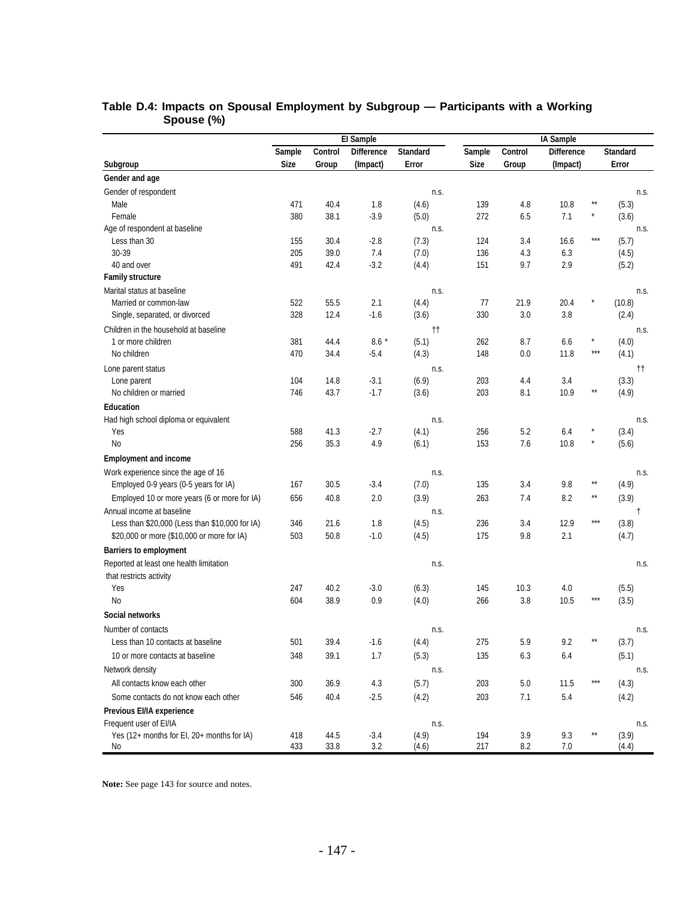## Table D.4: Impacts on Spousal Employment by Subgroup — Participants with a Working Spouse (%)

| | EI Sample | | | | | IA Sample | | | | |
|---|---|---|---|---|---|---|---|---|---|---|
| Subgroup | Sample Size | Control Group | Difference (Impact) | | Standard Error | Sample Size | Control Group | Difference (Impact) | | Standard Error |
| **Gender and age** | | | | | | | | | | |
| Gender of respondent | | | | | n.s. | | | | | n.s. |
| Male | 471 | 40.4 | 1.8 | | (4.6) | 139 | 4.8 | 10.8 | ** | (5.3) |
| Female | 380 | 38.1 | -3.9 | | (5.0) | 272 | 6.5 | 7.1 | * | (3.6) |
| Age of respondent at baseline | | | | | n.s. | | | | | n.s. |
| Less than 30 | 155 | 30.4 | -2.8 | | (7.3) | 124 | 3.4 | 16.6 | *** | (5.7) |
| 30-39 | 205 | 39.0 | 7.4 | | (7.0) | 136 | 4.3 | 6.3 | | (4.5) |
| 40 and over | 491 | 42.4 | -3.2 | | (4.4) | 151 | 9.7 | 2.9 | | (5.2) |
| **Family structure** | | | | | | | | | | |
| Marital status at baseline | | | | | n.s. | | | | | n.s. |
| Married or common-law | 522 | 55.5 | 2.1 | | (4.4) | 77 | 21.9 | 20.4 | * | (10.8) |
| Single, separated, or divorced | 328 | 12.4 | -1.6 | | (3.6) | 330 | 3.0 | 3.8 | | (2.4) |
| Children in the household at baseline | | | | | †† | | | | | n.s. |
| 1 or more children | 381 | 44.4 | 8.6 | * | (5.1) | 262 | 8.7 | 6.6 | * | (4.0) |
| No children | 470 | 34.4 | -5.4 | | (4.3) | 148 | 0.0 | 11.8 | *** | (4.1) |
| Lone parent status | | | | | n.s. | | | | | †† |
| Lone parent | 104 | 14.8 | -3.1 | | (6.9) | 203 | 4.4 | 3.4 | | (3.3) |
| No children or married | 746 | 43.7 | -1.7 | | (3.6) | 203 | 8.1 | 10.9 | ** | (4.9) |
| **Education** | | | | | | | | | | |
| Had high school diploma or equivalent | | | | | n.s. | | | | | n.s. |
| Yes | 588 | 41.3 | -2.7 | | (4.1) | 256 | 5.2 | 6.4 | * | (3.4) |
| No | 256 | 35.3 | 4.9 | | (6.1) | 153 | 7.6 | 10.8 | * | (5.6) |
| **Employment and income** | | | | | | | | | | |
| Work experience since the age of 16 | | | | | n.s. | | | | | n.s. |
| Employed 0-9 years (0-5 years for IA) | 167 | 30.5 | -3.4 | | (7.0) | 135 | 3.4 | 9.8 | ** | (4.9) |
| Employed 10 or more years (6 or more for IA) | 656 | 40.8 | 2.0 | | (3.9) | 263 | 7.4 | 8.2 | ** | (3.9) |
| Annual income at baseline | | | | | n.s. | | | | | † |
| Less than $20,000 (Less than $10,000 for IA) | 346 | 21.6 | 1.8 | | (4.5) | 236 | 3.4 | 12.9 | *** | (3.8) |
| $20,000 or more ($10,000 or more for IA) | 503 | 50.8 | -1.0 | | (4.5) | 175 | 9.8 | 2.1 | | (4.7) |
| **Barriers to employment** | | | | | | | | | | |
| Reported at least one health limitation that restricts activity | | | | | n.s. | | | | | n.s. |
| Yes | 247 | 40.2 | -3.0 | | (6.3) | 145 | 10.3 | 4.0 | | (5.5) |
| No | 604 | 38.9 | 0.9 | | (4.0) | 266 | 3.8 | 10.5 | *** | (3.5) |
| **Social networks** | | | | | | | | | | |
| Number of contacts | | | | | n.s. | | | | | n.s. |
| Less than 10 contacts at baseline | 501 | 39.4 | -1.6 | | (4.4) | 275 | 5.9 | 9.2 | ** | (3.7) |
| 10 or more contacts at baseline | 348 | 39.1 | 1.7 | | (5.3) | 135 | 6.3 | 6.4 | | (5.1) |
| Network density | | | | | n.s. | | | | | n.s. |
| All contacts know each other | 300 | 36.9 | 4.3 | | (5.7) | 203 | 5.0 | 11.5 | *** | (4.3) |
| Some contacts do not know each other | 546 | 40.4 | -2.5 | | (4.2) | 203 | 7.1 | 5.4 | | (4.2) |
| **Previous EI/IA experience** | | | | | | | | | | |
| Frequent user of EI/IA | | | | | n.s. | | | | | n.s. |
| Yes (12+ months for EI, 20+ months for IA) | 418 | 44.5 | -3.4 | | (4.9) | 194 | 3.9 | 9.3 | ** | (3.9) |
| No | 433 | 33.8 | 3.2 | | (4.6) | 217 | 8.2 | 7.0 | | (4.4) |

**Note:** See page 143 for source and notes.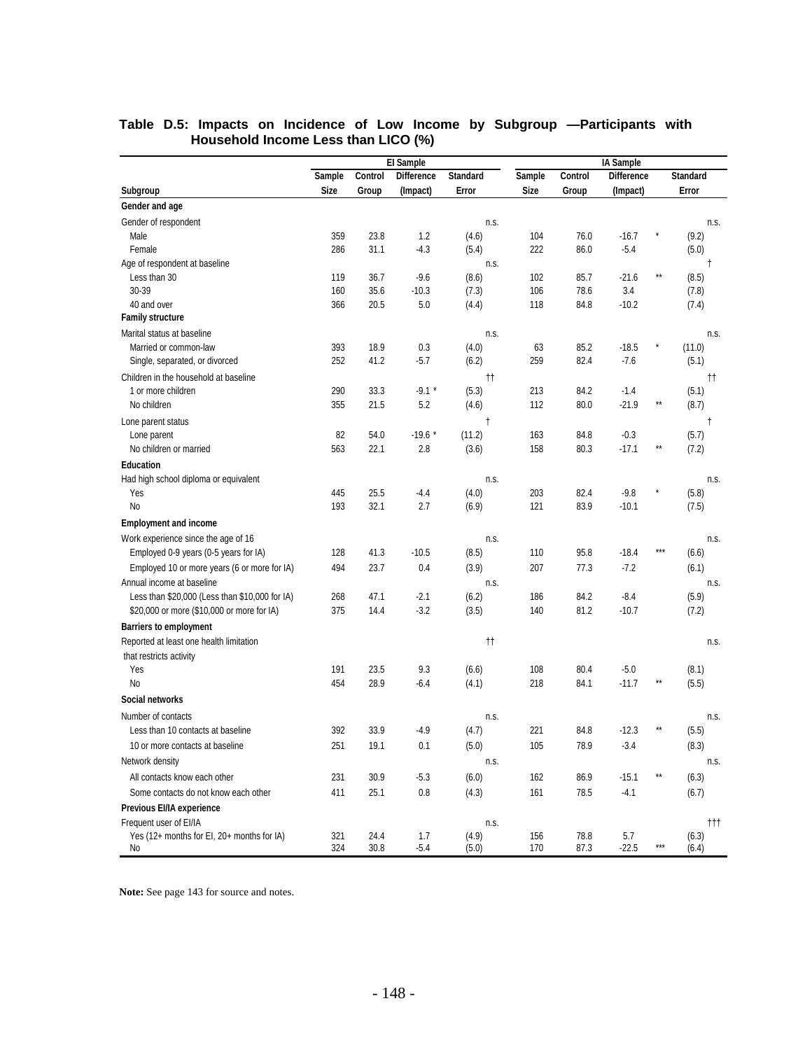**Table D.5: Impacts on Incidence of Low Income by Subgroup —Participants with Household Income Less than LICO (%)**

| | EI Sample | | | | IA Sample | | | |
|---|---|---|---|---|---|---|---|---|
| Subgroup | Sample Size | Control Group | Difference (Impact) | Standard Error | Sample Size | Control Group | Difference (Impact) | Standard Error |
| **Gender and age** | | | | | | | | |
| Gender of respondent | | | | n.s. | | | | n.s. |
| Male | 359 | 23.8 | 1.2 | (4.6) | 104 | 76.0 | -16.7 * | (9.2) |
| Female | 286 | 31.1 | -4.3 | (5.4) | 222 | 86.0 | -5.4 | (5.0) |
| Age of respondent at baseline | | | | n.s. | | | | † |
| Less than 30 | 119 | 36.7 | -9.6 | (8.6) | 102 | 85.7 | -21.6 ** | (8.5) |
| 30-39 | 160 | 35.6 | -10.3 | (7.3) | 106 | 78.6 | 3.4 | (7.8) |
| 40 and over | 366 | 20.5 | 5.0 | (4.4) | 118 | 84.8 | -10.2 | (7.4) |
| **Family structure** | | | | | | | | |
| Marital status at baseline | | | | n.s. | | | | n.s. |
| Married or common-law | 393 | 18.9 | 0.3 | (4.0) | 63 | 85.2 | -18.5 * | (11.0) |
| Single, separated, or divorced | 252 | 41.2 | -5.7 | (6.2) | 259 | 82.4 | -7.6 | (5.1) |
| Children in the household at baseline | | | | †† | | | | †† |
| 1 or more children | 290 | 33.3 | -9.1 * | (5.3) | 213 | 84.2 | -1.4 | (5.1) |
| No children | 355 | 21.5 | 5.2 | (4.6) | 112 | 80.0 | -21.9 ** | (8.7) |
| Lone parent status | | | | † | | | | † |
| Lone parent | 82 | 54.0 | -19.6 * | (11.2) | 163 | 84.8 | -0.3 | (5.7) |
| No children or married | 563 | 22.1 | 2.8 | (3.6) | 158 | 80.3 | -17.1 ** | (7.2) |
| **Education** | | | | | | | | |
| Had high school diploma or equivalent | | | | n.s. | | | | n.s. |
| Yes | 445 | 25.5 | -4.4 | (4.0) | 203 | 82.4 | -9.8 * | (5.8) |
| No | 193 | 32.1 | 2.7 | (6.9) | 121 | 83.9 | -10.1 | (7.5) |
| **Employment and income** | | | | | | | | |
| Work experience since the age of 16 | | | | n.s. | | | | n.s. |
| Employed 0-9 years (0-5 years for IA) | 128 | 41.3 | -10.5 | (8.5) | 110 | 95.8 | -18.4 *** | (6.6) |
| Employed 10 or more years (6 or more for IA) | 494 | 23.7 | 0.4 | (3.9) | 207 | 77.3 | -7.2 | (6.1) |
| Annual income at baseline | | | | n.s. | | | | n.s. |
| Less than $20,000 (Less than $10,000 for IA) | 268 | 47.1 | -2.1 | (6.2) | 186 | 84.2 | -8.4 | (5.9) |
| $20,000 or more ($10,000 or more for IA) | 375 | 14.4 | -3.2 | (3.5) | 140 | 81.2 | -10.7 | (7.2) |
| **Barriers to employment** | | | | | | | | |
| Reported at least one health limitation that restricts activity | | | | †† | | | | n.s. |
| Yes | 191 | 23.5 | 9.3 | (6.6) | 108 | 80.4 | -5.0 | (8.1) |
| No | 454 | 28.9 | -6.4 | (4.1) | 218 | 84.1 | -11.7 ** | (5.5) |
| **Social networks** | | | | | | | | |
| Number of contacts | | | | n.s. | | | | n.s. |
| Less than 10 contacts at baseline | 392 | 33.9 | -4.9 | (4.7) | 221 | 84.8 | -12.3 ** | (5.5) |
| 10 or more contacts at baseline | 251 | 19.1 | 0.1 | (5.0) | 105 | 78.9 | -3.4 | (8.3) |
| Network density | | | | n.s. | | | | n.s. |
| All contacts know each other | 231 | 30.9 | -5.3 | (6.0) | 162 | 86.9 | -15.1 ** | (6.3) |
| Some contacts do not know each other | 411 | 25.1 | 0.8 | (4.3) | 161 | 78.5 | -4.1 | (6.7) |
| **Previous EI/IA experience** | | | | | | | | |
| Frequent user of EI/IA | | | | n.s. | | | | ††† |
| Yes (12+ months for EI, 20+ months for IA) | 321 | 24.4 | 1.7 | (4.9) | 156 | 78.8 | 5.7 | (6.3) |
| No | 324 | 30.8 | -5.4 | (5.0) | 170 | 87.3 | -22.5 *** | (6.4) |

**Note:** See page 143 for source and notes.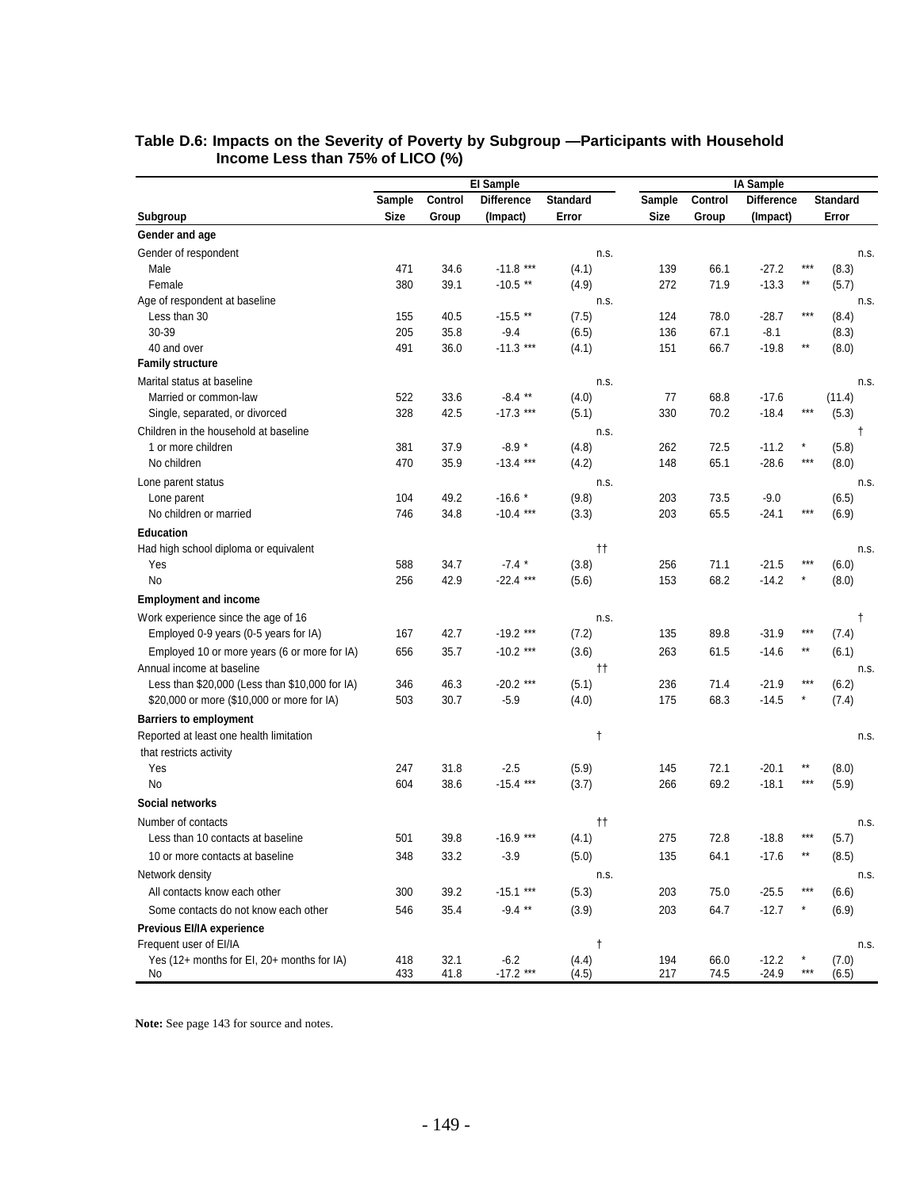### Table D.6: Impacts on the Severity of Poverty by Subgroup —Participants with Household Income Less than 75% of LICO (%)

| | EI Sample | | | | IA Sample | | | |
|---|---|---|---|---|---|---|---|---|
| Subgroup | Sample Size | Control Group | Difference (Impact) | Standard Error | Sample Size | Control Group | Difference (Impact) | Standard Error |
| **Gender and age** | | | | | | | | |
| Gender of respondent | | | | n.s. | | | | n.s. |
| Male | 471 | 34.6 | -11.8 *** | (4.1) | 139 | 66.1 | -27.2 *** | (8.3) |
| Female | 380 | 39.1 | -10.5 ** | (4.9) | 272 | 71.9 | -13.3 ** | (5.7) |
| Age of respondent at baseline | | | | n.s. | | | | n.s. |
| Less than 30 | 155 | 40.5 | -15.5 ** | (7.5) | 124 | 78.0 | -28.7 *** | (8.4) |
| 30-39 | 205 | 35.8 | -9.4 | (6.5) | 136 | 67.1 | -8.1 | (8.3) |
| 40 and over | 491 | 36.0 | -11.3 *** | (4.1) | 151 | 66.7 | -19.8 ** | (8.0) |
| **Family structure** | | | | | | | | |
| Marital status at baseline | | | | n.s. | | | | n.s. |
| Married or common-law | 522 | 33.6 | -8.4 ** | (4.0) | 77 | 68.8 | -17.6 | (11.4) |
| Single, separated, or divorced | 328 | 42.5 | -17.3 *** | (5.1) | 330 | 70.2 | -18.4 *** | (5.3) |
| Children in the household at baseline | | | | n.s. | | | | † |
| 1 or more children | 381 | 37.9 | -8.9 * | (4.8) | 262 | 72.5 | -11.2 * | (5.8) |
| No children | 470 | 35.9 | -13.4 *** | (4.2) | 148 | 65.1 | -28.6 *** | (8.0) |
| Lone parent status | | | | n.s. | | | | n.s. |
| Lone parent | 104 | 49.2 | -16.6 * | (9.8) | 203 | 73.5 | -9.0 | (6.5) |
| No children or married | 746 | 34.8 | -10.4 *** | (3.3) | 203 | 65.5 | -24.1 *** | (6.9) |
| **Education** | | | | | | | | |
| Had high school diploma or equivalent | | | | †† | | | | n.s. |
| Yes | 588 | 34.7 | -7.4 * | (3.8) | 256 | 71.1 | -21.5 *** | (6.0) |
| No | 256 | 42.9 | -22.4 *** | (5.6) | 153 | 68.2 | -14.2 * | (8.0) |
| **Employment and income** | | | | | | | | |
| Work experience since the age of 16 | | | | n.s. | | | | † |
| Employed 0-9 years (0-5 years for IA) | 167 | 42.7 | -19.2 *** | (7.2) | 135 | 89.8 | -31.9 *** | (7.4) |
| Employed 10 or more years (6 or more for IA) | 656 | 35.7 | -10.2 *** | (3.6) | 263 | 61.5 | -14.6 ** | (6.1) |
| Annual income at baseline | | | | †† | | | | n.s. |
| Less than $20,000 (Less than $10,000 for IA) | 346 | 46.3 | -20.2 *** | (5.1) | 236 | 71.4 | -21.9 *** | (6.2) |
| $20,000 or more ($10,000 or more for IA) | 503 | 30.7 | -5.9 | (4.0) | 175 | 68.3 | -14.5 * | (7.4) |
| **Barriers to employment** | | | | | | | | |
| Reported at least one health limitation that restricts activity | | | | † | | | | n.s. |
| Yes | 247 | 31.8 | -2.5 | (5.9) | 145 | 72.1 | -20.1 ** | (8.0) |
| No | 604 | 38.6 | -15.4 *** | (3.7) | 266 | 69.2 | -18.1 *** | (5.9) |
| **Social networks** | | | | | | | | |
| Number of contacts | | | | †† | | | | n.s. |
| Less than 10 contacts at baseline | 501 | 39.8 | -16.9 *** | (4.1) | 275 | 72.8 | -18.8 *** | (5.7) |
| 10 or more contacts at baseline | 348 | 33.2 | -3.9 | (5.0) | 135 | 64.1 | -17.6 ** | (8.5) |
| Network density | | | | n.s. | | | | n.s. |
| All contacts know each other | 300 | 39.2 | -15.1 *** | (5.3) | 203 | 75.0 | -25.5 *** | (6.6) |
| Some contacts do not know each other | 546 | 35.4 | -9.4 ** | (3.9) | 203 | 64.7 | -12.7 * | (6.9) |
| **Previous EI/IA experience** | | | | | | | | |
| Frequent user of EI/IA | | | | † | | | | n.s. |
| Yes (12+ months for EI, 20+ months for IA) | 418 | 32.1 | -6.2 | (4.4) | 194 | 66.0 | -12.2 * | (7.0) |
| No | 433 | 41.8 | -17.2 *** | (4.5) | 217 | 74.5 | -24.9 *** | (6.5) |

**Note:** See page 143 for source and notes.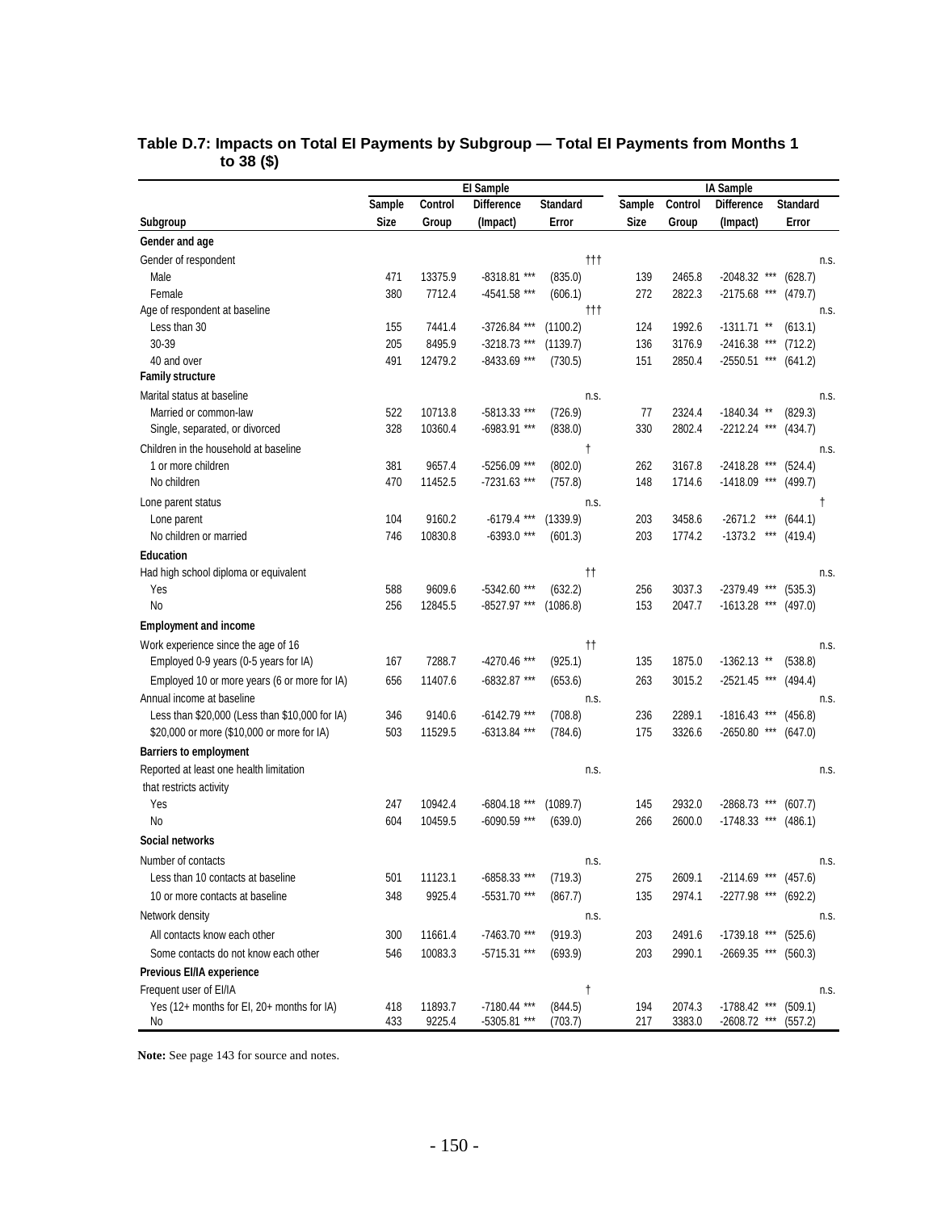### Table D.7: Impacts on Total EI Payments by Subgroup — Total EI Payments from Months 1 to 38 ($)

| | EI Sample | | | | IA Sample | | | |
|---|---|---|---|---|---|---|---|---|
| Subgroup | Sample Size | Control Group | Difference (Impact) | Standard Error | Sample Size | Control Group | Difference (Impact) | Standard Error |
| **Gender and age** | | | | | | | | |
| Gender of respondent | | | | ††† | | | | n.s. |
| Male | 471 | 13375.9 | -8318.81 *** | (835.0) | 139 | 2465.8 | -2048.32 *** | (628.7) |
| Female | 380 | 7712.4 | -4541.58 *** | (606.1) | 272 | 2822.3 | -2175.68 *** | (479.7) |
| Age of respondent at baseline | | | | ††† | | | | n.s. |
| Less than 30 | 155 | 7441.4 | -3726.84 *** | (1100.2) | 124 | 1992.6 | -1311.71 ** | (613.1) |
| 30-39 | 205 | 8495.9 | -3218.73 *** | (1139.7) | 136 | 3176.9 | -2416.38 *** | (712.2) |
| 40 and over | 491 | 12479.2 | -8433.69 *** | (730.5) | 151 | 2850.4 | -2550.51 *** | (641.2) |
| **Family structure** | | | | | | | | |
| Marital status at baseline | | | | n.s. | | | | n.s. |
| Married or common-law | 522 | 10713.8 | -5813.33 *** | (726.9) | 77 | 2324.4 | -1840.34 ** | (829.3) |
| Single, separated, or divorced | 328 | 10360.4 | -6983.91 *** | (838.0) | 330 | 2802.4 | -2212.24 *** | (434.7) |
| Children in the household at baseline | | | | † | | | | n.s. |
| 1 or more children | 381 | 9657.4 | -5256.09 *** | (802.0) | 262 | 3167.8 | -2418.28 *** | (524.4) |
| No children | 470 | 11452.5 | -7231.63 *** | (757.8) | 148 | 1714.6 | -1418.09 *** | (499.7) |
| Lone parent status | | | | n.s. | | | | † |
| Lone parent | 104 | 9160.2 | -6179.4 *** | (1339.9) | 203 | 3458.6 | -2671.2 *** | (644.1) |
| No children or married | 746 | 10830.8 | -6393.0 *** | (601.3) | 203 | 1774.2 | -1373.2 *** | (419.4) |
| **Education** | | | | | | | | |
| Had high school diploma or equivalent | | | | †† | | | | n.s. |
| Yes | 588 | 9609.6 | -5342.60 *** | (632.2) | 256 | 3037.3 | -2379.49 *** | (535.3) |
| No | 256 | 12845.5 | -8527.97 *** | (1086.8) | 153 | 2047.7 | -1613.28 *** | (497.0) |
| **Employment and income** | | | | | | | | |
| Work experience since the age of 16 | | | | †† | | | | n.s. |
| Employed 0-9 years (0-5 years for IA) | 167 | 7288.7 | -4270.46 *** | (925.1) | 135 | 1875.0 | -1362.13 ** | (538.8) |
| Employed 10 or more years (6 or more for IA) | 656 | 11407.6 | -6832.87 *** | (653.6) | 263 | 3015.2 | -2521.45 *** | (494.4) |
| Annual income at baseline | | | | n.s. | | | | n.s. |
| Less than $20,000 (Less than $10,000 for IA) | 346 | 9140.6 | -6142.79 *** | (708.8) | 236 | 2289.1 | -1816.43 *** | (456.8) |
| $20,000 or more ($10,000 or more for IA) | 503 | 11529.5 | -6313.84 *** | (784.6) | 175 | 3326.6 | -2650.80 *** | (647.0) |
| **Barriers to employment** | | | | | | | | |
| Reported at least one health limitation that restricts activity | | | | n.s. | | | | n.s. |
| Yes | 247 | 10942.4 | -6804.18 *** | (1089.7) | 145 | 2932.0 | -2868.73 *** | (607.7) |
| No | 604 | 10459.5 | -6090.59 *** | (639.0) | 266 | 2600.0 | -1748.33 *** | (486.1) |
| **Social networks** | | | | | | | | |
| Number of contacts | | | | n.s. | | | | n.s. |
| Less than 10 contacts at baseline | 501 | 11123.1 | -6858.33 *** | (719.3) | 275 | 2609.1 | -2114.69 *** | (457.6) |
| 10 or more contacts at baseline | 348 | 9925.4 | -5531.70 *** | (867.7) | 135 | 2974.1 | -2277.98 *** | (692.2) |
| Network density | | | | n.s. | | | | n.s. |
| All contacts know each other | 300 | 11661.4 | -7463.70 *** | (919.3) | 203 | 2491.6 | -1739.18 *** | (525.6) |
| Some contacts do not know each other | 546 | 10083.3 | -5715.31 *** | (693.9) | 203 | 2990.1 | -2669.35 *** | (560.3) |
| **Previous EI/IA experience** | | | | | | | | |
| Frequent user of EI/IA | | | | † | | | | n.s. |
| Yes (12+ months for EI, 20+ months for IA) | 418 | 11893.7 | -7180.44 *** | (844.5) | 194 | 2074.3 | -1788.42 *** | (509.1) |
| No | 433 | 9225.4 | -5305.81 *** | (703.7) | 217 | 3383.0 | -2608.72 *** | (557.2) |

**Note:** See page 143 for source and notes.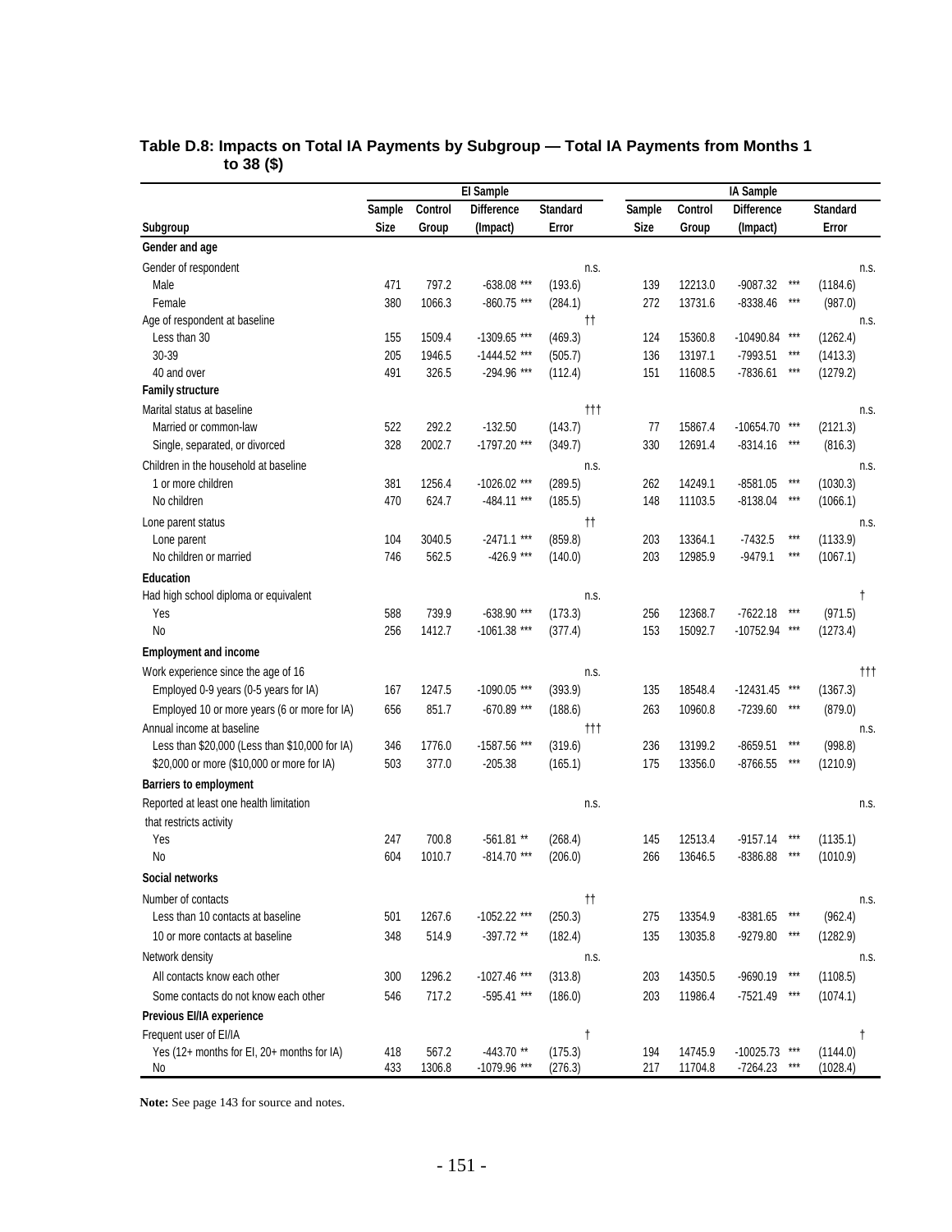**Table D.8: Impacts on Total IA Payments by Subgroup — Total IA Payments from Months 1 to 38 ($)**

| | EI Sample | | | | IA Sample | | | |
|---|---|---|---|---|---|---|---|---|
| Subgroup | Sample Size | Control Group | Difference (Impact) | Standard Error | Sample Size | Control Group | Difference (Impact) | Standard Error |
| **Gender and age** | | | | | | | | |
| Gender of respondent | | | | n.s. | | | | n.s. |
| Male | 471 | 797.2 | -638.08 *** | (193.6) | 139 | 12213.0 | -9087.32 *** | (1184.6) |
| Female | 380 | 1066.3 | -860.75 *** | (284.1) | 272 | 13731.6 | -8338.46 *** | (987.0) |
| Age of respondent at baseline | | | | †† | | | | n.s. |
| Less than 30 | 155 | 1509.4 | -1309.65 *** | (469.3) | 124 | 15360.8 | -10490.84 *** | (1262.4) |
| 30-39 | 205 | 1946.5 | -1444.52 *** | (505.7) | 136 | 13197.1 | -7993.51 *** | (1413.3) |
| 40 and over | 491 | 326.5 | -294.96 *** | (112.4) | 151 | 11608.5 | -7836.61 *** | (1279.2) |
| **Family structure** | | | | | | | | |
| Marital status at baseline | | | | ††† | | | | n.s. |
| Married or common-law | 522 | 292.2 | -132.50 | (143.7) | 77 | 15867.4 | -10654.70 *** | (2121.3) |
| Single, separated, or divorced | 328 | 2002.7 | -1797.20 *** | (349.7) | 330 | 12691.4 | -8314.16 *** | (816.3) |
| Children in the household at baseline | | | | n.s. | | | | n.s. |
| 1 or more children | 381 | 1256.4 | -1026.02 *** | (289.5) | 262 | 14249.1 | -8581.05 *** | (1030.3) |
| No children | 470 | 624.7 | -484.11 *** | (185.5) | 148 | 11103.5 | -8138.04 *** | (1066.1) |
| Lone parent status | | | | †† | | | | n.s. |
| Lone parent | 104 | 3040.5 | -2471.1 *** | (859.8) | 203 | 13364.1 | -7432.5 *** | (1133.9) |
| No children or married | 746 | 562.5 | -426.9 *** | (140.0) | 203 | 12985.9 | -9479.1 *** | (1067.1) |
| **Education** | | | | | | | | |
| Had high school diploma or equivalent | | | | n.s. | | | | † |
| Yes | 588 | 739.9 | -638.90 *** | (173.3) | 256 | 12368.7 | -7622.18 *** | (971.5) |
| No | 256 | 1412.7 | -1061.38 *** | (377.4) | 153 | 15092.7 | -10752.94 *** | (1273.4) |
| **Employment and income** | | | | | | | | |
| Work experience since the age of 16 | | | | n.s. | | | | ††† |
| Employed 0-9 years (0-5 years for IA) | 167 | 1247.5 | -1090.05 *** | (393.9) | 135 | 18548.4 | -12431.45 *** | (1367.3) |
| Employed 10 or more years (6 or more for IA) | 656 | 851.7 | -670.89 *** | (188.6) | 263 | 10960.8 | -7239.60 *** | (879.0) |
| Annual income at baseline | | | | ††† | | | | n.s. |
| Less than $20,000 (Less than $10,000 for IA) | 346 | 1776.0 | -1587.56 *** | (319.6) | 236 | 13199.2 | -8659.51 *** | (998.8) |
| $20,000 or more ($10,000 or more for IA) | 503 | 377.0 | -205.38 | (165.1) | 175 | 13356.0 | -8766.55 *** | (1210.9) |
| **Barriers to employment** | | | | | | | | |
| Reported at least one health limitation that restricts activity | | | | n.s. | | | | n.s. |
| Yes | 247 | 700.8 | -561.81 ** | (268.4) | 145 | 12513.4 | -9157.14 *** | (1135.1) |
| No | 604 | 1010.7 | -814.70 *** | (206.0) | 266 | 13646.5 | -8386.88 *** | (1010.9) |
| **Social networks** | | | | | | | | |
| Number of contacts | | | | †† | | | | n.s. |
| Less than 10 contacts at baseline | 501 | 1267.6 | -1052.22 *** | (250.3) | 275 | 13354.9 | -8381.65 *** | (962.4) |
| 10 or more contacts at baseline | 348 | 514.9 | -397.72 ** | (182.4) | 135 | 13035.8 | -9279.80 *** | (1282.9) |
| Network density | | | | n.s. | | | | n.s. |
| All contacts know each other | 300 | 1296.2 | -1027.46 *** | (313.8) | 203 | 14350.5 | -9690.19 *** | (1108.5) |
| Some contacts do not know each other | 546 | 717.2 | -595.41 *** | (186.0) | 203 | 11986.4 | -7521.49 *** | (1074.1) |
| **Previous EI/IA experience** | | | | | | | | |
| Frequent user of EI/IA | | | | † | | | | † |
| Yes (12+ months for EI, 20+ months for IA) | 418 | 567.2 | -443.70 ** | (175.3) | 194 | 14745.9 | -10025.73 *** | (1144.0) |
| No | 433 | 1306.8 | -1079.96 *** | (276.3) | 217 | 11704.8 | -7264.23 *** | (1028.4) |

**Note:** See page 143 for source and notes.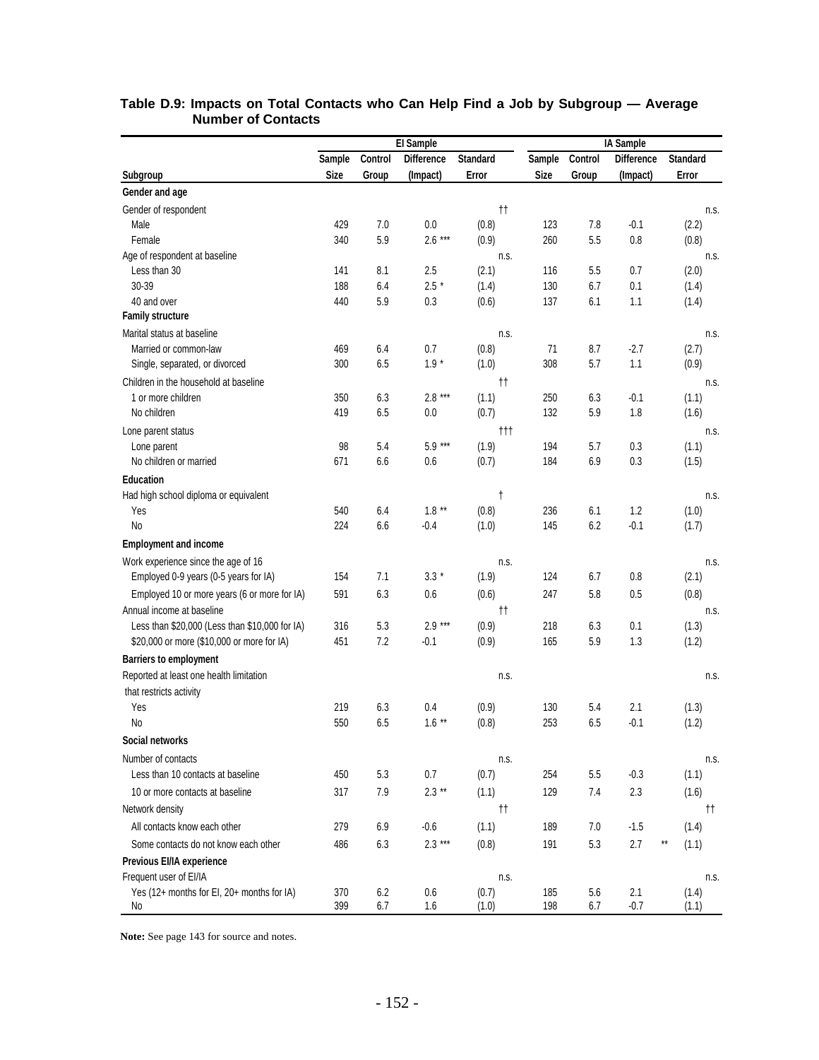## Table D.9: Impacts on Total Contacts who Can Help Find a Job by Subgroup — Average Number of Contacts

| | EI Sample | | | | IA Sample | | | |
|---|---|---|---|---|---|---|---|---|
| Subgroup | Sample Size | Control Group | Difference (Impact) | Standard Error | Sample Size | Control Group | Difference (Impact) | Standard Error |
| **Gender and age** | | | | | | | | |
| Gender of respondent | | | | †† | | | | n.s. |
| Male | 429 | 7.0 | 0.0 | (0.8) | 123 | 7.8 | -0.1 | (2.2) |
| Female | 340 | 5.9 | 2.6 *** | (0.9) | 260 | 5.5 | 0.8 | (0.8) |
| Age of respondent at baseline | | | | n.s. | | | | n.s. |
| Less than 30 | 141 | 8.1 | 2.5 | (2.1) | 116 | 5.5 | 0.7 | (2.0) |
| 30-39 | 188 | 6.4 | 2.5 * | (1.4) | 130 | 6.7 | 0.1 | (1.4) |
| 40 and over | 440 | 5.9 | 0.3 | (0.6) | 137 | 6.1 | 1.1 | (1.4) |
| **Family structure** | | | | | | | | |
| Marital status at baseline | | | | n.s. | | | | n.s. |
| Married or common-law | 469 | 6.4 | 0.7 | (0.8) | 71 | 8.7 | -2.7 | (2.7) |
| Single, separated, or divorced | 300 | 6.5 | 1.9 * | (1.0) | 308 | 5.7 | 1.1 | (0.9) |
| Children in the household at baseline | | | | †† | | | | n.s. |
| 1 or more children | 350 | 6.3 | 2.8 *** | (1.1) | 250 | 6.3 | -0.1 | (1.1) |
| No children | 419 | 6.5 | 0.0 | (0.7) | 132 | 5.9 | 1.8 | (1.6) |
| Lone parent status | | | | ††† | | | | n.s. |
| Lone parent | 98 | 5.4 | 5.9 *** | (1.9) | 194 | 5.7 | 0.3 | (1.1) |
| No children or married | 671 | 6.6 | 0.6 | (0.7) | 184 | 6.9 | 0.3 | (1.5) |
| **Education** | | | | | | | | |
| Had high school diploma or equivalent | | | | † | | | | n.s. |
| Yes | 540 | 6.4 | 1.8 ** | (0.8) | 236 | 6.1 | 1.2 | (1.0) |
| No | 224 | 6.6 | -0.4 | (1.0) | 145 | 6.2 | -0.1 | (1.7) |
| **Employment and income** | | | | | | | | |
| Work experience since the age of 16 | | | | n.s. | | | | n.s. |
| Employed 0-9 years (0-5 years for IA) | 154 | 7.1 | 3.3 * | (1.9) | 124 | 6.7 | 0.8 | (2.1) |
| Employed 10 or more years (6 or more for IA) | 591 | 6.3 | 0.6 | (0.6) | 247 | 5.8 | 0.5 | (0.8) |
| Annual income at baseline | | | | †† | | | | n.s. |
| Less than $20,000 (Less than $10,000 for IA) | 316 | 5.3 | 2.9 *** | (0.9) | 218 | 6.3 | 0.1 | (1.3) |
| $20,000 or more ($10,000 or more for IA) | 451 | 7.2 | -0.1 | (0.9) | 165 | 5.9 | 1.3 | (1.2) |
| **Barriers to employment** | | | | | | | | |
| Reported at least one health limitation that restricts activity | | | | n.s. | | | | n.s. |
| Yes | 219 | 6.3 | 0.4 | (0.9) | 130 | 5.4 | 2.1 | (1.3) |
| No | 550 | 6.5 | 1.6 ** | (0.8) | 253 | 6.5 | -0.1 | (1.2) |
| **Social networks** | | | | | | | | |
| Number of contacts | | | | n.s. | | | | n.s. |
| Less than 10 contacts at baseline | 450 | 5.3 | 0.7 | (0.7) | 254 | 5.5 | -0.3 | (1.1) |
| 10 or more contacts at baseline | 317 | 7.9 | 2.3 ** | (1.1) | 129 | 7.4 | 2.3 | (1.6) |
| Network density | | | | †† | | | | †† |
| All contacts know each other | 279 | 6.9 | -0.6 | (1.1) | 189 | 7.0 | -1.5 | (1.4) |
| Some contacts do not know each other | 486 | 6.3 | 2.3 *** | (0.8) | 191 | 5.3 | 2.7 ** | (1.1) |
| **Previous EI/IA experience** | | | | | | | | |
| Frequent user of EI/IA | | | | n.s. | | | | n.s. |
| Yes (12+ months for EI, 20+ months for IA) | 370 | 6.2 | 0.6 | (0.7) | 185 | 5.6 | 2.1 | (1.4) |
| No | 399 | 6.7 | 1.6 | (1.0) | 198 | 6.7 | -0.7 | (1.1) |

**Note:** See page 143 for source and notes.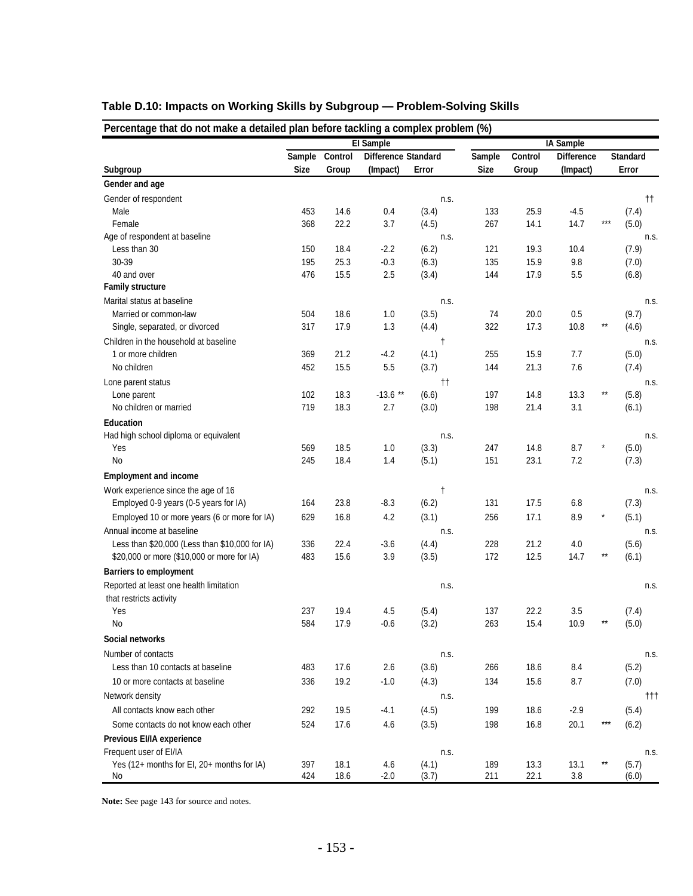**Table D.10: Impacts on Working Skills by Subgroup — Problem-Solving Skills**

**Percentage that do not make a detailed plan before tackling a complex problem (%)**

| Subgroup | EI Sample Sample Size | EI Sample Control Group | EI Sample Difference (Impact) | EI Sample Standard Error | IA Sample Sample Size | IA Sample Control Group | IA Sample Difference (Impact) | IA Sample Standard Error |
|---|---|---|---|---|---|---|---|---|
| **Gender and age** | | | | | | | | |
| Gender of respondent | | | | n.s. | | | | †† |
| Male | 453 | 14.6 | 0.4 | (3.4) | 133 | 25.9 | -4.5 | (7.4) |
| Female | 368 | 22.2 | 3.7 | (4.5) | 267 | 14.1 | 14.7 *** | (5.0) |
| Age of respondent at baseline | | | | n.s. | | | | n.s. |
| Less than 30 | 150 | 18.4 | -2.2 | (6.2) | 121 | 19.3 | 10.4 | (7.9) |
| 30-39 | 195 | 25.3 | -0.3 | (6.3) | 135 | 15.9 | 9.8 | (7.0) |
| 40 and over | 476 | 15.5 | 2.5 | (3.4) | 144 | 17.9 | 5.5 | (6.8) |
| **Family structure** | | | | | | | | |
| Marital status at baseline | | | | n.s. | | | | n.s. |
| Married or common-law | 504 | 18.6 | 1.0 | (3.5) | 74 | 20.0 | 0.5 | (9.7) |
| Single, separated, or divorced | 317 | 17.9 | 1.3 | (4.4) | 322 | 17.3 | 10.8 ** | (4.6) |
| Children in the household at baseline | | | | † | | | | n.s. |
| 1 or more children | 369 | 21.2 | -4.2 | (4.1) | 255 | 15.9 | 7.7 | (5.0) |
| No children | 452 | 15.5 | 5.5 | (3.7) | 144 | 21.3 | 7.6 | (7.4) |
| Lone parent status | | | | †† | | | | n.s. |
| Lone parent | 102 | 18.3 | -13.6 ** | (6.6) | 197 | 14.8 | 13.3 ** | (5.8) |
| No children or married | 719 | 18.3 | 2.7 | (3.0) | 198 | 21.4 | 3.1 | (6.1) |
| **Education** | | | | | | | | |
| Had high school diploma or equivalent | | | | n.s. | | | | n.s. |
| Yes | 569 | 18.5 | 1.0 | (3.3) | 247 | 14.8 | 8.7 * | (5.0) |
| No | 245 | 18.4 | 1.4 | (5.1) | 151 | 23.1 | 7.2 | (7.3) |
| **Employment and income** | | | | | | | | |
| Work experience since the age of 16 | | | | † | | | | n.s. |
| Employed 0-9 years (0-5 years for IA) | 164 | 23.8 | -8.3 | (6.2) | 131 | 17.5 | 6.8 | (7.3) |
| Employed 10 or more years (6 or more for IA) | 629 | 16.8 | 4.2 | (3.1) | 256 | 17.1 | 8.9 * | (5.1) |
| Annual income at baseline | | | | n.s. | | | | n.s. |
| Less than $20,000 (Less than $10,000 for IA) | 336 | 22.4 | -3.6 | (4.4) | 228 | 21.2 | 4.0 | (5.6) |
| $20,000 or more ($10,000 or more for IA) | 483 | 15.6 | 3.9 | (3.5) | 172 | 12.5 | 14.7 ** | (6.1) |
| **Barriers to employment** | | | | | | | | |
| Reported at least one health limitation that restricts activity | | | | n.s. | | | | n.s. |
| Yes | 237 | 19.4 | 4.5 | (5.4) | 137 | 22.2 | 3.5 | (7.4) |
| No | 584 | 17.9 | -0.6 | (3.2) | 263 | 15.4 | 10.9 ** | (5.0) |
| **Social networks** | | | | | | | | |
| Number of contacts | | | | n.s. | | | | n.s. |
| Less than 10 contacts at baseline | 483 | 17.6 | 2.6 | (3.6) | 266 | 18.6 | 8.4 | (5.2) |
| 10 or more contacts at baseline | 336 | 19.2 | -1.0 | (4.3) | 134 | 15.6 | 8.7 | (7.0) |
| Network density | | | | n.s. | | | | ††† |
| All contacts know each other | 292 | 19.5 | -4.1 | (4.5) | 199 | 18.6 | -2.9 | (5.4) |
| Some contacts do not know each other | 524 | 17.6 | 4.6 | (3.5) | 198 | 16.8 | 20.1 *** | (6.2) |
| **Previous EI/IA experience** | | | | | | | | |
| Frequent user of EI/IA | | | | n.s. | | | | n.s. |
| Yes (12+ months for EI, 20+ months for IA) | 397 | 18.1 | 4.6 | (4.1) | 189 | 13.3 | 13.1 ** | (5.7) |
| No | 424 | 18.6 | -2.0 | (3.7) | 211 | 22.1 | 3.8 | (6.0) |

**Note:** See page 143 for source and notes.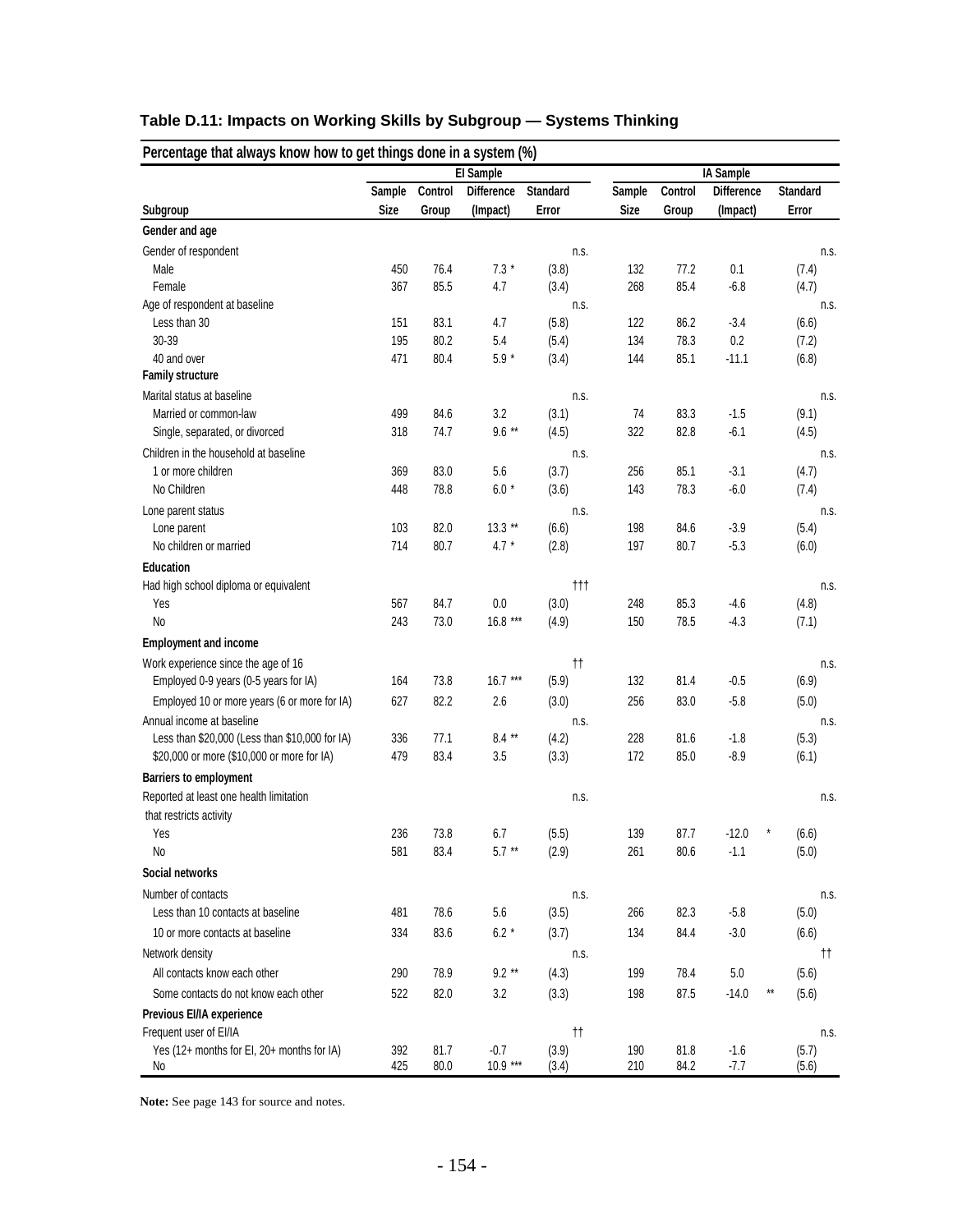**Table D.11: Impacts on Working Skills by Subgroup — Systems Thinking**

| Percentage that always know how to get things done in a system (%) | | | | | | | | |
|---|---|---|---|---|---|---|---|---|
| | EI Sample | | | | IA Sample | | | |
| Subgroup | Sample Size | Control Group | Difference (Impact) | Standard Error | Sample Size | Control Group | Difference (Impact) | Standard Error |
| **Gender and age** | | | | | | | | |
| Gender of respondent | | | | n.s. | | | | n.s. |
| Male | 450 | 76.4 | 7.3 * | (3.8) | 132 | 77.2 | 0.1 | (7.4) |
| Female | 367 | 85.5 | 4.7 | (3.4) | 268 | 85.4 | -6.8 | (4.7) |
| Age of respondent at baseline | | | | n.s. | | | | n.s. |
| Less than 30 | 151 | 83.1 | 4.7 | (5.8) | 122 | 86.2 | -3.4 | (6.6) |
| 30-39 | 195 | 80.2 | 5.4 | (5.4) | 134 | 78.3 | 0.2 | (7.2) |
| 40 and over | 471 | 80.4 | 5.9 * | (3.4) | 144 | 85.1 | -11.1 | (6.8) |
| **Family structure** | | | | | | | | |
| Marital status at baseline | | | | n.s. | | | | n.s. |
| Married or common-law | 499 | 84.6 | 3.2 | (3.1) | 74 | 83.3 | -1.5 | (9.1) |
| Single, separated, or divorced | 318 | 74.7 | 9.6 ** | (4.5) | 322 | 82.8 | -6.1 | (4.5) |
| Children in the household at baseline | | | | n.s. | | | | n.s. |
| 1 or more children | 369 | 83.0 | 5.6 | (3.7) | 256 | 85.1 | -3.1 | (4.7) |
| No Children | 448 | 78.8 | 6.0 * | (3.6) | 143 | 78.3 | -6.0 | (7.4) |
| Lone parent status | | | | n.s. | | | | n.s. |
| Lone parent | 103 | 82.0 | 13.3 ** | (6.6) | 198 | 84.6 | -3.9 | (5.4) |
| No children or married | 714 | 80.7 | 4.7 * | (2.8) | 197 | 80.7 | -5.3 | (6.0) |
| **Education** | | | | | | | | |
| Had high school diploma or equivalent | | | | ††† | | | | n.s. |
| Yes | 567 | 84.7 | 0.0 | (3.0) | 248 | 85.3 | -4.6 | (4.8) |
| No | 243 | 73.0 | 16.8 *** | (4.9) | 150 | 78.5 | -4.3 | (7.1) |
| **Employment and income** | | | | | | | | |
| Work experience since the age of 16 | | | | †† | | | | n.s. |
| Employed 0-9 years (0-5 years for IA) | 164 | 73.8 | 16.7 *** | (5.9) | 132 | 81.4 | -0.5 | (6.9) |
| Employed 10 or more years (6 or more for IA) | 627 | 82.2 | 2.6 | (3.0) | 256 | 83.0 | -5.8 | (5.0) |
| Annual income at baseline | | | | n.s. | | | | n.s. |
| Less than $20,000 (Less than $10,000 for IA) | 336 | 77.1 | 8.4 ** | (4.2) | 228 | 81.6 | -1.8 | (5.3) |
| $20,000 or more ($10,000 or more for IA) | 479 | 83.4 | 3.5 | (3.3) | 172 | 85.0 | -8.9 | (6.1) |
| **Barriers to employment** | | | | | | | | |
| Reported at least one health limitation that restricts activity | | | | n.s. | | | | n.s. |
| Yes | 236 | 73.8 | 6.7 | (5.5) | 139 | 87.7 | -12.0 * | (6.6) |
| No | 581 | 83.4 | 5.7 ** | (2.9) | 261 | 80.6 | -1.1 | (5.0) |
| **Social networks** | | | | | | | | |
| Number of contacts | | | | n.s. | | | | n.s. |
| Less than 10 contacts at baseline | 481 | 78.6 | 5.6 | (3.5) | 266 | 82.3 | -5.8 | (5.0) |
| 10 or more contacts at baseline | 334 | 83.6 | 6.2 * | (3.7) | 134 | 84.4 | -3.0 | (6.6) |
| Network density | | | | n.s. | | | | †† |
| All contacts know each other | 290 | 78.9 | 9.2 ** | (4.3) | 199 | 78.4 | 5.0 | (5.6) |
| Some contacts do not know each other | 522 | 82.0 | 3.2 | (3.3) | 198 | 87.5 | -14.0 ** | (5.6) |
| **Previous EI/IA experience** | | | | | | | | |
| Frequent user of EI/IA | | | | †† | | | | n.s. |
| Yes (12+ months for EI, 20+ months for IA) | 392 | 81.7 | -0.7 | (3.9) | 190 | 81.8 | -1.6 | (5.7) |
| No | 425 | 80.0 | 10.9 *** | (3.4) | 210 | 84.2 | -7.7 | (5.6) |

**Note:** See page 143 for source and notes.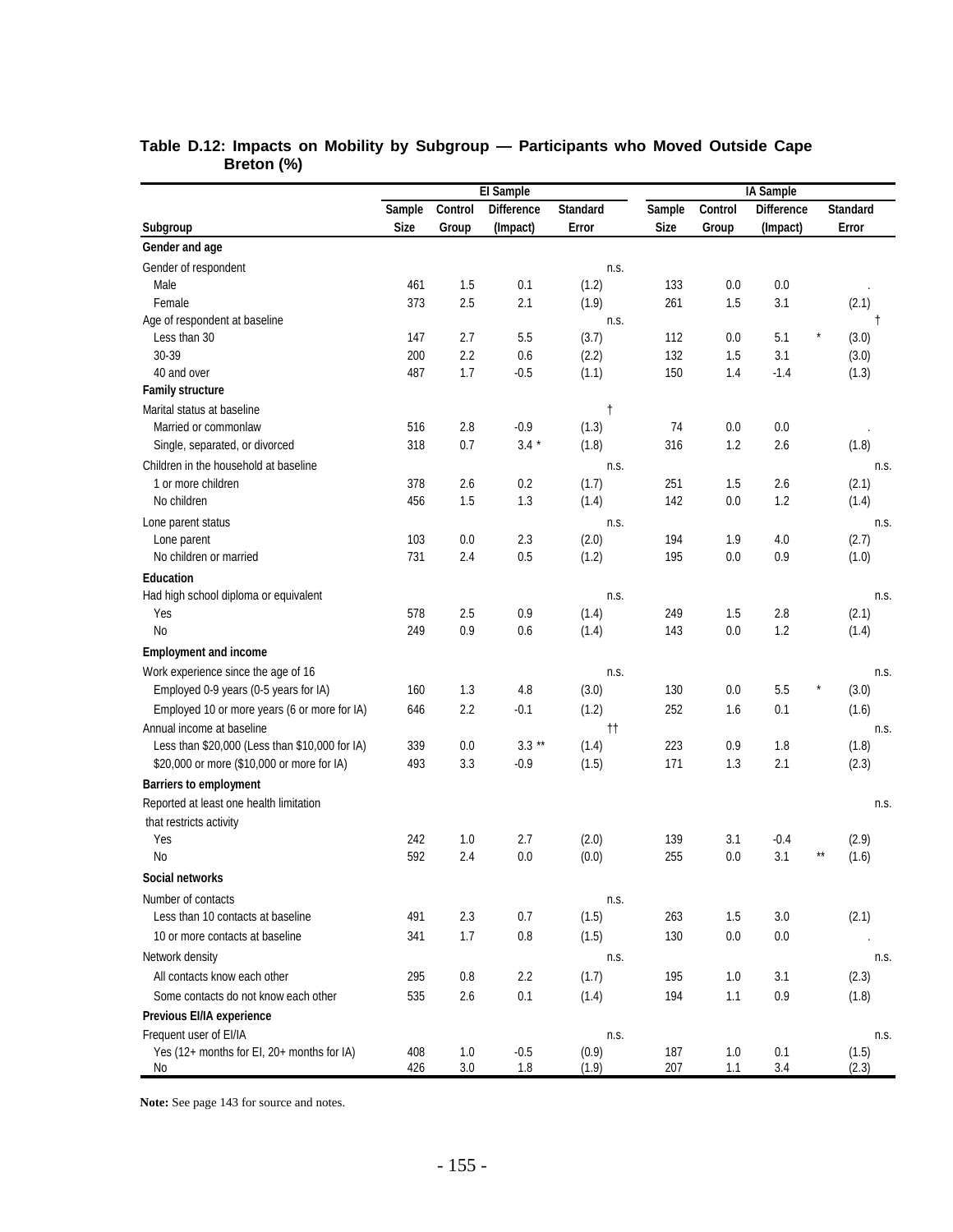### Table D.12: Impacts on Mobility by Subgroup — Participants who Moved Outside Cape Breton (%)

| | EI Sample | | | | IA Sample | | | |
|---|---|---|---|---|---|---|---|---|
| Subgroup | Sample Size | Control Group | Difference (Impact) | Standard Error | Sample Size | Control Group | Difference (Impact) | Standard Error |
| **Gender and age** | | | | | | | | |
| Gender of respondent | | | | n.s. | | | | |
| Male | 461 | 1.5 | 0.1 | (1.2) | 133 | 0.0 | 0.0 | . |
| Female | 373 | 2.5 | 2.1 | (1.9) | 261 | 1.5 | 3.1 | (2.1) |
| Age of respondent at baseline | | | | n.s. | | | | † |
| Less than 30 | 147 | 2.7 | 5.5 | (3.7) | 112 | 0.0 | 5.1 * | (3.0) |
| 30-39 | 200 | 2.2 | 0.6 | (2.2) | 132 | 1.5 | 3.1 | (3.0) |
| 40 and over | 487 | 1.7 | -0.5 | (1.1) | 150 | 1.4 | -1.4 | (1.3) |
| **Family structure** | | | | | | | | |
| Marital status at baseline | | | | † | | | | |
| Married or commonlaw | 516 | 2.8 | -0.9 | (1.3) | 74 | 0.0 | 0.0 | . |
| Single, separated, or divorced | 318 | 0.7 | 3.4 * | (1.8) | 316 | 1.2 | 2.6 | (1.8) |
| Children in the household at baseline | | | | n.s. | | | | n.s. |
| 1 or more children | 378 | 2.6 | 0.2 | (1.7) | 251 | 1.5 | 2.6 | (2.1) |
| No children | 456 | 1.5 | 1.3 | (1.4) | 142 | 0.0 | 1.2 | (1.4) |
| Lone parent status | | | | n.s. | | | | n.s. |
| Lone parent | 103 | 0.0 | 2.3 | (2.0) | 194 | 1.9 | 4.0 | (2.7) |
| No children or married | 731 | 2.4 | 0.5 | (1.2) | 195 | 0.0 | 0.9 | (1.0) |
| **Education** | | | | | | | | |
| Had high school diploma or equivalent | | | | n.s. | | | | n.s. |
| Yes | 578 | 2.5 | 0.9 | (1.4) | 249 | 1.5 | 2.8 | (2.1) |
| No | 249 | 0.9 | 0.6 | (1.4) | 143 | 0.0 | 1.2 | (1.4) |
| **Employment and income** | | | | | | | | |
| Work experience since the age of 16 | | | | n.s. | | | | n.s. |
| Employed 0-9 years (0-5 years for IA) | 160 | 1.3 | 4.8 | (3.0) | 130 | 0.0 | 5.5 * | (3.0) |
| Employed 10 or more years (6 or more for IA) | 646 | 2.2 | -0.1 | (1.2) | 252 | 1.6 | 0.1 | (1.6) |
| Annual income at baseline | | | | †† | | | | n.s. |
| Less than $20,000 (Less than $10,000 for IA) | 339 | 0.0 | 3.3 ** | (1.4) | 223 | 0.9 | 1.8 | (1.8) |
| $20,000 or more ($10,000 or more for IA) | 493 | 3.3 | -0.9 | (1.5) | 171 | 1.3 | 2.1 | (2.3) |
| **Barriers to employment** | | | | | | | | |
| Reported at least one health limitation that restricts activity | | | | | | | | n.s. |
| Yes | 242 | 1.0 | 2.7 | (2.0) | 139 | 3.1 | -0.4 | (2.9) |
| No | 592 | 2.4 | 0.0 | (0.0) | 255 | 0.0 | 3.1 ** | (1.6) |
| **Social networks** | | | | | | | | |
| Number of contacts | | | | n.s. | | | | |
| Less than 10 contacts at baseline | 491 | 2.3 | 0.7 | (1.5) | 263 | 1.5 | 3.0 | (2.1) |
| 10 or more contacts at baseline | 341 | 1.7 | 0.8 | (1.5) | 130 | 0.0 | 0.0 | . |
| Network density | | | | n.s. | | | | n.s. |
| All contacts know each other | 295 | 0.8 | 2.2 | (1.7) | 195 | 1.0 | 3.1 | (2.3) |
| Some contacts do not know each other | 535 | 2.6 | 0.1 | (1.4) | 194 | 1.1 | 0.9 | (1.8) |
| **Previous EI/IA experience** | | | | | | | | |
| Frequent user of EI/IA | | | | n.s. | | | | n.s. |
| Yes (12+ months for EI, 20+ months for IA) | 408 | 1.0 | -0.5 | (0.9) | 187 | 1.0 | 0.1 | (1.5) |
| No | 426 | 3.0 | 1.8 | (1.9) | 207 | 1.1 | 3.4 | (2.3) |

**Note:** See page 143 for source and notes.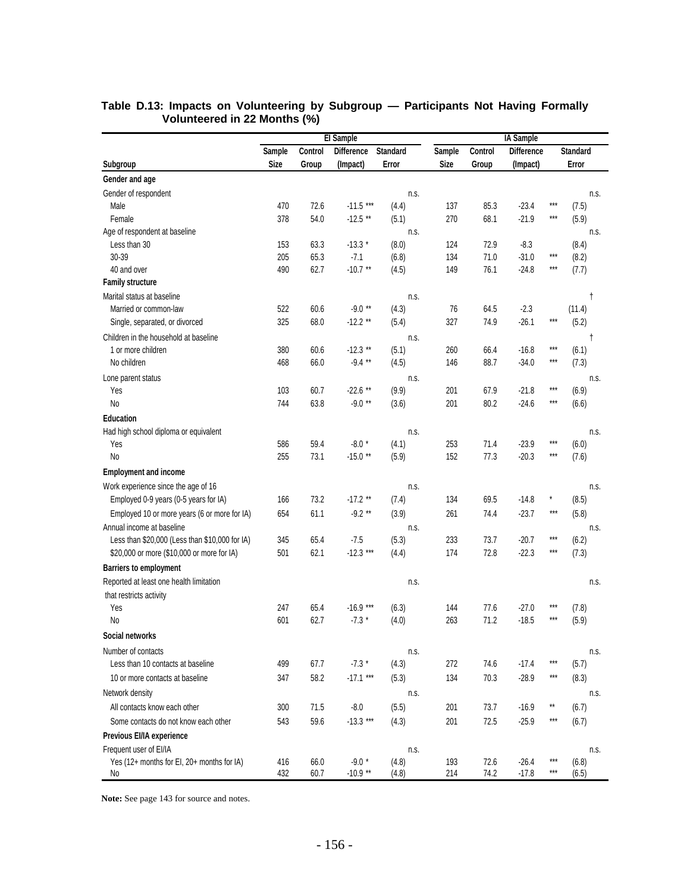**Table D.13: Impacts on Volunteering by Subgroup — Participants Not Having Formally Volunteered in 22 Months (%)**

| | EI Sample | | | | IA Sample | | | |
|---|---|---|---|---|---|---|---|---|
| Subgroup | Sample Size | Control Group | Difference (Impact) | Standard Error | Sample Size | Control Group | Difference (Impact) | Standard Error |
| **Gender and age** | | | | | | | | |
| Gender of respondent | | | | n.s. | | | | n.s. |
| Male | 470 | 72.6 | -11.5 *** | (4.4) | 137 | 85.3 | -23.4 *** | (7.5) |
| Female | 378 | 54.0 | -12.5 ** | (5.1) | 270 | 68.1 | -21.9 *** | (5.9) |
| Age of respondent at baseline | | | | n.s. | | | | n.s. |
| Less than 30 | 153 | 63.3 | -13.3 * | (8.0) | 124 | 72.9 | -8.3 | (8.4) |
| 30-39 | 205 | 65.3 | -7.1 | (6.8) | 134 | 71.0 | -31.0 *** | (8.2) |
| 40 and over | 490 | 62.7 | -10.7 ** | (4.5) | 149 | 76.1 | -24.8 *** | (7.7) |
| **Family structure** | | | | | | | | |
| Marital status at baseline | | | | n.s. | | | | † |
| Married or common-law | 522 | 60.6 | -9.0 ** | (4.3) | 76 | 64.5 | -2.3 | (11.4) |
| Single, separated, or divorced | 325 | 68.0 | -12.2 ** | (5.4) | 327 | 74.9 | -26.1 *** | (5.2) |
| Children in the household at baseline | | | | n.s. | | | | † |
| 1 or more children | 380 | 60.6 | -12.3 ** | (5.1) | 260 | 66.4 | -16.8 *** | (6.1) |
| No children | 468 | 66.0 | -9.4 ** | (4.5) | 146 | 88.7 | -34.0 *** | (7.3) |
| Lone parent status | | | | n.s. | | | | n.s. |
| Yes | 103 | 60.7 | -22.6 ** | (9.9) | 201 | 67.9 | -21.8 *** | (6.9) |
| No | 744 | 63.8 | -9.0 ** | (3.6) | 201 | 80.2 | -24.6 *** | (6.6) |
| **Education** | | | | | | | | |
| Had high school diploma or equivalent | | | | n.s. | | | | n.s. |
| Yes | 586 | 59.4 | -8.0 * | (4.1) | 253 | 71.4 | -23.9 *** | (6.0) |
| No | 255 | 73.1 | -15.0 ** | (5.9) | 152 | 77.3 | -20.3 *** | (7.6) |
| **Employment and income** | | | | | | | | |
| Work experience since the age of 16 | | | | n.s. | | | | n.s. |
| Employed 0-9 years (0-5 years for IA) | 166 | 73.2 | -17.2 ** | (7.4) | 134 | 69.5 | -14.8 * | (8.5) |
| Employed 10 or more years (6 or more for IA) | 654 | 61.1 | -9.2 ** | (3.9) | 261 | 74.4 | -23.7 *** | (5.8) |
| Annual income at baseline | | | | n.s. | | | | n.s. |
| Less than $20,000 (Less than $10,000 for IA) | 345 | 65.4 | -7.5 | (5.3) | 233 | 73.7 | -20.7 *** | (6.2) |
| $20,000 or more ($10,000 or more for IA) | 501 | 62.1 | -12.3 *** | (4.4) | 174 | 72.8 | -22.3 *** | (7.3) |
| **Barriers to employment** | | | | | | | | |
| Reported at least one health limitation that restricts activity | | | | n.s. | | | | n.s. |
| Yes | 247 | 65.4 | -16.9 *** | (6.3) | 144 | 77.6 | -27.0 *** | (7.8) |
| No | 601 | 62.7 | -7.3 * | (4.0) | 263 | 71.2 | -18.5 *** | (5.9) |
| **Social networks** | | | | | | | | |
| Number of contacts | | | | n.s. | | | | n.s. |
| Less than 10 contacts at baseline | 499 | 67.7 | -7.3 * | (4.3) | 272 | 74.6 | -17.4 *** | (5.7) |
| 10 or more contacts at baseline | 347 | 58.2 | -17.1 *** | (5.3) | 134 | 70.3 | -28.9 *** | (8.3) |
| Network density | | | | n.s. | | | | n.s. |
| All contacts know each other | 300 | 71.5 | -8.0 | (5.5) | 201 | 73.7 | -16.9 ** | (6.7) |
| Some contacts do not know each other | 543 | 59.6 | -13.3 *** | (4.3) | 201 | 72.5 | -25.9 *** | (6.7) |
| **Previous EI/IA experience** | | | | | | | | |
| Frequent user of EI/IA | | | | n.s. | | | | n.s. |
| Yes (12+ months for EI, 20+ months for IA) | 416 | 66.0 | -9.0 * | (4.8) | 193 | 72.6 | -26.4 *** | (6.8) |
| No | 432 | 60.7 | -10.9 ** | (4.8) | 214 | 74.2 | -17.8 *** | (6.5) |

**Note:** See page 143 for source and notes.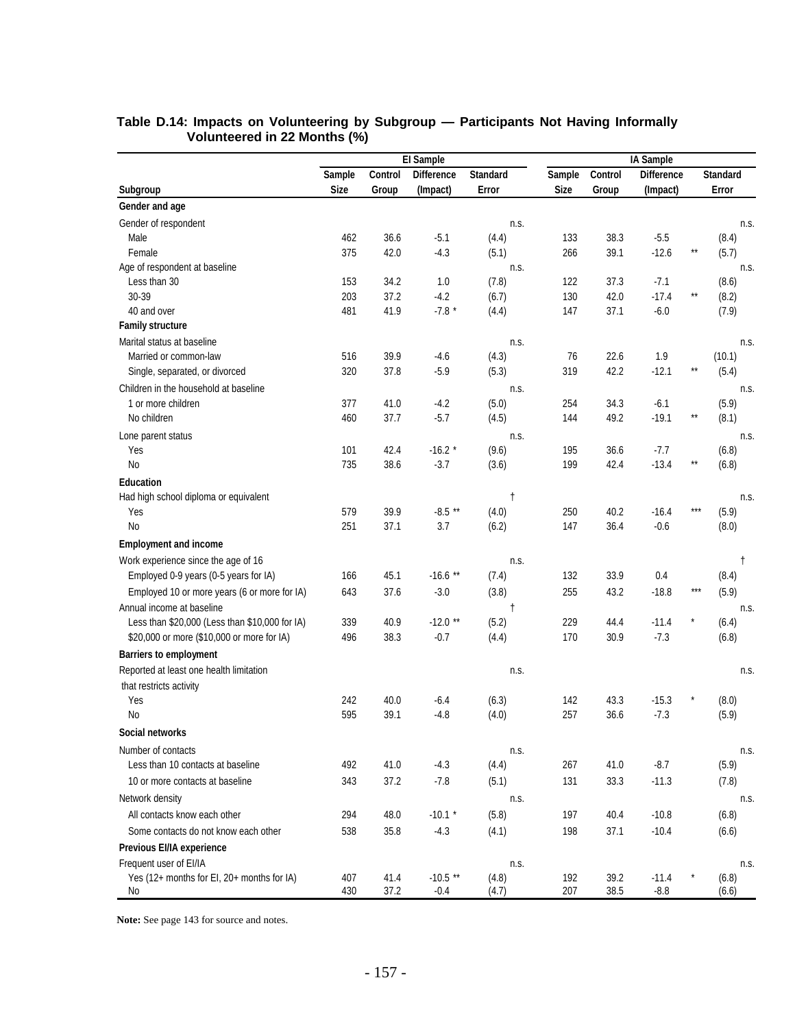**Table D.14: Impacts on Volunteering by Subgroup — Participants Not Having Informally Volunteered in 22 Months (%)**

| | EI Sample | | | | IA Sample | | | |
|---|---|---|---|---|---|---|---|---|
| Subgroup | Sample Size | Control Group | Difference (Impact) | Standard Error | Sample Size | Control Group | Difference (Impact) | Standard Error |
| **Gender and age** | | | | | | | | |
| Gender of respondent | | | | n.s. | | | | n.s. |
| Male | 462 | 36.6 | -5.1 | (4.4) | 133 | 38.3 | -5.5 | (8.4) |
| Female | 375 | 42.0 | -4.3 | (5.1) | 266 | 39.1 | -12.6 ** | (5.7) |
| Age of respondent at baseline | | | | n.s. | | | | n.s. |
| Less than 30 | 153 | 34.2 | 1.0 | (7.8) | 122 | 37.3 | -7.1 | (8.6) |
| 30-39 | 203 | 37.2 | -4.2 | (6.7) | 130 | 42.0 | -17.4 ** | (8.2) |
| 40 and over | 481 | 41.9 | -7.8 * | (4.4) | 147 | 37.1 | -6.0 | (7.9) |
| **Family structure** | | | | | | | | |
| Marital status at baseline | | | | n.s. | | | | n.s. |
| Married or common-law | 516 | 39.9 | -4.6 | (4.3) | 76 | 22.6 | 1.9 | (10.1) |
| Single, separated, or divorced | 320 | 37.8 | -5.9 | (5.3) | 319 | 42.2 | -12.1 ** | (5.4) |
| Children in the household at baseline | | | | n.s. | | | | n.s. |
| 1 or more children | 377 | 41.0 | -4.2 | (5.0) | 254 | 34.3 | -6.1 | (5.9) |
| No children | 460 | 37.7 | -5.7 | (4.5) | 144 | 49.2 | -19.1 ** | (8.1) |
| Lone parent status | | | | n.s. | | | | n.s. |
| Yes | 101 | 42.4 | -16.2 * | (9.6) | 195 | 36.6 | -7.7 | (6.8) |
| No | 735 | 38.6 | -3.7 | (3.6) | 199 | 42.4 | -13.4 ** | (6.8) |
| **Education** | | | | | | | | |
| Had high school diploma or equivalent | | | | † | | | | n.s. |
| Yes | 579 | 39.9 | -8.5 ** | (4.0) | 250 | 40.2 | -16.4 *** | (5.9) |
| No | 251 | 37.1 | 3.7 | (6.2) | 147 | 36.4 | -0.6 | (8.0) |
| **Employment and income** | | | | | | | | |
| Work experience since the age of 16 | | | | n.s. | | | | † |
| Employed 0-9 years (0-5 years for IA) | 166 | 45.1 | -16.6 ** | (7.4) | 132 | 33.9 | 0.4 | (8.4) |
| Employed 10 or more years (6 or more for IA) | 643 | 37.6 | -3.0 | (3.8) | 255 | 43.2 | -18.8 *** | (5.9) |
| Annual income at baseline | | | | † | | | | n.s. |
| Less than $20,000 (Less than $10,000 for IA) | 339 | 40.9 | -12.0 ** | (5.2) | 229 | 44.4 | -11.4 * | (6.4) |
| $20,000 or more ($10,000 or more for IA) | 496 | 38.3 | -0.7 | (4.4) | 170 | 30.9 | -7.3 | (6.8) |
| **Barriers to employment** | | | | | | | | |
| Reported at least one health limitation that restricts activity | | | | n.s. | | | | n.s. |
| Yes | 242 | 40.0 | -6.4 | (6.3) | 142 | 43.3 | -15.3 * | (8.0) |
| No | 595 | 39.1 | -4.8 | (4.0) | 257 | 36.6 | -7.3 | (5.9) |
| **Social networks** | | | | | | | | |
| Number of contacts | | | | n.s. | | | | n.s. |
| Less than 10 contacts at baseline | 492 | 41.0 | -4.3 | (4.4) | 267 | 41.0 | -8.7 | (5.9) |
| 10 or more contacts at baseline | 343 | 37.2 | -7.8 | (5.1) | 131 | 33.3 | -11.3 | (7.8) |
| Network density | | | | n.s. | | | | n.s. |
| All contacts know each other | 294 | 48.0 | -10.1 * | (5.8) | 197 | 40.4 | -10.8 | (6.8) |
| Some contacts do not know each other | 538 | 35.8 | -4.3 | (4.1) | 198 | 37.1 | -10.4 | (6.6) |
| **Previous EI/IA experience** | | | | | | | | |
| Frequent user of EI/IA | | | | n.s. | | | | n.s. |
| Yes (12+ months for EI, 20+ months for IA) | 407 | 41.4 | -10.5 ** | (4.8) | 192 | 39.2 | -11.4 * | (6.8) |
| No | 430 | 37.2 | -0.4 | (4.7) | 207 | 38.5 | -8.8 | (6.6) |

**Note:** See page 143 for source and notes.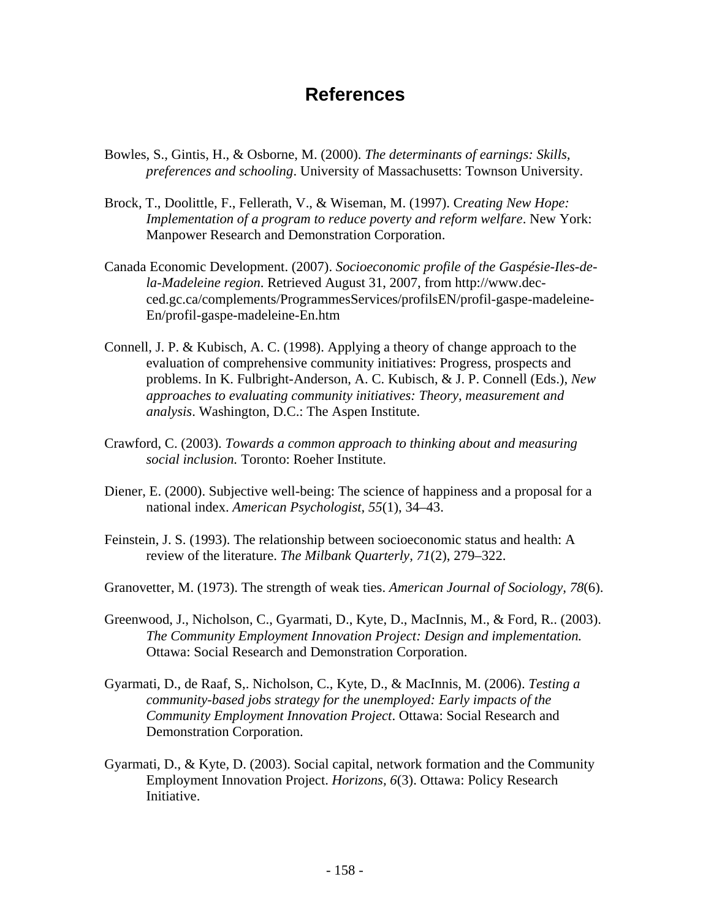# References

Bowles, S., Gintis, H., & Osborne, M. (2000). *The determinants of earnings: Skills, preferences and schooling*. University of Massachusetts: Townson University.

Brock, T., Doolittle, F., Fellerath, V., & Wiseman, M. (1997). C*reating New Hope: Implementation of a program to reduce poverty and reform welfare*. New York: Manpower Research and Demonstration Corporation.

Canada Economic Development. (2007). *Socioeconomic profile of the Gaspésie-Iles-de-la-Madeleine region*. Retrieved August 31, 2007, from http://www.dec-ced.gc.ca/complements/ProgrammesServices/profilsEN/profil-gaspe-madeleine-En/profil-gaspe-madeleine-En.htm

Connell, J. P. & Kubisch, A. C. (1998). Applying a theory of change approach to the evaluation of comprehensive community initiatives: Progress, prospects and problems. In K. Fulbright-Anderson, A. C. Kubisch, & J. P. Connell (Eds.), *New approaches to evaluating community initiatives: Theory, measurement and analysis*. Washington, D.C.: The Aspen Institute.

Crawford, C. (2003). *Towards a common approach to thinking about and measuring social inclusion.* Toronto: Roeher Institute.

Diener, E. (2000). Subjective well-being: The science of happiness and a proposal for a national index. *American Psychologist, 55*(1), 34–43.

Feinstein, J. S. (1993). The relationship between socioeconomic status and health: A review of the literature. *The Milbank Quarterly, 71*(2), 279–322.

Granovetter, M. (1973). The strength of weak ties. *American Journal of Sociology, 78*(6).

Greenwood, J., Nicholson, C., Gyarmati, D., Kyte, D., MacInnis, M., & Ford, R.. (2003). *The Community Employment Innovation Project: Design and implementation.* Ottawa: Social Research and Demonstration Corporation.

Gyarmati, D., de Raaf, S,. Nicholson, C., Kyte, D., & MacInnis, M. (2006). *Testing a community-based jobs strategy for the unemployed: Early impacts of the Community Employment Innovation Project*. Ottawa: Social Research and Demonstration Corporation.

Gyarmati, D., & Kyte, D. (2003). Social capital, network formation and the Community Employment Innovation Project. *Horizons, 6*(3). Ottawa: Policy Research Initiative.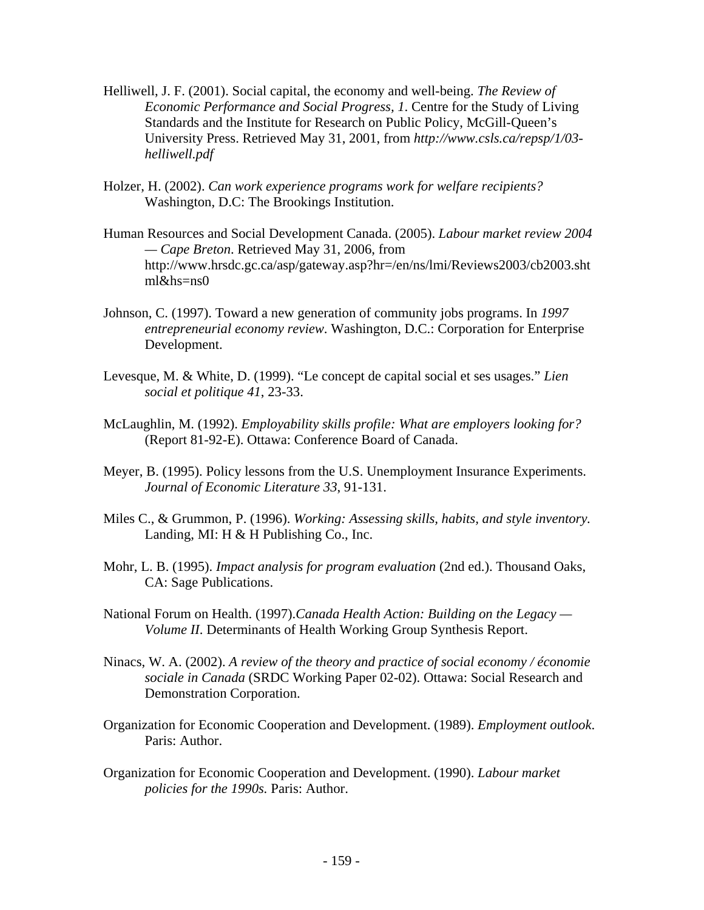Helliwell, J. F. (2001). Social capital, the economy and well-being. *The Review of Economic Performance and Social Progress, 1*. Centre for the Study of Living Standards and the Institute for Research on Public Policy, McGill-Queen's University Press. Retrieved May 31, 2001, from *http://www.csls.ca/repsp/1/03-helliwell.pdf*

Holzer, H. (2002). *Can work experience programs work for welfare recipients?* Washington, D.C: The Brookings Institution.

Human Resources and Social Development Canada. (2005). *Labour market review 2004 — Cape Breton*. Retrieved May 31, 2006, from http://www.hrsdc.gc.ca/asp/gateway.asp?hr=/en/ns/lmi/Reviews2003/cb2003.shtml&hs=ns0

Johnson, C. (1997). Toward a new generation of community jobs programs. In *1997 entrepreneurial economy review*. Washington, D.C.: Corporation for Enterprise Development.

Levesque, M. & White, D. (1999). "Le concept de capital social et ses usages." *Lien social et politique 41*, 23-33.

McLaughlin, M. (1992). *Employability skills profile: What are employers looking for?* (Report 81-92-E). Ottawa: Conference Board of Canada.

Meyer, B. (1995). Policy lessons from the U.S. Unemployment Insurance Experiments. *Journal of Economic Literature 33*, 91-131.

Miles C., & Grummon, P. (1996). *Working: Assessing skills, habits, and style inventory.* Landing, MI: H & H Publishing Co., Inc.

Mohr, L. B. (1995). *Impact analysis for program evaluation* (2nd ed.). Thousand Oaks, CA: Sage Publications.

National Forum on Health. (1997).*Canada Health Action: Building on the Legacy — Volume II*. Determinants of Health Working Group Synthesis Report.

Ninacs, W. A. (2002). *A review of the theory and practice of social economy / économie sociale in Canada* (SRDC Working Paper 02-02). Ottawa: Social Research and Demonstration Corporation.

Organization for Economic Cooperation and Development. (1989). *Employment outlook*. Paris: Author.

Organization for Economic Cooperation and Development. (1990). *Labour market policies for the 1990s.* Paris: Author.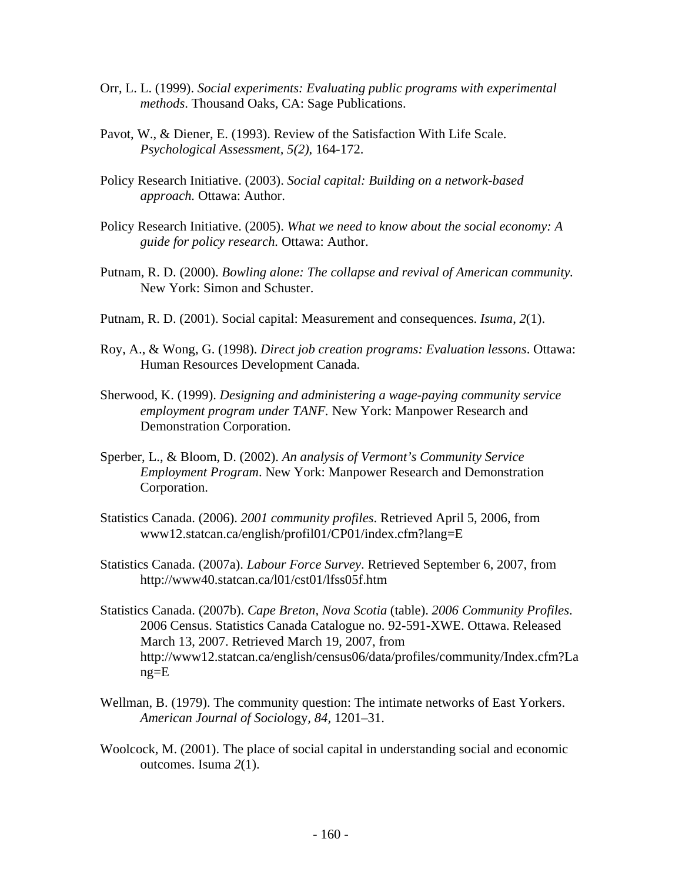Orr, L. L. (1999). *Social experiments: Evaluating public programs with experimental methods*. Thousand Oaks, CA: Sage Publications.

Pavot, W., & Diener, E. (1993). Review of the Satisfaction With Life Scale. *Psychological Assessment, 5(2)*, 164-172.

Policy Research Initiative. (2003). *Social capital: Building on a network-based approach.* Ottawa: Author.

Policy Research Initiative. (2005). *What we need to know about the social economy: A guide for policy research.* Ottawa: Author.

Putnam, R. D. (2000). *Bowling alone: The collapse and revival of American community.* New York: Simon and Schuster.

Putnam, R. D. (2001). Social capital: Measurement and consequences. *Isuma*, *2*(1).

Roy, A., & Wong, G. (1998). *Direct job creation programs: Evaluation lessons*. Ottawa: Human Resources Development Canada.

Sherwood, K. (1999). *Designing and administering a wage-paying community service employment program under TANF.* New York: Manpower Research and Demonstration Corporation.

Sperber, L., & Bloom, D. (2002). *An analysis of Vermont's Community Service Employment Program*. New York: Manpower Research and Demonstration Corporation.

Statistics Canada. (2006). *2001 community profiles*. Retrieved April 5, 2006, from www12.statcan.ca/english/profil01/CP01/index.cfm?lang=E

Statistics Canada. (2007a). *Labour Force Survey*. Retrieved September 6, 2007, from http://www40.statcan.ca/l01/cst01/lfss05f.htm

Statistics Canada. (2007b). *Cape Breton, Nova Scotia* (table). *2006 Community Profiles*. 2006 Census. Statistics Canada Catalogue no. 92-591-XWE. Ottawa. Released March 13, 2007. Retrieved March 19, 2007, from http://www12.statcan.ca/english/census06/data/profiles/community/Index.cfm?Lang=E

Wellman, B. (1979). The community question: The intimate networks of East Yorkers. *American Journal of Sociol*ogy, *84*, 1201–31.

Woolcock, M. (2001). The place of social capital in understanding social and economic outcomes. Isuma *2*(1).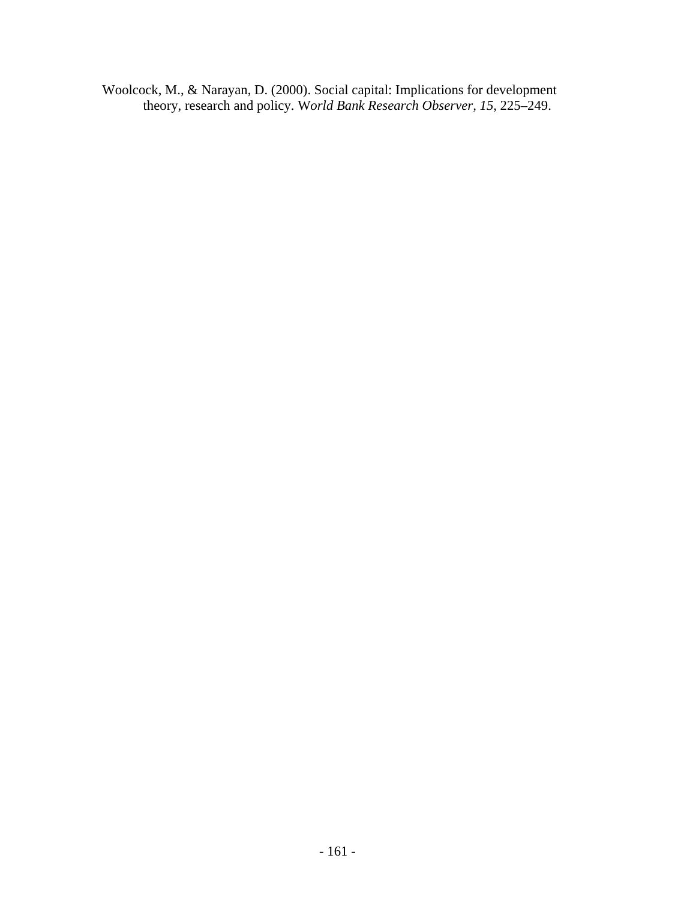Woolcock, M., & Narayan, D. (2000). Social capital: Implications for development theory, research and policy. W*orld Bank Research Observer, 15*, 225–249.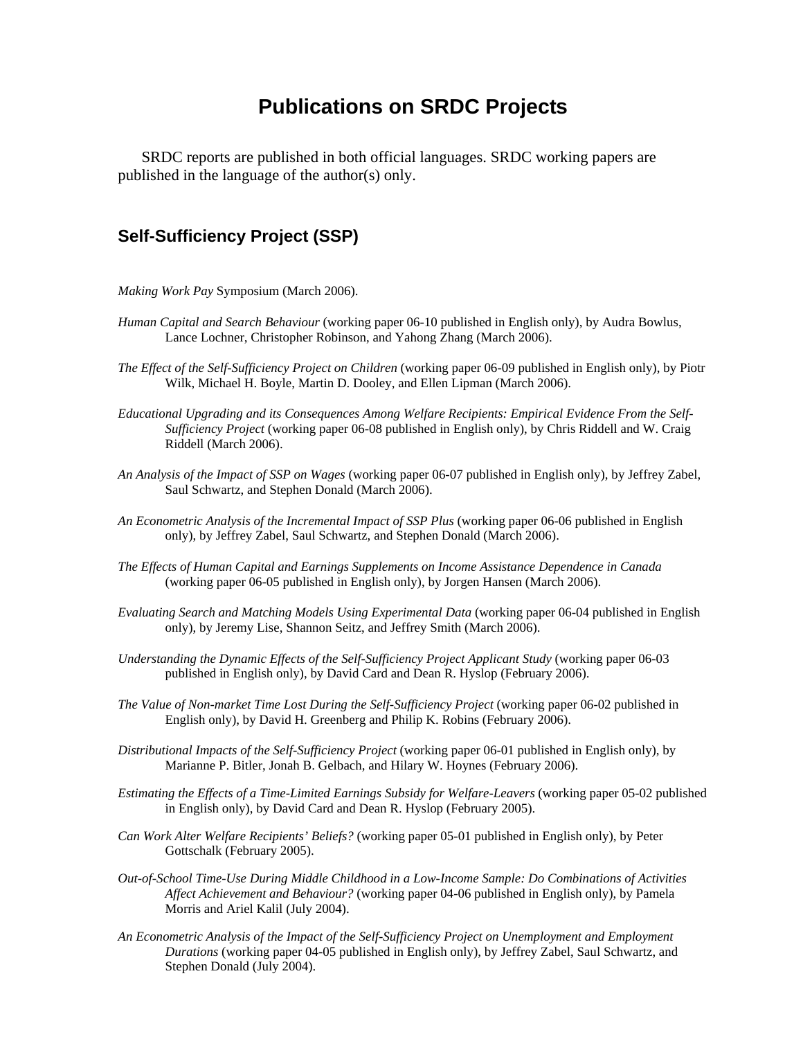# Publications on SRDC Projects

SRDC reports are published in both official languages. SRDC working papers are published in the language of the author(s) only.

## Self-Sufficiency Project (SSP)

*Making Work Pay* Symposium (March 2006).

*Human Capital and Search Behaviour* (working paper 06-10 published in English only), by Audra Bowlus, Lance Lochner, Christopher Robinson, and Yahong Zhang (March 2006).

*The Effect of the Self-Sufficiency Project on Children* (working paper 06-09 published in English only), by Piotr Wilk, Michael H. Boyle, Martin D. Dooley, and Ellen Lipman (March 2006).

*Educational Upgrading and its Consequences Among Welfare Recipients: Empirical Evidence From the Self-Sufficiency Project* (working paper 06-08 published in English only), by Chris Riddell and W. Craig Riddell (March 2006).

*An Analysis of the Impact of SSP on Wages* (working paper 06-07 published in English only), by Jeffrey Zabel, Saul Schwartz, and Stephen Donald (March 2006).

*An Econometric Analysis of the Incremental Impact of SSP Plus* (working paper 06-06 published in English only), by Jeffrey Zabel, Saul Schwartz, and Stephen Donald (March 2006).

*The Effects of Human Capital and Earnings Supplements on Income Assistance Dependence in Canada* (working paper 06-05 published in English only), by Jorgen Hansen (March 2006).

*Evaluating Search and Matching Models Using Experimental Data* (working paper 06-04 published in English only), by Jeremy Lise, Shannon Seitz, and Jeffrey Smith (March 2006).

*Understanding the Dynamic Effects of the Self-Sufficiency Project Applicant Study* (working paper 06-03 published in English only), by David Card and Dean R. Hyslop (February 2006).

*The Value of Non-market Time Lost During the Self-Sufficiency Project* (working paper 06-02 published in English only), by David H. Greenberg and Philip K. Robins (February 2006).

*Distributional Impacts of the Self-Sufficiency Project* (working paper 06-01 published in English only), by Marianne P. Bitler, Jonah B. Gelbach, and Hilary W. Hoynes (February 2006).

*Estimating the Effects of a Time-Limited Earnings Subsidy for Welfare-Leavers* (working paper 05-02 published in English only), by David Card and Dean R. Hyslop (February 2005).

*Can Work Alter Welfare Recipients' Beliefs?* (working paper 05-01 published in English only), by Peter Gottschalk (February 2005).

*Out-of-School Time-Use During Middle Childhood in a Low-Income Sample: Do Combinations of Activities Affect Achievement and Behaviour?* (working paper 04-06 published in English only), by Pamela Morris and Ariel Kalil (July 2004).

*An Econometric Analysis of the Impact of the Self-Sufficiency Project on Unemployment and Employment Durations* (working paper 04-05 published in English only), by Jeffrey Zabel, Saul Schwartz, and Stephen Donald (July 2004).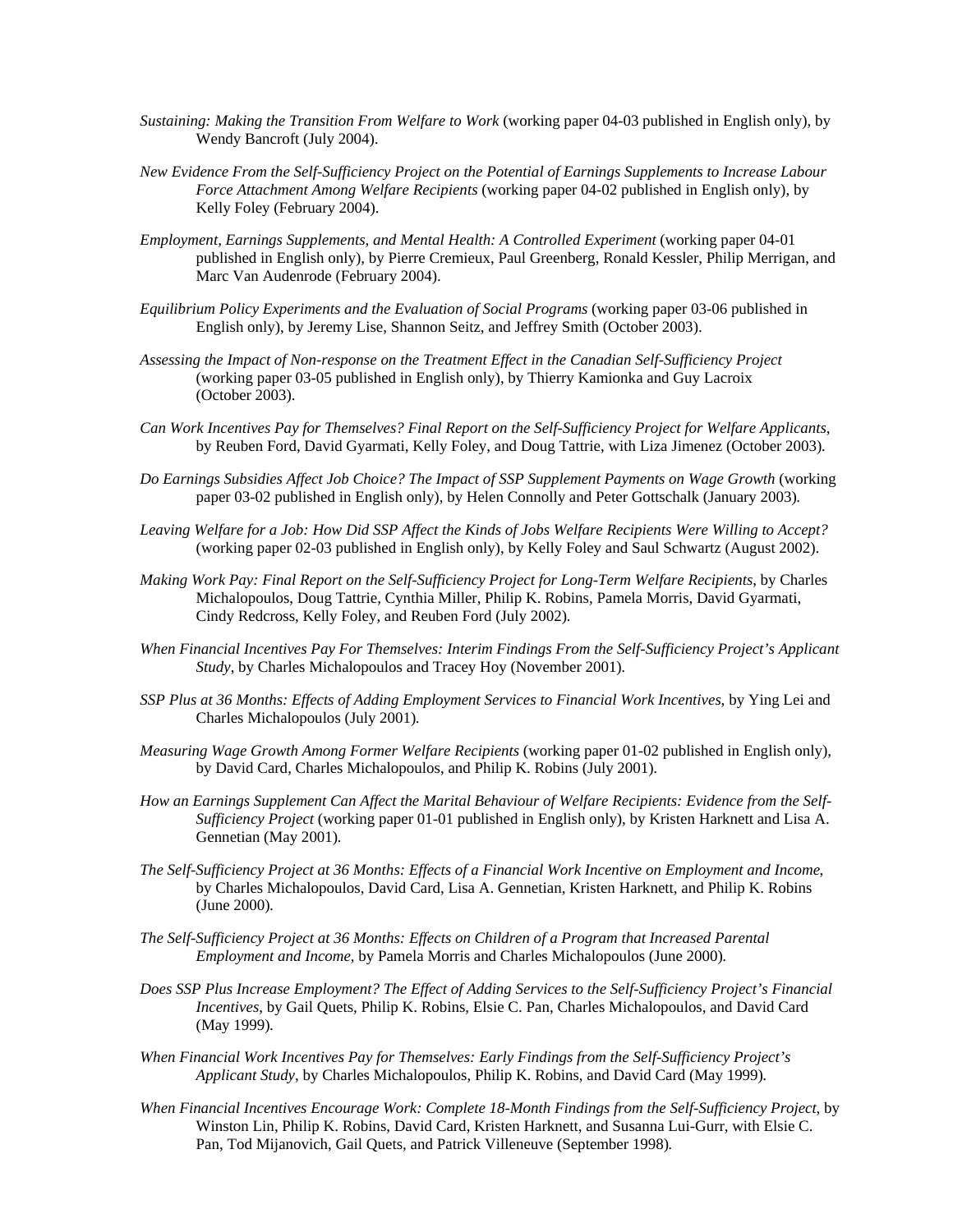*Sustaining: Making the Transition From Welfare to Work* (working paper 04-03 published in English only), by Wendy Bancroft (July 2004).

*New Evidence From the Self-Sufficiency Project on the Potential of Earnings Supplements to Increase Labour Force Attachment Among Welfare Recipients* (working paper 04-02 published in English only), by Kelly Foley (February 2004).

*Employment, Earnings Supplements, and Mental Health: A Controlled Experiment* (working paper 04-01 published in English only), by Pierre Cremieux, Paul Greenberg, Ronald Kessler, Philip Merrigan, and Marc Van Audenrode (February 2004).

*Equilibrium Policy Experiments and the Evaluation of Social Programs* (working paper 03-06 published in English only), by Jeremy Lise, Shannon Seitz, and Jeffrey Smith (October 2003).

*Assessing the Impact of Non-response on the Treatment Effect in the Canadian Self-Sufficiency Project* (working paper 03-05 published in English only), by Thierry Kamionka and Guy Lacroix (October 2003).

*Can Work Incentives Pay for Themselves? Final Report on the Self-Sufficiency Project for Welfare Applicants*, by Reuben Ford, David Gyarmati, Kelly Foley, and Doug Tattrie, with Liza Jimenez (October 2003).

*Do Earnings Subsidies Affect Job Choice? The Impact of SSP Supplement Payments on Wage Growth* (working paper 03-02 published in English only), by Helen Connolly and Peter Gottschalk (January 2003).

*Leaving Welfare for a Job: How Did SSP Affect the Kinds of Jobs Welfare Recipients Were Willing to Accept?* (working paper 02-03 published in English only), by Kelly Foley and Saul Schwartz (August 2002).

*Making Work Pay: Final Report on the Self-Sufficiency Project for Long-Term Welfare Recipients*, by Charles Michalopoulos, Doug Tattrie, Cynthia Miller, Philip K. Robins, Pamela Morris, David Gyarmati, Cindy Redcross, Kelly Foley, and Reuben Ford (July 2002).

*When Financial Incentives Pay For Themselves: Interim Findings From the Self-Sufficiency Project's Applicant Study*, by Charles Michalopoulos and Tracey Hoy (November 2001).

*SSP Plus at 36 Months: Effects of Adding Employment Services to Financial Work Incentives*, by Ying Lei and Charles Michalopoulos (July 2001).

*Measuring Wage Growth Among Former Welfare Recipients* (working paper 01-02 published in English only), by David Card, Charles Michalopoulos, and Philip K. Robins (July 2001).

*How an Earnings Supplement Can Affect the Marital Behaviour of Welfare Recipients: Evidence from the Self-Sufficiency Project* (working paper 01-01 published in English only), by Kristen Harknett and Lisa A. Gennetian (May 2001).

*The Self-Sufficiency Project at 36 Months: Effects of a Financial Work Incentive on Employment and Income*, by Charles Michalopoulos, David Card, Lisa A. Gennetian, Kristen Harknett, and Philip K. Robins (June 2000).

*The Self-Sufficiency Project at 36 Months: Effects on Children of a Program that Increased Parental Employment and Income*, by Pamela Morris and Charles Michalopoulos (June 2000).

*Does SSP Plus Increase Employment? The Effect of Adding Services to the Self-Sufficiency Project's Financial Incentives*, by Gail Quets, Philip K. Robins, Elsie C. Pan, Charles Michalopoulos, and David Card (May 1999).

*When Financial Work Incentives Pay for Themselves: Early Findings from the Self-Sufficiency Project's Applicant Study*, by Charles Michalopoulos, Philip K. Robins, and David Card (May 1999).

*When Financial Incentives Encourage Work: Complete 18-Month Findings from the Self-Sufficiency Project*, by Winston Lin, Philip K. Robins, David Card, Kristen Harknett, and Susanna Lui-Gurr, with Elsie C. Pan, Tod Mijanovich, Gail Quets, and Patrick Villeneuve (September 1998).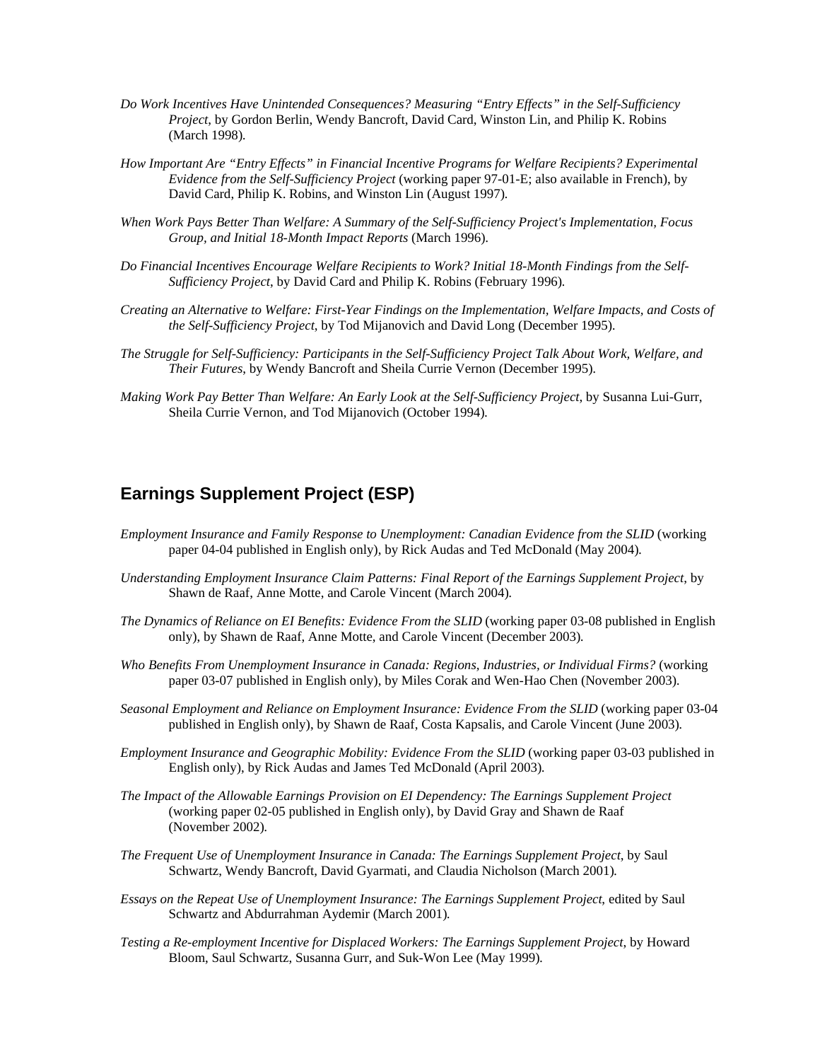*Do Work Incentives Have Unintended Consequences? Measuring "Entry Effects" in the Self-Sufficiency Project*, by Gordon Berlin, Wendy Bancroft, David Card, Winston Lin, and Philip K. Robins (March 1998).

*How Important Are "Entry Effects" in Financial Incentive Programs for Welfare Recipients? Experimental Evidence from the Self-Sufficiency Project* (working paper 97-01-E; also available in French), by David Card, Philip K. Robins, and Winston Lin (August 1997).

*When Work Pays Better Than Welfare: A Summary of the Self-Sufficiency Project's Implementation, Focus Group, and Initial 18-Month Impact Reports* (March 1996).

*Do Financial Incentives Encourage Welfare Recipients to Work? Initial 18-Month Findings from the Self-Sufficiency Project*, by David Card and Philip K. Robins (February 1996).

*Creating an Alternative to Welfare: First-Year Findings on the Implementation, Welfare Impacts, and Costs of the Self-Sufficiency Project*, by Tod Mijanovich and David Long (December 1995).

*The Struggle for Self-Sufficiency: Participants in the Self-Sufficiency Project Talk About Work, Welfare, and Their Futures*, by Wendy Bancroft and Sheila Currie Vernon (December 1995).

*Making Work Pay Better Than Welfare: An Early Look at the Self-Sufficiency Project*, by Susanna Lui-Gurr, Sheila Currie Vernon, and Tod Mijanovich (October 1994).

## Earnings Supplement Project (ESP)

*Employment Insurance and Family Response to Unemployment: Canadian Evidence from the SLID* (working paper 04-04 published in English only), by Rick Audas and Ted McDonald (May 2004).

*Understanding Employment Insurance Claim Patterns: Final Report of the Earnings Supplement Project*, by Shawn de Raaf, Anne Motte, and Carole Vincent (March 2004).

*The Dynamics of Reliance on EI Benefits: Evidence From the SLID* (working paper 03-08 published in English only), by Shawn de Raaf, Anne Motte, and Carole Vincent (December 2003).

*Who Benefits From Unemployment Insurance in Canada: Regions, Industries, or Individual Firms?* (working paper 03-07 published in English only), by Miles Corak and Wen-Hao Chen (November 2003).

*Seasonal Employment and Reliance on Employment Insurance: Evidence From the SLID* (working paper 03-04 published in English only), by Shawn de Raaf, Costa Kapsalis, and Carole Vincent (June 2003).

*Employment Insurance and Geographic Mobility: Evidence From the SLID* (working paper 03-03 published in English only), by Rick Audas and James Ted McDonald (April 2003).

*The Impact of the Allowable Earnings Provision on EI Dependency: The Earnings Supplement Project* (working paper 02-05 published in English only), by David Gray and Shawn de Raaf (November 2002).

*The Frequent Use of Unemployment Insurance in Canada: The Earnings Supplement Project*, by Saul Schwartz, Wendy Bancroft, David Gyarmati, and Claudia Nicholson (March 2001).

*Essays on the Repeat Use of Unemployment Insurance: The Earnings Supplement Project*, edited by Saul Schwartz and Abdurrahman Aydemir (March 2001).

*Testing a Re-employment Incentive for Displaced Workers: The Earnings Supplement Project*, by Howard Bloom, Saul Schwartz, Susanna Gurr, and Suk-Won Lee (May 1999).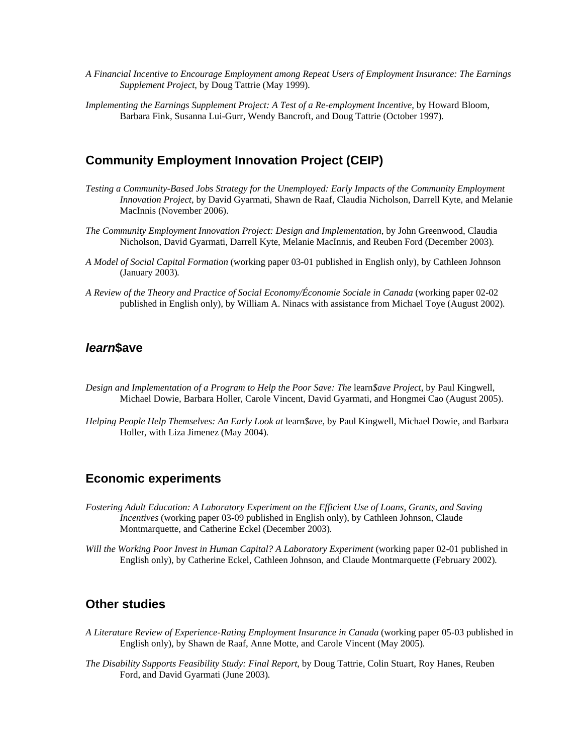*A Financial Incentive to Encourage Employment among Repeat Users of Employment Insurance: The Earnings Supplement Project*, by Doug Tattrie (May 1999).

*Implementing the Earnings Supplement Project: A Test of a Re-employment Incentive*, by Howard Bloom, Barbara Fink, Susanna Lui-Gurr, Wendy Bancroft, and Doug Tattrie (October 1997).

## Community Employment Innovation Project (CEIP)

*Testing a Community-Based Jobs Strategy for the Unemployed: Early Impacts of the Community Employment Innovation Project*, by David Gyarmati, Shawn de Raaf, Claudia Nicholson, Darrell Kyte, and Melanie MacInnis (November 2006).

*The Community Employment Innovation Project: Design and Implementation*, by John Greenwood, Claudia Nicholson, David Gyarmati, Darrell Kyte, Melanie MacInnis, and Reuben Ford (December 2003).

*A Model of Social Capital Formation* (working paper 03-01 published in English only), by Cathleen Johnson (January 2003).

*A Review of the Theory and Practice of Social Economy/Économie Sociale in Canada* (working paper 02-02 published in English only), by William A. Ninacs with assistance from Michael Toye (August 2002).

## ***learn*$ave**

*Design and Implementation of a Program to Help the Poor Save: The* learn*$ave Project*, by Paul Kingwell, Michael Dowie, Barbara Holler, Carole Vincent, David Gyarmati, and Hongmei Cao (August 2005).

*Helping People Help Themselves: An Early Look at* learn*$ave*, by Paul Kingwell, Michael Dowie, and Barbara Holler, with Liza Jimenez (May 2004).

## Economic experiments

*Fostering Adult Education: A Laboratory Experiment on the Efficient Use of Loans, Grants, and Saving Incentives* (working paper 03-09 published in English only), by Cathleen Johnson, Claude Montmarquette, and Catherine Eckel (December 2003).

*Will the Working Poor Invest in Human Capital? A Laboratory Experiment* (working paper 02-01 published in English only), by Catherine Eckel, Cathleen Johnson, and Claude Montmarquette (February 2002).

## Other studies

*A Literature Review of Experience-Rating Employment Insurance in Canada* (working paper 05-03 published in English only), by Shawn de Raaf, Anne Motte, and Carole Vincent (May 2005).

*The Disability Supports Feasibility Study: Final Report*, by Doug Tattrie, Colin Stuart, Roy Hanes, Reuben Ford, and David Gyarmati (June 2003).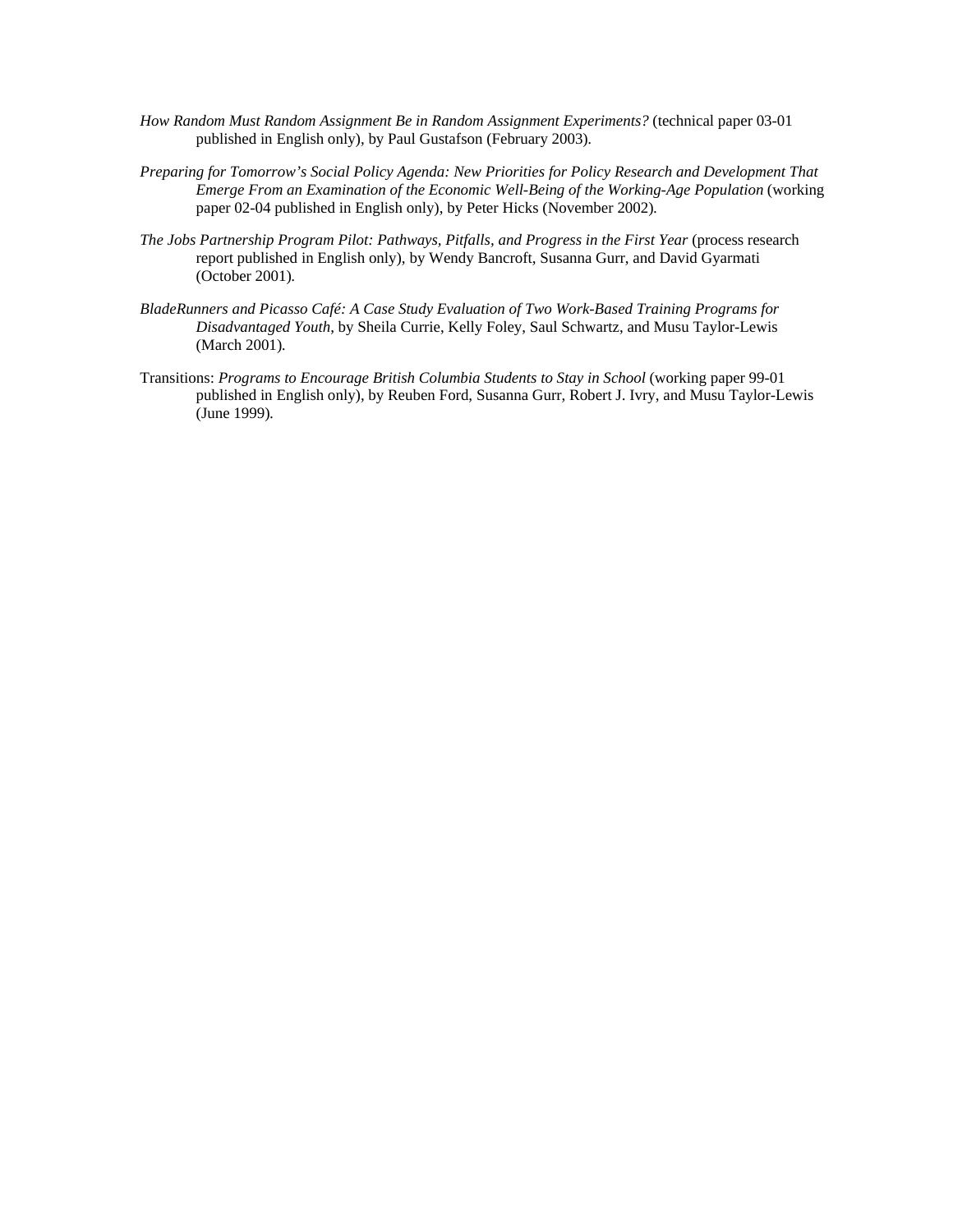*How Random Must Random Assignment Be in Random Assignment Experiments?* (technical paper 03-01 published in English only), by Paul Gustafson (February 2003).

*Preparing for Tomorrow's Social Policy Agenda: New Priorities for Policy Research and Development That Emerge From an Examination of the Economic Well-Being of the Working-Age Population* (working paper 02-04 published in English only), by Peter Hicks (November 2002).

*The Jobs Partnership Program Pilot: Pathways, Pitfalls, and Progress in the First Year* (process research report published in English only), by Wendy Bancroft, Susanna Gurr, and David Gyarmati (October 2001).

*BladeRunners and Picasso Café: A Case Study Evaluation of Two Work-Based Training Programs for Disadvantaged Youth*, by Sheila Currie, Kelly Foley, Saul Schwartz, and Musu Taylor-Lewis (March 2001).

Transitions: *Programs to Encourage British Columbia Students to Stay in School* (working paper 99-01 published in English only), by Reuben Ford, Susanna Gurr, Robert J. Ivry, and Musu Taylor-Lewis (June 1999).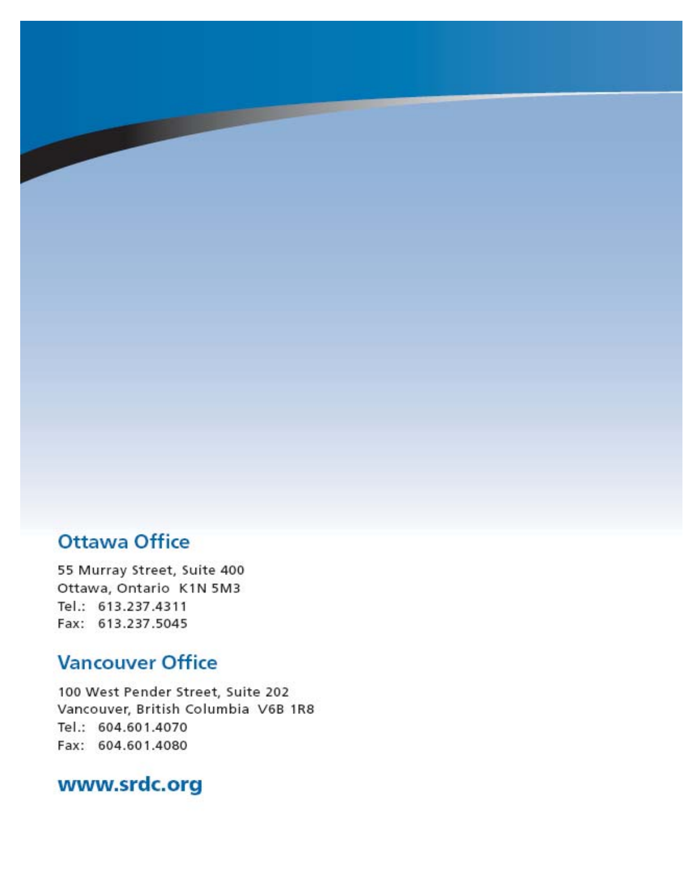## Ottawa Office

55 Murray Street, Suite 400
Ottawa, Ontario K1N 5M3
Tel.: 613.237.4311
Fax: 613.237.5045

## Vancouver Office

100 West Pender Street, Suite 202
Vancouver, British Columbia V6B 1R8
Tel.: 604.601.4070
Fax: 604.601.4080

**www.srdc.org**